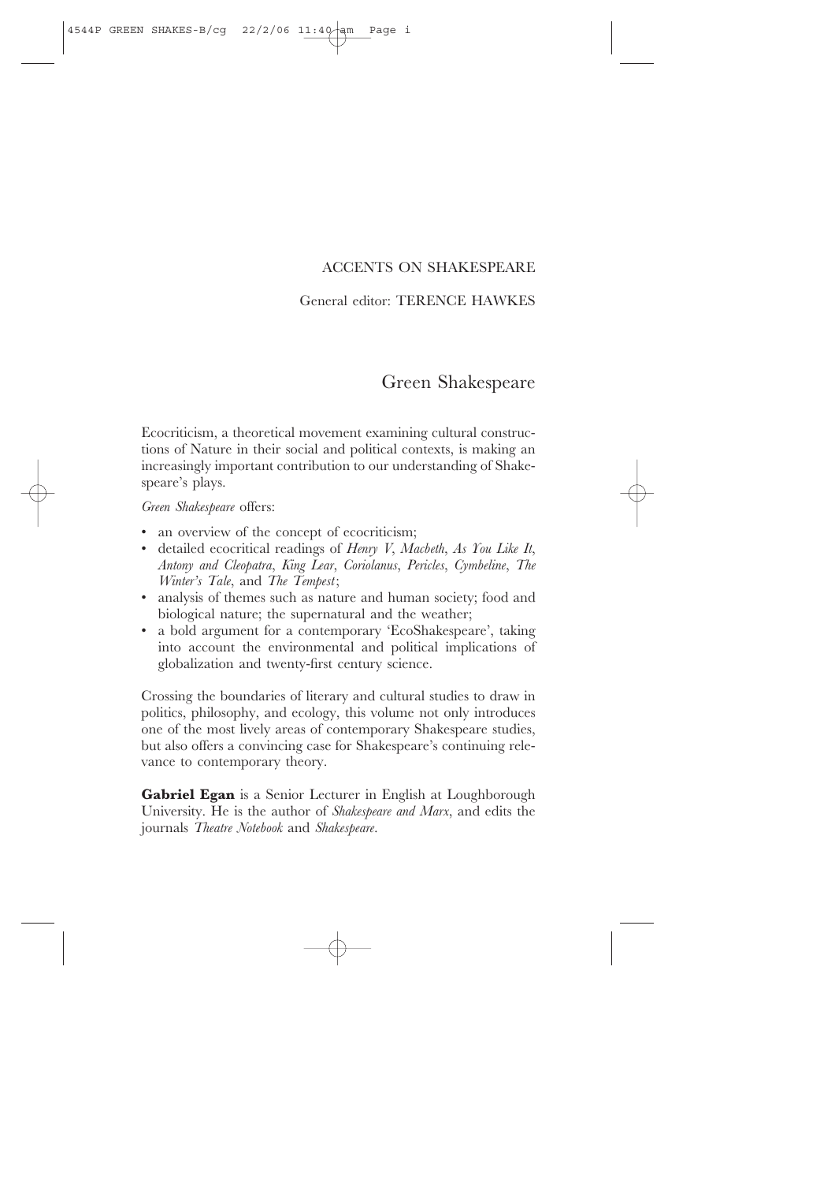ACCENTS ON SHAKESPEARE

General editor: TERENCE HAWKES

# Green Shakespeare

Ecocriticism, a theoretical movement examining cultural constructions of Nature in their social and political contexts, is making an increasingly important contribution to our understanding of Shakespeare's plays.

*Green Shakespeare* offers:

- an overview of the concept of ecocriticism;
- detailed ecocritical readings of *Henry V*, *Macbeth*, *As You Like It*, *Antony and Cleopatra*, *King Lear*, *Coriolanus*, *Pericles*, *Cymbeline*, *The Winter's Tale*, and *The Tempest*;
- analysis of themes such as nature and human society; food and biological nature; the supernatural and the weather;
- a bold argument for a contemporary 'EcoShakespeare', taking into account the environmental and political implications of globalization and twenty-first century science.

Crossing the boundaries of literary and cultural studies to draw in politics, philosophy, and ecology, this volume not only introduces one of the most lively areas of contemporary Shakespeare studies, but also offers a convincing case for Shakespeare's continuing relevance to contemporary theory.

**Gabriel Egan** is a Senior Lecturer in English at Loughborough University. He is the author of *Shakespeare and Marx*, and edits the journals *Theatre Notebook* and *Shakespeare*.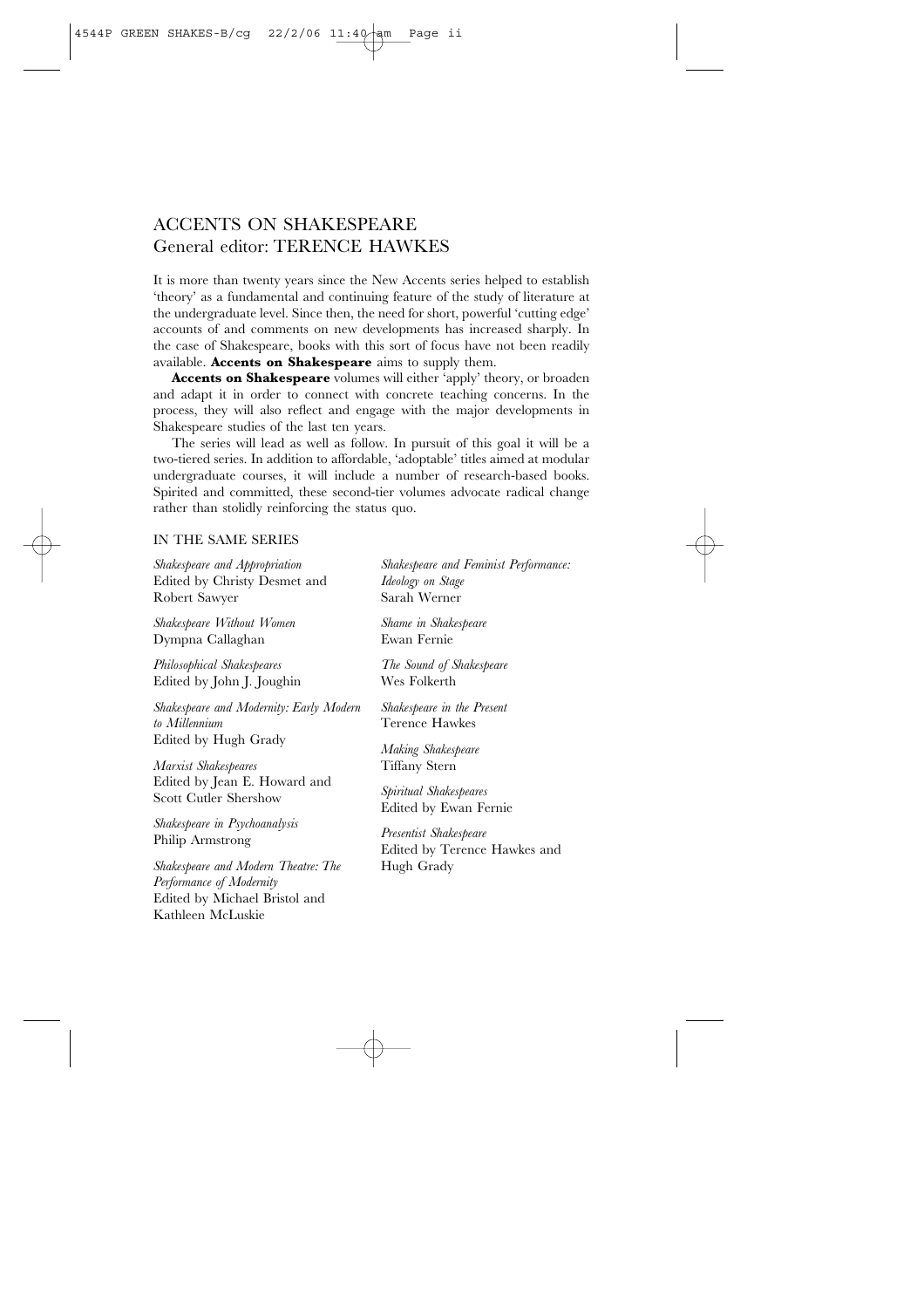# ACCENTS ON SHAKESPEARE
## General editor: TERENCE HAWKES

It is more than twenty years since the New Accents series helped to establish 'theory' as a fundamental and continuing feature of the study of literature at the undergraduate level. Since then, the need for short, powerful 'cutting edge' accounts of and comments on new developments has increased sharply. In the case of Shakespeare, books with this sort of focus have not been readily available. **Accents on Shakespeare** aims to supply them.

**Accents on Shakespeare** volumes will either 'apply' theory, or broaden and adapt it in order to connect with concrete teaching concerns. In the process, they will also reflect and engage with the major developments in Shakespeare studies of the last ten years.

The series will lead as well as follow. In pursuit of this goal it will be a two-tiered series. In addition to affordable, 'adoptable' titles aimed at modular undergraduate courses, it will include a number of research-based books. Spirited and committed, these second-tier volumes advocate radical change rather than stolidly reinforcing the status quo.

### IN THE SAME SERIES

*Shakespeare and Appropriation*
Edited by Christy Desmet and Robert Sawyer

*Shakespeare Without Women*
Dympna Callaghan

*Philosophical Shakespeares*
Edited by John J. Joughin

*Shakespeare and Modernity: Early Modern to Millennium*
Edited by Hugh Grady

*Marxist Shakespeares*
Edited by Jean E. Howard and Scott Cutler Shershow

*Shakespeare in Psychoanalysis*
Philip Armstrong

*Shakespeare and Modern Theatre: The Performance of Modernity*
Edited by Michael Bristol and Kathleen McLuskie

*Shakespeare and Feminist Performance: Ideology on Stage*
Sarah Werner

*Shame in Shakespeare*
Ewan Fernie

*The Sound of Shakespeare*
Wes Folkerth

*Shakespeare in the Present*
Terence Hawkes

*Making Shakespeare*
Tiffany Stern

*Spiritual Shakespeares*
Edited by Ewan Fernie

*Presentist Shakespeare*
Edited by Terence Hawkes and Hugh Grady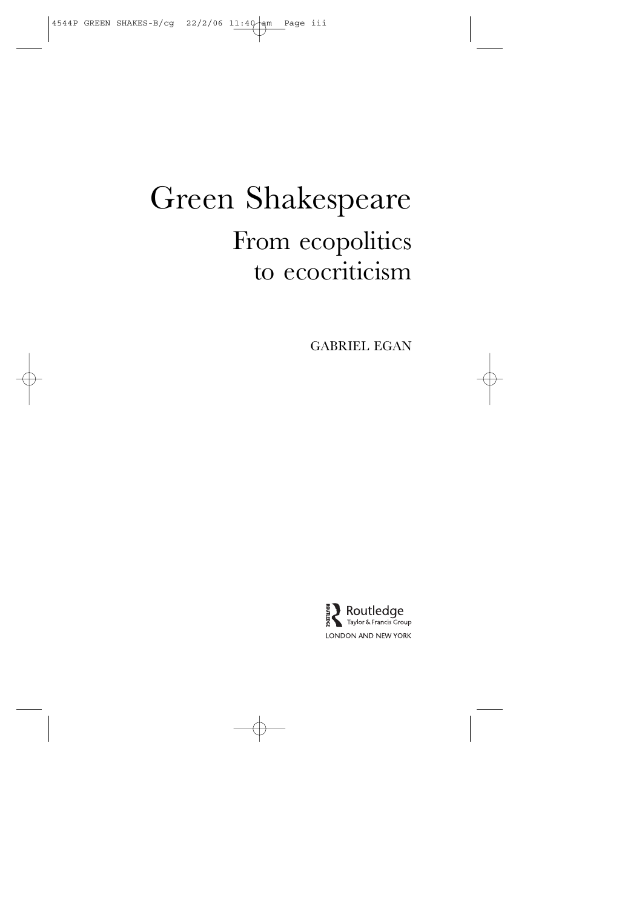# Green Shakespeare

## From ecopolitics to ecocriticism

GABRIEL EGAN

Routledge
Taylor & Francis Group
LONDON AND NEW YORK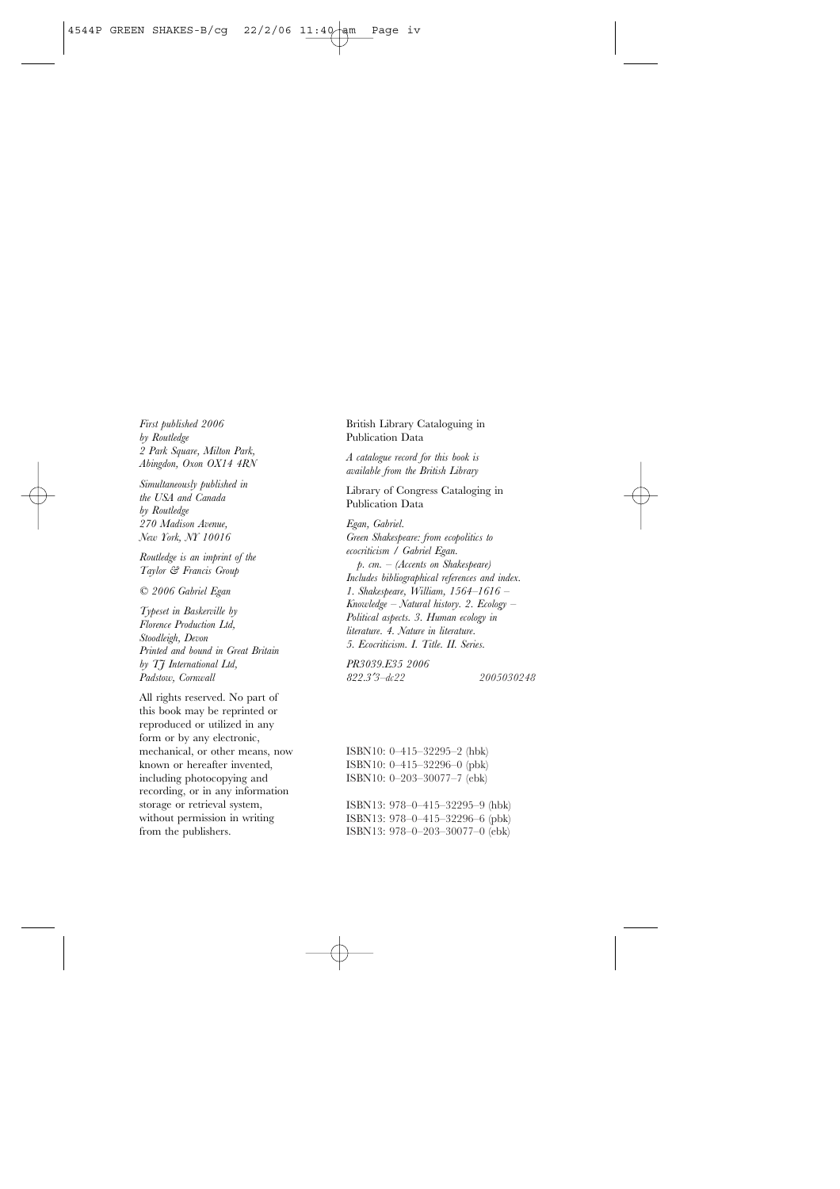*First published 2006*
*by Routledge*
*2 Park Square, Milton Park,*
*Abingdon, Oxon OX14 4RN*

*Simultaneously published in*
*the USA and Canada*
*by Routledge*
*270 Madison Avenue,*
*New York, NY 10016*

*Routledge is an imprint of the*
*Taylor & Francis Group*

*© 2006 Gabriel Egan*

*Typeset in Baskerville by*
*Florence Production Ltd,*
*Stoodleigh, Devon*
*Printed and bound in Great Britain*
*by TJ International Ltd,*
*Padstow, Cornwall*

All rights reserved. No part of this book may be reprinted or reproduced or utilized in any form or by any electronic, mechanical, or other means, now known or hereafter invented, including photocopying and recording, or in any information storage or retrieval system, without permission in writing from the publishers.

British Library Cataloguing in Publication Data

*A catalogue record for this book is available from the British Library*

Library of Congress Cataloging in Publication Data

*Egan, Gabriel.*
*Green Shakespeare: from ecopolitics to ecocriticism / Gabriel Egan.*
*p. cm. – (Accents on Shakespeare)*
*Includes bibliographical references and index.*
*1. Shakespeare, William, 1564–1616 – Knowledge – Natural history. 2. Ecology – Political aspects. 3. Human ecology in literature. 4. Nature in literature. 5. Ecocriticism. I. Title. II. Series.*

*PR3039.E35 2006*
*822.3′3–dc22* *2005030248*

ISBN10: 0–415–32295–2 (hbk)
ISBN10: 0–415–32296–0 (pbk)
ISBN10: 0–203–30077–7 (ebk)

ISBN13: 978–0–415–32295–9 (hbk)
ISBN13: 978–0–415–32296–6 (pbk)
ISBN13: 978–0–203–30077–0 (ebk)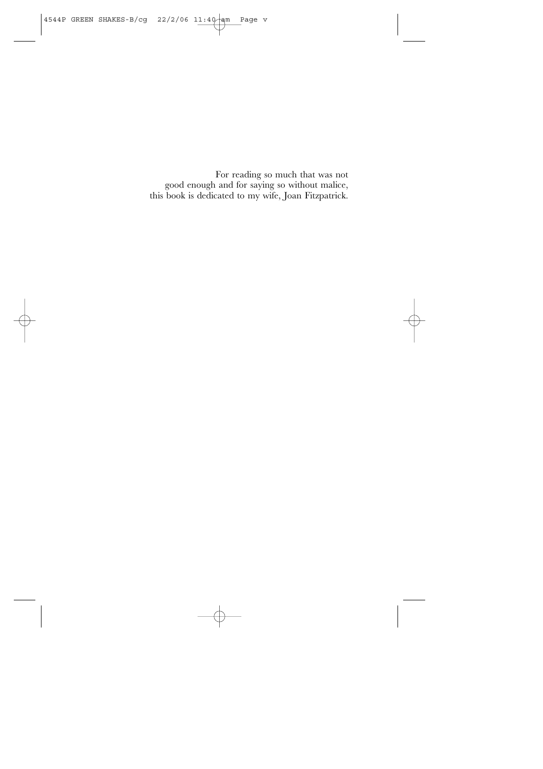For reading so much that was not
good enough and for saying so without malice,
this book is dedicated to my wife, Joan Fitzpatrick.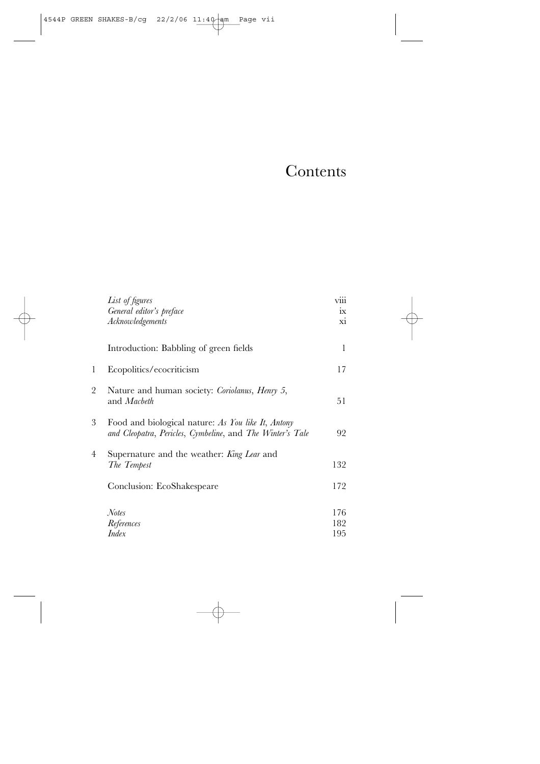# Contents

| | | |
|---|---|---|
| | *List of figures* | viii |
| | *General editor's preface* | ix |
| | *Acknowledgements* | xi |
| | Introduction: Babbling of green fields | 1 |
| 1 | Ecopolitics/ecocriticism | 17 |
| 2 | Nature and human society: *Coriolanus*, *Henry 5*, and *Macbeth* | 51 |
| 3 | Food and biological nature: *As You like It*, *Antony and Cleopatra*, *Pericles*, *Cymbeline*, and *The Winter's Tale* | 92 |
| 4 | Supernature and the weather: *King Lear* and *The Tempest* | 132 |
| | Conclusion: EcoShakespeare | 172 |
| | *Notes* | 176 |
| | *References* | 182 |
| | *Index* | 195 |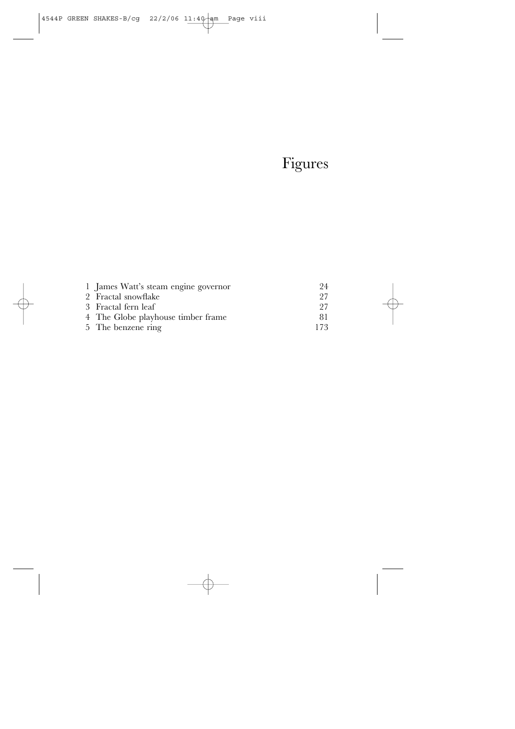# Figures

| | | |
|---|---|---|
| 1 | James Watt's steam engine governor | 24 |
| 2 | Fractal snowflake | 27 |
| 3 | Fractal fern leaf | 27 |
| 4 | The Globe playhouse timber frame | 81 |
| 5 | The benzene ring | 173 |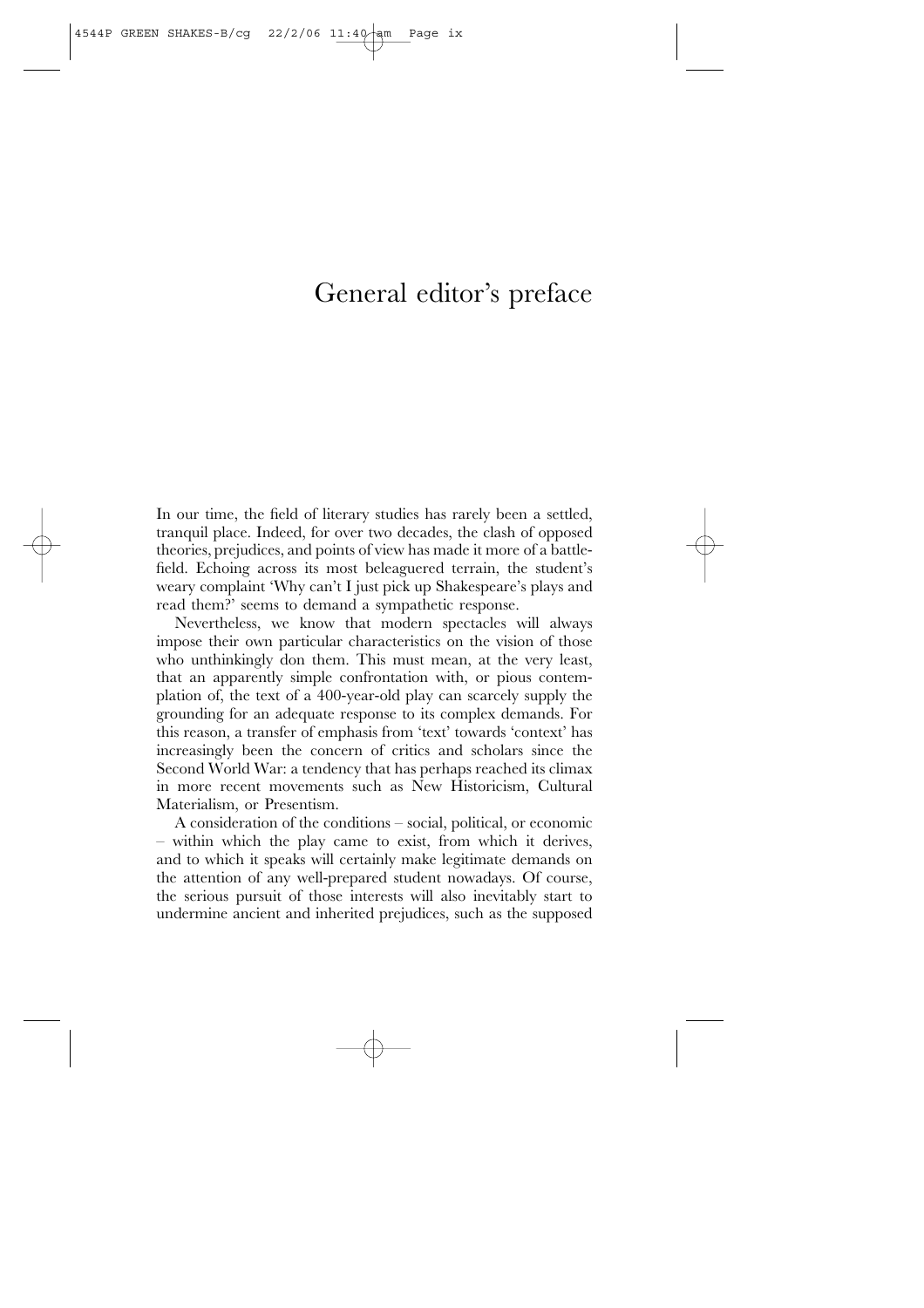# General editor's preface

In our time, the field of literary studies has rarely been a settled, tranquil place. Indeed, for over two decades, the clash of opposed theories, prejudices, and points of view has made it more of a battlefield. Echoing across its most beleaguered terrain, the student's weary complaint 'Why can't I just pick up Shakespeare's plays and read them?' seems to demand a sympathetic response.

Nevertheless, we know that modern spectacles will always impose their own particular characteristics on the vision of those who unthinkingly don them. This must mean, at the very least, that an apparently simple confrontation with, or pious contemplation of, the text of a 400-year-old play can scarcely supply the grounding for an adequate response to its complex demands. For this reason, a transfer of emphasis from 'text' towards 'context' has increasingly been the concern of critics and scholars since the Second World War: a tendency that has perhaps reached its climax in more recent movements such as New Historicism, Cultural Materialism, or Presentism.

A consideration of the conditions – social, political, or economic – within which the play came to exist, from which it derives, and to which it speaks will certainly make legitimate demands on the attention of any well-prepared student nowadays. Of course, the serious pursuit of those interests will also inevitably start to undermine ancient and inherited prejudices, such as the supposed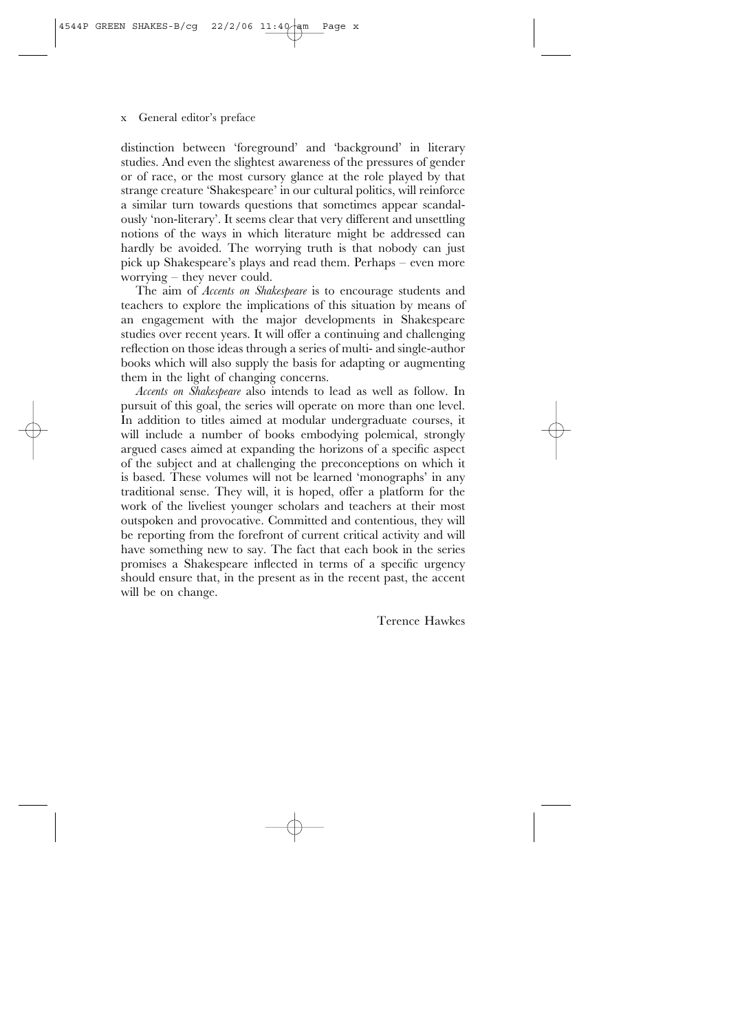distinction between 'foreground' and 'background' in literary studies. And even the slightest awareness of the pressures of gender or of race, or the most cursory glance at the role played by that strange creature 'Shakespeare' in our cultural politics, will reinforce a similar turn towards questions that sometimes appear scandalously 'non-literary'. It seems clear that very different and unsettling notions of the ways in which literature might be addressed can hardly be avoided. The worrying truth is that nobody can just pick up Shakespeare's plays and read them. Perhaps – even more worrying – they never could.

The aim of *Accents on Shakespeare* is to encourage students and teachers to explore the implications of this situation by means of an engagement with the major developments in Shakespeare studies over recent years. It will offer a continuing and challenging reflection on those ideas through a series of multi- and single-author books which will also supply the basis for adapting or augmenting them in the light of changing concerns.

*Accents on Shakespeare* also intends to lead as well as follow. In pursuit of this goal, the series will operate on more than one level. In addition to titles aimed at modular undergraduate courses, it will include a number of books embodying polemical, strongly argued cases aimed at expanding the horizons of a specific aspect of the subject and at challenging the preconceptions on which it is based. These volumes will not be learned 'monographs' in any traditional sense. They will, it is hoped, offer a platform for the work of the liveliest younger scholars and teachers at their most outspoken and provocative. Committed and contentious, they will be reporting from the forefront of current critical activity and will have something new to say. The fact that each book in the series promises a Shakespeare inflected in terms of a specific urgency should ensure that, in the present as in the recent past, the accent will be on change.

Terence Hawkes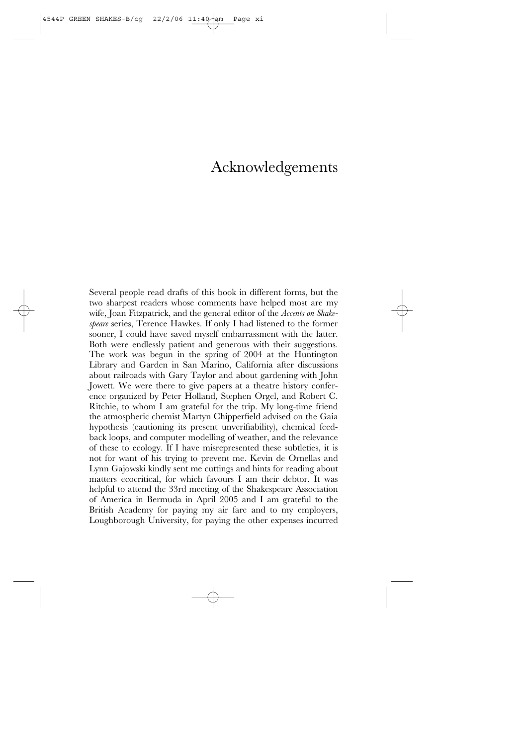# Acknowledgements

Several people read drafts of this book in different forms, but the two sharpest readers whose comments have helped most are my wife, Joan Fitzpatrick, and the general editor of the *Accents on Shakespeare* series, Terence Hawkes. If only I had listened to the former sooner, I could have saved myself embarrassment with the latter. Both were endlessly patient and generous with their suggestions. The work was begun in the spring of 2004 at the Huntington Library and Garden in San Marino, California after discussions about railroads with Gary Taylor and about gardening with John Jowett. We were there to give papers at a theatre history conference organized by Peter Holland, Stephen Orgel, and Robert C. Ritchie, to whom I am grateful for the trip. My long-time friend the atmospheric chemist Martyn Chipperfield advised on the Gaia hypothesis (cautioning its present unverifiability), chemical feedback loops, and computer modelling of weather, and the relevance of these to ecology. If I have misrepresented these subtleties, it is not for want of his trying to prevent me. Kevin de Ornellas and Lynn Gajowski kindly sent me cuttings and hints for reading about matters ecocritical, for which favours I am their debtor. It was helpful to attend the 33rd meeting of the Shakespeare Association of America in Bermuda in April 2005 and I am grateful to the British Academy for paying my air fare and to my employers, Loughborough University, for paying the other expenses incurred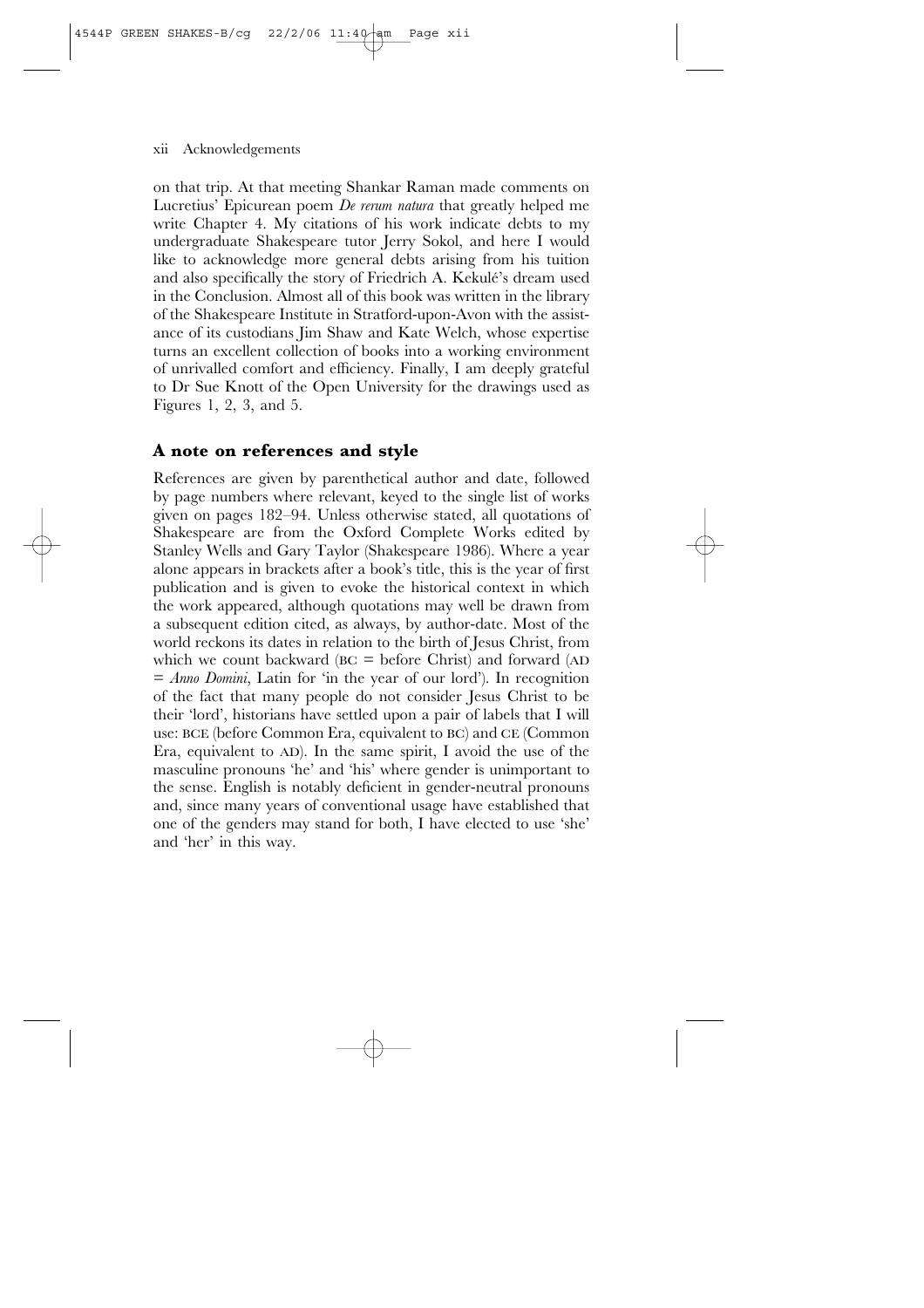on that trip. At that meeting Shankar Raman made comments on Lucretius' Epicurean poem *De rerum natura* that greatly helped me write Chapter 4. My citations of his work indicate debts to my undergraduate Shakespeare tutor Jerry Sokol, and here I would like to acknowledge more general debts arising from his tuition and also specifically the story of Friedrich A. Kekulé's dream used in the Conclusion. Almost all of this book was written in the library of the Shakespeare Institute in Stratford-upon-Avon with the assistance of its custodians Jim Shaw and Kate Welch, whose expertise turns an excellent collection of books into a working environment of unrivalled comfort and efficiency. Finally, I am deeply grateful to Dr Sue Knott of the Open University for the drawings used as Figures 1, 2, 3, and 5.

## A note on references and style

References are given by parenthetical author and date, followed by page numbers where relevant, keyed to the single list of works given on pages 182–94. Unless otherwise stated, all quotations of Shakespeare are from the Oxford Complete Works edited by Stanley Wells and Gary Taylor (Shakespeare 1986). Where a year alone appears in brackets after a book's title, this is the year of first publication and is given to evoke the historical context in which the work appeared, although quotations may well be drawn from a subsequent edition cited, as always, by author-date. Most of the world reckons its dates in relation to the birth of Jesus Christ, from which we count backward (BC = before Christ) and forward (AD = *Anno Domini*, Latin for 'in the year of our lord'). In recognition of the fact that many people do not consider Jesus Christ to be their 'lord', historians have settled upon a pair of labels that I will use: BCE (before Common Era, equivalent to BC) and CE (Common Era, equivalent to AD). In the same spirit, I avoid the use of the masculine pronouns 'he' and 'his' where gender is unimportant to the sense. English is notably deficient in gender-neutral pronouns and, since many years of conventional usage have established that one of the genders may stand for both, I have elected to use 'she' and 'her' in this way.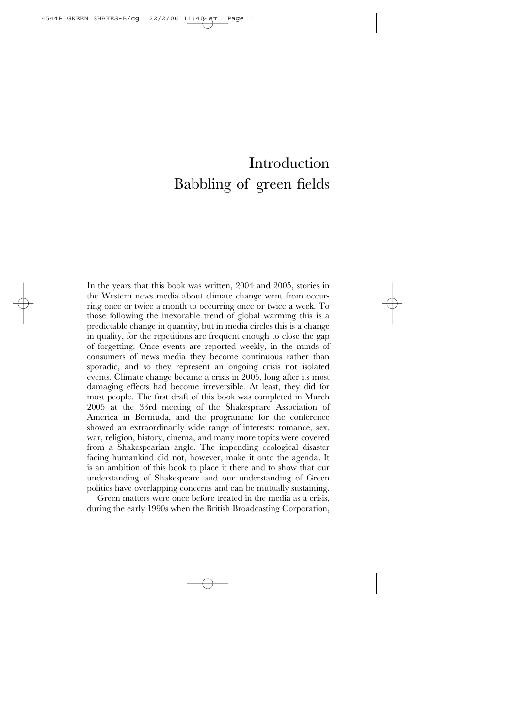# Introduction
# Babbling of green fields

In the years that this book was written, 2004 and 2005, stories in the Western news media about climate change went from occurring once or twice a month to occurring once or twice a week. To those following the inexorable trend of global warming this is a predictable change in quantity, but in media circles this is a change in quality, for the repetitions are frequent enough to close the gap of forgetting. Once events are reported weekly, in the minds of consumers of news media they become continuous rather than sporadic, and so they represent an ongoing crisis not isolated events. Climate change became a crisis in 2005, long after its most damaging effects had become irreversible. At least, they did for most people. The first draft of this book was completed in March 2005 at the 33rd meeting of the Shakespeare Association of America in Bermuda, and the programme for the conference showed an extraordinarily wide range of interests: romance, sex, war, religion, history, cinema, and many more topics were covered from a Shakespearian angle. The impending ecological disaster facing humankind did not, however, make it onto the agenda. It is an ambition of this book to place it there and to show that our understanding of Shakespeare and our understanding of Green politics have overlapping concerns and can be mutually sustaining.

Green matters were once before treated in the media as a crisis, during the early 1990s when the British Broadcasting Corporation,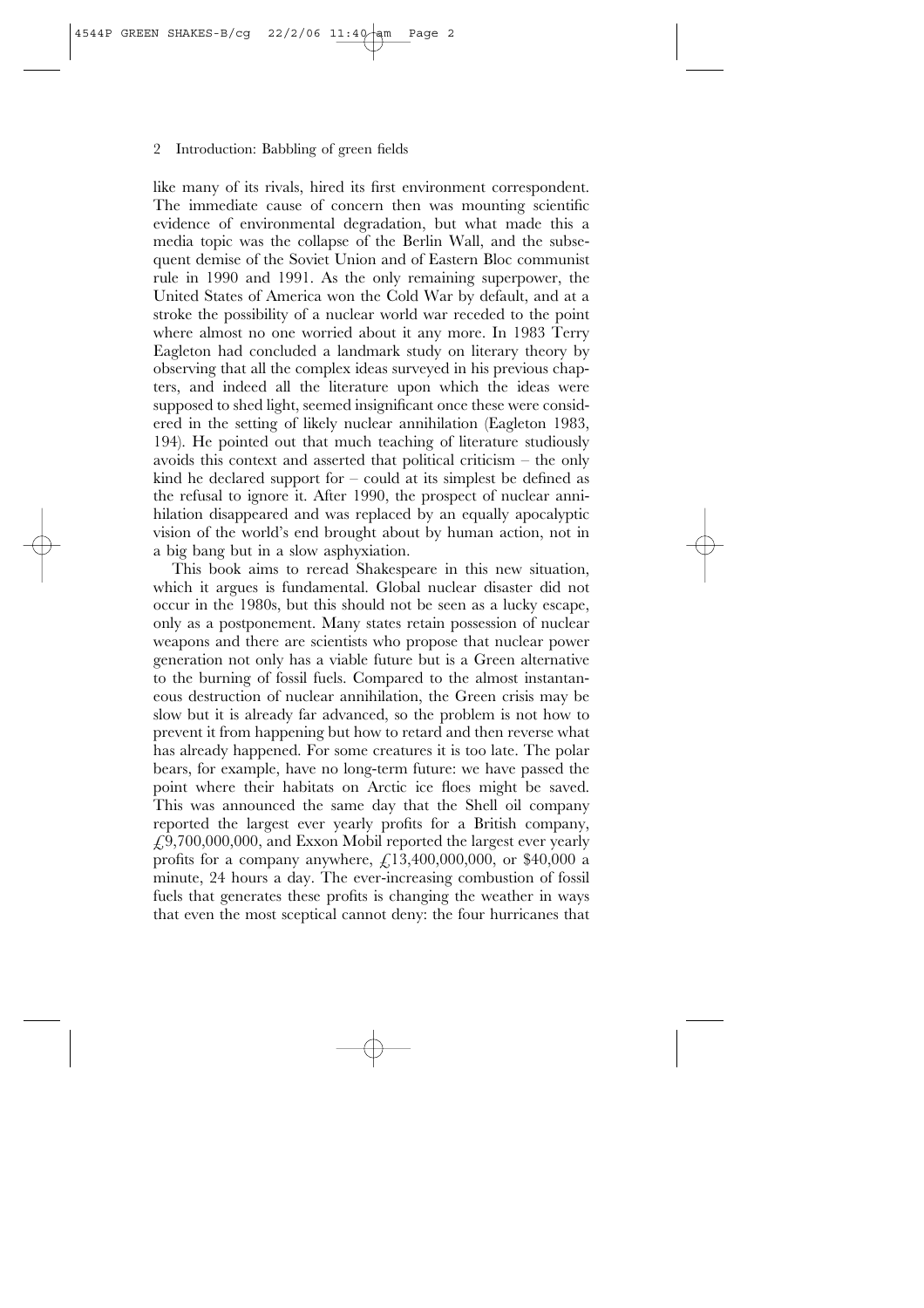like many of its rivals, hired its first environment correspondent. The immediate cause of concern then was mounting scientific evidence of environmental degradation, but what made this a media topic was the collapse of the Berlin Wall, and the subsequent demise of the Soviet Union and of Eastern Bloc communist rule in 1990 and 1991. As the only remaining superpower, the United States of America won the Cold War by default, and at a stroke the possibility of a nuclear world war receded to the point where almost no one worried about it any more. In 1983 Terry Eagleton had concluded a landmark study on literary theory by observing that all the complex ideas surveyed in his previous chapters, and indeed all the literature upon which the ideas were supposed to shed light, seemed insignificant once these were considered in the setting of likely nuclear annihilation (Eagleton 1983, 194). He pointed out that much teaching of literature studiously avoids this context and asserted that political criticism – the only kind he declared support for – could at its simplest be defined as the refusal to ignore it. After 1990, the prospect of nuclear annihilation disappeared and was replaced by an equally apocalyptic vision of the world's end brought about by human action, not in a big bang but in a slow asphyxiation.

This book aims to reread Shakespeare in this new situation, which it argues is fundamental. Global nuclear disaster did not occur in the 1980s, but this should not be seen as a lucky escape, only as a postponement. Many states retain possession of nuclear weapons and there are scientists who propose that nuclear power generation not only has a viable future but is a Green alternative to the burning of fossil fuels. Compared to the almost instantaneous destruction of nuclear annihilation, the Green crisis may be slow but it is already far advanced, so the problem is not how to prevent it from happening but how to retard and then reverse what has already happened. For some creatures it is too late. The polar bears, for example, have no long-term future: we have passed the point where their habitats on Arctic ice floes might be saved. This was announced the same day that the Shell oil company reported the largest ever yearly profits for a British company, £9,700,000,000, and Exxon Mobil reported the largest ever yearly profits for a company anywhere, £13,400,000,000, or $40,000 a minute, 24 hours a day. The ever-increasing combustion of fossil fuels that generates these profits is changing the weather in ways that even the most sceptical cannot deny: the four hurricanes that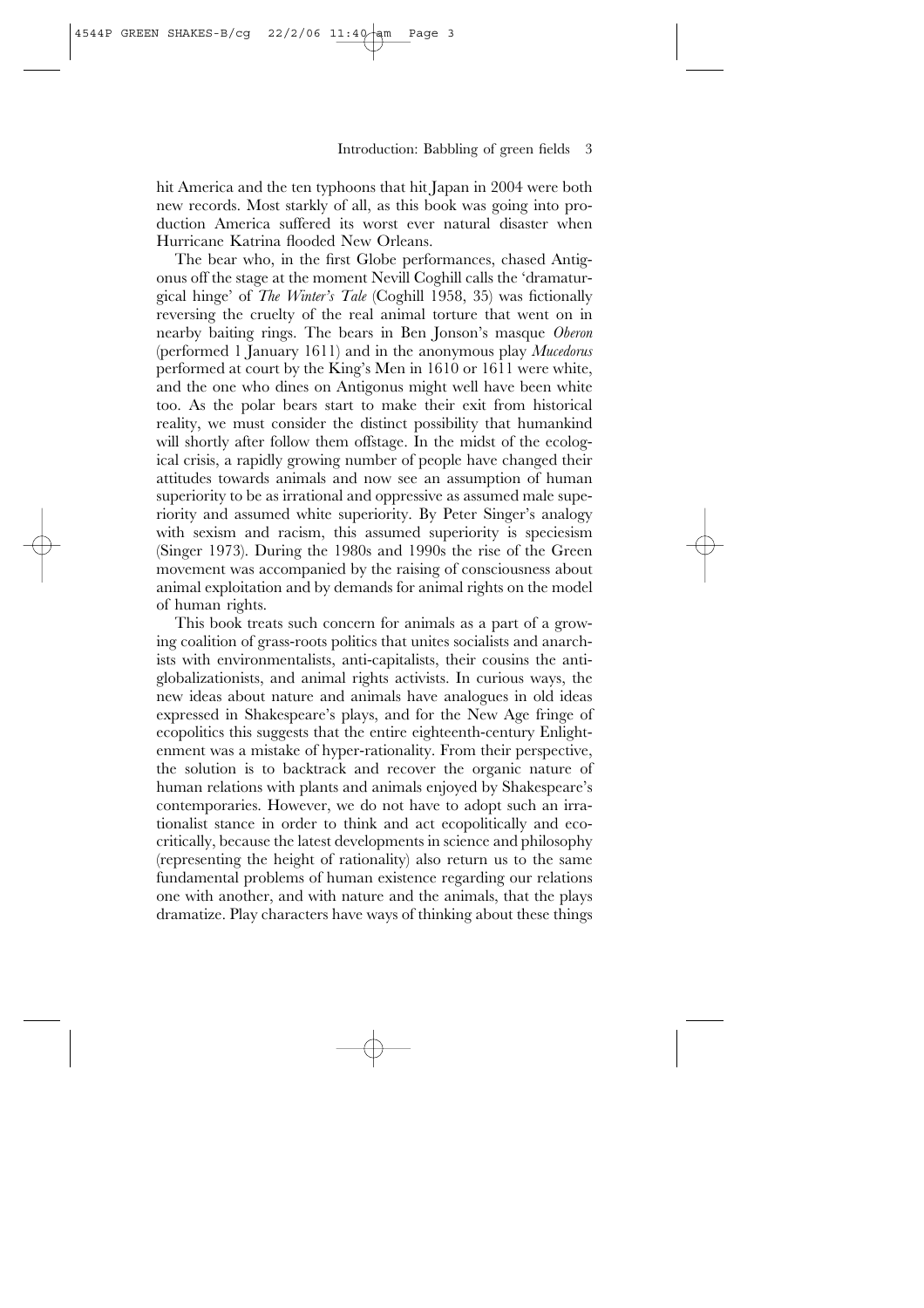hit America and the ten typhoons that hit Japan in 2004 were both new records. Most starkly of all, as this book was going into production America suffered its worst ever natural disaster when Hurricane Katrina flooded New Orleans.

The bear who, in the first Globe performances, chased Antigonus off the stage at the moment Nevill Coghill calls the 'dramaturgical hinge' of *The Winter's Tale* (Coghill 1958, 35) was fictionally reversing the cruelty of the real animal torture that went on in nearby baiting rings. The bears in Ben Jonson's masque *Oberon* (performed 1 January 1611) and in the anonymous play *Mucedorus* performed at court by the King's Men in 1610 or 1611 were white, and the one who dines on Antigonus might well have been white too. As the polar bears start to make their exit from historical reality, we must consider the distinct possibility that humankind will shortly after follow them offstage. In the midst of the ecological crisis, a rapidly growing number of people have changed their attitudes towards animals and now see an assumption of human superiority to be as irrational and oppressive as assumed male superiority and assumed white superiority. By Peter Singer's analogy with sexism and racism, this assumed superiority is speciesism (Singer 1973). During the 1980s and 1990s the rise of the Green movement was accompanied by the raising of consciousness about animal exploitation and by demands for animal rights on the model of human rights.

This book treats such concern for animals as a part of a growing coalition of grass-roots politics that unites socialists and anarchists with environmentalists, anti-capitalists, their cousins the anti-globalizationists, and animal rights activists. In curious ways, the new ideas about nature and animals have analogues in old ideas expressed in Shakespeare's plays, and for the New Age fringe of ecopolitics this suggests that the entire eighteenth-century Enlightenment was a mistake of hyper-rationality. From their perspective, the solution is to backtrack and recover the organic nature of human relations with plants and animals enjoyed by Shakespeare's contemporaries. However, we do not have to adopt such an irrationalist stance in order to think and act ecopolitically and ecocritically, because the latest developments in science and philosophy (representing the height of rationality) also return us to the same fundamental problems of human existence regarding our relations one with another, and with nature and the animals, that the plays dramatize. Play characters have ways of thinking about these things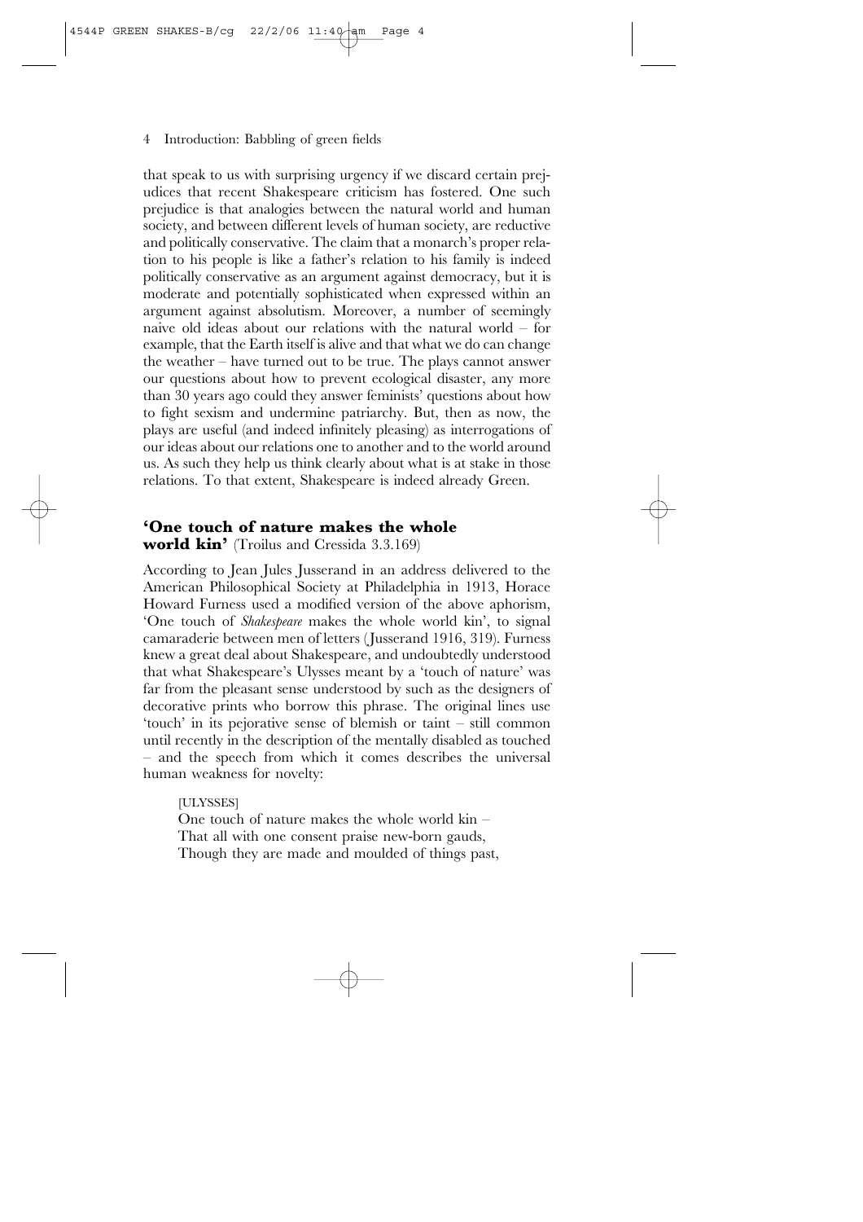that speak to us with surprising urgency if we discard certain prejudices that recent Shakespeare criticism has fostered. One such prejudice is that analogies between the natural world and human society, and between different levels of human society, are reductive and politically conservative. The claim that a monarch's proper relation to his people is like a father's relation to his family is indeed politically conservative as an argument against democracy, but it is moderate and potentially sophisticated when expressed within an argument against absolutism. Moreover, a number of seemingly naive old ideas about our relations with the natural world – for example, that the Earth itself is alive and that what we do can change the weather – have turned out to be true. The plays cannot answer our questions about how to prevent ecological disaster, any more than 30 years ago could they answer feminists' questions about how to fight sexism and undermine patriarchy. But, then as now, the plays are useful (and indeed infinitely pleasing) as interrogations of our ideas about our relations one to another and to the world around us. As such they help us think clearly about what is at stake in those relations. To that extent, Shakespeare is indeed already Green.

## 'One touch of nature makes the whole world kin' (Troilus and Cressida 3.3.169)

According to Jean Jules Jusserand in an address delivered to the American Philosophical Society at Philadelphia in 1913, Horace Howard Furness used a modified version of the above aphorism, 'One touch of *Shakespeare* makes the whole world kin', to signal camaraderie between men of letters (Jusserand 1916, 319). Furness knew a great deal about Shakespeare, and undoubtedly understood that what Shakespeare's Ulysses meant by a 'touch of nature' was far from the pleasant sense understood by such as the designers of decorative prints who borrow this phrase. The original lines use 'touch' in its pejorative sense of blemish or taint – still common until recently in the description of the mentally disabled as touched – and the speech from which it comes describes the universal human weakness for novelty:

> [ULYSSES]
> One touch of nature makes the whole world kin –
> That all with one consent praise new-born gauds,
> Though they are made and moulded of things past,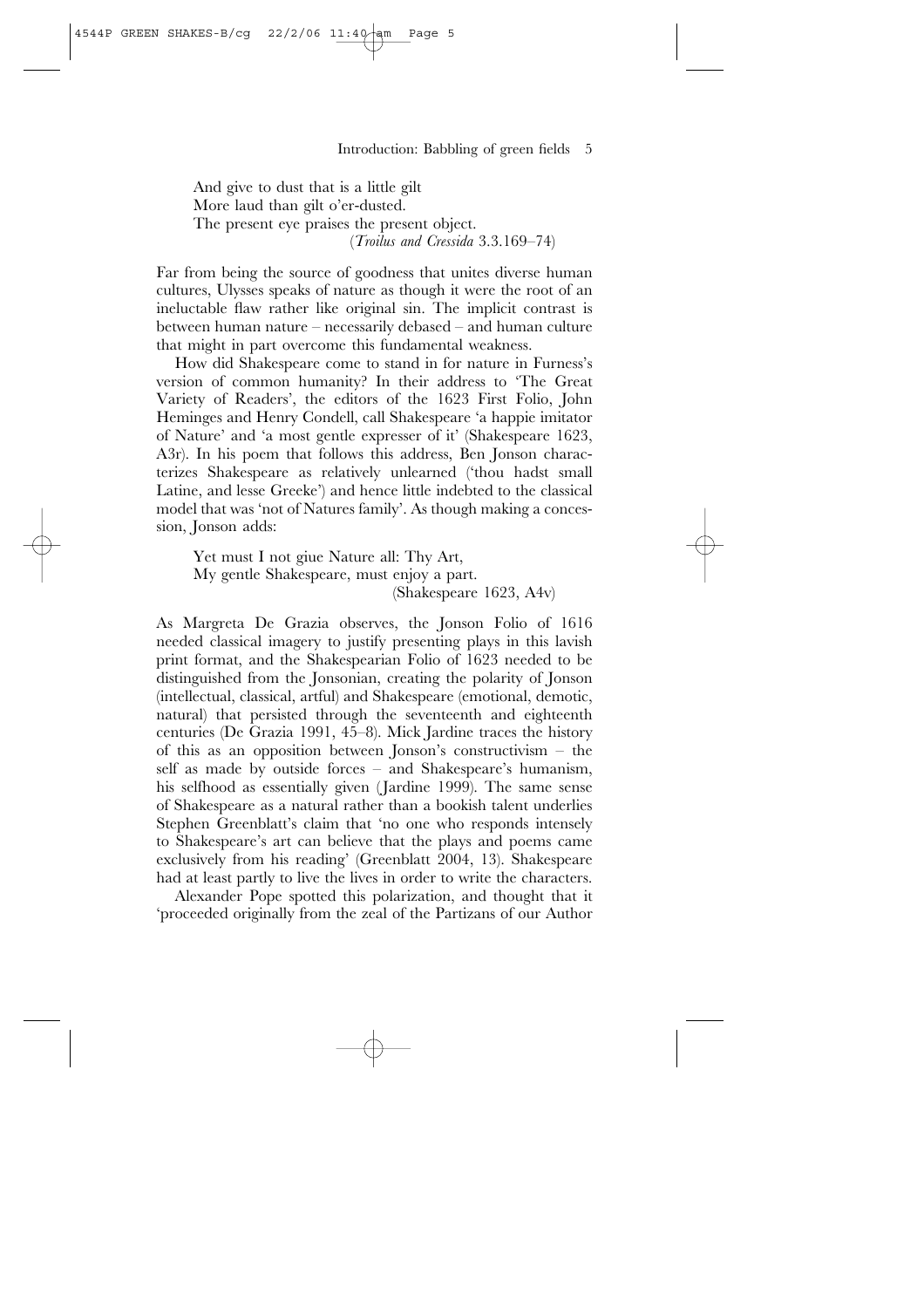> And give to dust that is a little gilt
> More laud than gilt o'er-dusted.
> The present eye praises the present object.
> (*Troilus and Cressida* 3.3.169–74)

Far from being the source of goodness that unites diverse human cultures, Ulysses speaks of nature as though it were the root of an ineluctable flaw rather like original sin. The implicit contrast is between human nature – necessarily debased – and human culture that might in part overcome this fundamental weakness.

How did Shakespeare come to stand in for nature in Furness's version of common humanity? In their address to 'The Great Variety of Readers', the editors of the 1623 First Folio, John Heminges and Henry Condell, call Shakespeare 'a happie imitator of Nature' and 'a most gentle expresser of it' (Shakespeare 1623, A3r). In his poem that follows this address, Ben Jonson characterizes Shakespeare as relatively unlearned ('thou hadst small Latine, and lesse Greeke') and hence little indebted to the classical model that was 'not of Natures family'. As though making a concession, Jonson adds:

> Yet must I not giue Nature all: Thy Art,
> My gentle Shakespeare, must enjoy a part.
> (Shakespeare 1623, A4v)

As Margreta De Grazia observes, the Jonson Folio of 1616 needed classical imagery to justify presenting plays in this lavish print format, and the Shakespearian Folio of 1623 needed to be distinguished from the Jonsonian, creating the polarity of Jonson (intellectual, classical, artful) and Shakespeare (emotional, demotic, natural) that persisted through the seventeenth and eighteenth centuries (De Grazia 1991, 45–8). Mick Jardine traces the history of this as an opposition between Jonson's constructivism – the self as made by outside forces – and Shakespeare's humanism, his selfhood as essentially given (Jardine 1999). The same sense of Shakespeare as a natural rather than a bookish talent underlies Stephen Greenblatt's claim that 'no one who responds intensely to Shakespeare's art can believe that the plays and poems came exclusively from his reading' (Greenblatt 2004, 13). Shakespeare had at least partly to live the lives in order to write the characters.

Alexander Pope spotted this polarization, and thought that it 'proceeded originally from the zeal of the Partizans of our Author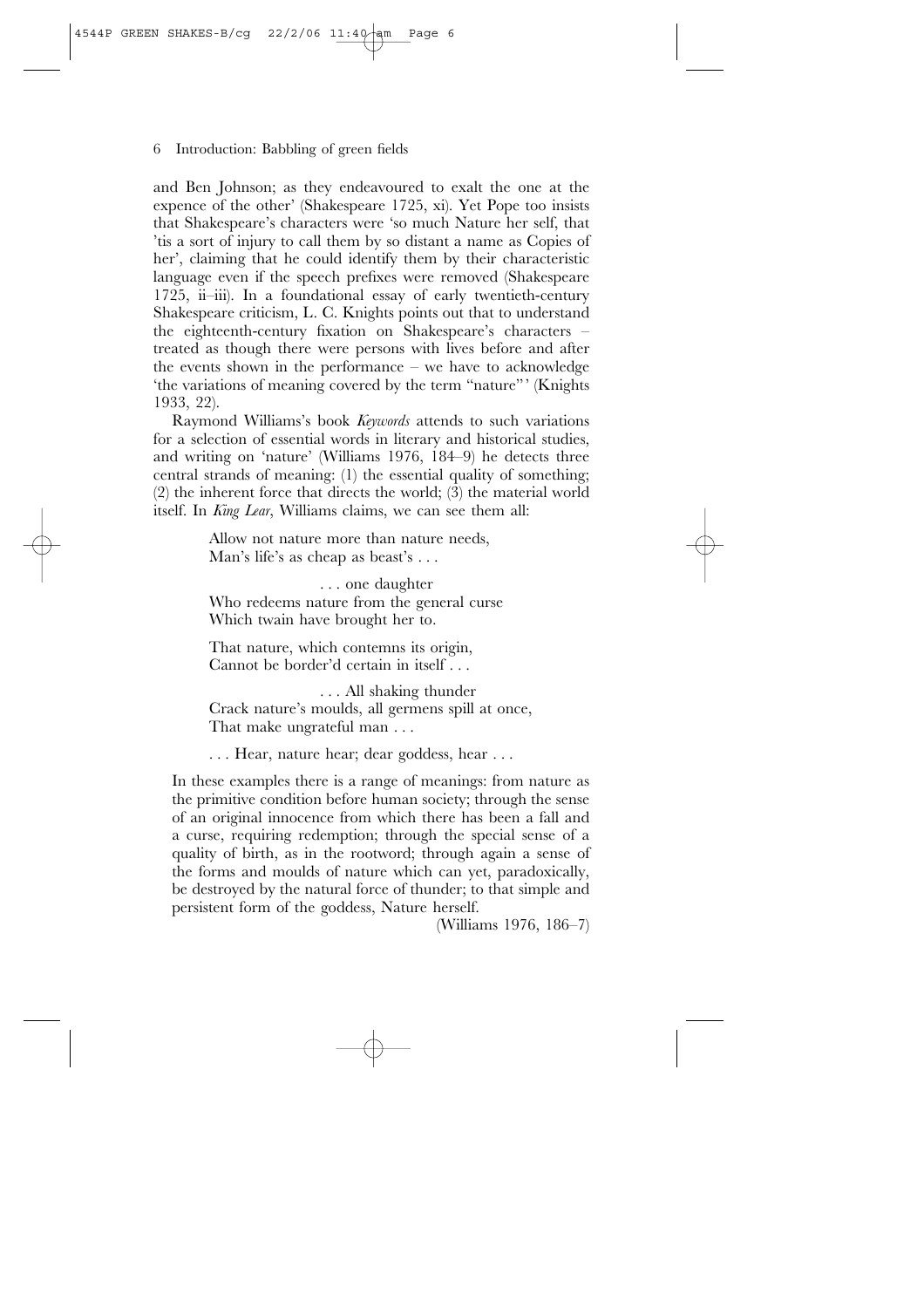and Ben Johnson; as they endeavoured to exalt the one at the expence of the other' (Shakespeare 1725, xi). Yet Pope too insists that Shakespeare's characters were 'so much Nature her self, that 'tis a sort of injury to call them by so distant a name as Copies of her', claiming that he could identify them by their characteristic language even if the speech prefixes were removed (Shakespeare 1725, ii–iii). In a foundational essay of early twentieth-century Shakespeare criticism, L. C. Knights points out that to understand the eighteenth-century fixation on Shakespeare's characters – treated as though there were persons with lives before and after the events shown in the performance – we have to acknowledge 'the variations of meaning covered by the term "nature"' (Knights 1933, 22).

Raymond Williams's book *Keywords* attends to such variations for a selection of essential words in literary and historical studies, and writing on 'nature' (Williams 1976, 184–9) he detects three central strands of meaning: (1) the essential quality of something; (2) the inherent force that directs the world; (3) the material world itself. In *King Lear*, Williams claims, we can see them all:

> Allow not nature more than nature needs,
> Man's life's as cheap as beast's . . .
>
> . . . one daughter
> Who redeems nature from the general curse
> Which twain have brought her to.
>
> That nature, which contemns its origin,
> Cannot be border'd certain in itself . . .
>
> . . . All shaking thunder
> Crack nature's moulds, all germens spill at once,
> That make ungrateful man . . .
>
> . . . Hear, nature hear; dear goddess, hear . . .
>
> In these examples there is a range of meanings: from nature as the primitive condition before human society; through the sense of an original innocence from which there has been a fall and a curse, requiring redemption; through the special sense of a quality of birth, as in the rootword; through again a sense of the forms and moulds of nature which can yet, paradoxically, be destroyed by the natural force of thunder; to that simple and persistent form of the goddess, Nature herself.
>
> (Williams 1976, 186–7)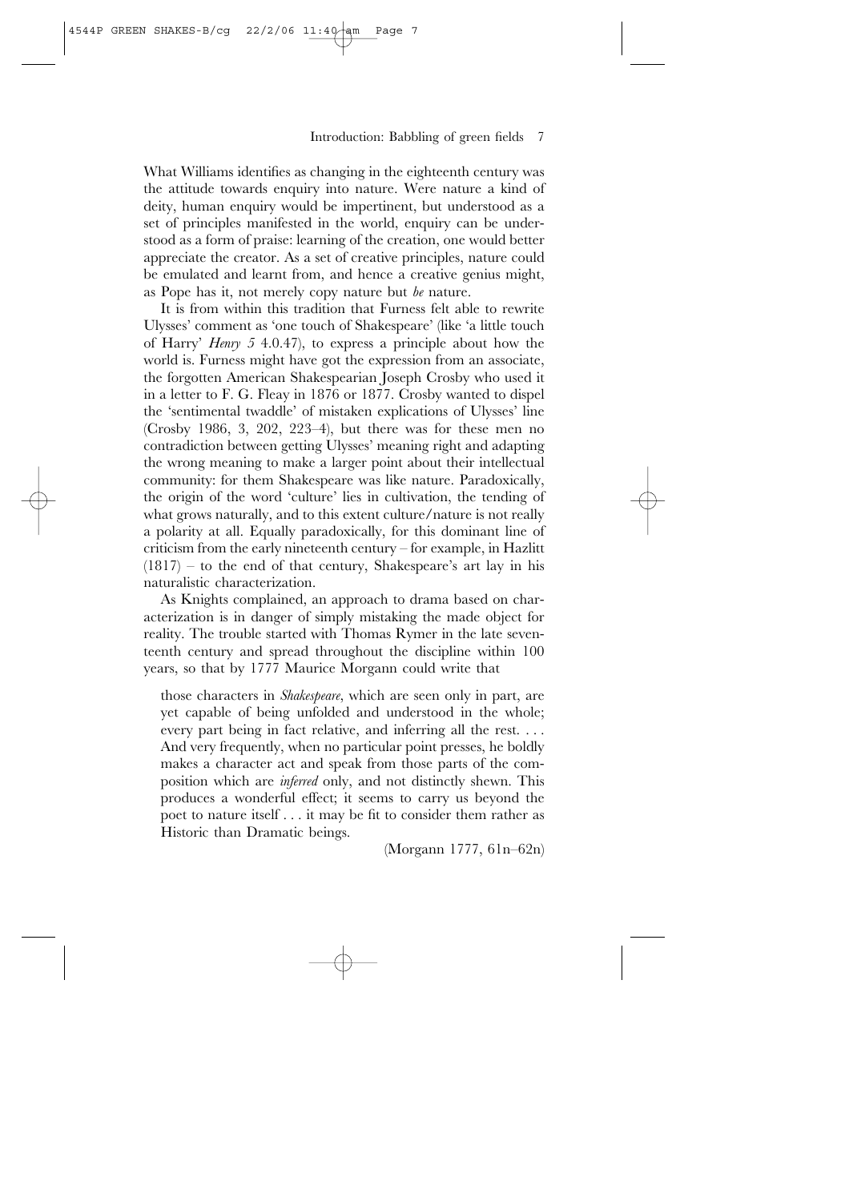What Williams identifies as changing in the eighteenth century was the attitude towards enquiry into nature. Were nature a kind of deity, human enquiry would be impertinent, but understood as a set of principles manifested in the world, enquiry can be understood as a form of praise: learning of the creation, one would better appreciate the creator. As a set of creative principles, nature could be emulated and learnt from, and hence a creative genius might, as Pope has it, not merely copy nature but *be* nature.

It is from within this tradition that Furness felt able to rewrite Ulysses' comment as 'one touch of Shakespeare' (like 'a little touch of Harry' *Henry 5* 4.0.47), to express a principle about how the world is. Furness might have got the expression from an associate, the forgotten American Shakespearian Joseph Crosby who used it in a letter to F. G. Fleay in 1876 or 1877. Crosby wanted to dispel the 'sentimental twaddle' of mistaken explications of Ulysses' line (Crosby 1986, 3, 202, 223–4), but there was for these men no contradiction between getting Ulysses' meaning right and adapting the wrong meaning to make a larger point about their intellectual community: for them Shakespeare was like nature. Paradoxically, the origin of the word 'culture' lies in cultivation, the tending of what grows naturally, and to this extent culture/nature is not really a polarity at all. Equally paradoxically, for this dominant line of criticism from the early nineteenth century – for example, in Hazlitt (1817) – to the end of that century, Shakespeare's art lay in his naturalistic characterization.

As Knights complained, an approach to drama based on characterization is in danger of simply mistaking the made object for reality. The trouble started with Thomas Rymer in the late seventeenth century and spread throughout the discipline within 100 years, so that by 1777 Maurice Morgann could write that

> those characters in *Shakespeare*, which are seen only in part, are yet capable of being unfolded and understood in the whole; every part being in fact relative, and inferring all the rest. . . . And very frequently, when no particular point presses, he boldly makes a character act and speak from those parts of the composition which are *inferred* only, and not distinctly shewn. This produces a wonderful effect; it seems to carry us beyond the poet to nature itself . . . it may be fit to consider them rather as Historic than Dramatic beings.
>
> (Morgann 1777, 61n–62n)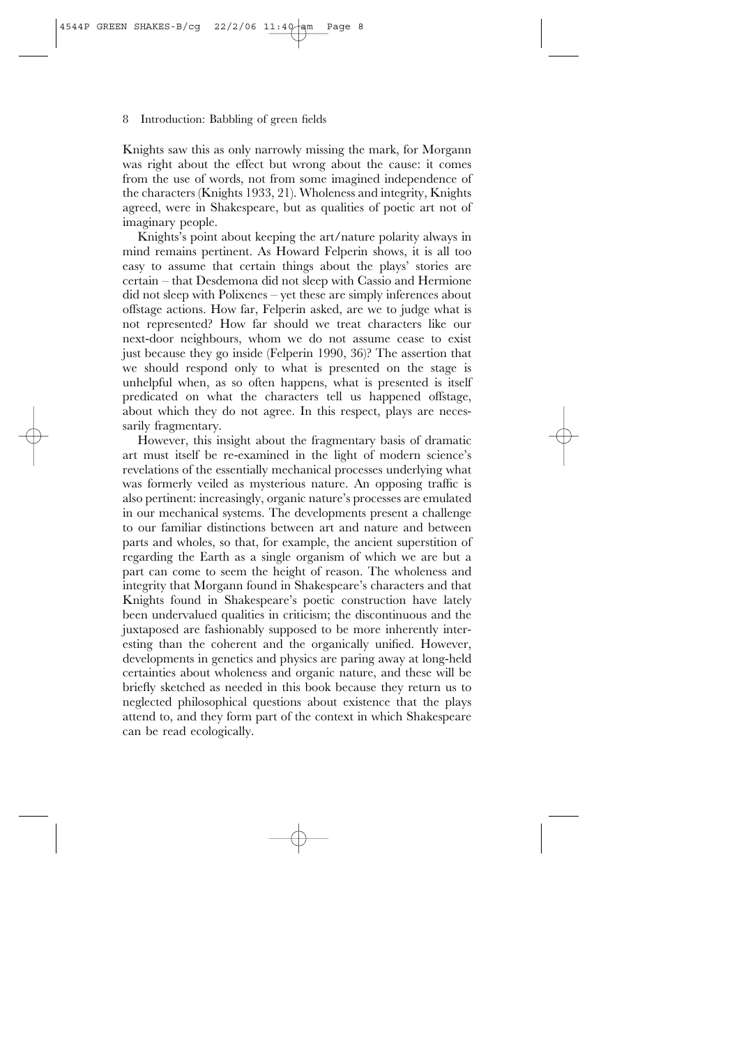Knights saw this as only narrowly missing the mark, for Morgann was right about the effect but wrong about the cause: it comes from the use of words, not from some imagined independence of the characters (Knights 1933, 21). Wholeness and integrity, Knights agreed, were in Shakespeare, but as qualities of poetic art not of imaginary people.

Knights's point about keeping the art/nature polarity always in mind remains pertinent. As Howard Felperin shows, it is all too easy to assume that certain things about the plays' stories are certain – that Desdemona did not sleep with Cassio and Hermione did not sleep with Polixenes – yet these are simply inferences about offstage actions. How far, Felperin asked, are we to judge what is not represented? How far should we treat characters like our next-door neighbours, whom we do not assume cease to exist just because they go inside (Felperin 1990, 36)? The assertion that we should respond only to what is presented on the stage is unhelpful when, as so often happens, what is presented is itself predicated on what the characters tell us happened offstage, about which they do not agree. In this respect, plays are necessarily fragmentary.

However, this insight about the fragmentary basis of dramatic art must itself be re-examined in the light of modern science's revelations of the essentially mechanical processes underlying what was formerly veiled as mysterious nature. An opposing traffic is also pertinent: increasingly, organic nature's processes are emulated in our mechanical systems. The developments present a challenge to our familiar distinctions between art and nature and between parts and wholes, so that, for example, the ancient superstition of regarding the Earth as a single organism of which we are but a part can come to seem the height of reason. The wholeness and integrity that Morgann found in Shakespeare's characters and that Knights found in Shakespeare's poetic construction have lately been undervalued qualities in criticism; the discontinuous and the juxtaposed are fashionably supposed to be more inherently interesting than the coherent and the organically unified. However, developments in genetics and physics are paring away at long-held certainties about wholeness and organic nature, and these will be briefly sketched as needed in this book because they return us to neglected philosophical questions about existence that the plays attend to, and they form part of the context in which Shakespeare can be read ecologically.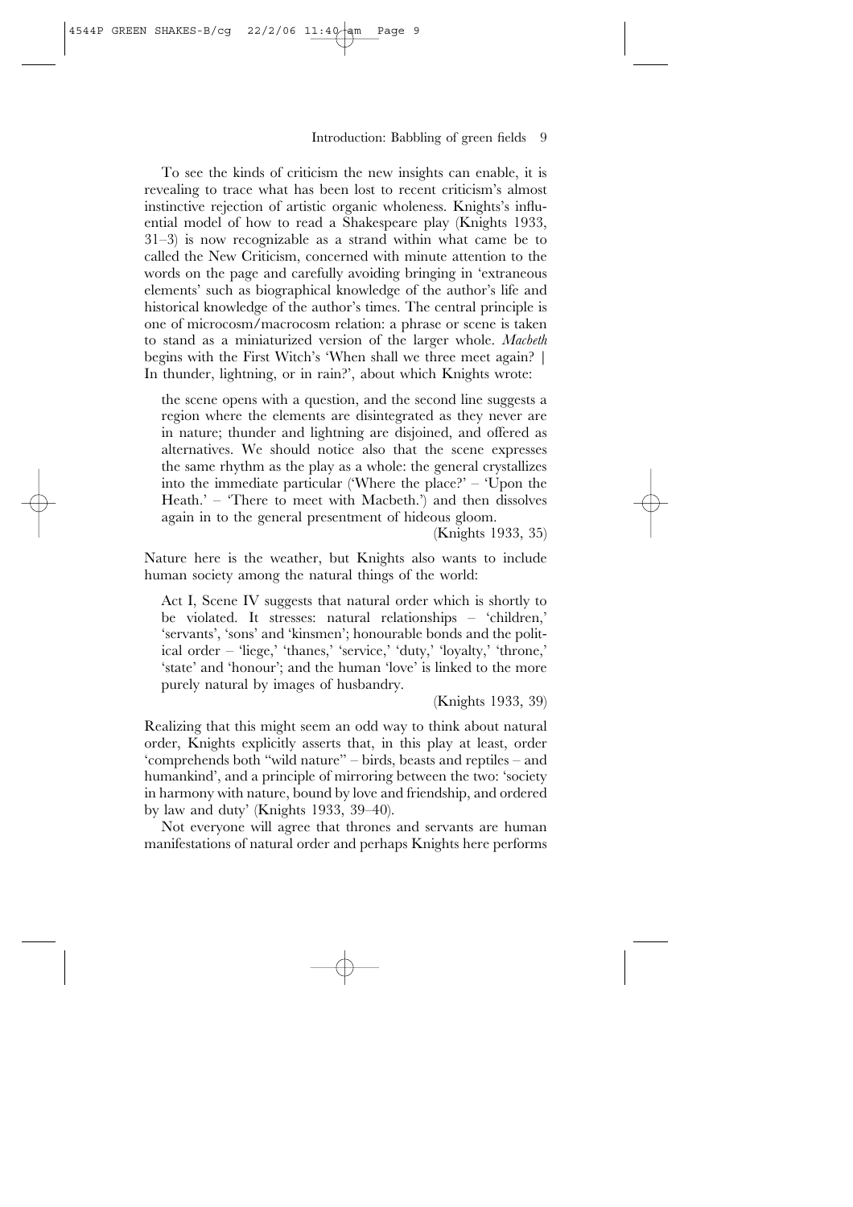To see the kinds of criticism the new insights can enable, it is revealing to trace what has been lost to recent criticism's almost instinctive rejection of artistic organic wholeness. Knights's influential model of how to read a Shakespeare play (Knights 1933, 31–3) is now recognizable as a strand within what came be to called the New Criticism, concerned with minute attention to the words on the page and carefully avoiding bringing in 'extraneous elements' such as biographical knowledge of the author's life and historical knowledge of the author's times. The central principle is one of microcosm/macrocosm relation: a phrase or scene is taken to stand as a miniaturized version of the larger whole. *Macbeth* begins with the First Witch's 'When shall we three meet again? | In thunder, lightning, or in rain?', about which Knights wrote:

> the scene opens with a question, and the second line suggests a region where the elements are disintegrated as they never are in nature; thunder and lightning are disjoined, and offered as alternatives. We should notice also that the scene expresses the same rhythm as the play as a whole: the general crystallizes into the immediate particular ('Where the place?' – 'Upon the Heath.' – 'There to meet with Macbeth.') and then dissolves again in to the general presentment of hideous gloom.
>
> (Knights 1933, 35)

Nature here is the weather, but Knights also wants to include human society among the natural things of the world:

> Act I, Scene IV suggests that natural order which is shortly to be violated. It stresses: natural relationships – 'children,' 'servants', 'sons' and 'kinsmen'; honourable bonds and the political order – 'liege,' 'thanes,' 'service,' 'duty,' 'loyalty,' 'throne,' 'state' and 'honour'; and the human 'love' is linked to the more purely natural by images of husbandry.
>
> (Knights 1933, 39)

Realizing that this might seem an odd way to think about natural order, Knights explicitly asserts that, in this play at least, order 'comprehends both "wild nature" – birds, beasts and reptiles – and humankind', and a principle of mirroring between the two: 'society in harmony with nature, bound by love and friendship, and ordered by law and duty' (Knights 1933, 39–40).

Not everyone will agree that thrones and servants are human manifestations of natural order and perhaps Knights here performs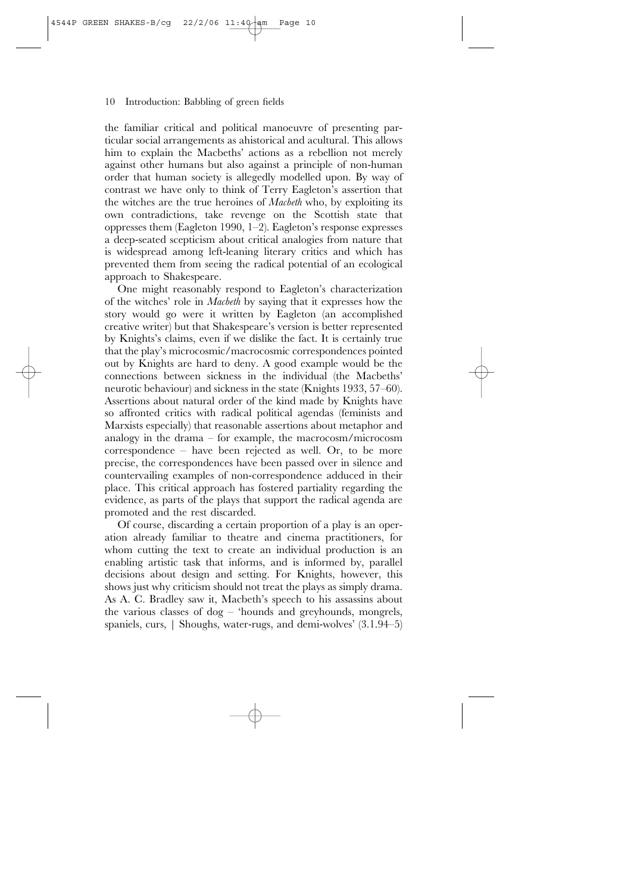the familiar critical and political manoeuvre of presenting particular social arrangements as ahistorical and acultural. This allows him to explain the Macbeths' actions as a rebellion not merely against other humans but also against a principle of non-human order that human society is allegedly modelled upon. By way of contrast we have only to think of Terry Eagleton's assertion that the witches are the true heroines of *Macbeth* who, by exploiting its own contradictions, take revenge on the Scottish state that oppresses them (Eagleton 1990, 1–2). Eagleton's response expresses a deep-seated scepticism about critical analogies from nature that is widespread among left-leaning literary critics and which has prevented them from seeing the radical potential of an ecological approach to Shakespeare.

One might reasonably respond to Eagleton's characterization of the witches' role in *Macbeth* by saying that it expresses how the story would go were it written by Eagleton (an accomplished creative writer) but that Shakespeare's version is better represented by Knights's claims, even if we dislike the fact. It is certainly true that the play's microcosmic/macrocosmic correspondences pointed out by Knights are hard to deny. A good example would be the connections between sickness in the individual (the Macbeths' neurotic behaviour) and sickness in the state (Knights 1933, 57–60). Assertions about natural order of the kind made by Knights have so affronted critics with radical political agendas (feminists and Marxists especially) that reasonable assertions about metaphor and analogy in the drama – for example, the macrocosm/microcosm correspondence – have been rejected as well. Or, to be more precise, the correspondences have been passed over in silence and countervailing examples of non-correspondence adduced in their place. This critical approach has fostered partiality regarding the evidence, as parts of the plays that support the radical agenda are promoted and the rest discarded.

Of course, discarding a certain proportion of a play is an operation already familiar to theatre and cinema practitioners, for whom cutting the text to create an individual production is an enabling artistic task that informs, and is informed by, parallel decisions about design and setting. For Knights, however, this shows just why criticism should not treat the plays as simply drama. As A. C. Bradley saw it, Macbeth's speech to his assassins about the various classes of dog – 'hounds and greyhounds, mongrels, spaniels, curs, | Shoughs, water-rugs, and demi-wolves' (3.1.94–5)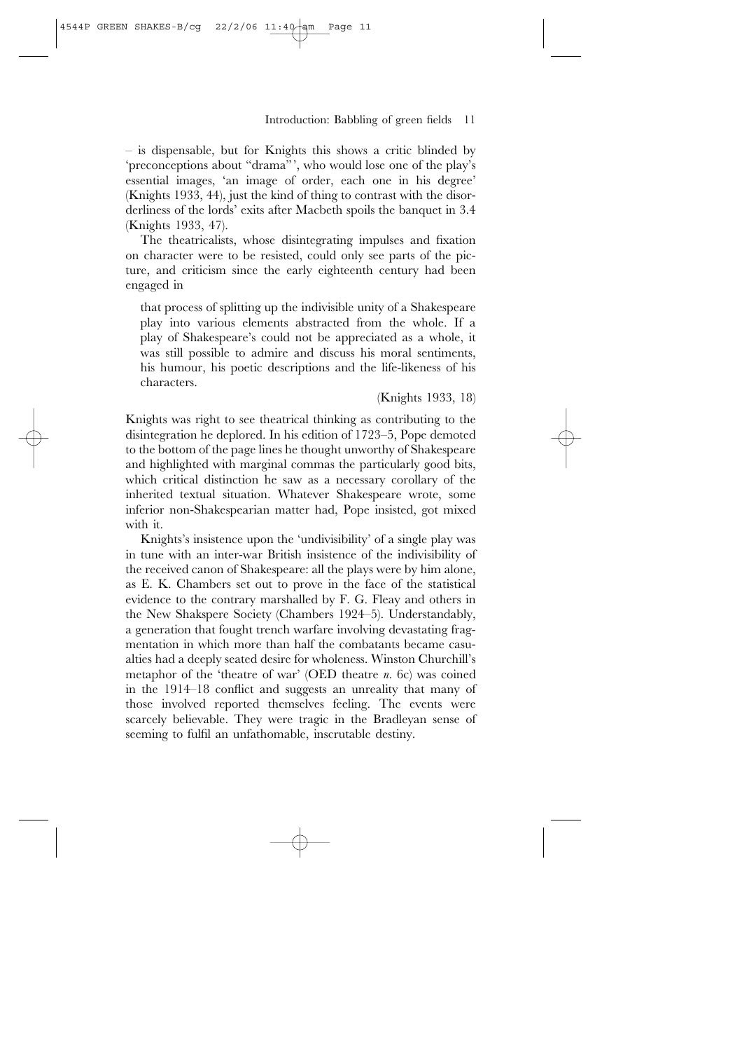– is dispensable, but for Knights this shows a critic blinded by 'preconceptions about "drama"', who would lose one of the play's essential images, 'an image of order, each one in his degree' (Knights 1933, 44), just the kind of thing to contrast with the disorderliness of the lords' exits after Macbeth spoils the banquet in 3.4 (Knights 1933, 47).

The theatricalists, whose disintegrating impulses and fixation on character were to be resisted, could only see parts of the picture, and criticism since the early eighteenth century had been engaged in

> that process of splitting up the indivisible unity of a Shakespeare play into various elements abstracted from the whole. If a play of Shakespeare's could not be appreciated as a whole, it was still possible to admire and discuss his moral sentiments, his humour, his poetic descriptions and the life-likeness of his characters.
>
> (Knights 1933, 18)

Knights was right to see theatrical thinking as contributing to the disintegration he deplored. In his edition of 1723–5, Pope demoted to the bottom of the page lines he thought unworthy of Shakespeare and highlighted with marginal commas the particularly good bits, which critical distinction he saw as a necessary corollary of the inherited textual situation. Whatever Shakespeare wrote, some inferior non-Shakespearian matter had, Pope insisted, got mixed with it.

Knights's insistence upon the 'undivisibility' of a single play was in tune with an inter-war British insistence of the indivisibility of the received canon of Shakespeare: all the plays were by him alone, as E. K. Chambers set out to prove in the face of the statistical evidence to the contrary marshalled by F. G. Fleay and others in the New Shakspere Society (Chambers 1924–5). Understandably, a generation that fought trench warfare involving devastating fragmentation in which more than half the combatants became casualties had a deeply seated desire for wholeness. Winston Churchill's metaphor of the 'theatre of war' (OED theatre *n.* 6c) was coined in the 1914–18 conflict and suggests an unreality that many of those involved reported themselves feeling. The events were scarcely believable. They were tragic in the Bradleyan sense of seeming to fulfil an unfathomable, inscrutable destiny.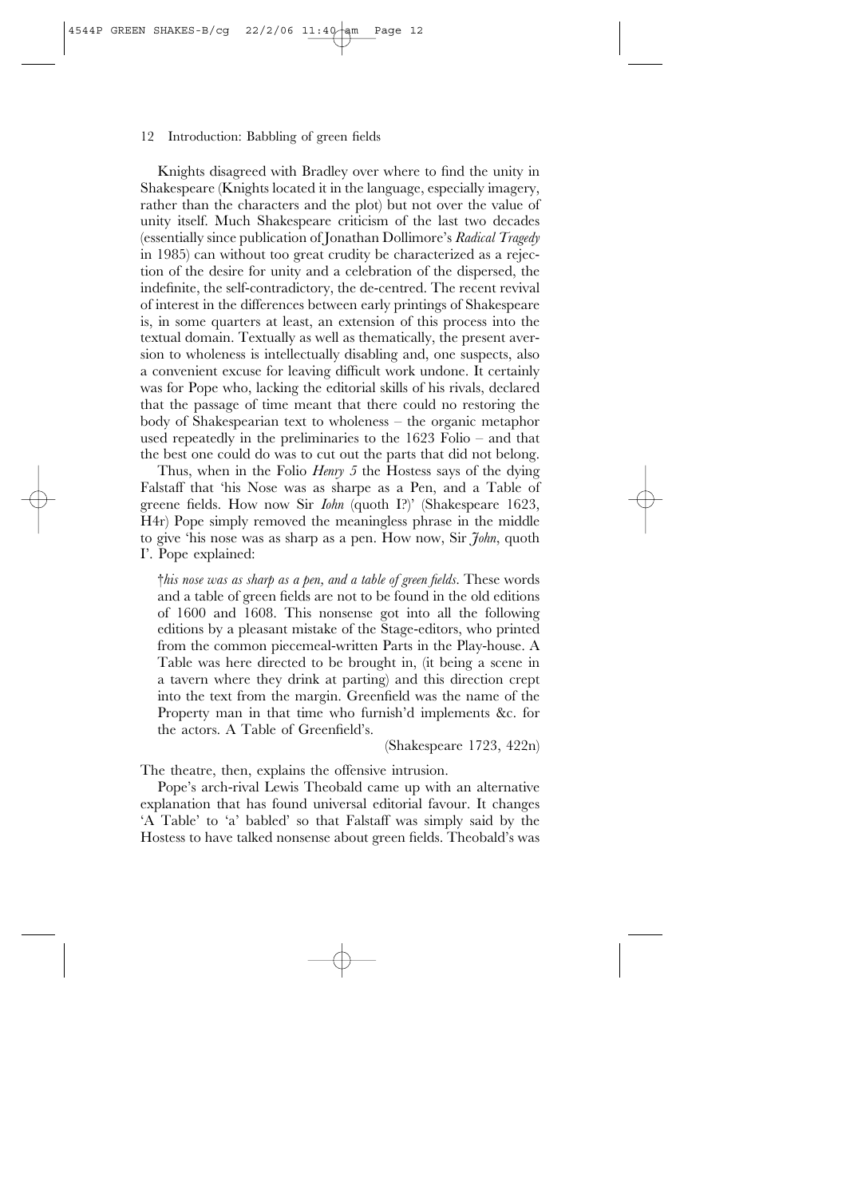Knights disagreed with Bradley over where to find the unity in Shakespeare (Knights located it in the language, especially imagery, rather than the characters and the plot) but not over the value of unity itself. Much Shakespeare criticism of the last two decades (essentially since publication of Jonathan Dollimore's *Radical Tragedy* in 1985) can without too great crudity be characterized as a rejection of the desire for unity and a celebration of the dispersed, the indefinite, the self-contradictory, the de-centred. The recent revival of interest in the differences between early printings of Shakespeare is, in some quarters at least, an extension of this process into the textual domain. Textually as well as thematically, the present aversion to wholeness is intellectually disabling and, one suspects, also a convenient excuse for leaving difficult work undone. It certainly was for Pope who, lacking the editorial skills of his rivals, declared that the passage of time meant that there could no restoring the body of Shakespearian text to wholeness – the organic metaphor used repeatedly in the preliminaries to the 1623 Folio – and that the best one could do was to cut out the parts that did not belong.

Thus, when in the Folio *Henry 5* the Hostess says of the dying Falstaff that 'his Nose was as sharpe as a Pen, and a Table of greene fields. How now Sir *Iohn* (quoth I?)' (Shakespeare 1623, H4r) Pope simply removed the meaningless phrase in the middle to give 'his nose was as sharp as a pen. How now, Sir *John*, quoth I'. Pope explained:

> †*his nose was as sharp as a pen, and a table of green fields*. These words and a table of green fields are not to be found in the old editions of 1600 and 1608. This nonsense got into all the following editions by a pleasant mistake of the Stage-editors, who printed from the common piecemeal-written Parts in the Play-house. A Table was here directed to be brought in, (it being a scene in a tavern where they drink at parting) and this direction crept into the text from the margin. Greenfield was the name of the Property man in that time who furnish'd implements &c. for the actors. A Table of Greenfield's.
>
> (Shakespeare 1723, 422n)

The theatre, then, explains the offensive intrusion.

Pope's arch-rival Lewis Theobald came up with an alternative explanation that has found universal editorial favour. It changes 'A Table' to 'a' babled' so that Falstaff was simply said by the Hostess to have talked nonsense about green fields. Theobald's was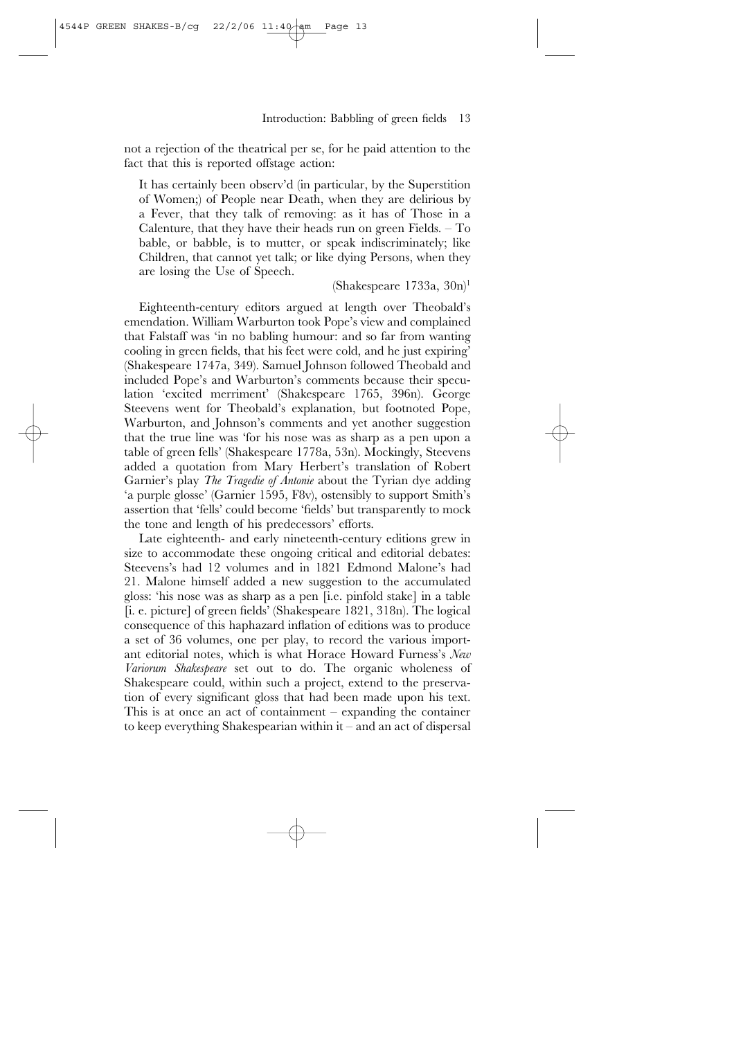not a rejection of the theatrical per se, for he paid attention to the fact that this is reported offstage action:

> It has certainly been observ'd (in particular, by the Superstition of Women;) of People near Death, when they are delirious by a Fever, that they talk of removing: as it has of Those in a Calenture, that they have their heads run on green Fields. – To bable, or babble, is to mutter, or speak indiscriminately; like Children, that cannot yet talk; or like dying Persons, when they are losing the Use of Speech.
>
> (Shakespeare 1733a, 30n)[1]

Eighteenth-century editors argued at length over Theobald's emendation. William Warburton took Pope's view and complained that Falstaff was 'in no babling humour: and so far from wanting cooling in green fields, that his feet were cold, and he just expiring' (Shakespeare 1747a, 349). Samuel Johnson followed Theobald and included Pope's and Warburton's comments because their speculation 'excited merriment' (Shakespeare 1765, 396n). George Steevens went for Theobald's explanation, but footnoted Pope, Warburton, and Johnson's comments and yet another suggestion that the true line was 'for his nose was as sharp as a pen upon a table of green fells' (Shakespeare 1778a, 53n). Mockingly, Steevens added a quotation from Mary Herbert's translation of Robert Garnier's play *The Tragedie of Antonie* about the Tyrian dye adding 'a purple glosse' (Garnier 1595, F8v), ostensibly to support Smith's assertion that 'fells' could become 'fields' but transparently to mock the tone and length of his predecessors' efforts.

Late eighteenth- and early nineteenth-century editions grew in size to accommodate these ongoing critical and editorial debates: Steevens's had 12 volumes and in 1821 Edmond Malone's had 21. Malone himself added a new suggestion to the accumulated gloss: 'his nose was as sharp as a pen [i.e. pinfold stake] in a table [i. e. picture] of green fields' (Shakespeare 1821, 318n). The logical consequence of this haphazard inflation of editions was to produce a set of 36 volumes, one per play, to record the various important editorial notes, which is what Horace Howard Furness's *New Variorum Shakespeare* set out to do. The organic wholeness of Shakespeare could, within such a project, extend to the preservation of every significant gloss that had been made upon his text. This is at once an act of containment – expanding the container to keep everything Shakespearian within it – and an act of dispersal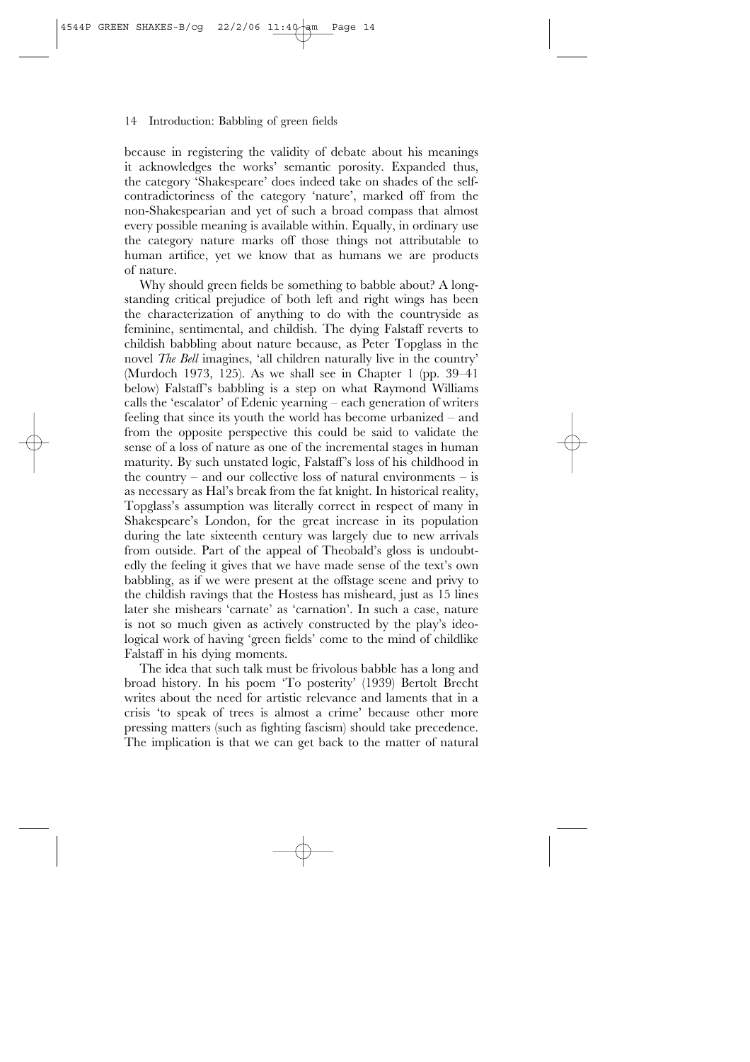because in registering the validity of debate about his meanings it acknowledges the works' semantic porosity. Expanded thus, the category 'Shakespeare' does indeed take on shades of the self-contradictoriness of the category 'nature', marked off from the non-Shakespearian and yet of such a broad compass that almost every possible meaning is available within. Equally, in ordinary use the category nature marks off those things not attributable to human artifice, yet we know that as humans we are products of nature.

Why should green fields be something to babble about? A long-standing critical prejudice of both left and right wings has been the characterization of anything to do with the countryside as feminine, sentimental, and childish. The dying Falstaff reverts to childish babbling about nature because, as Peter Topglass in the novel *The Bell* imagines, 'all children naturally live in the country' (Murdoch 1973, 125). As we shall see in Chapter 1 (pp. 39–41 below) Falstaff's babbling is a step on what Raymond Williams calls the 'escalator' of Edenic yearning – each generation of writers feeling that since its youth the world has become urbanized – and from the opposite perspective this could be said to validate the sense of a loss of nature as one of the incremental stages in human maturity. By such unstated logic, Falstaff's loss of his childhood in the country – and our collective loss of natural environments – is as necessary as Hal's break from the fat knight. In historical reality, Topglass's assumption was literally correct in respect of many in Shakespeare's London, for the great increase in its population during the late sixteenth century was largely due to new arrivals from outside. Part of the appeal of Theobald's gloss is undoubtedly the feeling it gives that we have made sense of the text's own babbling, as if we were present at the offstage scene and privy to the childish ravings that the Hostess has misheard, just as 15 lines later she mishears 'carnate' as 'carnation'. In such a case, nature is not so much given as actively constructed by the play's ideological work of having 'green fields' come to the mind of childlike Falstaff in his dying moments.

The idea that such talk must be frivolous babble has a long and broad history. In his poem 'To posterity' (1939) Bertolt Brecht writes about the need for artistic relevance and laments that in a crisis 'to speak of trees is almost a crime' because other more pressing matters (such as fighting fascism) should take precedence. The implication is that we can get back to the matter of natural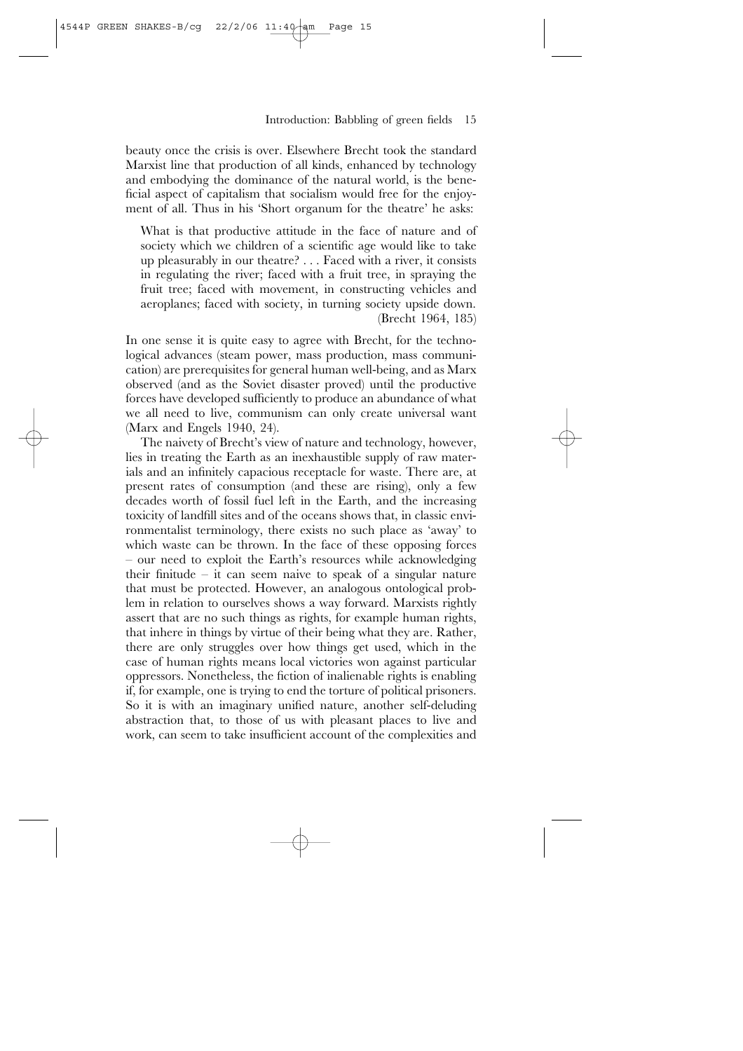beauty once the crisis is over. Elsewhere Brecht took the standard Marxist line that production of all kinds, enhanced by technology and embodying the dominance of the natural world, is the beneficial aspect of capitalism that socialism would free for the enjoyment of all. Thus in his 'Short organum for the theatre' he asks:

> What is that productive attitude in the face of nature and of society which we children of a scientific age would like to take up pleasurably in our theatre? . . . Faced with a river, it consists in regulating the river; faced with a fruit tree, in spraying the fruit tree; faced with movement, in constructing vehicles and aeroplanes; faced with society, in turning society upside down. (Brecht 1964, 185)

In one sense it is quite easy to agree with Brecht, for the technological advances (steam power, mass production, mass communication) are prerequisites for general human well-being, and as Marx observed (and as the Soviet disaster proved) until the productive forces have developed sufficiently to produce an abundance of what we all need to live, communism can only create universal want (Marx and Engels 1940, 24).

The naivety of Brecht's view of nature and technology, however, lies in treating the Earth as an inexhaustible supply of raw materials and an infinitely capacious receptacle for waste. There are, at present rates of consumption (and these are rising), only a few decades worth of fossil fuel left in the Earth, and the increasing toxicity of landfill sites and of the oceans shows that, in classic environmentalist terminology, there exists no such place as 'away' to which waste can be thrown. In the face of these opposing forces – our need to exploit the Earth's resources while acknowledging their finitude – it can seem naive to speak of a singular nature that must be protected. However, an analogous ontological problem in relation to ourselves shows a way forward. Marxists rightly assert that are no such things as rights, for example human rights, that inhere in things by virtue of their being what they are. Rather, there are only struggles over how things get used, which in the case of human rights means local victories won against particular oppressors. Nonetheless, the fiction of inalienable rights is enabling if, for example, one is trying to end the torture of political prisoners. So it is with an imaginary unified nature, another self-deluding abstraction that, to those of us with pleasant places to live and work, can seem to take insufficient account of the complexities and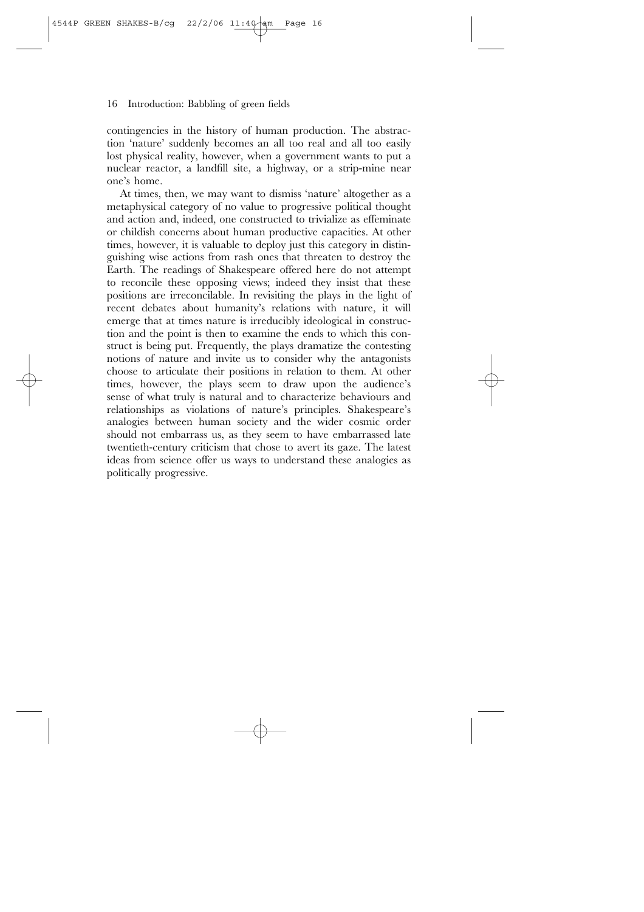contingencies in the history of human production. The abstraction 'nature' suddenly becomes an all too real and all too easily lost physical reality, however, when a government wants to put a nuclear reactor, a landfill site, a highway, or a strip-mine near one's home.

At times, then, we may want to dismiss 'nature' altogether as a metaphysical category of no value to progressive political thought and action and, indeed, one constructed to trivialize as effeminate or childish concerns about human productive capacities. At other times, however, it is valuable to deploy just this category in distinguishing wise actions from rash ones that threaten to destroy the Earth. The readings of Shakespeare offered here do not attempt to reconcile these opposing views; indeed they insist that these positions are irreconcilable. In revisiting the plays in the light of recent debates about humanity's relations with nature, it will emerge that at times nature is irreducibly ideological in construction and the point is then to examine the ends to which this construct is being put. Frequently, the plays dramatize the contesting notions of nature and invite us to consider why the antagonists choose to articulate their positions in relation to them. At other times, however, the plays seem to draw upon the audience's sense of what truly is natural and to characterize behaviours and relationships as violations of nature's principles. Shakespeare's analogies between human society and the wider cosmic order should not embarrass us, as they seem to have embarrassed late twentieth-century criticism that chose to avert its gaze. The latest ideas from science offer us ways to understand these analogies as politically progressive.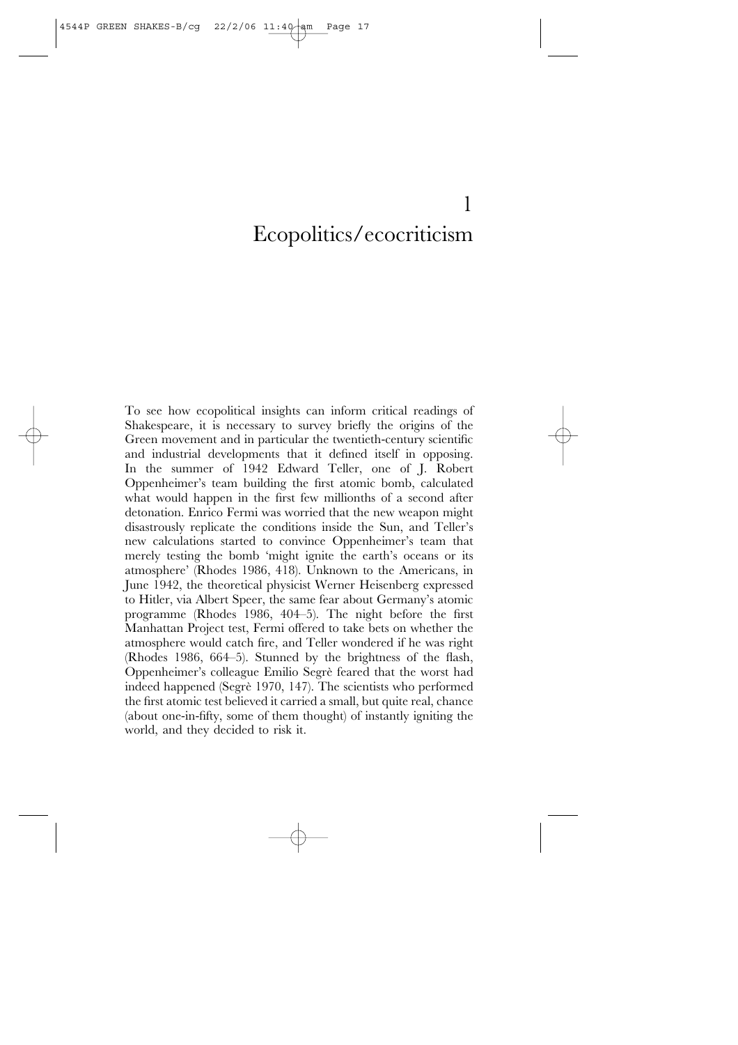# 1 Ecopolitics/ecocriticism

To see how ecopolitical insights can inform critical readings of Shakespeare, it is necessary to survey briefly the origins of the Green movement and in particular the twentieth-century scientific and industrial developments that it defined itself in opposing. In the summer of 1942 Edward Teller, one of J. Robert Oppenheimer's team building the first atomic bomb, calculated what would happen in the first few millionths of a second after detonation. Enrico Fermi was worried that the new weapon might disastrously replicate the conditions inside the Sun, and Teller's new calculations started to convince Oppenheimer's team that merely testing the bomb 'might ignite the earth's oceans or its atmosphere' (Rhodes 1986, 418). Unknown to the Americans, in June 1942, the theoretical physicist Werner Heisenberg expressed to Hitler, via Albert Speer, the same fear about Germany's atomic programme (Rhodes 1986, 404–5). The night before the first Manhattan Project test, Fermi offered to take bets on whether the atmosphere would catch fire, and Teller wondered if he was right (Rhodes 1986, 664–5). Stunned by the brightness of the flash, Oppenheimer's colleague Emilio Segrè feared that the worst had indeed happened (Segrè 1970, 147). The scientists who performed the first atomic test believed it carried a small, but quite real, chance (about one-in-fifty, some of them thought) of instantly igniting the world, and they decided to risk it.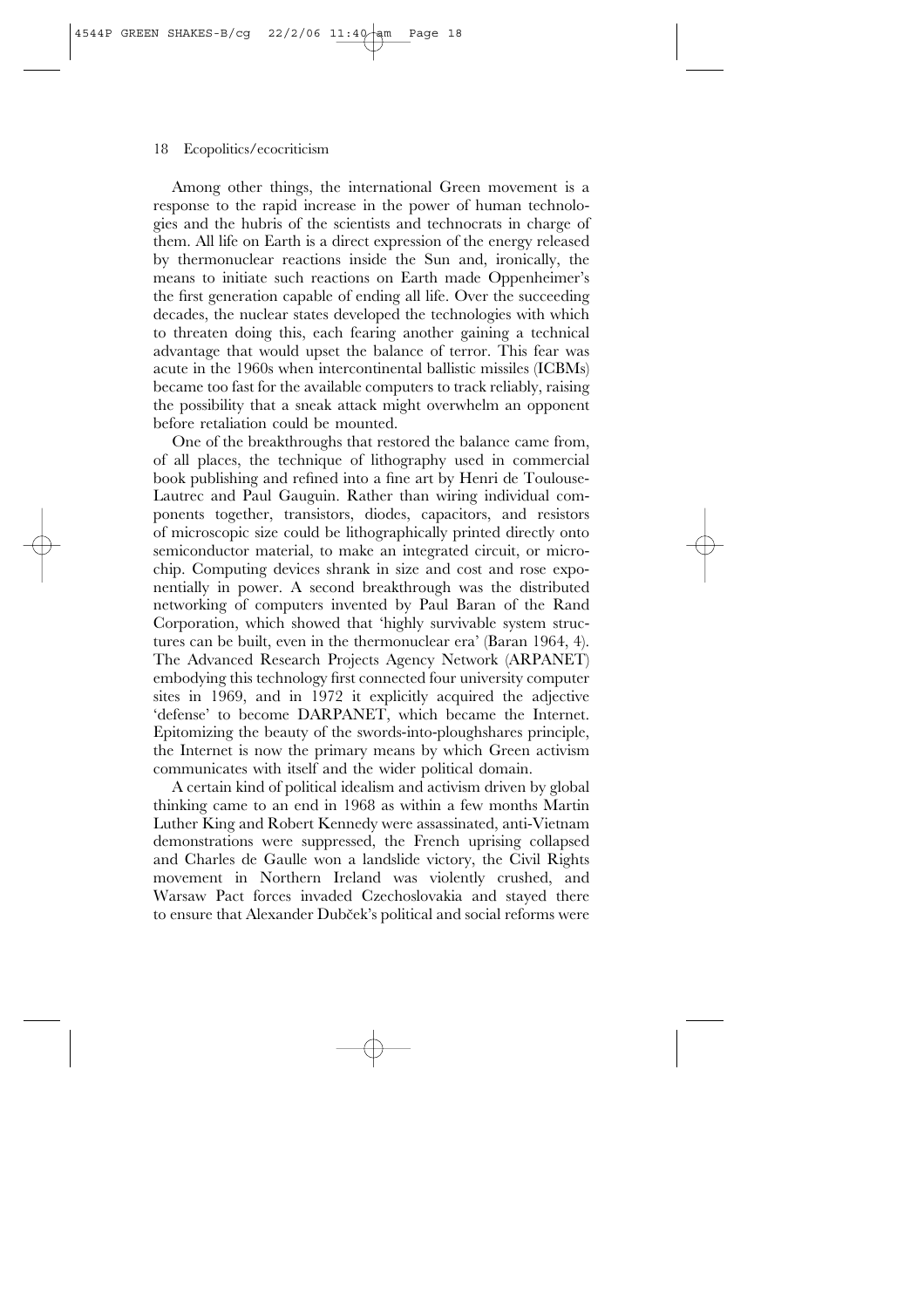Among other things, the international Green movement is a response to the rapid increase in the power of human technologies and the hubris of the scientists and technocrats in charge of them. All life on Earth is a direct expression of the energy released by thermonuclear reactions inside the Sun and, ironically, the means to initiate such reactions on Earth made Oppenheimer's the first generation capable of ending all life. Over the succeeding decades, the nuclear states developed the technologies with which to threaten doing this, each fearing another gaining a technical advantage that would upset the balance of terror. This fear was acute in the 1960s when intercontinental ballistic missiles (ICBMs) became too fast for the available computers to track reliably, raising the possibility that a sneak attack might overwhelm an opponent before retaliation could be mounted.

One of the breakthroughs that restored the balance came from, of all places, the technique of lithography used in commercial book publishing and refined into a fine art by Henri de Toulouse-Lautrec and Paul Gauguin. Rather than wiring individual components together, transistors, diodes, capacitors, and resistors of microscopic size could be lithographically printed directly onto semiconductor material, to make an integrated circuit, or microchip. Computing devices shrank in size and cost and rose exponentially in power. A second breakthrough was the distributed networking of computers invented by Paul Baran of the Rand Corporation, which showed that 'highly survivable system structures can be built, even in the thermonuclear era' (Baran 1964, 4). The Advanced Research Projects Agency Network (ARPANET) embodying this technology first connected four university computer sites in 1969, and in 1972 it explicitly acquired the adjective 'defense' to become DARPANET, which became the Internet. Epitomizing the beauty of the swords-into-ploughshares principle, the Internet is now the primary means by which Green activism communicates with itself and the wider political domain.

A certain kind of political idealism and activism driven by global thinking came to an end in 1968 as within a few months Martin Luther King and Robert Kennedy were assassinated, anti-Vietnam demonstrations were suppressed, the French uprising collapsed and Charles de Gaulle won a landslide victory, the Civil Rights movement in Northern Ireland was violently crushed, and Warsaw Pact forces invaded Czechoslovakia and stayed there to ensure that Alexander Dubček's political and social reforms were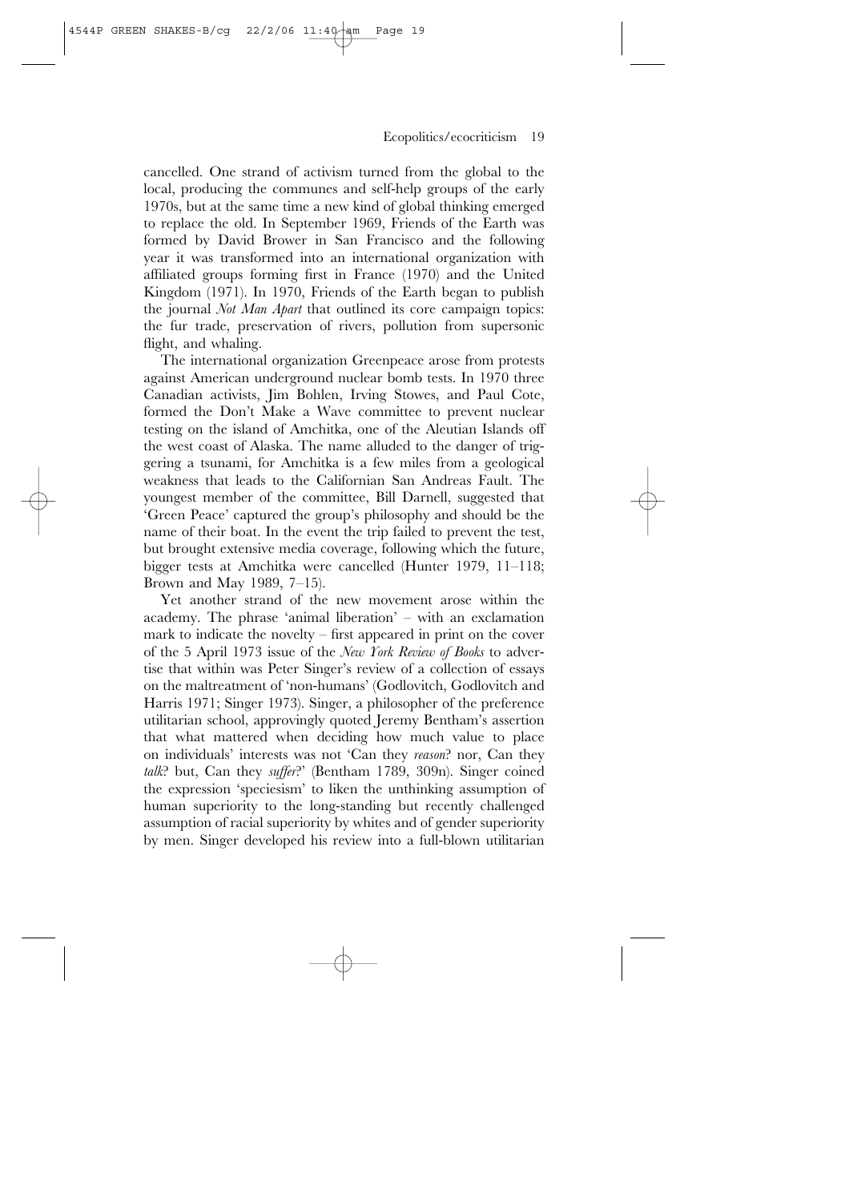cancelled. One strand of activism turned from the global to the local, producing the communes and self-help groups of the early 1970s, but at the same time a new kind of global thinking emerged to replace the old. In September 1969, Friends of the Earth was formed by David Brower in San Francisco and the following year it was transformed into an international organization with affiliated groups forming first in France (1970) and the United Kingdom (1971). In 1970, Friends of the Earth began to publish the journal *Not Man Apart* that outlined its core campaign topics: the fur trade, preservation of rivers, pollution from supersonic flight, and whaling.

The international organization Greenpeace arose from protests against American underground nuclear bomb tests. In 1970 three Canadian activists, Jim Bohlen, Irving Stowes, and Paul Cote, formed the Don't Make a Wave committee to prevent nuclear testing on the island of Amchitka, one of the Aleutian Islands off the west coast of Alaska. The name alluded to the danger of triggering a tsunami, for Amchitka is a few miles from a geological weakness that leads to the Californian San Andreas Fault. The youngest member of the committee, Bill Darnell, suggested that 'Green Peace' captured the group's philosophy and should be the name of their boat. In the event the trip failed to prevent the test, but brought extensive media coverage, following which the future, bigger tests at Amchitka were cancelled (Hunter 1979, 11–118; Brown and May 1989, 7–15).

Yet another strand of the new movement arose within the academy. The phrase 'animal liberation' – with an exclamation mark to indicate the novelty – first appeared in print on the cover of the 5 April 1973 issue of the *New York Review of Books* to advertise that within was Peter Singer's review of a collection of essays on the maltreatment of 'non-humans' (Godlovitch, Godlovitch and Harris 1971; Singer 1973). Singer, a philosopher of the preference utilitarian school, approvingly quoted Jeremy Bentham's assertion that what mattered when deciding how much value to place on individuals' interests was not 'Can they *reason*? nor, Can they *talk*? but, Can they *suffer*?' (Bentham 1789, 309n). Singer coined the expression 'speciesism' to liken the unthinking assumption of human superiority to the long-standing but recently challenged assumption of racial superiority by whites and of gender superiority by men. Singer developed his review into a full-blown utilitarian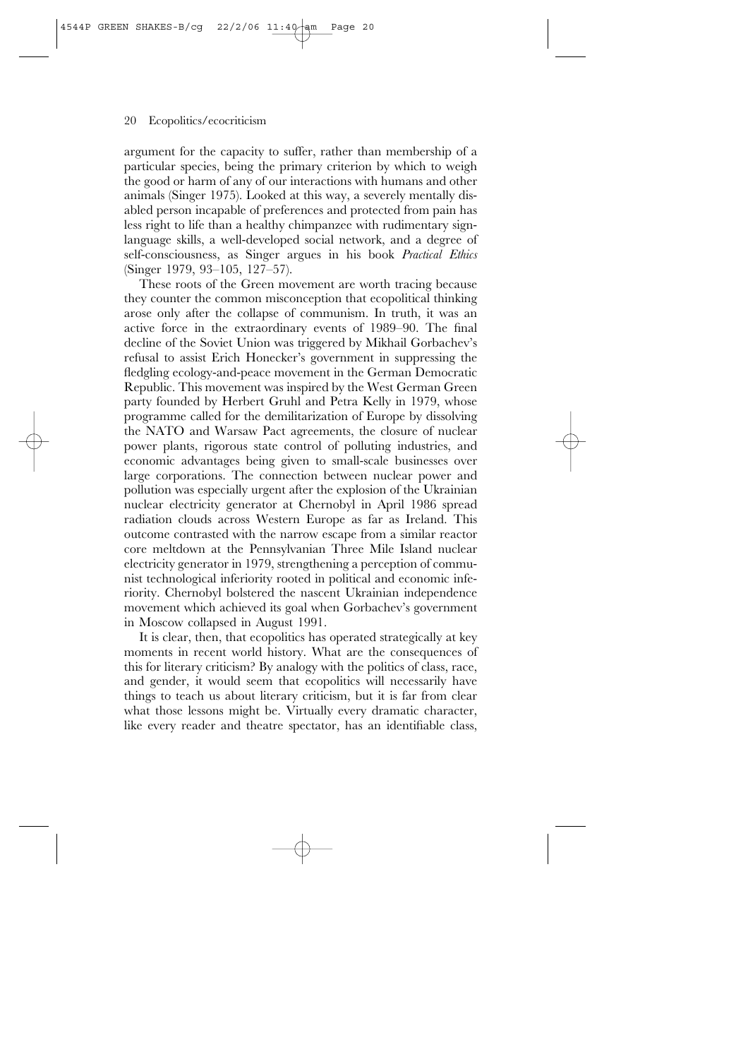argument for the capacity to suffer, rather than membership of a particular species, being the primary criterion by which to weigh the good or harm of any of our interactions with humans and other animals (Singer 1975). Looked at this way, a severely mentally disabled person incapable of preferences and protected from pain has less right to life than a healthy chimpanzee with rudimentary sign-language skills, a well-developed social network, and a degree of self-consciousness, as Singer argues in his book *Practical Ethics* (Singer 1979, 93–105, 127–57).

These roots of the Green movement are worth tracing because they counter the common misconception that ecopolitical thinking arose only after the collapse of communism. In truth, it was an active force in the extraordinary events of 1989–90. The final decline of the Soviet Union was triggered by Mikhail Gorbachev's refusal to assist Erich Honecker's government in suppressing the fledgling ecology-and-peace movement in the German Democratic Republic. This movement was inspired by the West German Green party founded by Herbert Gruhl and Petra Kelly in 1979, whose programme called for the demilitarization of Europe by dissolving the NATO and Warsaw Pact agreements, the closure of nuclear power plants, rigorous state control of polluting industries, and economic advantages being given to small-scale businesses over large corporations. The connection between nuclear power and pollution was especially urgent after the explosion of the Ukrainian nuclear electricity generator at Chernobyl in April 1986 spread radiation clouds across Western Europe as far as Ireland. This outcome contrasted with the narrow escape from a similar reactor core meltdown at the Pennsylvanian Three Mile Island nuclear electricity generator in 1979, strengthening a perception of communist technological inferiority rooted in political and economic inferiority. Chernobyl bolstered the nascent Ukrainian independence movement which achieved its goal when Gorbachev's government in Moscow collapsed in August 1991.

It is clear, then, that ecopolitics has operated strategically at key moments in recent world history. What are the consequences of this for literary criticism? By analogy with the politics of class, race, and gender, it would seem that ecopolitics will necessarily have things to teach us about literary criticism, but it is far from clear what those lessons might be. Virtually every dramatic character, like every reader and theatre spectator, has an identifiable class,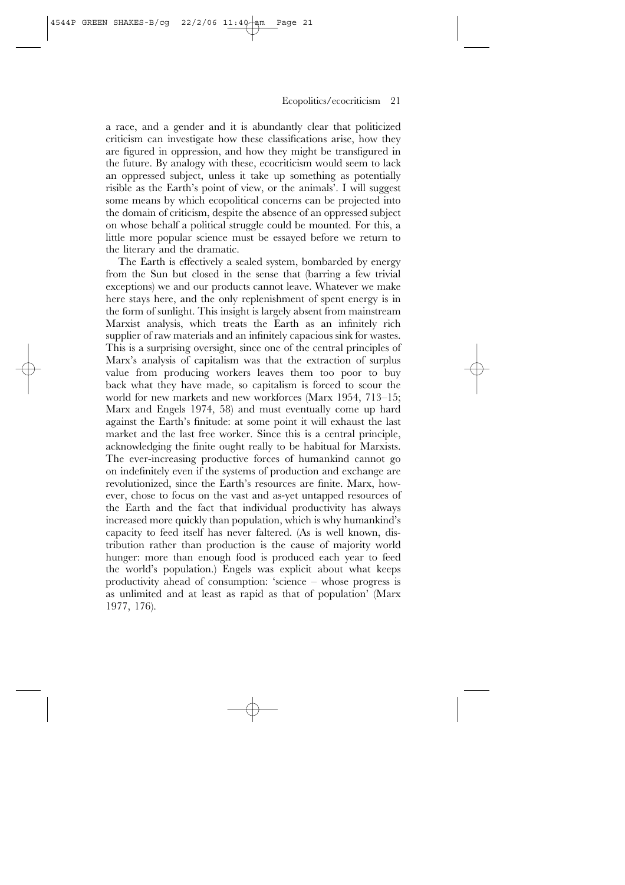a race, and a gender and it is abundantly clear that politicized criticism can investigate how these classifications arise, how they are figured in oppression, and how they might be transfigured in the future. By analogy with these, ecocriticism would seem to lack an oppressed subject, unless it take up something as potentially risible as the Earth's point of view, or the animals'. I will suggest some means by which ecopolitical concerns can be projected into the domain of criticism, despite the absence of an oppressed subject on whose behalf a political struggle could be mounted. For this, a little more popular science must be essayed before we return to the literary and the dramatic.

The Earth is effectively a sealed system, bombarded by energy from the Sun but closed in the sense that (barring a few trivial exceptions) we and our products cannot leave. Whatever we make here stays here, and the only replenishment of spent energy is in the form of sunlight. This insight is largely absent from mainstream Marxist analysis, which treats the Earth as an infinitely rich supplier of raw materials and an infinitely capacious sink for wastes. This is a surprising oversight, since one of the central principles of Marx's analysis of capitalism was that the extraction of surplus value from producing workers leaves them too poor to buy back what they have made, so capitalism is forced to scour the world for new markets and new workforces (Marx 1954, 713–15; Marx and Engels 1974, 58) and must eventually come up hard against the Earth's finitude: at some point it will exhaust the last market and the last free worker. Since this is a central principle, acknowledging the finite ought really to be habitual for Marxists. The ever-increasing productive forces of humankind cannot go on indefinitely even if the systems of production and exchange are revolutionized, since the Earth's resources are finite. Marx, however, chose to focus on the vast and as-yet untapped resources of the Earth and the fact that individual productivity has always increased more quickly than population, which is why humankind's capacity to feed itself has never faltered. (As is well known, distribution rather than production is the cause of majority world hunger: more than enough food is produced each year to feed the world's population.) Engels was explicit about what keeps productivity ahead of consumption: 'science – whose progress is as unlimited and at least as rapid as that of population' (Marx 1977, 176).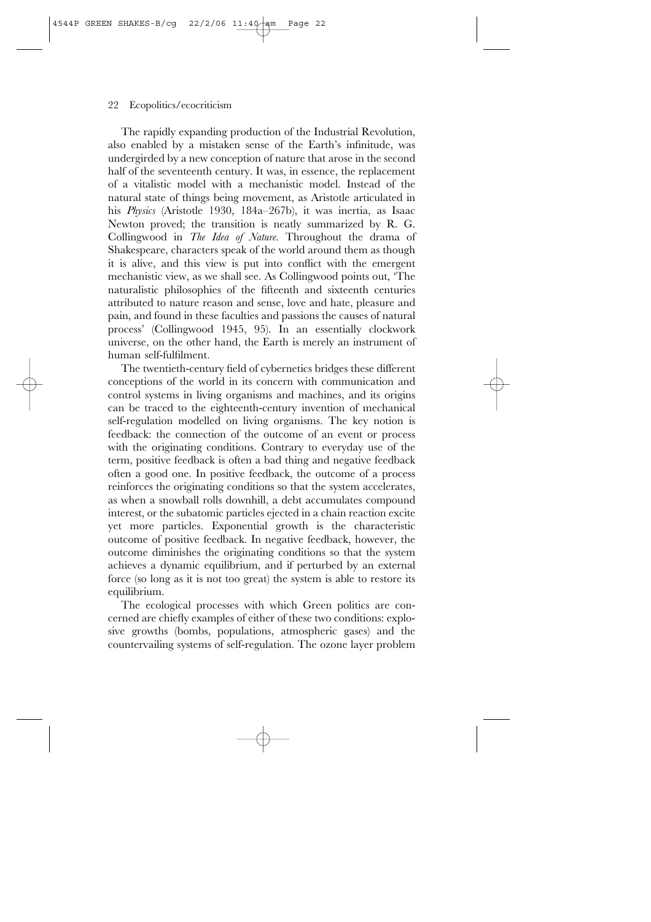The rapidly expanding production of the Industrial Revolution, also enabled by a mistaken sense of the Earth's infinitude, was undergirded by a new conception of nature that arose in the second half of the seventeenth century. It was, in essence, the replacement of a vitalistic model with a mechanistic model. Instead of the natural state of things being movement, as Aristotle articulated in his *Physics* (Aristotle 1930, 184a–267b), it was inertia, as Isaac Newton proved; the transition is neatly summarized by R. G. Collingwood in *The Idea of Nature*. Throughout the drama of Shakespeare, characters speak of the world around them as though it is alive, and this view is put into conflict with the emergent mechanistic view, as we shall see. As Collingwood points out, 'The naturalistic philosophies of the fifteenth and sixteenth centuries attributed to nature reason and sense, love and hate, pleasure and pain, and found in these faculties and passions the causes of natural process' (Collingwood 1945, 95). In an essentially clockwork universe, on the other hand, the Earth is merely an instrument of human self-fulfilment.

The twentieth-century field of cybernetics bridges these different conceptions of the world in its concern with communication and control systems in living organisms and machines, and its origins can be traced to the eighteenth-century invention of mechanical self-regulation modelled on living organisms. The key notion is feedback: the connection of the outcome of an event or process with the originating conditions. Contrary to everyday use of the term, positive feedback is often a bad thing and negative feedback often a good one. In positive feedback, the outcome of a process reinforces the originating conditions so that the system accelerates, as when a snowball rolls downhill, a debt accumulates compound interest, or the subatomic particles ejected in a chain reaction excite yet more particles. Exponential growth is the characteristic outcome of positive feedback. In negative feedback, however, the outcome diminishes the originating conditions so that the system achieves a dynamic equilibrium, and if perturbed by an external force (so long as it is not too great) the system is able to restore its equilibrium.

The ecological processes with which Green politics are concerned are chiefly examples of either of these two conditions: explosive growths (bombs, populations, atmospheric gases) and the countervailing systems of self-regulation. The ozone layer problem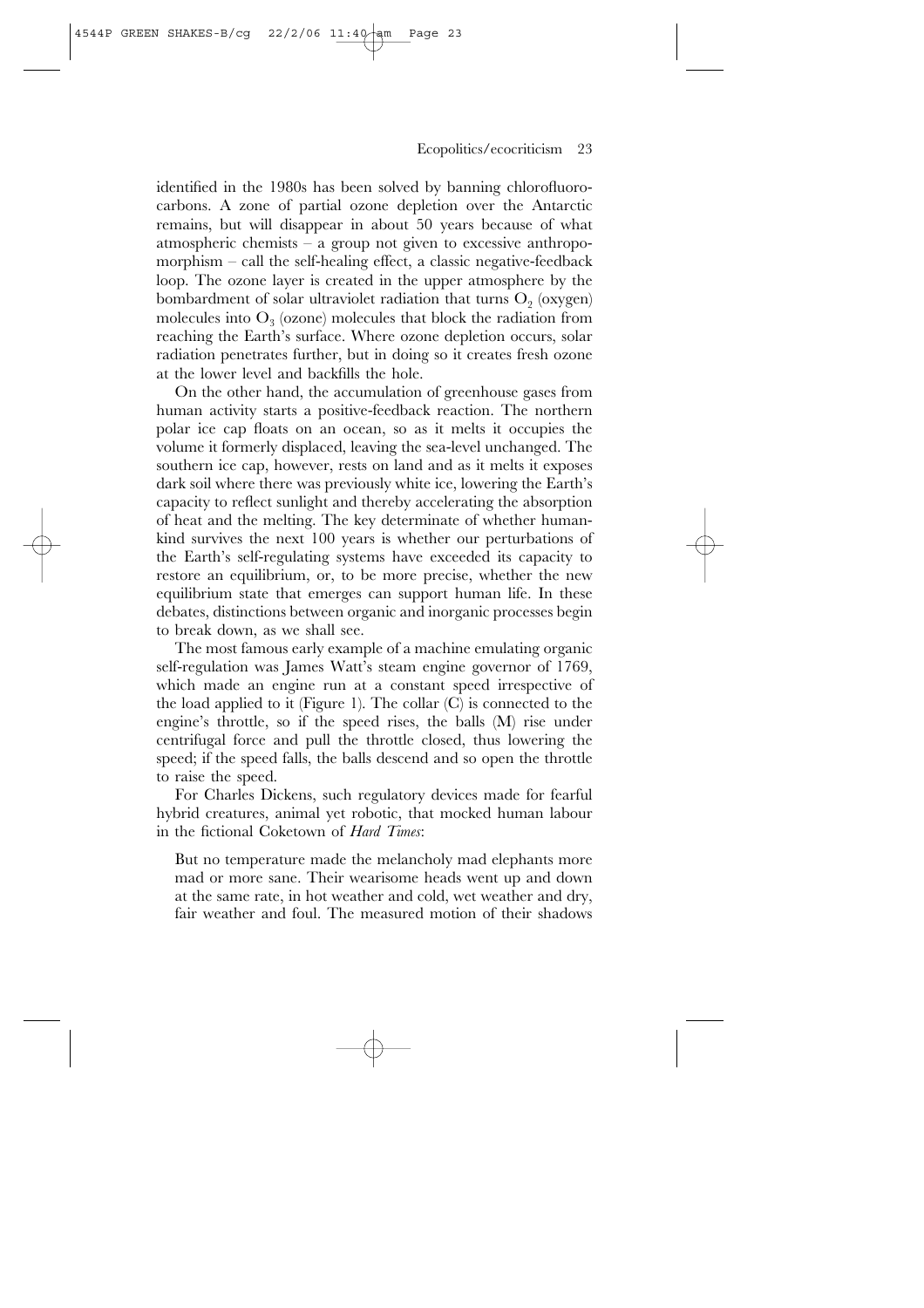identified in the 1980s has been solved by banning chlorofluorocarbons. A zone of partial ozone depletion over the Antarctic remains, but will disappear in about 50 years because of what atmospheric chemists – a group not given to excessive anthropomorphism – call the self-healing effect, a classic negative-feedback loop. The ozone layer is created in the upper atmosphere by the bombardment of solar ultraviolet radiation that turns $O_2$ (oxygen) molecules into $O_3$ (ozone) molecules that block the radiation from reaching the Earth's surface. Where ozone depletion occurs, solar radiation penetrates further, but in doing so it creates fresh ozone at the lower level and backfills the hole.

On the other hand, the accumulation of greenhouse gases from human activity starts a positive-feedback reaction. The northern polar ice cap floats on an ocean, so as it melts it occupies the volume it formerly displaced, leaving the sea-level unchanged. The southern ice cap, however, rests on land and as it melts it exposes dark soil where there was previously white ice, lowering the Earth's capacity to reflect sunlight and thereby accelerating the absorption of heat and the melting. The key determinate of whether humankind survives the next 100 years is whether our perturbations of the Earth's self-regulating systems have exceeded its capacity to restore an equilibrium, or, to be more precise, whether the new equilibrium state that emerges can support human life. In these debates, distinctions between organic and inorganic processes begin to break down, as we shall see.

The most famous early example of a machine emulating organic self-regulation was James Watt's steam engine governor of 1769, which made an engine run at a constant speed irrespective of the load applied to it (Figure 1). The collar (C) is connected to the engine's throttle, so if the speed rises, the balls (M) rise under centrifugal force and pull the throttle closed, thus lowering the speed; if the speed falls, the balls descend and so open the throttle to raise the speed.

For Charles Dickens, such regulatory devices made for fearful hybrid creatures, animal yet robotic, that mocked human labour in the fictional Coketown of *Hard Times*:

> But no temperature made the melancholy mad elephants more mad or more sane. Their wearisome heads went up and down at the same rate, in hot weather and cold, wet weather and dry, fair weather and foul. The measured motion of their shadows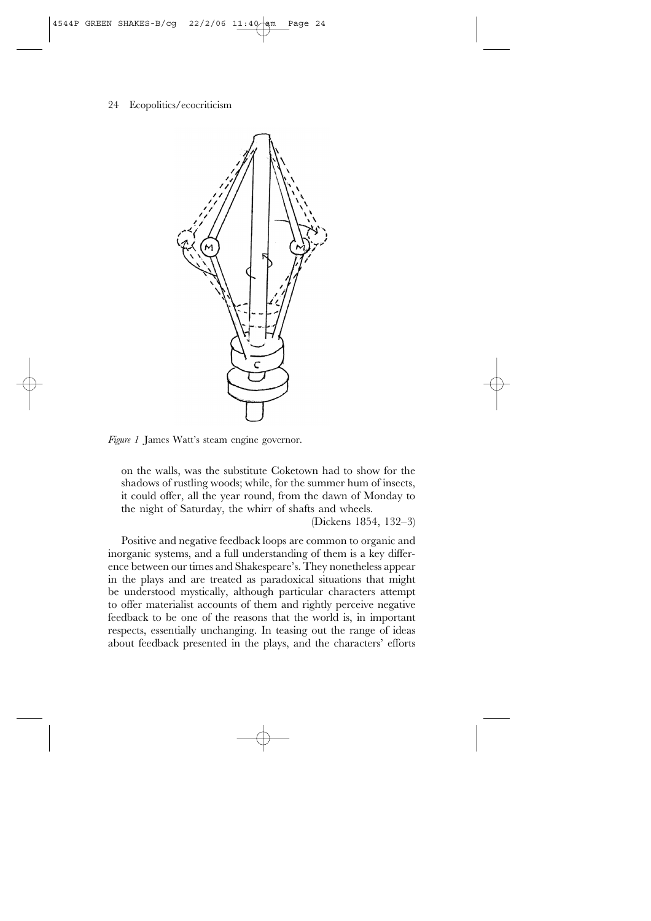*Figure 1* James Watt's steam engine governor.

> on the walls, was the substitute Coketown had to show for the shadows of rustling woods; while, for the summer hum of insects, it could offer, all the year round, from the dawn of Monday to the night of Saturday, the whirr of shafts and wheels.
>
> (Dickens 1854, 132–3)

Positive and negative feedback loops are common to organic and inorganic systems, and a full understanding of them is a key difference between our times and Shakespeare's. They nonetheless appear in the plays and are treated as paradoxical situations that might be understood mystically, although particular characters attempt to offer materialist accounts of them and rightly perceive negative feedback to be one of the reasons that the world is, in important respects, essentially unchanging. In teasing out the range of ideas about feedback presented in the plays, and the characters' efforts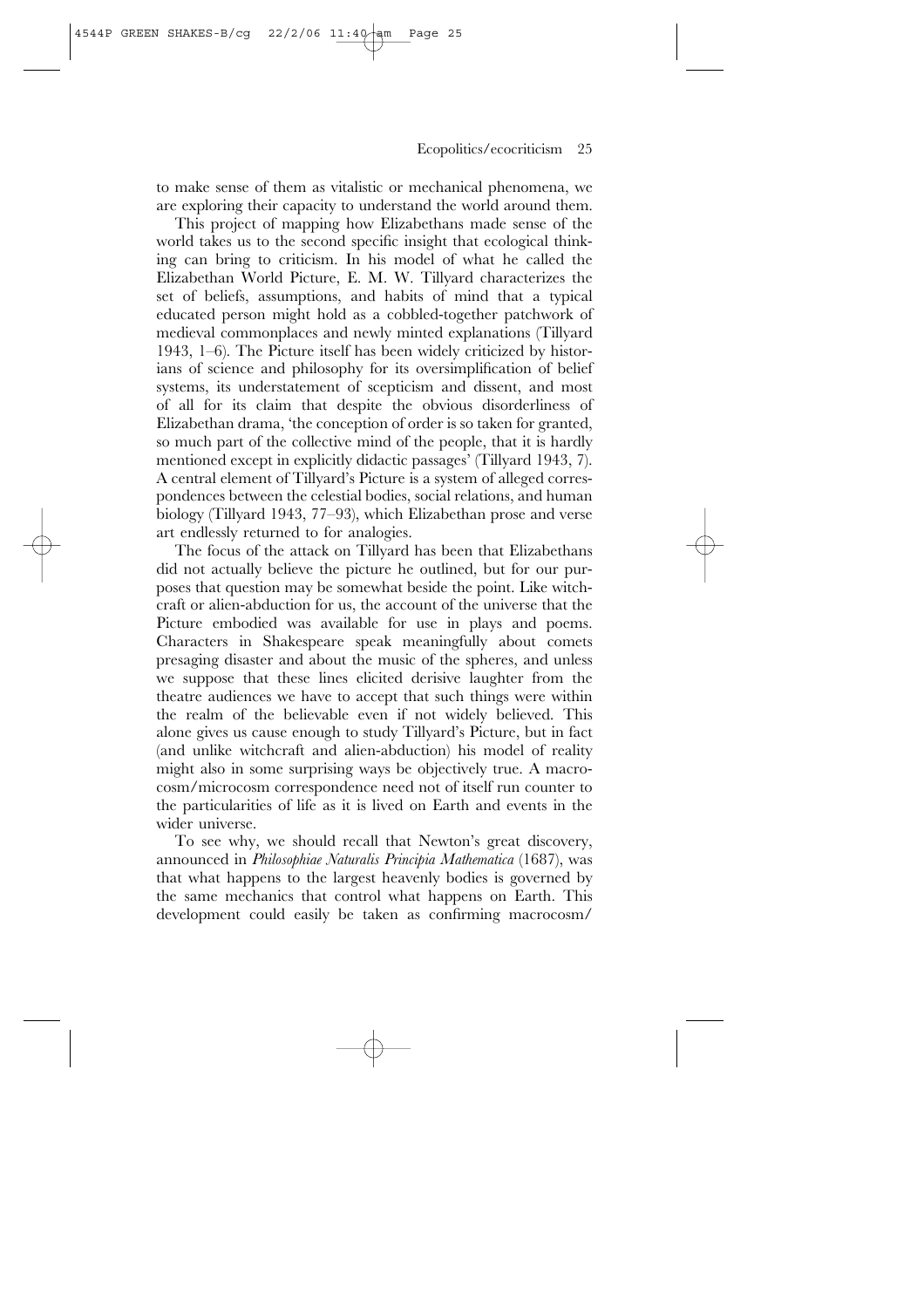to make sense of them as vitalistic or mechanical phenomena, we are exploring their capacity to understand the world around them.

This project of mapping how Elizabethans made sense of the world takes us to the second specific insight that ecological thinking can bring to criticism. In his model of what he called the Elizabethan World Picture, E. M. W. Tillyard characterizes the set of beliefs, assumptions, and habits of mind that a typical educated person might hold as a cobbled-together patchwork of medieval commonplaces and newly minted explanations (Tillyard 1943, 1–6). The Picture itself has been widely criticized by historians of science and philosophy for its oversimplification of belief systems, its understatement of scepticism and dissent, and most of all for its claim that despite the obvious disorderliness of Elizabethan drama, 'the conception of order is so taken for granted, so much part of the collective mind of the people, that it is hardly mentioned except in explicitly didactic passages' (Tillyard 1943, 7). A central element of Tillyard's Picture is a system of alleged correspondences between the celestial bodies, social relations, and human biology (Tillyard 1943, 77–93), which Elizabethan prose and verse art endlessly returned to for analogies.

The focus of the attack on Tillyard has been that Elizabethans did not actually believe the picture he outlined, but for our purposes that question may be somewhat beside the point. Like witchcraft or alien-abduction for us, the account of the universe that the Picture embodied was available for use in plays and poems. Characters in Shakespeare speak meaningfully about comets presaging disaster and about the music of the spheres, and unless we suppose that these lines elicited derisive laughter from the theatre audiences we have to accept that such things were within the realm of the believable even if not widely believed. This alone gives us cause enough to study Tillyard's Picture, but in fact (and unlike witchcraft and alien-abduction) his model of reality might also in some surprising ways be objectively true. A macrocosm/microcosm correspondence need not of itself run counter to the particularities of life as it is lived on Earth and events in the wider universe.

To see why, we should recall that Newton's great discovery, announced in *Philosophiae Naturalis Principia Mathematica* (1687), was that what happens to the largest heavenly bodies is governed by the same mechanics that control what happens on Earth. This development could easily be taken as confirming macrocosm/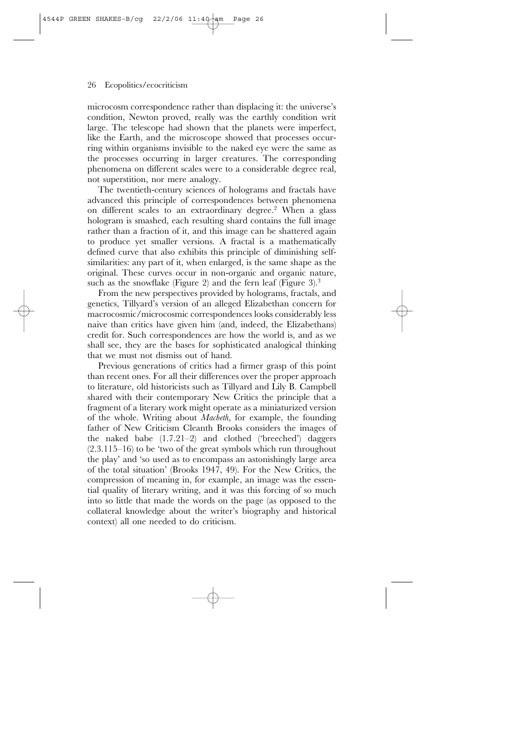microcosm correspondence rather than displacing it: the universe's condition, Newton proved, really was the earthly condition writ large. The telescope had shown that the planets were imperfect, like the Earth, and the microscope showed that processes occurring within organisms invisible to the naked eye were the same as the processes occurring in larger creatures. The corresponding phenomena on different scales were to a considerable degree real, not superstition, nor mere analogy.

The twentieth-century sciences of holograms and fractals have advanced this principle of correspondences between phenomena on different scales to an extraordinary degree.[2] When a glass hologram is smashed, each resulting shard contains the full image rather than a fraction of it, and this image can be shattered again to produce yet smaller versions. A fractal is a mathematically defined curve that also exhibits this principle of diminishing self-similarities: any part of it, when enlarged, is the same shape as the original. These curves occur in non-organic and organic nature, such as the snowflake (Figure 2) and the fern leaf (Figure 3).[3]

From the new perspectives provided by holograms, fractals, and genetics, Tillyard's version of an alleged Elizabethan concern for macrocosmic/microcosmic correspondences looks considerably less naive than critics have given him (and, indeed, the Elizabethans) credit for. Such correspondences are how the world is, and as we shall see, they are the bases for sophisticated analogical thinking that we must not dismiss out of hand.

Previous generations of critics had a firmer grasp of this point than recent ones. For all their differences over the proper approach to literature, old historicists such as Tillyard and Lily B. Campbell shared with their contemporary New Critics the principle that a fragment of a literary work might operate as a miniaturized version of the whole. Writing about *Macbeth*, for example, the founding father of New Criticism Cleanth Brooks considers the images of the naked babe (1.7.21–2) and clothed ('breeched') daggers (2.3.115–16) to be 'two of the great symbols which run throughout the play' and 'so used as to encompass an astonishingly large area of the total situation' (Brooks 1947, 49). For the New Critics, the compression of meaning in, for example, an image was the essential quality of literary writing, and it was this forcing of so much into so little that made the words on the page (as opposed to the collateral knowledge about the writer's biography and historical context) all one needed to do criticism.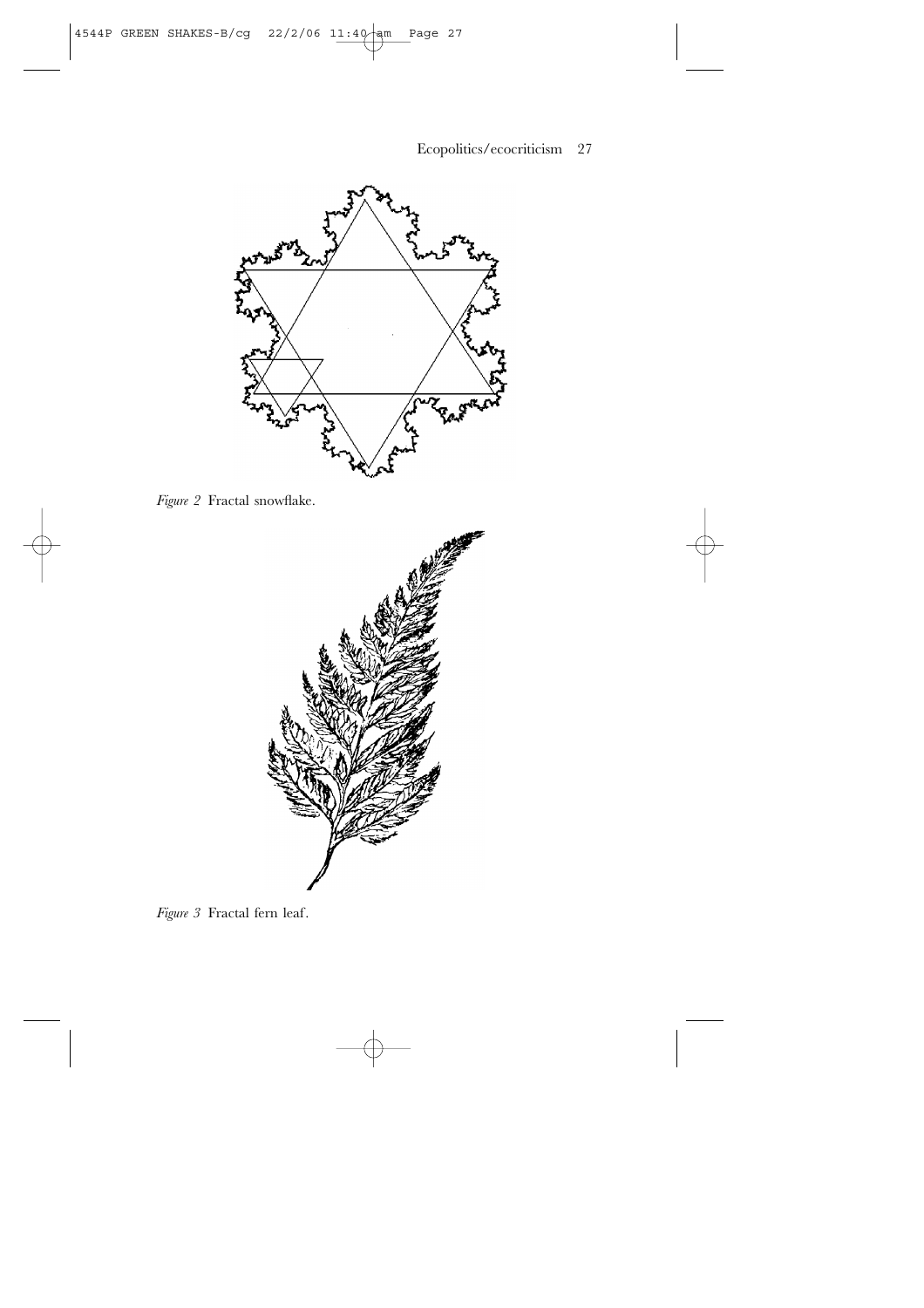*Figure 2* Fractal snowflake.

*Figure 3* Fractal fern leaf.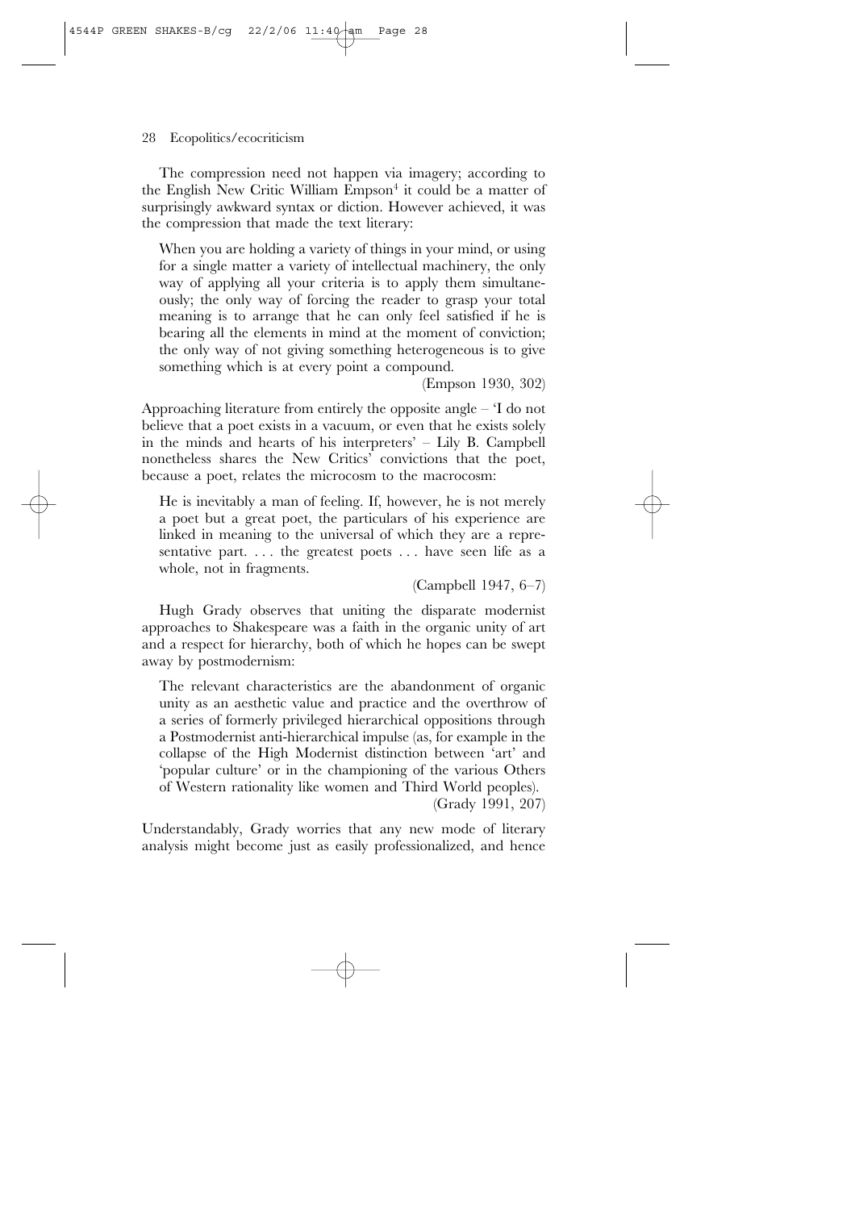The compression need not happen via imagery; according to the English New Critic William Empson[4] it could be a matter of surprisingly awkward syntax or diction. However achieved, it was the compression that made the text literary:

> When you are holding a variety of things in your mind, or using for a single matter a variety of intellectual machinery, the only way of applying all your criteria is to apply them simultaneously; the only way of forcing the reader to grasp your total meaning is to arrange that he can only feel satisfied if he is bearing all the elements in mind at the moment of conviction; the only way of not giving something heterogeneous is to give something which is at every point a compound.
>
> (Empson 1930, 302)

Approaching literature from entirely the opposite angle – 'I do not believe that a poet exists in a vacuum, or even that he exists solely in the minds and hearts of his interpreters' – Lily B. Campbell nonetheless shares the New Critics' convictions that the poet, because a poet, relates the microcosm to the macrocosm:

> He is inevitably a man of feeling. If, however, he is not merely a poet but a great poet, the particulars of his experience are linked in meaning to the universal of which they are a representative part. . . . the greatest poets . . . have seen life as a whole, not in fragments.
>
> (Campbell 1947, 6–7)

Hugh Grady observes that uniting the disparate modernist approaches to Shakespeare was a faith in the organic unity of art and a respect for hierarchy, both of which he hopes can be swept away by postmodernism:

> The relevant characteristics are the abandonment of organic unity as an aesthetic value and practice and the overthrow of a series of formerly privileged hierarchical oppositions through a Postmodernist anti-hierarchical impulse (as, for example in the collapse of the High Modernist distinction between 'art' and 'popular culture' or in the championing of the various Others of Western rationality like women and Third World peoples).
>
> (Grady 1991, 207)

Understandably, Grady worries that any new mode of literary analysis might become just as easily professionalized, and hence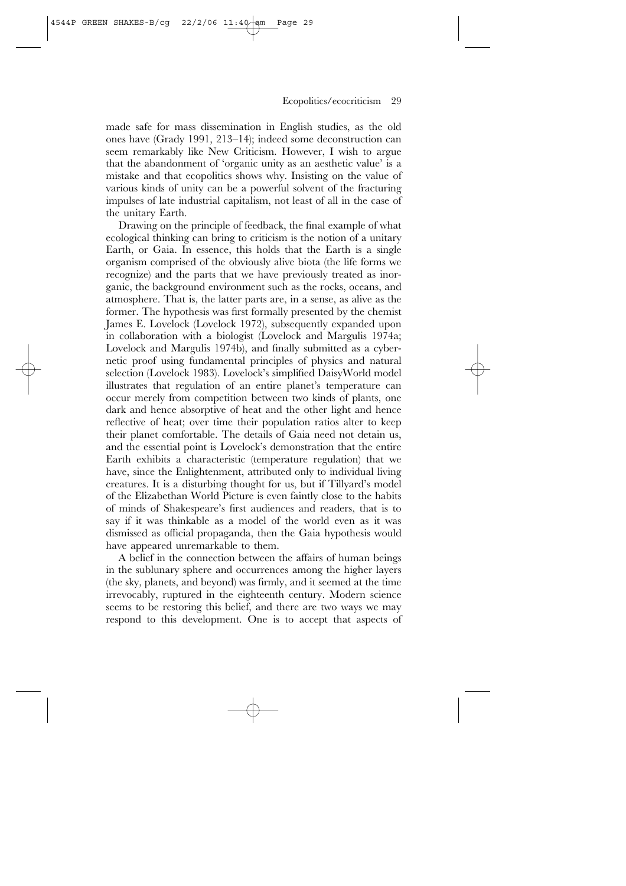made safe for mass dissemination in English studies, as the old ones have (Grady 1991, 213–14); indeed some deconstruction can seem remarkably like New Criticism. However, I wish to argue that the abandonment of 'organic unity as an aesthetic value' is a mistake and that ecopolitics shows why. Insisting on the value of various kinds of unity can be a powerful solvent of the fracturing impulses of late industrial capitalism, not least of all in the case of the unitary Earth.

Drawing on the principle of feedback, the final example of what ecological thinking can bring to criticism is the notion of a unitary Earth, or Gaia. In essence, this holds that the Earth is a single organism comprised of the obviously alive biota (the life forms we recognize) and the parts that we have previously treated as inorganic, the background environment such as the rocks, oceans, and atmosphere. That is, the latter parts are, in a sense, as alive as the former. The hypothesis was first formally presented by the chemist James E. Lovelock (Lovelock 1972), subsequently expanded upon in collaboration with a biologist (Lovelock and Margulis 1974a; Lovelock and Margulis 1974b), and finally submitted as a cybernetic proof using fundamental principles of physics and natural selection (Lovelock 1983). Lovelock's simplified DaisyWorld model illustrates that regulation of an entire planet's temperature can occur merely from competition between two kinds of plants, one dark and hence absorptive of heat and the other light and hence reflective of heat; over time their population ratios alter to keep their planet comfortable. The details of Gaia need not detain us, and the essential point is Lovelock's demonstration that the entire Earth exhibits a characteristic (temperature regulation) that we have, since the Enlightenment, attributed only to individual living creatures. It is a disturbing thought for us, but if Tillyard's model of the Elizabethan World Picture is even faintly close to the habits of minds of Shakespeare's first audiences and readers, that is to say if it was thinkable as a model of the world even as it was dismissed as official propaganda, then the Gaia hypothesis would have appeared unremarkable to them.

A belief in the connection between the affairs of human beings in the sublunary sphere and occurrences among the higher layers (the sky, planets, and beyond) was firmly, and it seemed at the time irrevocably, ruptured in the eighteenth century. Modern science seems to be restoring this belief, and there are two ways we may respond to this development. One is to accept that aspects of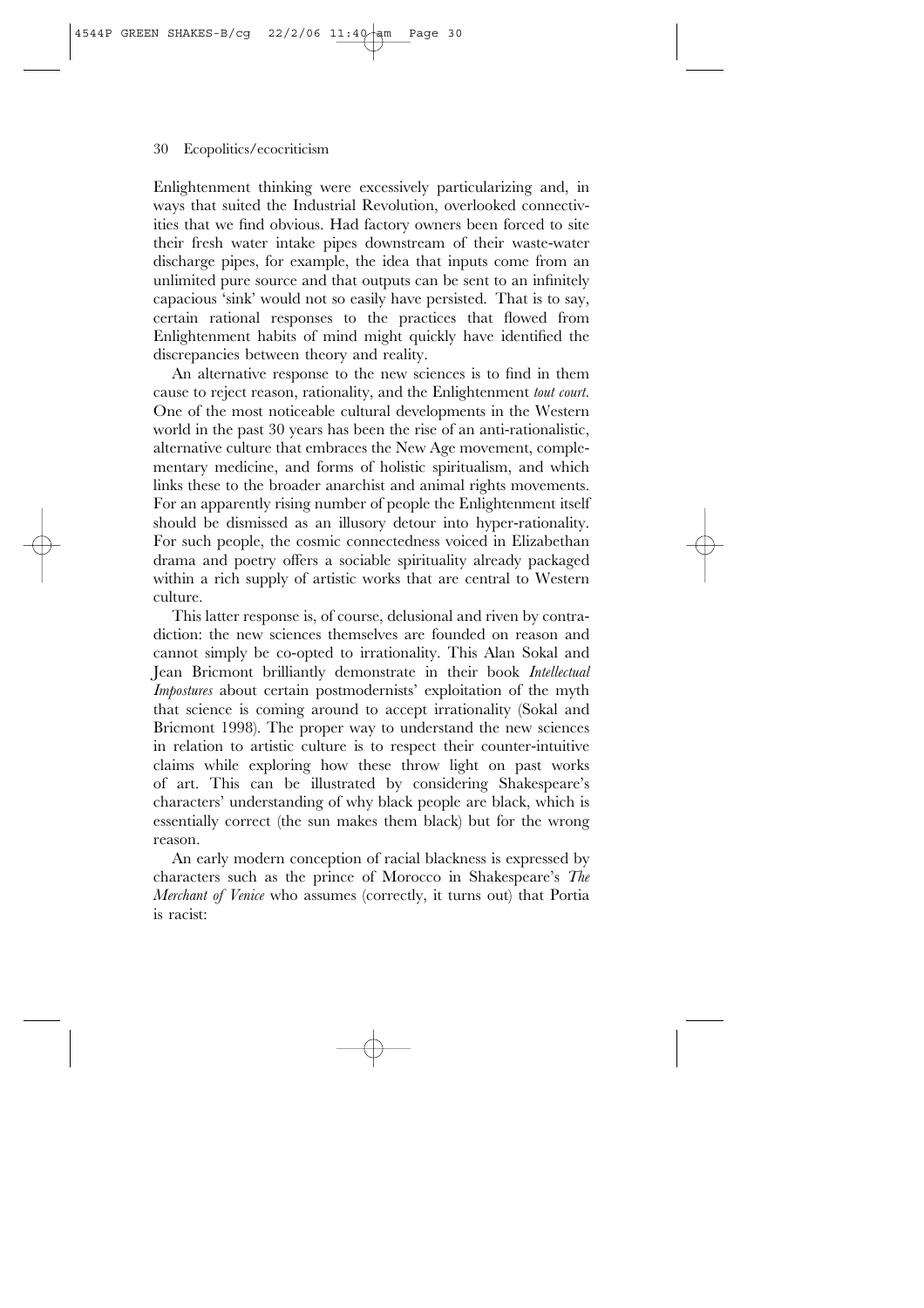Enlightenment thinking were excessively particularizing and, in ways that suited the Industrial Revolution, overlooked connectivities that we find obvious. Had factory owners been forced to site their fresh water intake pipes downstream of their waste-water discharge pipes, for example, the idea that inputs come from an unlimited pure source and that outputs can be sent to an infinitely capacious 'sink' would not so easily have persisted. That is to say, certain rational responses to the practices that flowed from Enlightenment habits of mind might quickly have identified the discrepancies between theory and reality.

An alternative response to the new sciences is to find in them cause to reject reason, rationality, and the Enlightenment *tout court*. One of the most noticeable cultural developments in the Western world in the past 30 years has been the rise of an anti-rationalistic, alternative culture that embraces the New Age movement, complementary medicine, and forms of holistic spiritualism, and which links these to the broader anarchist and animal rights movements. For an apparently rising number of people the Enlightenment itself should be dismissed as an illusory detour into hyper-rationality. For such people, the cosmic connectedness voiced in Elizabethan drama and poetry offers a sociable spirituality already packaged within a rich supply of artistic works that are central to Western culture.

This latter response is, of course, delusional and riven by contradiction: the new sciences themselves are founded on reason and cannot simply be co-opted to irrationality. This Alan Sokal and Jean Bricmont brilliantly demonstrate in their book *Intellectual Impostures* about certain postmodernists' exploitation of the myth that science is coming around to accept irrationality (Sokal and Bricmont 1998). The proper way to understand the new sciences in relation to artistic culture is to respect their counter-intuitive claims while exploring how these throw light on past works of art. This can be illustrated by considering Shakespeare's characters' understanding of why black people are black, which is essentially correct (the sun makes them black) but for the wrong reason.

An early modern conception of racial blackness is expressed by characters such as the prince of Morocco in Shakespeare's *The Merchant of Venice* who assumes (correctly, it turns out) that Portia is racist: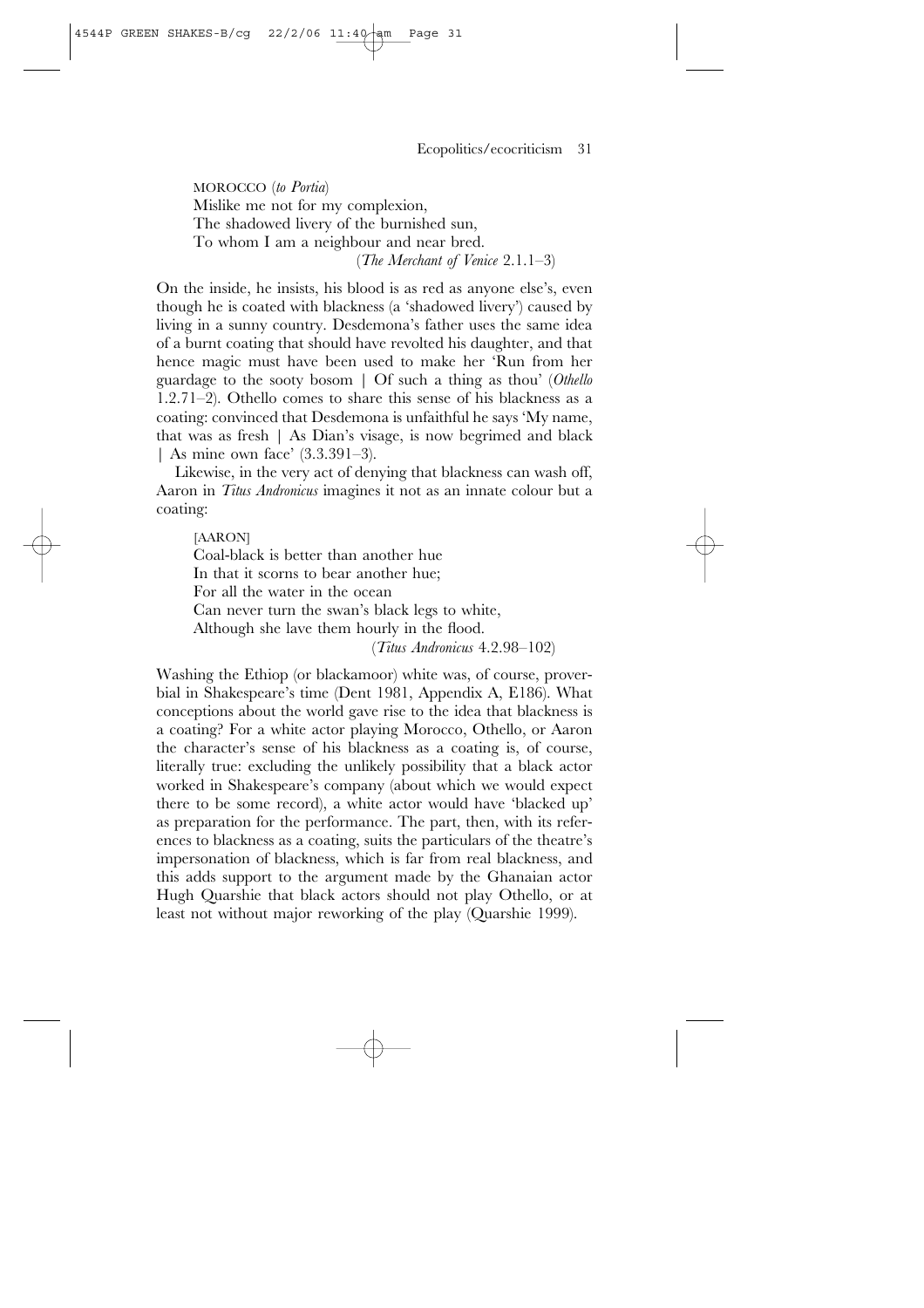MOROCCO (*to Portia*)
Mislike me not for my complexion,
The shadowed livery of the burnished sun,
To whom I am a neighbour and near bred.
(*The Merchant of Venice* 2.1.1–3)

On the inside, he insists, his blood is as red as anyone else's, even though he is coated with blackness (a 'shadowed livery') caused by living in a sunny country. Desdemona's father uses the same idea of a burnt coating that should have revolted his daughter, and that hence magic must have been used to make her 'Run from her guardage to the sooty bosom | Of such a thing as thou' (*Othello* 1.2.71–2). Othello comes to share this sense of his blackness as a coating: convinced that Desdemona is unfaithful he says 'My name, that was as fresh | As Dian's visage, is now begrimed and black | As mine own face' (3.3.391–3).

Likewise, in the very act of denying that blackness can wash off, Aaron in *Titus Andronicus* imagines it not as an innate colour but a coating:

[AARON]
Coal-black is better than another hue
In that it scorns to bear another hue;
For all the water in the ocean
Can never turn the swan's black legs to white,
Although she lave them hourly in the flood.
(*Titus Andronicus* 4.2.98–102)

Washing the Ethiop (or blackamoor) white was, of course, proverbial in Shakespeare's time (Dent 1981, Appendix A, E186). What conceptions about the world gave rise to the idea that blackness is a coating? For a white actor playing Morocco, Othello, or Aaron the character's sense of his blackness as a coating is, of course, literally true: excluding the unlikely possibility that a black actor worked in Shakespeare's company (about which we would expect there to be some record), a white actor would have 'blacked up' as preparation for the performance. The part, then, with its references to blackness as a coating, suits the particulars of the theatre's impersonation of blackness, which is far from real blackness, and this adds support to the argument made by the Ghanaian actor Hugh Quarshie that black actors should not play Othello, or at least not without major reworking of the play (Quarshie 1999).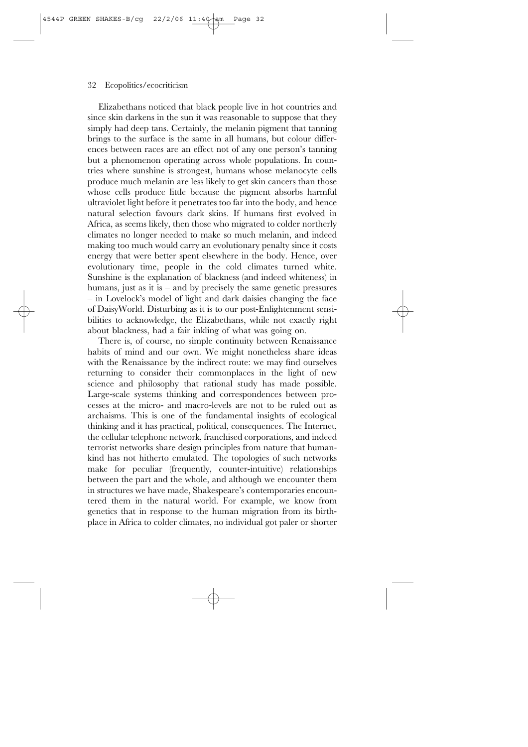Elizabethans noticed that black people live in hot countries and since skin darkens in the sun it was reasonable to suppose that they simply had deep tans. Certainly, the melanin pigment that tanning brings to the surface is the same in all humans, but colour differences between races are an effect not of any one person's tanning but a phenomenon operating across whole populations. In countries where sunshine is strongest, humans whose melanocyte cells produce much melanin are less likely to get skin cancers than those whose cells produce little because the pigment absorbs harmful ultraviolet light before it penetrates too far into the body, and hence natural selection favours dark skins. If humans first evolved in Africa, as seems likely, then those who migrated to colder northerly climates no longer needed to make so much melanin, and indeed making too much would carry an evolutionary penalty since it costs energy that were better spent elsewhere in the body. Hence, over evolutionary time, people in the cold climates turned white. Sunshine is the explanation of blackness (and indeed whiteness) in humans, just as it is – and by precisely the same genetic pressures – in Lovelock's model of light and dark daisies changing the face of DaisyWorld. Disturbing as it is to our post-Enlightenment sensibilities to acknowledge, the Elizabethans, while not exactly right about blackness, had a fair inkling of what was going on.

There is, of course, no simple continuity between Renaissance habits of mind and our own. We might nonetheless share ideas with the Renaissance by the indirect route: we may find ourselves returning to consider their commonplaces in the light of new science and philosophy that rational study has made possible. Large-scale systems thinking and correspondences between processes at the micro- and macro-levels are not to be ruled out as archaisms. This is one of the fundamental insights of ecological thinking and it has practical, political, consequences. The Internet, the cellular telephone network, franchised corporations, and indeed terrorist networks share design principles from nature that humankind has not hitherto emulated. The topologies of such networks make for peculiar (frequently, counter-intuitive) relationships between the part and the whole, and although we encounter them in structures we have made, Shakespeare's contemporaries encountered them in the natural world. For example, we know from genetics that in response to the human migration from its birthplace in Africa to colder climates, no individual got paler or shorter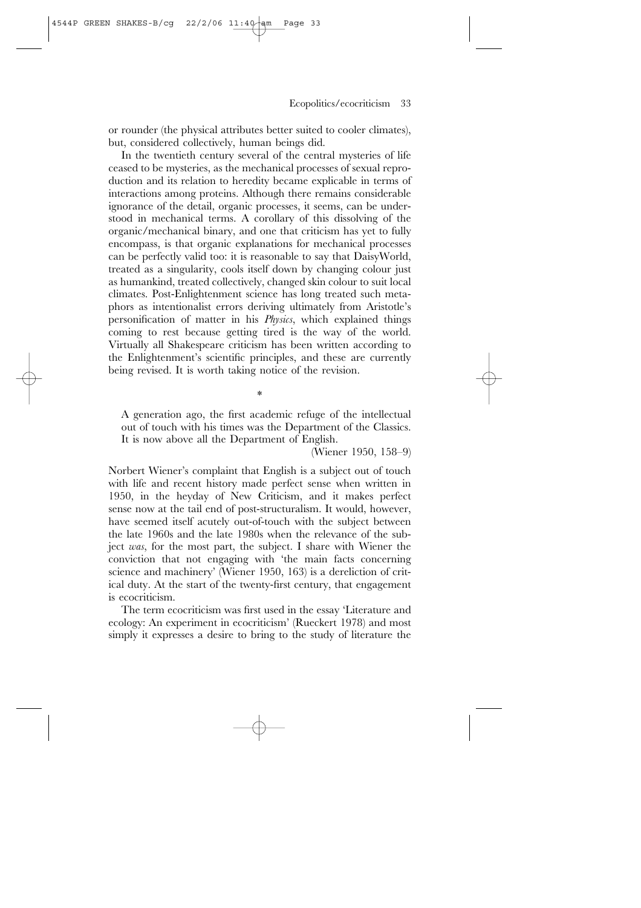or rounder (the physical attributes better suited to cooler climates), but, considered collectively, human beings did.

In the twentieth century several of the central mysteries of life ceased to be mysteries, as the mechanical processes of sexual reproduction and its relation to heredity became explicable in terms of interactions among proteins. Although there remains considerable ignorance of the detail, organic processes, it seems, can be understood in mechanical terms. A corollary of this dissolving of the organic/mechanical binary, and one that criticism has yet to fully encompass, is that organic explanations for mechanical processes can be perfectly valid too: it is reasonable to say that DaisyWorld, treated as a singularity, cools itself down by changing colour just as humankind, treated collectively, changed skin colour to suit local climates. Post-Enlightenment science has long treated such metaphors as intentionalist errors deriving ultimately from Aristotle's personification of matter in his *Physics*, which explained things coming to rest because getting tired is the way of the world. Virtually all Shakespeare criticism has been written according to the Enlightenment's scientific principles, and these are currently being revised. It is worth taking notice of the revision.

*

> A generation ago, the first academic refuge of the intellectual out of touch with his times was the Department of the Classics. It is now above all the Department of English.
>
> (Wiener 1950, 158–9)

Norbert Wiener's complaint that English is a subject out of touch with life and recent history made perfect sense when written in 1950, in the heyday of New Criticism, and it makes perfect sense now at the tail end of post-structuralism. It would, however, have seemed itself acutely out-of-touch with the subject between the late 1960s and the late 1980s when the relevance of the subject *was*, for the most part, the subject. I share with Wiener the conviction that not engaging with 'the main facts concerning science and machinery' (Wiener 1950, 163) is a dereliction of critical duty. At the start of the twenty-first century, that engagement is ecocriticism.

The term ecocriticism was first used in the essay 'Literature and ecology: An experiment in ecocriticism' (Rueckert 1978) and most simply it expresses a desire to bring to the study of literature the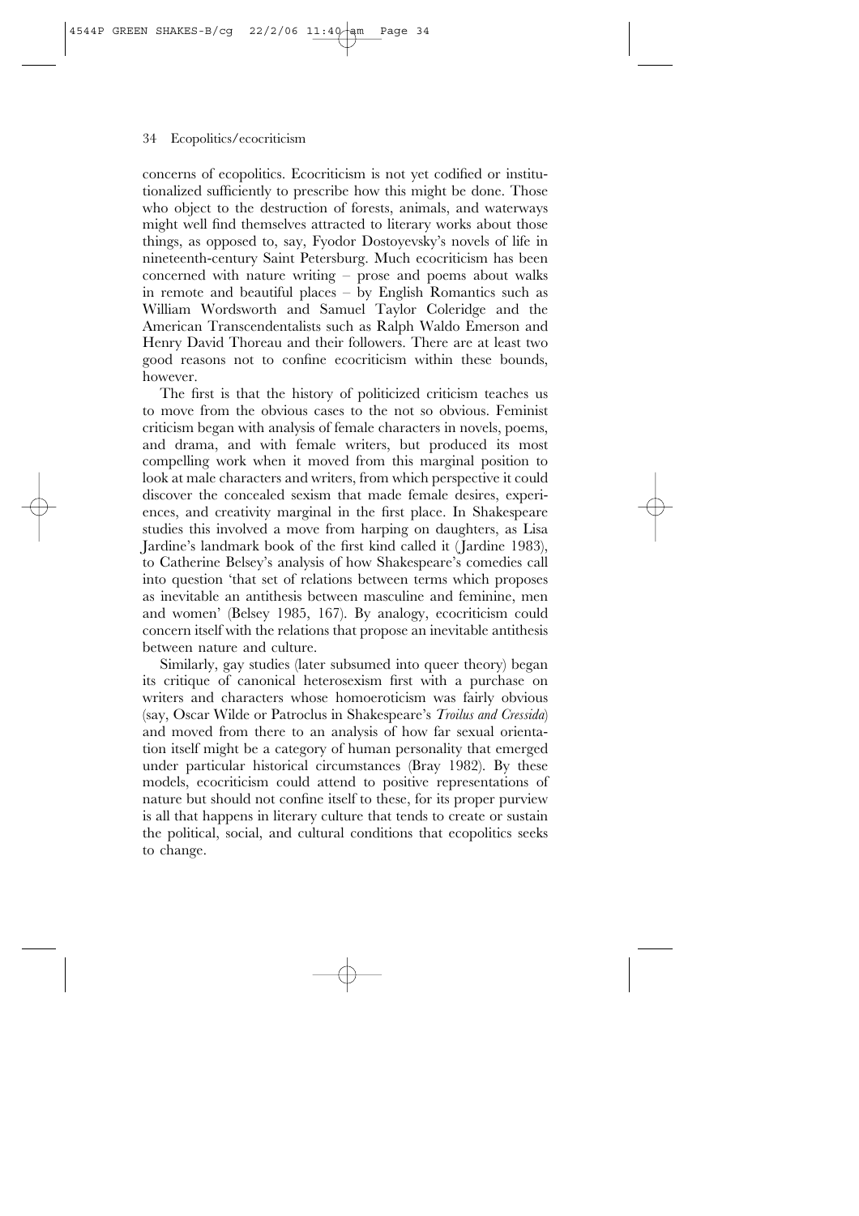concerns of ecopolitics. Ecocriticism is not yet codified or institutionalized sufficiently to prescribe how this might be done. Those who object to the destruction of forests, animals, and waterways might well find themselves attracted to literary works about those things, as opposed to, say, Fyodor Dostoyevsky's novels of life in nineteenth-century Saint Petersburg. Much ecocriticism has been concerned with nature writing – prose and poems about walks in remote and beautiful places – by English Romantics such as William Wordsworth and Samuel Taylor Coleridge and the American Transcendentalists such as Ralph Waldo Emerson and Henry David Thoreau and their followers. There are at least two good reasons not to confine ecocriticism within these bounds, however.

The first is that the history of politicized criticism teaches us to move from the obvious cases to the not so obvious. Feminist criticism began with analysis of female characters in novels, poems, and drama, and with female writers, but produced its most compelling work when it moved from this marginal position to look at male characters and writers, from which perspective it could discover the concealed sexism that made female desires, experiences, and creativity marginal in the first place. In Shakespeare studies this involved a move from harping on daughters, as Lisa Jardine's landmark book of the first kind called it (Jardine 1983), to Catherine Belsey's analysis of how Shakespeare's comedies call into question 'that set of relations between terms which proposes as inevitable an antithesis between masculine and feminine, men and women' (Belsey 1985, 167). By analogy, ecocriticism could concern itself with the relations that propose an inevitable antithesis between nature and culture.

Similarly, gay studies (later subsumed into queer theory) began its critique of canonical heterosexism first with a purchase on writers and characters whose homoeroticism was fairly obvious (say, Oscar Wilde or Patroclus in Shakespeare's *Troilus and Cressida*) and moved from there to an analysis of how far sexual orientation itself might be a category of human personality that emerged under particular historical circumstances (Bray 1982). By these models, ecocriticism could attend to positive representations of nature but should not confine itself to these, for its proper purview is all that happens in literary culture that tends to create or sustain the political, social, and cultural conditions that ecopolitics seeks to change.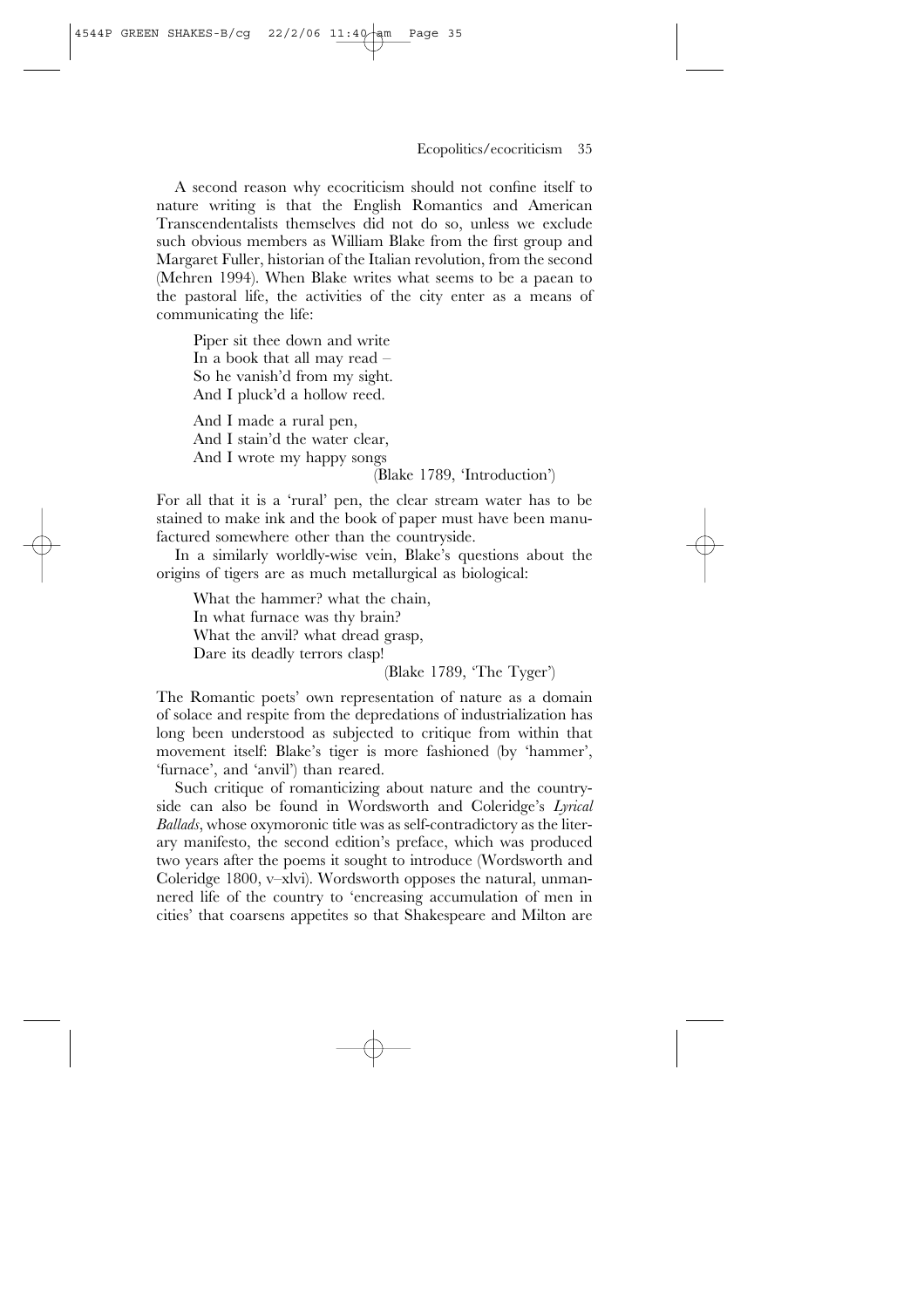A second reason why ecocriticism should not confine itself to nature writing is that the English Romantics and American Transcendentalists themselves did not do so, unless we exclude such obvious members as William Blake from the first group and Margaret Fuller, historian of the Italian revolution, from the second (Mehren 1994). When Blake writes what seems to be a paean to the pastoral life, the activities of the city enter as a means of communicating the life:

> Piper sit thee down and write  
> In a book that all may read –  
> So he vanish'd from my sight.  
> And I pluck'd a hollow reed.
>
> And I made a rural pen,  
> And I stain'd the water clear,  
> And I wrote my happy songs  
> (Blake 1789, 'Introduction')

For all that it is a 'rural' pen, the clear stream water has to be stained to make ink and the book of paper must have been manufactured somewhere other than the countryside.

In a similarly worldly-wise vein, Blake's questions about the origins of tigers are as much metallurgical as biological:

> What the hammer? what the chain,  
> In what furnace was thy brain?  
> What the anvil? what dread grasp,  
> Dare its deadly terrors clasp!  
> (Blake 1789, 'The Tyger')

The Romantic poets' own representation of nature as a domain of solace and respite from the depredations of industrialization has long been understood as subjected to critique from within that movement itself: Blake's tiger is more fashioned (by 'hammer', 'furnace', and 'anvil') than reared.

Such critique of romanticizing about nature and the countryside can also be found in Wordsworth and Coleridge's *Lyrical Ballads*, whose oxymoronic title was as self-contradictory as the literary manifesto, the second edition's preface, which was produced two years after the poems it sought to introduce (Wordsworth and Coleridge 1800, v–xlvi). Wordsworth opposes the natural, unmannered life of the country to 'encreasing accumulation of men in cities' that coarsens appetites so that Shakespeare and Milton are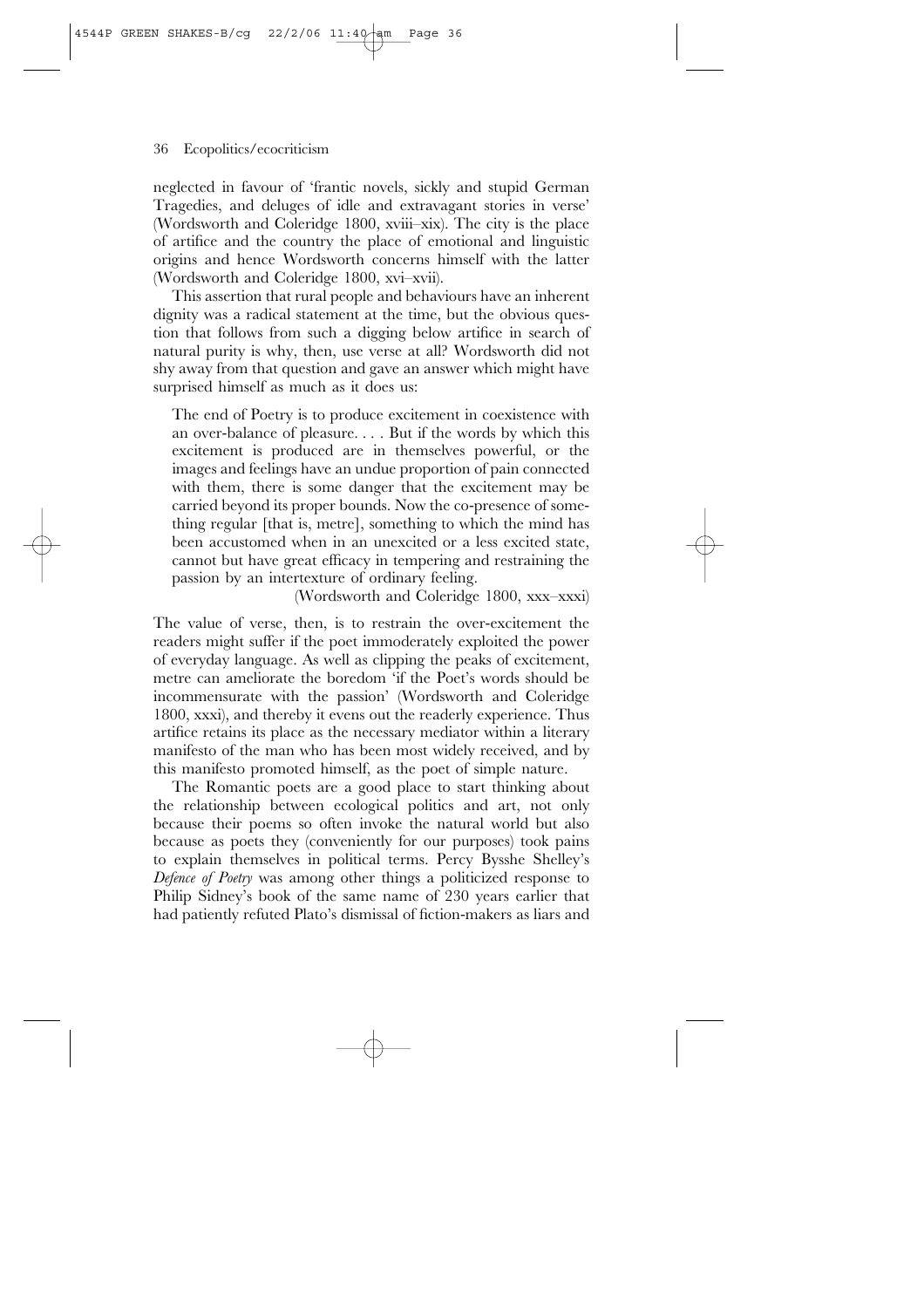neglected in favour of 'frantic novels, sickly and stupid German Tragedies, and deluges of idle and extravagant stories in verse' (Wordsworth and Coleridge 1800, xviii–xix). The city is the place of artifice and the country the place of emotional and linguistic origins and hence Wordsworth concerns himself with the latter (Wordsworth and Coleridge 1800, xvi–xvii).

This assertion that rural people and behaviours have an inherent dignity was a radical statement at the time, but the obvious question that follows from such a digging below artifice in search of natural purity is why, then, use verse at all? Wordsworth did not shy away from that question and gave an answer which might have surprised himself as much as it does us:

> The end of Poetry is to produce excitement in coexistence with an over-balance of pleasure. . . . But if the words by which this excitement is produced are in themselves powerful, or the images and feelings have an undue proportion of pain connected with them, there is some danger that the excitement may be carried beyond its proper bounds. Now the co-presence of something regular [that is, metre], something to which the mind has been accustomed when in an unexcited or a less excited state, cannot but have great efficacy in tempering and restraining the passion by an intertexture of ordinary feeling.
>
> (Wordsworth and Coleridge 1800, xxx–xxxi)

The value of verse, then, is to restrain the over-excitement the readers might suffer if the poet immoderately exploited the power of everyday language. As well as clipping the peaks of excitement, metre can ameliorate the boredom 'if the Poet's words should be incommensurate with the passion' (Wordsworth and Coleridge 1800, xxxi), and thereby it evens out the readerly experience. Thus artifice retains its place as the necessary mediator within a literary manifesto of the man who has been most widely received, and by this manifesto promoted himself, as the poet of simple nature.

The Romantic poets are a good place to start thinking about the relationship between ecological politics and art, not only because their poems so often invoke the natural world but also because as poets they (conveniently for our purposes) took pains to explain themselves in political terms. Percy Bysshe Shelley's *Defence of Poetry* was among other things a politicized response to Philip Sidney's book of the same name of 230 years earlier that had patiently refuted Plato's dismissal of fiction-makers as liars and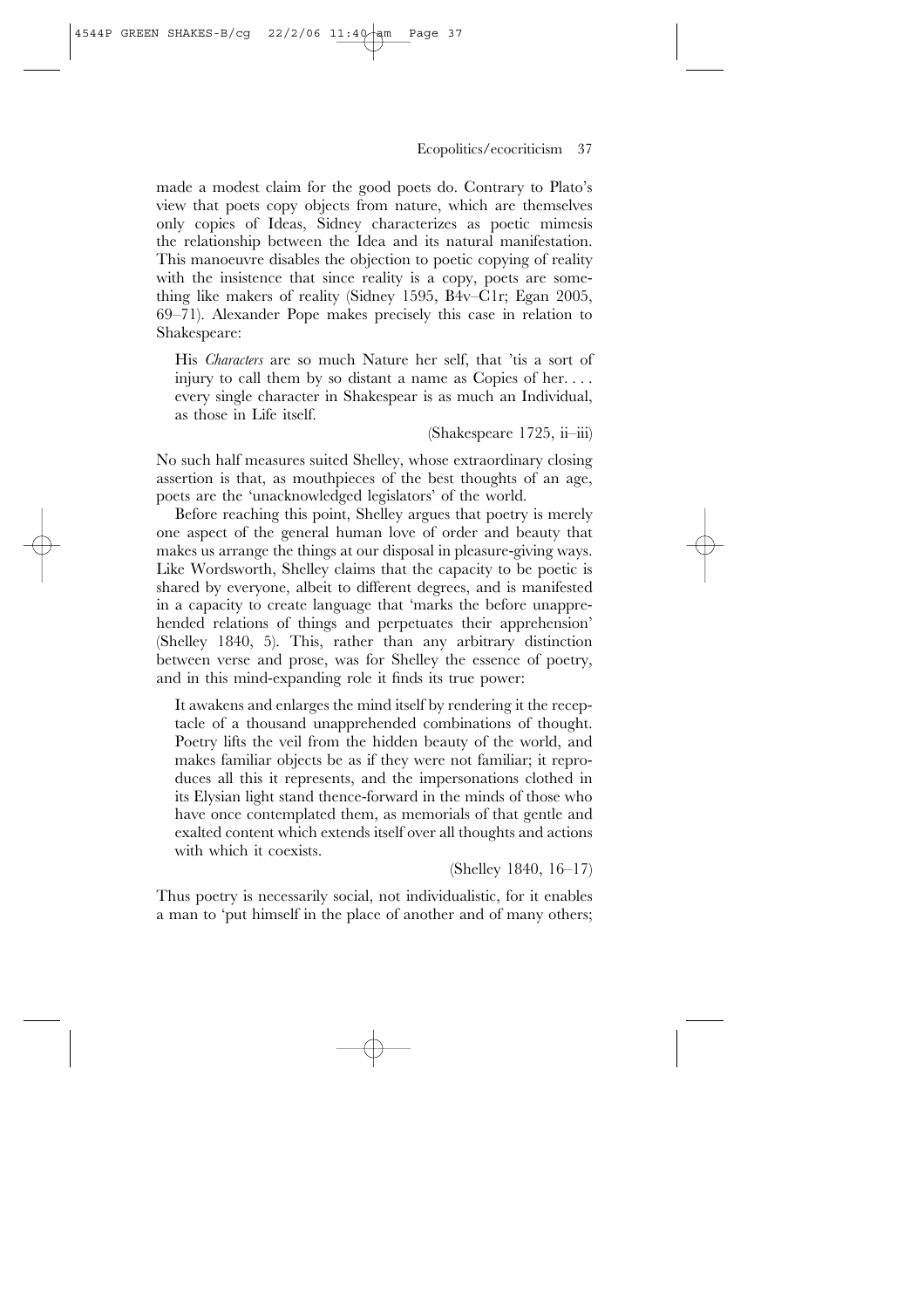made a modest claim for the good poets do. Contrary to Plato's view that poets copy objects from nature, which are themselves only copies of Ideas, Sidney characterizes as poetic mimesis the relationship between the Idea and its natural manifestation. This manoeuvre disables the objection to poetic copying of reality with the insistence that since reality is a copy, poets are something like makers of reality (Sidney 1595, B4v–C1r; Egan 2005, 69–71). Alexander Pope makes precisely this case in relation to Shakespeare:

> His *Characters* are so much Nature her self, that 'tis a sort of injury to call them by so distant a name as Copies of her. . . . every single character in Shakespear is as much an Individual, as those in Life itself.
>
> (Shakespeare 1725, ii–iii)

No such half measures suited Shelley, whose extraordinary closing assertion is that, as mouthpieces of the best thoughts of an age, poets are the 'unacknowledged legislators' of the world.

Before reaching this point, Shelley argues that poetry is merely one aspect of the general human love of order and beauty that makes us arrange the things at our disposal in pleasure-giving ways. Like Wordsworth, Shelley claims that the capacity to be poetic is shared by everyone, albeit to different degrees, and is manifested in a capacity to create language that 'marks the before unapprehended relations of things and perpetuates their apprehension' (Shelley 1840, 5). This, rather than any arbitrary distinction between verse and prose, was for Shelley the essence of poetry, and in this mind-expanding role it finds its true power:

> It awakens and enlarges the mind itself by rendering it the receptacle of a thousand unapprehended combinations of thought. Poetry lifts the veil from the hidden beauty of the world, and makes familiar objects be as if they were not familiar; it reproduces all this it represents, and the impersonations clothed in its Elysian light stand thence-forward in the minds of those who have once contemplated them, as memorials of that gentle and exalted content which extends itself over all thoughts and actions with which it coexists.
>
> (Shelley 1840, 16–17)

Thus poetry is necessarily social, not individualistic, for it enables a man to 'put himself in the place of another and of many others;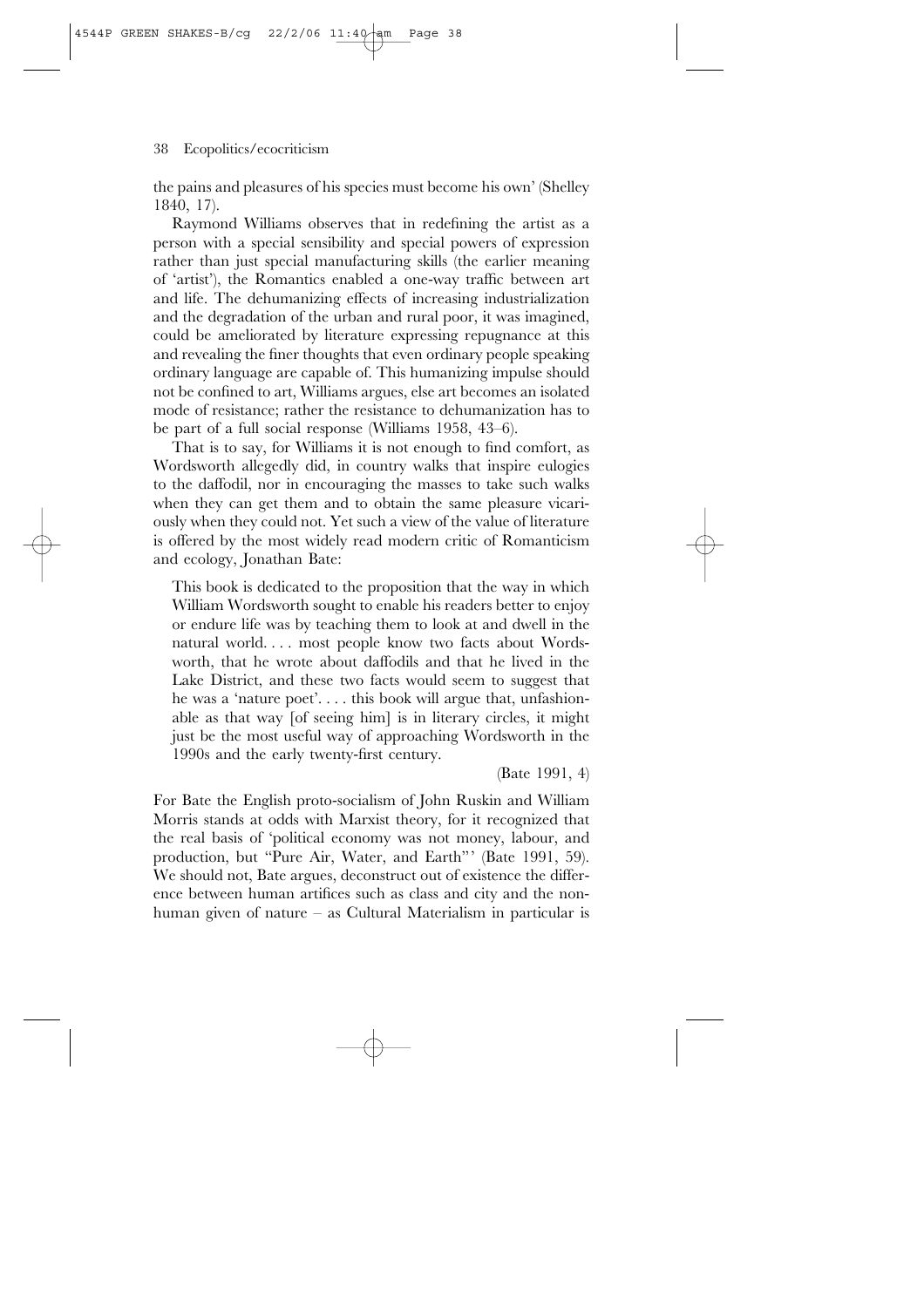the pains and pleasures of his species must become his own' (Shelley 1840, 17).

Raymond Williams observes that in redefining the artist as a person with a special sensibility and special powers of expression rather than just special manufacturing skills (the earlier meaning of 'artist'), the Romantics enabled a one-way traffic between art and life. The dehumanizing effects of increasing industrialization and the degradation of the urban and rural poor, it was imagined, could be ameliorated by literature expressing repugnance at this and revealing the finer thoughts that even ordinary people speaking ordinary language are capable of. This humanizing impulse should not be confined to art, Williams argues, else art becomes an isolated mode of resistance; rather the resistance to dehumanization has to be part of a full social response (Williams 1958, 43–6).

That is to say, for Williams it is not enough to find comfort, as Wordsworth allegedly did, in country walks that inspire eulogies to the daffodil, nor in encouraging the masses to take such walks when they can get them and to obtain the same pleasure vicariously when they could not. Yet such a view of the value of literature is offered by the most widely read modern critic of Romanticism and ecology, Jonathan Bate:

> This book is dedicated to the proposition that the way in which William Wordsworth sought to enable his readers better to enjoy or endure life was by teaching them to look at and dwell in the natural world. . . . most people know two facts about Wordsworth, that he wrote about daffodils and that he lived in the Lake District, and these two facts would seem to suggest that he was a 'nature poet'. . . . this book will argue that, unfashionable as that way [of seeing him] is in literary circles, it might just be the most useful way of approaching Wordsworth in the 1990s and the early twenty-first century.
>
> (Bate 1991, 4)

For Bate the English proto-socialism of John Ruskin and William Morris stands at odds with Marxist theory, for it recognized that the real basis of 'political economy was not money, labour, and production, but "Pure Air, Water, and Earth"' (Bate 1991, 59). We should not, Bate argues, deconstruct out of existence the difference between human artifices such as class and city and the non-human given of nature – as Cultural Materialism in particular is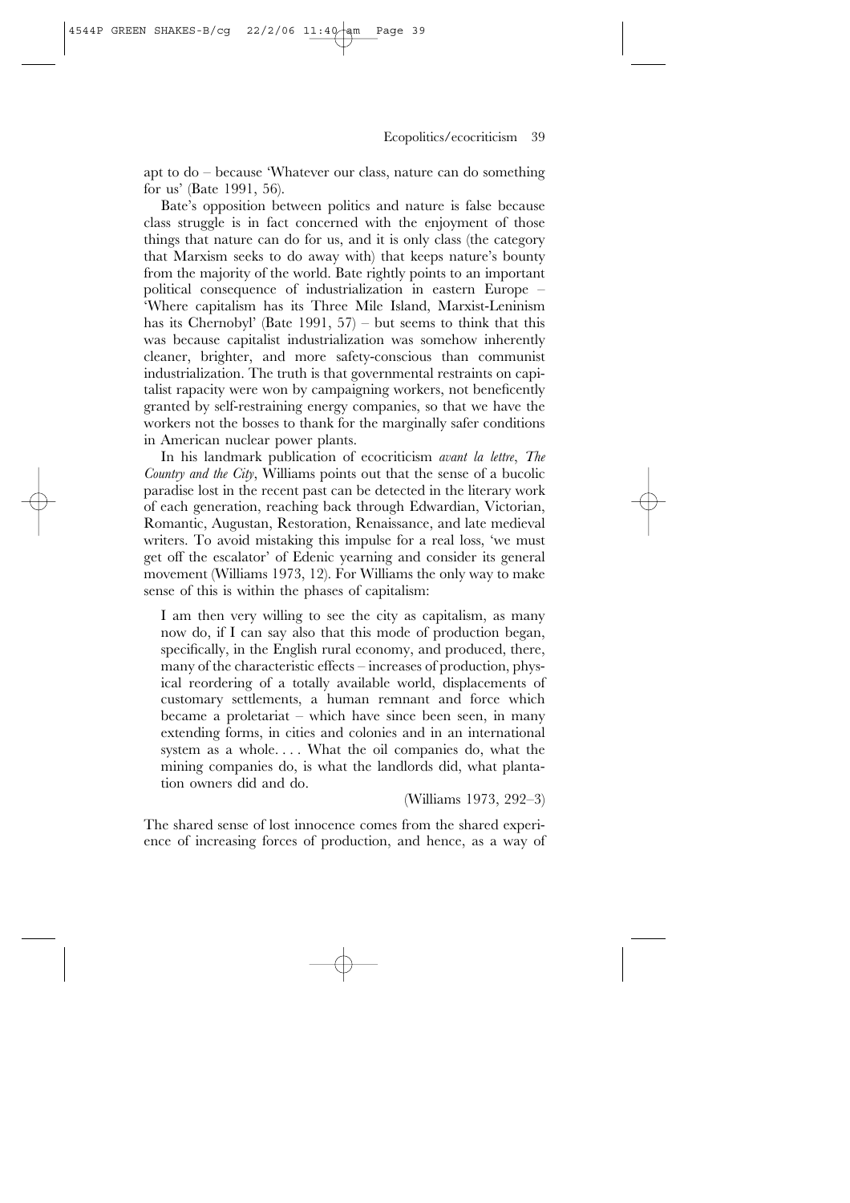apt to do – because 'Whatever our class, nature can do something for us' (Bate 1991, 56).

Bate's opposition between politics and nature is false because class struggle is in fact concerned with the enjoyment of those things that nature can do for us, and it is only class (the category that Marxism seeks to do away with) that keeps nature's bounty from the majority of the world. Bate rightly points to an important political consequence of industrialization in eastern Europe – 'Where capitalism has its Three Mile Island, Marxist-Leninism has its Chernobyl' (Bate 1991, 57) – but seems to think that this was because capitalist industrialization was somehow inherently cleaner, brighter, and more safety-conscious than communist industrialization. The truth is that governmental restraints on capitalist rapacity were won by campaigning workers, not beneficently granted by self-restraining energy companies, so that we have the workers not the bosses to thank for the marginally safer conditions in American nuclear power plants.

In his landmark publication of ecocriticism *avant la lettre*, *The Country and the City*, Williams points out that the sense of a bucolic paradise lost in the recent past can be detected in the literary work of each generation, reaching back through Edwardian, Victorian, Romantic, Augustan, Restoration, Renaissance, and late medieval writers. To avoid mistaking this impulse for a real loss, 'we must get off the escalator' of Edenic yearning and consider its general movement (Williams 1973, 12). For Williams the only way to make sense of this is within the phases of capitalism:

> I am then very willing to see the city as capitalism, as many now do, if I can say also that this mode of production began, specifically, in the English rural economy, and produced, there, many of the characteristic effects – increases of production, physical reordering of a totally available world, displacements of customary settlements, a human remnant and force which became a proletariat – which have since been seen, in many extending forms, in cities and colonies and in an international system as a whole. . . . What the oil companies do, what the mining companies do, is what the landlords did, what plantation owners did and do.
>
> (Williams 1973, 292–3)

The shared sense of lost innocence comes from the shared experience of increasing forces of production, and hence, as a way of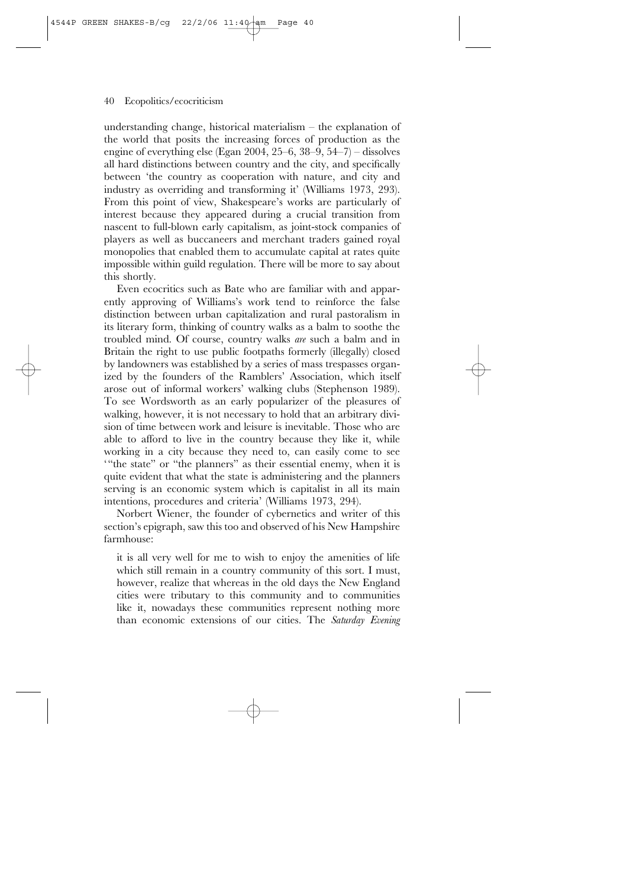understanding change, historical materialism – the explanation of the world that posits the increasing forces of production as the engine of everything else (Egan 2004, 25–6, 38–9, 54–7) – dissolves all hard distinctions between country and the city, and specifically between 'the country as cooperation with nature, and city and industry as overriding and transforming it' (Williams 1973, 293). From this point of view, Shakespeare's works are particularly of interest because they appeared during a crucial transition from nascent to full-blown early capitalism, as joint-stock companies of players as well as buccaneers and merchant traders gained royal monopolies that enabled them to accumulate capital at rates quite impossible within guild regulation. There will be more to say about this shortly.

Even ecocritics such as Bate who are familiar with and apparently approving of Williams's work tend to reinforce the false distinction between urban capitalization and rural pastoralism in its literary form, thinking of country walks as a balm to soothe the troubled mind. Of course, country walks *are* such a balm and in Britain the right to use public footpaths formerly (illegally) closed by landowners was established by a series of mass trespasses organized by the founders of the Ramblers' Association, which itself arose out of informal workers' walking clubs (Stephenson 1989). To see Wordsworth as an early popularizer of the pleasures of walking, however, it is not necessary to hold that an arbitrary division of time between work and leisure is inevitable. Those who are able to afford to live in the country because they like it, while working in a city because they need to, can easily come to see '"the state" or "the planners" as their essential enemy, when it is quite evident that what the state is administering and the planners serving is an economic system which is capitalist in all its main intentions, procedures and criteria' (Williams 1973, 294).

Norbert Wiener, the founder of cybernetics and writer of this section's epigraph, saw this too and observed of his New Hampshire farmhouse:

> it is all very well for me to wish to enjoy the amenities of life which still remain in a country community of this sort. I must, however, realize that whereas in the old days the New England cities were tributary to this community and to communities like it, nowadays these communities represent nothing more than economic extensions of our cities. The *Saturday Evening*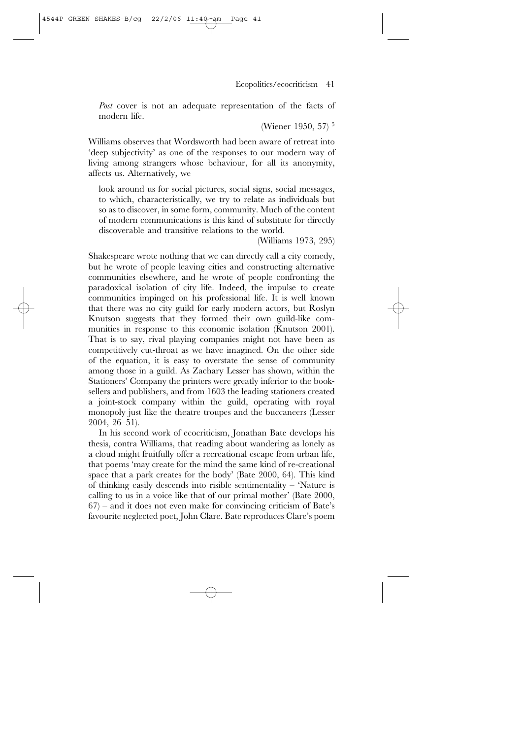*Post* cover is not an adequate representation of the facts of modern life.

(Wiener 1950, 57) [5]

Williams observes that Wordsworth had been aware of retreat into 'deep subjectivity' as one of the responses to our modern way of living among strangers whose behaviour, for all its anonymity, affects us. Alternatively, we

> look around us for social pictures, social signs, social messages, to which, characteristically, we try to relate as individuals but so as to discover, in some form, community. Much of the content of modern communications is this kind of substitute for directly discoverable and transitive relations to the world.
>
> (Williams 1973, 295)

Shakespeare wrote nothing that we can directly call a city comedy, but he wrote of people leaving cities and constructing alternative communities elsewhere, and he wrote of people confronting the paradoxical isolation of city life. Indeed, the impulse to create communities impinged on his professional life. It is well known that there was no city guild for early modern actors, but Roslyn Knutson suggests that they formed their own guild-like communities in response to this economic isolation (Knutson 2001). That is to say, rival playing companies might not have been as competitively cut-throat as we have imagined. On the other side of the equation, it is easy to overstate the sense of community among those in a guild. As Zachary Lesser has shown, within the Stationers' Company the printers were greatly inferior to the booksellers and publishers, and from 1603 the leading stationers created a joint-stock company within the guild, operating with royal monopoly just like the theatre troupes and the buccaneers (Lesser 2004, 26–51).

In his second work of ecocriticism, Jonathan Bate develops his thesis, contra Williams, that reading about wandering as lonely as a cloud might fruitfully offer a recreational escape from urban life, that poems 'may create for the mind the same kind of re-creational space that a park creates for the body' (Bate 2000, 64). This kind of thinking easily descends into risible sentimentality – 'Nature is calling to us in a voice like that of our primal mother' (Bate 2000, 67) – and it does not even make for convincing criticism of Bate's favourite neglected poet, John Clare. Bate reproduces Clare's poem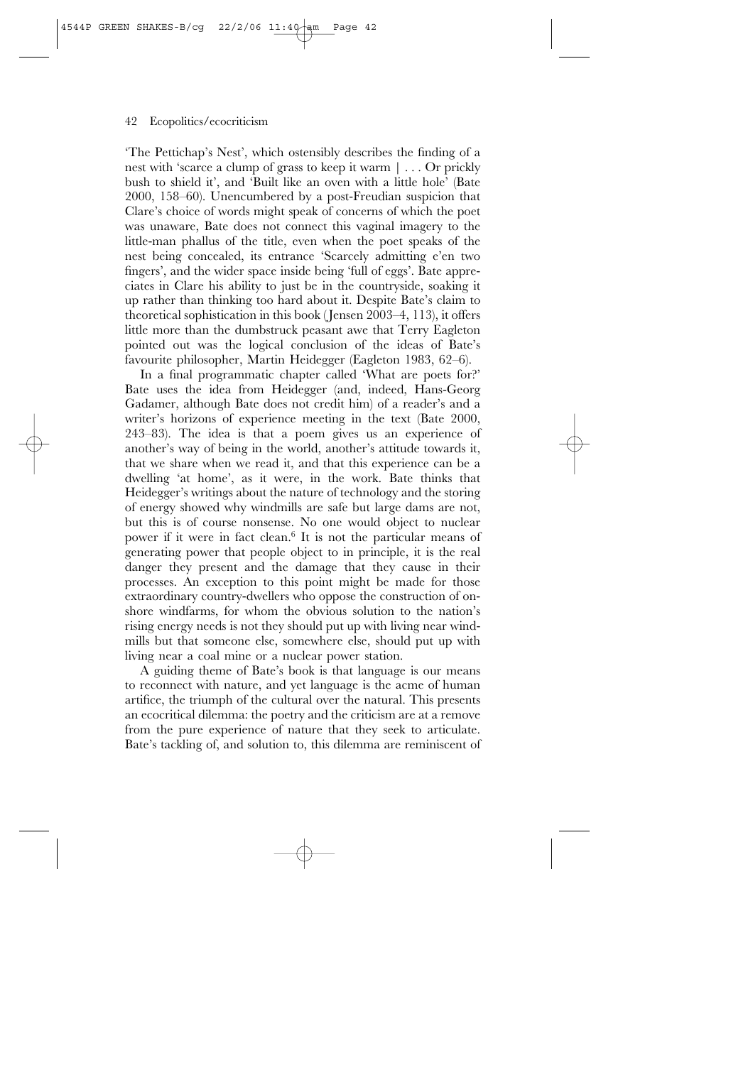'The Pettichap's Nest', which ostensibly describes the finding of a nest with 'scarce a clump of grass to keep it warm | . . . Or prickly bush to shield it', and 'Built like an oven with a little hole' (Bate 2000, 158–60). Unencumbered by a post-Freudian suspicion that Clare's choice of words might speak of concerns of which the poet was unaware, Bate does not connect this vaginal imagery to the little-man phallus of the title, even when the poet speaks of the nest being concealed, its entrance 'Scarcely admitting e'en two fingers', and the wider space inside being 'full of eggs'. Bate appreciates in Clare his ability to just be in the countryside, soaking it up rather than thinking too hard about it. Despite Bate's claim to theoretical sophistication in this book (Jensen 2003–4, 113), it offers little more than the dumbstruck peasant awe that Terry Eagleton pointed out was the logical conclusion of the ideas of Bate's favourite philosopher, Martin Heidegger (Eagleton 1983, 62–6).

In a final programmatic chapter called 'What are poets for?' Bate uses the idea from Heidegger (and, indeed, Hans-Georg Gadamer, although Bate does not credit him) of a reader's and a writer's horizons of experience meeting in the text (Bate 2000, 243–83). The idea is that a poem gives us an experience of another's way of being in the world, another's attitude towards it, that we share when we read it, and that this experience can be a dwelling 'at home', as it were, in the work. Bate thinks that Heidegger's writings about the nature of technology and the storing of energy showed why windmills are safe but large dams are not, but this is of course nonsense. No one would object to nuclear power if it were in fact clean.[6] It is not the particular means of generating power that people object to in principle, it is the real danger they present and the damage that they cause in their processes. An exception to this point might be made for those extraordinary country-dwellers who oppose the construction of on-shore windfarms, for whom the obvious solution to the nation's rising energy needs is not they should put up with living near windmills but that someone else, somewhere else, should put up with living near a coal mine or a nuclear power station.

A guiding theme of Bate's book is that language is our means to reconnect with nature, and yet language is the acme of human artifice, the triumph of the cultural over the natural. This presents an ecocritical dilemma: the poetry and the criticism are at a remove from the pure experience of nature that they seek to articulate. Bate's tackling of, and solution to, this dilemma are reminiscent of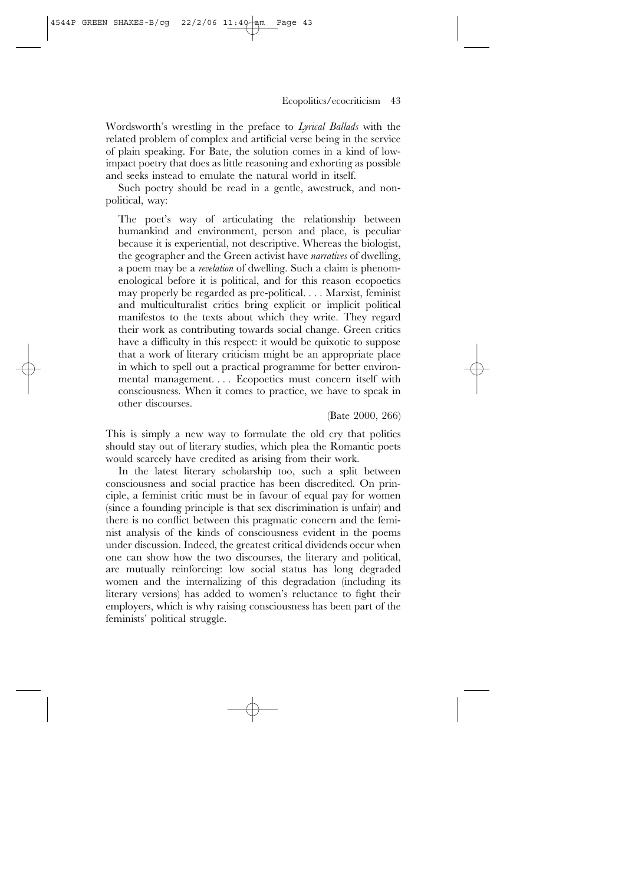Wordsworth's wrestling in the preface to *Lyrical Ballads* with the related problem of complex and artificial verse being in the service of plain speaking. For Bate, the solution comes in a kind of low-impact poetry that does as little reasoning and exhorting as possible and seeks instead to emulate the natural world in itself.

Such poetry should be read in a gentle, awestruck, and non-political, way:

> The poet's way of articulating the relationship between humankind and environment, person and place, is peculiar because it is experiential, not descriptive. Whereas the biologist, the geographer and the Green activist have *narratives* of dwelling, a poem may be a *revelation* of dwelling. Such a claim is phenomenological before it is political, and for this reason ecopoetics may properly be regarded as pre-political. . . . Marxist, feminist and multiculturalist critics bring explicit or implicit political manifestos to the texts about which they write. They regard their work as contributing towards social change. Green critics have a difficulty in this respect: it would be quixotic to suppose that a work of literary criticism might be an appropriate place in which to spell out a practical programme for better environmental management. . . . Ecopoetics must concern itself with consciousness. When it comes to practice, we have to speak in other discourses.
>
> (Bate 2000, 266)

This is simply a new way to formulate the old cry that politics should stay out of literary studies, which plea the Romantic poets would scarcely have credited as arising from their work.

In the latest literary scholarship too, such a split between consciousness and social practice has been discredited. On principle, a feminist critic must be in favour of equal pay for women (since a founding principle is that sex discrimination is unfair) and there is no conflict between this pragmatic concern and the feminist analysis of the kinds of consciousness evident in the poems under discussion. Indeed, the greatest critical dividends occur when one can show how the two discourses, the literary and political, are mutually reinforcing: low social status has long degraded women and the internalizing of this degradation (including its literary versions) has added to women's reluctance to fight their employers, which is why raising consciousness has been part of the feminists' political struggle.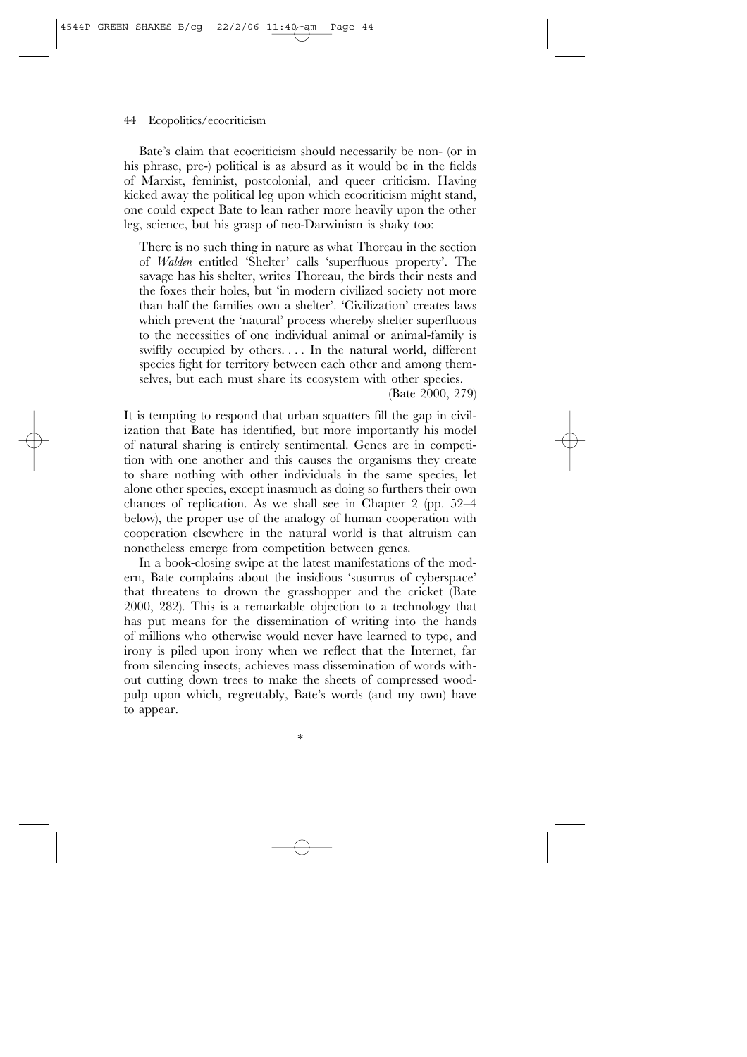Bate's claim that ecocriticism should necessarily be non- (or in his phrase, pre-) political is as absurd as it would be in the fields of Marxist, feminist, postcolonial, and queer criticism. Having kicked away the political leg upon which ecocriticism might stand, one could expect Bate to lean rather more heavily upon the other leg, science, but his grasp of neo-Darwinism is shaky too:

> There is no such thing in nature as what Thoreau in the section of *Walden* entitled 'Shelter' calls 'superfluous property'. The savage has his shelter, writes Thoreau, the birds their nests and the foxes their holes, but 'in modern civilized society not more than half the families own a shelter'. 'Civilization' creates laws which prevent the 'natural' process whereby shelter superfluous to the necessities of one individual animal or animal-family is swiftly occupied by others. . . . In the natural world, different species fight for territory between each other and among themselves, but each must share its ecosystem with other species.
>
> (Bate 2000, 279)

It is tempting to respond that urban squatters fill the gap in civilization that Bate has identified, but more importantly his model of natural sharing is entirely sentimental. Genes are in competition with one another and this causes the organisms they create to share nothing with other individuals in the same species, let alone other species, except inasmuch as doing so furthers their own chances of replication. As we shall see in Chapter 2 (pp. 52–4 below), the proper use of the analogy of human cooperation with cooperation elsewhere in the natural world is that altruism can nonetheless emerge from competition between genes.

In a book-closing swipe at the latest manifestations of the modern, Bate complains about the insidious 'susurrus of cyberspace' that threatens to drown the grasshopper and the cricket (Bate 2000, 282). This is a remarkable objection to a technology that has put means for the dissemination of writing into the hands of millions who otherwise would never have learned to type, and irony is piled upon irony when we reflect that the Internet, far from silencing insects, achieves mass dissemination of words without cutting down trees to make the sheets of compressed woodpulp upon which, regrettably, Bate's words (and my own) have to appear.

*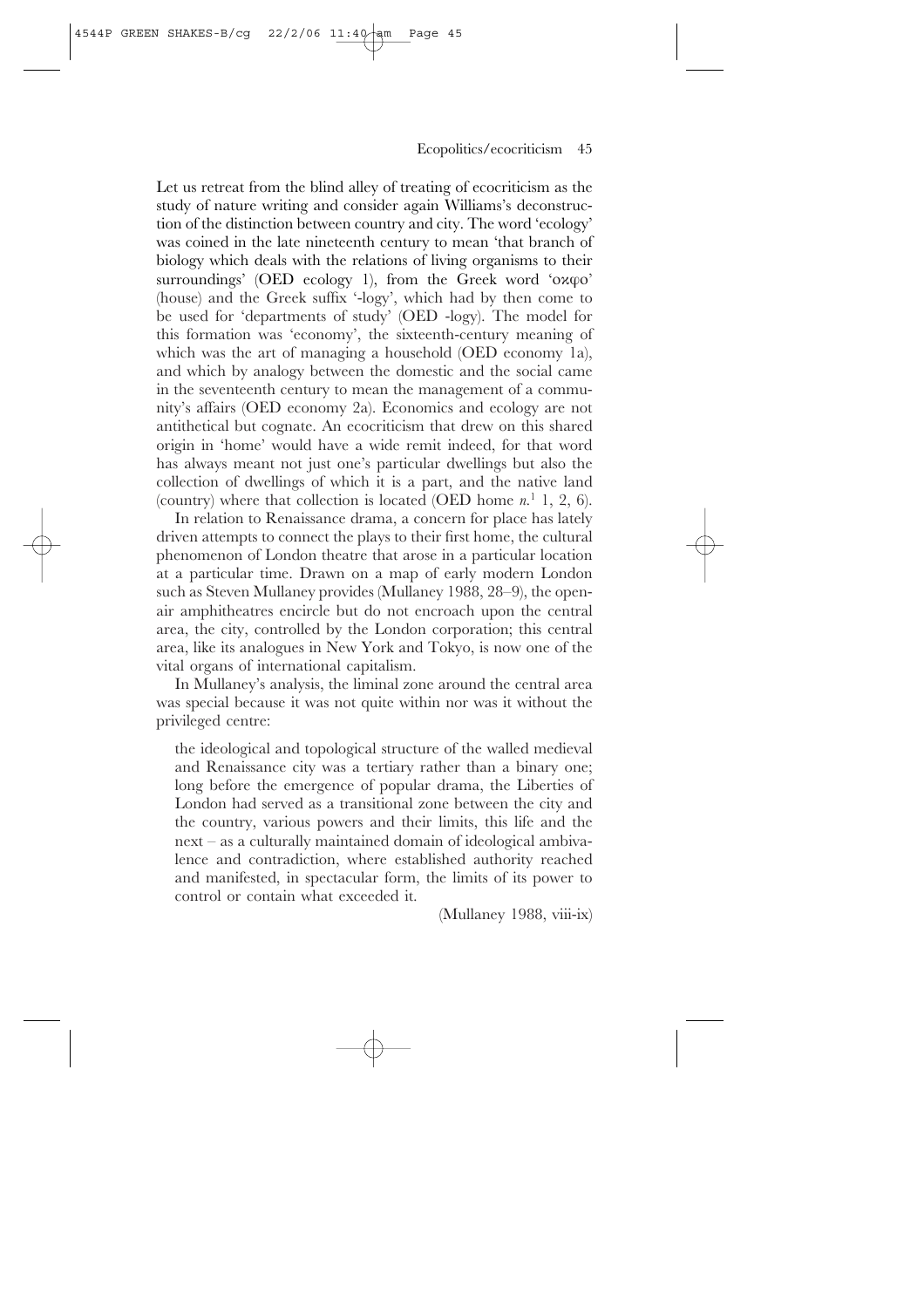Let us retreat from the blind alley of treating of ecocriticism as the study of nature writing and consider again Williams's deconstruction of the distinction between country and city. The word 'ecology' was coined in the late nineteenth century to mean 'that branch of biology which deals with the relations of living organisms to their surroundings' (OED ecology 1), from the Greek word 'οκφο' (house) and the Greek suffix '-logy', which had by then come to be used for 'departments of study' (OED -logy). The model for this formation was 'economy', the sixteenth-century meaning of which was the art of managing a household (OED economy 1a), and which by analogy between the domestic and the social came in the seventeenth century to mean the management of a community's affairs (OED economy 2a). Economics and ecology are not antithetical but cognate. An ecocriticism that drew on this shared origin in 'home' would have a wide remit indeed, for that word has always meant not just one's particular dwellings but also the collection of dwellings of which it is a part, and the native land (country) where that collection is located (OED home *n.*[1] 1, 2, 6).

In relation to Renaissance drama, a concern for place has lately driven attempts to connect the plays to their first home, the cultural phenomenon of London theatre that arose in a particular location at a particular time. Drawn on a map of early modern London such as Steven Mullaney provides (Mullaney 1988, 28–9), the open-air amphitheatres encircle but do not encroach upon the central area, the city, controlled by the London corporation; this central area, like its analogues in New York and Tokyo, is now one of the vital organs of international capitalism.

In Mullaney's analysis, the liminal zone around the central area was special because it was not quite within nor was it without the privileged centre:

> the ideological and topological structure of the walled medieval and Renaissance city was a tertiary rather than a binary one; long before the emergence of popular drama, the Liberties of London had served as a transitional zone between the city and the country, various powers and their limits, this life and the next – as a culturally maintained domain of ideological ambivalence and contradiction, where established authority reached and manifested, in spectacular form, the limits of its power to control or contain what exceeded it.
>
> (Mullaney 1988, viii-ix)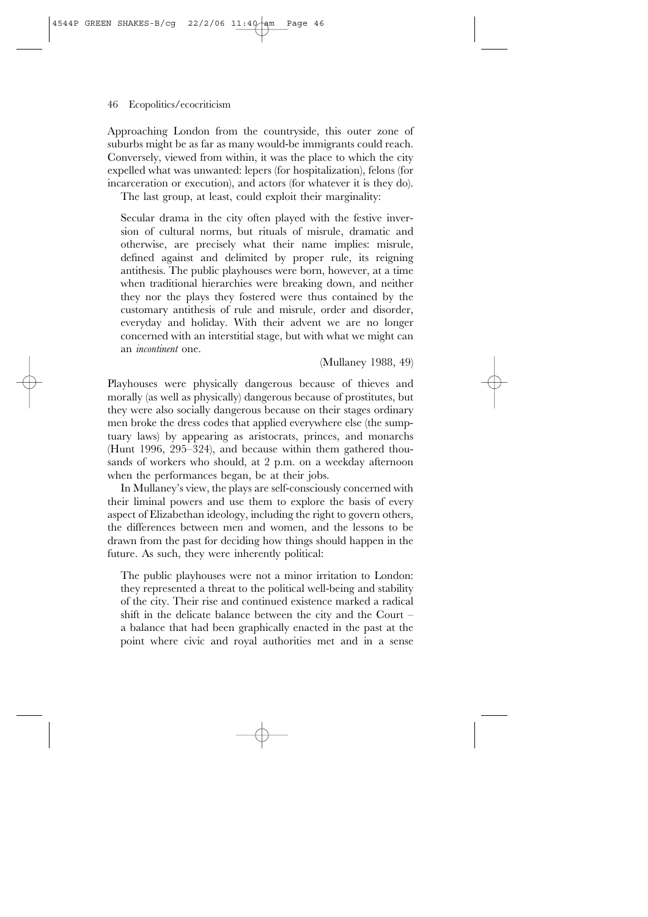Approaching London from the countryside, this outer zone of suburbs might be as far as many would-be immigrants could reach. Conversely, viewed from within, it was the place to which the city expelled what was unwanted: lepers (for hospitalization), felons (for incarceration or execution), and actors (for whatever it is they do).

The last group, at least, could exploit their marginality:

> Secular drama in the city often played with the festive inversion of cultural norms, but rituals of misrule, dramatic and otherwise, are precisely what their name implies: misrule, defined against and delimited by proper rule, its reigning antithesis. The public playhouses were born, however, at a time when traditional hierarchies were breaking down, and neither they nor the plays they fostered were thus contained by the customary antithesis of rule and misrule, order and disorder, everyday and holiday. With their advent we are no longer concerned with an interstitial stage, but with what we might can an *incontinent* one.
>
> (Mullaney 1988, 49)

Playhouses were physically dangerous because of thieves and morally (as well as physically) dangerous because of prostitutes, but they were also socially dangerous because on their stages ordinary men broke the dress codes that applied everywhere else (the sumptuary laws) by appearing as aristocrats, princes, and monarchs (Hunt 1996, 295–324), and because within them gathered thousands of workers who should, at 2 p.m. on a weekday afternoon when the performances began, be at their jobs.

In Mullaney's view, the plays are self-consciously concerned with their liminal powers and use them to explore the basis of every aspect of Elizabethan ideology, including the right to govern others, the differences between men and women, and the lessons to be drawn from the past for deciding how things should happen in the future. As such, they were inherently political:

> The public playhouses were not a minor irritation to London: they represented a threat to the political well-being and stability of the city. Their rise and continued existence marked a radical shift in the delicate balance between the city and the Court – a balance that had been graphically enacted in the past at the point where civic and royal authorities met and in a sense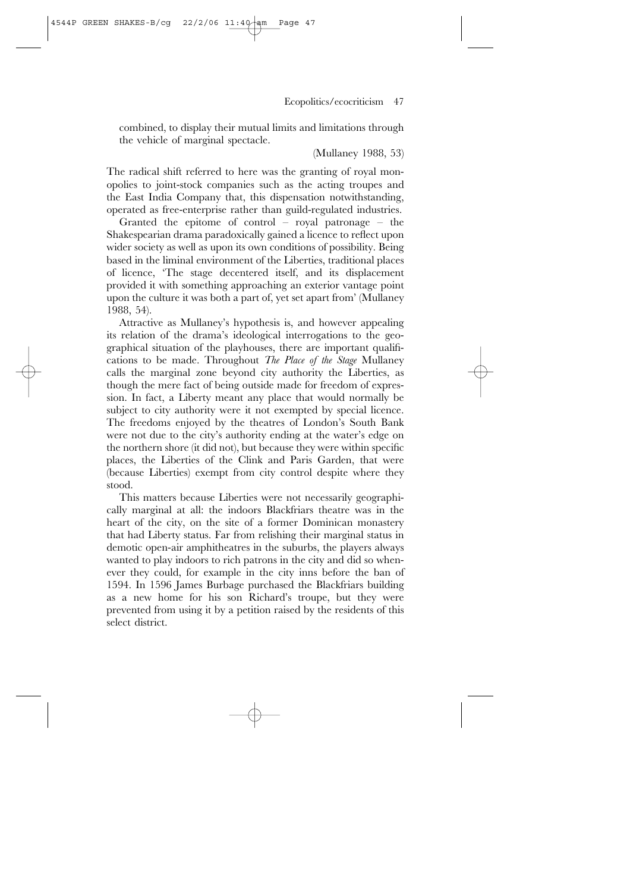combined, to display their mutual limits and limitations through the vehicle of marginal spectacle.

(Mullaney 1988, 53)

The radical shift referred to here was the granting of royal monopolies to joint-stock companies such as the acting troupes and the East India Company that, this dispensation notwithstanding, operated as free-enterprise rather than guild-regulated industries.

Granted the epitome of control – royal patronage – the Shakespearian drama paradoxically gained a licence to reflect upon wider society as well as upon its own conditions of possibility. Being based in the liminal environment of the Liberties, traditional places of licence, 'The stage decentered itself, and its displacement provided it with something approaching an exterior vantage point upon the culture it was both a part of, yet set apart from' (Mullaney 1988, 54).

Attractive as Mullaney's hypothesis is, and however appealing its relation of the drama's ideological interrogations to the geographical situation of the playhouses, there are important qualifications to be made. Throughout *The Place of the Stage* Mullaney calls the marginal zone beyond city authority the Liberties, as though the mere fact of being outside made for freedom of expression. In fact, a Liberty meant any place that would normally be subject to city authority were it not exempted by special licence. The freedoms enjoyed by the theatres of London's South Bank were not due to the city's authority ending at the water's edge on the northern shore (it did not), but because they were within specific places, the Liberties of the Clink and Paris Garden, that were (because Liberties) exempt from city control despite where they stood.

This matters because Liberties were not necessarily geographically marginal at all: the indoors Blackfriars theatre was in the heart of the city, on the site of a former Dominican monastery that had Liberty status. Far from relishing their marginal status in demotic open-air amphitheatres in the suburbs, the players always wanted to play indoors to rich patrons in the city and did so whenever they could, for example in the city inns before the ban of 1594. In 1596 James Burbage purchased the Blackfriars building as a new home for his son Richard's troupe, but they were prevented from using it by a petition raised by the residents of this select district.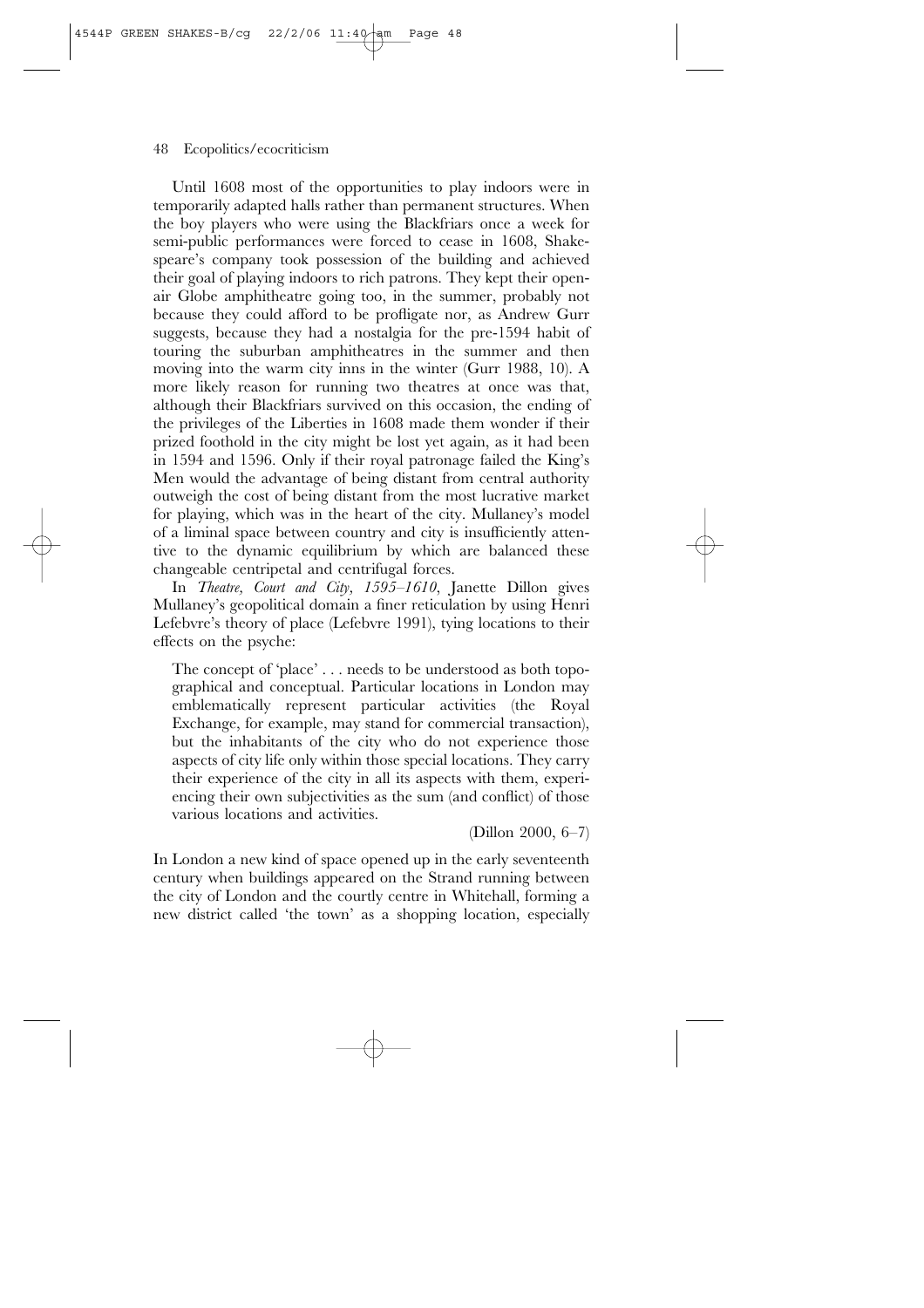Until 1608 most of the opportunities to play indoors were in temporarily adapted halls rather than permanent structures. When the boy players who were using the Blackfriars once a week for semi-public performances were forced to cease in 1608, Shakespeare's company took possession of the building and achieved their goal of playing indoors to rich patrons. They kept their open-air Globe amphitheatre going too, in the summer, probably not because they could afford to be profligate nor, as Andrew Gurr suggests, because they had a nostalgia for the pre-1594 habit of touring the suburban amphitheatres in the summer and then moving into the warm city inns in the winter (Gurr 1988, 10). A more likely reason for running two theatres at once was that, although their Blackfriars survived on this occasion, the ending of the privileges of the Liberties in 1608 made them wonder if their prized foothold in the city might be lost yet again, as it had been in 1594 and 1596. Only if their royal patronage failed the King's Men would the advantage of being distant from central authority outweigh the cost of being distant from the most lucrative market for playing, which was in the heart of the city. Mullaney's model of a liminal space between country and city is insufficiently attentive to the dynamic equilibrium by which are balanced these changeable centripetal and centrifugal forces.

In *Theatre, Court and City, 1595–1610*, Janette Dillon gives Mullaney's geopolitical domain a finer reticulation by using Henri Lefebvre's theory of place (Lefebvre 1991), tying locations to their effects on the psyche:

> The concept of 'place' . . . needs to be understood as both topographical and conceptual. Particular locations in London may emblematically represent particular activities (the Royal Exchange, for example, may stand for commercial transaction), but the inhabitants of the city who do not experience those aspects of city life only within those special locations. They carry their experience of the city in all its aspects with them, experiencing their own subjectivities as the sum (and conflict) of those various locations and activities.
>
> (Dillon 2000, 6–7)

In London a new kind of space opened up in the early seventeenth century when buildings appeared on the Strand running between the city of London and the courtly centre in Whitehall, forming a new district called 'the town' as a shopping location, especially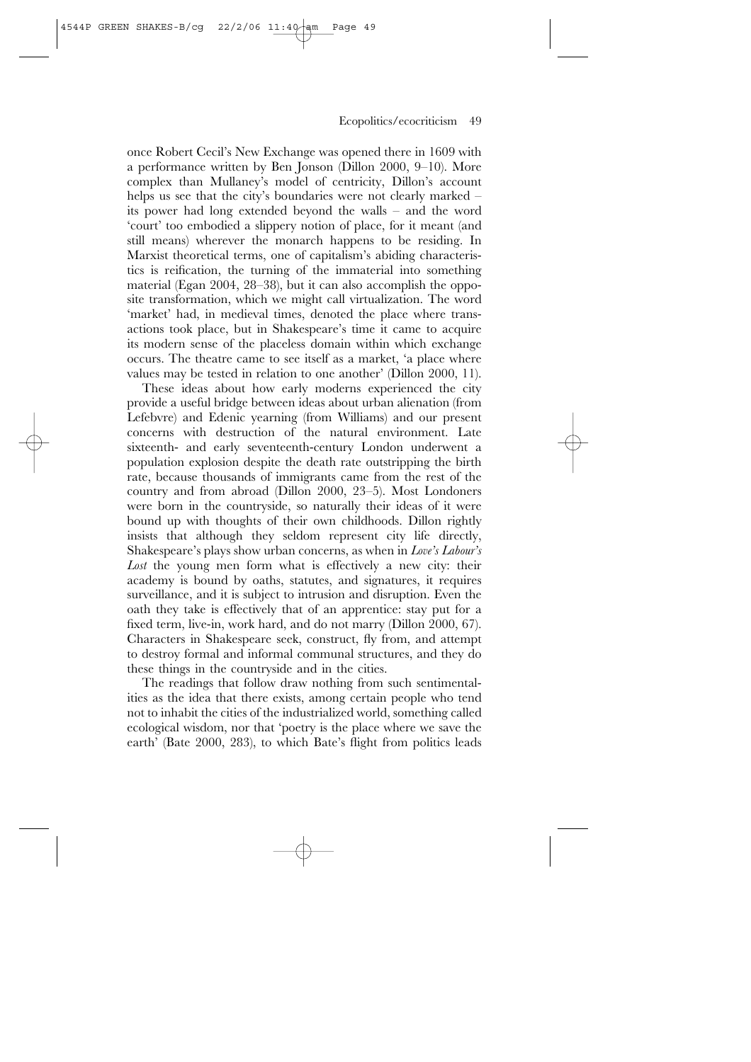once Robert Cecil's New Exchange was opened there in 1609 with a performance written by Ben Jonson (Dillon 2000, 9–10). More complex than Mullaney's model of centricity, Dillon's account helps us see that the city's boundaries were not clearly marked – its power had long extended beyond the walls – and the word 'court' too embodied a slippery notion of place, for it meant (and still means) wherever the monarch happens to be residing. In Marxist theoretical terms, one of capitalism's abiding characteristics is reification, the turning of the immaterial into something material (Egan 2004, 28–38), but it can also accomplish the opposite transformation, which we might call virtualization. The word 'market' had, in medieval times, denoted the place where transactions took place, but in Shakespeare's time it came to acquire its modern sense of the placeless domain within which exchange occurs. The theatre came to see itself as a market, 'a place where values may be tested in relation to one another' (Dillon 2000, 11).

These ideas about how early moderns experienced the city provide a useful bridge between ideas about urban alienation (from Lefebvre) and Edenic yearning (from Williams) and our present concerns with destruction of the natural environment. Late sixteenth- and early seventeenth-century London underwent a population explosion despite the death rate outstripping the birth rate, because thousands of immigrants came from the rest of the country and from abroad (Dillon 2000, 23–5). Most Londoners were born in the countryside, so naturally their ideas of it were bound up with thoughts of their own childhoods. Dillon rightly insists that although they seldom represent city life directly, Shakespeare's plays show urban concerns, as when in *Love's Labour's Lost* the young men form what is effectively a new city: their academy is bound by oaths, statutes, and signatures, it requires surveillance, and it is subject to intrusion and disruption. Even the oath they take is effectively that of an apprentice: stay put for a fixed term, live-in, work hard, and do not marry (Dillon 2000, 67). Characters in Shakespeare seek, construct, fly from, and attempt to destroy formal and informal communal structures, and they do these things in the countryside and in the cities.

The readings that follow draw nothing from such sentimentalities as the idea that there exists, among certain people who tend not to inhabit the cities of the industrialized world, something called ecological wisdom, nor that 'poetry is the place where we save the earth' (Bate 2000, 283), to which Bate's flight from politics leads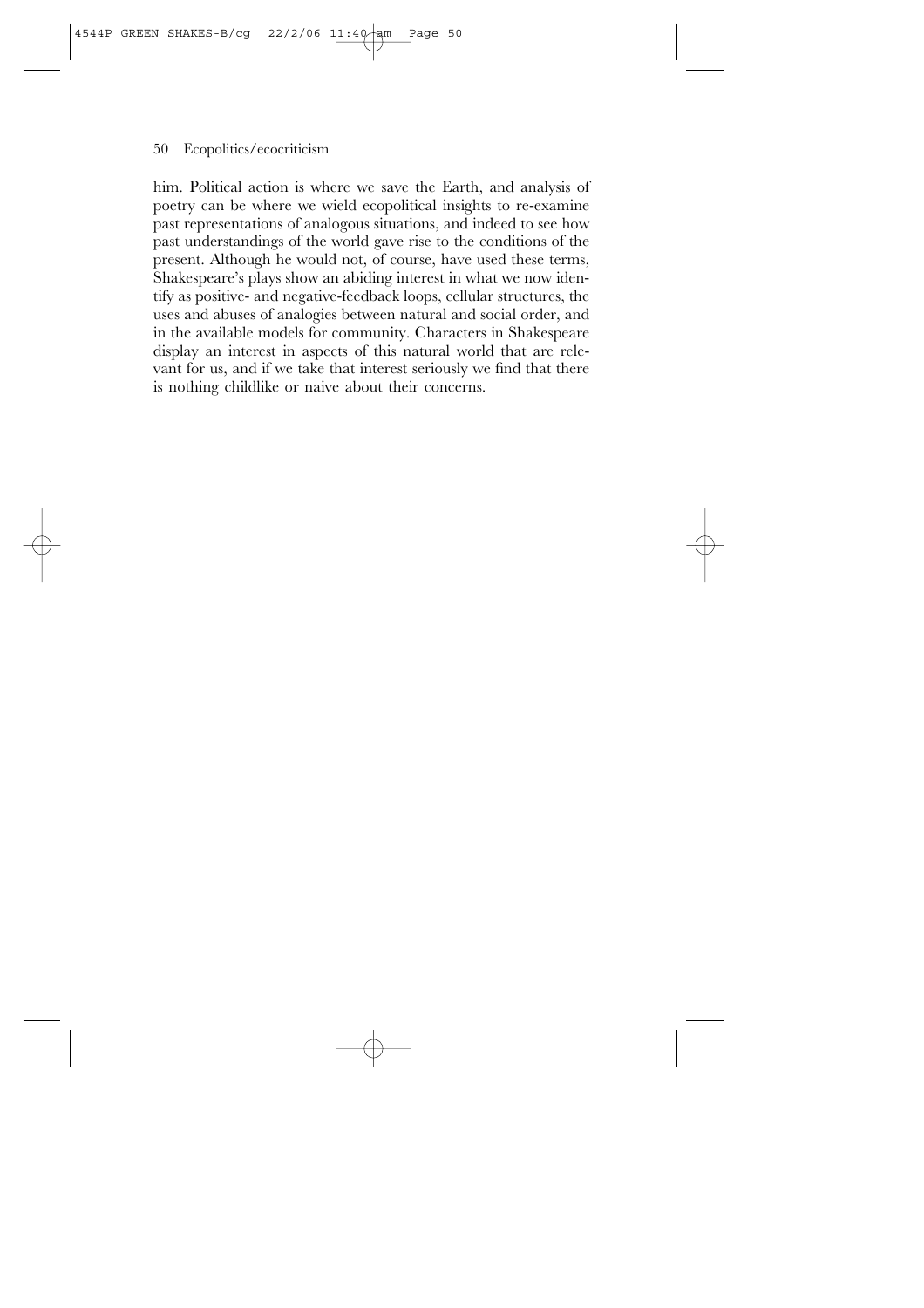him. Political action is where we save the Earth, and analysis of poetry can be where we wield ecopolitical insights to re-examine past representations of analogous situations, and indeed to see how past understandings of the world gave rise to the conditions of the present. Although he would not, of course, have used these terms, Shakespeare's plays show an abiding interest in what we now identify as positive- and negative-feedback loops, cellular structures, the uses and abuses of analogies between natural and social order, and in the available models for community. Characters in Shakespeare display an interest in aspects of this natural world that are relevant for us, and if we take that interest seriously we find that there is nothing childlike or naive about their concerns.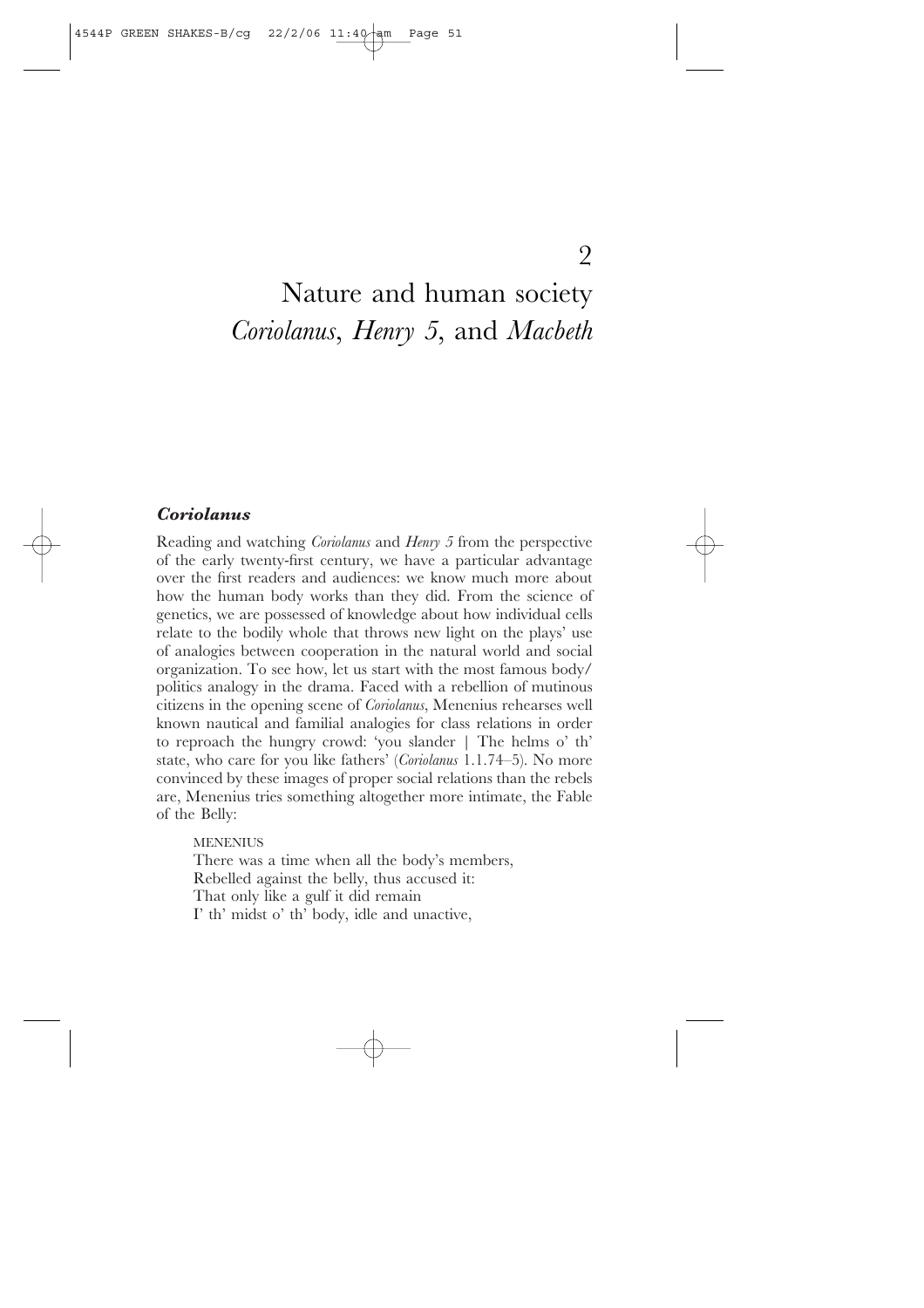# 2

# Nature and human society *Coriolanus*, *Henry 5*, and *Macbeth*

## ***Coriolanus***

Reading and watching *Coriolanus* and *Henry 5* from the perspective of the early twenty-first century, we have a particular advantage over the first readers and audiences: we know much more about how the human body works than they did. From the science of genetics, we are possessed of knowledge about how individual cells relate to the bodily whole that throws new light on the plays' use of analogies between cooperation in the natural world and social organization. To see how, let us start with the most famous body/politics analogy in the drama. Faced with a rebellion of mutinous citizens in the opening scene of *Coriolanus*, Menenius rehearses well known nautical and familial analogies for class relations in order to reproach the hungry crowd: 'you slander | The helms o' th' state, who care for you like fathers' (*Coriolanus* 1.1.74–5). No more convinced by these images of proper social relations than the rebels are, Menenius tries something altogether more intimate, the Fable of the Belly:

> MENENIUS
> There was a time when all the body's members,
> Rebelled against the belly, thus accused it:
> That only like a gulf it did remain
> I' th' midst o' th' body, idle and unactive,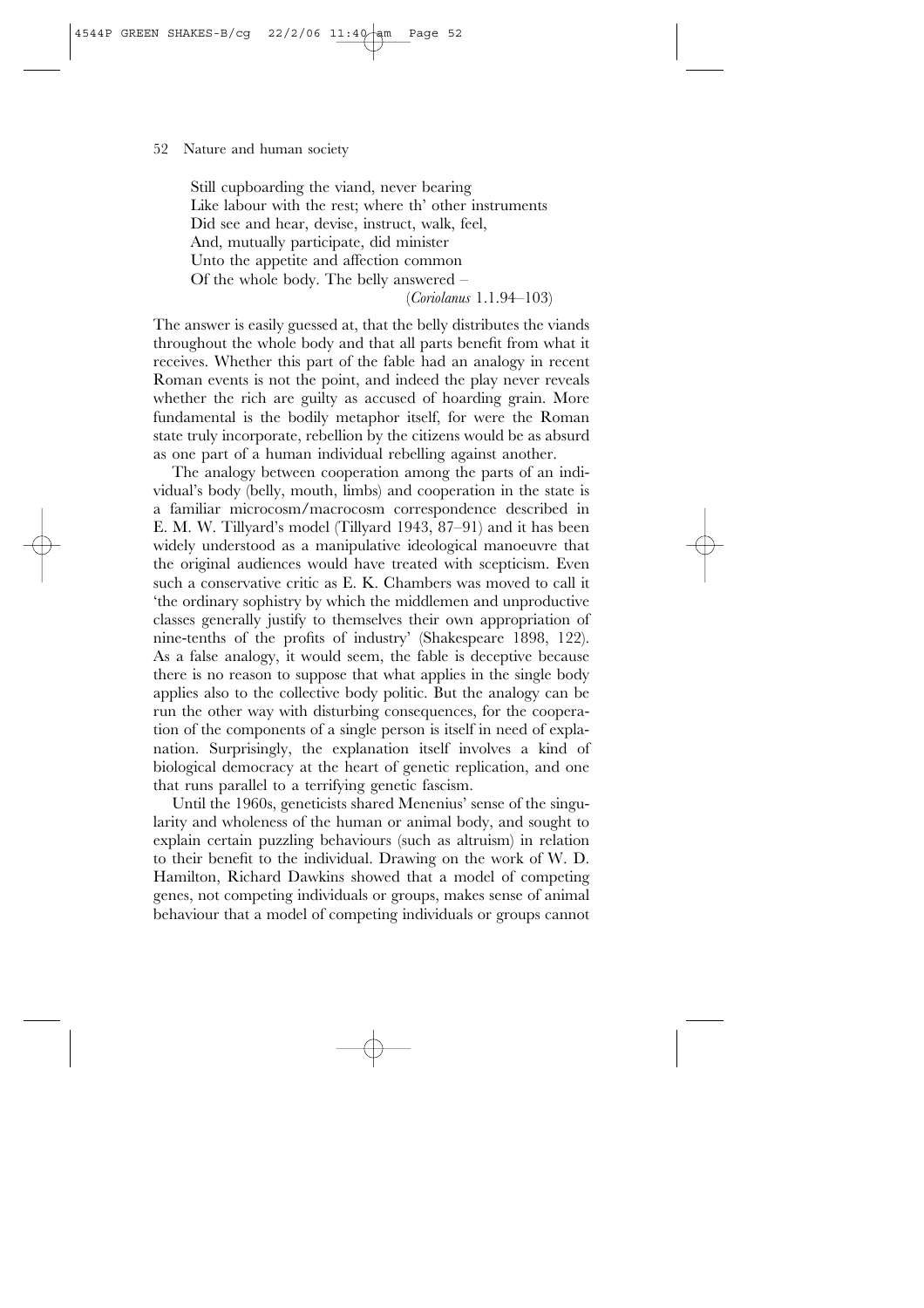Still cupboarding the viand, never bearing  
Like labour with the rest; where th' other instruments  
Did see and hear, devise, instruct, walk, feel,  
And, mutually participate, did minister  
Unto the appetite and affection common  
Of the whole body. The belly answered –  
(*Coriolanus* 1.1.94–103)

The answer is easily guessed at, that the belly distributes the viands throughout the whole body and that all parts benefit from what it receives. Whether this part of the fable had an analogy in recent Roman events is not the point, and indeed the play never reveals whether the rich are guilty as accused of hoarding grain. More fundamental is the bodily metaphor itself, for were the Roman state truly incorporate, rebellion by the citizens would be as absurd as one part of a human individual rebelling against another.

The analogy between cooperation among the parts of an individual's body (belly, mouth, limbs) and cooperation in the state is a familiar microcosm/macrocosm correspondence described in E. M. W. Tillyard's model (Tillyard 1943, 87–91) and it has been widely understood as a manipulative ideological manoeuvre that the original audiences would have treated with scepticism. Even such a conservative critic as E. K. Chambers was moved to call it 'the ordinary sophistry by which the middlemen and unproductive classes generally justify to themselves their own appropriation of nine-tenths of the profits of industry' (Shakespeare 1898, 122). As a false analogy, it would seem, the fable is deceptive because there is no reason to suppose that what applies in the single body applies also to the collective body politic. But the analogy can be run the other way with disturbing consequences, for the cooperation of the components of a single person is itself in need of explanation. Surprisingly, the explanation itself involves a kind of biological democracy at the heart of genetic replication, and one that runs parallel to a terrifying genetic fascism.

Until the 1960s, geneticists shared Menenius' sense of the singularity and wholeness of the human or animal body, and sought to explain certain puzzling behaviours (such as altruism) in relation to their benefit to the individual. Drawing on the work of W. D. Hamilton, Richard Dawkins showed that a model of competing genes, not competing individuals or groups, makes sense of animal behaviour that a model of competing individuals or groups cannot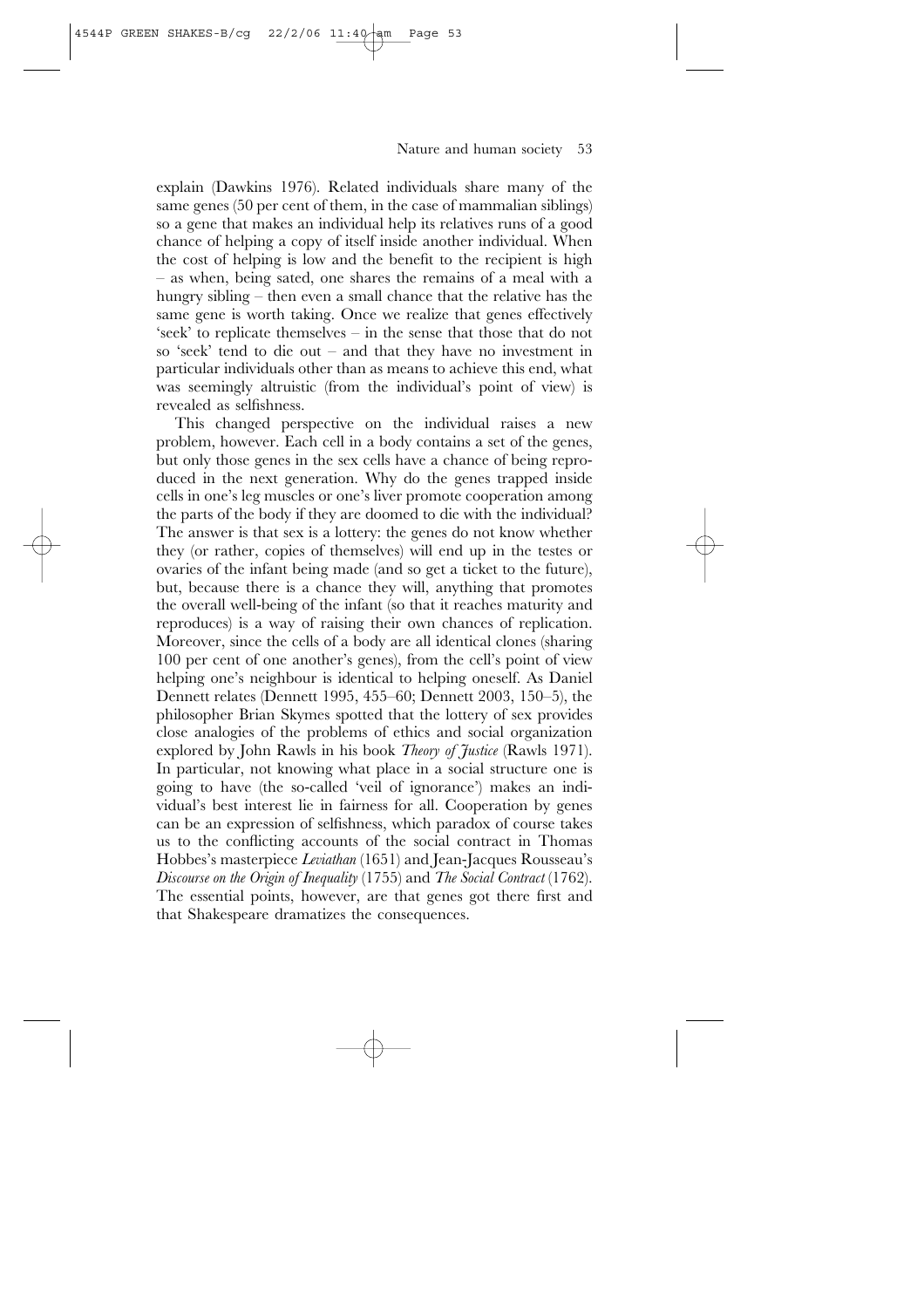explain (Dawkins 1976). Related individuals share many of the same genes (50 per cent of them, in the case of mammalian siblings) so a gene that makes an individual help its relatives runs of a good chance of helping a copy of itself inside another individual. When the cost of helping is low and the benefit to the recipient is high – as when, being sated, one shares the remains of a meal with a hungry sibling – then even a small chance that the relative has the same gene is worth taking. Once we realize that genes effectively 'seek' to replicate themselves – in the sense that those that do not so 'seek' tend to die out – and that they have no investment in particular individuals other than as means to achieve this end, what was seemingly altruistic (from the individual's point of view) is revealed as selfishness.

This changed perspective on the individual raises a new problem, however. Each cell in a body contains a set of the genes, but only those genes in the sex cells have a chance of being reproduced in the next generation. Why do the genes trapped inside cells in one's leg muscles or one's liver promote cooperation among the parts of the body if they are doomed to die with the individual? The answer is that sex is a lottery: the genes do not know whether they (or rather, copies of themselves) will end up in the testes or ovaries of the infant being made (and so get a ticket to the future), but, because there is a chance they will, anything that promotes the overall well-being of the infant (so that it reaches maturity and reproduces) is a way of raising their own chances of replication. Moreover, since the cells of a body are all identical clones (sharing 100 per cent of one another's genes), from the cell's point of view helping one's neighbour is identical to helping oneself. As Daniel Dennett relates (Dennett 1995, 455–60; Dennett 2003, 150–5), the philosopher Brian Skymes spotted that the lottery of sex provides close analogies of the problems of ethics and social organization explored by John Rawls in his book *Theory of Justice* (Rawls 1971). In particular, not knowing what place in a social structure one is going to have (the so-called 'veil of ignorance') makes an individual's best interest lie in fairness for all. Cooperation by genes can be an expression of selfishness, which paradox of course takes us to the conflicting accounts of the social contract in Thomas Hobbes's masterpiece *Leviathan* (1651) and Jean-Jacques Rousseau's *Discourse on the Origin of Inequality* (1755) and *The Social Contract* (1762). The essential points, however, are that genes got there first and that Shakespeare dramatizes the consequences.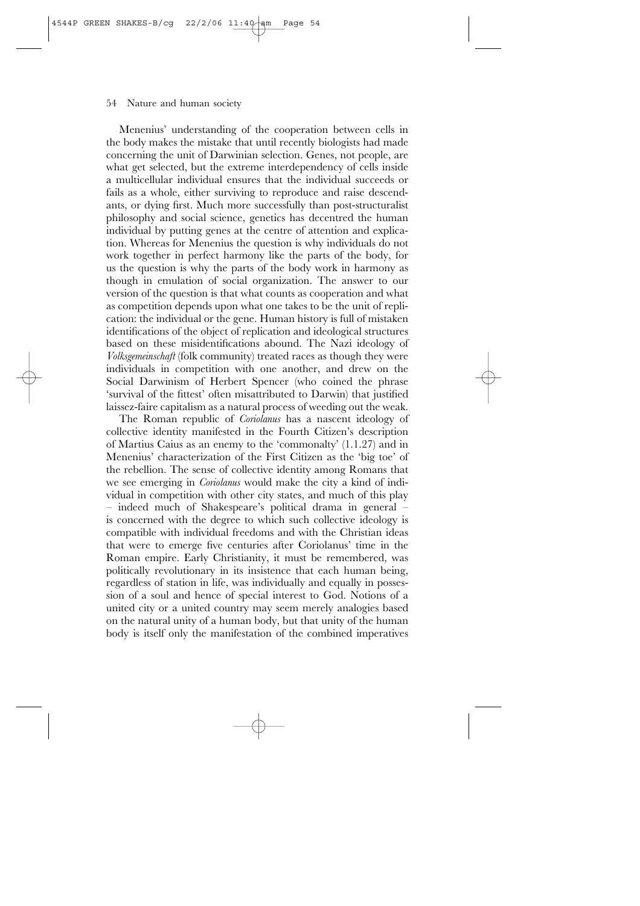Menenius' understanding of the cooperation between cells in the body makes the mistake that until recently biologists had made concerning the unit of Darwinian selection. Genes, not people, are what get selected, but the extreme interdependency of cells inside a multicellular individual ensures that the individual succeeds or fails as a whole, either surviving to reproduce and raise descendants, or dying first. Much more successfully than post-structuralist philosophy and social science, genetics has decentred the human individual by putting genes at the centre of attention and explication. Whereas for Menenius the question is why individuals do not work together in perfect harmony like the parts of the body, for us the question is why the parts of the body work in harmony as though in emulation of social organization. The answer to our version of the question is that what counts as cooperation and what as competition depends upon what one takes to be the unit of replication: the individual or the gene. Human history is full of mistaken identifications of the object of replication and ideological structures based on these misidentifications abound. The Nazi ideology of *Volksgemeinschaft* (folk community) treated races as though they were individuals in competition with one another, and drew on the Social Darwinism of Herbert Spencer (who coined the phrase 'survival of the fittest' often misattributed to Darwin) that justified laissez-faire capitalism as a natural process of weeding out the weak.

The Roman republic of *Coriolanus* has a nascent ideology of collective identity manifested in the Fourth Citizen's description of Martius Caius as an enemy to the 'commonalty' (1.1.27) and in Menenius' characterization of the First Citizen as the 'big toe' of the rebellion. The sense of collective identity among Romans that we see emerging in *Coriolanus* would make the city a kind of individual in competition with other city states, and much of this play – indeed much of Shakespeare's political drama in general – is concerned with the degree to which such collective ideology is compatible with individual freedoms and with the Christian ideas that were to emerge five centuries after Coriolanus' time in the Roman empire. Early Christianity, it must be remembered, was politically revolutionary in its insistence that each human being, regardless of station in life, was individually and equally in possession of a soul and hence of special interest to God. Notions of a united city or a united country may seem merely analogies based on the natural unity of a human body, but that unity of the human body is itself only the manifestation of the combined imperatives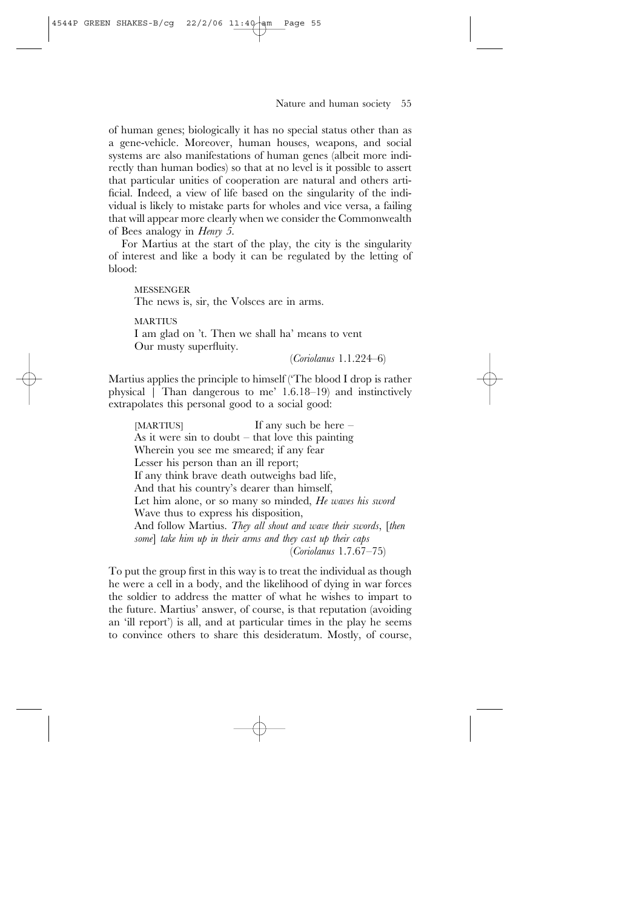of human genes; biologically it has no special status other than as a gene-vehicle. Moreover, human houses, weapons, and social systems are also manifestations of human genes (albeit more indirectly than human bodies) so that at no level is it possible to assert that particular unities of cooperation are natural and others artificial. Indeed, a view of life based on the singularity of the individual is likely to mistake parts for wholes and vice versa, a failing that will appear more clearly when we consider the Commonwealth of Bees analogy in *Henry 5*.

For Martius at the start of the play, the city is the singularity of interest and like a body it can be regulated by the letting of blood:

> MESSENGER
> The news is, sir, the Volsces are in arms.
>
> MARTIUS
> I am glad on 't. Then we shall ha' means to vent
> Our musty superfluity.
>
> (*Coriolanus* 1.1.224–6)

Martius applies the principle to himself ('The blood I drop is rather physical | Than dangerous to me' 1.6.18–19) and instinctively extrapolates this personal good to a social good:

> [MARTIUS] If any such be here –
> As it were sin to doubt – that love this painting
> Wherein you see me smeared; if any fear
> Lesser his person than an ill report;
> If any think brave death outweighs bad life,
> And that his country's dearer than himself,
> Let him alone, or so many so minded, *He waves his sword*
> Wave thus to express his disposition,
> And follow Martius. *They all shout and wave their swords*, [*then some*] *take him up in their arms and they cast up their caps*
>
> (*Coriolanus* 1.7.67–75)

To put the group first in this way is to treat the individual as though he were a cell in a body, and the likelihood of dying in war forces the soldier to address the matter of what he wishes to impart to the future. Martius' answer, of course, is that reputation (avoiding an 'ill report') is all, and at particular times in the play he seems to convince others to share this desideratum. Mostly, of course,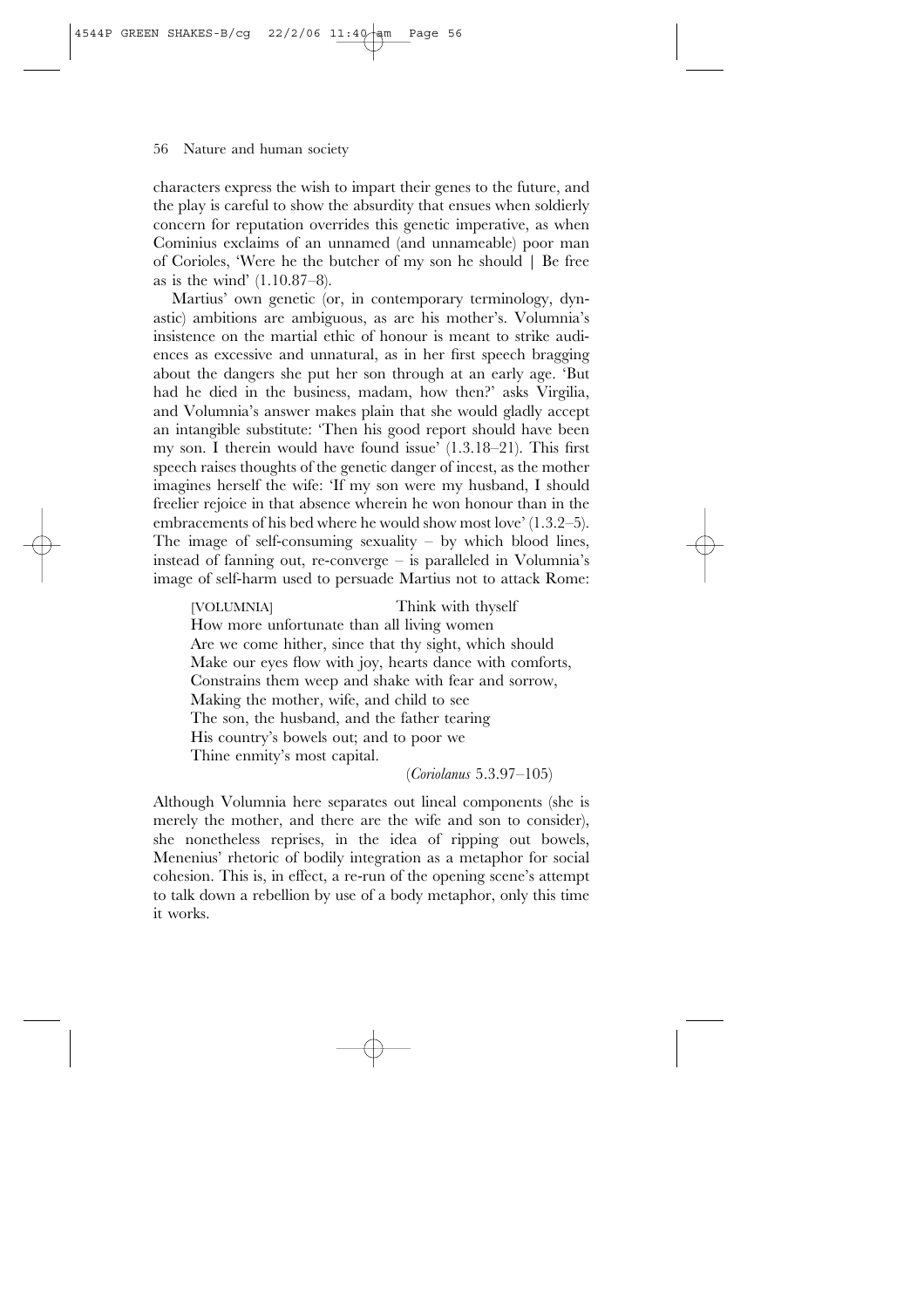characters express the wish to impart their genes to the future, and the play is careful to show the absurdity that ensues when soldierly concern for reputation overrides this genetic imperative, as when Cominius exclaims of an unnamed (and unnameable) poor man of Corioles, 'Were he the butcher of my son he should | Be free as is the wind' (1.10.87–8).

Martius' own genetic (or, in contemporary terminology, dynastic) ambitions are ambiguous, as are his mother's. Volumnia's insistence on the martial ethic of honour is meant to strike audiences as excessive and unnatural, as in her first speech bragging about the dangers she put her son through at an early age. 'But had he died in the business, madam, how then?' asks Virgilia, and Volumnia's answer makes plain that she would gladly accept an intangible substitute: 'Then his good report should have been my son. I therein would have found issue' (1.3.18–21). This first speech raises thoughts of the genetic danger of incest, as the mother imagines herself the wife: 'If my son were my husband, I should freelier rejoice in that absence wherein he won honour than in the embracements of his bed where he would show most love' (1.3.2–5). The image of self-consuming sexuality – by which blood lines, instead of fanning out, re-converge – is paralleled in Volumnia's image of self-harm used to persuade Martius not to attack Rome:

> [VOLUMNIA] Think with thyself
> How more unfortunate than all living women
> Are we come hither, since that thy sight, which should
> Make our eyes flow with joy, hearts dance with comforts,
> Constrains them weep and shake with fear and sorrow,
> Making the mother, wife, and child to see
> The son, the husband, and the father tearing
> His country's bowels out; and to poor we
> Thine enmity's most capital.
>
> (*Coriolanus* 5.3.97–105)

Although Volumnia here separates out lineal components (she is merely the mother, and there are the wife and son to consider), she nonetheless reprises, in the idea of ripping out bowels, Menenius' rhetoric of bodily integration as a metaphor for social cohesion. This is, in effect, a re-run of the opening scene's attempt to talk down a rebellion by use of a body metaphor, only this time it works.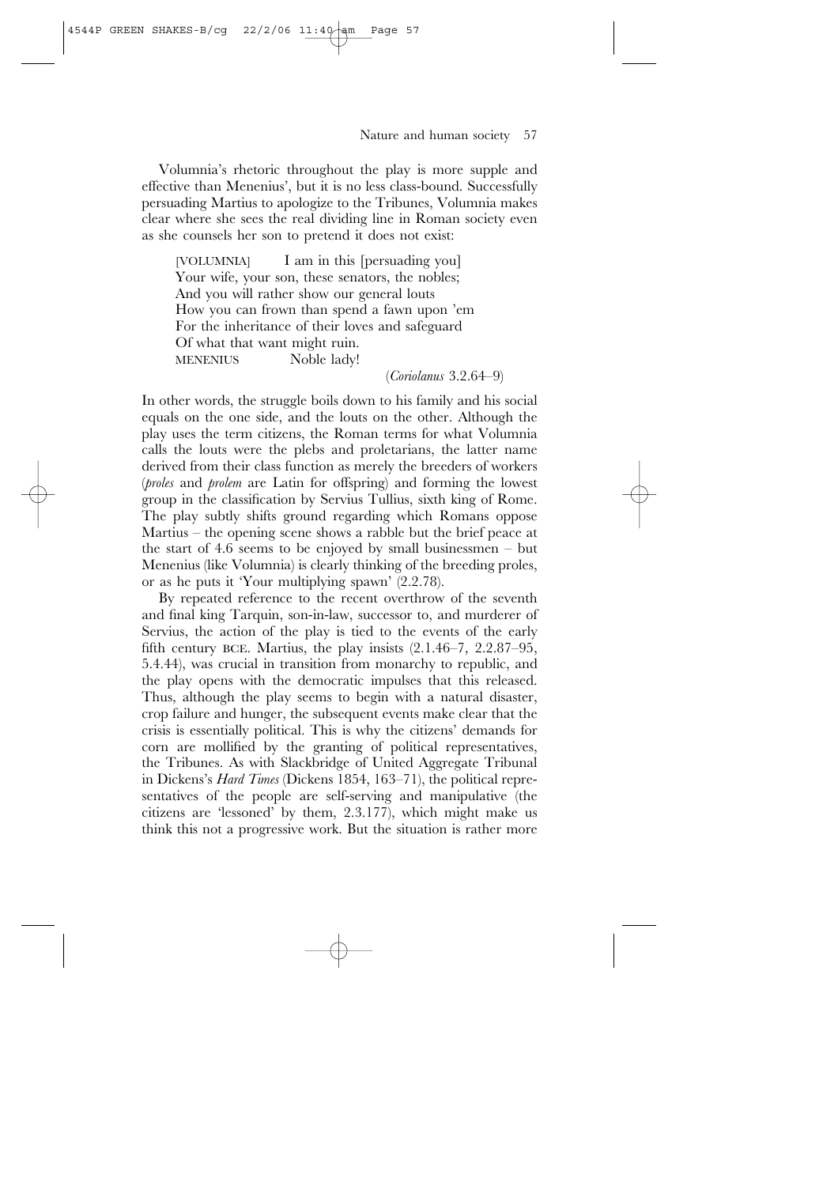Volumnia's rhetoric throughout the play is more supple and effective than Menenius', but it is no less class-bound. Successfully persuading Martius to apologize to the Tribunes, Volumnia makes clear where she sees the real dividing line in Roman society even as she counsels her son to pretend it does not exist:

> [VOLUMNIA] I am in this [persuading you]
> Your wife, your son, these senators, the nobles;
> And you will rather show our general louts
> How you can frown than spend a fawn upon 'em
> For the inheritance of their loves and safeguard
> Of what that want might ruin.
> MENENIUS Noble lady!
>
> (*Coriolanus* 3.2.64–9)

In other words, the struggle boils down to his family and his social equals on the one side, and the louts on the other. Although the play uses the term citizens, the Roman terms for what Volumnia calls the louts were the plebs and proletarians, the latter name derived from their class function as merely the breeders of workers (*proles* and *prolem* are Latin for offspring) and forming the lowest group in the classification by Servius Tullius, sixth king of Rome. The play subtly shifts ground regarding which Romans oppose Martius – the opening scene shows a rabble but the brief peace at the start of 4.6 seems to be enjoyed by small businessmen – but Menenius (like Volumnia) is clearly thinking of the breeding proles, or as he puts it 'Your multiplying spawn' (2.2.78).

By repeated reference to the recent overthrow of the seventh and final king Tarquin, son-in-law, successor to, and murderer of Servius, the action of the play is tied to the events of the early fifth century BCE. Martius, the play insists (2.1.46–7, 2.2.87–95, 5.4.44), was crucial in transition from monarchy to republic, and the play opens with the democratic impulses that this released. Thus, although the play seems to begin with a natural disaster, crop failure and hunger, the subsequent events make clear that the crisis is essentially political. This is why the citizens' demands for corn are mollified by the granting of political representatives, the Tribunes. As with Slackbridge of United Aggregate Tribunal in Dickens's *Hard Times* (Dickens 1854, 163–71), the political representatives of the people are self-serving and manipulative (the citizens are 'lessoned' by them, 2.3.177), which might make us think this not a progressive work. But the situation is rather more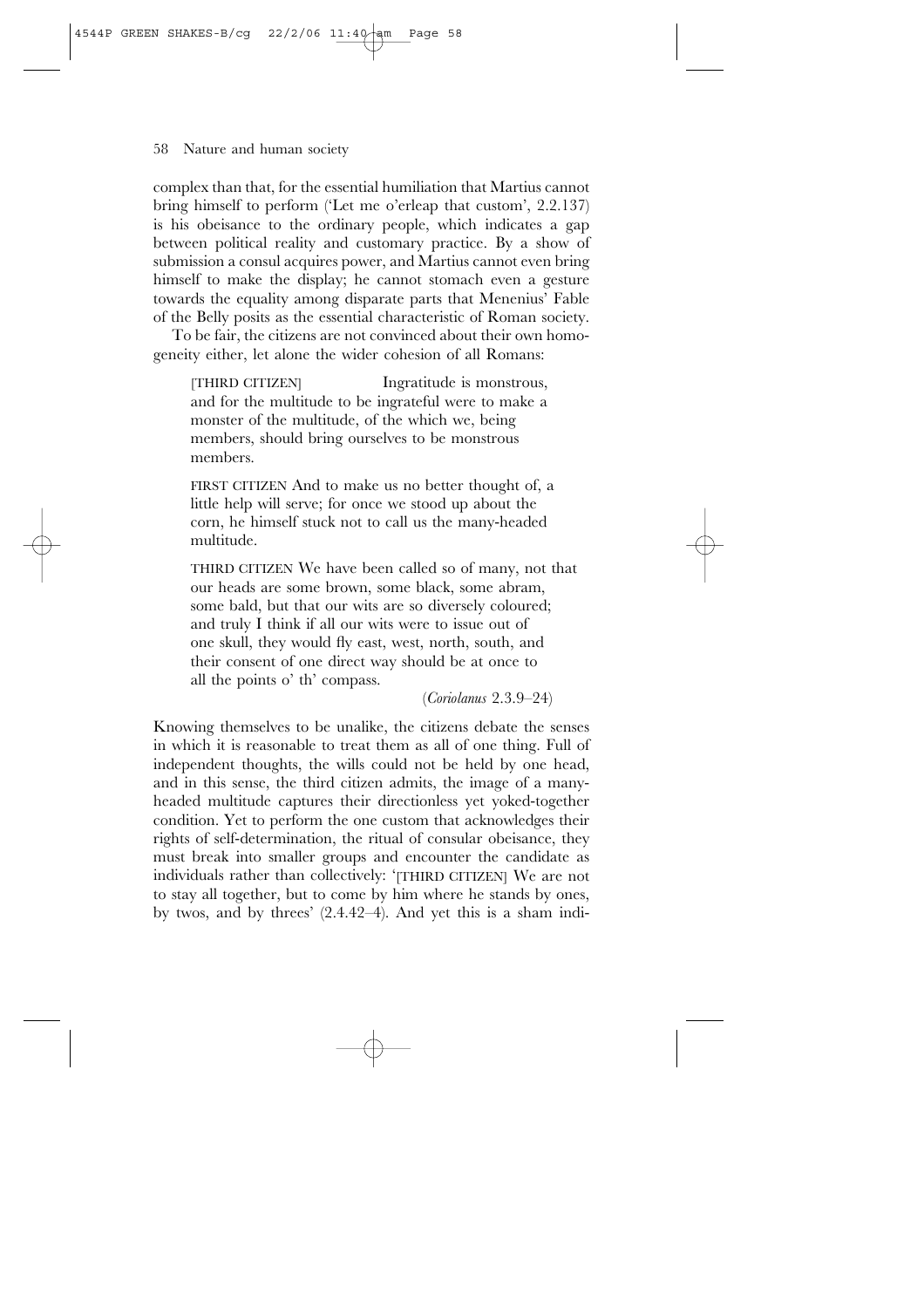complex than that, for the essential humiliation that Martius cannot bring himself to perform ('Let me o'erleap that custom', 2.2.137) is his obeisance to the ordinary people, which indicates a gap between political reality and customary practice. By a show of submission a consul acquires power, and Martius cannot even bring himself to make the display; he cannot stomach even a gesture towards the equality among disparate parts that Menenius' Fable of the Belly posits as the essential characteristic of Roman society.

To be fair, the citizens are not convinced about their own homogeneity either, let alone the wider cohesion of all Romans:

> [THIRD CITIZEN] Ingratitude is monstrous, and for the multitude to be ingrateful were to make a monster of the multitude, of the which we, being members, should bring ourselves to be monstrous members.
>
> FIRST CITIZEN And to make us no better thought of, a little help will serve; for once we stood up about the corn, he himself stuck not to call us the many-headed multitude.
>
> THIRD CITIZEN We have been called so of many, not that our heads are some brown, some black, some abram, some bald, but that our wits are so diversely coloured; and truly I think if all our wits were to issue out of one skull, they would fly east, west, north, south, and their consent of one direct way should be at once to all the points o' th' compass.
>
> (*Coriolanus* 2.3.9–24)

Knowing themselves to be unalike, the citizens debate the senses in which it is reasonable to treat them as all of one thing. Full of independent thoughts, the wills could not be held by one head, and in this sense, the third citizen admits, the image of a many-headed multitude captures their directionless yet yoked-together condition. Yet to perform the one custom that acknowledges their rights of self-determination, the ritual of consular obeisance, they must break into smaller groups and encounter the candidate as individuals rather than collectively: '[THIRD CITIZEN] We are not to stay all together, but to come by him where he stands by ones, by twos, and by threes' (2.4.42–4). And yet this is a sham indi-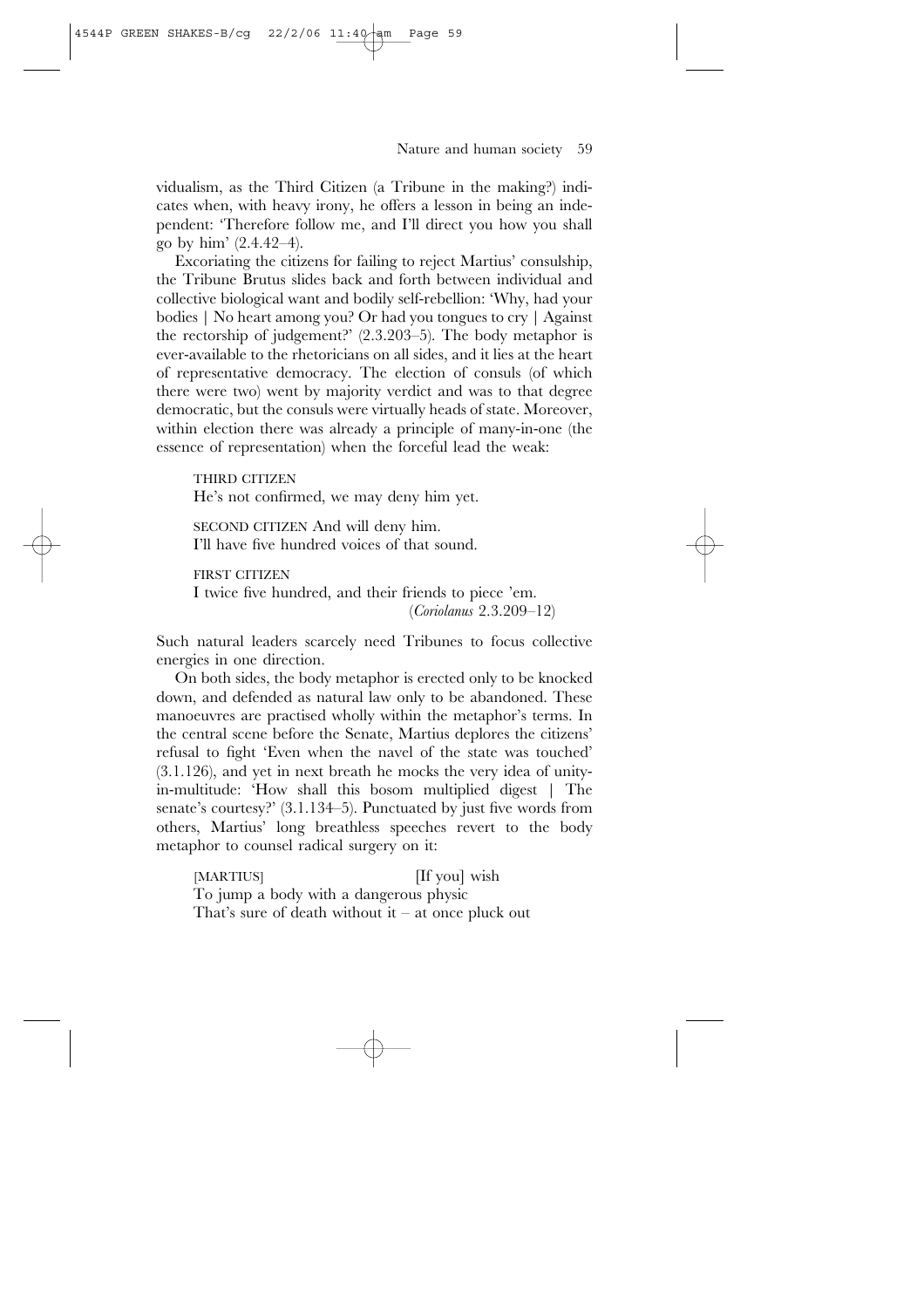vidualism, as the Third Citizen (a Tribune in the making?) indicates when, with heavy irony, he offers a lesson in being an independent: 'Therefore follow me, and I'll direct you how you shall go by him' (2.4.42–4).

Excoriating the citizens for failing to reject Martius' consulship, the Tribune Brutus slides back and forth between individual and collective biological want and bodily self-rebellion: 'Why, had your bodies | No heart among you? Or had you tongues to cry | Against the rectorship of judgement?' (2.3.203–5). The body metaphor is ever-available to the rhetoricians on all sides, and it lies at the heart of representative democracy. The election of consuls (of which there were two) went by majority verdict and was to that degree democratic, but the consuls were virtually heads of state. Moreover, within election there was already a principle of many-in-one (the essence of representation) when the forceful lead the weak:

> THIRD CITIZEN
> He's not confirmed, we may deny him yet.
>
> SECOND CITIZEN And will deny him.
> I'll have five hundred voices of that sound.
>
> FIRST CITIZEN
> I twice five hundred, and their friends to piece 'em.
> (*Coriolanus* 2.3.209–12)

Such natural leaders scarcely need Tribunes to focus collective energies in one direction.

On both sides, the body metaphor is erected only to be knocked down, and defended as natural law only to be abandoned. These manoeuvres are practised wholly within the metaphor's terms. In the central scene before the Senate, Martius deplores the citizens' refusal to fight 'Even when the navel of the state was touched' (3.1.126), and yet in next breath he mocks the very idea of unity-in-multitude: 'How shall this bosom multiplied digest | The senate's courtesy?' (3.1.134–5). Punctuated by just five words from others, Martius' long breathless speeches revert to the body metaphor to counsel radical surgery on it:

> [MARTIUS] [If you] wish
> To jump a body with a dangerous physic
> That's sure of death without it – at once pluck out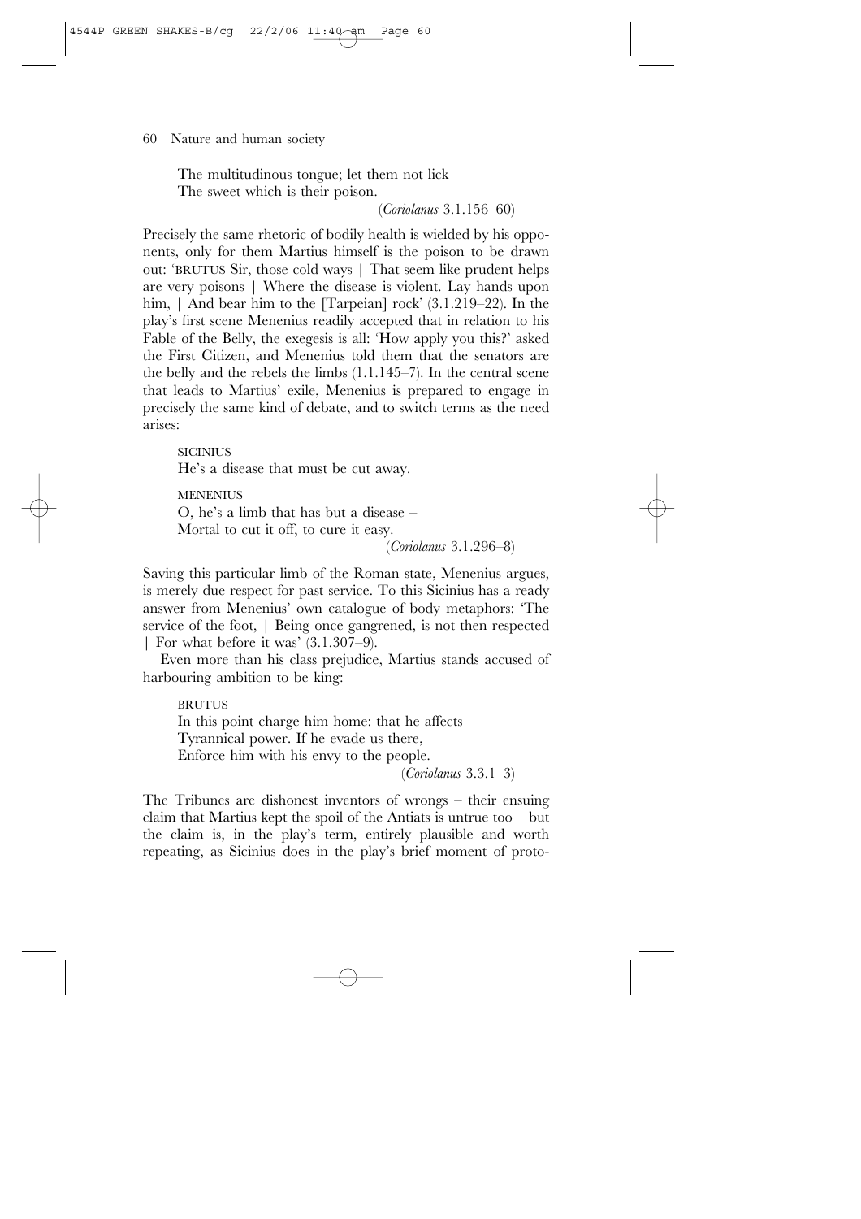The multitudinous tongue; let them not lick
The sweet which is their poison.

(*Coriolanus* 3.1.156–60)

Precisely the same rhetoric of bodily health is wielded by his opponents, only for them Martius himself is the poison to be drawn out: 'BRUTUS Sir, those cold ways | That seem like prudent helps are very poisons | Where the disease is violent. Lay hands upon him, | And bear him to the [Tarpeian] rock' (3.1.219–22). In the play's first scene Menenius readily accepted that in relation to his Fable of the Belly, the exegesis is all: 'How apply you this?' asked the First Citizen, and Menenius told them that the senators are the belly and the rebels the limbs (1.1.145–7). In the central scene that leads to Martius' exile, Menenius is prepared to engage in precisely the same kind of debate, and to switch terms as the need arises:

SICINIUS
He's a disease that must be cut away.

MENENIUS
O, he's a limb that has but a disease –
Mortal to cut it off, to cure it easy.

(*Coriolanus* 3.1.296–8)

Saving this particular limb of the Roman state, Menenius argues, is merely due respect for past service. To this Sicinius has a ready answer from Menenius' own catalogue of body metaphors: 'The service of the foot, | Being once gangrened, is not then respected | For what before it was' (3.1.307–9).

Even more than his class prejudice, Martius stands accused of harbouring ambition to be king:

BRUTUS
In this point charge him home: that he affects
Tyrannical power. If he evade us there,
Enforce him with his envy to the people.

(*Coriolanus* 3.3.1–3)

The Tribunes are dishonest inventors of wrongs – their ensuing claim that Martius kept the spoil of the Antiats is untrue too – but the claim is, in the play's term, entirely plausible and worth repeating, as Sicinius does in the play's brief moment of proto-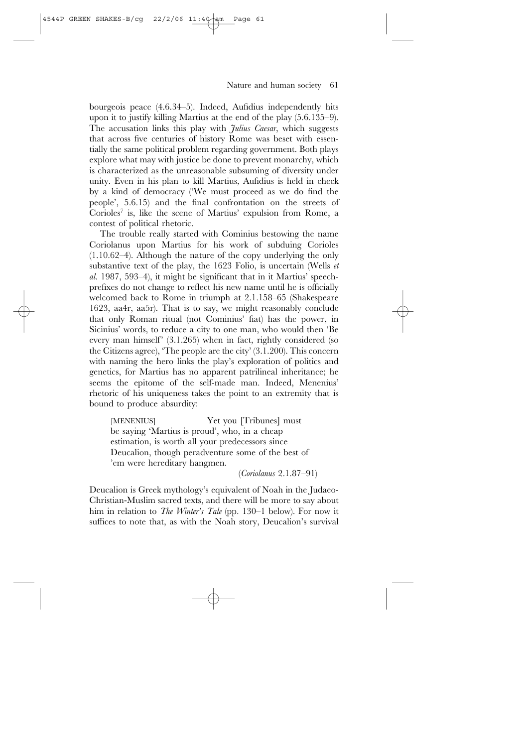bourgeois peace (4.6.34–5). Indeed, Aufidius independently hits upon it to justify killing Martius at the end of the play (5.6.135–9). The accusation links this play with *Julius Caesar*, which suggests that across five centuries of history Rome was beset with essentially the same political problem regarding government. Both plays explore what may with justice be done to prevent monarchy, which is characterized as the unreasonable subsuming of diversity under unity. Even in his plan to kill Martius, Aufidius is held in check by a kind of democracy ('We must proceed as we do find the people', 5.6.15) and the final confrontation on the streets of Corioles[7] is, like the scene of Martius' expulsion from Rome, a contest of political rhetoric.

The trouble really started with Cominius bestowing the name Coriolanus upon Martius for his work of subduing Corioles (1.10.62–4). Although the nature of the copy underlying the only substantive text of the play, the 1623 Folio, is uncertain (Wells *et al.* 1987, 593–4), it might be significant that in it Martius' speech-prefixes do not change to reflect his new name until he is officially welcomed back to Rome in triumph at 2.1.158–65 (Shakespeare 1623, aa4r, aa5r). That is to say, we might reasonably conclude that only Roman ritual (not Cominius' fiat) has the power, in Sicinius' words, to reduce a city to one man, who would then 'Be every man himself' (3.1.265) when in fact, rightly considered (so the Citizens agree), 'The people are the city' (3.1.200). This concern with naming the hero links the play's exploration of politics and genetics, for Martius has no apparent patrilineal inheritance; he seems the epitome of the self-made man. Indeed, Menenius' rhetoric of his uniqueness takes the point to an extremity that is bound to produce absurdity:

> [MENENIUS] Yet you [Tribunes] must
> be saying 'Martius is proud', who, in a cheap
> estimation, is worth all your predecessors since
> Deucalion, though peradventure some of the best of
> 'em were hereditary hangmen.
>
> (*Coriolanus* 2.1.87–91)

Deucalion is Greek mythology's equivalent of Noah in the Judaeo-Christian-Muslim sacred texts, and there will be more to say about him in relation to *The Winter's Tale* (pp. 130–1 below). For now it suffices to note that, as with the Noah story, Deucalion's survival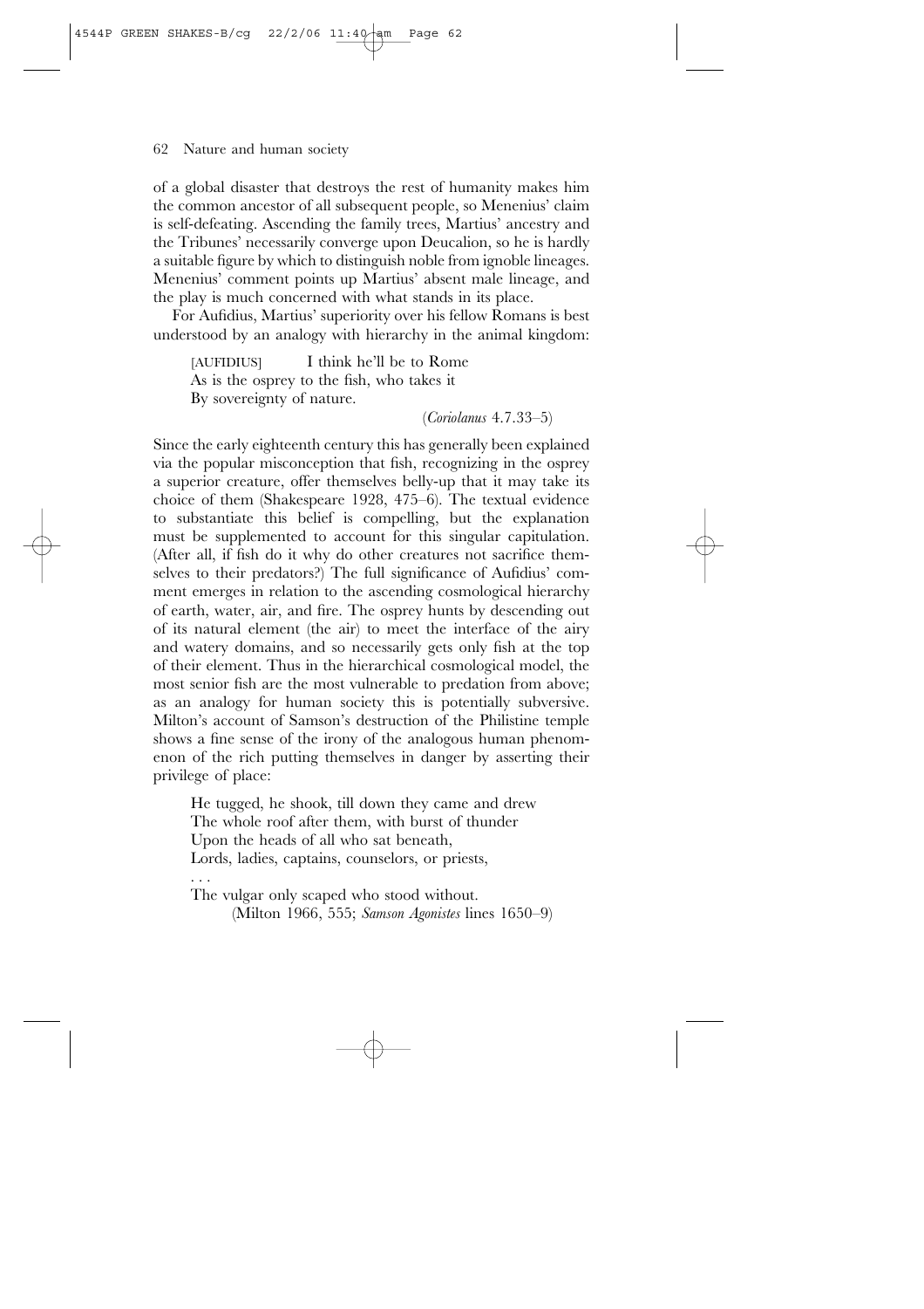of a global disaster that destroys the rest of humanity makes him the common ancestor of all subsequent people, so Menenius' claim is self-defeating. Ascending the family trees, Martius' ancestry and the Tribunes' necessarily converge upon Deucalion, so he is hardly a suitable figure by which to distinguish noble from ignoble lineages. Menenius' comment points up Martius' absent male lineage, and the play is much concerned with what stands in its place.

For Aufidius, Martius' superiority over his fellow Romans is best understood by an analogy with hierarchy in the animal kingdom:

> [AUFIDIUS] I think he'll be to Rome
> As is the osprey to the fish, who takes it
> By sovereignty of nature.
>
> (*Coriolanus* 4.7.33–5)

Since the early eighteenth century this has generally been explained via the popular misconception that fish, recognizing in the osprey a superior creature, offer themselves belly-up that it may take its choice of them (Shakespeare 1928, 475–6). The textual evidence to substantiate this belief is compelling, but the explanation must be supplemented to account for this singular capitulation. (After all, if fish do it why do other creatures not sacrifice themselves to their predators?) The full significance of Aufidius' comment emerges in relation to the ascending cosmological hierarchy of earth, water, air, and fire. The osprey hunts by descending out of its natural element (the air) to meet the interface of the airy and watery domains, and so necessarily gets only fish at the top of their element. Thus in the hierarchical cosmological model, the most senior fish are the most vulnerable to predation from above; as an analogy for human society this is potentially subversive. Milton's account of Samson's destruction of the Philistine temple shows a fine sense of the irony of the analogous human phenomenon of the rich putting themselves in danger by asserting their privilege of place:

> He tugged, he shook, till down they came and drew
> The whole roof after them, with burst of thunder
> Upon the heads of all who sat beneath,
> Lords, ladies, captains, counselors, or priests,
> . . .
> The vulgar only scaped who stood without.
>
> (Milton 1966, 555; *Samson Agonistes* lines 1650–9)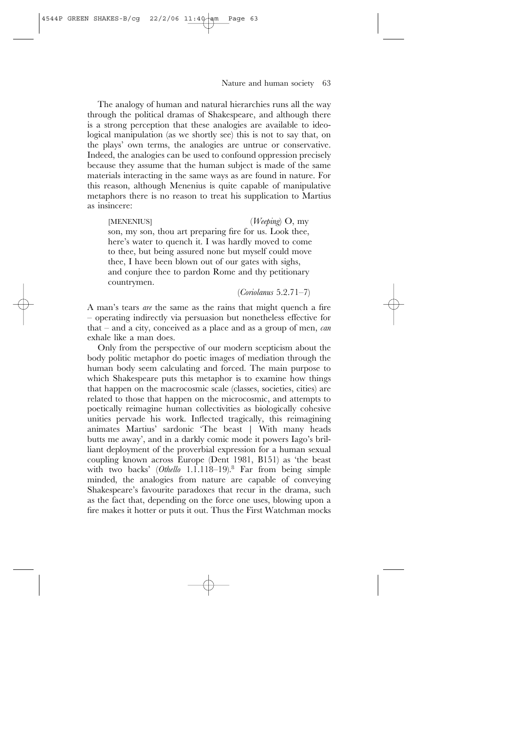The analogy of human and natural hierarchies runs all the way through the political dramas of Shakespeare, and although there is a strong perception that these analogies are available to ideological manipulation (as we shortly see) this is not to say that, on the plays' own terms, the analogies are untrue or conservative. Indeed, the analogies can be used to confound oppression precisely because they assume that the human subject is made of the same materials interacting in the same ways as are found in nature. For this reason, although Menenius is quite capable of manipulative metaphors there is no reason to treat his supplication to Martius as insincere:

> [MENENIUS] (*Weeping*) O, my son, my son, thou art preparing fire for us. Look thee, here's water to quench it. I was hardly moved to come to thee, but being assured none but myself could move thee, I have been blown out of our gates with sighs, and conjure thee to pardon Rome and thy petitionary countrymen.
>
> (*Coriolanus* 5.2.71–7)

A man's tears *are* the same as the rains that might quench a fire – operating indirectly via persuasion but nonetheless effective for that – and a city, conceived as a place and as a group of men, *can* exhale like a man does.

Only from the perspective of our modern scepticism about the body politic metaphor do poetic images of mediation through the human body seem calculating and forced. The main purpose to which Shakespeare puts this metaphor is to examine how things that happen on the macrocosmic scale (classes, societies, cities) are related to those that happen on the microcosmic, and attempts to poetically reimagine human collectivities as biologically cohesive unities pervade his work. Inflected tragically, this reimagining animates Martius' sardonic 'The beast | With many heads butts me away', and in a darkly comic mode it powers Iago's brilliant deployment of the proverbial expression for a human sexual coupling known across Europe (Dent 1981, B151) as 'the beast with two backs' (*Othello* 1.1.118–19).[8] Far from being simple minded, the analogies from nature are capable of conveying Shakespeare's favourite paradoxes that recur in the drama, such as the fact that, depending on the force one uses, blowing upon a fire makes it hotter or puts it out. Thus the First Watchman mocks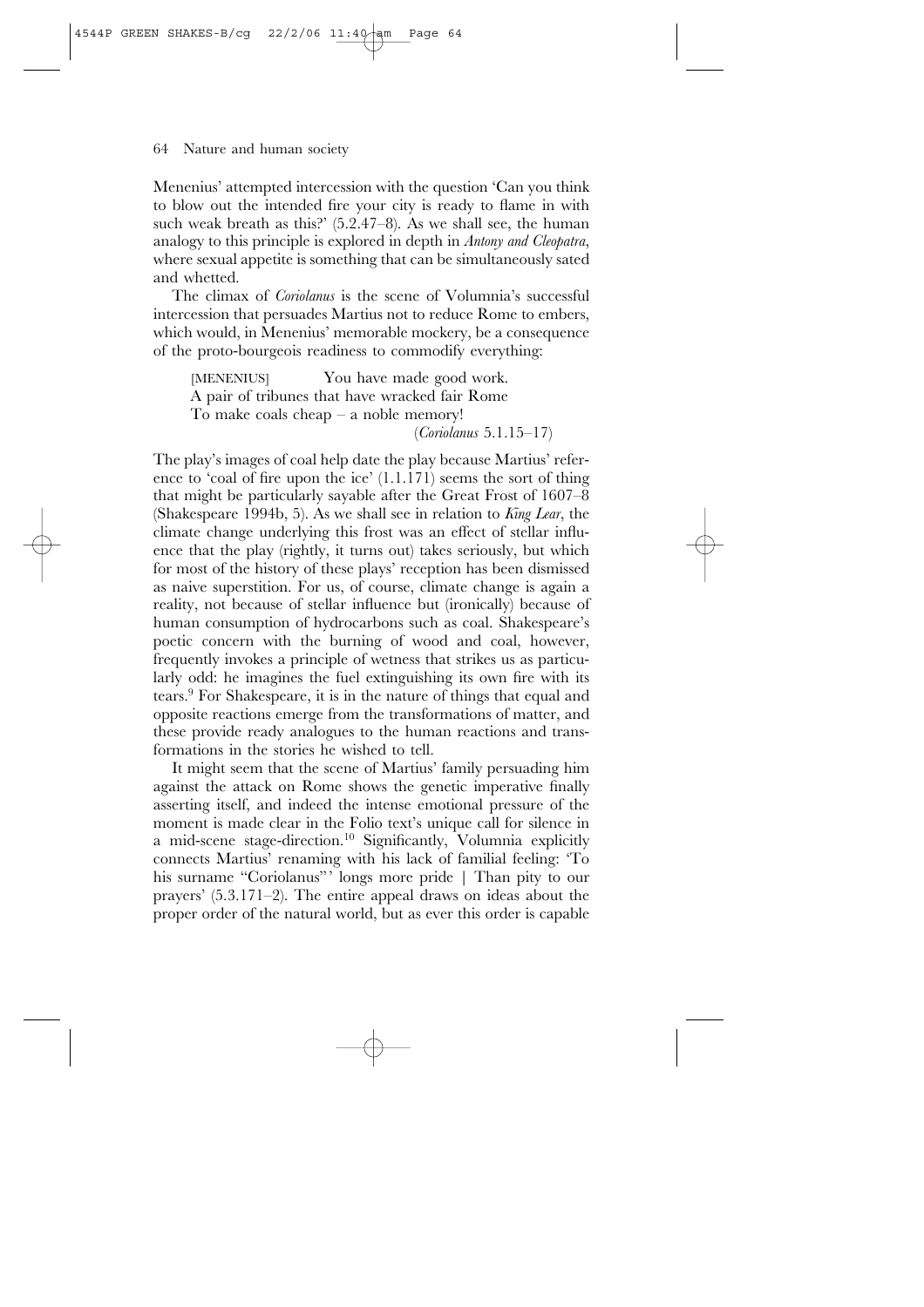Menenius' attempted intercession with the question 'Can you think to blow out the intended fire your city is ready to flame in with such weak breath as this?' (5.2.47–8). As we shall see, the human analogy to this principle is explored in depth in *Antony and Cleopatra*, where sexual appetite is something that can be simultaneously sated and whetted.

The climax of *Coriolanus* is the scene of Volumnia's successful intercession that persuades Martius not to reduce Rome to embers, which would, in Menenius' memorable mockery, be a consequence of the proto-bourgeois readiness to commodify everything:

> [MENENIUS] You have made good work.
> A pair of tribunes that have wracked fair Rome
> To make coals cheap – a noble memory!
> (*Coriolanus* 5.1.15–17)

The play's images of coal help date the play because Martius' reference to 'coal of fire upon the ice' (1.1.171) seems the sort of thing that might be particularly sayable after the Great Frost of 1607–8 (Shakespeare 1994b, 5). As we shall see in relation to *King Lear*, the climate change underlying this frost was an effect of stellar influence that the play (rightly, it turns out) takes seriously, but which for most of the history of these plays' reception has been dismissed as naive superstition. For us, of course, climate change is again a reality, not because of stellar influence but (ironically) because of human consumption of hydrocarbons such as coal. Shakespeare's poetic concern with the burning of wood and coal, however, frequently invokes a principle of wetness that strikes us as particularly odd: he imagines the fuel extinguishing its own fire with its tears.[9] For Shakespeare, it is in the nature of things that equal and opposite reactions emerge from the transformations of matter, and these provide ready analogues to the human reactions and transformations in the stories he wished to tell.

It might seem that the scene of Martius' family persuading him against the attack on Rome shows the genetic imperative finally asserting itself, and indeed the intense emotional pressure of the moment is made clear in the Folio text's unique call for silence in a mid-scene stage-direction.[10] Significantly, Volumnia explicitly connects Martius' renaming with his lack of familial feeling: 'To his surname "Coriolanus"' longs more pride | Than pity to our prayers' (5.3.171–2). The entire appeal draws on ideas about the proper order of the natural world, but as ever this order is capable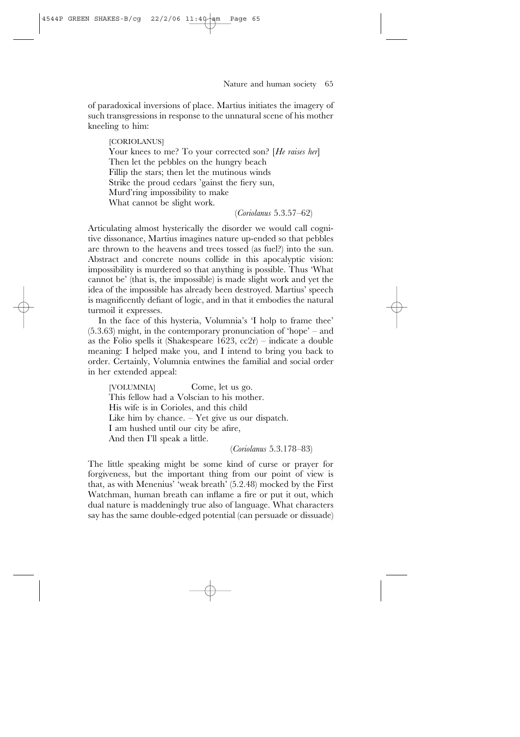of paradoxical inversions of place. Martius initiates the imagery of such transgressions in response to the unnatural scene of his mother kneeling to him:

> [CORIOLANUS]
> Your knees to me? To your corrected son? [*He raises her*]
> Then let the pebbles on the hungry beach
> Fillip the stars; then let the mutinous winds
> Strike the proud cedars 'gainst the fiery sun,
> Murd'ring impossibility to make
> What cannot be slight work.
>
> (*Coriolanus* 5.3.57–62)

Articulating almost hysterically the disorder we would call cognitive dissonance, Martius imagines nature up-ended so that pebbles are thrown to the heavens and trees tossed (as fuel?) into the sun. Abstract and concrete nouns collide in this apocalyptic vision: impossibility is murdered so that anything is possible. Thus 'What cannot be' (that is, the impossible) is made slight work and yet the idea of the impossible has already been destroyed. Martius' speech is magnificently defiant of logic, and in that it embodies the natural turmoil it expresses.

In the face of this hysteria, Volumnia's 'I holp to frame thee' (5.3.63) might, in the contemporary pronunciation of 'hope' – and as the Folio spells it (Shakespeare 1623, cc2r) – indicate a double meaning: I helped make you, and I intend to bring you back to order. Certainly, Volumnia entwines the familial and social order in her extended appeal:

> [VOLUMNIA] Come, let us go.
> This fellow had a Volscian to his mother.
> His wife is in Corioles, and this child
> Like him by chance. – Yet give us our dispatch.
> I am hushed until our city be afire,
> And then I'll speak a little.
>
> (*Coriolanus* 5.3.178–83)

The little speaking might be some kind of curse or prayer for forgiveness, but the important thing from our point of view is that, as with Menenius' 'weak breath' (5.2.48) mocked by the First Watchman, human breath can inflame a fire or put it out, which dual nature is maddeningly true also of language. What characters say has the same double-edged potential (can persuade or dissuade)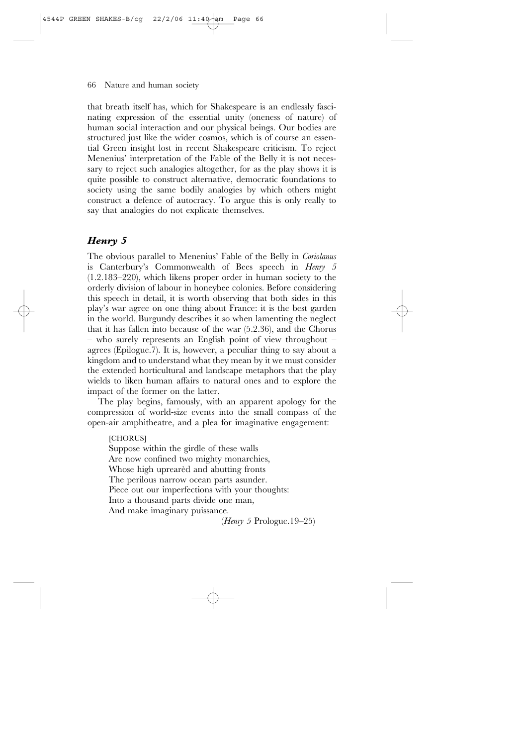that breath itself has, which for Shakespeare is an endlessly fascinating expression of the essential unity (oneness of nature) of human social interaction and our physical beings. Our bodies are structured just like the wider cosmos, which is of course an essential Green insight lost in recent Shakespeare criticism. To reject Menenius' interpretation of the Fable of the Belly it is not necessary to reject such analogies altogether, for as the play shows it is quite possible to construct alternative, democratic foundations to society using the same bodily analogies by which others might construct a defence of autocracy. To argue this is only really to say that analogies do not explicate themselves.

## *Henry 5*

The obvious parallel to Menenius' Fable of the Belly in *Coriolanus* is Canterbury's Commonwealth of Bees speech in *Henry 5* (1.2.183–220), which likens proper order in human society to the orderly division of labour in honeybee colonies. Before considering this speech in detail, it is worth observing that both sides in this play's war agree on one thing about France: it is the best garden in the world. Burgundy describes it so when lamenting the neglect that it has fallen into because of the war (5.2.36), and the Chorus – who surely represents an English point of view throughout – agrees (Epilogue.7). It is, however, a peculiar thing to say about a kingdom and to understand what they mean by it we must consider the extended horticultural and landscape metaphors that the play wields to liken human affairs to natural ones and to explore the impact of the former on the latter.

The play begins, famously, with an apparent apology for the compression of world-size events into the small compass of the open-air amphitheatre, and a plea for imaginative engagement:

> [CHORUS]
> Suppose within the girdle of these walls
> Are now confined two mighty monarchies,
> Whose high uprearèd and abutting fronts
> The perilous narrow ocean parts asunder.
> Piece out our imperfections with your thoughts:
> Into a thousand parts divide one man,
> And make imaginary puissance.
>
> (*Henry 5* Prologue.19–25)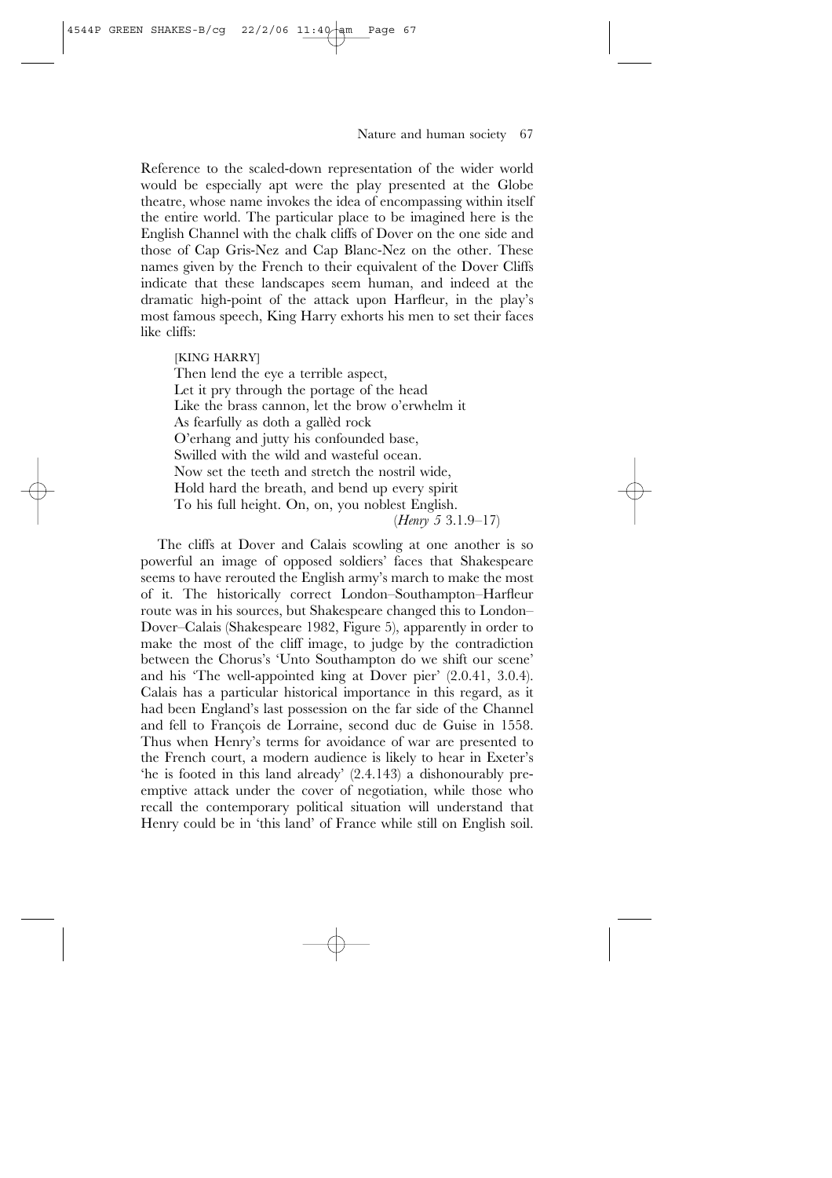Reference to the scaled-down representation of the wider world would be especially apt were the play presented at the Globe theatre, whose name invokes the idea of encompassing within itself the entire world. The particular place to be imagined here is the English Channel with the chalk cliffs of Dover on the one side and those of Cap Gris-Nez and Cap Blanc-Nez on the other. These names given by the French to their equivalent of the Dover Cliffs indicate that these landscapes seem human, and indeed at the dramatic high-point of the attack upon Harfleur, in the play's most famous speech, King Harry exhorts his men to set their faces like cliffs:

> [KING HARRY]
> Then lend the eye a terrible aspect,
> Let it pry through the portage of the head
> Like the brass cannon, let the brow o'erwhelm it
> As fearfully as doth a gallèd rock
> O'erhang and jutty his confounded base,
> Swilled with the wild and wasteful ocean.
> Now set the teeth and stretch the nostril wide,
> Hold hard the breath, and bend up every spirit
> To his full height. On, on, you noblest English.
> (*Henry 5* 3.1.9–17)

The cliffs at Dover and Calais scowling at one another is so powerful an image of opposed soldiers' faces that Shakespeare seems to have rerouted the English army's march to make the most of it. The historically correct London–Southampton–Harfleur route was in his sources, but Shakespeare changed this to London–Dover–Calais (Shakespeare 1982, Figure 5), apparently in order to make the most of the cliff image, to judge by the contradiction between the Chorus's 'Unto Southampton do we shift our scene' and his 'The well-appointed king at Dover pier' (2.0.41, 3.0.4). Calais has a particular historical importance in this regard, as it had been England's last possession on the far side of the Channel and fell to François de Lorraine, second duc de Guise in 1558. Thus when Henry's terms for avoidance of war are presented to the French court, a modern audience is likely to hear in Exeter's 'he is footed in this land already' (2.4.143) a dishonourably pre-emptive attack under the cover of negotiation, while those who recall the contemporary political situation will understand that Henry could be in 'this land' of France while still on English soil.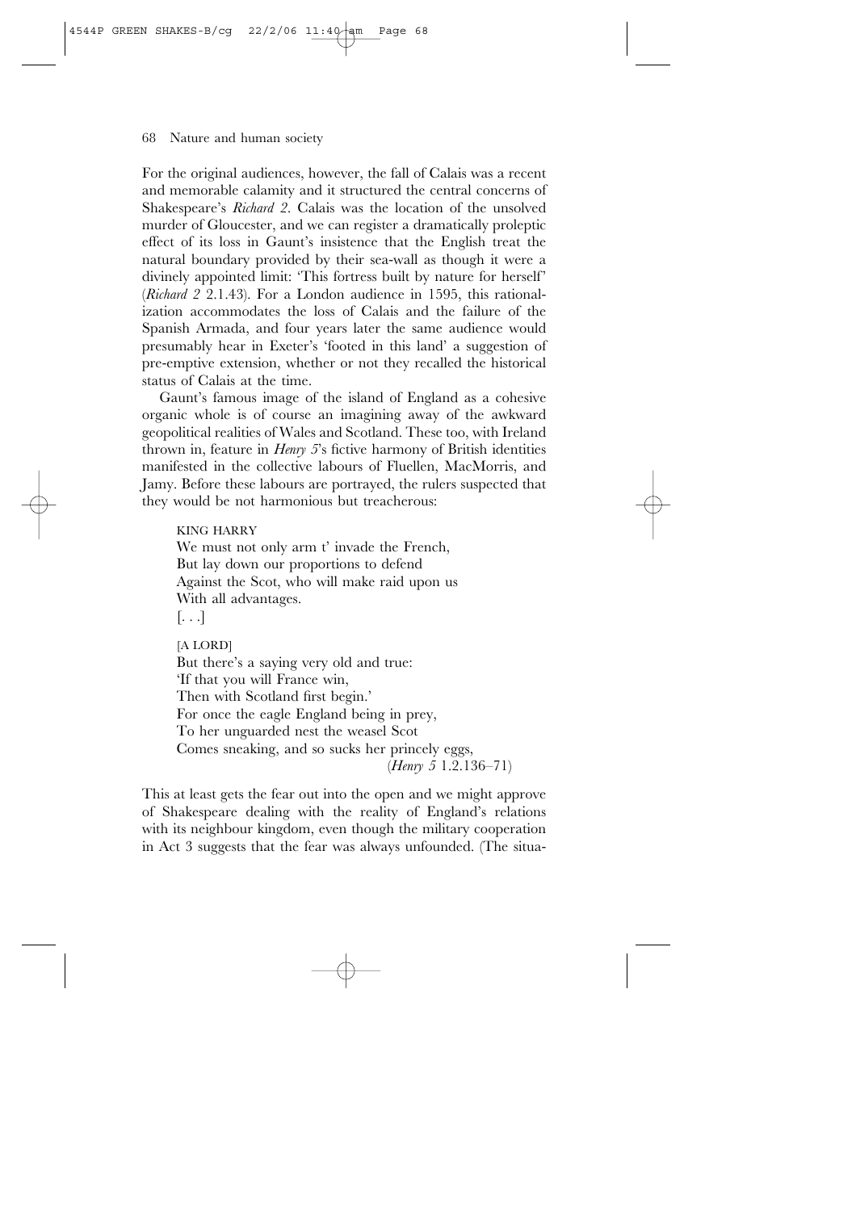For the original audiences, however, the fall of Calais was a recent and memorable calamity and it structured the central concerns of Shakespeare's *Richard 2*. Calais was the location of the unsolved murder of Gloucester, and we can register a dramatically proleptic effect of its loss in Gaunt's insistence that the English treat the natural boundary provided by their sea-wall as though it were a divinely appointed limit: 'This fortress built by nature for herself' (*Richard 2* 2.1.43). For a London audience in 1595, this rationalization accommodates the loss of Calais and the failure of the Spanish Armada, and four years later the same audience would presumably hear in Exeter's 'footed in this land' a suggestion of pre-emptive extension, whether or not they recalled the historical status of Calais at the time.

Gaunt's famous image of the island of England as a cohesive organic whole is of course an imagining away of the awkward geopolitical realities of Wales and Scotland. These too, with Ireland thrown in, feature in *Henry 5*'s fictive harmony of British identities manifested in the collective labours of Fluellen, MacMorris, and Jamy. Before these labours are portrayed, the rulers suspected that they would be not harmonious but treacherous:

> KING HARRY
> We must not only arm t' invade the French,
> But lay down our proportions to defend
> Against the Scot, who will make raid upon us
> With all advantages.
> [. . .]
>
> [A LORD]
> But there's a saying very old and true:
> 'If that you will France win,
> Then with Scotland first begin.'
> For once the eagle England being in prey,
> To her unguarded nest the weasel Scot
> Comes sneaking, and so sucks her princely eggs,
> (*Henry 5* 1.2.136–71)

This at least gets the fear out into the open and we might approve of Shakespeare dealing with the reality of England's relations with its neighbour kingdom, even though the military cooperation in Act 3 suggests that the fear was always unfounded. (The situa-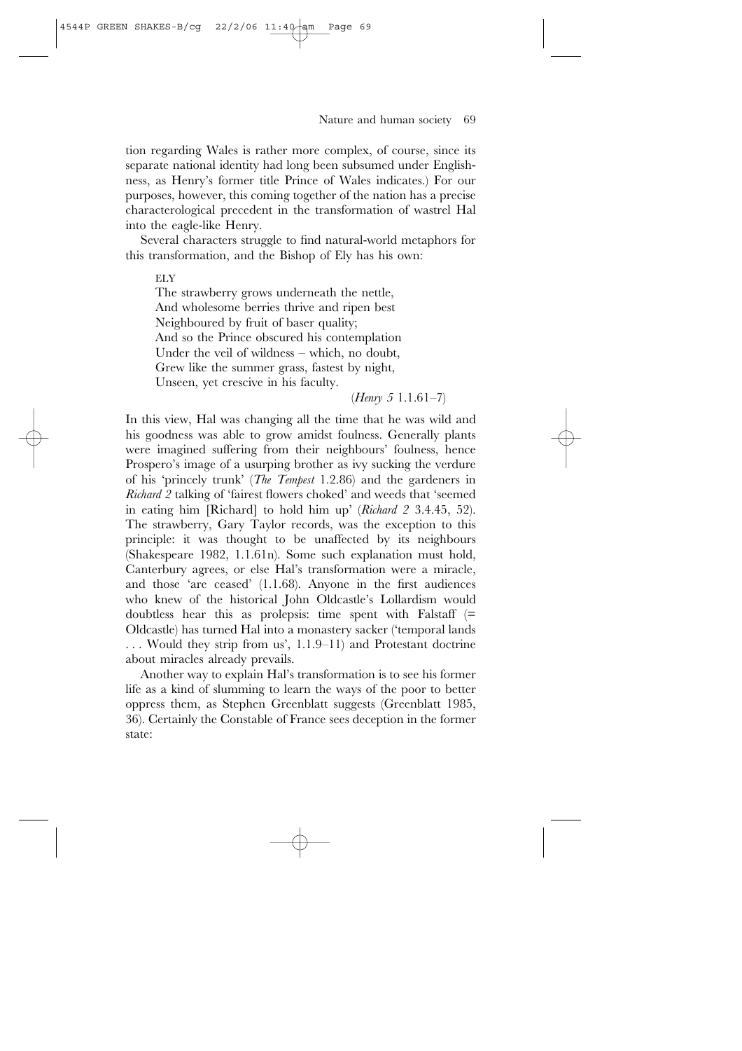tion regarding Wales is rather more complex, of course, since its separate national identity had long been subsumed under Englishness, as Henry's former title Prince of Wales indicates.) For our purposes, however, this coming together of the nation has a precise characterological precedent in the transformation of wastrel Hal into the eagle-like Henry.

Several characters struggle to find natural-world metaphors for this transformation, and the Bishop of Ely has his own:

> ELY
> The strawberry grows underneath the nettle,
> And wholesome berries thrive and ripen best
> Neighboured by fruit of baser quality;
> And so the Prince obscured his contemplation
> Under the veil of wildness – which, no doubt,
> Grew like the summer grass, fastest by night,
> Unseen, yet crescive in his faculty.
>
> (*Henry 5* 1.1.61–7)

In this view, Hal was changing all the time that he was wild and his goodness was able to grow amidst foulness. Generally plants were imagined suffering from their neighbours' foulness, hence Prospero's image of a usurping brother as ivy sucking the verdure of his 'princely trunk' (*The Tempest* 1.2.86) and the gardeners in *Richard 2* talking of 'fairest flowers choked' and weeds that 'seemed in eating him [Richard] to hold him up' (*Richard 2* 3.4.45, 52). The strawberry, Gary Taylor records, was the exception to this principle: it was thought to be unaffected by its neighbours (Shakespeare 1982, 1.1.61n). Some such explanation must hold, Canterbury agrees, or else Hal's transformation were a miracle, and those 'are ceased' (1.1.68). Anyone in the first audiences who knew of the historical John Oldcastle's Lollardism would doubtless hear this as prolepsis: time spent with Falstaff (= Oldcastle) has turned Hal into a monastery sacker ('temporal lands . . . Would they strip from us', 1.1.9–11) and Protestant doctrine about miracles already prevails.

Another way to explain Hal's transformation is to see his former life as a kind of slumming to learn the ways of the poor to better oppress them, as Stephen Greenblatt suggests (Greenblatt 1985, 36). Certainly the Constable of France sees deception in the former state: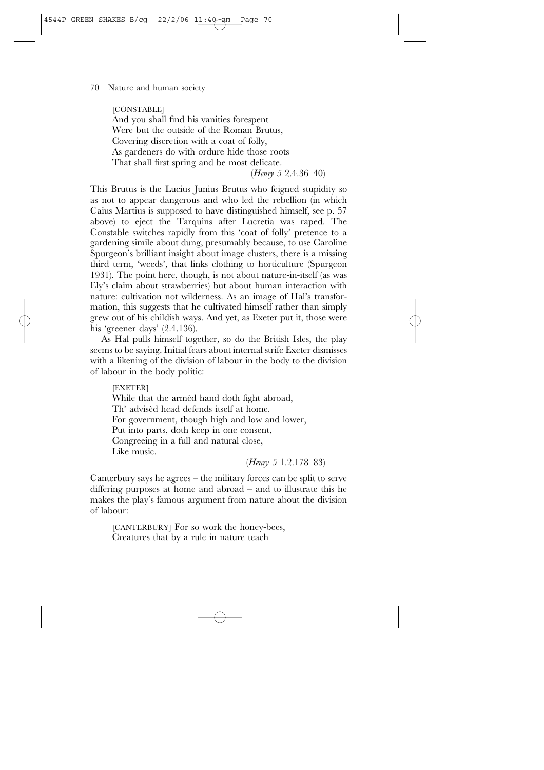[CONSTABLE]  
And you shall find his vanities forespent  
Were but the outside of the Roman Brutus,  
Covering discretion with a coat of folly,  
As gardeners do with ordure hide those roots  
That shall first spring and be most delicate.  
(*Henry 5* 2.4.36–40)

This Brutus is the Lucius Junius Brutus who feigned stupidity so as not to appear dangerous and who led the rebellion (in which Caius Martius is supposed to have distinguished himself, see p. 57 above) to eject the Tarquins after Lucretia was raped. The Constable switches rapidly from this 'coat of folly' pretence to a gardening simile about dung, presumably because, to use Caroline Spurgeon's brilliant insight about image clusters, there is a missing third term, 'weeds', that links clothing to horticulture (Spurgeon 1931). The point here, though, is not about nature-in-itself (as was Ely's claim about strawberries) but about human interaction with nature: cultivation not wilderness. As an image of Hal's transformation, this suggests that he cultivated himself rather than simply grew out of his childish ways. And yet, as Exeter put it, those were his 'greener days' (2.4.136).

As Hal pulls himself together, so do the British Isles, the play seems to be saying. Initial fears about internal strife Exeter dismisses with a likening of the division of labour in the body to the division of labour in the body politic:

[EXETER]  
While that the armèd hand doth fight abroad,  
Th' advisèd head defends itself at home.  
For government, though high and low and lower,  
Put into parts, doth keep in one consent,  
Congreeing in a full and natural close,  
Like music.  
(*Henry 5* 1.2.178–83)

Canterbury says he agrees – the military forces can be split to serve differing purposes at home and abroad – and to illustrate this he makes the play's famous argument from nature about the division of labour:

[CANTERBURY] For so work the honey-bees,  
Creatures that by a rule in nature teach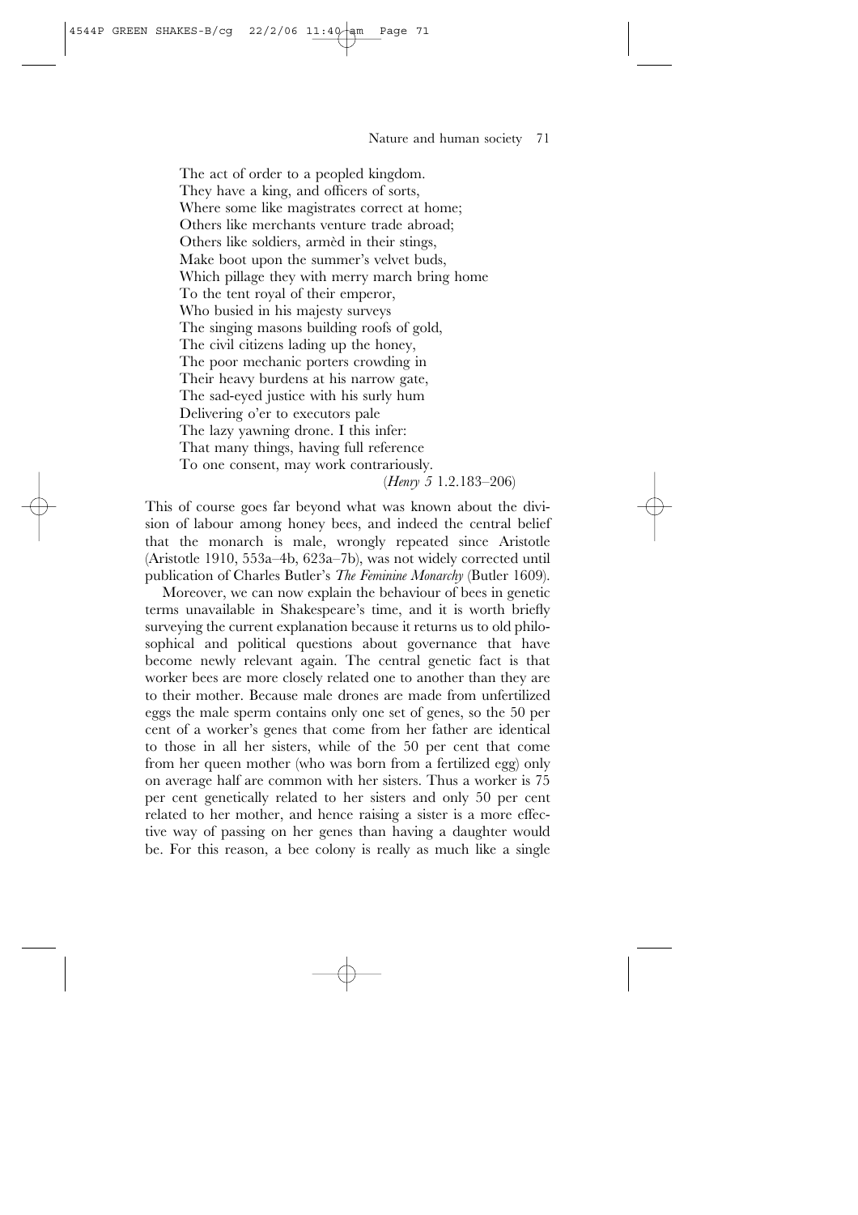The act of order to a peopled kingdom.  
They have a king, and officers of sorts,  
Where some like magistrates correct at home;  
Others like merchants venture trade abroad;  
Others like soldiers, armèd in their stings,  
Make boot upon the summer's velvet buds,  
Which pillage they with merry march bring home  
To the tent royal of their emperor,  
Who busied in his majesty surveys  
The singing masons building roofs of gold,  
The civil citizens lading up the honey,  
The poor mechanic porters crowding in  
Their heavy burdens at his narrow gate,  
The sad-eyed justice with his surly hum  
Delivering o'er to executors pale  
The lazy yawning drone. I this infer:  
That many things, having full reference  
To one consent, may work contrariously.

(*Henry 5* 1.2.183–206)

This of course goes far beyond what was known about the division of labour among honey bees, and indeed the central belief that the monarch is male, wrongly repeated since Aristotle (Aristotle 1910, 553a–4b, 623a–7b), was not widely corrected until publication of Charles Butler's *The Feminine Monarchy* (Butler 1609).

Moreover, we can now explain the behaviour of bees in genetic terms unavailable in Shakespeare's time, and it is worth briefly surveying the current explanation because it returns us to old philosophical and political questions about governance that have become newly relevant again. The central genetic fact is that worker bees are more closely related one to another than they are to their mother. Because male drones are made from unfertilized eggs the male sperm contains only one set of genes, so the 50 per cent of a worker's genes that come from her father are identical to those in all her sisters, while of the 50 per cent that come from her queen mother (who was born from a fertilized egg) only on average half are common with her sisters. Thus a worker is 75 per cent genetically related to her sisters and only 50 per cent related to her mother, and hence raising a sister is a more effective way of passing on her genes than having a daughter would be. For this reason, a bee colony is really as much like a single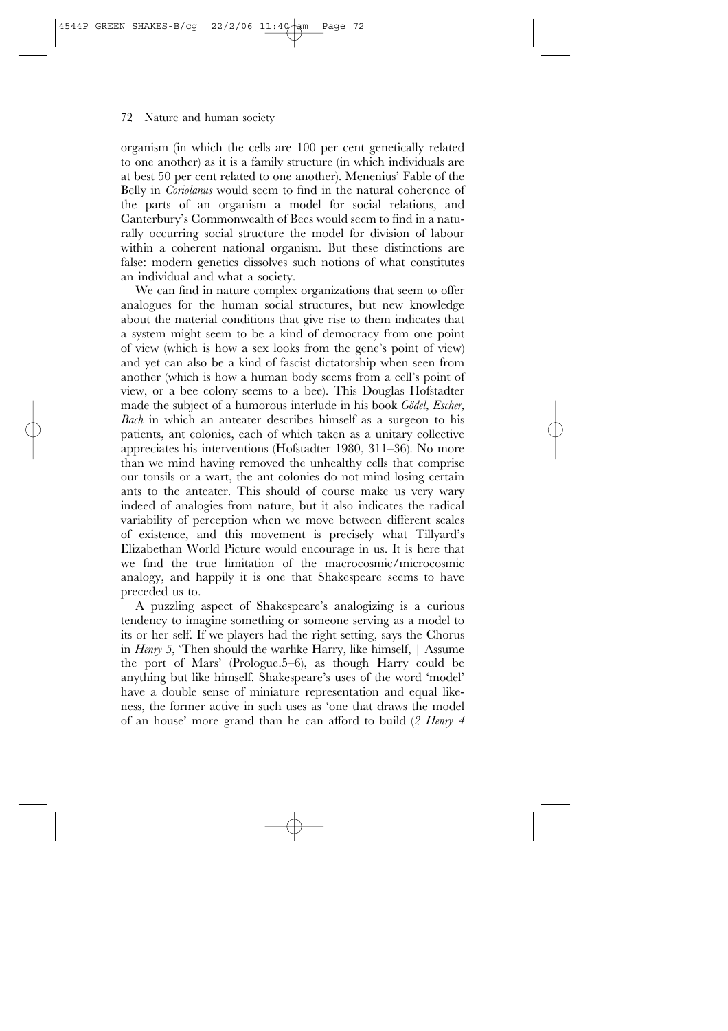organism (in which the cells are 100 per cent genetically related to one another) as it is a family structure (in which individuals are at best 50 per cent related to one another). Menenius' Fable of the Belly in *Coriolanus* would seem to find in the natural coherence of the parts of an organism a model for social relations, and Canterbury's Commonwealth of Bees would seem to find in a naturally occurring social structure the model for division of labour within a coherent national organism. But these distinctions are false: modern genetics dissolves such notions of what constitutes an individual and what a society.

We can find in nature complex organizations that seem to offer analogues for the human social structures, but new knowledge about the material conditions that give rise to them indicates that a system might seem to be a kind of democracy from one point of view (which is how a sex looks from the gene's point of view) and yet can also be a kind of fascist dictatorship when seen from another (which is how a human body seems from a cell's point of view, or a bee colony seems to a bee). This Douglas Hofstadter made the subject of a humorous interlude in his book *Gödel, Escher, Bach* in which an anteater describes himself as a surgeon to his patients, ant colonies, each of which taken as a unitary collective appreciates his interventions (Hofstadter 1980, 311–36). No more than we mind having removed the unhealthy cells that comprise our tonsils or a wart, the ant colonies do not mind losing certain ants to the anteater. This should of course make us very wary indeed of analogies from nature, but it also indicates the radical variability of perception when we move between different scales of existence, and this movement is precisely what Tillyard's Elizabethan World Picture would encourage in us. It is here that we find the true limitation of the macrocosmic/microcosmic analogy, and happily it is one that Shakespeare seems to have preceded us to.

A puzzling aspect of Shakespeare's analogizing is a curious tendency to imagine something or someone serving as a model to its or her self. If we players had the right setting, says the Chorus in *Henry 5*, 'Then should the warlike Harry, like himself, | Assume the port of Mars' (Prologue.5–6), as though Harry could be anything but like himself. Shakespeare's uses of the word 'model' have a double sense of miniature representation and equal likeness, the former active in such uses as 'one that draws the model of an house' more grand than he can afford to build (*2 Henry 4*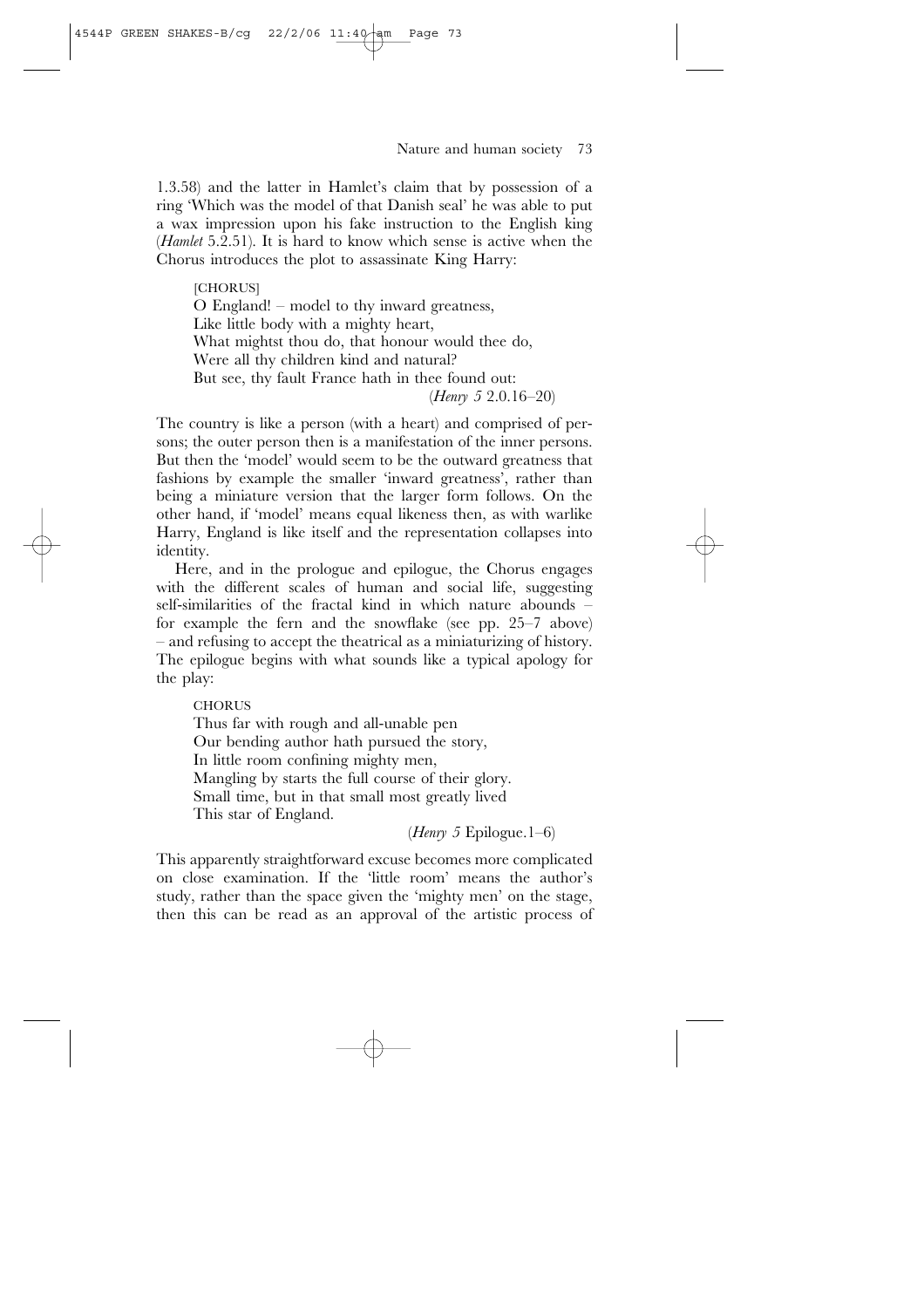1.3.58) and the latter in Hamlet's claim that by possession of a ring 'Which was the model of that Danish seal' he was able to put a wax impression upon his fake instruction to the English king (*Hamlet* 5.2.51). It is hard to know which sense is active when the Chorus introduces the plot to assassinate King Harry:

> [CHORUS]
> O England! – model to thy inward greatness,
> Like little body with a mighty heart,
> What mightst thou do, that honour would thee do,
> Were all thy children kind and natural?
> But see, thy fault France hath in thee found out:
> (*Henry 5* 2.0.16–20)

The country is like a person (with a heart) and comprised of persons; the outer person then is a manifestation of the inner persons. But then the 'model' would seem to be the outward greatness that fashions by example the smaller 'inward greatness', rather than being a miniature version that the larger form follows. On the other hand, if 'model' means equal likeness then, as with warlike Harry, England is like itself and the representation collapses into identity.

Here, and in the prologue and epilogue, the Chorus engages with the different scales of human and social life, suggesting self-similarities of the fractal kind in which nature abounds – for example the fern and the snowflake (see pp. 25–7 above) – and refusing to accept the theatrical as a miniaturizing of history. The epilogue begins with what sounds like a typical apology for the play:

> CHORUS
> Thus far with rough and all-unable pen
> Our bending author hath pursued the story,
> In little room confining mighty men,
> Mangling by starts the full course of their glory.
> Small time, but in that small most greatly lived
> This star of England.
> (*Henry 5* Epilogue.1–6)

This apparently straightforward excuse becomes more complicated on close examination. If the 'little room' means the author's study, rather than the space given the 'mighty men' on the stage, then this can be read as an approval of the artistic process of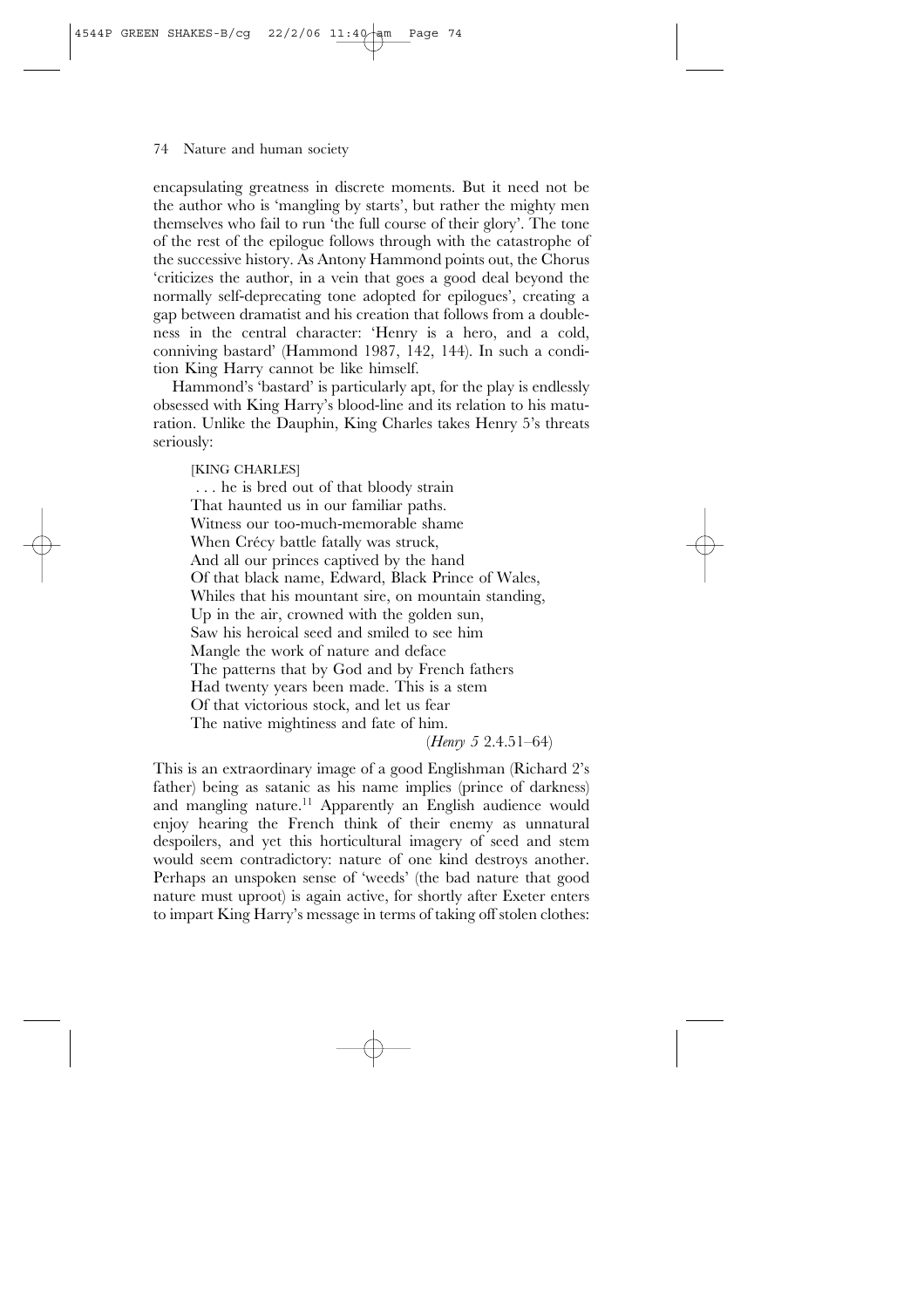encapsulating greatness in discrete moments. But it need not be the author who is 'mangling by starts', but rather the mighty men themselves who fail to run 'the full course of their glory'. The tone of the rest of the epilogue follows through with the catastrophe of the successive history. As Antony Hammond points out, the Chorus 'criticizes the author, in a vein that goes a good deal beyond the normally self-deprecating tone adopted for epilogues', creating a gap between dramatist and his creation that follows from a doubleness in the central character: 'Henry is a hero, and a cold, conniving bastard' (Hammond 1987, 142, 144). In such a condition King Harry cannot be like himself.

Hammond's 'bastard' is particularly apt, for the play is endlessly obsessed with King Harry's blood-line and its relation to his maturation. Unlike the Dauphin, King Charles takes Henry 5's threats seriously:

> [KING CHARLES]
> . . . he is bred out of that bloody strain
> That haunted us in our familiar paths.
> Witness our too-much-memorable shame
> When Crécy battle fatally was struck,
> And all our princes captived by the hand
> Of that black name, Edward, Black Prince of Wales,
> Whiles that his mountant sire, on mountain standing,
> Up in the air, crowned with the golden sun,
> Saw his heroical seed and smiled to see him
> Mangle the work of nature and deface
> The patterns that by God and by French fathers
> Had twenty years been made. This is a stem
> Of that victorious stock, and let us fear
> The native mightiness and fate of him.
>
> (*Henry 5* 2.4.51–64)

This is an extraordinary image of a good Englishman (Richard 2's father) being as satanic as his name implies (prince of darkness) and mangling nature.[11] Apparently an English audience would enjoy hearing the French think of their enemy as unnatural despoilers, and yet this horticultural imagery of seed and stem would seem contradictory: nature of one kind destroys another. Perhaps an unspoken sense of 'weeds' (the bad nature that good nature must uproot) is again active, for shortly after Exeter enters to impart King Harry's message in terms of taking off stolen clothes: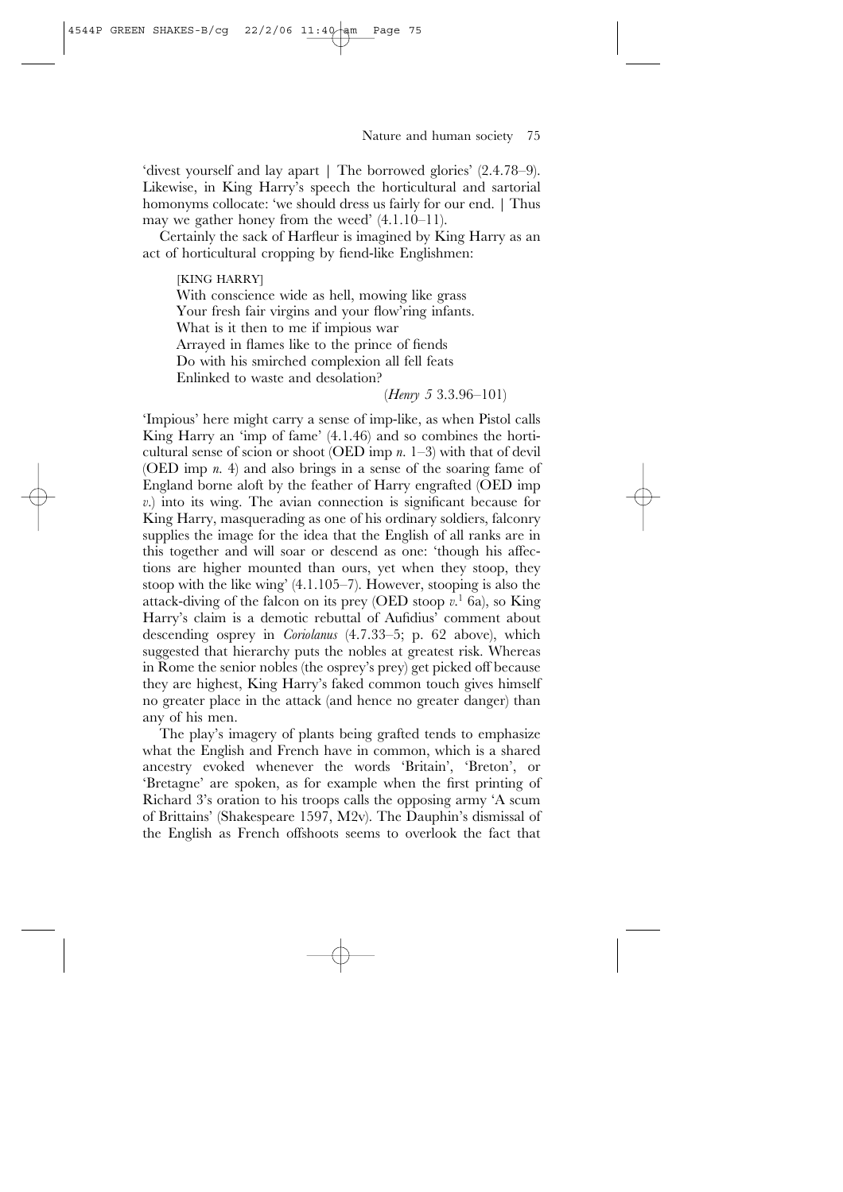'divest yourself and lay apart | The borrowed glories' (2.4.78–9). Likewise, in King Harry's speech the horticultural and sartorial homonyms collocate: 'we should dress us fairly for our end. | Thus may we gather honey from the weed' (4.1.10–11).

Certainly the sack of Harfleur is imagined by King Harry as an act of horticultural cropping by fiend-like Englishmen:

> [KING HARRY]
> With conscience wide as hell, mowing like grass
> Your fresh fair virgins and your flow'ring infants.
> What is it then to me if impious war
> Arrayed in flames like to the prince of fiends
> Do with his smirched complexion all fell feats
> Enlinked to waste and desolation?
>
> (*Henry 5* 3.3.96–101)

'Impious' here might carry a sense of imp-like, as when Pistol calls King Harry an 'imp of fame' (4.1.46) and so combines the horticultural sense of scion or shoot (OED imp *n.* 1–3) with that of devil (OED imp *n.* 4) and also brings in a sense of the soaring fame of England borne aloft by the feather of Harry engrafted (OED imp *v.*) into its wing. The avian connection is significant because for King Harry, masquerading as one of his ordinary soldiers, falconry supplies the image for the idea that the English of all ranks are in this together and will soar or descend as one: 'though his affections are higher mounted than ours, yet when they stoop, they stoop with the like wing' (4.1.105–7). However, stooping is also the attack-diving of the falcon on its prey (OED stoop *v.*[1] 6a), so King Harry's claim is a demotic rebuttal of Aufidius' comment about descending osprey in *Coriolanus* (4.7.33–5; p. 62 above), which suggested that hierarchy puts the nobles at greatest risk. Whereas in Rome the senior nobles (the osprey's prey) get picked off because they are highest, King Harry's faked common touch gives himself no greater place in the attack (and hence no greater danger) than any of his men.

The play's imagery of plants being grafted tends to emphasize what the English and French have in common, which is a shared ancestry evoked whenever the words 'Britain', 'Breton', or 'Bretagne' are spoken, as for example when the first printing of Richard 3's oration to his troops calls the opposing army 'A scum of Brittains' (Shakespeare 1597, M2v). The Dauphin's dismissal of the English as French offshoots seems to overlook the fact that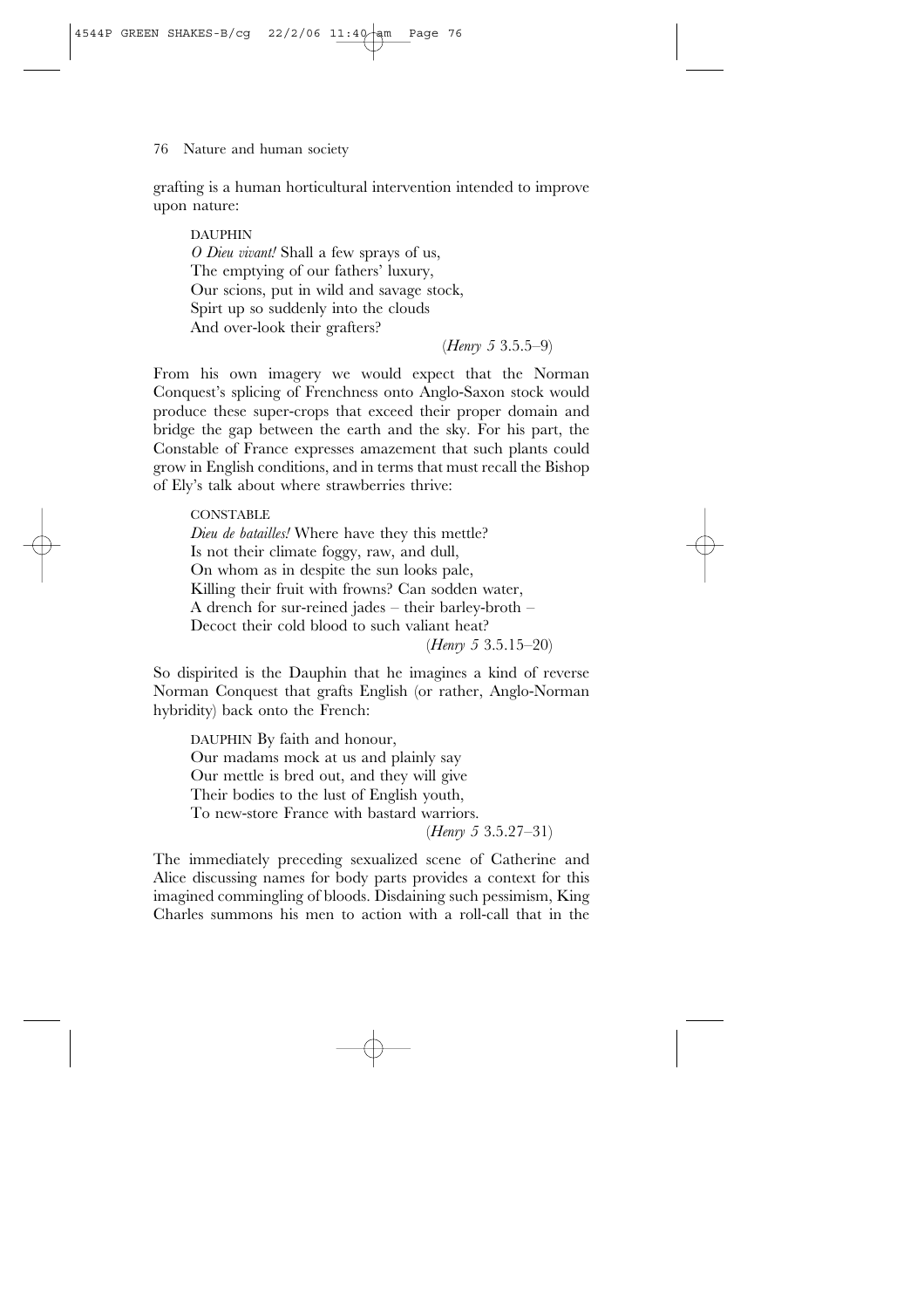grafting is a human horticultural intervention intended to improve upon nature:

> DAUPHIN
> *O Dieu vivant!* Shall a few sprays of us,
> The emptying of our fathers' luxury,
> Our scions, put in wild and savage stock,
> Spirt up so suddenly into the clouds
> And over-look their grafters?
>
> (*Henry 5* 3.5.5–9)

From his own imagery we would expect that the Norman Conquest's splicing of Frenchness onto Anglo-Saxon stock would produce these super-crops that exceed their proper domain and bridge the gap between the earth and the sky. For his part, the Constable of France expresses amazement that such plants could grow in English conditions, and in terms that must recall the Bishop of Ely's talk about where strawberries thrive:

> CONSTABLE
> *Dieu de batailles!* Where have they this mettle?
> Is not their climate foggy, raw, and dull,
> On whom as in despite the sun looks pale,
> Killing their fruit with frowns? Can sodden water,
> A drench for sur-reined jades – their barley-broth –
> Decoct their cold blood to such valiant heat?
>
> (*Henry 5* 3.5.15–20)

So dispirited is the Dauphin that he imagines a kind of reverse Norman Conquest that grafts English (or rather, Anglo-Norman hybridity) back onto the French:

> DAUPHIN By faith and honour,
> Our madams mock at us and plainly say
> Our mettle is bred out, and they will give
> Their bodies to the lust of English youth,
> To new-store France with bastard warriors.
>
> (*Henry 5* 3.5.27–31)

The immediately preceding sexualized scene of Catherine and Alice discussing names for body parts provides a context for this imagined commingling of bloods. Disdaining such pessimism, King Charles summons his men to action with a roll-call that in the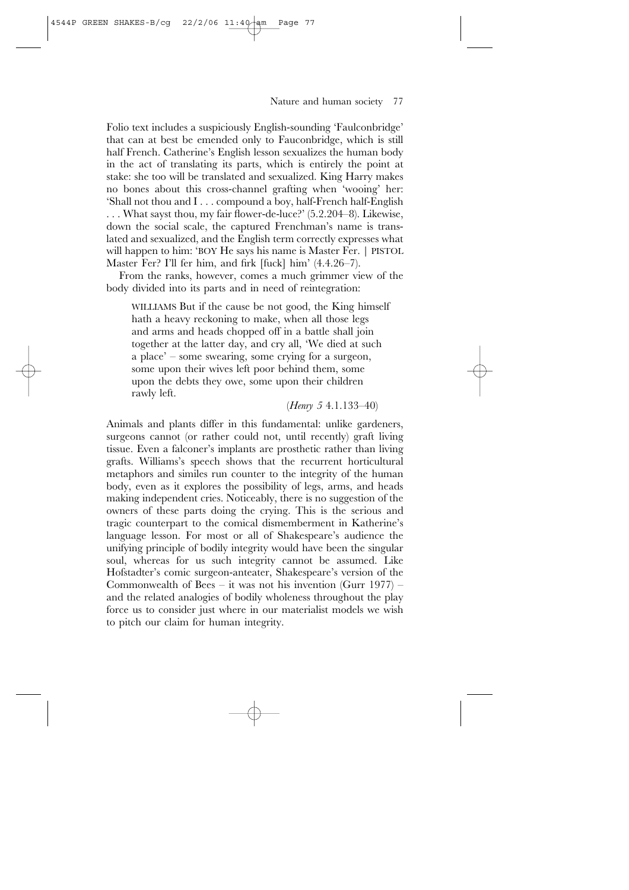Folio text includes a suspiciously English-sounding 'Faulconbridge' that can at best be emended only to Fauconbridge, which is still half French. Catherine's English lesson sexualizes the human body in the act of translating its parts, which is entirely the point at stake: she too will be translated and sexualized. King Harry makes no bones about this cross-channel grafting when 'wooing' her: 'Shall not thou and I . . . compound a boy, half-French half-English . . . What sayst thou, my fair flower-de-luce?' (5.2.204–8). Likewise, down the social scale, the captured Frenchman's name is translated and sexualized, and the English term correctly expresses what will happen to him: 'BOY He says his name is Master Fer. | PISTOL Master Fer? I'll fer him, and firk [fuck] him' (4.4.26–7).

From the ranks, however, comes a much grimmer view of the body divided into its parts and in need of reintegration:

> WILLIAMS But if the cause be not good, the King himself hath a heavy reckoning to make, when all those legs and arms and heads chopped off in a battle shall join together at the latter day, and cry all, 'We died at such a place' – some swearing, some crying for a surgeon, some upon their wives left poor behind them, some upon the debts they owe, some upon their children rawly left.
>
> (*Henry 5* 4.1.133–40)

Animals and plants differ in this fundamental: unlike gardeners, surgeons cannot (or rather could not, until recently) graft living tissue. Even a falconer's implants are prosthetic rather than living grafts. Williams's speech shows that the recurrent horticultural metaphors and similes run counter to the integrity of the human body, even as it explores the possibility of legs, arms, and heads making independent cries. Noticeably, there is no suggestion of the owners of these parts doing the crying. This is the serious and tragic counterpart to the comical dismemberment in Katherine's language lesson. For most or all of Shakespeare's audience the unifying principle of bodily integrity would have been the singular soul, whereas for us such integrity cannot be assumed. Like Hofstadter's comic surgeon-anteater, Shakespeare's version of the Commonwealth of Bees – it was not his invention (Gurr 1977) – and the related analogies of bodily wholeness throughout the play force us to consider just where in our materialist models we wish to pitch our claim for human integrity.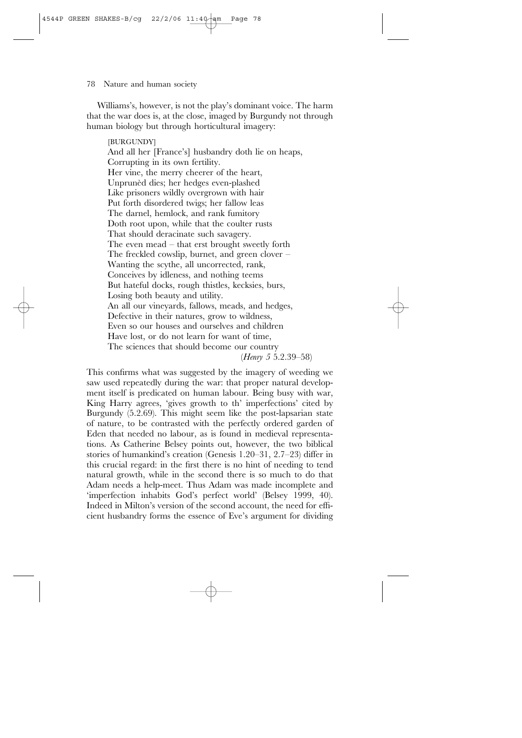Williams's, however, is not the play's dominant voice. The harm that the war does is, at the close, imaged by Burgundy not through human biology but through horticultural imagery:

> [BURGUNDY]
> And all her [France's] husbandry doth lie on heaps,
> Corrupting in its own fertility.
> Her vine, the merry cheerer of the heart,
> Unprunèd dies; her hedges even-plashed
> Like prisoners wildly overgrown with hair
> Put forth disordered twigs; her fallow leas
> The darnel, hemlock, and rank fumitory
> Doth root upon, while that the coulter rusts
> That should deracinate such savagery.
> The even mead – that erst brought sweetly forth
> The freckled cowslip, burnet, and green clover –
> Wanting the scythe, all uncorrected, rank,
> Conceives by idleness, and nothing teems
> But hateful docks, rough thistles, kecksies, burs,
> Losing both beauty and utility.
> An all our vineyards, fallows, meads, and hedges,
> Defective in their natures, grow to wildness,
> Even so our houses and ourselves and children
> Have lost, or do not learn for want of time,
> The sciences that should become our country
>
> (*Henry 5* 5.2.39–58)

This confirms what was suggested by the imagery of weeding we saw used repeatedly during the war: that proper natural development itself is predicated on human labour. Being busy with war, King Harry agrees, 'gives growth to th' imperfections' cited by Burgundy (5.2.69). This might seem like the post-lapsarian state of nature, to be contrasted with the perfectly ordered garden of Eden that needed no labour, as is found in medieval representations. As Catherine Belsey points out, however, the two biblical stories of humankind's creation (Genesis 1.20–31, 2.7–23) differ in this crucial regard: in the first there is no hint of needing to tend natural growth, while in the second there is so much to do that Adam needs a help-meet. Thus Adam was made incomplete and 'imperfection inhabits God's perfect world' (Belsey 1999, 40). Indeed in Milton's version of the second account, the need for efficient husbandry forms the essence of Eve's argument for dividing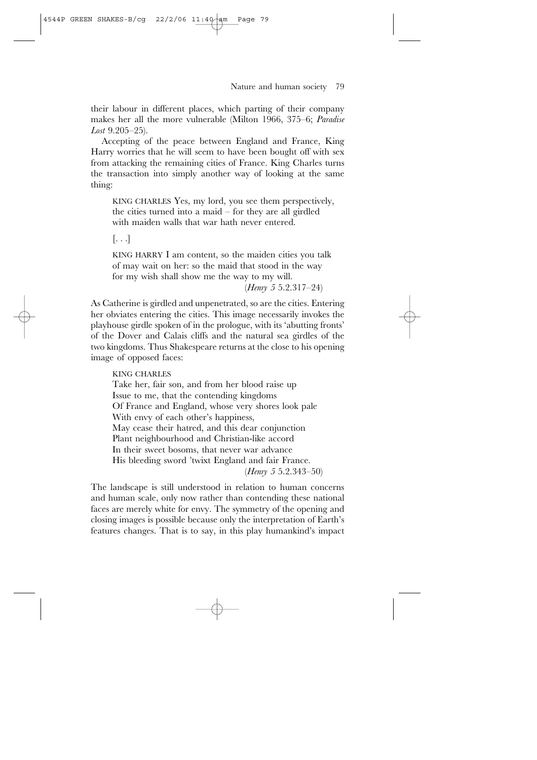their labour in different places, which parting of their company makes her all the more vulnerable (Milton 1966, 375–6; *Paradise Lost* 9.205–25).

Accepting of the peace between England and France, King Harry worries that he will seem to have been bought off with sex from attacking the remaining cities of France. King Charles turns the transaction into simply another way of looking at the same thing:

> KING CHARLES Yes, my lord, you see them perspectively, the cities turned into a maid – for they are all girdled with maiden walls that war hath never entered.
>
> [. . .]
>
> KING HARRY I am content, so the maiden cities you talk of may wait on her: so the maid that stood in the way for my wish shall show me the way to my will.
>
> (*Henry 5* 5.2.317–24)

As Catherine is girdled and unpenetrated, so are the cities. Entering her obviates entering the cities. This image necessarily invokes the playhouse girdle spoken of in the prologue, with its 'abutting fronts' of the Dover and Calais cliffs and the natural sea girdles of the two kingdoms. Thus Shakespeare returns at the close to his opening image of opposed faces:

> KING CHARLES
> Take her, fair son, and from her blood raise up
> Issue to me, that the contending kingdoms
> Of France and England, whose very shores look pale
> With envy of each other's happiness,
> May cease their hatred, and this dear conjunction
> Plant neighbourhood and Christian-like accord
> In their sweet bosoms, that never war advance
> His bleeding sword 'twixt England and fair France.
>
> (*Henry 5* 5.2.343–50)

The landscape is still understood in relation to human concerns and human scale, only now rather than contending these national faces are merely white for envy. The symmetry of the opening and closing images is possible because only the interpretation of Earth's features changes. That is to say, in this play humankind's impact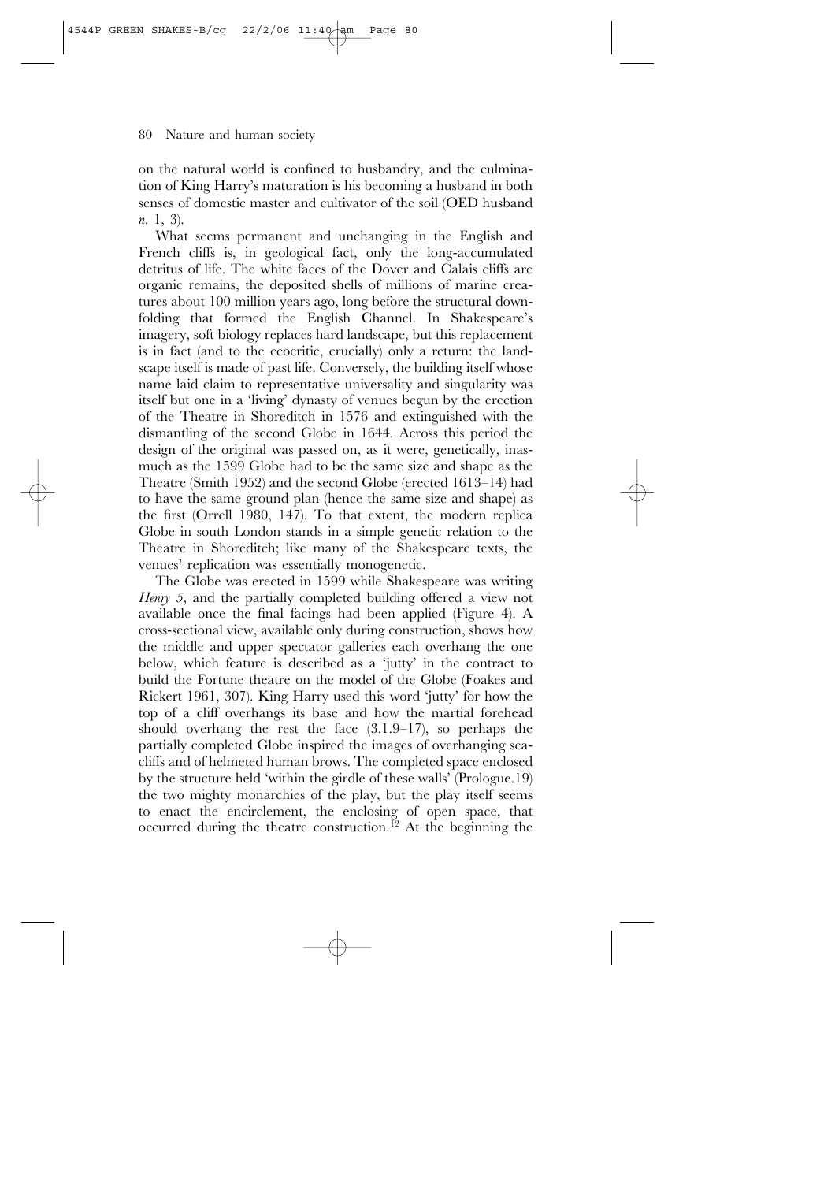on the natural world is confined to husbandry, and the culmination of King Harry's maturation is his becoming a husband in both senses of domestic master and cultivator of the soil (OED husband *n.* 1, 3).

What seems permanent and unchanging in the English and French cliffs is, in geological fact, only the long-accumulated detritus of life. The white faces of the Dover and Calais cliffs are organic remains, the deposited shells of millions of marine creatures about 100 million years ago, long before the structural downfolding that formed the English Channel. In Shakespeare's imagery, soft biology replaces hard landscape, but this replacement is in fact (and to the ecocritic, crucially) only a return: the landscape itself is made of past life. Conversely, the building itself whose name laid claim to representative universality and singularity was itself but one in a 'living' dynasty of venues begun by the erection of the Theatre in Shoreditch in 1576 and extinguished with the dismantling of the second Globe in 1644. Across this period the design of the original was passed on, as it were, genetically, inasmuch as the 1599 Globe had to be the same size and shape as the Theatre (Smith 1952) and the second Globe (erected 1613–14) had to have the same ground plan (hence the same size and shape) as the first (Orrell 1980, 147). To that extent, the modern replica Globe in south London stands in a simple genetic relation to the Theatre in Shoreditch; like many of the Shakespeare texts, the venues' replication was essentially monogenetic.

The Globe was erected in 1599 while Shakespeare was writing *Henry 5*, and the partially completed building offered a view not available once the final facings had been applied (Figure 4). A cross-sectional view, available only during construction, shows how the middle and upper spectator galleries each overhang the one below, which feature is described as a 'jutty' in the contract to build the Fortune theatre on the model of the Globe (Foakes and Rickert 1961, 307). King Harry used this word 'jutty' for how the top of a cliff overhangs its base and how the martial forehead should overhang the rest the face (3.1.9–17), so perhaps the partially completed Globe inspired the images of overhanging sea-cliffs and of helmeted human brows. The completed space enclosed by the structure held 'within the girdle of these walls' (Prologue.19) the two mighty monarchies of the play, but the play itself seems to enact the encirclement, the enclosing of open space, that occurred during the theatre construction.[12] At the beginning the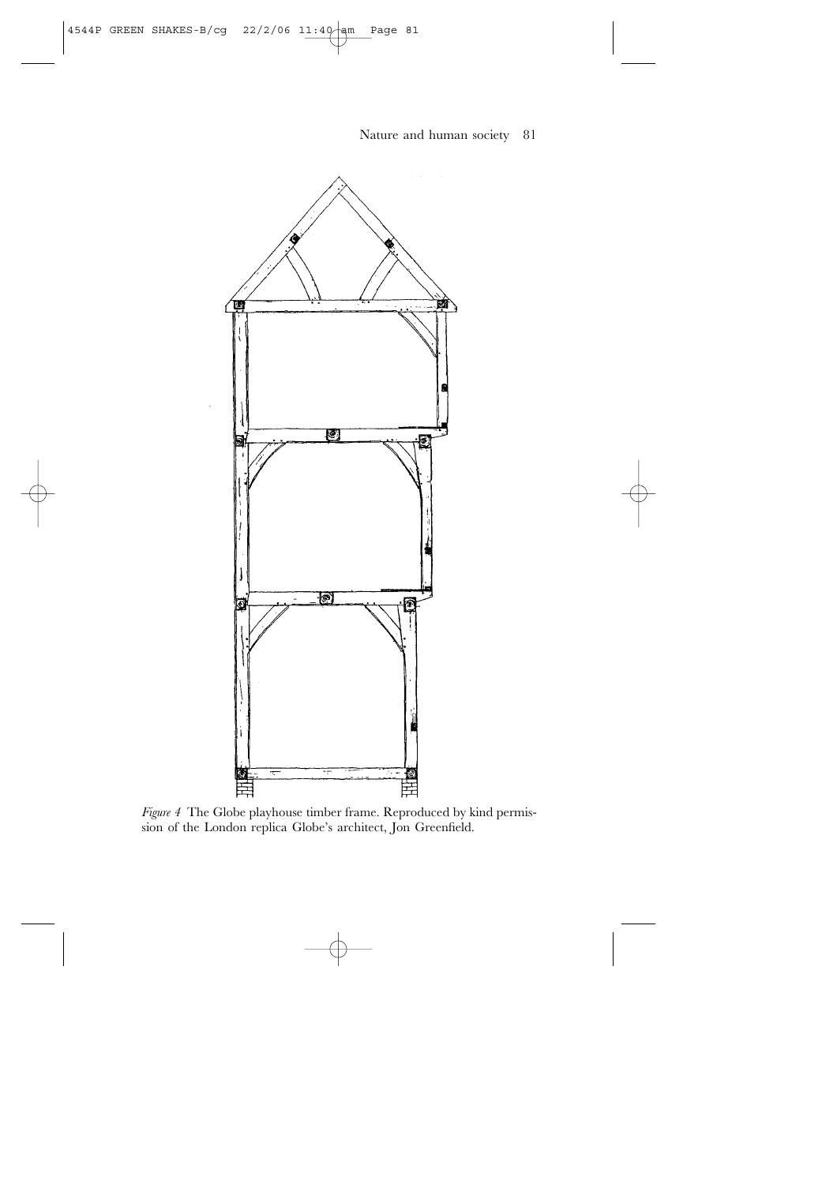*Figure 4* The Globe playhouse timber frame. Reproduced by kind permission of the London replica Globe's architect, Jon Greenfield.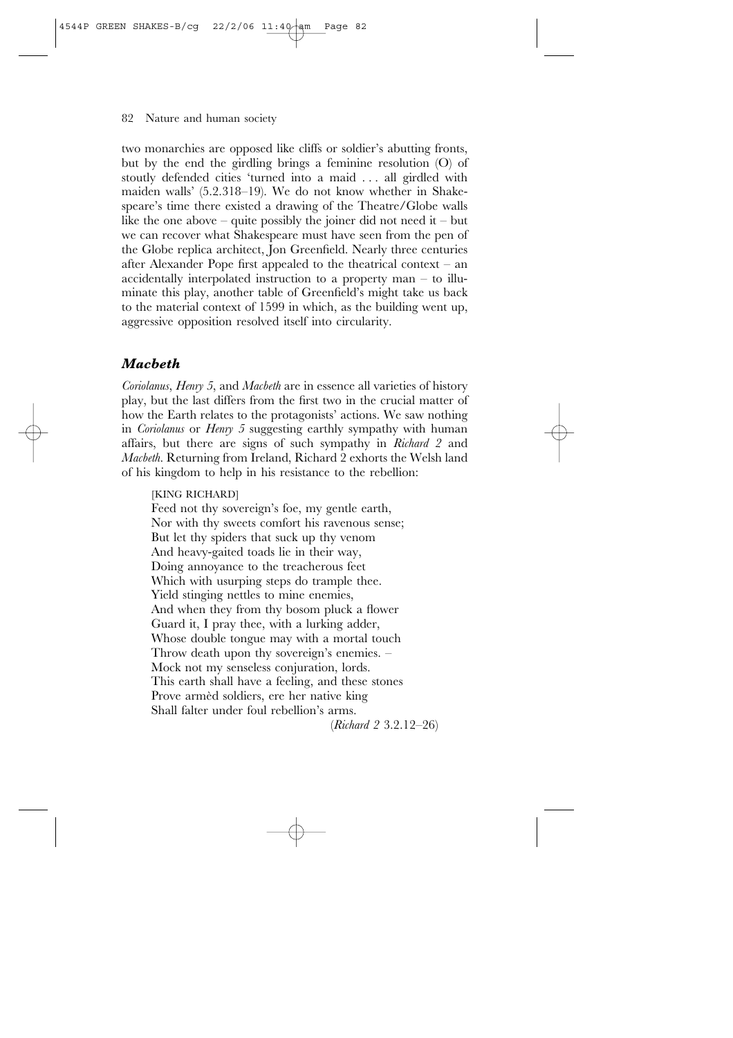two monarchies are opposed like cliffs or soldier's abutting fronts, but by the end the girdling brings a feminine resolution (O) of stoutly defended cities 'turned into a maid . . . all girdled with maiden walls' (5.2.318–19). We do not know whether in Shakespeare's time there existed a drawing of the Theatre/Globe walls like the one above – quite possibly the joiner did not need it – but we can recover what Shakespeare must have seen from the pen of the Globe replica architect, Jon Greenfield. Nearly three centuries after Alexander Pope first appealed to the theatrical context – an accidentally interpolated instruction to a property man – to illuminate this play, another table of Greenfield's might take us back to the material context of 1599 in which, as the building went up, aggressive opposition resolved itself into circularity.

## *Macbeth*

*Coriolanus*, *Henry 5*, and *Macbeth* are in essence all varieties of history play, but the last differs from the first two in the crucial matter of how the Earth relates to the protagonists' actions. We saw nothing in *Coriolanus* or *Henry 5* suggesting earthly sympathy with human affairs, but there are signs of such sympathy in *Richard 2* and *Macbeth*. Returning from Ireland, Richard 2 exhorts the Welsh land of his kingdom to help in his resistance to the rebellion:

> [KING RICHARD]
> Feed not thy sovereign's foe, my gentle earth,
> Nor with thy sweets comfort his ravenous sense;
> But let thy spiders that suck up thy venom
> And heavy-gaited toads lie in their way,
> Doing annoyance to the treacherous feet
> Which with usurping steps do trample thee.
> Yield stinging nettles to mine enemies,
> And when they from thy bosom pluck a flower
> Guard it, I pray thee, with a lurking adder,
> Whose double tongue may with a mortal touch
> Throw death upon thy sovereign's enemies. –
> Mock not my senseless conjuration, lords.
> This earth shall have a feeling, and these stones
> Prove armèd soldiers, ere her native king
> Shall falter under foul rebellion's arms.
>
> (*Richard 2* 3.2.12–26)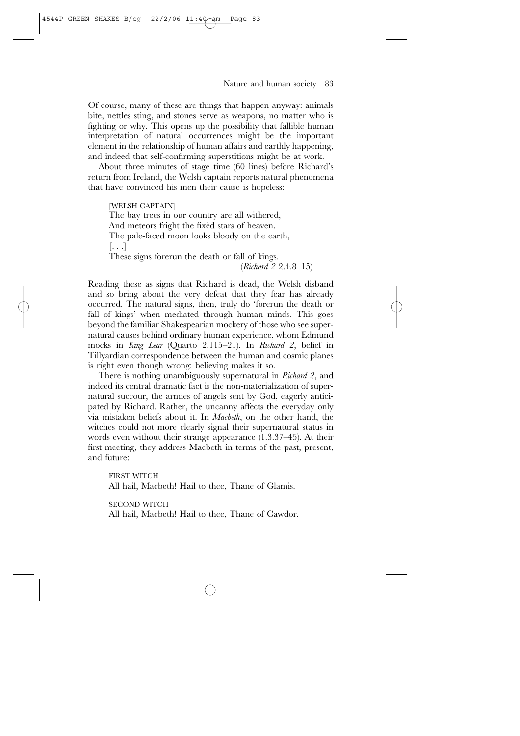Of course, many of these are things that happen anyway: animals bite, nettles sting, and stones serve as weapons, no matter who is fighting or why. This opens up the possibility that fallible human interpretation of natural occurrences might be the important element in the relationship of human affairs and earthly happening, and indeed that self-confirming superstitions might be at work.

About three minutes of stage time (60 lines) before Richard's return from Ireland, the Welsh captain reports natural phenomena that have convinced his men their cause is hopeless:

> [WELSH CAPTAIN]
> The bay trees in our country are all withered,
> And meteors fright the fixèd stars of heaven.
> The pale-faced moon looks bloody on the earth,
> [. . .]
> These signs forerun the death or fall of kings.
> (*Richard 2* 2.4.8–15)

Reading these as signs that Richard is dead, the Welsh disband and so bring about the very defeat that they fear has already occurred. The natural signs, then, truly do 'forerun the death or fall of kings' when mediated through human minds. This goes beyond the familiar Shakespearian mockery of those who see supernatural causes behind ordinary human experience, whom Edmund mocks in *King Lear* (Quarto 2.115–21). In *Richard 2*, belief in Tillyardian correspondence between the human and cosmic planes is right even though wrong: believing makes it so.

There is nothing unambiguously supernatural in *Richard 2*, and indeed its central dramatic fact is the non-materialization of supernatural succour, the armies of angels sent by God, eagerly anticipated by Richard. Rather, the uncanny affects the everyday only via mistaken beliefs about it. In *Macbeth*, on the other hand, the witches could not more clearly signal their supernatural status in words even without their strange appearance (1.3.37–45). At their first meeting, they address Macbeth in terms of the past, present, and future:

> FIRST WITCH
> All hail, Macbeth! Hail to thee, Thane of Glamis.
>
> SECOND WITCH
> All hail, Macbeth! Hail to thee, Thane of Cawdor.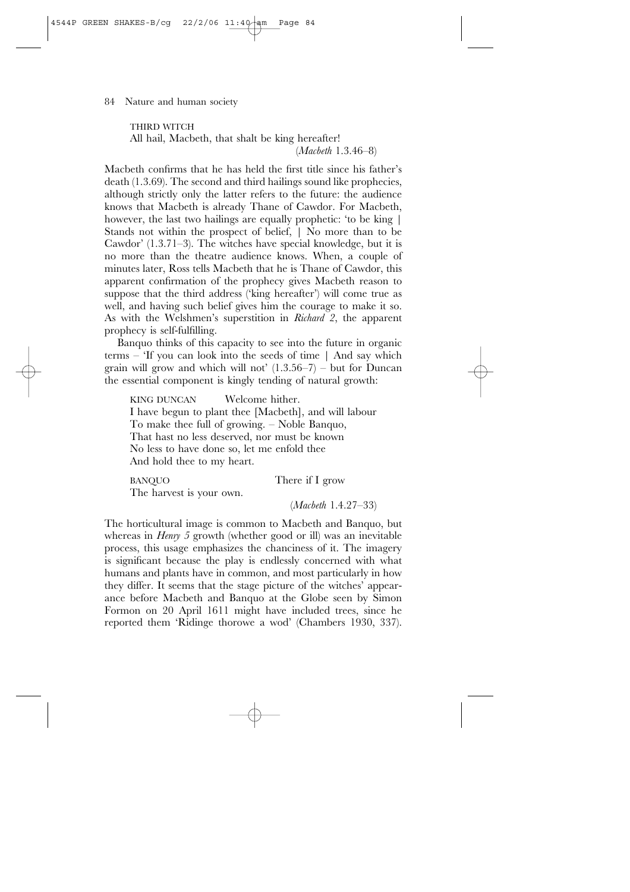THIRD WITCH
All hail, Macbeth, that shalt be king hereafter!
(*Macbeth* 1.3.46–8)

Macbeth confirms that he has held the first title since his father's death (1.3.69). The second and third hailings sound like prophecies, although strictly only the latter refers to the future: the audience knows that Macbeth is already Thane of Cawdor. For Macbeth, however, the last two hailings are equally prophetic: 'to be king | Stands not within the prospect of belief, | No more than to be Cawdor' (1.3.71–3). The witches have special knowledge, but it is no more than the theatre audience knows. When, a couple of minutes later, Ross tells Macbeth that he is Thane of Cawdor, this apparent confirmation of the prophecy gives Macbeth reason to suppose that the third address ('king hereafter') will come true as well, and having such belief gives him the courage to make it so. As with the Welshmen's superstition in *Richard 2*, the apparent prophecy is self-fulfilling.

Banquo thinks of this capacity to see into the future in organic terms – 'If you can look into the seeds of time | And say which grain will grow and which will not' (1.3.56–7) – but for Duncan the essential component is kingly tending of natural growth:

KING DUNCAN Welcome hither.
I have begun to plant thee [Macbeth], and will labour
To make thee full of growing. – Noble Banquo,
That hast no less deserved, nor must be known
No less to have done so, let me enfold thee
And hold thee to my heart.

BANQUO There if I grow
The harvest is your own.
(*Macbeth* 1.4.27–33)

The horticultural image is common to Macbeth and Banquo, but whereas in *Henry 5* growth (whether good or ill) was an inevitable process, this usage emphasizes the chanciness of it. The imagery is significant because the play is endlessly concerned with what humans and plants have in common, and most particularly in how they differ. It seems that the stage picture of the witches' appearance before Macbeth and Banquo at the Globe seen by Simon Formon on 20 April 1611 might have included trees, since he reported them 'Ridinge thorowe a wod' (Chambers 1930, 337).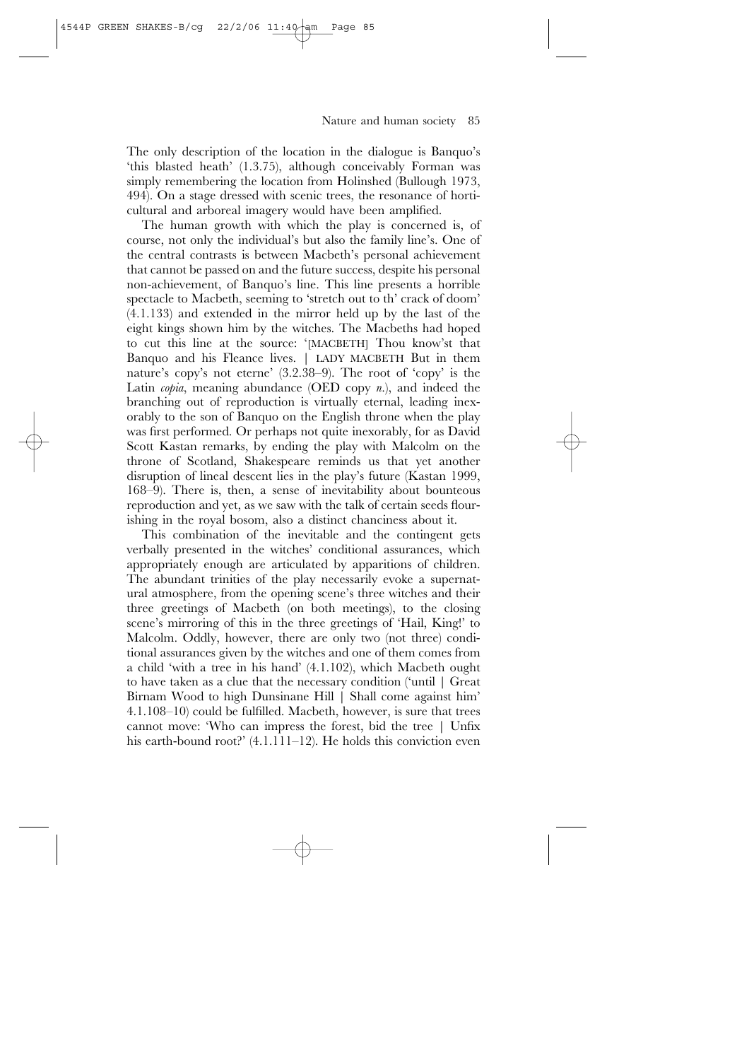The only description of the location in the dialogue is Banquo's 'this blasted heath' (1.3.75), although conceivably Forman was simply remembering the location from Holinshed (Bullough 1973, 494). On a stage dressed with scenic trees, the resonance of horticultural and arboreal imagery would have been amplified.

The human growth with which the play is concerned is, of course, not only the individual's but also the family line's. One of the central contrasts is between Macbeth's personal achievement that cannot be passed on and the future success, despite his personal non-achievement, of Banquo's line. This line presents a horrible spectacle to Macbeth, seeming to 'stretch out to th' crack of doom' (4.1.133) and extended in the mirror held up by the last of the eight kings shown him by the witches. The Macbeths had hoped to cut this line at the source: '[MACBETH] Thou know'st that Banquo and his Fleance lives. | LADY MACBETH But in them nature's copy's not eterne' (3.2.38–9). The root of 'copy' is the Latin *copia*, meaning abundance (OED copy *n.*), and indeed the branching out of reproduction is virtually eternal, leading inexorably to the son of Banquo on the English throne when the play was first performed. Or perhaps not quite inexorably, for as David Scott Kastan remarks, by ending the play with Malcolm on the throne of Scotland, Shakespeare reminds us that yet another disruption of lineal descent lies in the play's future (Kastan 1999, 168–9). There is, then, a sense of inevitability about bounteous reproduction and yet, as we saw with the talk of certain seeds flourishing in the royal bosom, also a distinct chanciness about it.

This combination of the inevitable and the contingent gets verbally presented in the witches' conditional assurances, which appropriately enough are articulated by apparitions of children. The abundant trinities of the play necessarily evoke a supernatural atmosphere, from the opening scene's three witches and their three greetings of Macbeth (on both meetings), to the closing scene's mirroring of this in the three greetings of 'Hail, King!' to Malcolm. Oddly, however, there are only two (not three) conditional assurances given by the witches and one of them comes from a child 'with a tree in his hand' (4.1.102), which Macbeth ought to have taken as a clue that the necessary condition ('until | Great Birnam Wood to high Dunsinane Hill | Shall come against him' 4.1.108–10) could be fulfilled. Macbeth, however, is sure that trees cannot move: 'Who can impress the forest, bid the tree | Unfix his earth-bound root?' (4.1.111–12). He holds this conviction even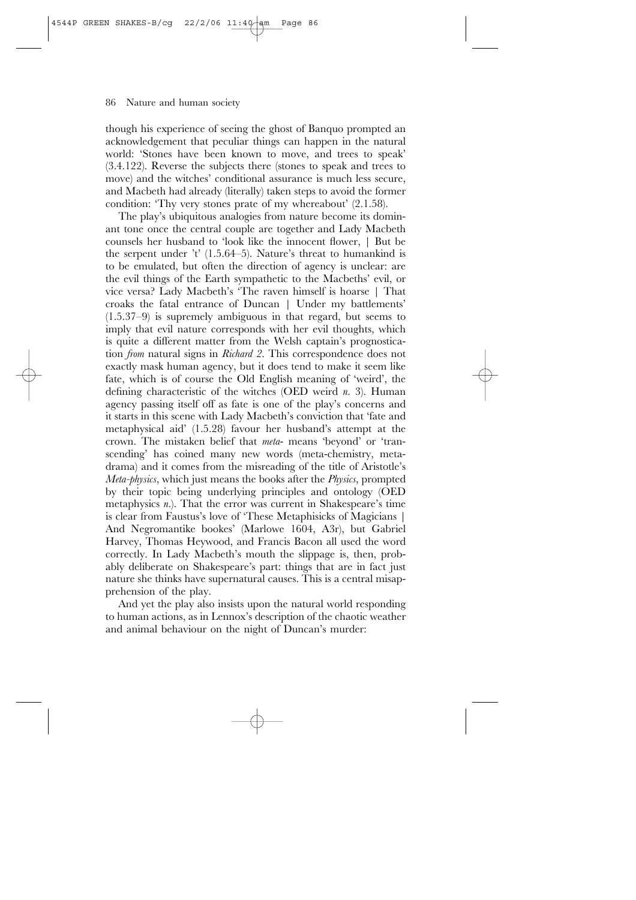though his experience of seeing the ghost of Banquo prompted an acknowledgement that peculiar things can happen in the natural world: 'Stones have been known to move, and trees to speak' (3.4.122). Reverse the subjects there (stones to speak and trees to move) and the witches' conditional assurance is much less secure, and Macbeth had already (literally) taken steps to avoid the former condition: 'Thy very stones prate of my whereabout' (2.1.58).

The play's ubiquitous analogies from nature become its dominant tone once the central couple are together and Lady Macbeth counsels her husband to 'look like the innocent flower, | But be the serpent under 't' (1.5.64–5). Nature's threat to humankind is to be emulated, but often the direction of agency is unclear: are the evil things of the Earth sympathetic to the Macbeths' evil, or vice versa? Lady Macbeth's 'The raven himself is hoarse | That croaks the fatal entrance of Duncan | Under my battlements' (1.5.37–9) is supremely ambiguous in that regard, but seems to imply that evil nature corresponds with her evil thoughts, which is quite a different matter from the Welsh captain's prognostication *from* natural signs in *Richard 2*. This correspondence does not exactly mask human agency, but it does tend to make it seem like fate, which is of course the Old English meaning of 'weird', the defining characteristic of the witches (OED weird *n.* 3). Human agency passing itself off as fate is one of the play's concerns and it starts in this scene with Lady Macbeth's conviction that 'fate and metaphysical aid' (1.5.28) favour her husband's attempt at the crown. The mistaken belief that *meta-* means 'beyond' or 'transcending' has coined many new words (meta-chemistry, meta-drama) and it comes from the misreading of the title of Aristotle's *Meta-physics*, which just means the books after the *Physics*, prompted by their topic being underlying principles and ontology (OED metaphysics *n.*). That the error was current in Shakespeare's time is clear from Faustus's love of 'These Metaphisicks of Magicians | And Negromantike bookes' (Marlowe 1604, A3r), but Gabriel Harvey, Thomas Heywood, and Francis Bacon all used the word correctly. In Lady Macbeth's mouth the slippage is, then, probably deliberate on Shakespeare's part: things that are in fact just nature she thinks have supernatural causes. This is a central misapprehension of the play.

And yet the play also insists upon the natural world responding to human actions, as in Lennox's description of the chaotic weather and animal behaviour on the night of Duncan's murder: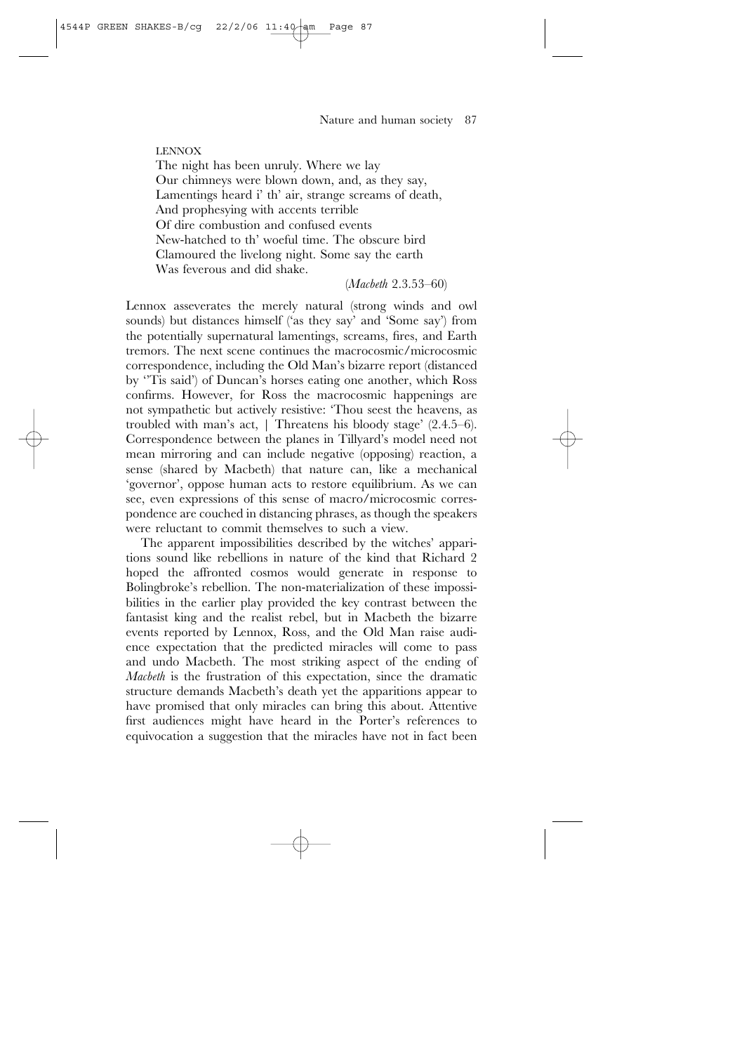LENNOX
The night has been unruly. Where we lay
Our chimneys were blown down, and, as they say,
Lamentings heard i' th' air, strange screams of death,
And prophesying with accents terrible
Of dire combustion and confused events
New-hatched to th' woeful time. The obscure bird
Clamoured the livelong night. Some say the earth
Was feverous and did shake.

(*Macbeth* 2.3.53–60)

Lennox asseverates the merely natural (strong winds and owl sounds) but distances himself ('as they say' and 'Some say') from the potentially supernatural lamentings, screams, fires, and Earth tremors. The next scene continues the macrocosmic/microcosmic correspondence, including the Old Man's bizarre report (distanced by ''Tis said') of Duncan's horses eating one another, which Ross confirms. However, for Ross the macrocosmic happenings are not sympathetic but actively resistive: 'Thou seest the heavens, as troubled with man's act, | Threatens his bloody stage' (2.4.5–6). Correspondence between the planes in Tillyard's model need not mean mirroring and can include negative (opposing) reaction, a sense (shared by Macbeth) that nature can, like a mechanical 'governor', oppose human acts to restore equilibrium. As we can see, even expressions of this sense of macro/microcosmic correspondence are couched in distancing phrases, as though the speakers were reluctant to commit themselves to such a view.

The apparent impossibilities described by the witches' apparitions sound like rebellions in nature of the kind that Richard 2 hoped the affronted cosmos would generate in response to Bolingbroke's rebellion. The non-materialization of these impossibilities in the earlier play provided the key contrast between the fantasist king and the realist rebel, but in Macbeth the bizarre events reported by Lennox, Ross, and the Old Man raise audience expectation that the predicted miracles will come to pass and undo Macbeth. The most striking aspect of the ending of *Macbeth* is the frustration of this expectation, since the dramatic structure demands Macbeth's death yet the apparitions appear to have promised that only miracles can bring this about. Attentive first audiences might have heard in the Porter's references to equivocation a suggestion that the miracles have not in fact been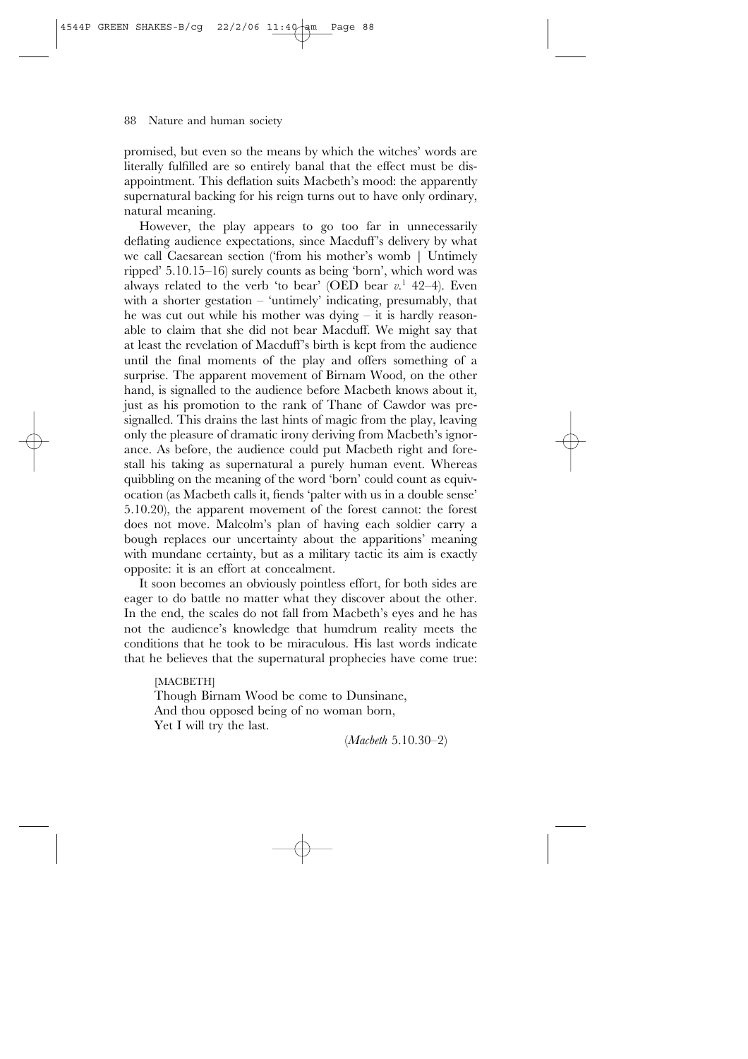promised, but even so the means by which the witches' words are literally fulfilled are so entirely banal that the effect must be disappointment. This deflation suits Macbeth's mood: the apparently supernatural backing for his reign turns out to have only ordinary, natural meaning.

However, the play appears to go too far in unnecessarily deflating audience expectations, since Macduff's delivery by what we call Caesarean section ('from his mother's womb | Untimely ripped' 5.10.15–16) surely counts as being 'born', which word was always related to the verb 'to bear' (OED bear *v.*[1] 42–4). Even with a shorter gestation – 'untimely' indicating, presumably, that he was cut out while his mother was dying – it is hardly reasonable to claim that she did not bear Macduff. We might say that at least the revelation of Macduff's birth is kept from the audience until the final moments of the play and offers something of a surprise. The apparent movement of Birnam Wood, on the other hand, is signalled to the audience before Macbeth knows about it, just as his promotion to the rank of Thane of Cawdor was presignalled. This drains the last hints of magic from the play, leaving only the pleasure of dramatic irony deriving from Macbeth's ignorance. As before, the audience could put Macbeth right and forestall his taking as supernatural a purely human event. Whereas quibbling on the meaning of the word 'born' could count as equivocation (as Macbeth calls it, fiends 'palter with us in a double sense' 5.10.20), the apparent movement of the forest cannot: the forest does not move. Malcolm's plan of having each soldier carry a bough replaces our uncertainty about the apparitions' meaning with mundane certainty, but as a military tactic its aim is exactly opposite: it is an effort at concealment.

It soon becomes an obviously pointless effort, for both sides are eager to do battle no matter what they discover about the other. In the end, the scales do not fall from Macbeth's eyes and he has not the audience's knowledge that humdrum reality meets the conditions that he took to be miraculous. His last words indicate that he believes that the supernatural prophecies have come true:

> [MACBETH]
> Though Birnam Wood be come to Dunsinane,
> And thou opposed being of no woman born,
> Yet I will try the last.
>
> (*Macbeth* 5.10.30–2)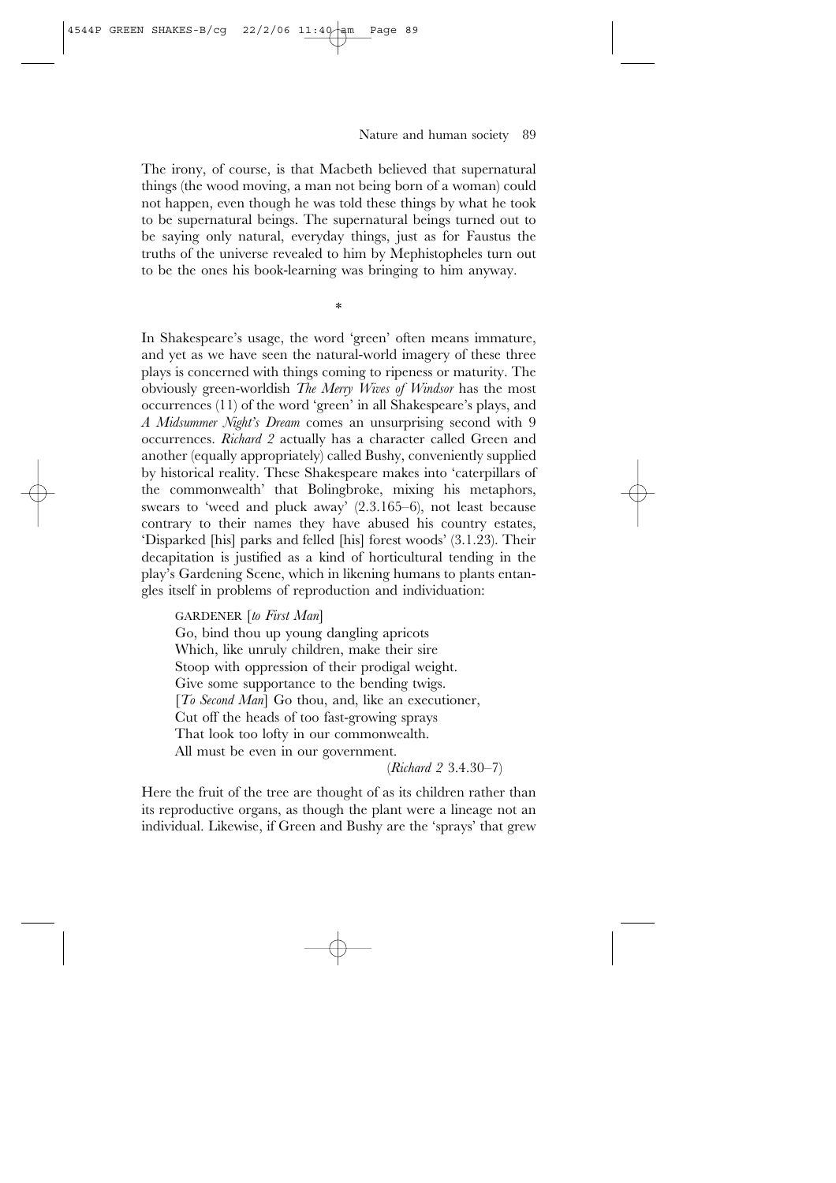The irony, of course, is that Macbeth believed that supernatural things (the wood moving, a man not being born of a woman) could not happen, even though he was told these things by what he took to be supernatural beings. The supernatural beings turned out to be saying only natural, everyday things, just as for Faustus the truths of the universe revealed to him by Mephistopheles turn out to be the ones his book-learning was bringing to him anyway.

*

In Shakespeare's usage, the word 'green' often means immature, and yet as we have seen the natural-world imagery of these three plays is concerned with things coming to ripeness or maturity. The obviously green-worldish *The Merry Wives of Windsor* has the most occurrences (11) of the word 'green' in all Shakespeare's plays, and *A Midsummer Night's Dream* comes an unsurprising second with 9 occurrences. *Richard 2* actually has a character called Green and another (equally appropriately) called Bushy, conveniently supplied by historical reality. These Shakespeare makes into 'caterpillars of the commonwealth' that Bolingbroke, mixing his metaphors, swears to 'weed and pluck away' (2.3.165–6), not least because contrary to their names they have abused his country estates, 'Disparked [his] parks and felled [his] forest woods' (3.1.23). Their decapitation is justified as a kind of horticultural tending in the play's Gardening Scene, which in likening humans to plants entangles itself in problems of reproduction and individuation:

> GARDENER [*to First Man*]
> Go, bind thou up young dangling apricots
> Which, like unruly children, make their sire
> Stoop with oppression of their prodigal weight.
> Give some supportance to the bending twigs.
> [*To Second Man*] Go thou, and, like an executioner,
> Cut off the heads of too fast-growing sprays
> That look too lofty in our commonwealth.
> All must be even in our government.
>
> (*Richard 2* 3.4.30–7)

Here the fruit of the tree are thought of as its children rather than its reproductive organs, as though the plant were a lineage not an individual. Likewise, if Green and Bushy are the 'sprays' that grew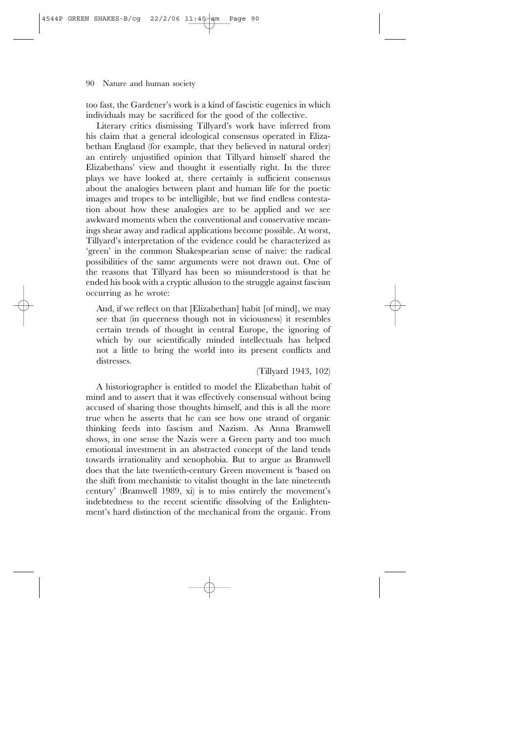too fast, the Gardener's work is a kind of fascistic eugenics in which individuals may be sacrificed for the good of the collective.

Literary critics dismissing Tillyard's work have inferred from his claim that a general ideological consensus operated in Elizabethan England (for example, that they believed in natural order) an entirely unjustified opinion that Tillyard himself shared the Elizabethans' view and thought it essentially right. In the three plays we have looked at, there certainly is sufficient consensus about the analogies between plant and human life for the poetic images and tropes to be intelligible, but we find endless contestation about how these analogies are to be applied and we see awkward moments when the conventional and conservative meanings shear away and radical applications become possible. At worst, Tillyard's interpretation of the evidence could be characterized as 'green' in the common Shakespearian sense of naive: the radical possibilities of the same arguments were not drawn out. One of the reasons that Tillyard has been so misunderstood is that he ended his book with a cryptic allusion to the struggle against fascism occurring as he wrote:

> And, if we reflect on that [Elizabethan] habit [of mind], we may see that (in queerness though not in viciousness) it resembles certain trends of thought in central Europe, the ignoring of which by our scientifically minded intellectuals has helped not a little to bring the world into its present conflicts and distresses.
>
> (Tillyard 1943, 102)

A historiographer is entitled to model the Elizabethan habit of mind and to assert that it was effectively consensual without being accused of sharing those thoughts himself, and this is all the more true when he asserts that he can see how one strand of organic thinking feeds into fascism and Nazism. As Anna Bramwell shows, in one sense the Nazis were a Green party and too much emotional investment in an abstracted concept of the land tends towards irrationality and xenophobia. But to argue as Bramwell does that the late twentieth-century Green movement is 'based on the shift from mechanistic to vitalist thought in the late nineteenth century' (Bramwell 1989, xi) is to miss entirely the movement's indebtedness to the recent scientific dissolving of the Enlightenment's hard distinction of the mechanical from the organic. From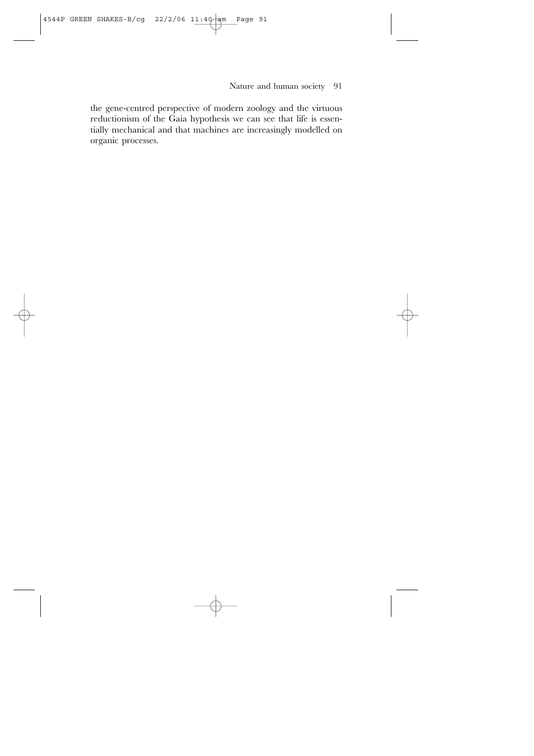the gene-centred perspective of modern zoology and the virtuous reductionism of the Gaia hypothesis we can see that life is essentially mechanical and that machines are increasingly modelled on organic processes.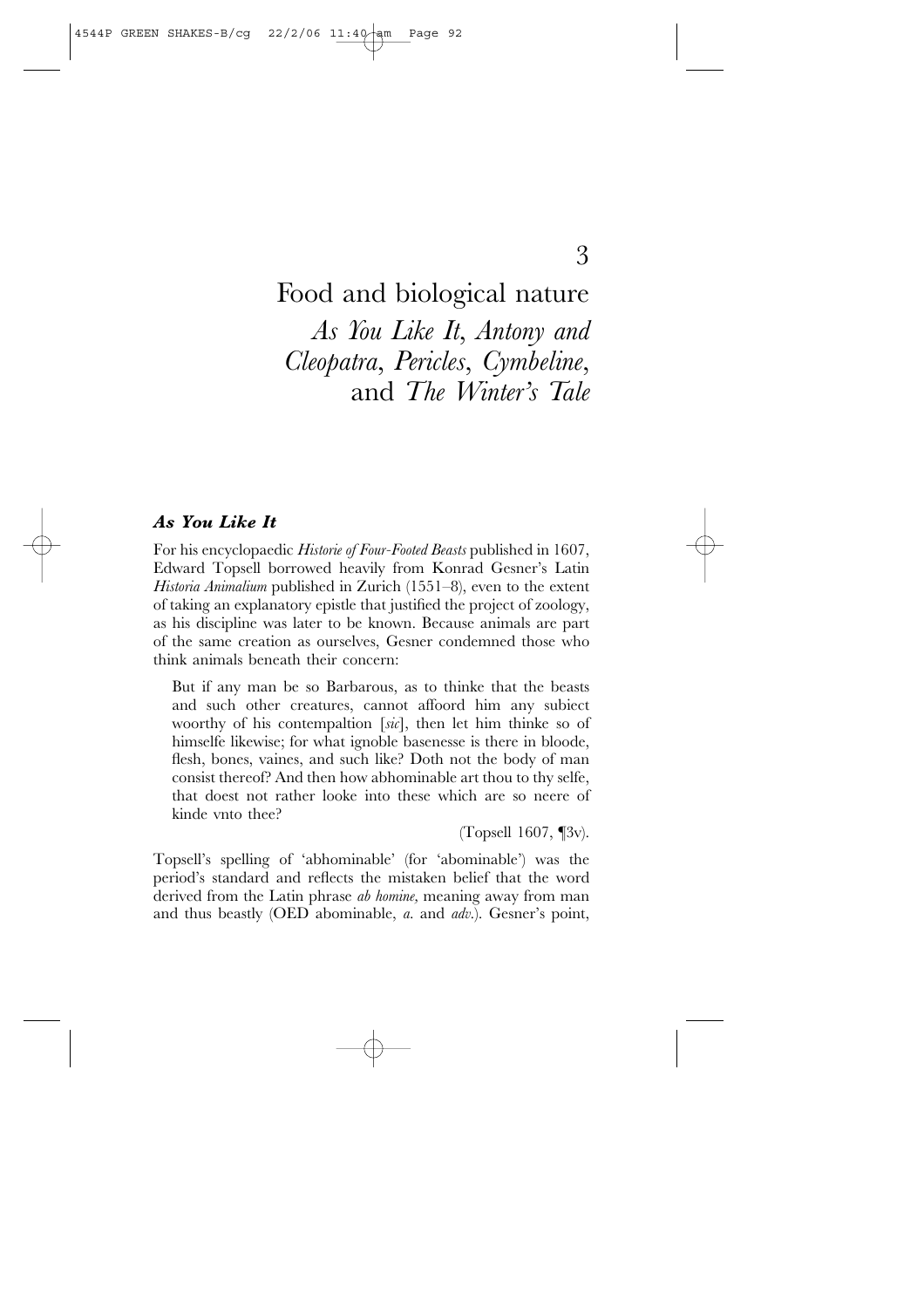# 3

# Food and biological nature

## *As You Like It*, *Antony and Cleopatra*, *Pericles*, *Cymbeline*, and *The Winter's Tale*

### *As You Like It*

For his encyclopaedic *Historie of Four-Footed Beasts* published in 1607, Edward Topsell borrowed heavily from Konrad Gesner's Latin *Historia Animalium* published in Zurich (1551–8), even to the extent of taking an explanatory epistle that justified the project of zoology, as his discipline was later to be known. Because animals are part of the same creation as ourselves, Gesner condemned those who think animals beneath their concern:

> But if any man be so Barbarous, as to thinke that the beasts and such other creatures, cannot affoord him any subiect woorthy of his contempaltion [*sic*], then let him thinke so of himselfe likewise; for what ignoble basenesse is there in bloode, flesh, bones, vaines, and such like? Doth not the body of man consist thereof? And then how abhominable art thou to thy selfe, that doest not rather looke into these which are so neere of kinde vnto thee?
>
> (Topsell 1607, ¶3v).

Topsell's spelling of 'abhominable' (for 'abominable') was the period's standard and reflects the mistaken belief that the word derived from the Latin phrase *ab homine*, meaning away from man and thus beastly (OED abominable, *a.* and *adv.*). Gesner's point,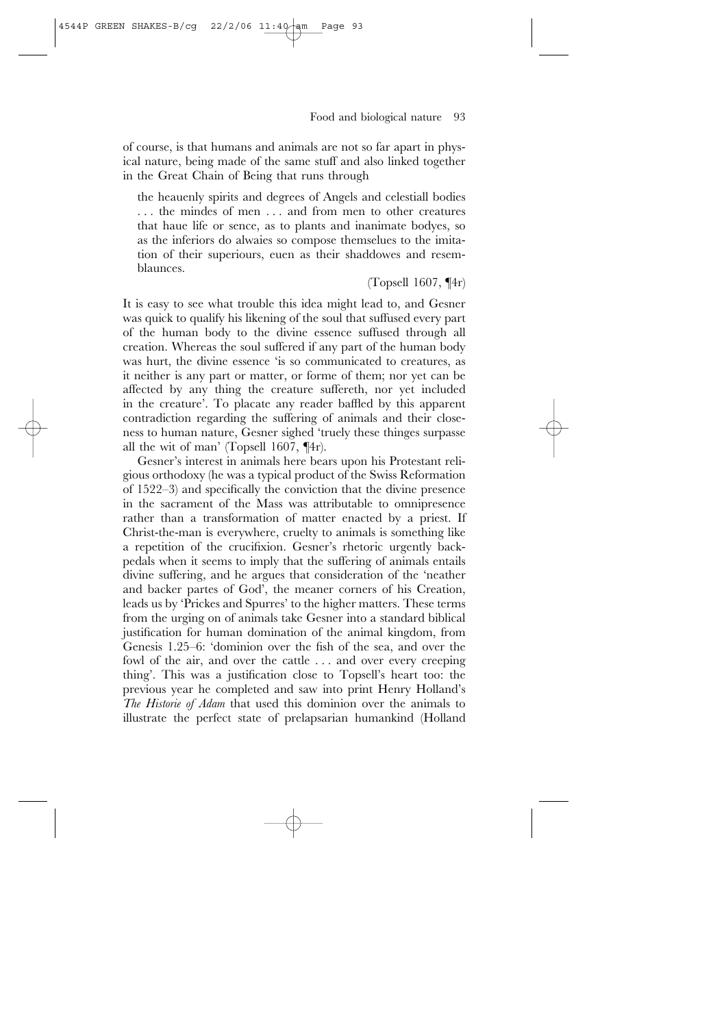of course, is that humans and animals are not so far apart in physical nature, being made of the same stuff and also linked together in the Great Chain of Being that runs through

> the heauenly spirits and degrees of Angels and celestiall bodies . . . the mindes of men . . . and from men to other creatures that haue life or sence, as to plants and inanimate bodyes, so as the inferiors do alwaies so compose themselues to the imitation of their superiours, euen as their shaddowes and resemblaunces.
>
> (Topsell 1607, ¶4r)

It is easy to see what trouble this idea might lead to, and Gesner was quick to qualify his likening of the soul that suffused every part of the human body to the divine essence suffused through all creation. Whereas the soul suffered if any part of the human body was hurt, the divine essence 'is so communicated to creatures, as it neither is any part or matter, or forme of them; nor yet can be affected by any thing the creature suffereth, nor yet included in the creature'. To placate any reader baffled by this apparent contradiction regarding the suffering of animals and their closeness to human nature, Gesner sighed 'truely these thinges surpasse all the wit of man' (Topsell 1607, ¶4r).

Gesner's interest in animals here bears upon his Protestant religious orthodoxy (he was a typical product of the Swiss Reformation of 1522–3) and specifically the conviction that the divine presence in the sacrament of the Mass was attributable to omnipresence rather than a transformation of matter enacted by a priest. If Christ-the-man is everywhere, cruelty to animals is something like a repetition of the crucifixion. Gesner's rhetoric urgently backpedals when it seems to imply that the suffering of animals entails divine suffering, and he argues that consideration of the 'neather and backer partes of God', the meaner corners of his Creation, leads us by 'Prickes and Spurres' to the higher matters. These terms from the urging on of animals take Gesner into a standard biblical justification for human domination of the animal kingdom, from Genesis 1.25–6: 'dominion over the fish of the sea, and over the fowl of the air, and over the cattle . . . and over every creeping thing'. This was a justification close to Topsell's heart too: the previous year he completed and saw into print Henry Holland's *The Historie of Adam* that used this dominion over the animals to illustrate the perfect state of prelapsarian humankind (Holland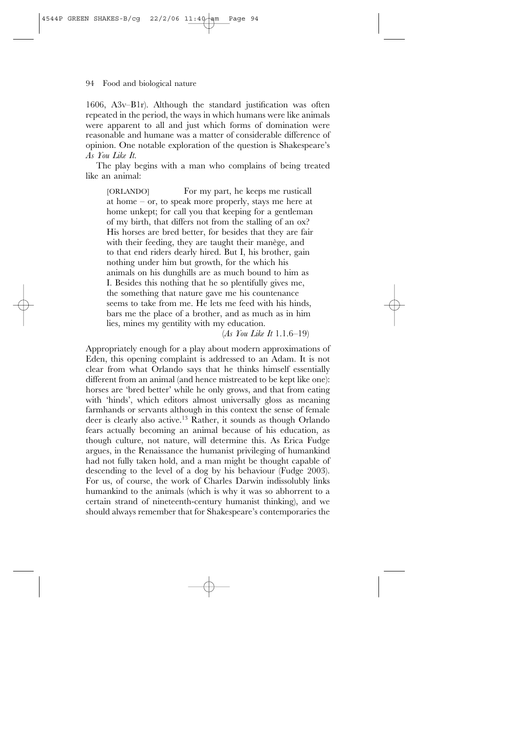1606, A3v–B1r). Although the standard justification was often repeated in the period, the ways in which humans were like animals were apparent to all and just which forms of domination were reasonable and humane was a matter of considerable difference of opinion. One notable exploration of the question is Shakespeare's *As You Like It.*

The play begins with a man who complains of being treated like an animal:

> [ORLANDO] For my part, he keeps me rusticall at home – or, to speak more properly, stays me here at home unkept; for call you that keeping for a gentleman of my birth, that differs not from the stalling of an ox? His horses are bred better, for besides that they are fair with their feeding, they are taught their manège, and to that end riders dearly hired. But I, his brother, gain nothing under him but growth, for the which his animals on his dunghills are as much bound to him as I. Besides this nothing that he so plentifully gives me, the something that nature gave me his countenance seems to take from me. He lets me feed with his hinds, bars me the place of a brother, and as much as in him lies, mines my gentility with my education.
>
> (*As You Like It* 1.1.6–19)

Appropriately enough for a play about modern approximations of Eden, this opening complaint is addressed to an Adam. It is not clear from what Orlando says that he thinks himself essentially different from an animal (and hence mistreated to be kept like one): horses are 'bred better' while he only grows, and that from eating with 'hinds', which editors almost universally gloss as meaning farmhands or servants although in this context the sense of female deer is clearly also active.[13] Rather, it sounds as though Orlando fears actually becoming an animal because of his education, as though culture, not nature, will determine this. As Erica Fudge argues, in the Renaissance the humanist privileging of humankind had not fully taken hold, and a man might be thought capable of descending to the level of a dog by his behaviour (Fudge 2003). For us, of course, the work of Charles Darwin indissolubly links humankind to the animals (which is why it was so abhorrent to a certain strand of nineteenth-century humanist thinking), and we should always remember that for Shakespeare's contemporaries the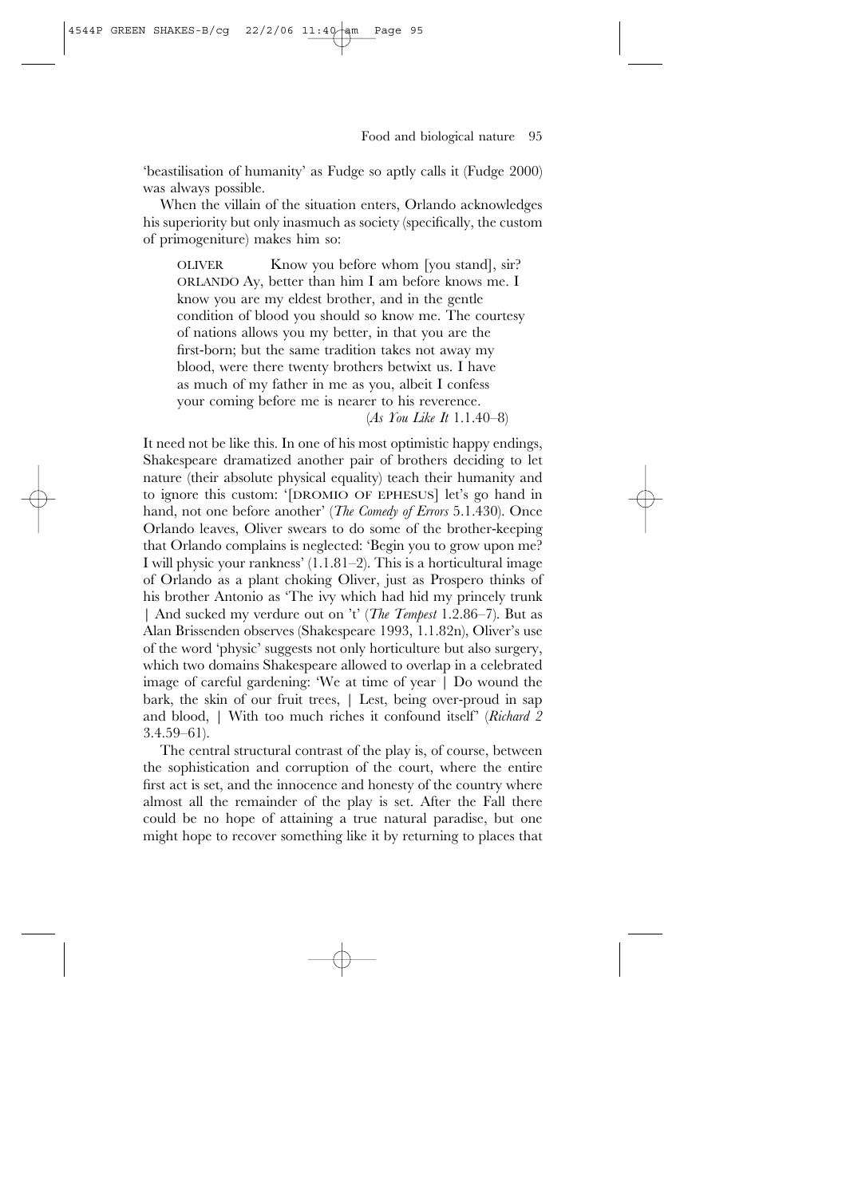'beastilisation of humanity' as Fudge so aptly calls it (Fudge 2000) was always possible.

When the villain of the situation enters, Orlando acknowledges his superiority but only inasmuch as society (specifically, the custom of primogeniture) makes him so:

> OLIVER Know you before whom [you stand], sir?
> ORLANDO Ay, better than him I am before knows me. I know you are my eldest brother, and in the gentle condition of blood you should so know me. The courtesy of nations allows you my better, in that you are the first-born; but the same tradition takes not away my blood, were there twenty brothers betwixt us. I have as much of my father in me as you, albeit I confess your coming before me is nearer to his reverence.
> (*As You Like It* 1.1.40–8)

It need not be like this. In one of his most optimistic happy endings, Shakespeare dramatized another pair of brothers deciding to let nature (their absolute physical equality) teach their humanity and to ignore this custom: '[DROMIO OF EPHESUS] let's go hand in hand, not one before another' (*The Comedy of Errors* 5.1.430). Once Orlando leaves, Oliver swears to do some of the brother-keeping that Orlando complains is neglected: 'Begin you to grow upon me? I will physic your rankness' (1.1.81–2). This is a horticultural image of Orlando as a plant choking Oliver, just as Prospero thinks of his brother Antonio as 'The ivy which had hid my princely trunk | And sucked my verdure out on 't' (*The Tempest* 1.2.86–7). But as Alan Brissenden observes (Shakespeare 1993, 1.1.82n), Oliver's use of the word 'physic' suggests not only horticulture but also surgery, which two domains Shakespeare allowed to overlap in a celebrated image of careful gardening: 'We at time of year | Do wound the bark, the skin of our fruit trees, | Lest, being over-proud in sap and blood, | With too much riches it confound itself' (*Richard 2* 3.4.59–61).

The central structural contrast of the play is, of course, between the sophistication and corruption of the court, where the entire first act is set, and the innocence and honesty of the country where almost all the remainder of the play is set. After the Fall there could be no hope of attaining a true natural paradise, but one might hope to recover something like it by returning to places that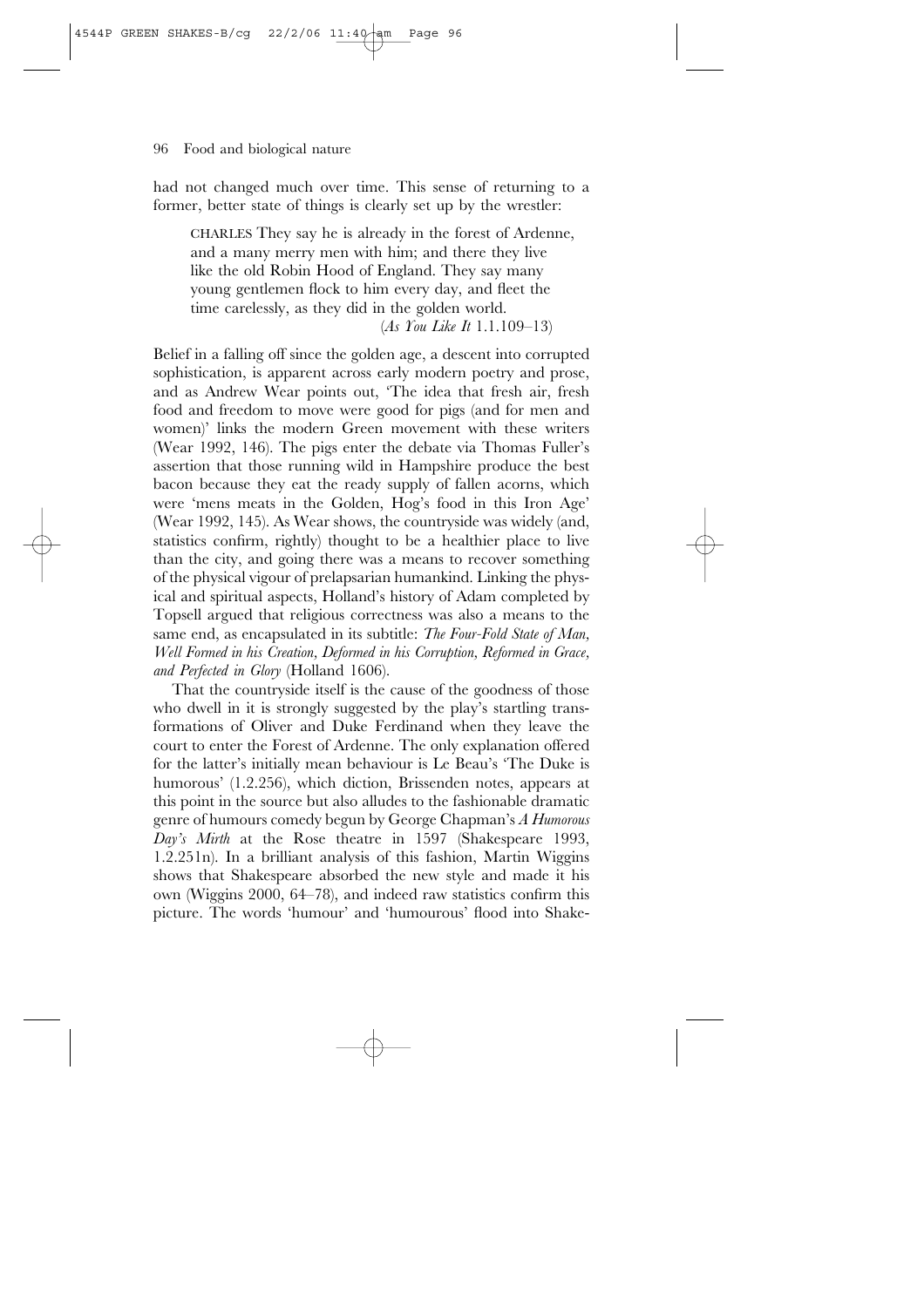had not changed much over time. This sense of returning to a former, better state of things is clearly set up by the wrestler:

> CHARLES They say he is already in the forest of Ardenne, and a many merry men with him; and there they live like the old Robin Hood of England. They say many young gentlemen flock to him every day, and fleet the time carelessly, as they did in the golden world.
> (*As You Like It* 1.1.109–13)

Belief in a falling off since the golden age, a descent into corrupted sophistication, is apparent across early modern poetry and prose, and as Andrew Wear points out, 'The idea that fresh air, fresh food and freedom to move were good for pigs (and for men and women)' links the modern Green movement with these writers (Wear 1992, 146). The pigs enter the debate via Thomas Fuller's assertion that those running wild in Hampshire produce the best bacon because they eat the ready supply of fallen acorns, which were 'mens meats in the Golden, Hog's food in this Iron Age' (Wear 1992, 145). As Wear shows, the countryside was widely (and, statistics confirm, rightly) thought to be a healthier place to live than the city, and going there was a means to recover something of the physical vigour of prelapsarian humankind. Linking the physical and spiritual aspects, Holland's history of Adam completed by Topsell argued that religious correctness was also a means to the same end, as encapsulated in its subtitle: *The Four-Fold State of Man, Well Formed in his Creation, Deformed in his Corruption, Reformed in Grace, and Perfected in Glory* (Holland 1606).

That the countryside itself is the cause of the goodness of those who dwell in it is strongly suggested by the play's startling transformations of Oliver and Duke Ferdinand when they leave the court to enter the Forest of Ardenne. The only explanation offered for the latter's initially mean behaviour is Le Beau's 'The Duke is humorous' (1.2.256), which diction, Brissenden notes, appears at this point in the source but also alludes to the fashionable dramatic genre of humours comedy begun by George Chapman's *A Humorous Day's Mirth* at the Rose theatre in 1597 (Shakespeare 1993, 1.2.251n). In a brilliant analysis of this fashion, Martin Wiggins shows that Shakespeare absorbed the new style and made it his own (Wiggins 2000, 64–78), and indeed raw statistics confirm this picture. The words 'humour' and 'humourous' flood into Shake-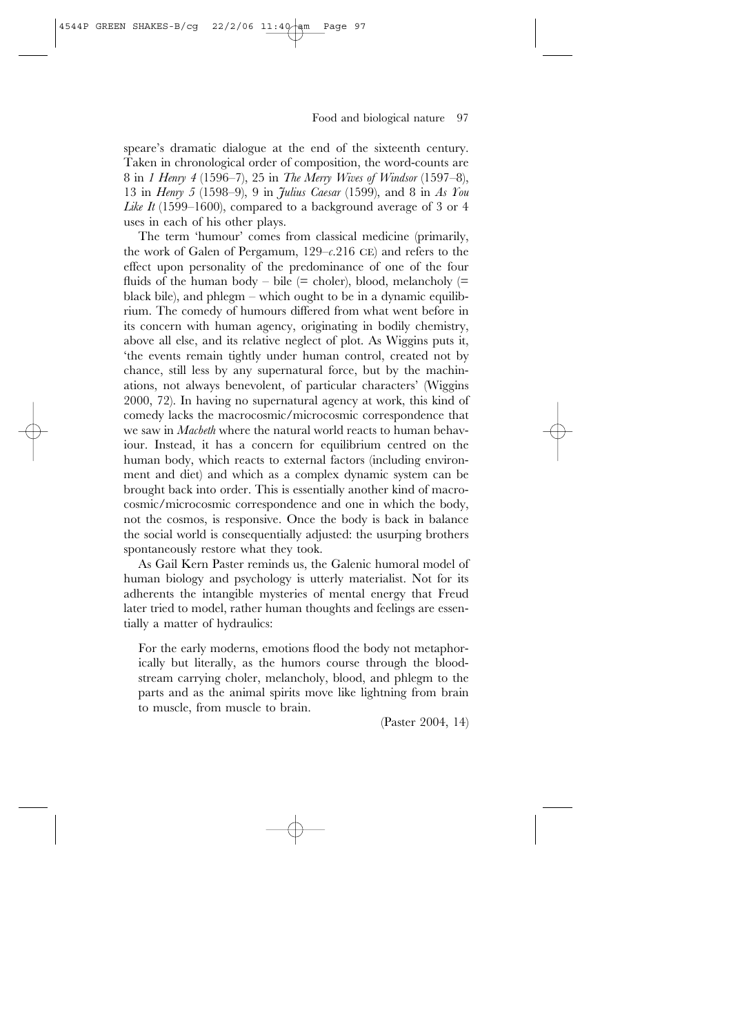speare's dramatic dialogue at the end of the sixteenth century. Taken in chronological order of composition, the word-counts are 8 in *1 Henry 4* (1596–7), 25 in *The Merry Wives of Windsor* (1597–8), 13 in *Henry 5* (1598–9), 9 in *Julius Caesar* (1599), and 8 in *As You Like It* (1599–1600), compared to a background average of 3 or 4 uses in each of his other plays.

The term 'humour' comes from classical medicine (primarily, the work of Galen of Pergamum, 129–*c*.216 CE) and refers to the effect upon personality of the predominance of one of the four fluids of the human body – bile (= choler), blood, melancholy (= black bile), and phlegm – which ought to be in a dynamic equilibrium. The comedy of humours differed from what went before in its concern with human agency, originating in bodily chemistry, above all else, and its relative neglect of plot. As Wiggins puts it, 'the events remain tightly under human control, created not by chance, still less by any supernatural force, but by the machinations, not always benevolent, of particular characters' (Wiggins 2000, 72). In having no supernatural agency at work, this kind of comedy lacks the macrocosmic/microcosmic correspondence that we saw in *Macbeth* where the natural world reacts to human behaviour. Instead, it has a concern for equilibrium centred on the human body, which reacts to external factors (including environment and diet) and which as a complex dynamic system can be brought back into order. This is essentially another kind of macrocosmic/microcosmic correspondence and one in which the body, not the cosmos, is responsive. Once the body is back in balance the social world is consequentially adjusted: the usurping brothers spontaneously restore what they took.

As Gail Kern Paster reminds us, the Galenic humoral model of human biology and psychology is utterly materialist. Not for its adherents the intangible mysteries of mental energy that Freud later tried to model, rather human thoughts and feelings are essentially a matter of hydraulics:

> For the early moderns, emotions flood the body not metaphorically but literally, as the humors course through the bloodstream carrying choler, melancholy, blood, and phlegm to the parts and as the animal spirits move like lightning from brain to muscle, from muscle to brain.
>
> (Paster 2004, 14)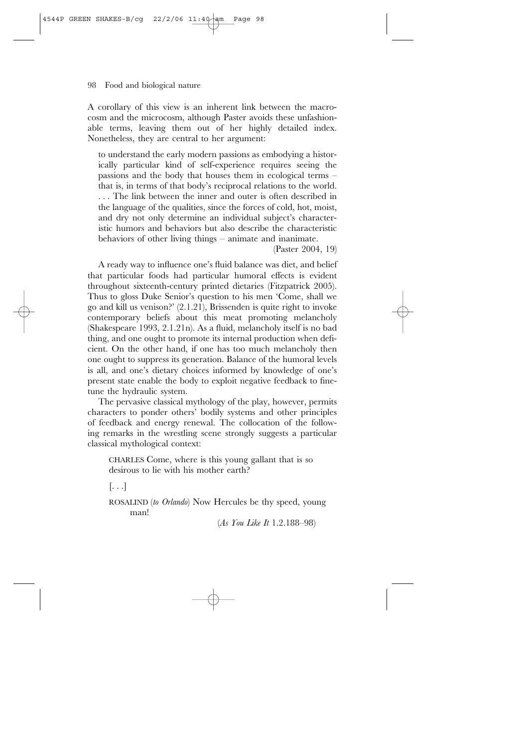A corollary of this view is an inherent link between the macrocosm and the microcosm, although Paster avoids these unfashionable terms, leaving them out of her highly detailed index. Nonetheless, they are central to her argument:

> to understand the early modern passions as embodying a historically particular kind of self-experience requires seeing the passions and the body that houses them in ecological terms – that is, in terms of that body's reciprocal relations to the world. . . . The link between the inner and outer is often described in the language of the qualities, since the forces of cold, hot, moist, and dry not only determine an individual subject's characteristic humors and behaviors but also describe the characteristic behaviors of other living things – animate and inanimate.
>
> (Paster 2004, 19)

A ready way to influence one's fluid balance was diet, and belief that particular foods had particular humoral effects is evident throughout sixteenth-century printed dietaries (Fitzpatrick 2005). Thus to gloss Duke Senior's question to his men 'Come, shall we go and kill us venison?' (2.1.21), Brissenden is quite right to invoke contemporary beliefs about this meat promoting melancholy (Shakespeare 1993, 2.1.21n). As a fluid, melancholy itself is no bad thing, and one ought to promote its internal production when deficient. On the other hand, if one has too much melancholy then one ought to suppress its generation. Balance of the humoral levels is all, and one's dietary choices informed by knowledge of one's present state enable the body to exploit negative feedback to fine-tune the hydraulic system.

The pervasive classical mythology of the play, however, permits characters to ponder others' bodily systems and other principles of feedback and energy renewal. The collocation of the following remarks in the wrestling scene strongly suggests a particular classical mythological context:

> CHARLES Come, where is this young gallant that is so desirous to lie with his mother earth?
>
> [. . .]
>
> ROSALIND (*to Orlando*) Now Hercules be thy speed, young man!
>
> (*As You Like It* 1.2.188–98)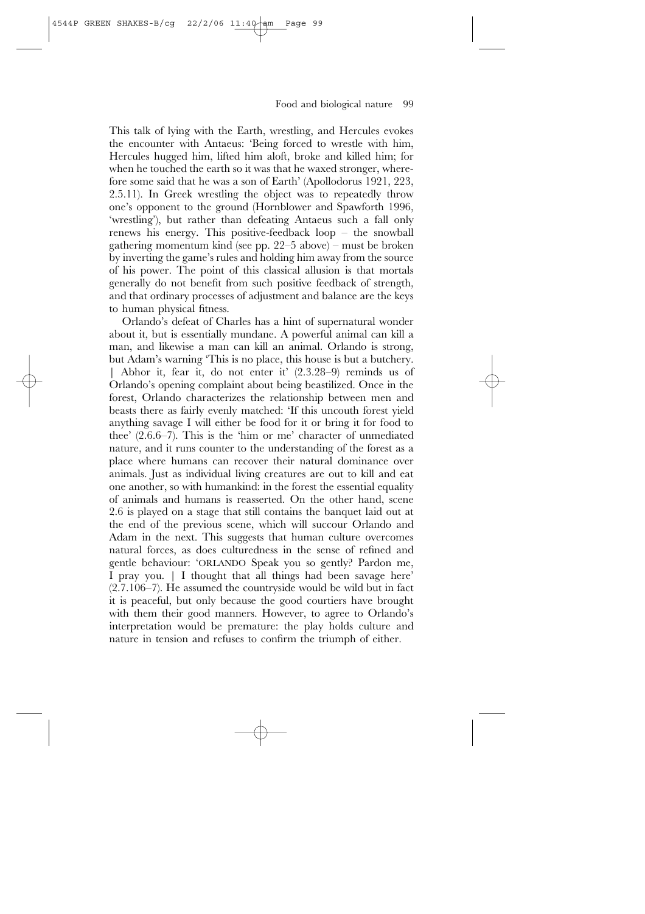This talk of lying with the Earth, wrestling, and Hercules evokes the encounter with Antaeus: 'Being forced to wrestle with him, Hercules hugged him, lifted him aloft, broke and killed him; for when he touched the earth so it was that he waxed stronger, wherefore some said that he was a son of Earth' (Apollodorus 1921, 223, 2.5.11). In Greek wrestling the object was to repeatedly throw one's opponent to the ground (Hornblower and Spawforth 1996, 'wrestling'), but rather than defeating Antaeus such a fall only renews his energy. This positive-feedback loop – the snowball gathering momentum kind (see pp. 22–5 above) – must be broken by inverting the game's rules and holding him away from the source of his power. The point of this classical allusion is that mortals generally do not benefit from such positive feedback of strength, and that ordinary processes of adjustment and balance are the keys to human physical fitness.

Orlando's defeat of Charles has a hint of supernatural wonder about it, but is essentially mundane. A powerful animal can kill a man, and likewise a man can kill an animal. Orlando is strong, but Adam's warning 'This is no place, this house is but a butchery. | Abhor it, fear it, do not enter it' (2.3.28–9) reminds us of Orlando's opening complaint about being beastilized. Once in the forest, Orlando characterizes the relationship between men and beasts there as fairly evenly matched: 'If this uncouth forest yield anything savage I will either be food for it or bring it for food to thee' (2.6.6–7). This is the 'him or me' character of unmediated nature, and it runs counter to the understanding of the forest as a place where humans can recover their natural dominance over animals. Just as individual living creatures are out to kill and eat one another, so with humankind: in the forest the essential equality of animals and humans is reasserted. On the other hand, scene 2.6 is played on a stage that still contains the banquet laid out at the end of the previous scene, which will succour Orlando and Adam in the next. This suggests that human culture overcomes natural forces, as does culturedness in the sense of refined and gentle behaviour: 'ORLANDO Speak you so gently? Pardon me, I pray you. | I thought that all things had been savage here' (2.7.106–7). He assumed the countryside would be wild but in fact it is peaceful, but only because the good courtiers have brought with them their good manners. However, to agree to Orlando's interpretation would be premature: the play holds culture and nature in tension and refuses to confirm the triumph of either.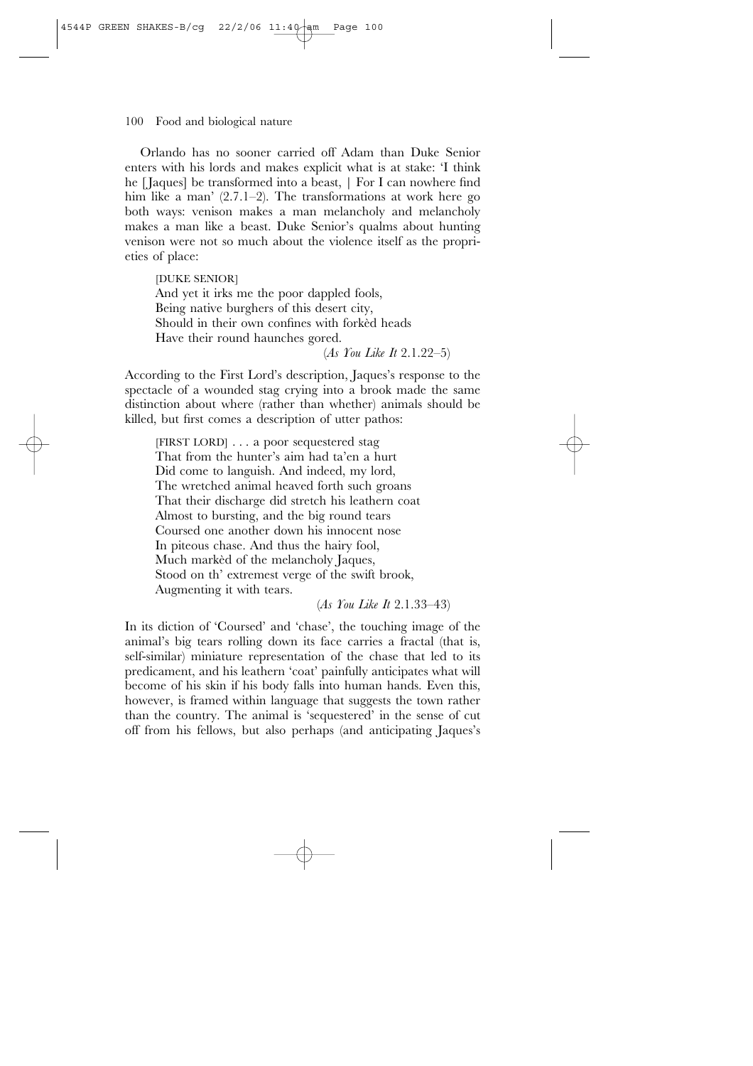Orlando has no sooner carried off Adam than Duke Senior enters with his lords and makes explicit what is at stake: 'I think he [Jaques] be transformed into a beast, | For I can nowhere find him like a man' (2.7.1–2). The transformations at work here go both ways: venison makes a man melancholy and melancholy makes a man like a beast. Duke Senior's qualms about hunting venison were not so much about the violence itself as the proprieties of place:

> [DUKE SENIOR]
> And yet it irks me the poor dappled fools,
> Being native burghers of this desert city,
> Should in their own confines with forkèd heads
> Have their round haunches gored.
>
> (*As You Like It* 2.1.22–5)

According to the First Lord's description, Jaques's response to the spectacle of a wounded stag crying into a brook made the same distinction about where (rather than whether) animals should be killed, but first comes a description of utter pathos:

> [FIRST LORD] . . . a poor sequestered stag
> That from the hunter's aim had ta'en a hurt
> Did come to languish. And indeed, my lord,
> The wretched animal heaved forth such groans
> That their discharge did stretch his leathern coat
> Almost to bursting, and the big round tears
> Coursed one another down his innocent nose
> In piteous chase. And thus the hairy fool,
> Much markèd of the melancholy Jaques,
> Stood on th' extremest verge of the swift brook,
> Augmenting it with tears.
>
> (*As You Like It* 2.1.33–43)

In its diction of 'Coursed' and 'chase', the touching image of the animal's big tears rolling down its face carries a fractal (that is, self-similar) miniature representation of the chase that led to its predicament, and his leathern 'coat' painfully anticipates what will become of his skin if his body falls into human hands. Even this, however, is framed within language that suggests the town rather than the country. The animal is 'sequestered' in the sense of cut off from his fellows, but also perhaps (and anticipating Jaques's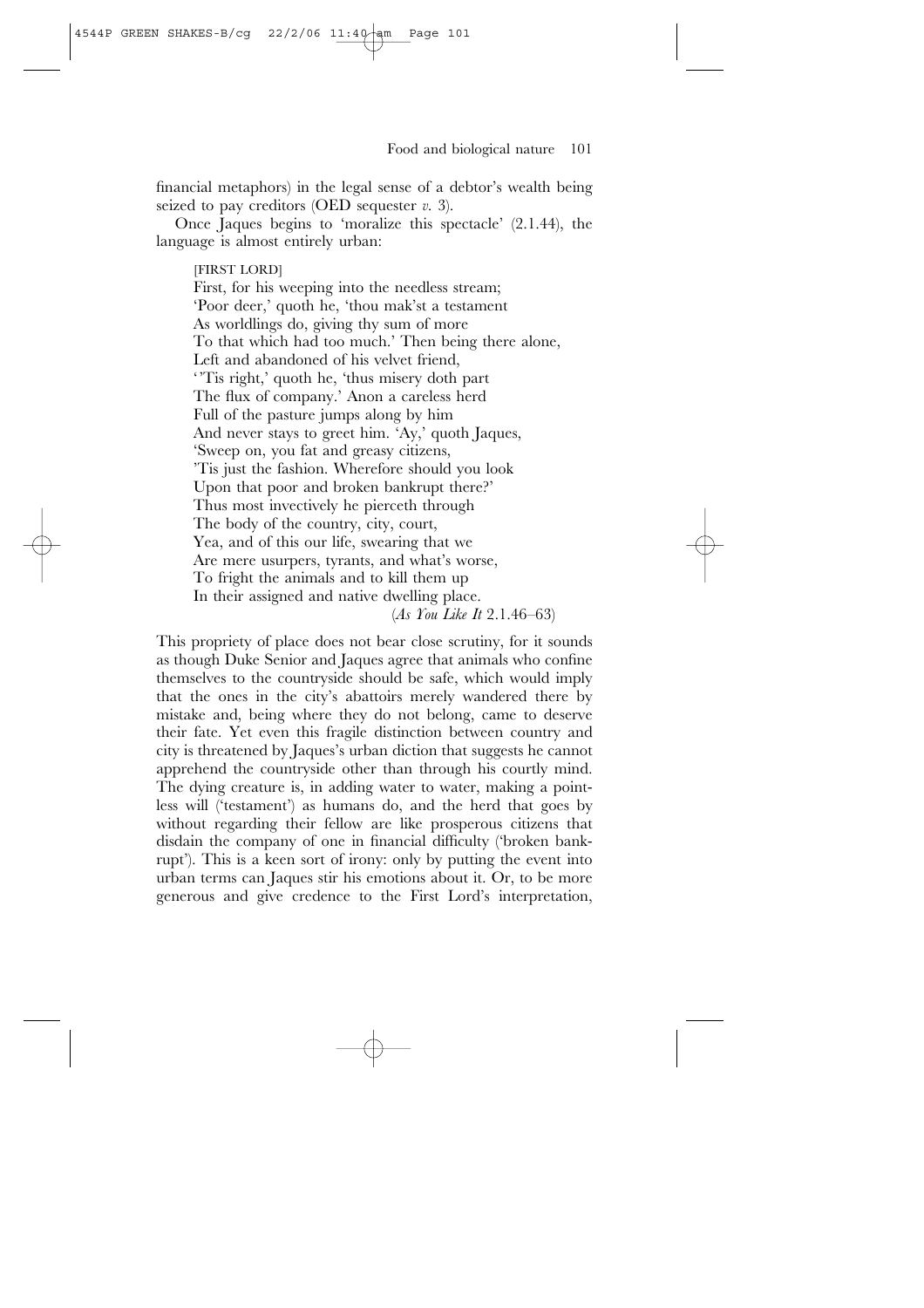financial metaphors) in the legal sense of a debtor's wealth being seized to pay creditors (OED sequester *v.* 3).

Once Jaques begins to 'moralize this spectacle' (2.1.44), the language is almost entirely urban:

> [FIRST LORD]
> First, for his weeping into the needless stream;
> 'Poor deer,' quoth he, 'thou mak'st a testament
> As worldlings do, giving thy sum of more
> To that which had too much.' Then being there alone,
> Left and abandoned of his velvet friend,
> ''Tis right,' quoth he, 'thus misery doth part
> The flux of company.' Anon a careless herd
> Full of the pasture jumps along by him
> And never stays to greet him. 'Ay,' quoth Jaques,
> 'Sweep on, you fat and greasy citizens,
> 'Tis just the fashion. Wherefore should you look
> Upon that poor and broken bankrupt there?'
> Thus most invectively he pierceth through
> The body of the country, city, court,
> Yea, and of this our life, swearing that we
> Are mere usurpers, tyrants, and what's worse,
> To fright the animals and to kill them up
> In their assigned and native dwelling place.
> (*As You Like It* 2.1.46–63)

This propriety of place does not bear close scrutiny, for it sounds as though Duke Senior and Jaques agree that animals who confine themselves to the countryside should be safe, which would imply that the ones in the city's abattoirs merely wandered there by mistake and, being where they do not belong, came to deserve their fate. Yet even this fragile distinction between country and city is threatened by Jaques's urban diction that suggests he cannot apprehend the countryside other than through his courtly mind. The dying creature is, in adding water to water, making a pointless will ('testament') as humans do, and the herd that goes by without regarding their fellow are like prosperous citizens that disdain the company of one in financial difficulty ('broken bankrupt'). This is a keen sort of irony: only by putting the event into urban terms can Jaques stir his emotions about it. Or, to be more generous and give credence to the First Lord's interpretation,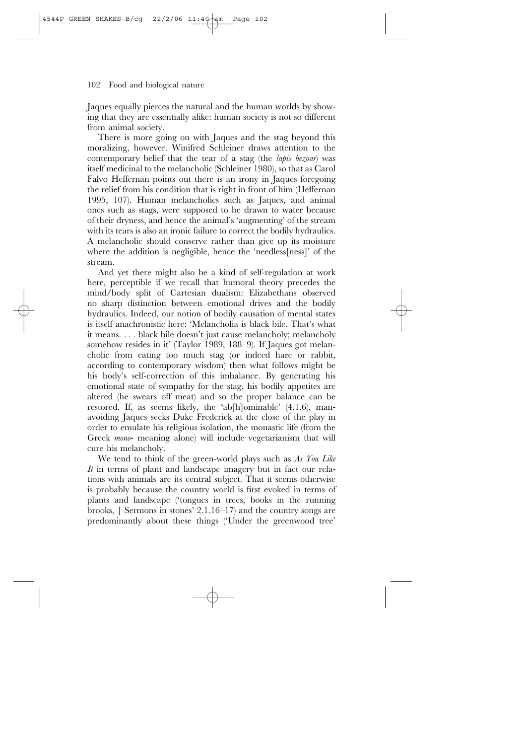Jaques equally pierces the natural and the human worlds by showing that they are essentially alike: human society is not so different from animal society.

There is more going on with Jaques and the stag beyond this moralizing, however. Winifred Schleiner draws attention to the contemporary belief that the tear of a stag (the *lapis bezoar*) was itself medicinal to the melancholic (Schleiner 1980), so that as Carol Falvo Heffernan points out there is an irony in Jaques foregoing the relief from his condition that is right in front of him (Heffernan 1995, 107). Human melancholics such as Jaques, and animal ones such as stags, were supposed to be drawn to water because of their dryness, and hence the animal's 'augmenting' of the stream with its tears is also an ironic failure to correct the bodily hydraulics. A melancholic should conserve rather than give up its moisture where the addition is negligible, hence the 'needless[ness]' of the stream.

And yet there might also be a kind of self-regulation at work here, perceptible if we recall that humoral theory precedes the mind/body split of Cartesian dualism: Elizabethans observed no sharp distinction between emotional drives and the bodily hydraulics. Indeed, our notion of bodily causation of mental states is itself anachronistic here: 'Melancholia is black bile. That's what it means. . . . black bile doesn't just cause melancholy; melancholy somehow resides in it' (Taylor 1989, 188–9). If Jaques got melancholic from eating too much stag (or indeed hare or rabbit, according to contemporary wisdom) then what follows might be his body's self-correction of this imbalance. By generating his emotional state of sympathy for the stag, his bodily appetites are altered (he swears off meat) and so the proper balance can be restored. If, as seems likely, the 'ab[h]ominable' (4.1.6), man-avoiding Jaques seeks Duke Frederick at the close of the play in order to emulate his religious isolation, the monastic life (from the Greek *mono*- meaning alone) will include vegetarianism that will cure his melancholy.

We tend to think of the green-world plays such as *As You Like It* in terms of plant and landscape imagery but in fact our relations with animals are its central subject. That it seems otherwise is probably because the country world is first evoked in terms of plants and landscape ('tongues in trees, books in the running brooks, | Sermons in stones' 2.1.16–17) and the country songs are predominantly about these things ('Under the greenwood tree'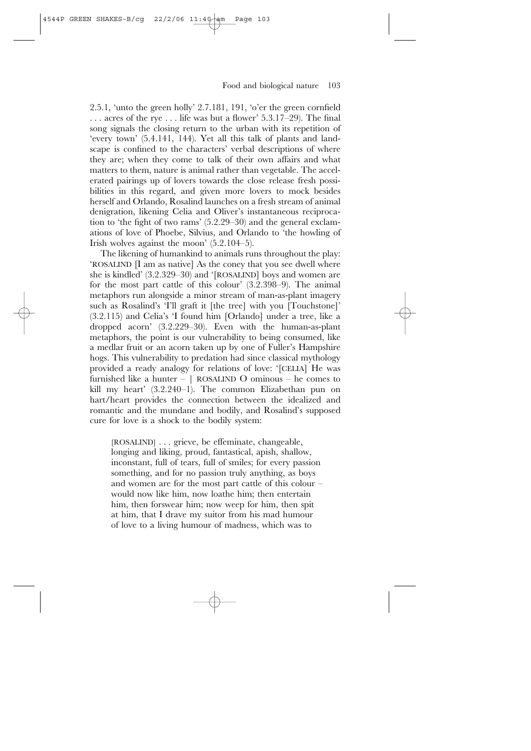2.5.1, 'unto the green holly' 2.7.181, 191, 'o'er the green cornfield . . . acres of the rye . . . life was but a flower' 5.3.17–29). The final song signals the closing return to the urban with its repetition of 'every town' (5.4.141, 144). Yet all this talk of plants and landscape is confined to the characters' verbal descriptions of where they are; when they come to talk of their own affairs and what matters to them, nature is animal rather than vegetable. The accelerated pairings up of lovers towards the close release fresh possibilities in this regard, and given more lovers to mock besides herself and Orlando, Rosalind launches on a fresh stream of animal denigration, likening Celia and Oliver's instantaneous reciprocation to 'the fight of two rams' (5.2.29–30) and the general exclamations of love of Phoebe, Silvius, and Orlando to 'the howling of Irish wolves against the moon' (5.2.104–5).

The likening of humankind to animals runs throughout the play: 'ROSALIND [I am as native] As the coney that you see dwell where she is kindled' (3.2.329–30) and '[ROSALIND] boys and women are for the most part cattle of this colour' (3.2.398–9). The animal metaphors run alongside a minor stream of man-as-plant imagery such as Rosalind's 'I'll graft it [the tree] with you [Touchstone]' (3.2.115) and Celia's 'I found him [Orlando] under a tree, like a dropped acorn' (3.2.229–30). Even with the human-as-plant metaphors, the point is our vulnerability to being consumed, like a medlar fruit or an acorn taken up by one of Fuller's Hampshire hogs. This vulnerability to predation had since classical mythology provided a ready analogy for relations of love: '[CELIA] He was furnished like a hunter – | ROSALIND O ominous – he comes to kill my heart' (3.2.240–1). The common Elizabethan pun on hart/heart provides the connection between the idealized and romantic and the mundane and bodily, and Rosalind's supposed cure for love is a shock to the bodily system:

> [ROSALIND] . . . grieve, be effeminate, changeable, longing and liking, proud, fantastical, apish, shallow, inconstant, full of tears, full of smiles; for every passion something, and for no passion truly anything, as boys and women are for the most part cattle of this colour – would now like him, now loathe him; then entertain him, then forswear him; now weep for him, then spit at him, that I drave my suitor from his mad humour of love to a living humour of madness, which was to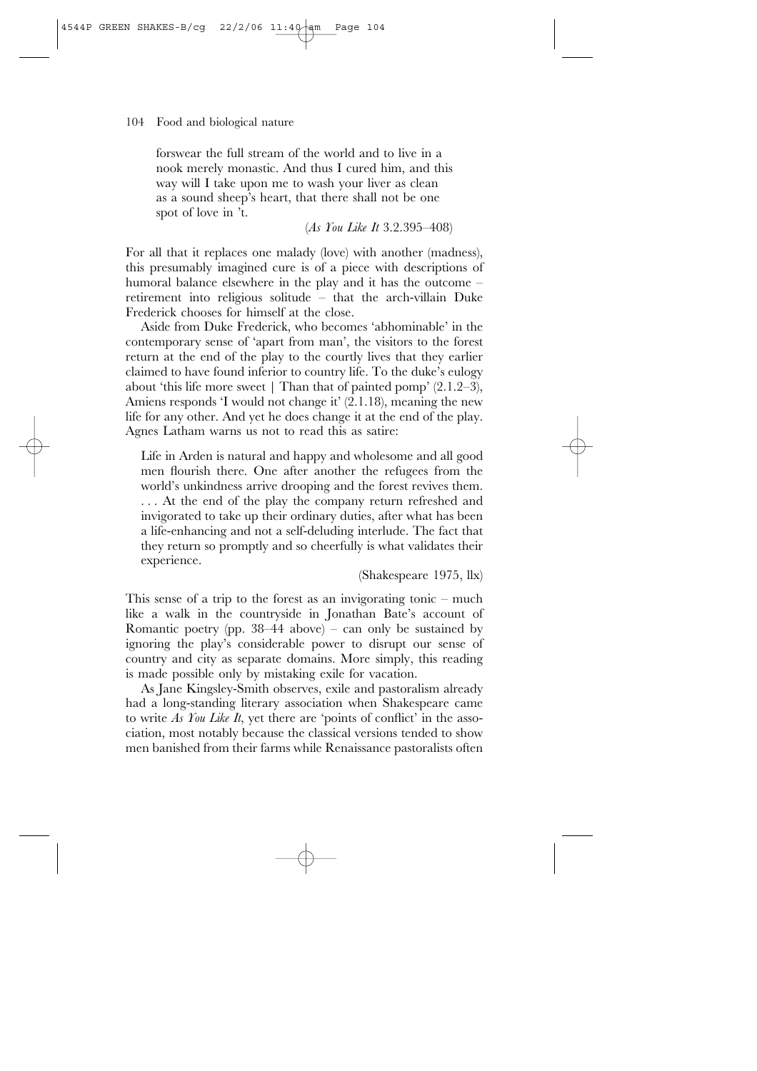forswear the full stream of the world and to live in a nook merely monastic. And thus I cured him, and this way will I take upon me to wash your liver as clean as a sound sheep's heart, that there shall not be one spot of love in 't.

(*As You Like It* 3.2.395–408)

For all that it replaces one malady (love) with another (madness), this presumably imagined cure is of a piece with descriptions of humoral balance elsewhere in the play and it has the outcome – retirement into religious solitude – that the arch-villain Duke Frederick chooses for himself at the close.

Aside from Duke Frederick, who becomes 'abhominable' in the contemporary sense of 'apart from man', the visitors to the forest return at the end of the play to the courtly lives that they earlier claimed to have found inferior to country life. To the duke's eulogy about 'this life more sweet | Than that of painted pomp' (2.1.2–3), Amiens responds 'I would not change it' (2.1.18), meaning the new life for any other. And yet he does change it at the end of the play. Agnes Latham warns us not to read this as satire:

> Life in Arden is natural and happy and wholesome and all good men flourish there. One after another the refugees from the world's unkindness arrive drooping and the forest revives them. . . . At the end of the play the company return refreshed and invigorated to take up their ordinary duties, after what has been a life-enhancing and not a self-deluding interlude. The fact that they return so promptly and so cheerfully is what validates their experience.
>
> (Shakespeare 1975, llx)

This sense of a trip to the forest as an invigorating tonic – much like a walk in the countryside in Jonathan Bate's account of Romantic poetry (pp. 38–44 above) – can only be sustained by ignoring the play's considerable power to disrupt our sense of country and city as separate domains. More simply, this reading is made possible only by mistaking exile for vacation.

As Jane Kingsley-Smith observes, exile and pastoralism already had a long-standing literary association when Shakespeare came to write *As You Like It*, yet there are 'points of conflict' in the association, most notably because the classical versions tended to show men banished from their farms while Renaissance pastoralists often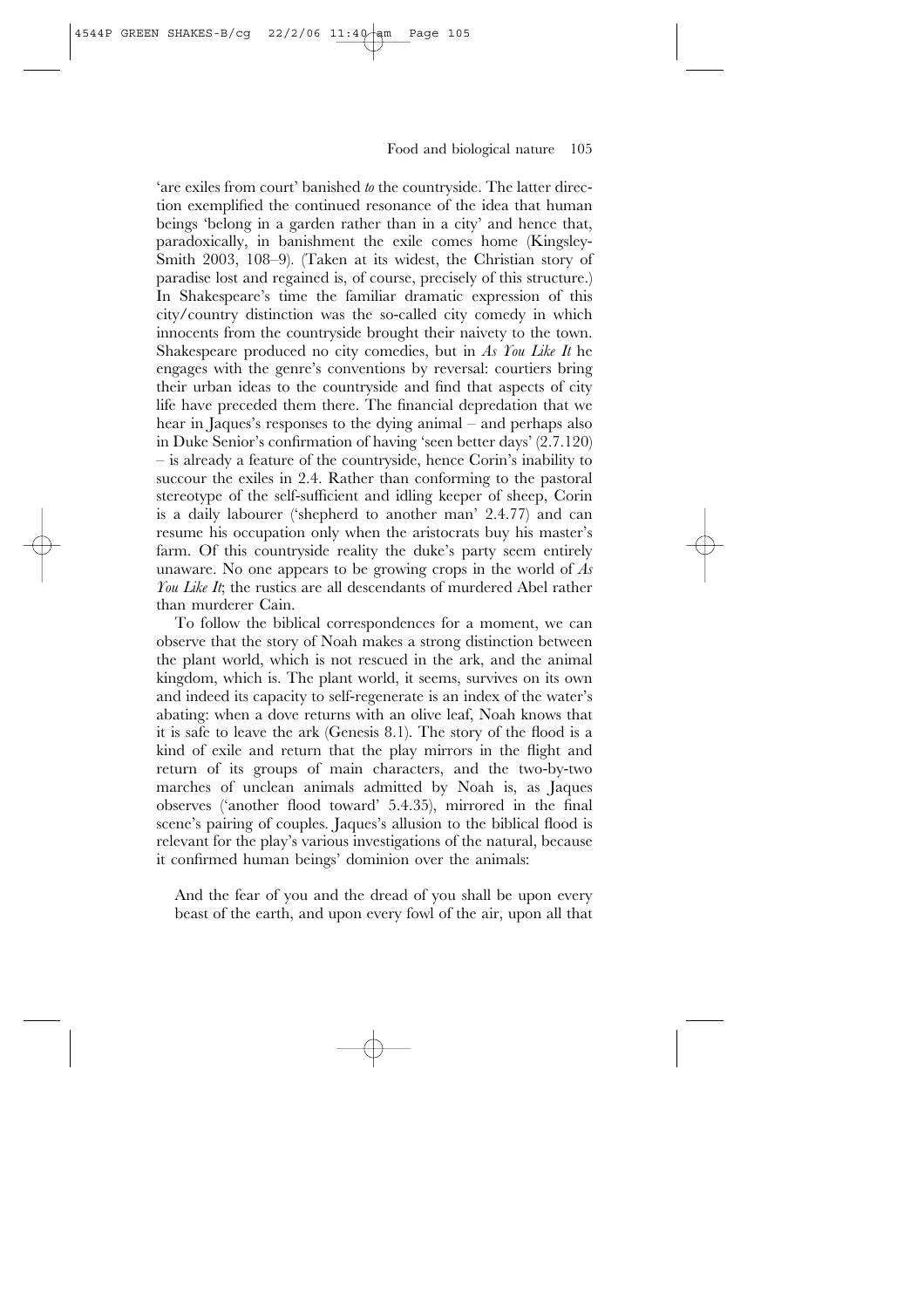'are exiles from court' banished *to* the countryside. The latter direction exemplified the continued resonance of the idea that human beings 'belong in a garden rather than in a city' and hence that, paradoxically, in banishment the exile comes home (Kingsley-Smith 2003, 108–9). (Taken at its widest, the Christian story of paradise lost and regained is, of course, precisely of this structure.) In Shakespeare's time the familiar dramatic expression of this city/country distinction was the so-called city comedy in which innocents from the countryside brought their naivety to the town. Shakespeare produced no city comedies, but in *As You Like It* he engages with the genre's conventions by reversal: courtiers bring their urban ideas to the countryside and find that aspects of city life have preceded them there. The financial depredation that we hear in Jaques's responses to the dying animal – and perhaps also in Duke Senior's confirmation of having 'seen better days' (2.7.120) – is already a feature of the countryside, hence Corin's inability to succour the exiles in 2.4. Rather than conforming to the pastoral stereotype of the self-sufficient and idling keeper of sheep, Corin is a daily labourer ('shepherd to another man' 2.4.77) and can resume his occupation only when the aristocrats buy his master's farm. Of this countryside reality the duke's party seem entirely unaware. No one appears to be growing crops in the world of *As You Like It*; the rustics are all descendants of murdered Abel rather than murderer Cain.

To follow the biblical correspondences for a moment, we can observe that the story of Noah makes a strong distinction between the plant world, which is not rescued in the ark, and the animal kingdom, which is. The plant world, it seems, survives on its own and indeed its capacity to self-regenerate is an index of the water's abating: when a dove returns with an olive leaf, Noah knows that it is safe to leave the ark (Genesis 8.1). The story of the flood is a kind of exile and return that the play mirrors in the flight and return of its groups of main characters, and the two-by-two marches of unclean animals admitted by Noah is, as Jaques observes ('another flood toward' 5.4.35), mirrored in the final scene's pairing of couples. Jaques's allusion to the biblical flood is relevant for the play's various investigations of the natural, because it confirmed human beings' dominion over the animals:

> And the fear of you and the dread of you shall be upon every beast of the earth, and upon every fowl of the air, upon all that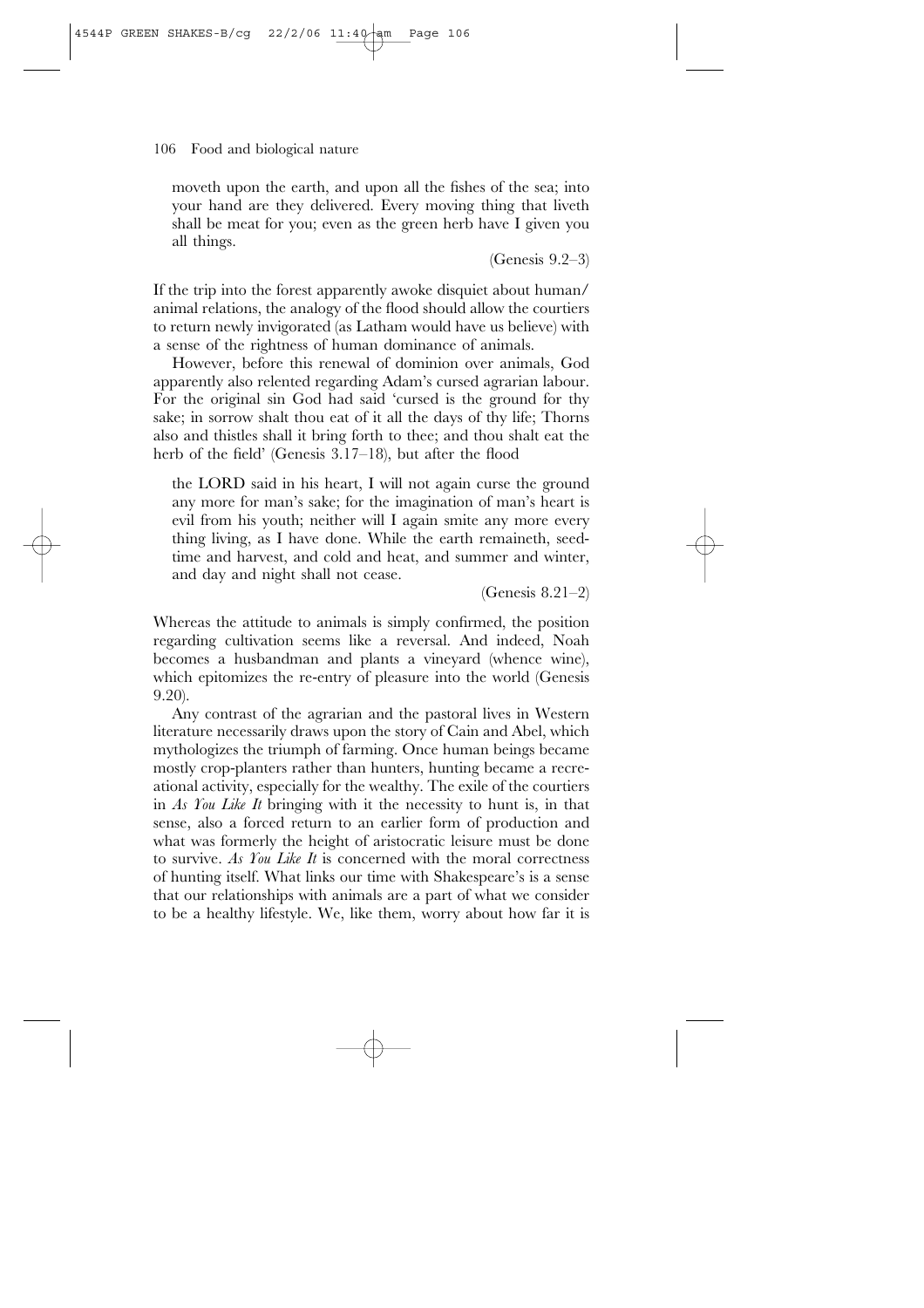moveth upon the earth, and upon all the fishes of the sea; into your hand are they delivered. Every moving thing that liveth shall be meat for you; even as the green herb have I given you all things.

(Genesis 9.2–3)

If the trip into the forest apparently awoke disquiet about human/animal relations, the analogy of the flood should allow the courtiers to return newly invigorated (as Latham would have us believe) with a sense of the rightness of human dominance of animals.

However, before this renewal of dominion over animals, God apparently also relented regarding Adam's cursed agrarian labour. For the original sin God had said 'cursed is the ground for thy sake; in sorrow shalt thou eat of it all the days of thy life; Thorns also and thistles shall it bring forth to thee; and thou shalt eat the herb of the field' (Genesis 3.17–18), but after the flood

the LORD said in his heart, I will not again curse the ground any more for man's sake; for the imagination of man's heart is evil from his youth; neither will I again smite any more every thing living, as I have done. While the earth remaineth, seedtime and harvest, and cold and heat, and summer and winter, and day and night shall not cease.

(Genesis 8.21–2)

Whereas the attitude to animals is simply confirmed, the position regarding cultivation seems like a reversal. And indeed, Noah becomes a husbandman and plants a vineyard (whence wine), which epitomizes the re-entry of pleasure into the world (Genesis 9.20).

Any contrast of the agrarian and the pastoral lives in Western literature necessarily draws upon the story of Cain and Abel, which mythologizes the triumph of farming. Once human beings became mostly crop-planters rather than hunters, hunting became a recreational activity, especially for the wealthy. The exile of the courtiers in *As You Like It* bringing with it the necessity to hunt is, in that sense, also a forced return to an earlier form of production and what was formerly the height of aristocratic leisure must be done to survive. *As You Like It* is concerned with the moral correctness of hunting itself. What links our time with Shakespeare's is a sense that our relationships with animals are a part of what we consider to be a healthy lifestyle. We, like them, worry about how far it is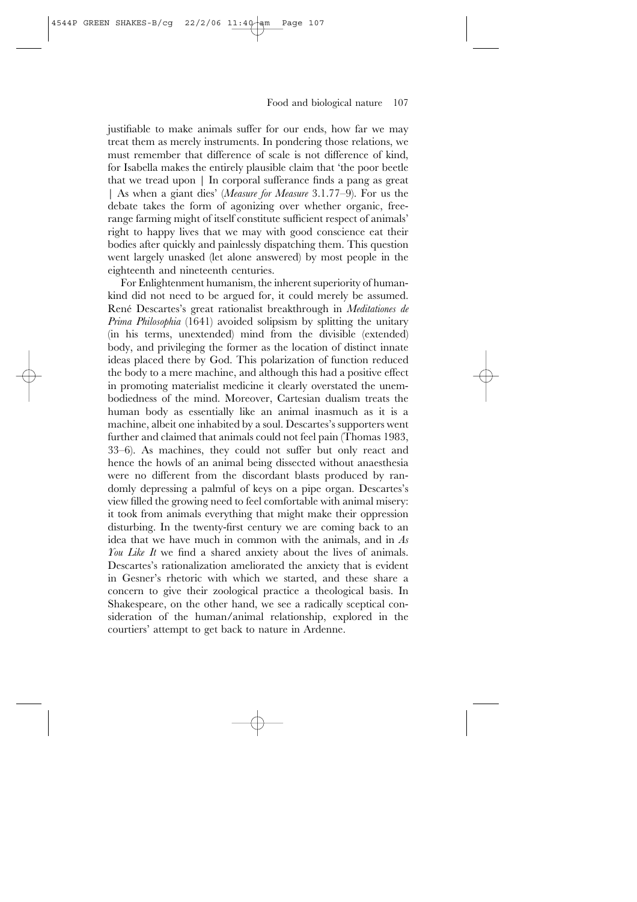justifiable to make animals suffer for our ends, how far we may treat them as merely instruments. In pondering those relations, we must remember that difference of scale is not difference of kind, for Isabella makes the entirely plausible claim that 'the poor beetle that we tread upon | In corporal sufferance finds a pang as great | As when a giant dies' (*Measure for Measure* 3.1.77–9). For us the debate takes the form of agonizing over whether organic, free-range farming might of itself constitute sufficient respect of animals' right to happy lives that we may with good conscience eat their bodies after quickly and painlessly dispatching them. This question went largely unasked (let alone answered) by most people in the eighteenth and nineteenth centuries.

For Enlightenment humanism, the inherent superiority of humankind did not need to be argued for, it could merely be assumed. René Descartes's great rationalist breakthrough in *Meditationes de Prima Philosophia* (1641) avoided solipsism by splitting the unitary (in his terms, unextended) mind from the divisible (extended) body, and privileging the former as the location of distinct innate ideas placed there by God. This polarization of function reduced the body to a mere machine, and although this had a positive effect in promoting materialist medicine it clearly overstated the unembodiedness of the mind. Moreover, Cartesian dualism treats the human body as essentially like an animal inasmuch as it is a machine, albeit one inhabited by a soul. Descartes's supporters went further and claimed that animals could not feel pain (Thomas 1983, 33–6). As machines, they could not suffer but only react and hence the howls of an animal being dissected without anaesthesia were no different from the discordant blasts produced by randomly depressing a palmful of keys on a pipe organ. Descartes's view filled the growing need to feel comfortable with animal misery: it took from animals everything that might make their oppression disturbing. In the twenty-first century we are coming back to an idea that we have much in common with the animals, and in *As You Like It* we find a shared anxiety about the lives of animals. Descartes's rationalization ameliorated the anxiety that is evident in Gesner's rhetoric with which we started, and these share a concern to give their zoological practice a theological basis. In Shakespeare, on the other hand, we see a radically sceptical consideration of the human/animal relationship, explored in the courtiers' attempt to get back to nature in Ardenne.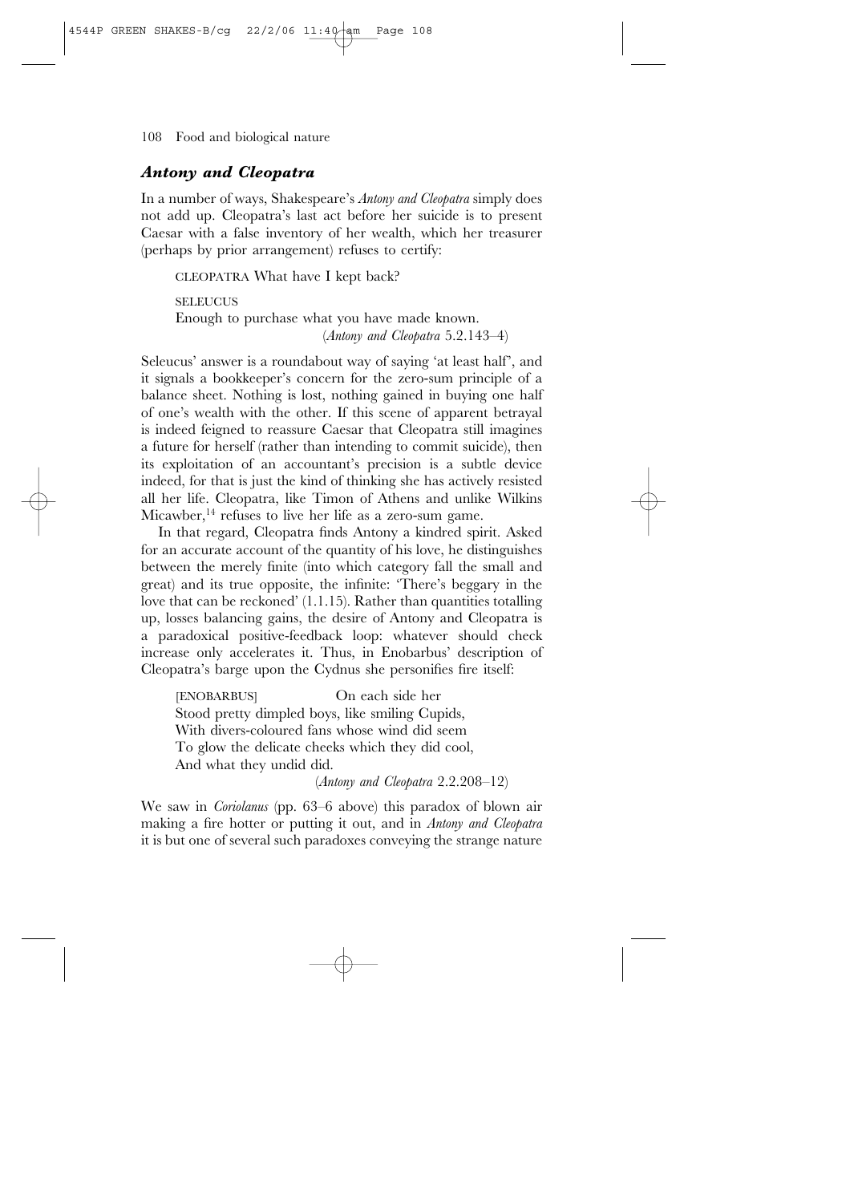## *Antony and Cleopatra*

In a number of ways, Shakespeare's *Antony and Cleopatra* simply does not add up. Cleopatra's last act before her suicide is to present Caesar with a false inventory of her wealth, which her treasurer (perhaps by prior arrangement) refuses to certify:

> CLEOPATRA What have I kept back?
>
> SELEUCUS
> Enough to purchase what you have made known.
> (*Antony and Cleopatra* 5.2.143–4)

Seleucus' answer is a roundabout way of saying 'at least half', and it signals a bookkeeper's concern for the zero-sum principle of a balance sheet. Nothing is lost, nothing gained in buying one half of one's wealth with the other. If this scene of apparent betrayal is indeed feigned to reassure Caesar that Cleopatra still imagines a future for herself (rather than intending to commit suicide), then its exploitation of an accountant's precision is a subtle device indeed, for that is just the kind of thinking she has actively resisted all her life. Cleopatra, like Timon of Athens and unlike Wilkins Micawber,[14] refuses to live her life as a zero-sum game.

In that regard, Cleopatra finds Antony a kindred spirit. Asked for an accurate account of the quantity of his love, he distinguishes between the merely finite (into which category fall the small and great) and its true opposite, the infinite: 'There's beggary in the love that can be reckoned' (1.1.15). Rather than quantities totalling up, losses balancing gains, the desire of Antony and Cleopatra is a paradoxical positive-feedback loop: whatever should check increase only accelerates it. Thus, in Enobarbus' description of Cleopatra's barge upon the Cydnus she personifies fire itself:

> [ENOBARBUS] On each side her
> Stood pretty dimpled boys, like smiling Cupids,
> With divers-coloured fans whose wind did seem
> To glow the delicate cheeks which they did cool,
> And what they undid did.
> (*Antony and Cleopatra* 2.2.208–12)

We saw in *Coriolanus* (pp. 63–6 above) this paradox of blown air making a fire hotter or putting it out, and in *Antony and Cleopatra* it is but one of several such paradoxes conveying the strange nature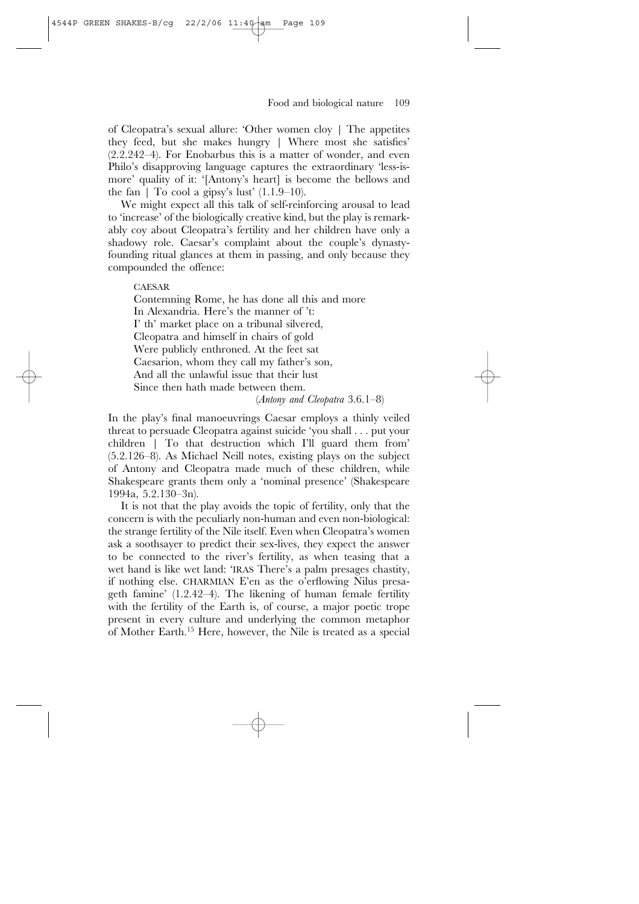of Cleopatra's sexual allure: 'Other women cloy | The appetites they feed, but she makes hungry | Where most she satisfies' (2.2.242–4). For Enobarbus this is a matter of wonder, and even Philo's disapproving language captures the extraordinary 'less-is-more' quality of it: '[Antony's heart] is become the bellows and the fan | To cool a gipsy's lust' (1.1.9–10).

We might expect all this talk of self-reinforcing arousal to lead to 'increase' of the biologically creative kind, but the play is remarkably coy about Cleopatra's fertility and her children have only a shadowy role. Caesar's complaint about the couple's dynasty-founding ritual glances at them in passing, and only because they compounded the offence:

> CAESAR
> Contemning Rome, he has done all this and more
> In Alexandria. Here's the manner of 't:
> I' th' market place on a tribunal silvered,
> Cleopatra and himself in chairs of gold
> Were publicly enthroned. At the feet sat
> Caesarion, whom they call my father's son,
> And all the unlawful issue that their lust
> Since then hath made between them.
> (*Antony and Cleopatra* 3.6.1–8)

In the play's final manoeuvrings Caesar employs a thinly veiled threat to persuade Cleopatra against suicide 'you shall . . . put your children | To that destruction which I'll guard them from' (5.2.126–8). As Michael Neill notes, existing plays on the subject of Antony and Cleopatra made much of these children, while Shakespeare grants them only a 'nominal presence' (Shakespeare 1994a, 5.2.130–3n).

It is not that the play avoids the topic of fertility, only that the concern is with the peculiarly non-human and even non-biological: the strange fertility of the Nile itself. Even when Cleopatra's women ask a soothsayer to predict their sex-lives, they expect the answer to be connected to the river's fertility, as when teasing that a wet hand is like wet land: 'IRAS There's a palm presages chastity, if nothing else. CHARMIAN E'en as the o'erflowing Nilus presageth famine' (1.2.42–4). The likening of human female fertility with the fertility of the Earth is, of course, a major poetic trope present in every culture and underlying the common metaphor of Mother Earth.[15] Here, however, the Nile is treated as a special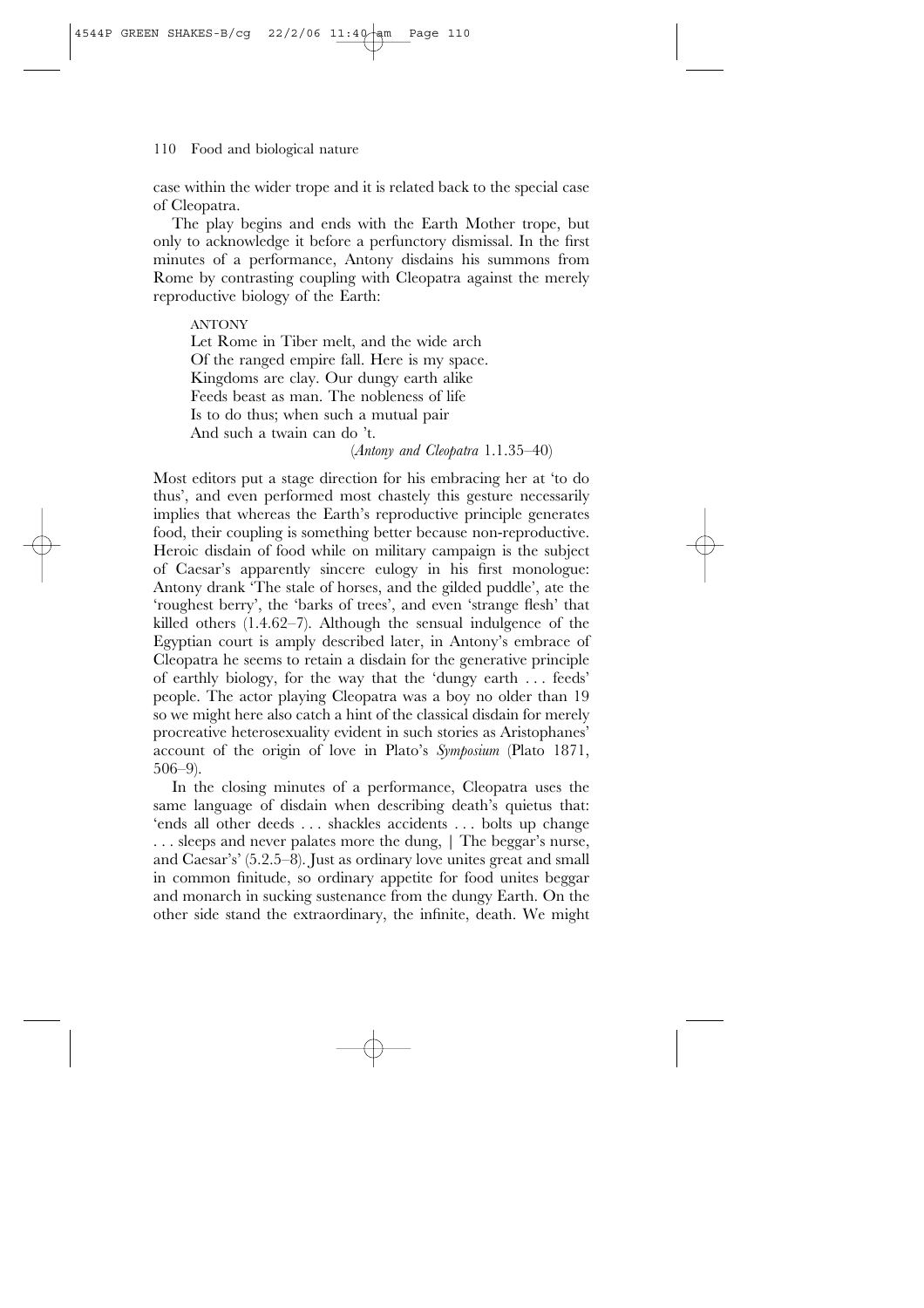case within the wider trope and it is related back to the special case of Cleopatra.

The play begins and ends with the Earth Mother trope, but only to acknowledge it before a perfunctory dismissal. In the first minutes of a performance, Antony disdains his summons from Rome by contrasting coupling with Cleopatra against the merely reproductive biology of the Earth:

> ANTONY
> Let Rome in Tiber melt, and the wide arch
> Of the ranged empire fall. Here is my space.
> Kingdoms are clay. Our dungy earth alike
> Feeds beast as man. The nobleness of life
> Is to do thus; when such a mutual pair
> And such a twain can do 't.
>
> (*Antony and Cleopatra* 1.1.35–40)

Most editors put a stage direction for his embracing her at 'to do thus', and even performed most chastely this gesture necessarily implies that whereas the Earth's reproductive principle generates food, their coupling is something better because non-reproductive. Heroic disdain of food while on military campaign is the subject of Caesar's apparently sincere eulogy in his first monologue: Antony drank 'The stale of horses, and the gilded puddle', ate the 'roughest berry', the 'barks of trees', and even 'strange flesh' that killed others (1.4.62–7). Although the sensual indulgence of the Egyptian court is amply described later, in Antony's embrace of Cleopatra he seems to retain a disdain for the generative principle of earthly biology, for the way that the 'dungy earth . . . feeds' people. The actor playing Cleopatra was a boy no older than 19 so we might here also catch a hint of the classical disdain for merely procreative heterosexuality evident in such stories as Aristophanes' account of the origin of love in Plato's *Symposium* (Plato 1871, 506–9).

In the closing minutes of a performance, Cleopatra uses the same language of disdain when describing death's quietus that: 'ends all other deeds . . . shackles accidents . . . bolts up change . . . sleeps and never palates more the dung, | The beggar's nurse, and Caesar's' (5.2.5–8). Just as ordinary love unites great and small in common finitude, so ordinary appetite for food unites beggar and monarch in sucking sustenance from the dungy Earth. On the other side stand the extraordinary, the infinite, death. We might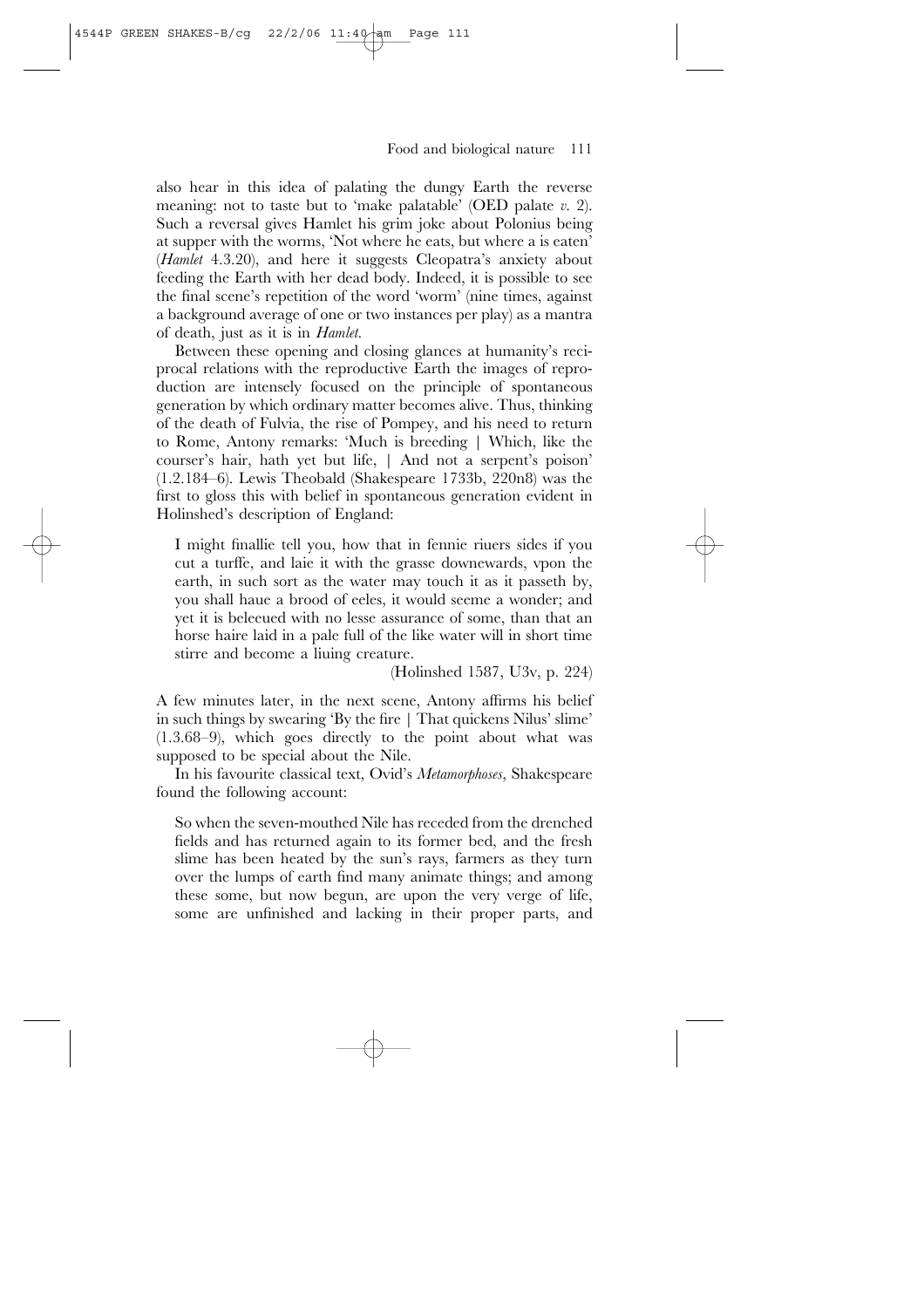also hear in this idea of palating the dungy Earth the reverse meaning: not to taste but to 'make palatable' (OED palate *v.* 2). Such a reversal gives Hamlet his grim joke about Polonius being at supper with the worms, 'Not where he eats, but where a is eaten' (*Hamlet* 4.3.20), and here it suggests Cleopatra's anxiety about feeding the Earth with her dead body. Indeed, it is possible to see the final scene's repetition of the word 'worm' (nine times, against a background average of one or two instances per play) as a mantra of death, just as it is in *Hamlet*.

Between these opening and closing glances at humanity's reciprocal relations with the reproductive Earth the images of reproduction are intensely focused on the principle of spontaneous generation by which ordinary matter becomes alive. Thus, thinking of the death of Fulvia, the rise of Pompey, and his need to return to Rome, Antony remarks: 'Much is breeding | Which, like the courser's hair, hath yet but life, | And not a serpent's poison' (1.2.184–6). Lewis Theobald (Shakespeare 1733b, 220n8) was the first to gloss this with belief in spontaneous generation evident in Holinshed's description of England:

> I might finallie tell you, how that in fennie riuers sides if you cut a turffe, and laie it with the grasse downewards, vpon the earth, in such sort as the water may touch it as it passeth by, you shall haue a brood of eeles, it would seeme a wonder; and yet it is beleeued with no lesse assurance of some, than that an horse haire laid in a pale full of the like water will in short time stirre and become a liuing creature.
>
> (Holinshed 1587, U3v, p. 224)

A few minutes later, in the next scene, Antony affirms his belief in such things by swearing 'By the fire | That quickens Nilus' slime' (1.3.68–9), which goes directly to the point about what was supposed to be special about the Nile.

In his favourite classical text, Ovid's *Metamorphoses*, Shakespeare found the following account:

> So when the seven-mouthed Nile has receded from the drenched fields and has returned again to its former bed, and the fresh slime has been heated by the sun's rays, farmers as they turn over the lumps of earth find many animate things; and among these some, but now begun, are upon the very verge of life, some are unfinished and lacking in their proper parts, and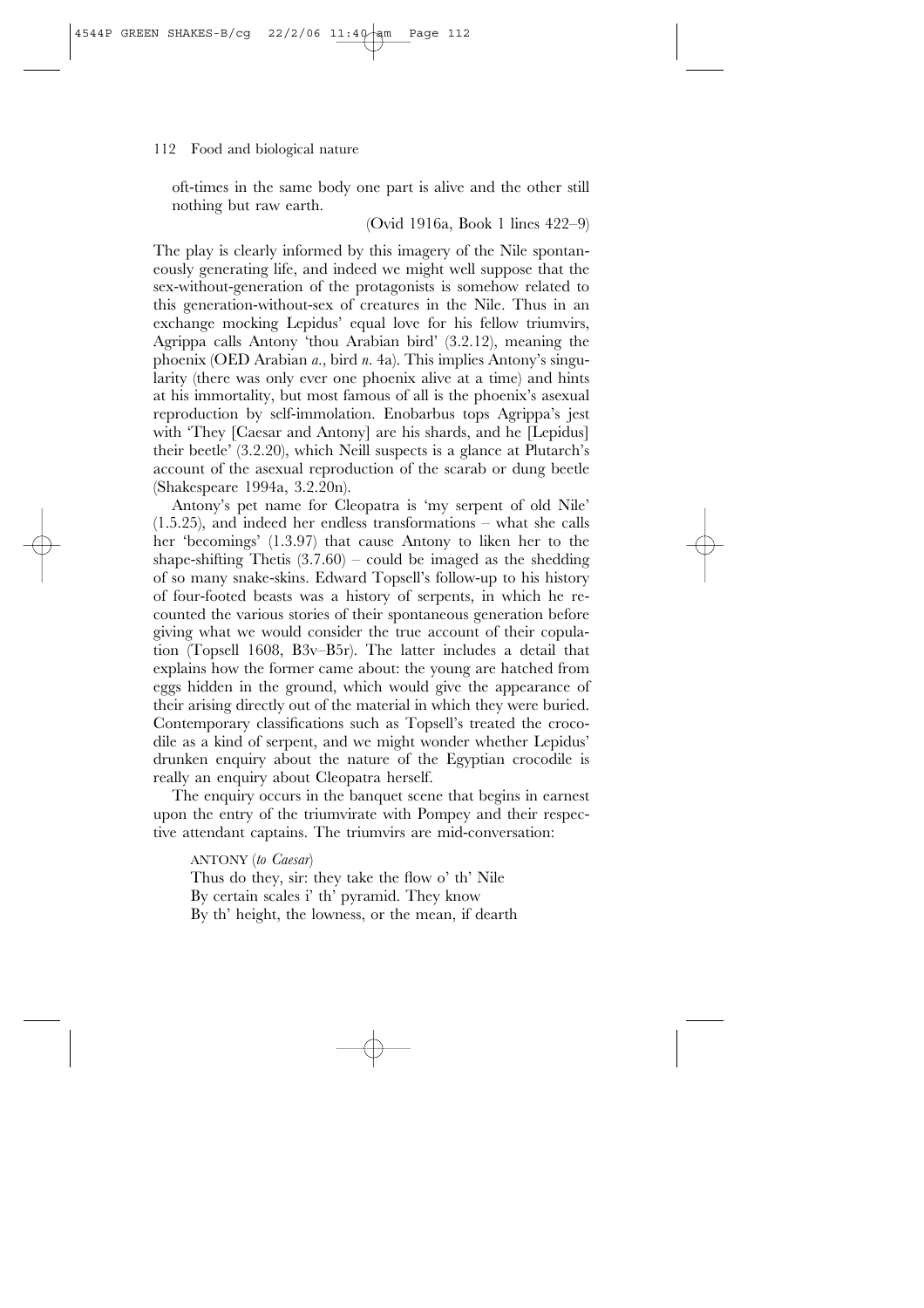oft-times in the same body one part is alive and the other still nothing but raw earth.

(Ovid 1916a, Book 1 lines 422–9)

The play is clearly informed by this imagery of the Nile spontaneously generating life, and indeed we might well suppose that the sex-without-generation of the protagonists is somehow related to this generation-without-sex of creatures in the Nile. Thus in an exchange mocking Lepidus' equal love for his fellow triumvirs, Agrippa calls Antony 'thou Arabian bird' (3.2.12), meaning the phoenix (OED Arabian *a.*, bird *n.* 4a). This implies Antony's singularity (there was only ever one phoenix alive at a time) and hints at his immortality, but most famous of all is the phoenix's asexual reproduction by self-immolation. Enobarbus tops Agrippa's jest with 'They [Caesar and Antony] are his shards, and he [Lepidus] their beetle' (3.2.20), which Neill suspects is a glance at Plutarch's account of the asexual reproduction of the scarab or dung beetle (Shakespeare 1994a, 3.2.20n).

Antony's pet name for Cleopatra is 'my serpent of old Nile' (1.5.25), and indeed her endless transformations – what she calls her 'becomings' (1.3.97) that cause Antony to liken her to the shape-shifting Thetis (3.7.60) – could be imaged as the shedding of so many snake-skins. Edward Topsell's follow-up to his history of four-footed beasts was a history of serpents, in which he recounted the various stories of their spontaneous generation before giving what we would consider the true account of their copulation (Topsell 1608, B3v–B5r). The latter includes a detail that explains how the former came about: the young are hatched from eggs hidden in the ground, which would give the appearance of their arising directly out of the material in which they were buried. Contemporary classifications such as Topsell's treated the crocodile as a kind of serpent, and we might wonder whether Lepidus' drunken enquiry about the nature of the Egyptian crocodile is really an enquiry about Cleopatra herself.

The enquiry occurs in the banquet scene that begins in earnest upon the entry of the triumvirate with Pompey and their respective attendant captains. The triumvirs are mid-conversation:

> ANTONY (*to Caesar*)
> Thus do they, sir: they take the flow o' th' Nile
> By certain scales i' th' pyramid. They know
> By th' height, the lowness, or the mean, if dearth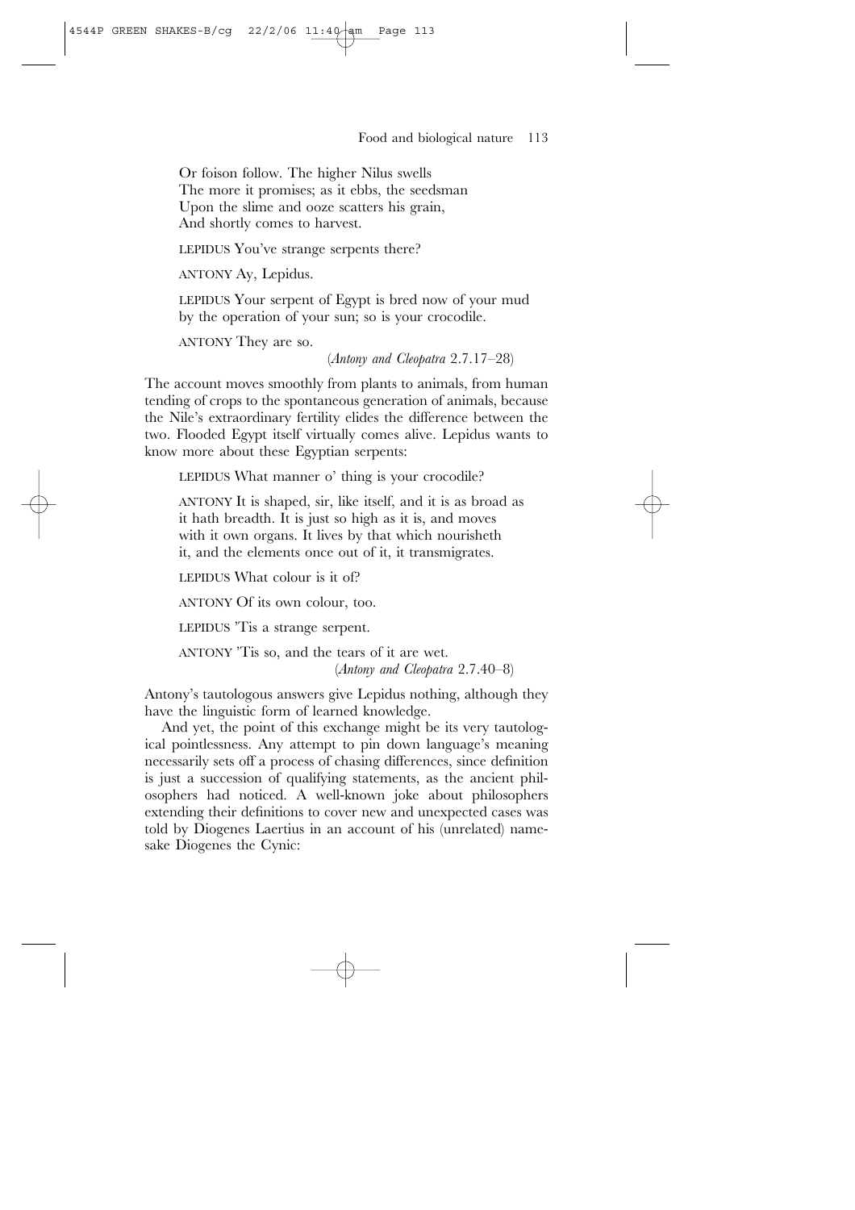Or foison follow. The higher Nilus swells  
The more it promises; as it ebbs, the seedsman  
Upon the slime and ooze scatters his grain,  
And shortly comes to harvest.

LEPIDUS You've strange serpents there?

ANTONY Ay, Lepidus.

LEPIDUS Your serpent of Egypt is bred now of your mud by the operation of your sun; so is your crocodile.

ANTONY They are so.

(*Antony and Cleopatra* 2.7.17–28)

The account moves smoothly from plants to animals, from human tending of crops to the spontaneous generation of animals, because the Nile's extraordinary fertility elides the difference between the two. Flooded Egypt itself virtually comes alive. Lepidus wants to know more about these Egyptian serpents:

LEPIDUS What manner o' thing is your crocodile?

ANTONY It is shaped, sir, like itself, and it is as broad as it hath breadth. It is just so high as it is, and moves with it own organs. It lives by that which nourisheth it, and the elements once out of it, it transmigrates.

LEPIDUS What colour is it of?

ANTONY Of its own colour, too.

LEPIDUS 'Tis a strange serpent.

ANTONY 'Tis so, and the tears of it are wet.

(*Antony and Cleopatra* 2.7.40–8)

Antony's tautologous answers give Lepidus nothing, although they have the linguistic form of learned knowledge.

And yet, the point of this exchange might be its very tautological pointlessness. Any attempt to pin down language's meaning necessarily sets off a process of chasing differences, since definition is just a succession of qualifying statements, as the ancient philosophers had noticed. A well-known joke about philosophers extending their definitions to cover new and unexpected cases was told by Diogenes Laertius in an account of his (unrelated) namesake Diogenes the Cynic: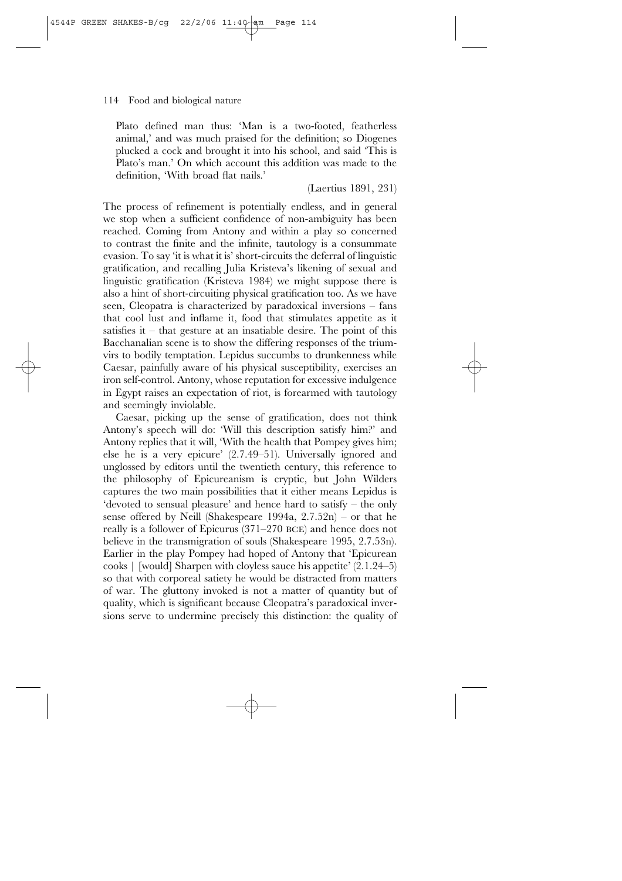Plato defined man thus: 'Man is a two-footed, featherless animal,' and was much praised for the definition; so Diogenes plucked a cock and brought it into his school, and said 'This is Plato's man.' On which account this addition was made to the definition, 'With broad flat nails.'

(Laertius 1891, 231)

The process of refinement is potentially endless, and in general we stop when a sufficient confidence of non-ambiguity has been reached. Coming from Antony and within a play so concerned to contrast the finite and the infinite, tautology is a consummate evasion. To say 'it is what it is' short-circuits the deferral of linguistic gratification, and recalling Julia Kristeva's likening of sexual and linguistic gratification (Kristeva 1984) we might suppose there is also a hint of short-circuiting physical gratification too. As we have seen, Cleopatra is characterized by paradoxical inversions – fans that cool lust and inflame it, food that stimulates appetite as it satisfies it – that gesture at an insatiable desire. The point of this Bacchanalian scene is to show the differing responses of the triumvirs to bodily temptation. Lepidus succumbs to drunkenness while Caesar, painfully aware of his physical susceptibility, exercises an iron self-control. Antony, whose reputation for excessive indulgence in Egypt raises an expectation of riot, is forearmed with tautology and seemingly inviolable.

Caesar, picking up the sense of gratification, does not think Antony's speech will do: 'Will this description satisfy him?' and Antony replies that it will, 'With the health that Pompey gives him; else he is a very epicure' (2.7.49–51). Universally ignored and unglossed by editors until the twentieth century, this reference to the philosophy of Epicureanism is cryptic, but John Wilders captures the two main possibilities that it either means Lepidus is 'devoted to sensual pleasure' and hence hard to satisfy – the only sense offered by Neill (Shakespeare 1994a, 2.7.52n) – or that he really is a follower of Epicurus (371–270 BCE) and hence does not believe in the transmigration of souls (Shakespeare 1995, 2.7.53n). Earlier in the play Pompey had hoped of Antony that 'Epicurean cooks | [would] Sharpen with cloyless sauce his appetite' (2.1.24–5) so that with corporeal satiety he would be distracted from matters of war. The gluttony invoked is not a matter of quantity but of quality, which is significant because Cleopatra's paradoxical inversions serve to undermine precisely this distinction: the quality of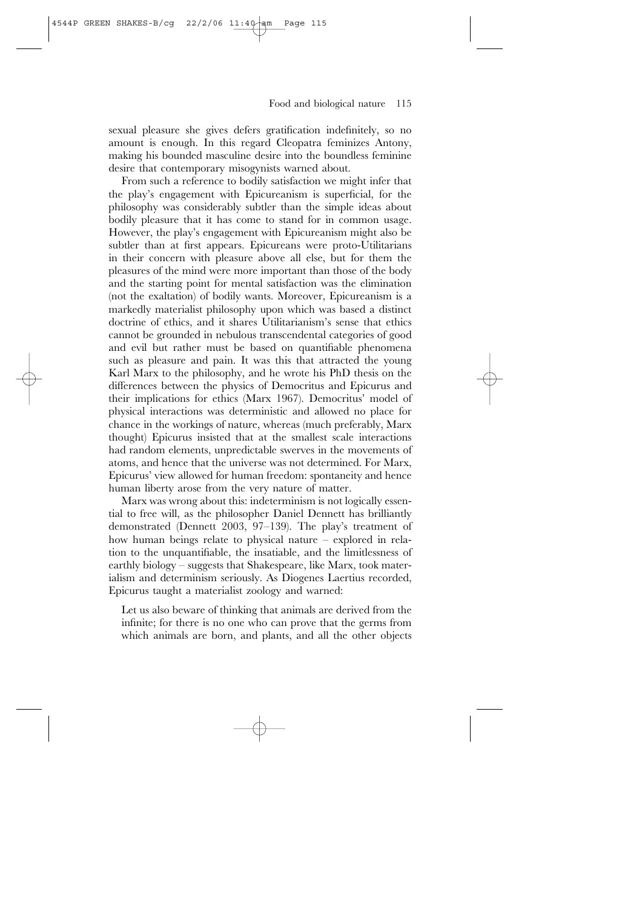sexual pleasure she gives defers gratification indefinitely, so no amount is enough. In this regard Cleopatra feminizes Antony, making his bounded masculine desire into the boundless feminine desire that contemporary misogynists warned about.

From such a reference to bodily satisfaction we might infer that the play's engagement with Epicureanism is superficial, for the philosophy was considerably subtler than the simple ideas about bodily pleasure that it has come to stand for in common usage. However, the play's engagement with Epicureanism might also be subtler than at first appears. Epicureans were proto-Utilitarians in their concern with pleasure above all else, but for them the pleasures of the mind were more important than those of the body and the starting point for mental satisfaction was the elimination (not the exaltation) of bodily wants. Moreover, Epicureanism is a markedly materialist philosophy upon which was based a distinct doctrine of ethics, and it shares Utilitarianism's sense that ethics cannot be grounded in nebulous transcendental categories of good and evil but rather must be based on quantifiable phenomena such as pleasure and pain. It was this that attracted the young Karl Marx to the philosophy, and he wrote his PhD thesis on the differences between the physics of Democritus and Epicurus and their implications for ethics (Marx 1967). Democritus' model of physical interactions was deterministic and allowed no place for chance in the workings of nature, whereas (much preferably, Marx thought) Epicurus insisted that at the smallest scale interactions had random elements, unpredictable swerves in the movements of atoms, and hence that the universe was not determined. For Marx, Epicurus' view allowed for human freedom: spontaneity and hence human liberty arose from the very nature of matter.

Marx was wrong about this: indeterminism is not logically essential to free will, as the philosopher Daniel Dennett has brilliantly demonstrated (Dennett 2003, 97–139). The play's treatment of how human beings relate to physical nature – explored in relation to the unquantifiable, the insatiable, and the limitlessness of earthly biology – suggests that Shakespeare, like Marx, took materialism and determinism seriously. As Diogenes Laertius recorded, Epicurus taught a materialist zoology and warned:

> Let us also beware of thinking that animals are derived from the infinite; for there is no one who can prove that the germs from which animals are born, and plants, and all the other objects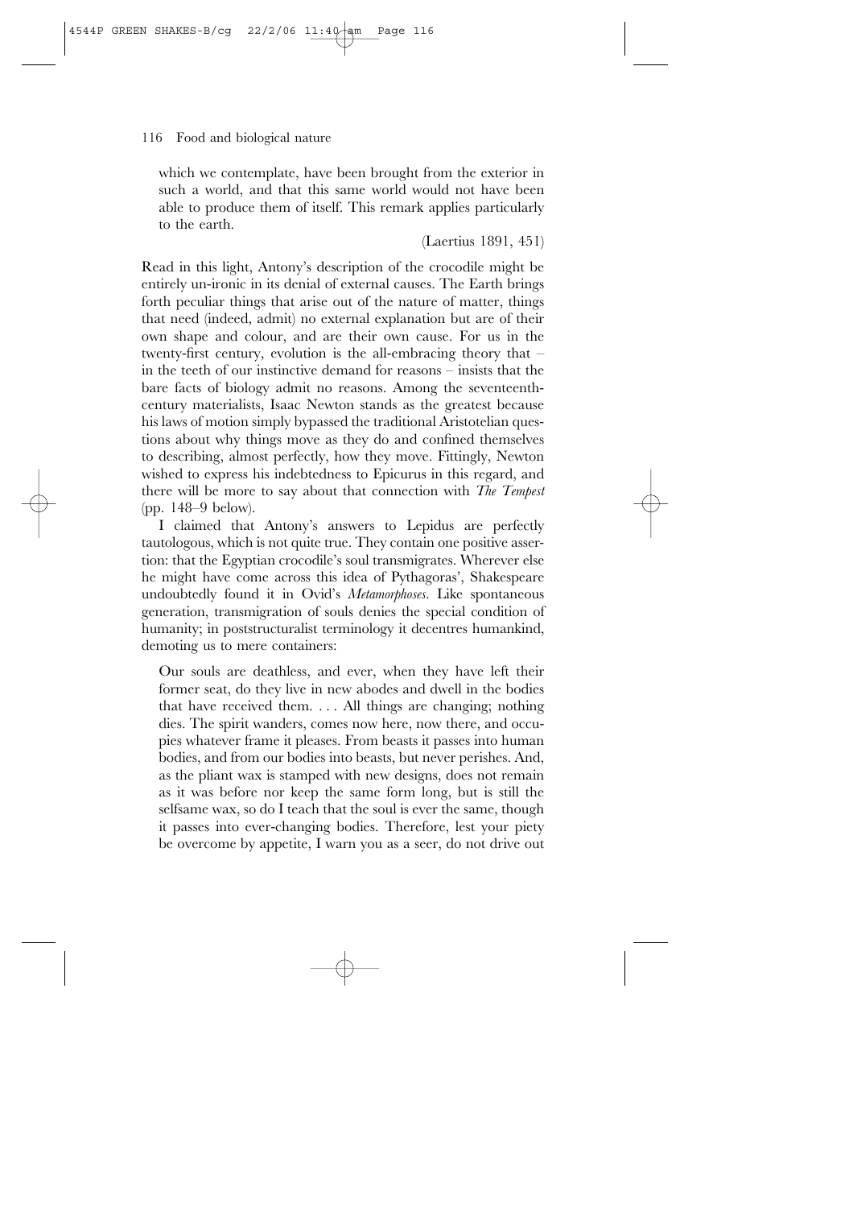which we contemplate, have been brought from the exterior in such a world, and that this same world would not have been able to produce them of itself. This remark applies particularly to the earth.

> (Laertius 1891, 451)

Read in this light, Antony's description of the crocodile might be entirely un-ironic in its denial of external causes. The Earth brings forth peculiar things that arise out of the nature of matter, things that need (indeed, admit) no external explanation but are of their own shape and colour, and are their own cause. For us in the twenty-first century, evolution is the all-embracing theory that – in the teeth of our instinctive demand for reasons – insists that the bare facts of biology admit no reasons. Among the seventeenth-century materialists, Isaac Newton stands as the greatest because his laws of motion simply bypassed the traditional Aristotelian questions about why things move as they do and confined themselves to describing, almost perfectly, how they move. Fittingly, Newton wished to express his indebtedness to Epicurus in this regard, and there will be more to say about that connection with *The Tempest* (pp. 148–9 below).

I claimed that Antony's answers to Lepidus are perfectly tautologous, which is not quite true. They contain one positive assertion: that the Egyptian crocodile's soul transmigrates. Wherever else he might have come across this idea of Pythagoras', Shakespeare undoubtedly found it in Ovid's *Metamorphoses*. Like spontaneous generation, transmigration of souls denies the special condition of humanity; in poststructuralist terminology it decentres humankind, demoting us to mere containers:

> Our souls are deathless, and ever, when they have left their former seat, do they live in new abodes and dwell in the bodies that have received them. . . . All things are changing; nothing dies. The spirit wanders, comes now here, now there, and occupies whatever frame it pleases. From beasts it passes into human bodies, and from our bodies into beasts, but never perishes. And, as the pliant wax is stamped with new designs, does not remain as it was before nor keep the same form long, but is still the selfsame wax, so do I teach that the soul is ever the same, though it passes into ever-changing bodies. Therefore, lest your piety be overcome by appetite, I warn you as a seer, do not drive out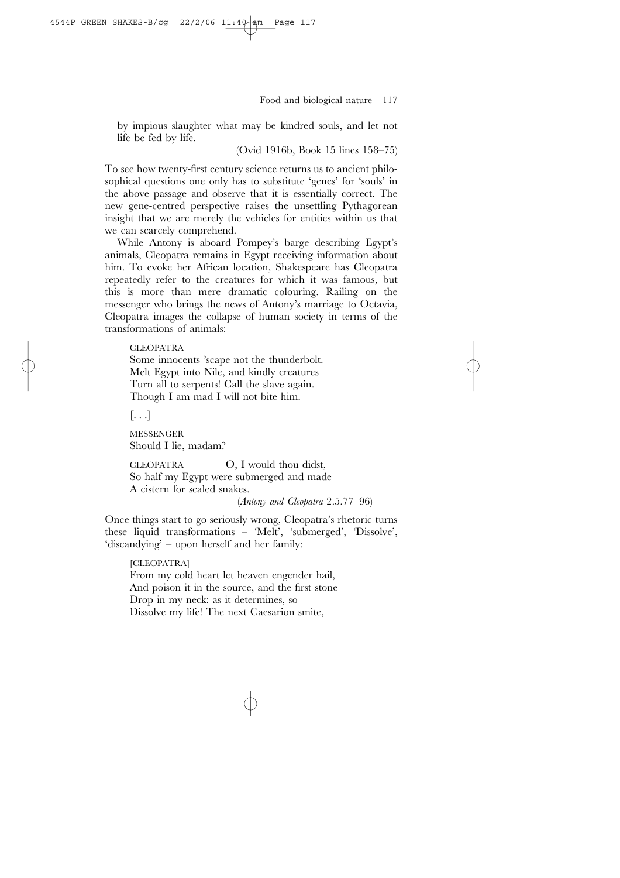by impious slaughter what may be kindred souls, and let not life be fed by life.

(Ovid 1916b, Book 15 lines 158–75)

To see how twenty-first century science returns us to ancient philosophical questions one only has to substitute 'genes' for 'souls' in the above passage and observe that it is essentially correct. The new gene-centred perspective raises the unsettling Pythagorean insight that we are merely the vehicles for entities within us that we can scarcely comprehend.

While Antony is aboard Pompey's barge describing Egypt's animals, Cleopatra remains in Egypt receiving information about him. To evoke her African location, Shakespeare has Cleopatra repeatedly refer to the creatures for which it was famous, but this is more than mere dramatic colouring. Railing on the messenger who brings the news of Antony's marriage to Octavia, Cleopatra images the collapse of human society in terms of the transformations of animals:

> CLEOPATRA
> Some innocents 'scape not the thunderbolt.
> Melt Egypt into Nile, and kindly creatures
> Turn all to serpents! Call the slave again.
> Though I am mad I will not bite him.
>
> [. . .]
>
> MESSENGER
> Should I lie, madam?
>
> CLEOPATRA O, I would thou didst,
> So half my Egypt were submerged and made
> A cistern for scaled snakes.
>
> (*Antony and Cleopatra* 2.5.77–96)

Once things start to go seriously wrong, Cleopatra's rhetoric turns these liquid transformations – 'Melt', 'submerged', 'Dissolve', 'discandying' – upon herself and her family:

> [CLEOPATRA]
> From my cold heart let heaven engender hail,
> And poison it in the source, and the first stone
> Drop in my neck: as it determines, so
> Dissolve my life! The next Caesarion smite,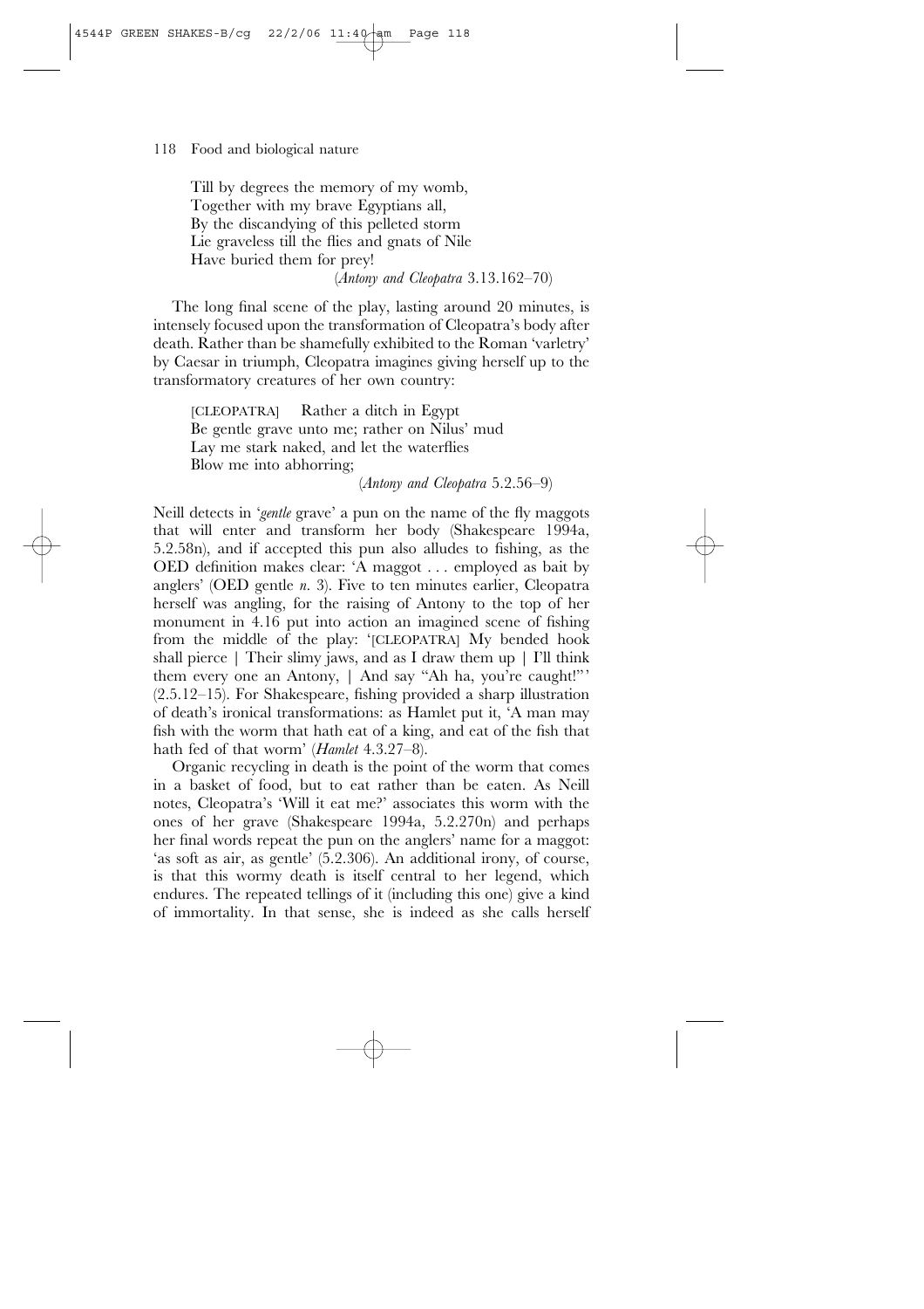> Till by degrees the memory of my womb,
> Together with my brave Egyptians all,
> By the discandying of this pelleted storm
> Lie graveless till the flies and gnats of Nile
> Have buried them for prey!
>
> (*Antony and Cleopatra* 3.13.162–70)

The long final scene of the play, lasting around 20 minutes, is intensely focused upon the transformation of Cleopatra's body after death. Rather than be shamefully exhibited to the Roman 'varletry' by Caesar in triumph, Cleopatra imagines giving herself up to the transformatory creatures of her own country:

> [CLEOPATRA] Rather a ditch in Egypt
> Be gentle grave unto me; rather on Nilus' mud
> Lay me stark naked, and let the waterflies
> Blow me into abhorring;
>
> (*Antony and Cleopatra* 5.2.56–9)

Neill detects in '*gentle* grave' a pun on the name of the fly maggots that will enter and transform her body (Shakespeare 1994a, 5.2.58n), and if accepted this pun also alludes to fishing, as the OED definition makes clear: 'A maggot . . . employed as bait by anglers' (OED gentle *n.* 3). Five to ten minutes earlier, Cleopatra herself was angling, for the raising of Antony to the top of her monument in 4.16 put into action an imagined scene of fishing from the middle of the play: '[CLEOPATRA] My bended hook shall pierce | Their slimy jaws, and as I draw them up | I'll think them every one an Antony, | And say "Ah ha, you're caught!"' (2.5.12–15). For Shakespeare, fishing provided a sharp illustration of death's ironical transformations: as Hamlet put it, 'A man may fish with the worm that hath eat of a king, and eat of the fish that hath fed of that worm' (*Hamlet* 4.3.27–8).

Organic recycling in death is the point of the worm that comes in a basket of food, but to eat rather than be eaten. As Neill notes, Cleopatra's 'Will it eat me?' associates this worm with the ones of her grave (Shakespeare 1994a, 5.2.270n) and perhaps her final words repeat the pun on the anglers' name for a maggot: 'as soft as air, as gentle' (5.2.306). An additional irony, of course, is that this wormy death is itself central to her legend, which endures. The repeated tellings of it (including this one) give a kind of immortality. In that sense, she is indeed as she calls herself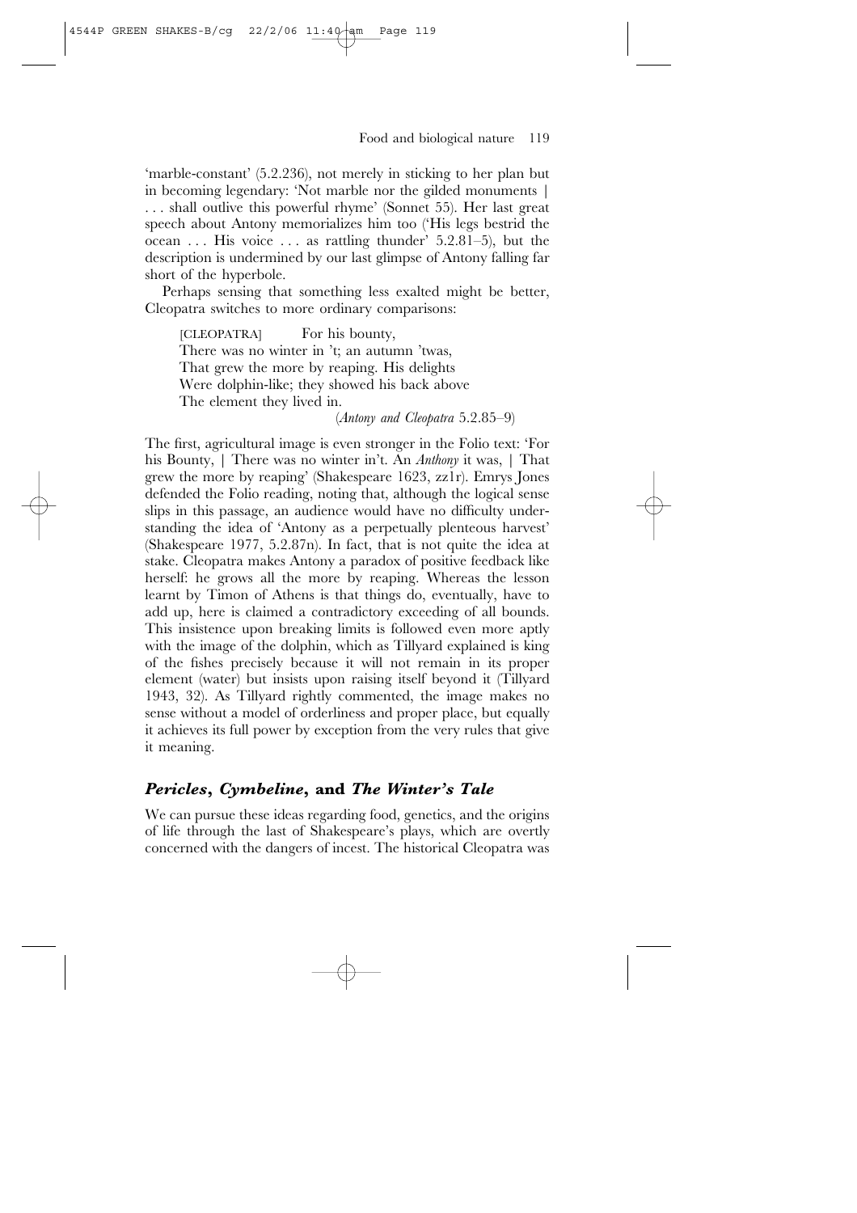'marble-constant' (5.2.236), not merely in sticking to her plan but in becoming legendary: 'Not marble nor the gilded monuments | . . . shall outlive this powerful rhyme' (Sonnet 55). Her last great speech about Antony memorializes him too ('His legs bestrid the ocean . . . His voice . . . as rattling thunder' 5.2.81–5), but the description is undermined by our last glimpse of Antony falling far short of the hyperbole.

Perhaps sensing that something less exalted might be better, Cleopatra switches to more ordinary comparisons:

> [CLEOPATRA] For his bounty,
> There was no winter in 't; an autumn 'twas,
> That grew the more by reaping. His delights
> Were dolphin-like; they showed his back above
> The element they lived in.
>
> (*Antony and Cleopatra* 5.2.85–9)

The first, agricultural image is even stronger in the Folio text: 'For his Bounty, | There was no winter in't. An *Anthony* it was, | That grew the more by reaping' (Shakespeare 1623, zz1r). Emrys Jones defended the Folio reading, noting that, although the logical sense slips in this passage, an audience would have no difficulty understanding the idea of 'Antony as a perpetually plenteous harvest' (Shakespeare 1977, 5.2.87n). In fact, that is not quite the idea at stake. Cleopatra makes Antony a paradox of positive feedback like herself: he grows all the more by reaping. Whereas the lesson learnt by Timon of Athens is that things do, eventually, have to add up, here is claimed a contradictory exceeding of all bounds. This insistence upon breaking limits is followed even more aptly with the image of the dolphin, which as Tillyard explained is king of the fishes precisely because it will not remain in its proper element (water) but insists upon raising itself beyond it (Tillyard 1943, 32). As Tillyard rightly commented, the image makes no sense without a model of orderliness and proper place, but equally it achieves its full power by exception from the very rules that give it meaning.

## *Pericles*, *Cymbeline*, and *The Winter's Tale*

We can pursue these ideas regarding food, genetics, and the origins of life through the last of Shakespeare's plays, which are overtly concerned with the dangers of incest. The historical Cleopatra was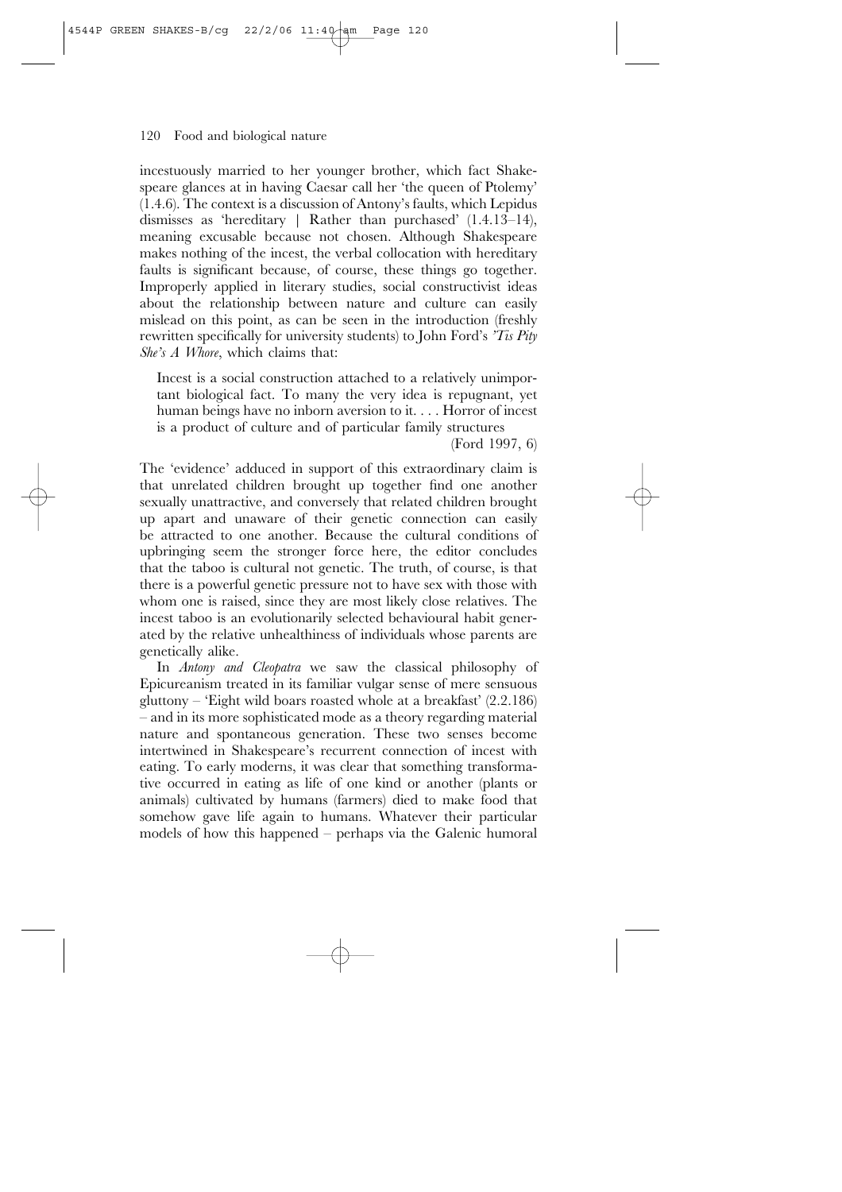incestuously married to her younger brother, which fact Shakespeare glances at in having Caesar call her 'the queen of Ptolemy' (1.4.6). The context is a discussion of Antony's faults, which Lepidus dismisses as 'hereditary | Rather than purchased' (1.4.13–14), meaning excusable because not chosen. Although Shakespeare makes nothing of the incest, the verbal collocation with hereditary faults is significant because, of course, these things go together. Improperly applied in literary studies, social constructivist ideas about the relationship between nature and culture can easily mislead on this point, as can be seen in the introduction (freshly rewritten specifically for university students) to John Ford's *'Tis Pity She's A Whore*, which claims that:

> Incest is a social construction attached to a relatively unimportant biological fact. To many the very idea is repugnant, yet human beings have no inborn aversion to it. . . . Horror of incest is a product of culture and of particular family structures
>
> (Ford 1997, 6)

The 'evidence' adduced in support of this extraordinary claim is that unrelated children brought up together find one another sexually unattractive, and conversely that related children brought up apart and unaware of their genetic connection can easily be attracted to one another. Because the cultural conditions of upbringing seem the stronger force here, the editor concludes that the taboo is cultural not genetic. The truth, of course, is that there is a powerful genetic pressure not to have sex with those with whom one is raised, since they are most likely close relatives. The incest taboo is an evolutionarily selected behavioural habit generated by the relative unhealthiness of individuals whose parents are genetically alike.

In *Antony and Cleopatra* we saw the classical philosophy of Epicureanism treated in its familiar vulgar sense of mere sensuous gluttony – 'Eight wild boars roasted whole at a breakfast' (2.2.186) – and in its more sophisticated mode as a theory regarding material nature and spontaneous generation. These two senses become intertwined in Shakespeare's recurrent connection of incest with eating. To early moderns, it was clear that something transformative occurred in eating as life of one kind or another (plants or animals) cultivated by humans (farmers) died to make food that somehow gave life again to humans. Whatever their particular models of how this happened – perhaps via the Galenic humoral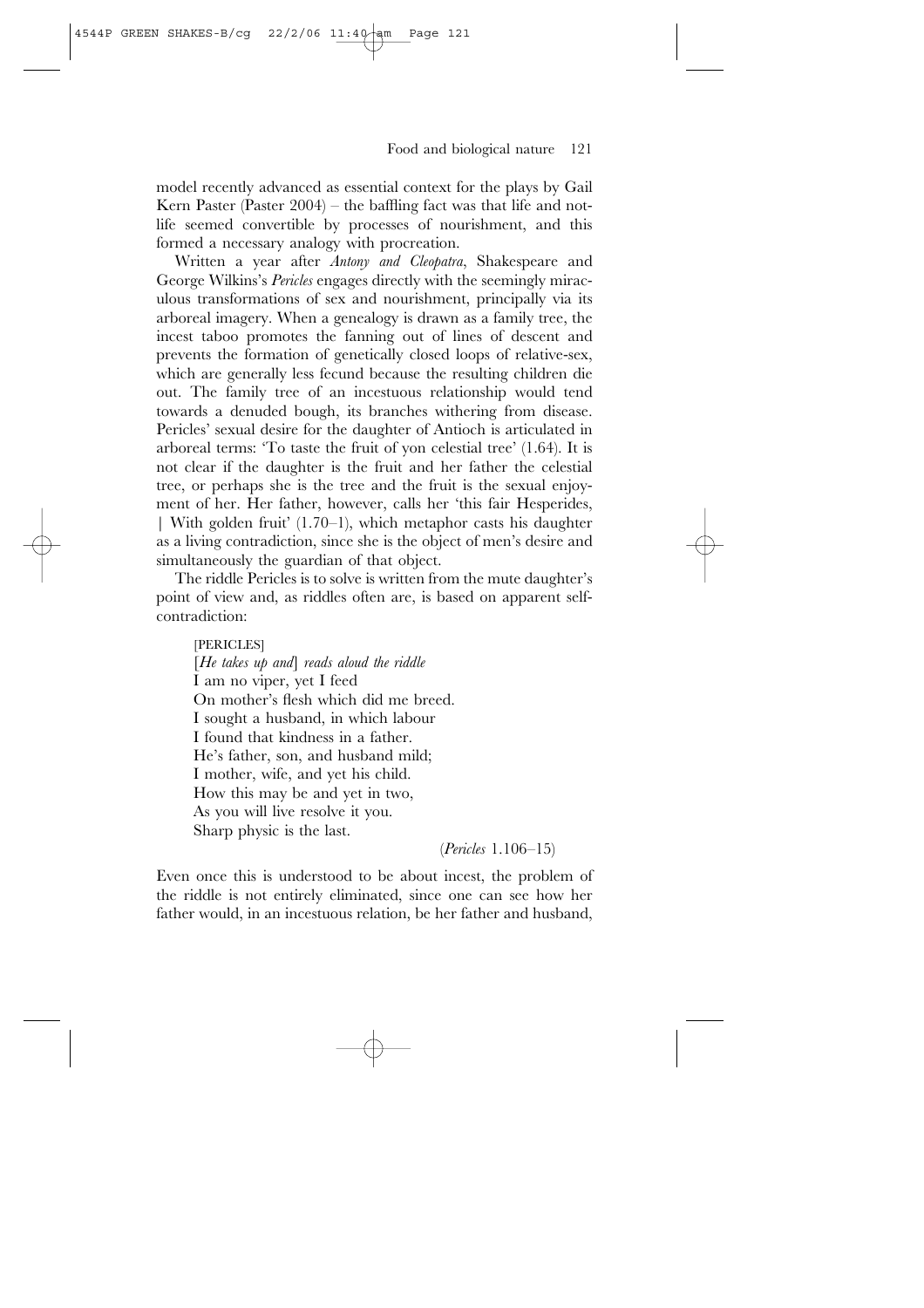model recently advanced as essential context for the plays by Gail Kern Paster (Paster 2004) – the baffling fact was that life and not-life seemed convertible by processes of nourishment, and this formed a necessary analogy with procreation.

Written a year after *Antony and Cleopatra*, Shakespeare and George Wilkins's *Pericles* engages directly with the seemingly miraculous transformations of sex and nourishment, principally via its arboreal imagery. When a genealogy is drawn as a family tree, the incest taboo promotes the fanning out of lines of descent and prevents the formation of genetically closed loops of relative-sex, which are generally less fecund because the resulting children die out. The family tree of an incestuous relationship would tend towards a denuded bough, its branches withering from disease. Pericles' sexual desire for the daughter of Antioch is articulated in arboreal terms: 'To taste the fruit of yon celestial tree' (1.64). It is not clear if the daughter is the fruit and her father the celestial tree, or perhaps she is the tree and the fruit is the sexual enjoyment of her. Her father, however, calls her 'this fair Hesperides, | With golden fruit' (1.70–1), which metaphor casts his daughter as a living contradiction, since she is the object of men's desire and simultaneously the guardian of that object.

The riddle Pericles is to solve is written from the mute daughter's point of view and, as riddles often are, is based on apparent self-contradiction:

> [PERICLES]
> [*He takes up and*] *reads aloud the riddle*
> I am no viper, yet I feed
> On mother's flesh which did me breed.
> I sought a husband, in which labour
> I found that kindness in a father.
> He's father, son, and husband mild;
> I mother, wife, and yet his child.
> How this may be and yet in two,
> As you will live resolve it you.
> Sharp physic is the last.
>
> (*Pericles* 1.106–15)

Even once this is understood to be about incest, the problem of the riddle is not entirely eliminated, since one can see how her father would, in an incestuous relation, be her father and husband,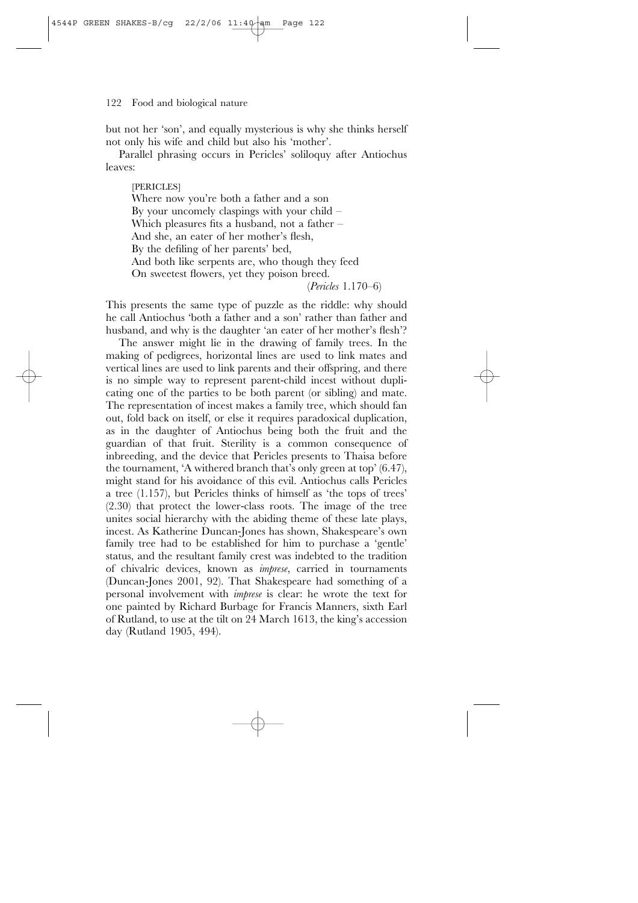but not her 'son', and equally mysterious is why she thinks herself not only his wife and child but also his 'mother'.

Parallel phrasing occurs in Pericles' soliloquy after Antiochus leaves:

> [PERICLES]
> Where now you're both a father and a son
> By your uncomely claspings with your child –
> Which pleasures fits a husband, not a father –
> And she, an eater of her mother's flesh,
> By the defiling of her parents' bed,
> And both like serpents are, who though they feed
> On sweetest flowers, yet they poison breed.
>
> (*Pericles* 1.170–6)

This presents the same type of puzzle as the riddle: why should he call Antiochus 'both a father and a son' rather than father and husband, and why is the daughter 'an eater of her mother's flesh'?

The answer might lie in the drawing of family trees. In the making of pedigrees, horizontal lines are used to link mates and vertical lines are used to link parents and their offspring, and there is no simple way to represent parent-child incest without duplicating one of the parties to be both parent (or sibling) and mate. The representation of incest makes a family tree, which should fan out, fold back on itself, or else it requires paradoxical duplication, as in the daughter of Antiochus being both the fruit and the guardian of that fruit. Sterility is a common consequence of inbreeding, and the device that Pericles presents to Thaisa before the tournament, 'A withered branch that's only green at top' (6.47), might stand for his avoidance of this evil. Antiochus calls Pericles a tree (1.157), but Pericles thinks of himself as 'the tops of trees' (2.30) that protect the lower-class roots. The image of the tree unites social hierarchy with the abiding theme of these late plays, incest. As Katherine Duncan-Jones has shown, Shakespeare's own family tree had to be established for him to purchase a 'gentle' status, and the resultant family crest was indebted to the tradition of chivalric devices, known as *imprese*, carried in tournaments (Duncan-Jones 2001, 92). That Shakespeare had something of a personal involvement with *imprese* is clear: he wrote the text for one painted by Richard Burbage for Francis Manners, sixth Earl of Rutland, to use at the tilt on 24 March 1613, the king's accession day (Rutland 1905, 494).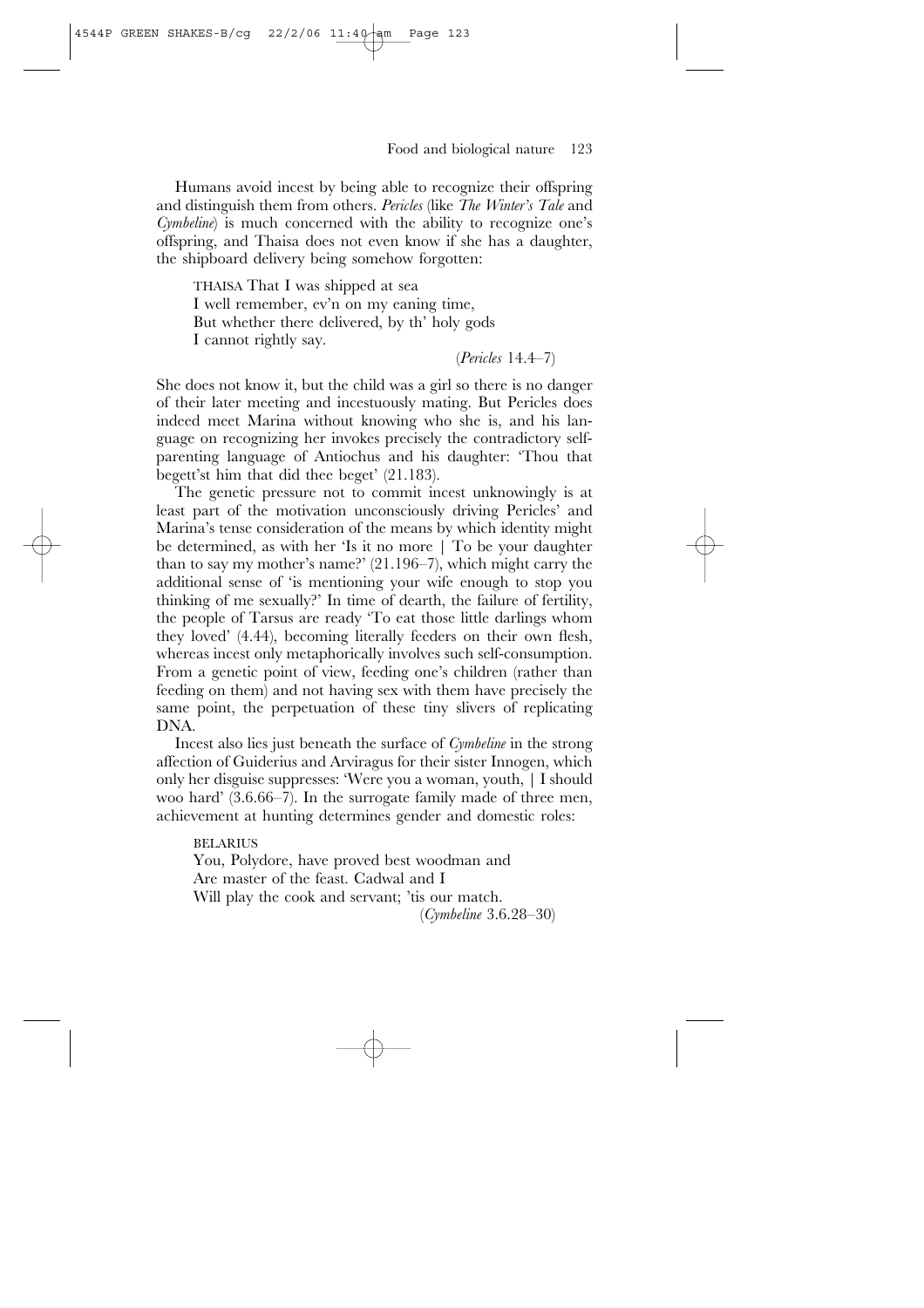Humans avoid incest by being able to recognize their offspring and distinguish them from others. *Pericles* (like *The Winter's Tale* and *Cymbeline*) is much concerned with the ability to recognize one's offspring, and Thaisa does not even know if she has a daughter, the shipboard delivery being somehow forgotten:

> THAISA That I was shipped at sea
> I well remember, ev'n on my eaning time,
> But whether there delivered, by th' holy gods
> I cannot rightly say.
>
> (*Pericles* 14.4–7)

She does not know it, but the child was a girl so there is no danger of their later meeting and incestuously mating. But Pericles does indeed meet Marina without knowing who she is, and his language on recognizing her invokes precisely the contradictory self-parenting language of Antiochus and his daughter: 'Thou that begett'st him that did thee beget' (21.183).

The genetic pressure not to commit incest unknowingly is at least part of the motivation unconsciously driving Pericles' and Marina's tense consideration of the means by which identity might be determined, as with her 'Is it no more | To be your daughter than to say my mother's name?' (21.196–7), which might carry the additional sense of 'is mentioning your wife enough to stop you thinking of me sexually?' In time of dearth, the failure of fertility, the people of Tarsus are ready 'To eat those little darlings whom they loved' (4.44), becoming literally feeders on their own flesh, whereas incest only metaphorically involves such self-consumption. From a genetic point of view, feeding one's children (rather than feeding on them) and not having sex with them have precisely the same point, the perpetuation of these tiny slivers of replicating DNA.

Incest also lies just beneath the surface of *Cymbeline* in the strong affection of Guiderius and Arviragus for their sister Innogen, which only her disguise suppresses: 'Were you a woman, youth, | I should woo hard' (3.6.66–7). In the surrogate family made of three men, achievement at hunting determines gender and domestic roles:

> BELARIUS
> You, Polydore, have proved best woodman and
> Are master of the feast. Cadwal and I
> Will play the cook and servant; 'tis our match.
>
> (*Cymbeline* 3.6.28–30)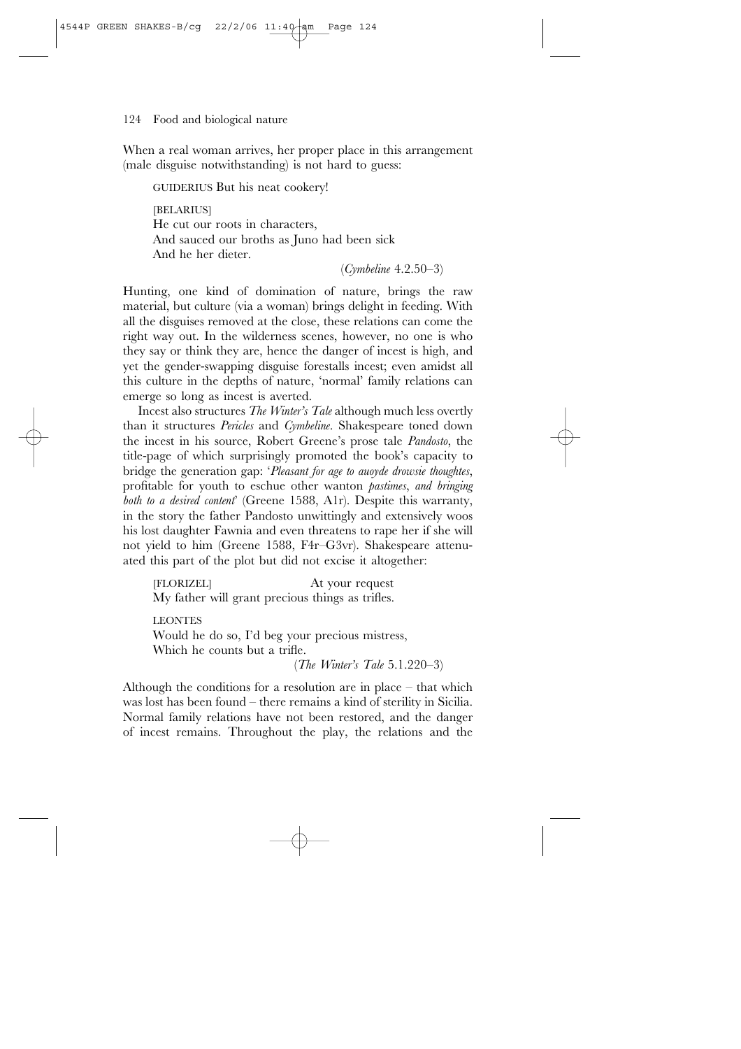When a real woman arrives, her proper place in this arrangement (male disguise notwithstanding) is not hard to guess:

> GUIDERIUS But his neat cookery!
>
> [BELARIUS]
> He cut our roots in characters,
> And sauced our broths as Juno had been sick
> And he her dieter.
>
> (*Cymbeline* 4.2.50–3)

Hunting, one kind of domination of nature, brings the raw material, but culture (via a woman) brings delight in feeding. With all the disguises removed at the close, these relations can come the right way out. In the wilderness scenes, however, no one is who they say or think they are, hence the danger of incest is high, and yet the gender-swapping disguise forestalls incest; even amidst all this culture in the depths of nature, 'normal' family relations can emerge so long as incest is averted.

Incest also structures *The Winter's Tale* although much less overtly than it structures *Pericles* and *Cymbeline*. Shakespeare toned down the incest in his source, Robert Greene's prose tale *Pandosto*, the title-page of which surprisingly promoted the book's capacity to bridge the generation gap: '*Pleasant for age to auoyde drowsie thoughtes*, profitable for youth to eschue other wanton *pastimes*, *and bringing both to a desired content*' (Greene 1588, A1r). Despite this warranty, in the story the father Pandosto unwittingly and extensively woos his lost daughter Fawnia and even threatens to rape her if she will not yield to him (Greene 1588, F4r–G3vr). Shakespeare attenuated this part of the plot but did not excise it altogether:

> [FLORIZEL] At your request
> My father will grant precious things as trifles.
>
> LEONTES
> Would he do so, I'd beg your precious mistress,
> Which he counts but a trifle.
>
> (*The Winter's Tale* 5.1.220–3)

Although the conditions for a resolution are in place – that which was lost has been found – there remains a kind of sterility in Sicilia. Normal family relations have not been restored, and the danger of incest remains. Throughout the play, the relations and the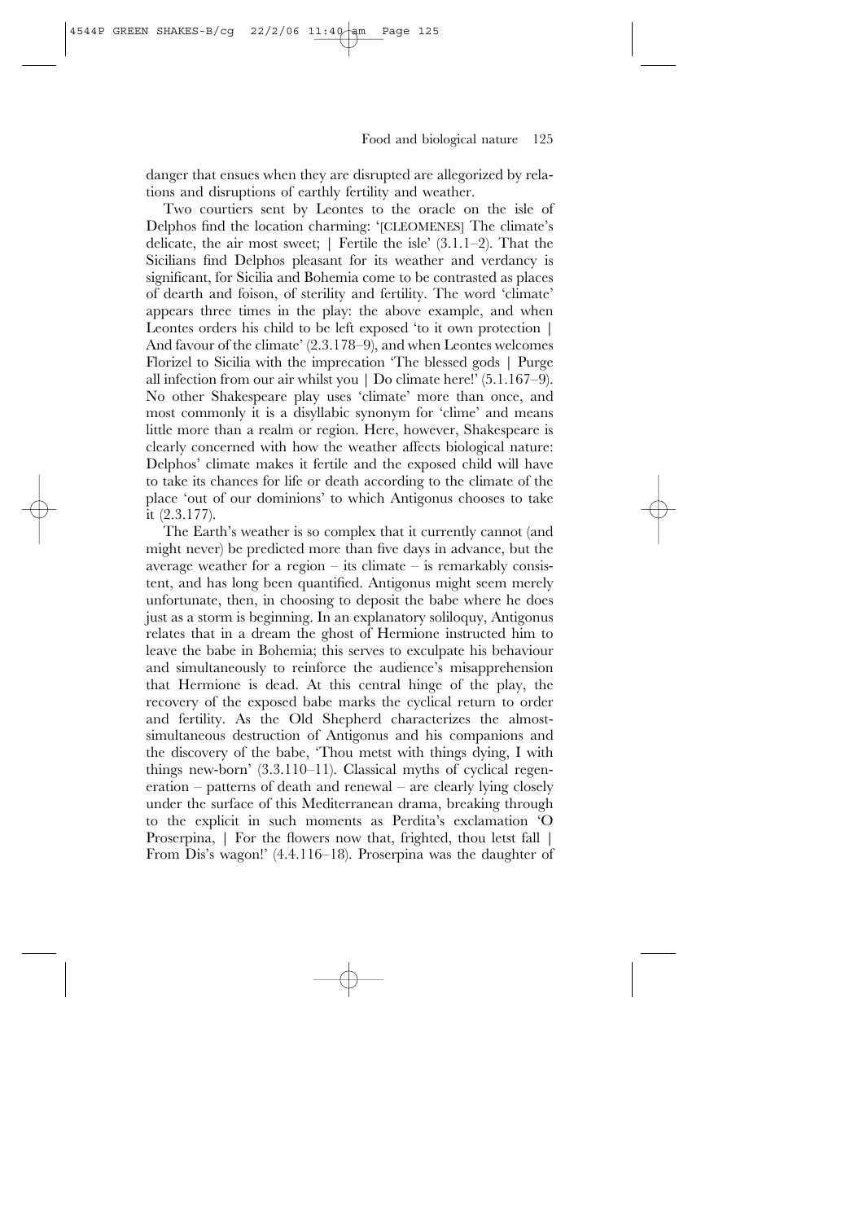danger that ensues when they are disrupted are allegorized by relations and disruptions of earthly fertility and weather.

Two courtiers sent by Leontes to the oracle on the isle of Delphos find the location charming: '[CLEOMENES] The climate's delicate, the air most sweet; | Fertile the isle' (3.1.1–2). That the Sicilians find Delphos pleasant for its weather and verdancy is significant, for Sicilia and Bohemia come to be contrasted as places of dearth and foison, of sterility and fertility. The word 'climate' appears three times in the play: the above example, and when Leontes orders his child to be left exposed 'to it own protection | And favour of the climate' (2.3.178–9), and when Leontes welcomes Florizel to Sicilia with the imprecation 'The blessed gods | Purge all infection from our air whilst you | Do climate here!' (5.1.167–9). No other Shakespeare play uses 'climate' more than once, and most commonly it is a disyllabic synonym for 'clime' and means little more than a realm or region. Here, however, Shakespeare is clearly concerned with how the weather affects biological nature: Delphos' climate makes it fertile and the exposed child will have to take its chances for life or death according to the climate of the place 'out of our dominions' to which Antigonus chooses to take it (2.3.177).

The Earth's weather is so complex that it currently cannot (and might never) be predicted more than five days in advance, but the average weather for a region – its climate – is remarkably consistent, and has long been quantified. Antigonus might seem merely unfortunate, then, in choosing to deposit the babe where he does just as a storm is beginning. In an explanatory soliloquy, Antigonus relates that in a dream the ghost of Hermione instructed him to leave the babe in Bohemia; this serves to exculpate his behaviour and simultaneously to reinforce the audience's misapprehension that Hermione is dead. At this central hinge of the play, the recovery of the exposed babe marks the cyclical return to order and fertility. As the Old Shepherd characterizes the almost-simultaneous destruction of Antigonus and his companions and the discovery of the babe, 'Thou metst with things dying, I with things new-born' (3.3.110–11). Classical myths of cyclical regeneration – patterns of death and renewal – are clearly lying closely under the surface of this Mediterranean drama, breaking through to the explicit in such moments as Perdita's exclamation 'O Proserpina, | For the flowers now that, frighted, thou letst fall | From Dis's wagon!' (4.4.116–18). Proserpina was the daughter of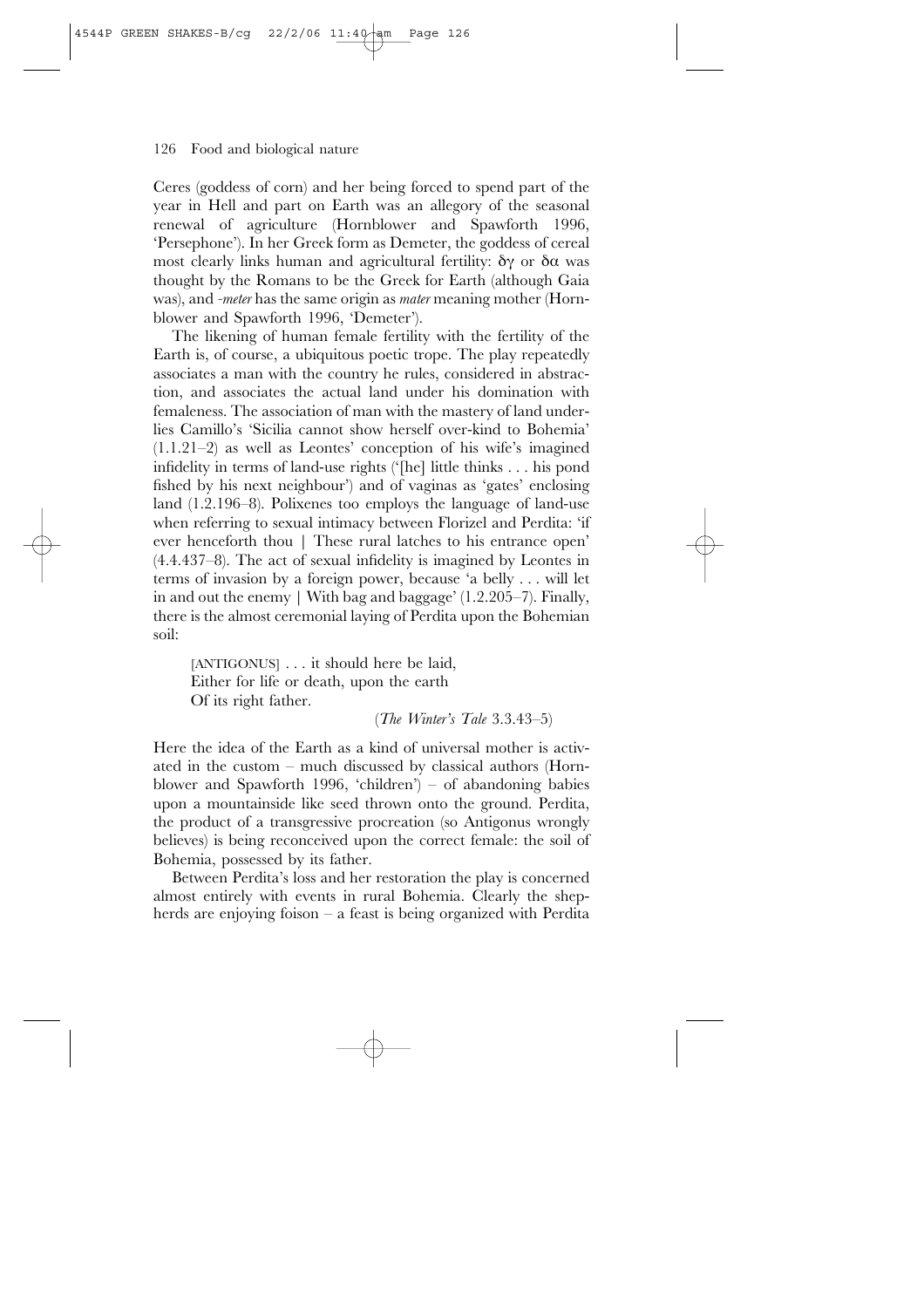Ceres (goddess of corn) and her being forced to spend part of the year in Hell and part on Earth was an allegory of the seasonal renewal of agriculture (Hornblower and Spawforth 1996, 'Persephone'). In her Greek form as Demeter, the goddess of cereal most clearly links human and agricultural fertility: δγ or δα was thought by the Romans to be the Greek for Earth (although Gaia was), and *-meter* has the same origin as *mater* meaning mother (Hornblower and Spawforth 1996, 'Demeter').

The likening of human female fertility with the fertility of the Earth is, of course, a ubiquitous poetic trope. The play repeatedly associates a man with the country he rules, considered in abstraction, and associates the actual land under his domination with femaleness. The association of man with the mastery of land underlies Camillo's 'Sicilia cannot show herself over-kind to Bohemia' (1.1.21–2) as well as Leontes' conception of his wife's imagined infidelity in terms of land-use rights ('[he] little thinks . . . his pond fished by his next neighbour') and of vaginas as 'gates' enclosing land (1.2.196–8). Polixenes too employs the language of land-use when referring to sexual intimacy between Florizel and Perdita: 'if ever henceforth thou | These rural latches to his entrance open' (4.4.437–8). The act of sexual infidelity is imagined by Leontes in terms of invasion by a foreign power, because 'a belly . . . will let in and out the enemy | With bag and baggage' (1.2.205–7). Finally, there is the almost ceremonial laying of Perdita upon the Bohemian soil:

> [ANTIGONUS] . . . it should here be laid,
> Either for life or death, upon the earth
> Of its right father.
>
> (*The Winter's Tale* 3.3.43–5)

Here the idea of the Earth as a kind of universal mother is activated in the custom – much discussed by classical authors (Hornblower and Spawforth 1996, 'children') – of abandoning babies upon a mountainside like seed thrown onto the ground. Perdita, the product of a transgressive procreation (so Antigonus wrongly believes) is being reconceived upon the correct female: the soil of Bohemia, possessed by its father.

Between Perdita's loss and her restoration the play is concerned almost entirely with events in rural Bohemia. Clearly the shepherds are enjoying foison – a feast is being organized with Perdita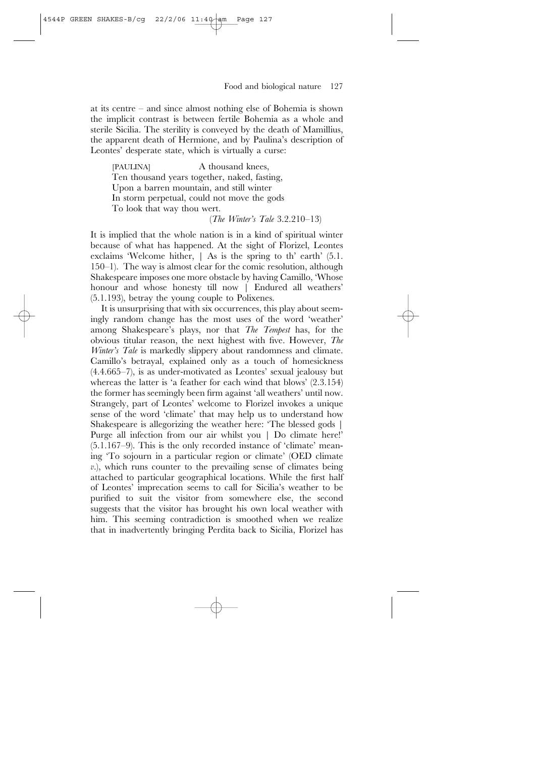at its centre – and since almost nothing else of Bohemia is shown the implicit contrast is between fertile Bohemia as a whole and sterile Sicilia. The sterility is conveyed by the death of Mamillius, the apparent death of Hermione, and by Paulina's description of Leontes' desperate state, which is virtually a curse:

> [PAULINA] A thousand knees,
> Ten thousand years together, naked, fasting,
> Upon a barren mountain, and still winter
> In storm perpetual, could not move the gods
> To look that way thou wert.
>
> (*The Winter's Tale* 3.2.210–13)

It is implied that the whole nation is in a kind of spiritual winter because of what has happened. At the sight of Florizel, Leontes exclaims 'Welcome hither, | As is the spring to th' earth' (5.1. 150–1). The way is almost clear for the comic resolution, although Shakespeare imposes one more obstacle by having Camillo, 'Whose honour and whose honesty till now | Endured all weathers' (5.1.193), betray the young couple to Polixenes.

It is unsurprising that with six occurrences, this play about seemingly random change has the most uses of the word 'weather' among Shakespeare's plays, nor that *The Tempest* has, for the obvious titular reason, the next highest with five. However, *The Winter's Tale* is markedly slippery about randomness and climate. Camillo's betrayal, explained only as a touch of homesickness (4.4.665–7), is as under-motivated as Leontes' sexual jealousy but whereas the latter is 'a feather for each wind that blows' (2.3.154) the former has seemingly been firm against 'all weathers' until now. Strangely, part of Leontes' welcome to Florizel invokes a unique sense of the word 'climate' that may help us to understand how Shakespeare is allegorizing the weather here: 'The blessed gods | Purge all infection from our air whilst you | Do climate here!' (5.1.167–9). This is the only recorded instance of 'climate' meaning 'To sojourn in a particular region or climate' (OED climate *v.*), which runs counter to the prevailing sense of climates being attached to particular geographical locations. While the first half of Leontes' imprecation seems to call for Sicilia's weather to be purified to suit the visitor from somewhere else, the second suggests that the visitor has brought his own local weather with him. This seeming contradiction is smoothed when we realize that in inadvertently bringing Perdita back to Sicilia, Florizel has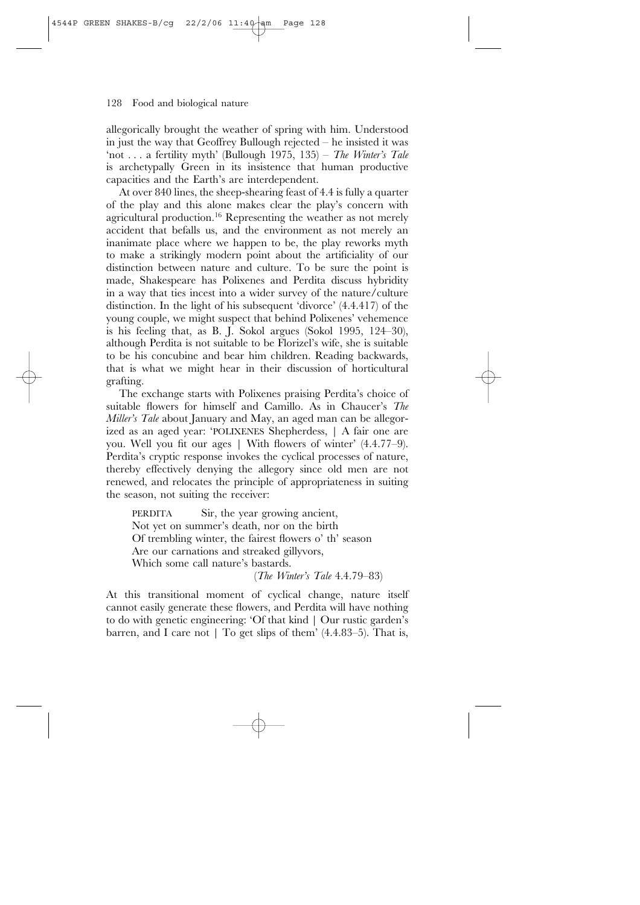allegorically brought the weather of spring with him. Understood in just the way that Geoffrey Bullough rejected – he insisted it was 'not . . . a fertility myth' (Bullough 1975, 135) – *The Winter's Tale* is archetypally Green in its insistence that human productive capacities and the Earth's are interdependent.

At over 840 lines, the sheep-shearing feast of 4.4 is fully a quarter of the play and this alone makes clear the play's concern with agricultural production.[16] Representing the weather as not merely accident that befalls us, and the environment as not merely an inanimate place where we happen to be, the play reworks myth to make a strikingly modern point about the artificiality of our distinction between nature and culture. To be sure the point is made, Shakespeare has Polixenes and Perdita discuss hybridity in a way that ties incest into a wider survey of the nature/culture distinction. In the light of his subsequent 'divorce' (4.4.417) of the young couple, we might suspect that behind Polixenes' vehemence is his feeling that, as B. J. Sokol argues (Sokol 1995, 124–30), although Perdita is not suitable to be Florizel's wife, she is suitable to be his concubine and bear him children. Reading backwards, that is what we might hear in their discussion of horticultural grafting.

The exchange starts with Polixenes praising Perdita's choice of suitable flowers for himself and Camillo. As in Chaucer's *The Miller's Tale* about January and May, an aged man can be allegorized as an aged year: 'POLIXENES Shepherdess, | A fair one are you. Well you fit our ages | With flowers of winter' (4.4.77–9). Perdita's cryptic response invokes the cyclical processes of nature, thereby effectively denying the allegory since old men are not renewed, and relocates the principle of appropriateness in suiting the season, not suiting the receiver:

> PERDITA Sir, the year growing ancient,
> Not yet on summer's death, nor on the birth
> Of trembling winter, the fairest flowers o' th' season
> Are our carnations and streaked gillyvors,
> Which some call nature's bastards.
>
> (*The Winter's Tale* 4.4.79–83)

At this transitional moment of cyclical change, nature itself cannot easily generate these flowers, and Perdita will have nothing to do with genetic engineering: 'Of that kind | Our rustic garden's barren, and I care not | To get slips of them' (4.4.83–5). That is,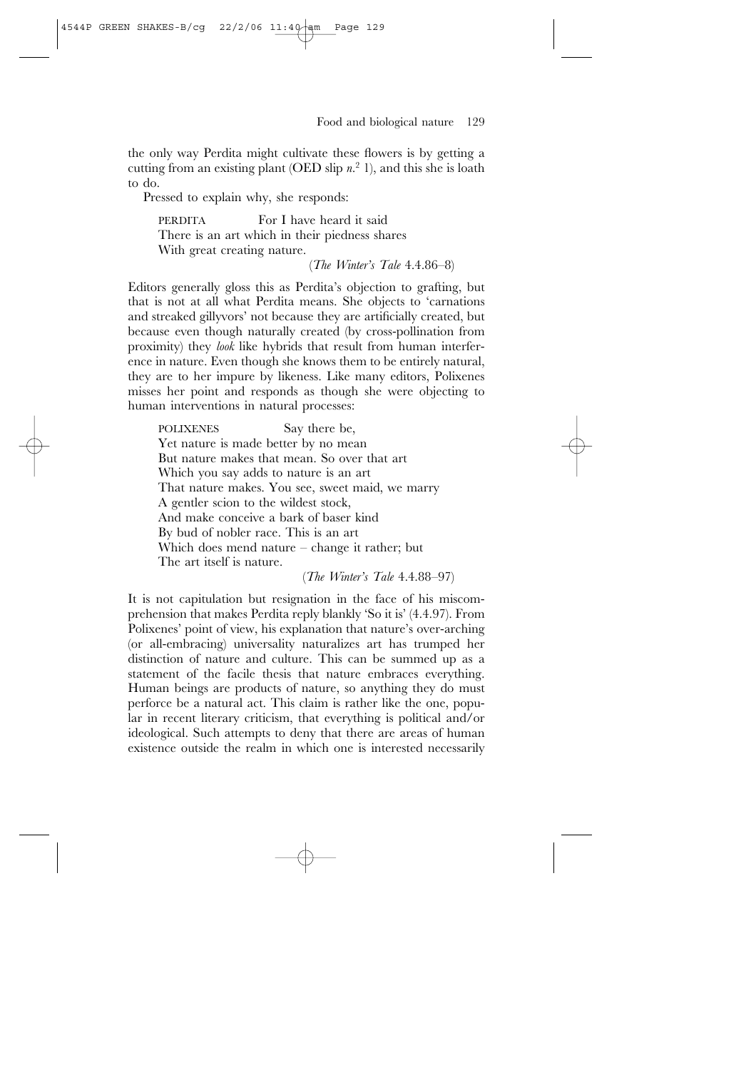the only way Perdita might cultivate these flowers is by getting a cutting from an existing plant (OED slip *n.*[2] 1), and this she is loath to do.

Pressed to explain why, she responds:

> PERDITA For I have heard it said
> There is an art which in their piedness shares
> With great creating nature.
>
> (*The Winter's Tale* 4.4.86–8)

Editors generally gloss this as Perdita's objection to grafting, but that is not at all what Perdita means. She objects to 'carnations and streaked gillyvors' not because they are artificially created, but because even though naturally created (by cross-pollination from proximity) they *look* like hybrids that result from human interference in nature. Even though she knows them to be entirely natural, they are to her impure by likeness. Like many editors, Polixenes misses her point and responds as though she were objecting to human interventions in natural processes:

> POLIXENES Say there be,
> Yet nature is made better by no mean
> But nature makes that mean. So over that art
> Which you say adds to nature is an art
> That nature makes. You see, sweet maid, we marry
> A gentler scion to the wildest stock,
> And make conceive a bark of baser kind
> By bud of nobler race. This is an art
> Which does mend nature – change it rather; but
> The art itself is nature.
>
> (*The Winter's Tale* 4.4.88–97)

It is not capitulation but resignation in the face of his miscomprehension that makes Perdita reply blankly 'So it is' (4.4.97). From Polixenes' point of view, his explanation that nature's over-arching (or all-embracing) universality naturalizes art has trumped her distinction of nature and culture. This can be summed up as a statement of the facile thesis that nature embraces everything. Human beings are products of nature, so anything they do must perforce be a natural act. This claim is rather like the one, popular in recent literary criticism, that everything is political and/or ideological. Such attempts to deny that there are areas of human existence outside the realm in which one is interested necessarily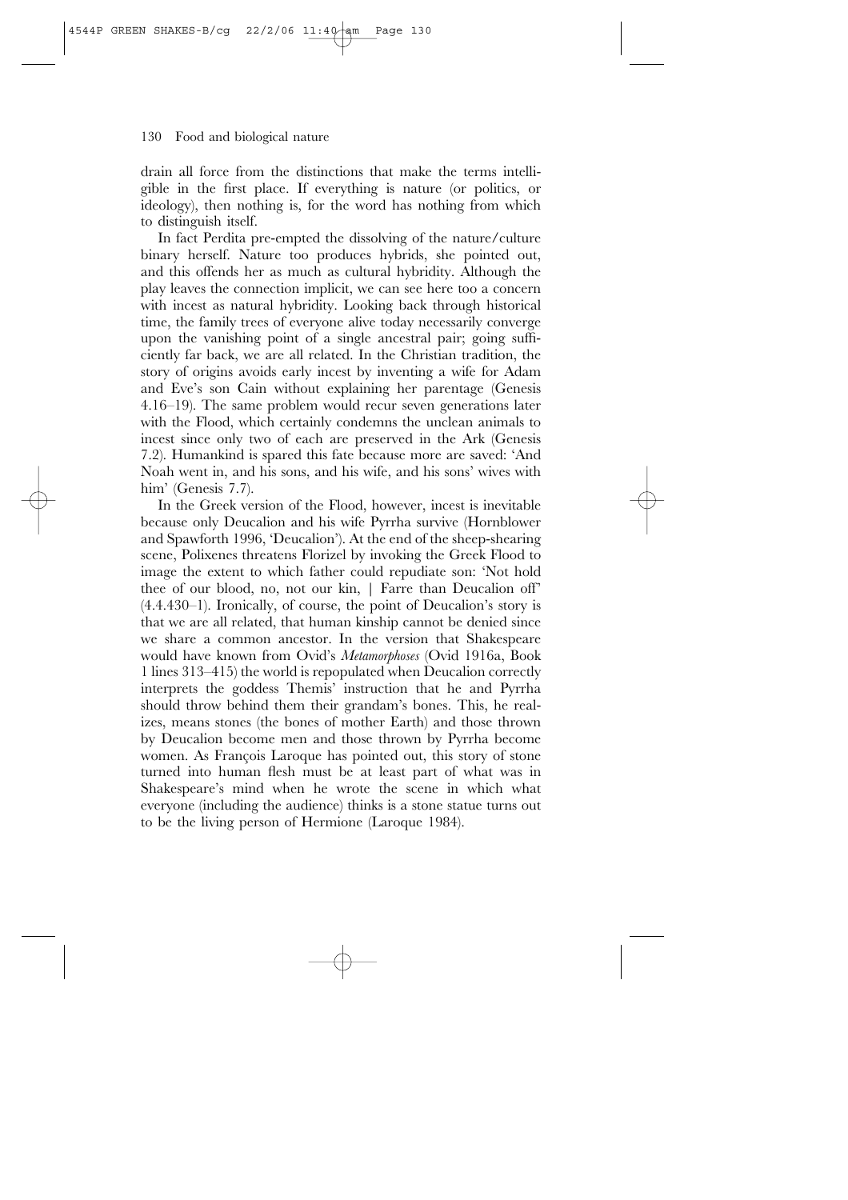drain all force from the distinctions that make the terms intelligible in the first place. If everything is nature (or politics, or ideology), then nothing is, for the word has nothing from which to distinguish itself.

In fact Perdita pre-empted the dissolving of the nature/culture binary herself. Nature too produces hybrids, she pointed out, and this offends her as much as cultural hybridity. Although the play leaves the connection implicit, we can see here too a concern with incest as natural hybridity. Looking back through historical time, the family trees of everyone alive today necessarily converge upon the vanishing point of a single ancestral pair; going sufficiently far back, we are all related. In the Christian tradition, the story of origins avoids early incest by inventing a wife for Adam and Eve's son Cain without explaining her parentage (Genesis 4.16–19). The same problem would recur seven generations later with the Flood, which certainly condemns the unclean animals to incest since only two of each are preserved in the Ark (Genesis 7.2). Humankind is spared this fate because more are saved: 'And Noah went in, and his sons, and his wife, and his sons' wives with him' (Genesis 7.7).

In the Greek version of the Flood, however, incest is inevitable because only Deucalion and his wife Pyrrha survive (Hornblower and Spawforth 1996, 'Deucalion'). At the end of the sheep-shearing scene, Polixenes threatens Florizel by invoking the Greek Flood to image the extent to which father could repudiate son: 'Not hold thee of our blood, no, not our kin, | Farre than Deucalion off' (4.4.430–1). Ironically, of course, the point of Deucalion's story is that we are all related, that human kinship cannot be denied since we share a common ancestor. In the version that Shakespeare would have known from Ovid's *Metamorphoses* (Ovid 1916a, Book 1 lines 313–415) the world is repopulated when Deucalion correctly interprets the goddess Themis' instruction that he and Pyrrha should throw behind them their grandam's bones. This, he realizes, means stones (the bones of mother Earth) and those thrown by Deucalion become men and those thrown by Pyrrha become women. As François Laroque has pointed out, this story of stone turned into human flesh must be at least part of what was in Shakespeare's mind when he wrote the scene in which what everyone (including the audience) thinks is a stone statue turns out to be the living person of Hermione (Laroque 1984).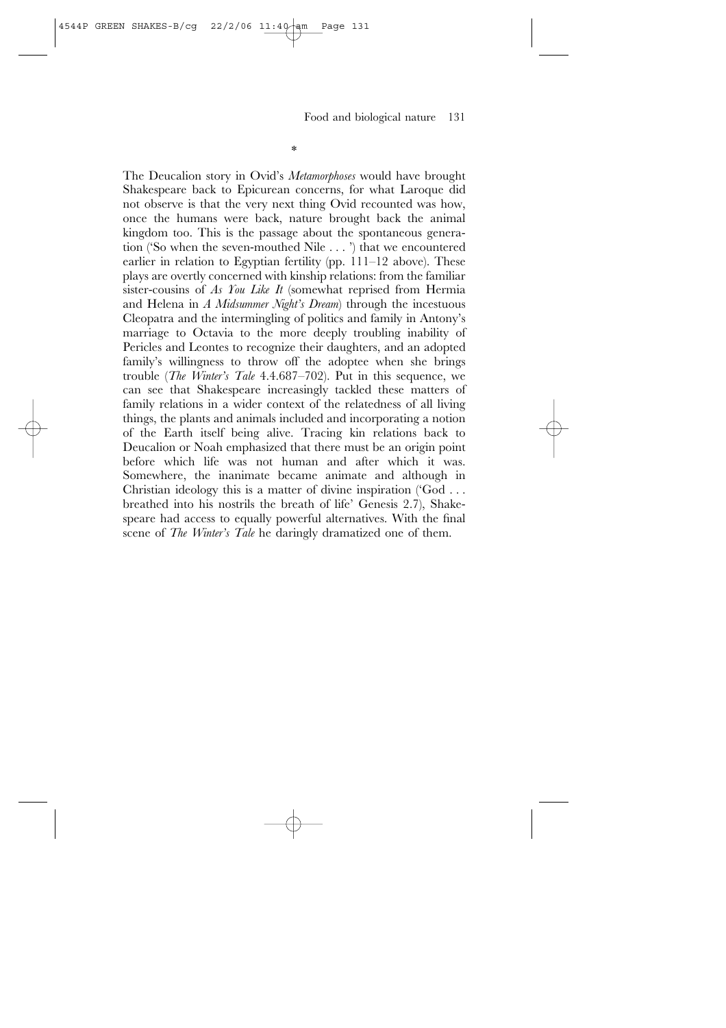*

The Deucalion story in Ovid's *Metamorphoses* would have brought Shakespeare back to Epicurean concerns, for what Laroque did not observe is that the very next thing Ovid recounted was how, once the humans were back, nature brought back the animal kingdom too. This is the passage about the spontaneous generation ('So when the seven-mouthed Nile . . . ') that we encountered earlier in relation to Egyptian fertility (pp. 111–12 above). These plays are overtly concerned with kinship relations: from the familiar sister-cousins of *As You Like It* (somewhat reprised from Hermia and Helena in *A Midsummer Night's Dream*) through the incestuous Cleopatra and the intermingling of politics and family in Antony's marriage to Octavia to the more deeply troubling inability of Pericles and Leontes to recognize their daughters, and an adopted family's willingness to throw off the adoptee when she brings trouble (*The Winter's Tale* 4.4.687–702). Put in this sequence, we can see that Shakespeare increasingly tackled these matters of family relations in a wider context of the relatedness of all living things, the plants and animals included and incorporating a notion of the Earth itself being alive. Tracing kin relations back to Deucalion or Noah emphasized that there must be an origin point before which life was not human and after which it was. Somewhere, the inanimate became animate and although in Christian ideology this is a matter of divine inspiration ('God . . . breathed into his nostrils the breath of life' Genesis 2.7), Shakespeare had access to equally powerful alternatives. With the final scene of *The Winter's Tale* he daringly dramatized one of them.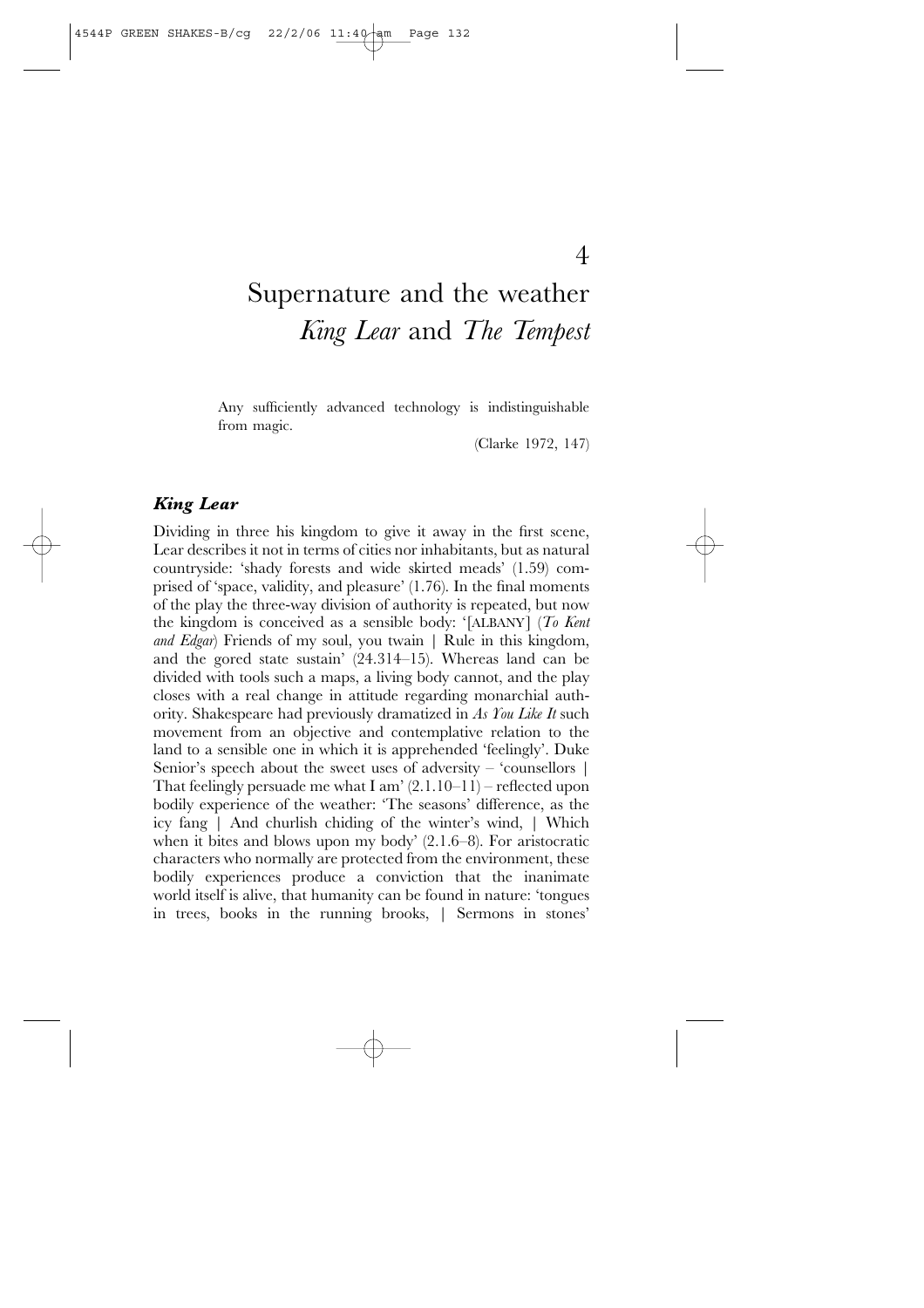4

# Supernature and the weather *King Lear* and *The Tempest*

Any sufficiently advanced technology is indistinguishable from magic.

(Clarke 1972, 147)

## *King Lear*

Dividing in three his kingdom to give it away in the first scene, Lear describes it not in terms of cities nor inhabitants, but as natural countryside: 'shady forests and wide skirted meads' (1.59) comprised of 'space, validity, and pleasure' (1.76). In the final moments of the play the three-way division of authority is repeated, but now the kingdom is conceived as a sensible body: '[ALBANY] (*To Kent and Edgar*) Friends of my soul, you twain | Rule in this kingdom, and the gored state sustain' (24.314–15). Whereas land can be divided with tools such a maps, a living body cannot, and the play closes with a real change in attitude regarding monarchial authority. Shakespeare had previously dramatized in *As You Like It* such movement from an objective and contemplative relation to the land to a sensible one in which it is apprehended 'feelingly'. Duke Senior's speech about the sweet uses of adversity – 'counsellors | That feelingly persuade me what I am' (2.1.10–11) – reflected upon bodily experience of the weather: 'The seasons' difference, as the icy fang | And churlish chiding of the winter's wind, | Which when it bites and blows upon my body' (2.1.6–8). For aristocratic characters who normally are protected from the environment, these bodily experiences produce a conviction that the inanimate world itself is alive, that humanity can be found in nature: 'tongues in trees, books in the running brooks, | Sermons in stones'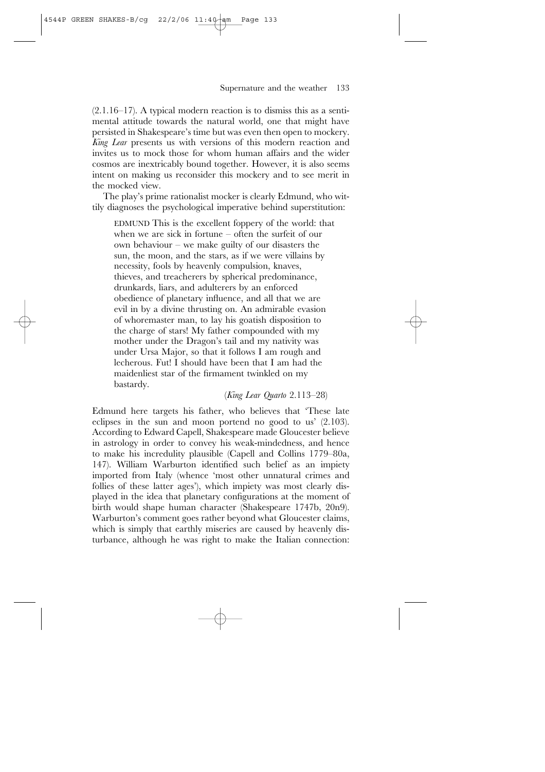(2.1.16–17). A typical modern reaction is to dismiss this as a sentimental attitude towards the natural world, one that might have persisted in Shakespeare's time but was even then open to mockery. *King Lear* presents us with versions of this modern reaction and invites us to mock those for whom human affairs and the wider cosmos are inextricably bound together. However, it is also seems intent on making us reconsider this mockery and to see merit in the mocked view.

The play's prime rationalist mocker is clearly Edmund, who wittily diagnoses the psychological imperative behind superstition:

> EDMUND This is the excellent foppery of the world: that when we are sick in fortune – often the surfeit of our own behaviour – we make guilty of our disasters the sun, the moon, and the stars, as if we were villains by necessity, fools by heavenly compulsion, knaves, thieves, and treacherers by spherical predominance, drunkards, liars, and adulterers by an enforced obedience of planetary influence, and all that we are evil in by a divine thrusting on. An admirable evasion of whoremaster man, to lay his goatish disposition to the charge of stars! My father compounded with my mother under the Dragon's tail and my nativity was under Ursa Major, so that it follows I am rough and lecherous. Fut! I should have been that I am had the maidenliest star of the firmament twinkled on my bastardy.
>
> (*King Lear Quarto* 2.113–28)

Edmund here targets his father, who believes that 'These late eclipses in the sun and moon portend no good to us' (2.103). According to Edward Capell, Shakespeare made Gloucester believe in astrology in order to convey his weak-mindedness, and hence to make his incredulity plausible (Capell and Collins 1779–80a, 147). William Warburton identified such belief as an impiety imported from Italy (whence 'most other unnatural crimes and follies of these latter ages'), which impiety was most clearly displayed in the idea that planetary configurations at the moment of birth would shape human character (Shakespeare 1747b, 20n9). Warburton's comment goes rather beyond what Gloucester claims, which is simply that earthly miseries are caused by heavenly disturbance, although he was right to make the Italian connection: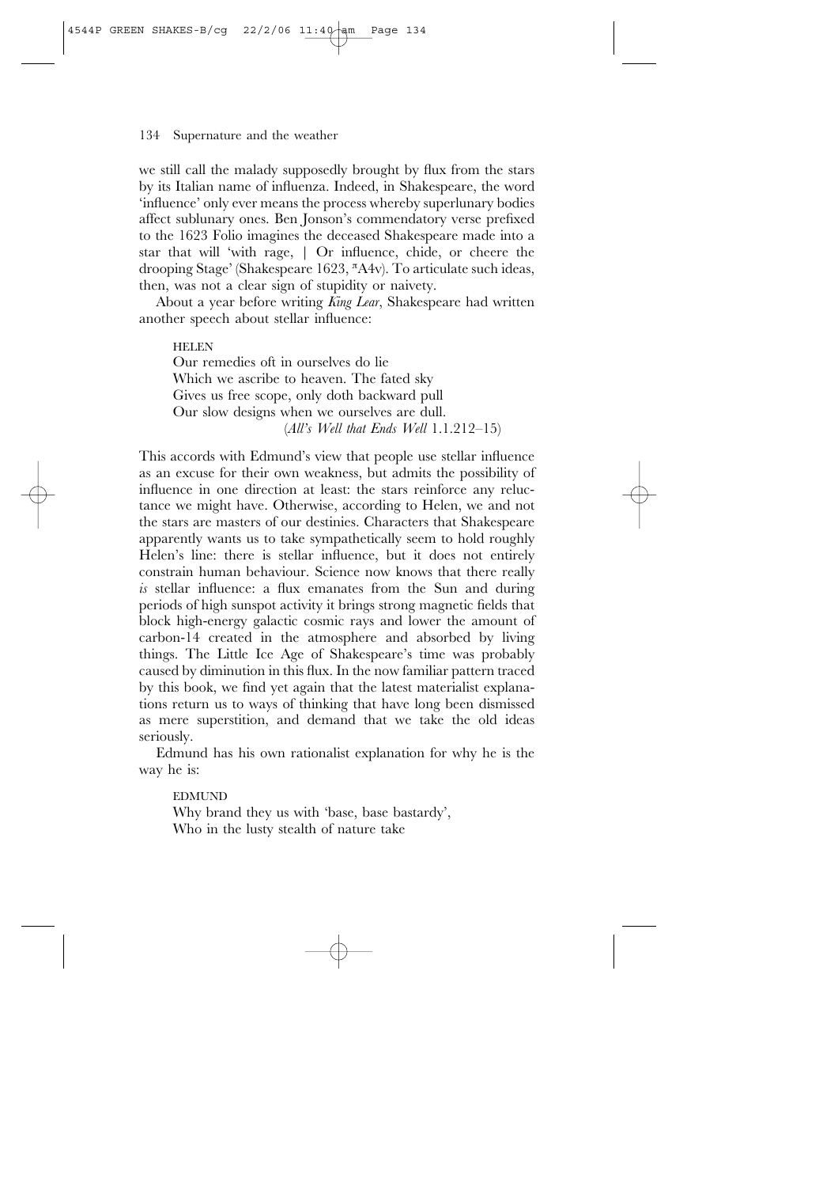we still call the malady supposedly brought by flux from the stars by its Italian name of influenza. Indeed, in Shakespeare, the word 'influence' only ever means the process whereby superlunary bodies affect sublunary ones. Ben Jonson's commendatory verse prefixed to the 1623 Folio imagines the deceased Shakespeare made into a star that will 'with rage, | Or influence, chide, or cheere the drooping Stage' (Shakespeare 1623, πA4v). To articulate such ideas, then, was not a clear sign of stupidity or naivety.

About a year before writing *King Lear*, Shakespeare had written another speech about stellar influence:

> HELEN
> Our remedies oft in ourselves do lie
> Which we ascribe to heaven. The fated sky
> Gives us free scope, only doth backward pull
> Our slow designs when we ourselves are dull.
> (*All's Well that Ends Well* 1.1.212–15)

This accords with Edmund's view that people use stellar influence as an excuse for their own weakness, but admits the possibility of influence in one direction at least: the stars reinforce any reluctance we might have. Otherwise, according to Helen, we and not the stars are masters of our destinies. Characters that Shakespeare apparently wants us to take sympathetically seem to hold roughly Helen's line: there is stellar influence, but it does not entirely constrain human behaviour. Science now knows that there really *is* stellar influence: a flux emanates from the Sun and during periods of high sunspot activity it brings strong magnetic fields that block high-energy galactic cosmic rays and lower the amount of carbon-14 created in the atmosphere and absorbed by living things. The Little Ice Age of Shakespeare's time was probably caused by diminution in this flux. In the now familiar pattern traced by this book, we find yet again that the latest materialist explanations return us to ways of thinking that have long been dismissed as mere superstition, and demand that we take the old ideas seriously.

Edmund has his own rationalist explanation for why he is the way he is:

> EDMUND
> Why brand they us with 'base, base bastardy',
> Who in the lusty stealth of nature take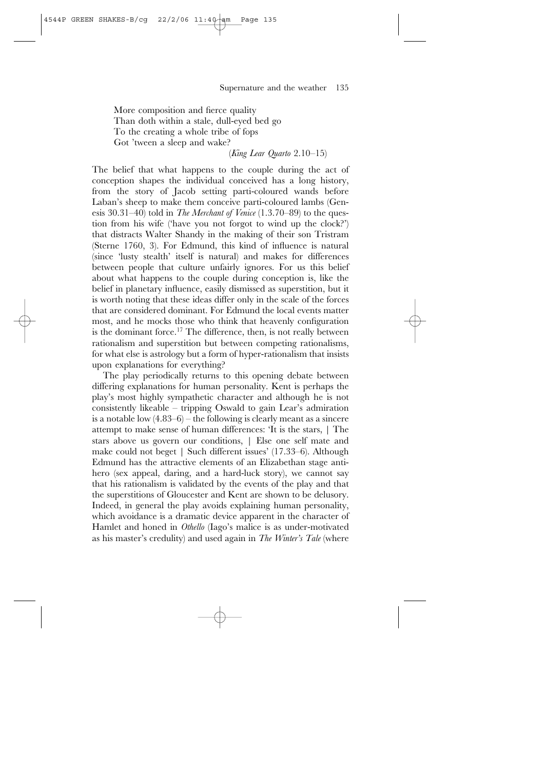More composition and fierce quality  
Than doth within a stale, dull-eyed bed go  
To the creating a whole tribe of fops  
Got 'tween a sleep and wake?

(*King Lear Quarto* 2.10–15)

The belief that what happens to the couple during the act of conception shapes the individual conceived has a long history, from the story of Jacob setting parti-coloured wands before Laban's sheep to make them conceive parti-coloured lambs (Genesis 30.31–40) told in *The Merchant of Venice* (1.3.70–89) to the question from his wife ('have you not forgot to wind up the clock?') that distracts Walter Shandy in the making of their son Tristram (Sterne 1760, 3). For Edmund, this kind of influence is natural (since 'lusty stealth' itself is natural) and makes for differences between people that culture unfairly ignores. For us this belief about what happens to the couple during conception is, like the belief in planetary influence, easily dismissed as superstition, but it is worth noting that these ideas differ only in the scale of the forces that are considered dominant. For Edmund the local events matter most, and he mocks those who think that heavenly configuration is the dominant force.[17] The difference, then, is not really between rationalism and superstition but between competing rationalisms, for what else is astrology but a form of hyper-rationalism that insists upon explanations for everything?

The play periodically returns to this opening debate between differing explanations for human personality. Kent is perhaps the play's most highly sympathetic character and although he is not consistently likeable – tripping Oswald to gain Lear's admiration is a notable low (4.83–6) – the following is clearly meant as a sincere attempt to make sense of human differences: 'It is the stars, | The stars above us govern our conditions, | Else one self mate and make could not beget | Such different issues' (17.33–6). Although Edmund has the attractive elements of an Elizabethan stage anti-hero (sex appeal, daring, and a hard-luck story), we cannot say that his rationalism is validated by the events of the play and that the superstitions of Gloucester and Kent are shown to be delusory. Indeed, in general the play avoids explaining human personality, which avoidance is a dramatic device apparent in the character of Hamlet and honed in *Othello* (Iago's malice is as under-motivated as his master's credulity) and used again in *The Winter's Tale* (where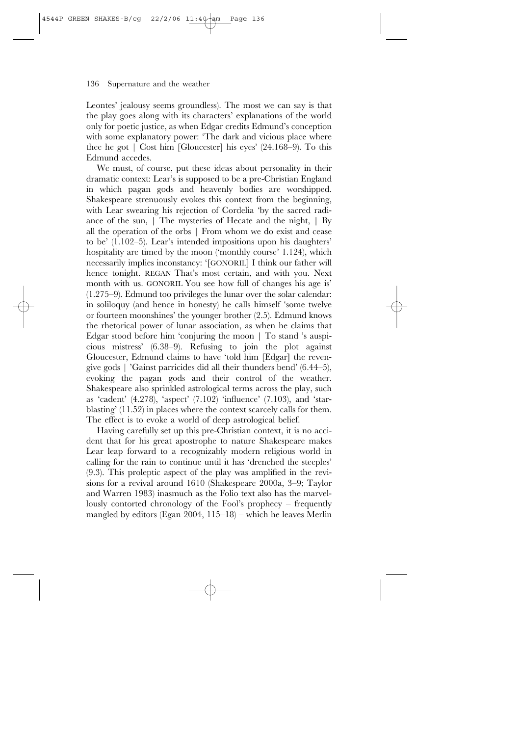Leontes' jealousy seems groundless). The most we can say is that the play goes along with its characters' explanations of the world only for poetic justice, as when Edgar credits Edmund's conception with some explanatory power: 'The dark and vicious place where thee he got | Cost him [Gloucester] his eyes' (24.168–9). To this Edmund accedes.

We must, of course, put these ideas about personality in their dramatic context: Lear's is supposed to be a pre-Christian England in which pagan gods and heavenly bodies are worshipped. Shakespeare strenuously evokes this context from the beginning, with Lear swearing his rejection of Cordelia 'by the sacred radiance of the sun, | The mysteries of Hecate and the night, | By all the operation of the orbs | From whom we do exist and cease to be' (1.102–5). Lear's intended impositions upon his daughters' hospitality are timed by the moon ('monthly course' 1.124), which necessarily implies inconstancy: '[GONORIL] I think our father will hence tonight. REGAN That's most certain, and with you. Next month with us. GONORIL You see how full of changes his age is' (1.275–9). Edmund too privileges the lunar over the solar calendar: in soliloquy (and hence in honesty) he calls himself 'some twelve or fourteen moonshines' the younger brother (2.5). Edmund knows the rhetorical power of lunar association, as when he claims that Edgar stood before him 'conjuring the moon | To stand 's auspicious mistress' (6.38–9). Refusing to join the plot against Gloucester, Edmund claims to have 'told him [Edgar] the revengive gods | 'Gainst parricides did all their thunders bend' (6.44–5), evoking the pagan gods and their control of the weather. Shakespeare also sprinkled astrological terms across the play, such as 'cadent' (4.278), 'aspect' (7.102) 'influence' (7.103), and 'star-blasting' (11.52) in places where the context scarcely calls for them. The effect is to evoke a world of deep astrological belief.

Having carefully set up this pre-Christian context, it is no accident that for his great apostrophe to nature Shakespeare makes Lear leap forward to a recognizably modern religious world in calling for the rain to continue until it has 'drenched the steeples' (9.3). This proleptic aspect of the play was amplified in the revisions for a revival around 1610 (Shakespeare 2000a, 3–9; Taylor and Warren 1983) inasmuch as the Folio text also has the marvellously contorted chronology of the Fool's prophecy – frequently mangled by editors (Egan 2004, 115–18) – which he leaves Merlin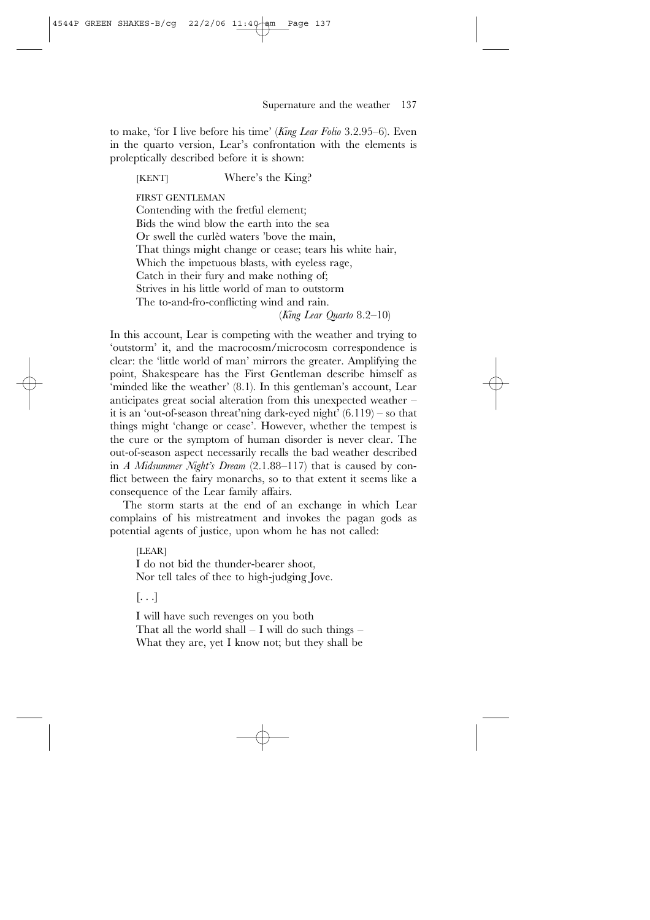to make, 'for I live before his time' (*King Lear Folio* 3.2.95–6). Even in the quarto version, Lear's confrontation with the elements is proleptically described before it is shown:

> [KENT] Where's the King?
>
> FIRST GENTLEMAN
> Contending with the fretful element;
> Bids the wind blow the earth into the sea
> Or swell the curlèd waters 'bove the main,
> That things might change or cease; tears his white hair,
> Which the impetuous blasts, with eyeless rage,
> Catch in their fury and make nothing of;
> Strives in his little world of man to outstorm
> The to-and-fro-conflicting wind and rain.
> (*King Lear Quarto* 8.2–10)

In this account, Lear is competing with the weather and trying to 'outstorm' it, and the macrocosm/microcosm correspondence is clear: the 'little world of man' mirrors the greater. Amplifying the point, Shakespeare has the First Gentleman describe himself as 'minded like the weather' (8.1). In this gentleman's account, Lear anticipates great social alteration from this unexpected weather – it is an 'out-of-season threat'ning dark-eyed night' (6.119) – so that things might 'change or cease'. However, whether the tempest is the cure or the symptom of human disorder is never clear. The out-of-season aspect necessarily recalls the bad weather described in *A Midsummer Night's Dream* (2.1.88–117) that is caused by conflict between the fairy monarchs, so to that extent it seems like a consequence of the Lear family affairs.

The storm starts at the end of an exchange in which Lear complains of his mistreatment and invokes the pagan gods as potential agents of justice, upon whom he has not called:

> [LEAR]
> I do not bid the thunder-bearer shoot,
> Nor tell tales of thee to high-judging Jove.
>
> [. . .]
>
> I will have such revenges on you both
> That all the world shall – I will do such things –
> What they are, yet I know not; but they shall be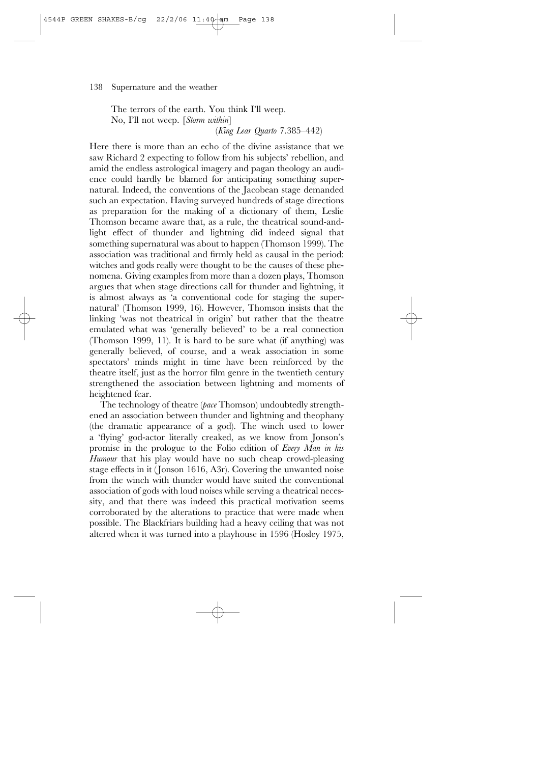The terrors of the earth. You think I'll weep.
No, I'll not weep. [*Storm within*]

(*King Lear Quarto* 7.385–442)

Here there is more than an echo of the divine assistance that we saw Richard 2 expecting to follow from his subjects' rebellion, and amid the endless astrological imagery and pagan theology an audience could hardly be blamed for anticipating something supernatural. Indeed, the conventions of the Jacobean stage demanded such an expectation. Having surveyed hundreds of stage directions as preparation for the making of a dictionary of them, Leslie Thomson became aware that, as a rule, the theatrical sound-and-light effect of thunder and lightning did indeed signal that something supernatural was about to happen (Thomson 1999). The association was traditional and firmly held as causal in the period: witches and gods really were thought to be the causes of these phenomena. Giving examples from more than a dozen plays, Thomson argues that when stage directions call for thunder and lightning, it is almost always as 'a conventional code for staging the supernatural' (Thomson 1999, 16). However, Thomson insists that the linking 'was not theatrical in origin' but rather that the theatre emulated what was 'generally believed' to be a real connection (Thomson 1999, 11). It is hard to be sure what (if anything) was generally believed, of course, and a weak association in some spectators' minds might in time have been reinforced by the theatre itself, just as the horror film genre in the twentieth century strengthened the association between lightning and moments of heightened fear.

The technology of theatre (*pace* Thomson) undoubtedly strengthened an association between thunder and lightning and theophany (the dramatic appearance of a god). The winch used to lower a 'flying' god-actor literally creaked, as we know from Jonson's promise in the prologue to the Folio edition of *Every Man in his Humour* that his play would have no such cheap crowd-pleasing stage effects in it (Jonson 1616, A3r). Covering the unwanted noise from the winch with thunder would have suited the conventional association of gods with loud noises while serving a theatrical necessity, and that there was indeed this practical motivation seems corroborated by the alterations to practice that were made when possible. The Blackfriars building had a heavy ceiling that was not altered when it was turned into a playhouse in 1596 (Hosley 1975,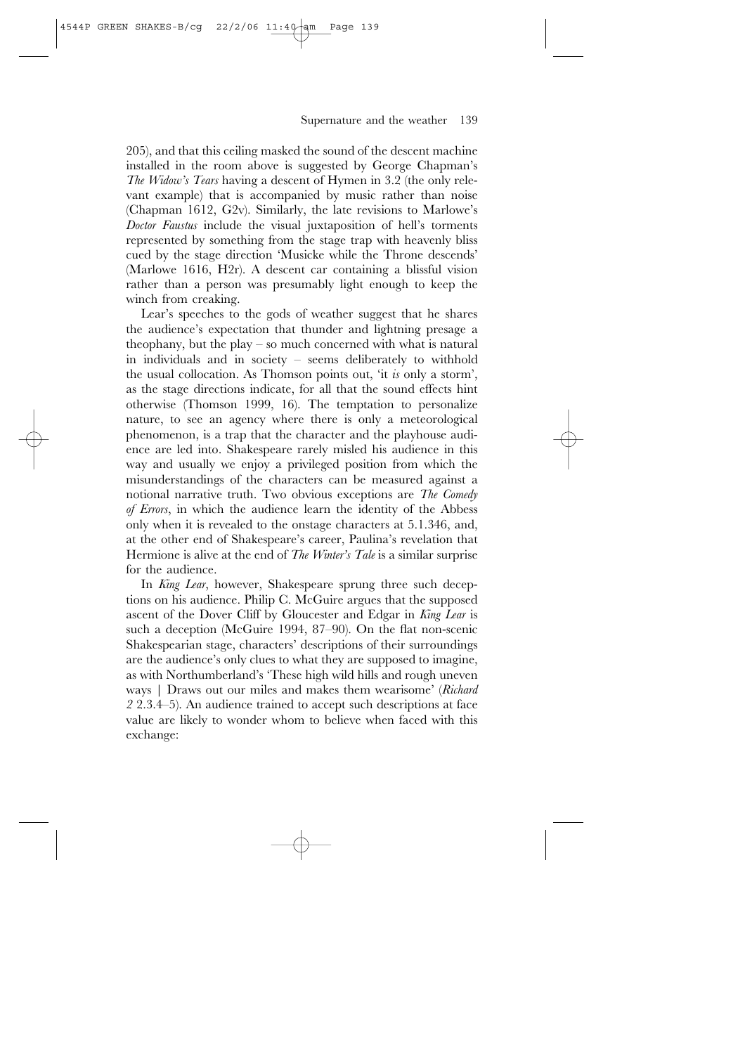205), and that this ceiling masked the sound of the descent machine installed in the room above is suggested by George Chapman's *The Widow's Tears* having a descent of Hymen in 3.2 (the only relevant example) that is accompanied by music rather than noise (Chapman 1612, G2v). Similarly, the late revisions to Marlowe's *Doctor Faustus* include the visual juxtaposition of hell's torments represented by something from the stage trap with heavenly bliss cued by the stage direction 'Musicke while the Throne descends' (Marlowe 1616, H2r). A descent car containing a blissful vision rather than a person was presumably light enough to keep the winch from creaking.

Lear's speeches to the gods of weather suggest that he shares the audience's expectation that thunder and lightning presage a theophany, but the play – so much concerned with what is natural in individuals and in society – seems deliberately to withhold the usual collocation. As Thomson points out, 'it *is* only a storm', as the stage directions indicate, for all that the sound effects hint otherwise (Thomson 1999, 16). The temptation to personalize nature, to see an agency where there is only a meteorological phenomenon, is a trap that the character and the playhouse audience are led into. Shakespeare rarely misled his audience in this way and usually we enjoy a privileged position from which the misunderstandings of the characters can be measured against a notional narrative truth. Two obvious exceptions are *The Comedy of Errors*, in which the audience learn the identity of the Abbess only when it is revealed to the onstage characters at 5.1.346, and, at the other end of Shakespeare's career, Paulina's revelation that Hermione is alive at the end of *The Winter's Tale* is a similar surprise for the audience.

In *King Lear*, however, Shakespeare sprung three such deceptions on his audience. Philip C. McGuire argues that the supposed ascent of the Dover Cliff by Gloucester and Edgar in *King Lear* is such a deception (McGuire 1994, 87–90). On the flat non-scenic Shakespearian stage, characters' descriptions of their surroundings are the audience's only clues to what they are supposed to imagine, as with Northumberland's 'These high wild hills and rough uneven ways | Draws out our miles and makes them wearisome' (*Richard 2* 2.3.4–5). An audience trained to accept such descriptions at face value are likely to wonder whom to believe when faced with this exchange: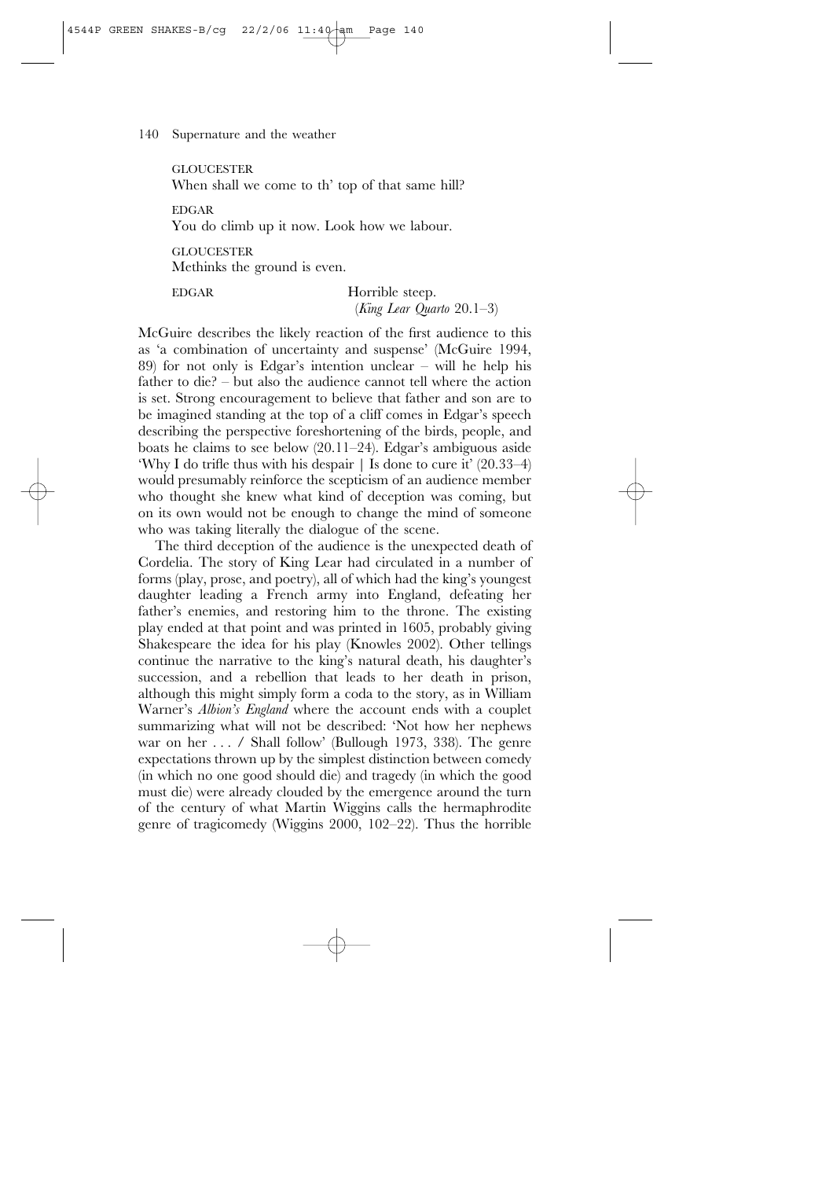GLOUCESTER
When shall we come to th' top of that same hill?

EDGAR
You do climb up it now. Look how we labour.

GLOUCESTER
Methinks the ground is even.

EDGAR
Horrible steep.
(*King Lear Quarto* 20.1–3)

McGuire describes the likely reaction of the first audience to this as 'a combination of uncertainty and suspense' (McGuire 1994, 89) for not only is Edgar's intention unclear – will he help his father to die? – but also the audience cannot tell where the action is set. Strong encouragement to believe that father and son are to be imagined standing at the top of a cliff comes in Edgar's speech describing the perspective foreshortening of the birds, people, and boats he claims to see below (20.11–24). Edgar's ambiguous aside 'Why I do trifle thus with his despair | Is done to cure it' (20.33–4) would presumably reinforce the scepticism of an audience member who thought she knew what kind of deception was coming, but on its own would not be enough to change the mind of someone who was taking literally the dialogue of the scene.

The third deception of the audience is the unexpected death of Cordelia. The story of King Lear had circulated in a number of forms (play, prose, and poetry), all of which had the king's youngest daughter leading a French army into England, defeating her father's enemies, and restoring him to the throne. The existing play ended at that point and was printed in 1605, probably giving Shakespeare the idea for his play (Knowles 2002). Other tellings continue the narrative to the king's natural death, his daughter's succession, and a rebellion that leads to her death in prison, although this might simply form a coda to the story, as in William Warner's *Albion's England* where the account ends with a couplet summarizing what will not be described: 'Not how her nephews war on her . . . / Shall follow' (Bullough 1973, 338). The genre expectations thrown up by the simplest distinction between comedy (in which no one good should die) and tragedy (in which the good must die) were already clouded by the emergence around the turn of the century of what Martin Wiggins calls the hermaphrodite genre of tragicomedy (Wiggins 2000, 102–22). Thus the horrible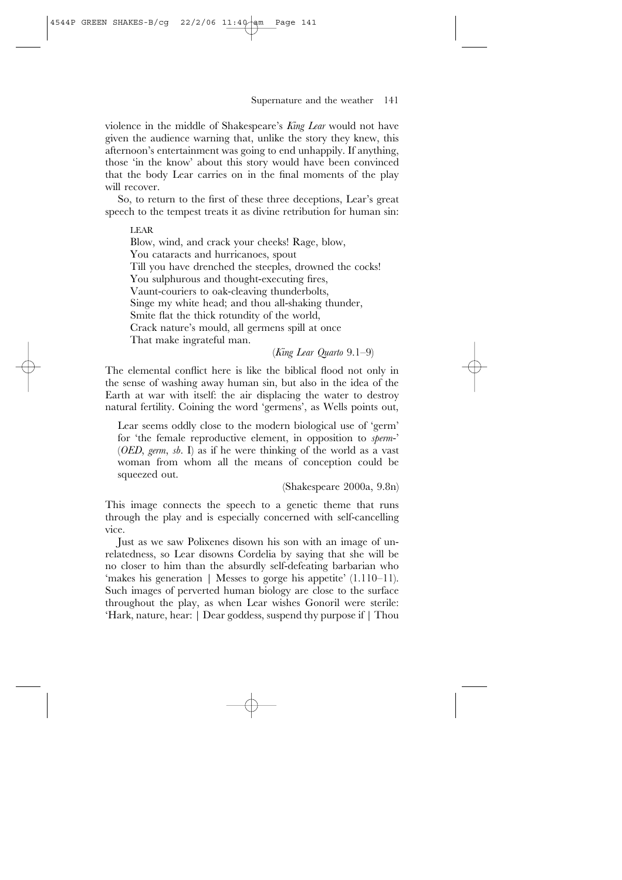violence in the middle of Shakespeare's *King Lear* would not have given the audience warning that, unlike the story they knew, this afternoon's entertainment was going to end unhappily. If anything, those 'in the know' about this story would have been convinced that the body Lear carries on in the final moments of the play will recover.

So, to return to the first of these three deceptions, Lear's great speech to the tempest treats it as divine retribution for human sin:

> LEAR
> Blow, wind, and crack your cheeks! Rage, blow,
> You cataracts and hurricanoes, spout
> Till you have drenched the steeples, drowned the cocks!
> You sulphurous and thought-executing fires,
> Vaunt-couriers to oak-cleaving thunderbolts,
> Singe my white head; and thou all-shaking thunder,
> Smite flat the thick rotundity of the world,
> Crack nature's mould, all germens spill at once
> That make ingrateful man.
>
> (*King Lear Quarto* 9.1–9)

The elemental conflict here is like the biblical flood not only in the sense of washing away human sin, but also in the idea of the Earth at war with itself: the air displacing the water to destroy natural fertility. Coining the word 'germens', as Wells points out,

> Lear seems oddly close to the modern biological use of 'germ' for 'the female reproductive element, in opposition to *sperm*-' (*OED*, *germ*, *sb*. I) as if he were thinking of the world as a vast woman from whom all the means of conception could be squeezed out.
>
> (Shakespeare 2000a, 9.8n)

This image connects the speech to a genetic theme that runs through the play and is especially concerned with self-cancelling vice.

Just as we saw Polixenes disown his son with an image of unrelatedness, so Lear disowns Cordelia by saying that she will be no closer to him than the absurdly self-defeating barbarian who 'makes his generation | Messes to gorge his appetite' (1.110–11). Such images of perverted human biology are close to the surface throughout the play, as when Lear wishes Gonoril were sterile: 'Hark, nature, hear: | Dear goddess, suspend thy purpose if | Thou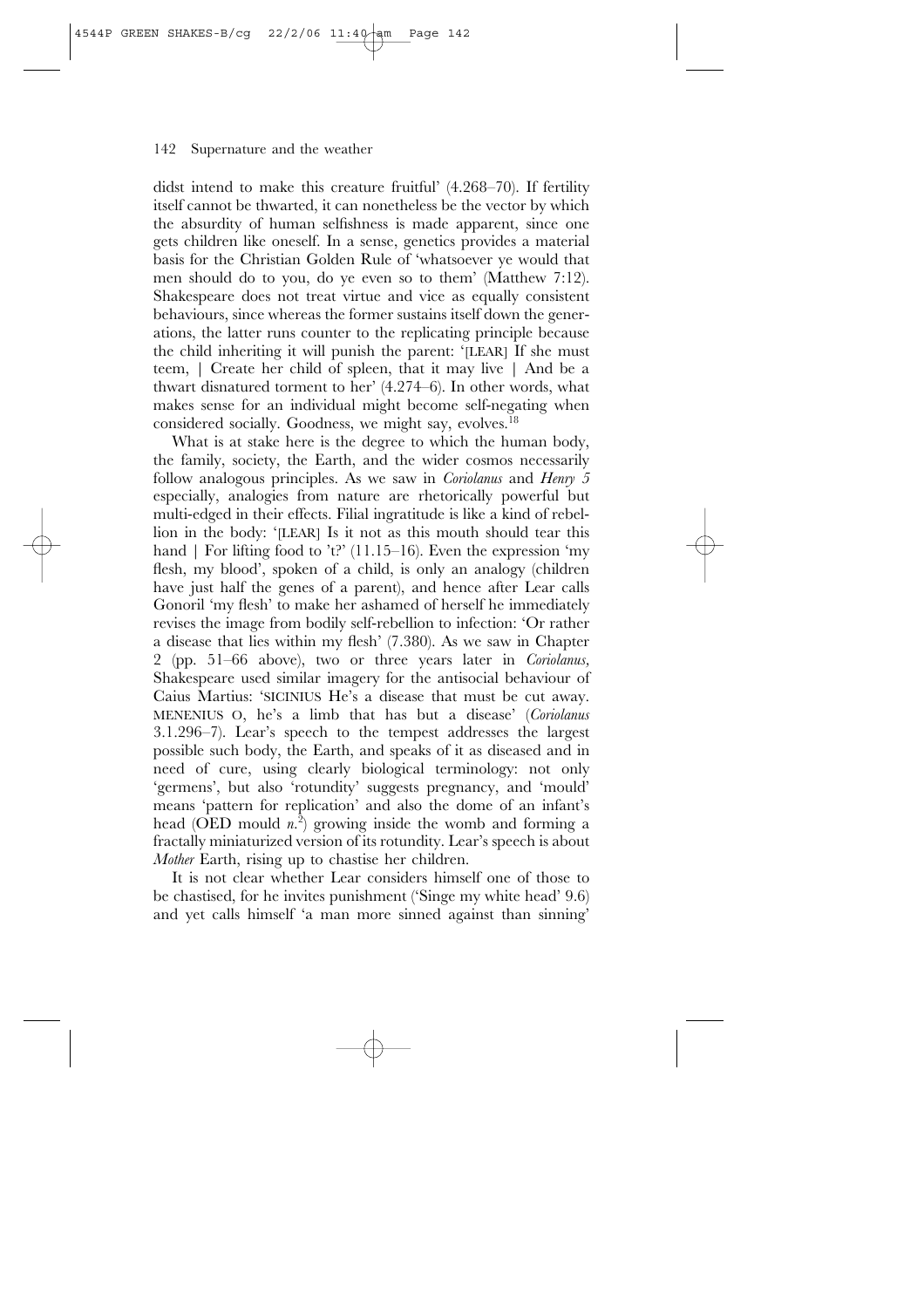didst intend to make this creature fruitful' (4.268–70). If fertility itself cannot be thwarted, it can nonetheless be the vector by which the absurdity of human selfishness is made apparent, since one gets children like oneself. In a sense, genetics provides a material basis for the Christian Golden Rule of 'whatsoever ye would that men should do to you, do ye even so to them' (Matthew 7:12). Shakespeare does not treat virtue and vice as equally consistent behaviours, since whereas the former sustains itself down the generations, the latter runs counter to the replicating principle because the child inheriting it will punish the parent: '[LEAR] If she must teem, | Create her child of spleen, that it may live | And be a thwart disnatured torment to her' (4.274–6). In other words, what makes sense for an individual might become self-negating when considered socially. Goodness, we might say, evolves.[18]

What is at stake here is the degree to which the human body, the family, society, the Earth, and the wider cosmos necessarily follow analogous principles. As we saw in *Coriolanus* and *Henry 5* especially, analogies from nature are rhetorically powerful but multi-edged in their effects. Filial ingratitude is like a kind of rebellion in the body: '[LEAR] Is it not as this mouth should tear this hand | For lifting food to 't?' (11.15–16). Even the expression 'my flesh, my blood', spoken of a child, is only an analogy (children have just half the genes of a parent), and hence after Lear calls Gonoril 'my flesh' to make her ashamed of herself he immediately revises the image from bodily self-rebellion to infection: 'Or rather a disease that lies within my flesh' (7.380). As we saw in Chapter 2 (pp. 51–66 above), two or three years later in *Coriolanus*, Shakespeare used similar imagery for the antisocial behaviour of Caius Martius: 'SICINIUS He's a disease that must be cut away. MENENIUS O, he's a limb that has but a disease' (*Coriolanus* 3.1.296–7). Lear's speech to the tempest addresses the largest possible such body, the Earth, and speaks of it as diseased and in need of cure, using clearly biological terminology: not only 'germens', but also 'rotundity' suggests pregnancy, and 'mould' means 'pattern for replication' and also the dome of an infant's head (OED mould *n.*[2]) growing inside the womb and forming a fractally miniaturized version of its rotundity. Lear's speech is about *Mother* Earth, rising up to chastise her children.

It is not clear whether Lear considers himself one of those to be chastised, for he invites punishment ('Singe my white head' 9.6) and yet calls himself 'a man more sinned against than sinning'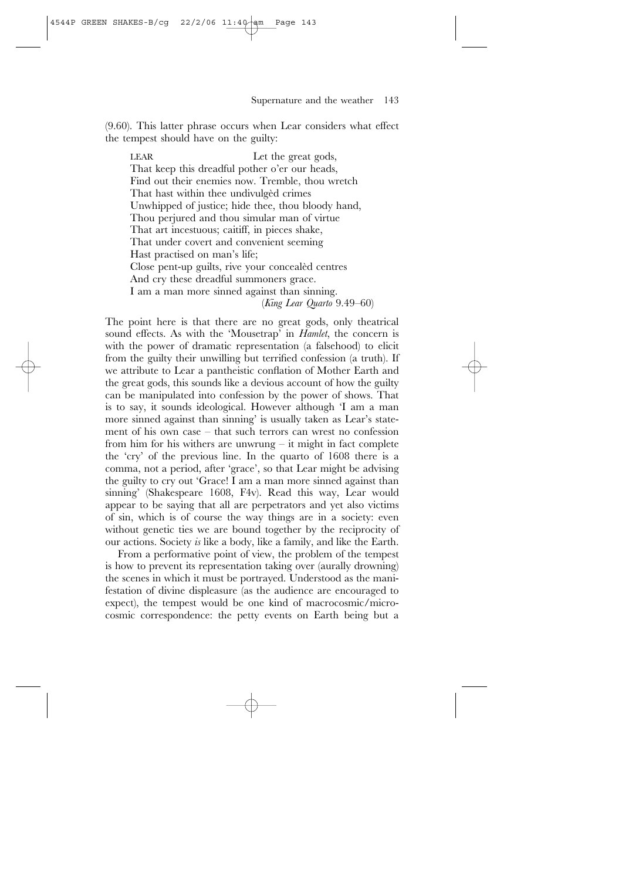(9.60). This latter phrase occurs when Lear considers what effect the tempest should have on the guilty:

> LEAR Let the great gods,
> That keep this dreadful pother o'er our heads,
> Find out their enemies now. Tremble, thou wretch
> That hast within thee undivulgèd crimes
> Unwhipped of justice; hide thee, thou bloody hand,
> Thou perjured and thou simular man of virtue
> That art incestuous; caitiff, in pieces shake,
> That under covert and convenient seeming
> Hast practised on man's life;
> Close pent-up guilts, rive your concealèd centres
> And cry these dreadful summoners grace.
> I am a man more sinned against than sinning.
>
> (*King Lear Quarto* 9.49–60)

The point here is that there are no great gods, only theatrical sound effects. As with the 'Mousetrap' in *Hamlet*, the concern is with the power of dramatic representation (a falsehood) to elicit from the guilty their unwilling but terrified confession (a truth). If we attribute to Lear a pantheistic conflation of Mother Earth and the great gods, this sounds like a devious account of how the guilty can be manipulated into confession by the power of shows. That is to say, it sounds ideological. However although 'I am a man more sinned against than sinning' is usually taken as Lear's statement of his own case – that such terrors can wrest no confession from him for his withers are unwrung – it might in fact complete the 'cry' of the previous line. In the quarto of 1608 there is a comma, not a period, after 'grace', so that Lear might be advising the guilty to cry out 'Grace! I am a man more sinned against than sinning' (Shakespeare 1608, F4v). Read this way, Lear would appear to be saying that all are perpetrators and yet also victims of sin, which is of course the way things are in a society: even without genetic ties we are bound together by the reciprocity of our actions. Society *is* like a body, like a family, and like the Earth.

From a performative point of view, the problem of the tempest is how to prevent its representation taking over (aurally drowning) the scenes in which it must be portrayed. Understood as the manifestation of divine displeasure (as the audience are encouraged to expect), the tempest would be one kind of macrocosmic/microcosmic correspondence: the petty events on Earth being but a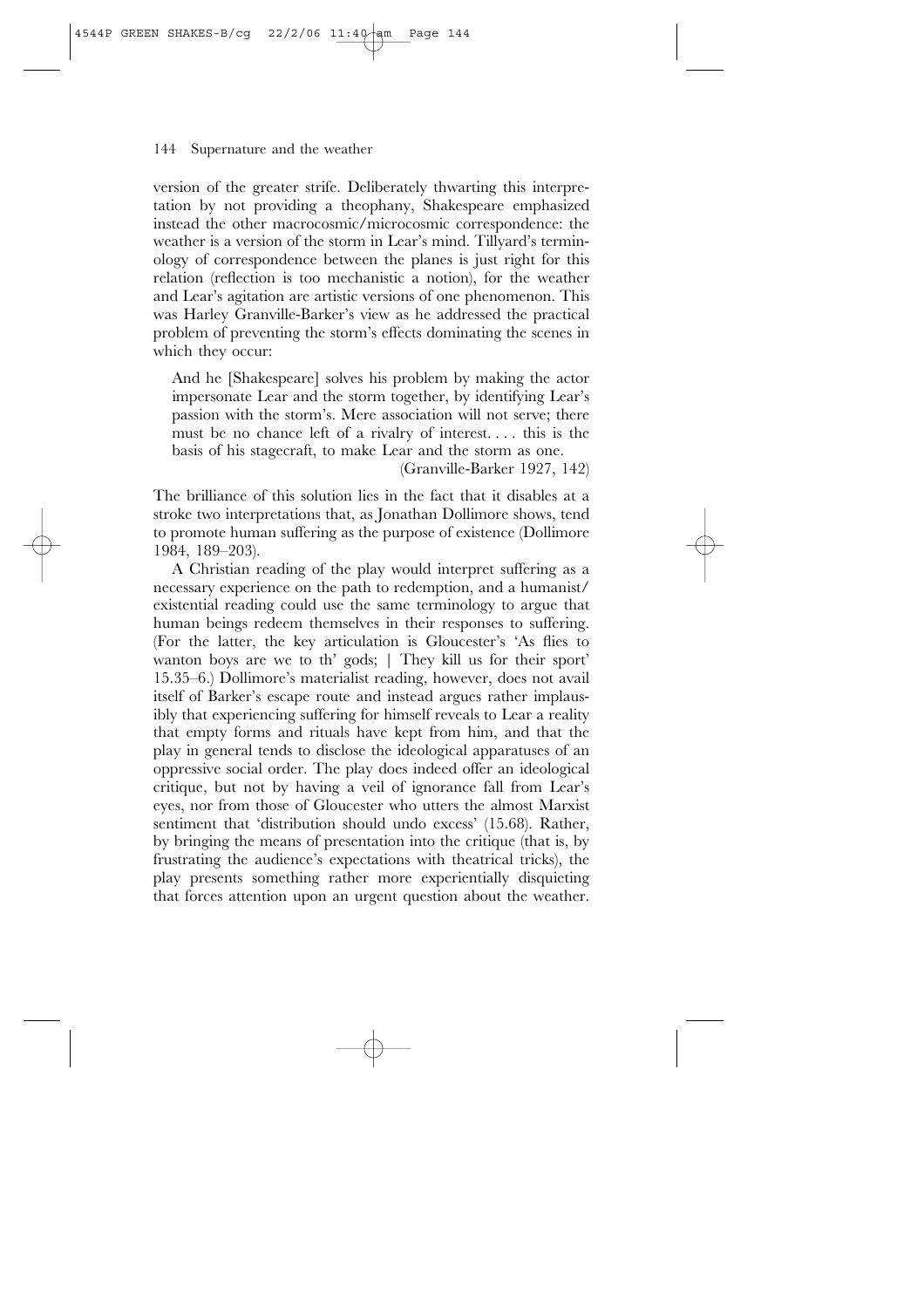version of the greater strife. Deliberately thwarting this interpretation by not providing a theophany, Shakespeare emphasized instead the other macrocosmic/microcosmic correspondence: the weather is a version of the storm in Lear's mind. Tillyard's terminology of correspondence between the planes is just right for this relation (reflection is too mechanistic a notion), for the weather and Lear's agitation are artistic versions of one phenomenon. This was Harley Granville-Barker's view as he addressed the practical problem of preventing the storm's effects dominating the scenes in which they occur:

> And he [Shakespeare] solves his problem by making the actor impersonate Lear and the storm together, by identifying Lear's passion with the storm's. Mere association will not serve; there must be no chance left of a rivalry of interest. . . . this is the basis of his stagecraft, to make Lear and the storm as one.
>
> (Granville-Barker 1927, 142)

The brilliance of this solution lies in the fact that it disables at a stroke two interpretations that, as Jonathan Dollimore shows, tend to promote human suffering as the purpose of existence (Dollimore 1984, 189–203).

A Christian reading of the play would interpret suffering as a necessary experience on the path to redemption, and a humanist/existential reading could use the same terminology to argue that human beings redeem themselves in their responses to suffering. (For the latter, the key articulation is Gloucester's 'As flies to wanton boys are we to th' gods; | They kill us for their sport' 15.35–6.) Dollimore's materialist reading, however, does not avail itself of Barker's escape route and instead argues rather implausibly that experiencing suffering for himself reveals to Lear a reality that empty forms and rituals have kept from him, and that the play in general tends to disclose the ideological apparatuses of an oppressive social order. The play does indeed offer an ideological critique, but not by having a veil of ignorance fall from Lear's eyes, nor from those of Gloucester who utters the almost Marxist sentiment that 'distribution should undo excess' (15.68). Rather, by bringing the means of presentation into the critique (that is, by frustrating the audience's expectations with theatrical tricks), the play presents something rather more experientially disquieting that forces attention upon an urgent question about the weather.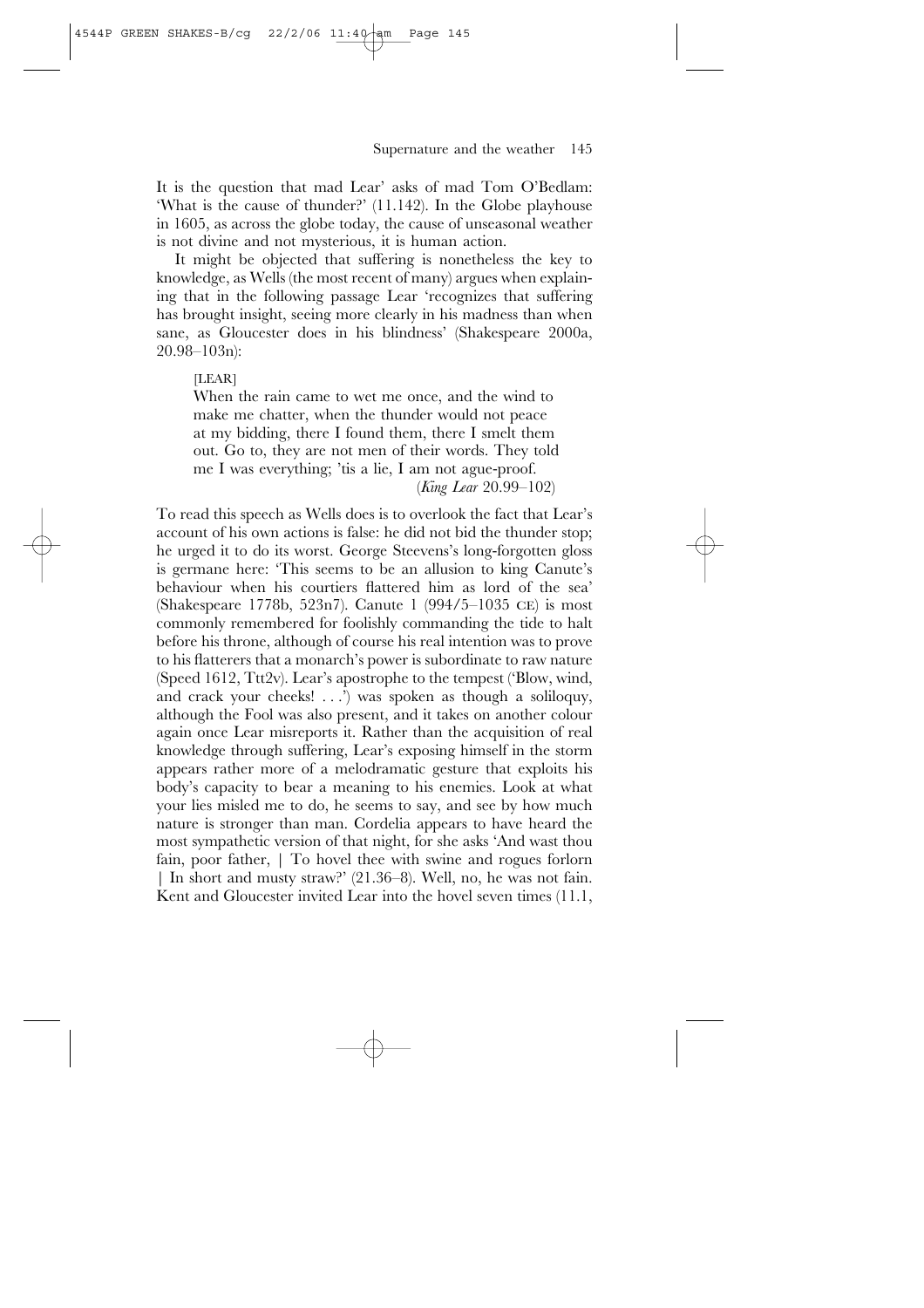It is the question that mad Lear' asks of mad Tom O'Bedlam: 'What is the cause of thunder?' (11.142). In the Globe playhouse in 1605, as across the globe today, the cause of unseasonal weather is not divine and not mysterious, it is human action.

It might be objected that suffering is nonetheless the key to knowledge, as Wells (the most recent of many) argues when explaining that in the following passage Lear 'recognizes that suffering has brought insight, seeing more clearly in his madness than when sane, as Gloucester does in his blindness' (Shakespeare 2000a, 20.98–103n):

> [LEAR]
> When the rain came to wet me once, and the wind to make me chatter, when the thunder would not peace at my bidding, there I found them, there I smelt them out. Go to, they are not men of their words. They told me I was everything; 'tis a lie, I am not ague-proof.
> (*King Lear* 20.99–102)

To read this speech as Wells does is to overlook the fact that Lear's account of his own actions is false: he did not bid the thunder stop; he urged it to do its worst. George Steevens's long-forgotten gloss is germane here: 'This seems to be an allusion to king Canute's behaviour when his courtiers flattered him as lord of the sea' (Shakespeare 1778b, 523n7). Canute 1 (994/5–1035 CE) is most commonly remembered for foolishly commanding the tide to halt before his throne, although of course his real intention was to prove to his flatterers that a monarch's power is subordinate to raw nature (Speed 1612, Ttt2v). Lear's apostrophe to the tempest ('Blow, wind, and crack your cheeks! . . .') was spoken as though a soliloquy, although the Fool was also present, and it takes on another colour again once Lear misreports it. Rather than the acquisition of real knowledge through suffering, Lear's exposing himself in the storm appears rather more of a melodramatic gesture that exploits his body's capacity to bear a meaning to his enemies. Look at what your lies misled me to do, he seems to say, and see by how much nature is stronger than man. Cordelia appears to have heard the most sympathetic version of that night, for she asks 'And wast thou fain, poor father, | To hovel thee with swine and rogues forlorn | In short and musty straw?' (21.36–8). Well, no, he was not fain. Kent and Gloucester invited Lear into the hovel seven times (11.1,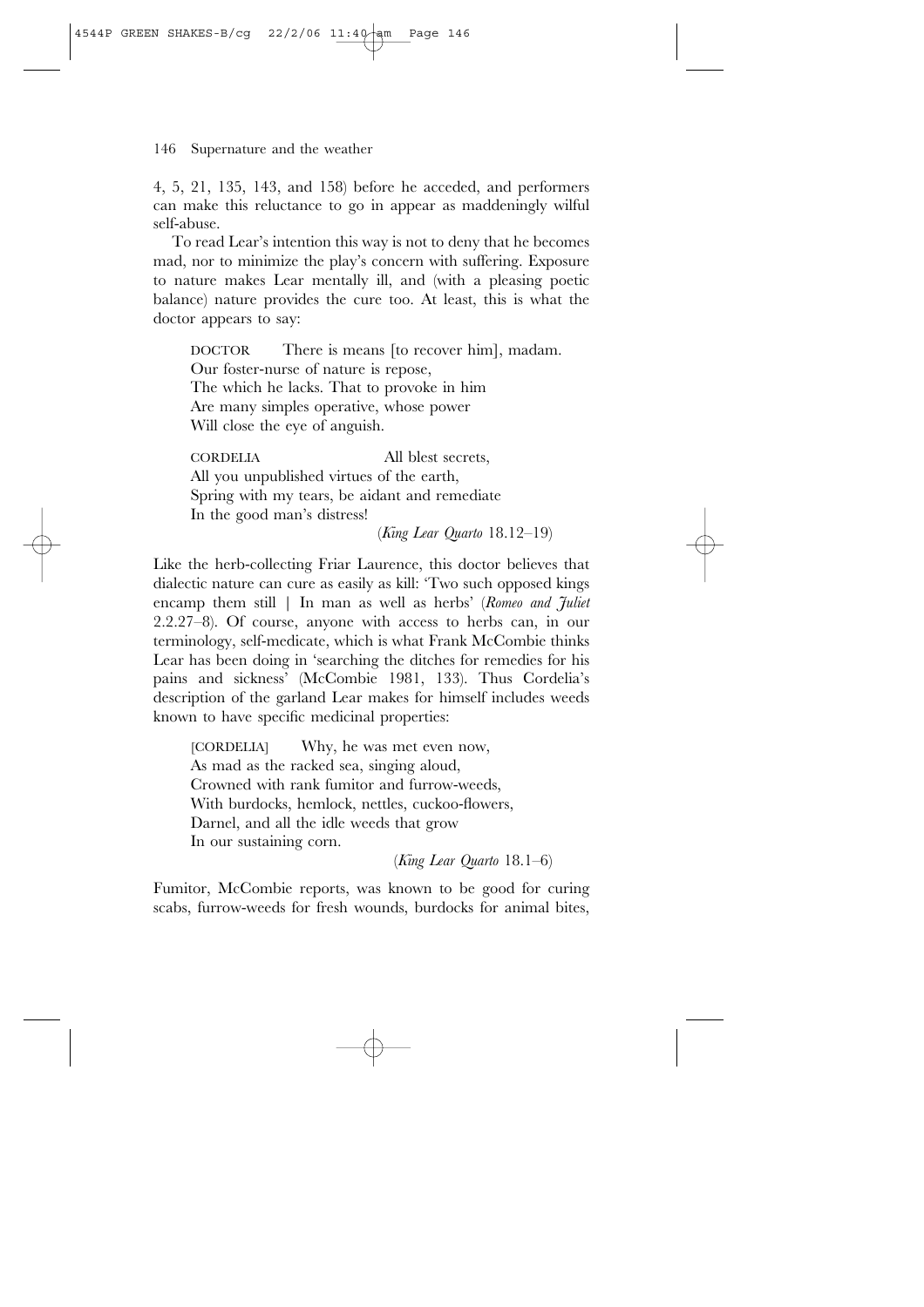4, 5, 21, 135, 143, and 158) before he acceded, and performers can make this reluctance to go in appear as maddeningly wilful self-abuse.

To read Lear's intention this way is not to deny that he becomes mad, nor to minimize the play's concern with suffering. Exposure to nature makes Lear mentally ill, and (with a pleasing poetic balance) nature provides the cure too. At least, this is what the doctor appears to say:

> DOCTOR There is means [to recover him], madam.
> Our foster-nurse of nature is repose,
> The which he lacks. That to provoke in him
> Are many simples operative, whose power
> Will close the eye of anguish.
>
> CORDELIA All blest secrets,
> All you unpublished virtues of the earth,
> Spring with my tears, be aidant and remediate
> In the good man's distress!
>
> (*King Lear Quarto* 18.12–19)

Like the herb-collecting Friar Laurence, this doctor believes that dialectic nature can cure as easily as kill: 'Two such opposed kings encamp them still | In man as well as herbs' (*Romeo and Juliet* 2.2.27–8). Of course, anyone with access to herbs can, in our terminology, self-medicate, which is what Frank McCombie thinks Lear has been doing in 'searching the ditches for remedies for his pains and sickness' (McCombie 1981, 133). Thus Cordelia's description of the garland Lear makes for himself includes weeds known to have specific medicinal properties:

> [CORDELIA] Why, he was met even now,
> As mad as the racked sea, singing aloud,
> Crowned with rank fumitor and furrow-weeds,
> With burdocks, hemlock, nettles, cuckoo-flowers,
> Darnel, and all the idle weeds that grow
> In our sustaining corn.
>
> (*King Lear Quarto* 18.1–6)

Fumitor, McCombie reports, was known to be good for curing scabs, furrow-weeds for fresh wounds, burdocks for animal bites,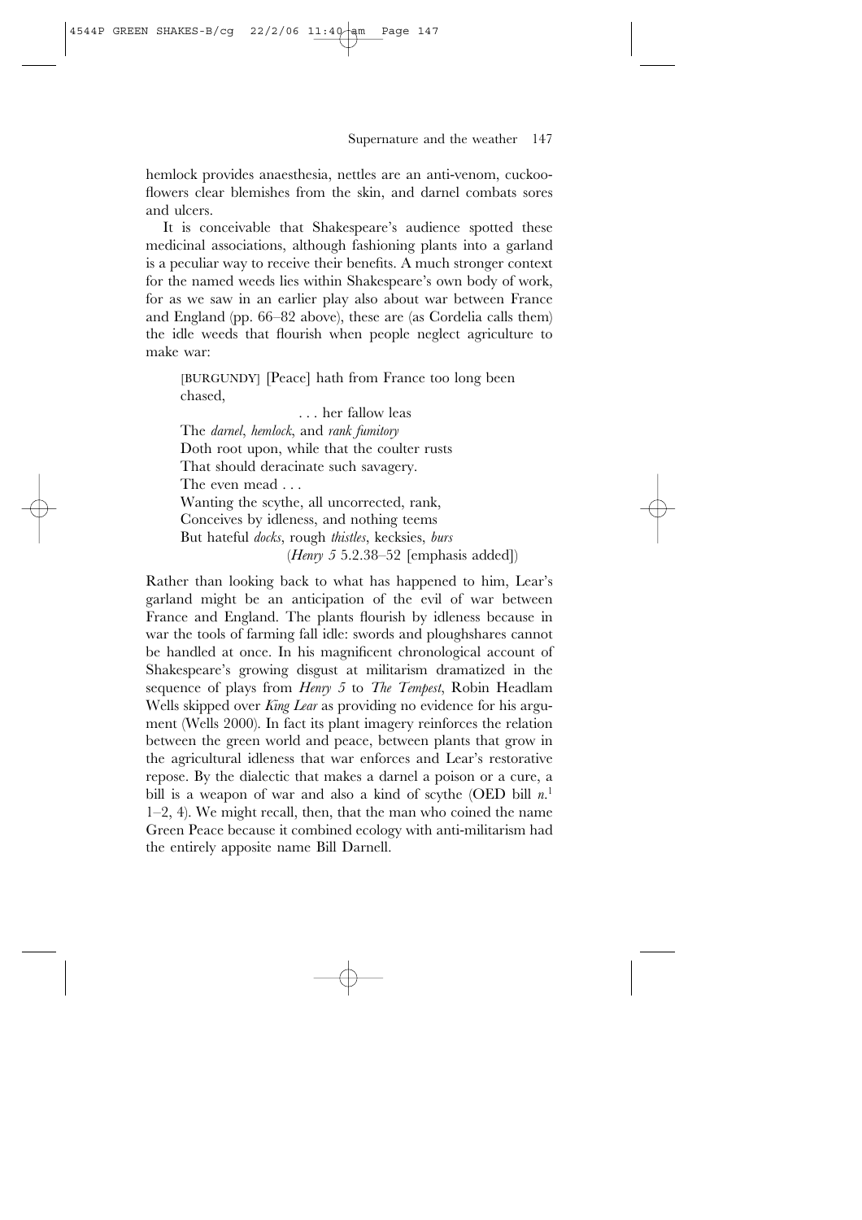hemlock provides anaesthesia, nettles are an anti-venom, cuckooflowers clear blemishes from the skin, and darnel combats sores and ulcers.

It is conceivable that Shakespeare's audience spotted these medicinal associations, although fashioning plants into a garland is a peculiar way to receive their benefits. A much stronger context for the named weeds lies within Shakespeare's own body of work, for as we saw in an earlier play also about war between France and England (pp. 66–82 above), these are (as Cordelia calls them) the idle weeds that flourish when people neglect agriculture to make war:

> [BURGUNDY] [Peace] hath from France too long been chased,
> . . . her fallow leas
> The *darnel*, *hemlock*, and *rank fumitory*
> Doth root upon, while that the coulter rusts
> That should deracinate such savagery.
> The even mead . . .
> Wanting the scythe, all uncorrected, rank,
> Conceives by idleness, and nothing teems
> But hateful *docks*, rough *thistles*, kecksies, *burs*
> (*Henry 5* 5.2.38–52 [emphasis added])

Rather than looking back to what has happened to him, Lear's garland might be an anticipation of the evil of war between France and England. The plants flourish by idleness because in war the tools of farming fall idle: swords and ploughshares cannot be handled at once. In his magnificent chronological account of Shakespeare's growing disgust at militarism dramatized in the sequence of plays from *Henry 5* to *The Tempest*, Robin Headlam Wells skipped over *King Lear* as providing no evidence for his argument (Wells 2000). In fact its plant imagery reinforces the relation between the green world and peace, between plants that grow in the agricultural idleness that war enforces and Lear's restorative repose. By the dialectic that makes a darnel a poison or a cure, a bill is a weapon of war and also a kind of scythe (OED bill *n.*[1] 1–2, 4). We might recall, then, that the man who coined the name Green Peace because it combined ecology with anti-militarism had the entirely apposite name Bill Darnell.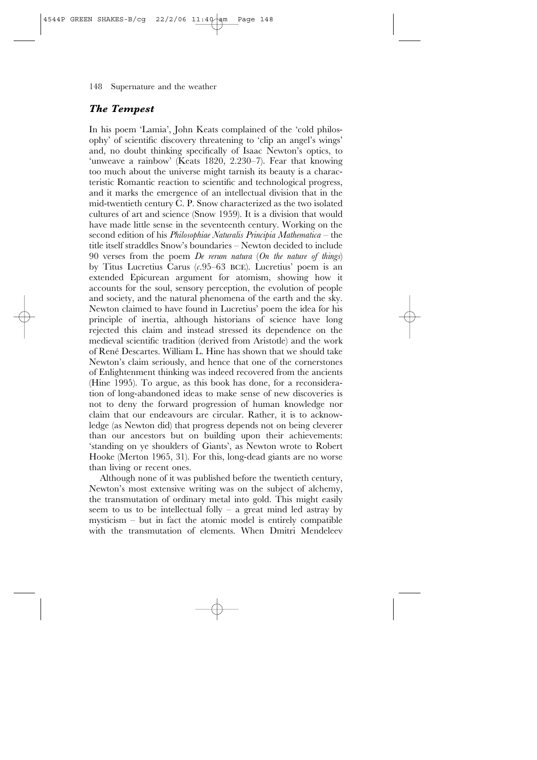## *The Tempest*

In his poem 'Lamia', John Keats complained of the 'cold philosophy' of scientific discovery threatening to 'clip an angel's wings' and, no doubt thinking specifically of Isaac Newton's optics, to 'unweave a rainbow' (Keats 1820, 2.230–7). Fear that knowing too much about the universe might tarnish its beauty is a characteristic Romantic reaction to scientific and technological progress, and it marks the emergence of an intellectual division that in the mid-twentieth century C. P. Snow characterized as the two isolated cultures of art and science (Snow 1959). It is a division that would have made little sense in the seventeenth century. Working on the second edition of his *Philosophiae Naturalis Principia Mathematica* – the title itself straddles Snow's boundaries – Newton decided to include 90 verses from the poem *De rerum natura* (*On the nature of things*) by Titus Lucretius Carus (*c.*95–63 BCE). Lucretius' poem is an extended Epicurean argument for atomism, showing how it accounts for the soul, sensory perception, the evolution of people and society, and the natural phenomena of the earth and the sky. Newton claimed to have found in Lucretius' poem the idea for his principle of inertia, although historians of science have long rejected this claim and instead stressed its dependence on the medieval scientific tradition (derived from Aristotle) and the work of René Descartes. William L. Hine has shown that we should take Newton's claim seriously, and hence that one of the cornerstones of Enlightenment thinking was indeed recovered from the ancients (Hine 1995). To argue, as this book has done, for a reconsideration of long-abandoned ideas to make sense of new discoveries is not to deny the forward progression of human knowledge nor claim that our endeavours are circular. Rather, it is to acknowledge (as Newton did) that progress depends not on being cleverer than our ancestors but on building upon their achievements: 'standing on ye shoulders of Giants', as Newton wrote to Robert Hooke (Merton 1965, 31). For this, long-dead giants are no worse than living or recent ones.

Although none of it was published before the twentieth century, Newton's most extensive writing was on the subject of alchemy, the transmutation of ordinary metal into gold. This might easily seem to us to be intellectual folly – a great mind led astray by mysticism – but in fact the atomic model is entirely compatible with the transmutation of elements. When Dmitri Mendeleev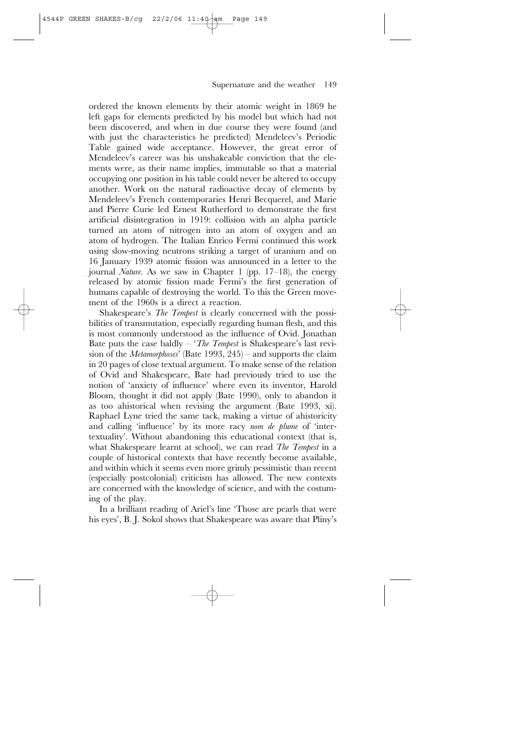ordered the known elements by their atomic weight in 1869 he left gaps for elements predicted by his model but which had not been discovered, and when in due course they were found (and with just the characteristics he predicted) Mendeleev's Periodic Table gained wide acceptance. However, the great error of Mendeleev's career was his unshakeable conviction that the elements were, as their name implies, immutable so that a material occupying one position in his table could never be altered to occupy another. Work on the natural radioactive decay of elements by Mendeleev's French contemporaries Henri Becquerel, and Marie and Pierre Curie led Ernest Rutherford to demonstrate the first artificial disintegration in 1919: collision with an alpha particle turned an atom of nitrogen into an atom of oxygen and an atom of hydrogen. The Italian Enrico Fermi continued this work using slow-moving neutrons striking a target of uranium and on 16 January 1939 atomic fission was announced in a letter to the journal *Nature*. As we saw in Chapter 1 (pp. 17–18), the energy released by atomic fission made Fermi's the first generation of humans capable of destroying the world. To this the Green movement of the 1960s is a direct a reaction.

Shakespeare's *The Tempest* is clearly concerned with the possibilities of transmutation, especially regarding human flesh, and this is most commonly understood as the influence of Ovid. Jonathan Bate puts the case baldly – '*The Tempest* is Shakespeare's last revision of the *Metamorphoses*' (Bate 1993, 245) – and supports the claim in 20 pages of close textual argument. To make sense of the relation of Ovid and Shakespeare, Bate had previously tried to use the notion of 'anxiety of influence' where even its inventor, Harold Bloom, thought it did not apply (Bate 1990), only to abandon it as too ahistorical when revising the argument (Bate 1993, xi). Raphael Lyne tried the same tack, making a virtue of ahistoricity and calling 'influence' by its more racy *nom de plume* of 'intertextuality'. Without abandoning this educational context (that is, what Shakespeare learnt at school), we can read *The Tempest* in a couple of historical contexts that have recently become available, and within which it seems even more grimly pessimistic than recent (especially postcolonial) criticism has allowed. The new contexts are concerned with the knowledge of science, and with the costuming of the play.

In a brilliant reading of Ariel's line 'Those are pearls that were his eyes', B. J. Sokol shows that Shakespeare was aware that Pliny's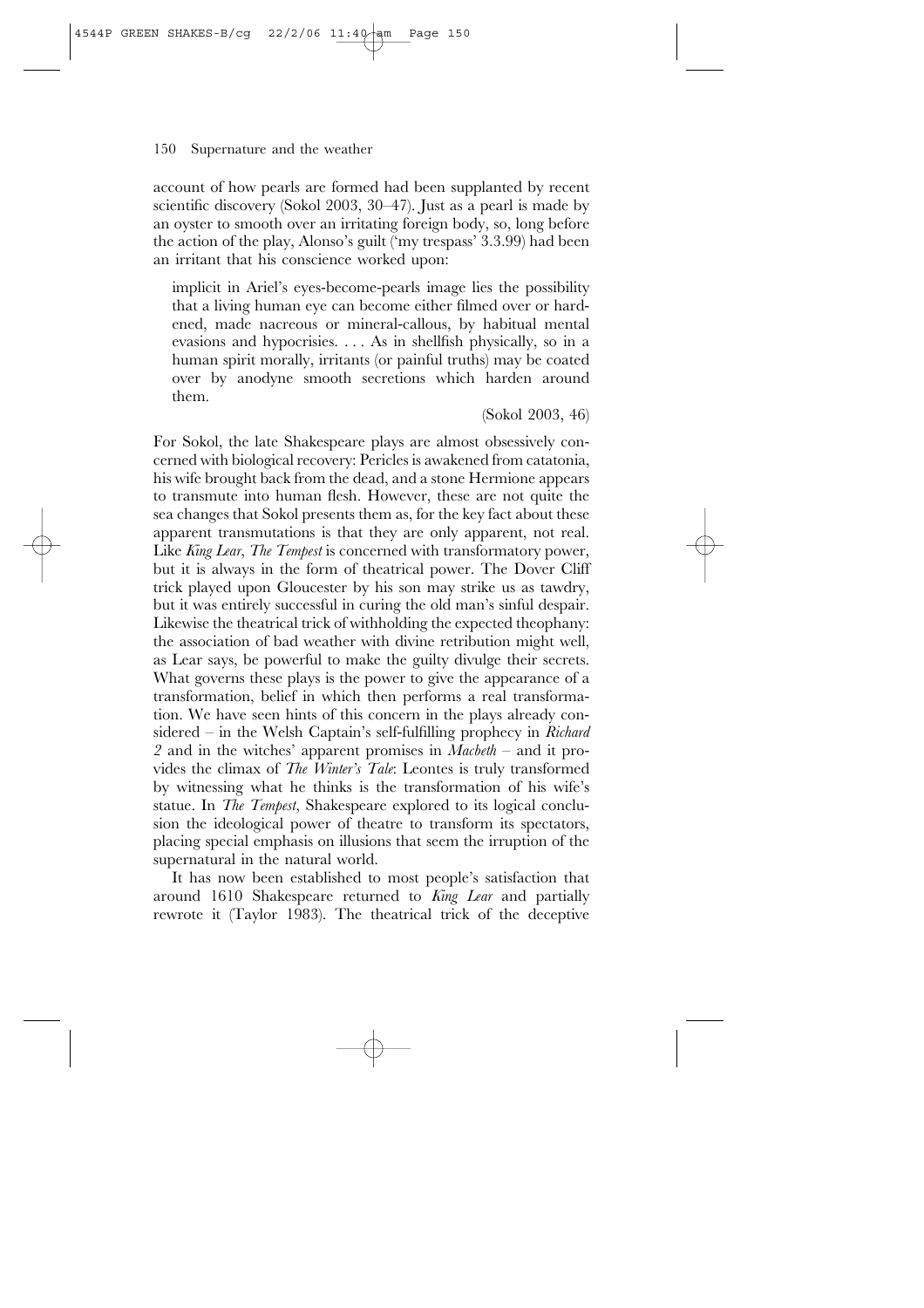account of how pearls are formed had been supplanted by recent scientific discovery (Sokol 2003, 30–47). Just as a pearl is made by an oyster to smooth over an irritating foreign body, so, long before the action of the play, Alonso's guilt ('my trespass' 3.3.99) had been an irritant that his conscience worked upon:

> implicit in Ariel's eyes-become-pearls image lies the possibility that a living human eye can become either filmed over or hardened, made nacreous or mineral-callous, by habitual mental evasions and hypocrisies. . . . As in shellfish physically, so in a human spirit morally, irritants (or painful truths) may be coated over by anodyne smooth secretions which harden around them.
>
> (Sokol 2003, 46)

For Sokol, the late Shakespeare plays are almost obsessively concerned with biological recovery: Pericles is awakened from catatonia, his wife brought back from the dead, and a stone Hermione appears to transmute into human flesh. However, these are not quite the sea changes that Sokol presents them as, for the key fact about these apparent transmutations is that they are only apparent, not real. Like *King Lear*, *The Tempest* is concerned with transformatory power, but it is always in the form of theatrical power. The Dover Cliff trick played upon Gloucester by his son may strike us as tawdry, but it was entirely successful in curing the old man's sinful despair. Likewise the theatrical trick of withholding the expected theophany: the association of bad weather with divine retribution might well, as Lear says, be powerful to make the guilty divulge their secrets. What governs these plays is the power to give the appearance of a transformation, belief in which then performs a real transformation. We have seen hints of this concern in the plays already considered – in the Welsh Captain's self-fulfilling prophecy in *Richard 2* and in the witches' apparent promises in *Macbeth* – and it provides the climax of *The Winter's Tale*: Leontes is truly transformed by witnessing what he thinks is the transformation of his wife's statue. In *The Tempest*, Shakespeare explored to its logical conclusion the ideological power of theatre to transform its spectators, placing special emphasis on illusions that seem the irruption of the supernatural in the natural world.

It has now been established to most people's satisfaction that around 1610 Shakespeare returned to *King Lear* and partially rewrote it (Taylor 1983). The theatrical trick of the deceptive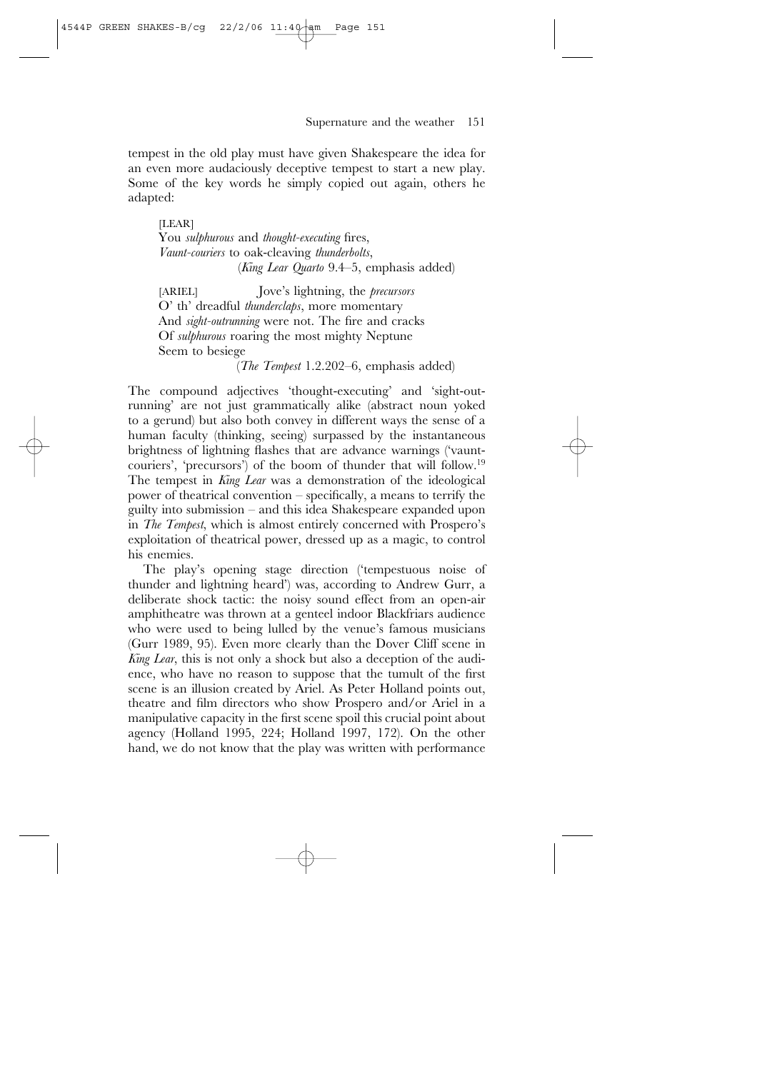tempest in the old play must have given Shakespeare the idea for an even more audaciously deceptive tempest to start a new play. Some of the key words he simply copied out again, others he adapted:

> [LEAR]
> You *sulphurous* and *thought-executing* fires,
> *Vaunt-couriers* to oak-cleaving *thunderbolts*,
> (*King Lear Quarto* 9.4–5, emphasis added)

> [ARIEL] Jove's lightning, the *precursors*
> O' th' dreadful *thunderclaps*, more momentary
> And *sight-outrunning* were not. The fire and cracks
> Of *sulphurous* roaring the most mighty Neptune
> Seem to besiege
> (*The Tempest* 1.2.202–6, emphasis added)

The compound adjectives 'thought-executing' and 'sight-outrunning' are not just grammatically alike (abstract noun yoked to a gerund) but also both convey in different ways the sense of a human faculty (thinking, seeing) surpassed by the instantaneous brightness of lightning flashes that are advance warnings ('vaunt-couriers', 'precursors') of the boom of thunder that will follow.[19] The tempest in *King Lear* was a demonstration of the ideological power of theatrical convention – specifically, a means to terrify the guilty into submission – and this idea Shakespeare expanded upon in *The Tempest*, which is almost entirely concerned with Prospero's exploitation of theatrical power, dressed up as a magic, to control his enemies.

The play's opening stage direction ('tempestuous noise of thunder and lightning heard') was, according to Andrew Gurr, a deliberate shock tactic: the noisy sound effect from an open-air amphitheatre was thrown at a genteel indoor Blackfriars audience who were used to being lulled by the venue's famous musicians (Gurr 1989, 95). Even more clearly than the Dover Cliff scene in *King Lear*, this is not only a shock but also a deception of the audience, who have no reason to suppose that the tumult of the first scene is an illusion created by Ariel. As Peter Holland points out, theatre and film directors who show Prospero and/or Ariel in a manipulative capacity in the first scene spoil this crucial point about agency (Holland 1995, 224; Holland 1997, 172). On the other hand, we do not know that the play was written with performance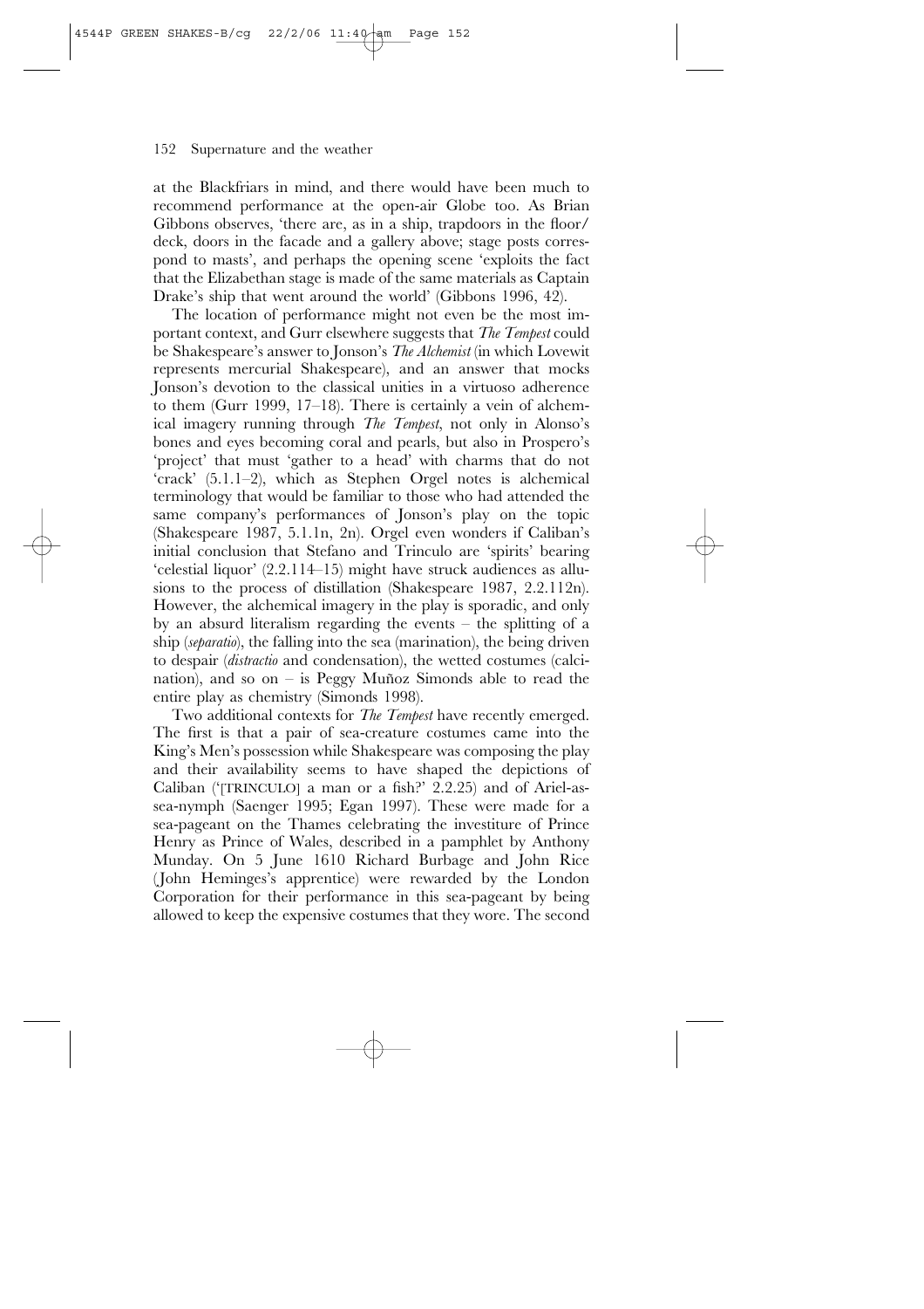at the Blackfriars in mind, and there would have been much to recommend performance at the open-air Globe too. As Brian Gibbons observes, 'there are, as in a ship, trapdoors in the floor/deck, doors in the facade and a gallery above; stage posts correspond to masts', and perhaps the opening scene 'exploits the fact that the Elizabethan stage is made of the same materials as Captain Drake's ship that went around the world' (Gibbons 1996, 42).

The location of performance might not even be the most important context, and Gurr elsewhere suggests that *The Tempest* could be Shakespeare's answer to Jonson's *The Alchemist* (in which Lovewit represents mercurial Shakespeare), and an answer that mocks Jonson's devotion to the classical unities in a virtuoso adherence to them (Gurr 1999, 17–18). There is certainly a vein of alchemical imagery running through *The Tempest*, not only in Alonso's bones and eyes becoming coral and pearls, but also in Prospero's 'project' that must 'gather to a head' with charms that do not 'crack' (5.1.1–2), which as Stephen Orgel notes is alchemical terminology that would be familiar to those who had attended the same company's performances of Jonson's play on the topic (Shakespeare 1987, 5.1.1n, 2n). Orgel even wonders if Caliban's initial conclusion that Stefano and Trinculo are 'spirits' bearing 'celestial liquor' (2.2.114–15) might have struck audiences as allusions to the process of distillation (Shakespeare 1987, 2.2.112n). However, the alchemical imagery in the play is sporadic, and only by an absurd literalism regarding the events – the splitting of a ship (*separatio*), the falling into the sea (marination), the being driven to despair (*distractio* and condensation), the wetted costumes (calcination), and so on – is Peggy Muñoz Simonds able to read the entire play as chemistry (Simonds 1998).

Two additional contexts for *The Tempest* have recently emerged. The first is that a pair of sea-creature costumes came into the King's Men's possession while Shakespeare was composing the play and their availability seems to have shaped the depictions of Caliban ('[TRINCULO] a man or a fish?' 2.2.25) and of Ariel-as-sea-nymph (Saenger 1995; Egan 1997). These were made for a sea-pageant on the Thames celebrating the investiture of Prince Henry as Prince of Wales, described in a pamphlet by Anthony Munday. On 5 June 1610 Richard Burbage and John Rice (John Heminges's apprentice) were rewarded by the London Corporation for their performance in this sea-pageant by being allowed to keep the expensive costumes that they wore. The second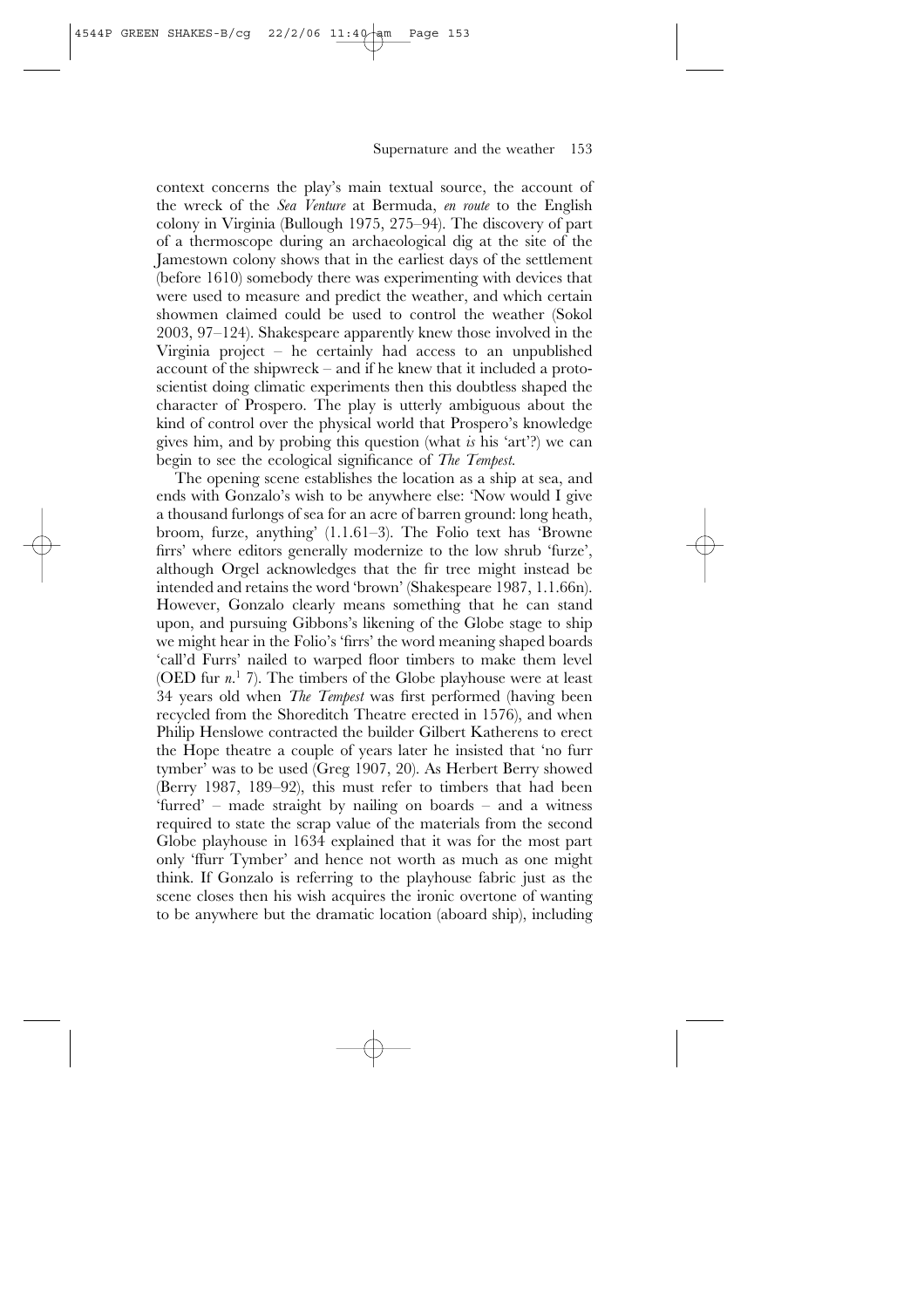context concerns the play's main textual source, the account of the wreck of the *Sea Venture* at Bermuda, *en route* to the English colony in Virginia (Bullough 1975, 275–94). The discovery of part of a thermoscope during an archaeological dig at the site of the Jamestown colony shows that in the earliest days of the settlement (before 1610) somebody there was experimenting with devices that were used to measure and predict the weather, and which certain showmen claimed could be used to control the weather (Sokol 2003, 97–124). Shakespeare apparently knew those involved in the Virginia project – he certainly had access to an unpublished account of the shipwreck – and if he knew that it included a proto-scientist doing climatic experiments then this doubtless shaped the character of Prospero. The play is utterly ambiguous about the kind of control over the physical world that Prospero's knowledge gives him, and by probing this question (what *is* his 'art'?) we can begin to see the ecological significance of *The Tempest*.

The opening scene establishes the location as a ship at sea, and ends with Gonzalo's wish to be anywhere else: 'Now would I give a thousand furlongs of sea for an acre of barren ground: long heath, broom, furze, anything' (1.1.61–3). The Folio text has 'Browne firrs' where editors generally modernize to the low shrub 'furze', although Orgel acknowledges that the fir tree might instead be intended and retains the word 'brown' (Shakespeare 1987, 1.1.66n). However, Gonzalo clearly means something that he can stand upon, and pursuing Gibbons's likening of the Globe stage to ship we might hear in the Folio's 'firrs' the word meaning shaped boards 'call'd Furrs' nailed to warped floor timbers to make them level (OED fur *n.*[1] 7). The timbers of the Globe playhouse were at least 34 years old when *The Tempest* was first performed (having been recycled from the Shoreditch Theatre erected in 1576), and when Philip Henslowe contracted the builder Gilbert Katherens to erect the Hope theatre a couple of years later he insisted that 'no furr tymber' was to be used (Greg 1907, 20). As Herbert Berry showed (Berry 1987, 189–92), this must refer to timbers that had been 'furred' – made straight by nailing on boards – and a witness required to state the scrap value of the materials from the second Globe playhouse in 1634 explained that it was for the most part only 'ffurr Tymber' and hence not worth as much as one might think. If Gonzalo is referring to the playhouse fabric just as the scene closes then his wish acquires the ironic overtone of wanting to be anywhere but the dramatic location (aboard ship), including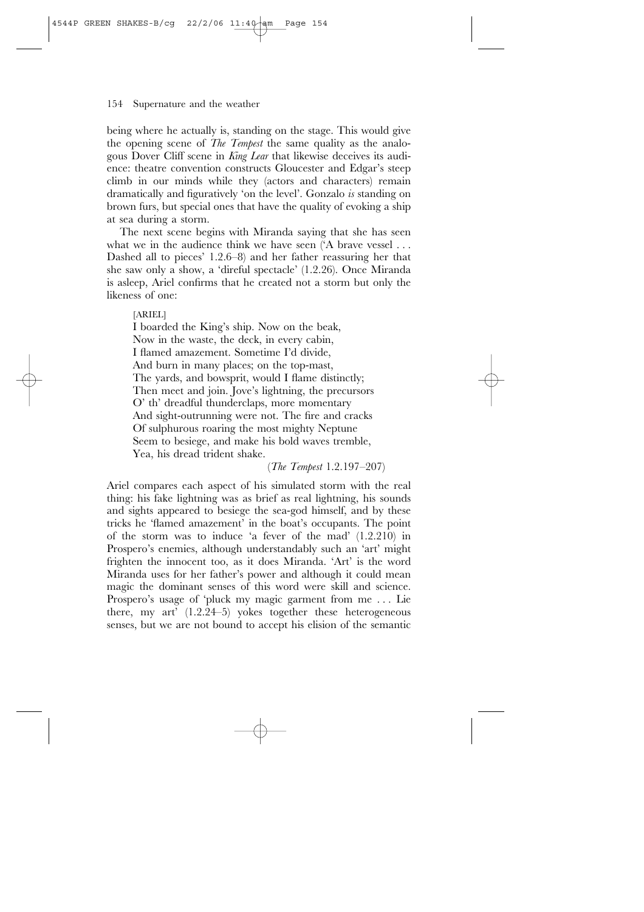being where he actually is, standing on the stage. This would give the opening scene of *The Tempest* the same quality as the analogous Dover Cliff scene in *King Lear* that likewise deceives its audience: theatre convention constructs Gloucester and Edgar's steep climb in our minds while they (actors and characters) remain dramatically and figuratively 'on the level'. Gonzalo *is* standing on brown furs, but special ones that have the quality of evoking a ship at sea during a storm.

The next scene begins with Miranda saying that she has seen what we in the audience think we have seen ('A brave vessel . . . Dashed all to pieces' 1.2.6–8) and her father reassuring her that she saw only a show, a 'direful spectacle' (1.2.26). Once Miranda is asleep, Ariel confirms that he created not a storm but only the likeness of one:

> [ARIEL]
> I boarded the King's ship. Now on the beak,
> Now in the waste, the deck, in every cabin,
> I flamed amazement. Sometime I'd divide,
> And burn in many places; on the top-mast,
> The yards, and bowsprit, would I flame distinctly;
> Then meet and join. Jove's lightning, the precursors
> O' th' dreadful thunderclaps, more momentary
> And sight-outrunning were not. The fire and cracks
> Of sulphurous roaring the most mighty Neptune
> Seem to besiege, and make his bold waves tremble,
> Yea, his dread trident shake.
>
> (*The Tempest* 1.2.197–207)

Ariel compares each aspect of his simulated storm with the real thing: his fake lightning was as brief as real lightning, his sounds and sights appeared to besiege the sea-god himself, and by these tricks he 'flamed amazement' in the boat's occupants. The point of the storm was to induce 'a fever of the mad' (1.2.210) in Prospero's enemies, although understandably such an 'art' might frighten the innocent too, as it does Miranda. 'Art' is the word Miranda uses for her father's power and although it could mean magic the dominant senses of this word were skill and science. Prospero's usage of 'pluck my magic garment from me . . . Lie there, my art' (1.2.24–5) yokes together these heterogeneous senses, but we are not bound to accept his elision of the semantic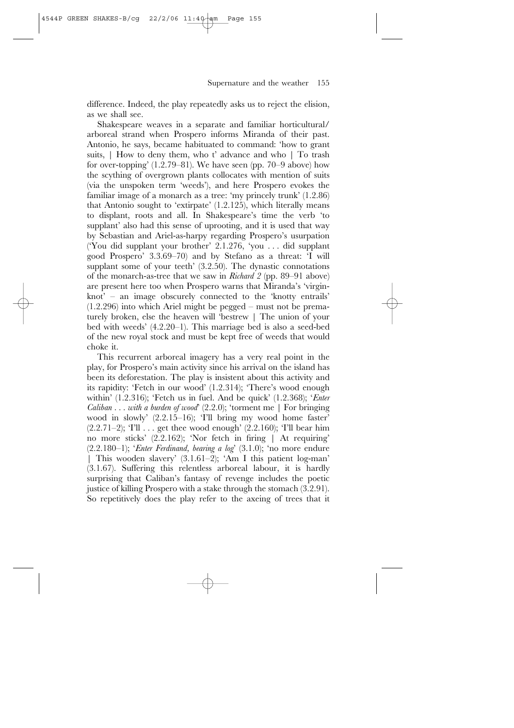difference. Indeed, the play repeatedly asks us to reject the elision, as we shall see.

Shakespeare weaves in a separate and familiar horticultural/arboreal strand when Prospero informs Miranda of their past. Antonio, he says, became habituated to command: 'how to grant suits, | How to deny them, who t' advance and who | To trash for over-topping' (1.2.79–81). We have seen (pp. 70–9 above) how the scything of overgrown plants collocates with mention of suits (via the unspoken term 'weeds'), and here Prospero evokes the familiar image of a monarch as a tree: 'my princely trunk' (1.2.86) that Antonio sought to 'extirpate' (1.2.125), which literally means to displant, roots and all. In Shakespeare's time the verb 'to supplant' also had this sense of uprooting, and it is used that way by Sebastian and Ariel-as-harpy regarding Prospero's usurpation ('You did supplant your brother' 2.1.276, 'you . . . did supplant good Prospero' 3.3.69–70) and by Stefano as a threat: 'I will supplant some of your teeth' (3.2.50). The dynastic connotations of the monarch-as-tree that we saw in *Richard 2* (pp. 89–91 above) are present here too when Prospero warns that Miranda's 'virgin-knot' – an image obscurely connected to the 'knotty entrails' (1.2.296) into which Ariel might be pegged – must not be prematurely broken, else the heaven will 'bestrew | The union of your bed with weeds' (4.2.20–1). This marriage bed is also a seed-bed of the new royal stock and must be kept free of weeds that would choke it.

This recurrent arboreal imagery has a very real point in the play, for Prospero's main activity since his arrival on the island has been its deforestation. The play is insistent about this activity and its rapidity: 'Fetch in our wood' (1.2.314); 'There's wood enough within' (1.2.316); 'Fetch us in fuel. And be quick' (1.2.368); '*Enter Caliban . . . with a burden of wood*' (2.2.0); 'torment me | For bringing wood in slowly' (2.2.15–16); 'I'll bring my wood home faster' (2.2.71–2); 'I'll . . . get thee wood enough' (2.2.160); 'I'll bear him no more sticks' (2.2.162); 'Nor fetch in firing | At requiring' (2.2.180–1); '*Enter Ferdinand, bearing a log*' (3.1.0); 'no more endure | This wooden slavery' (3.1.61–2); 'Am I this patient log-man' (3.1.67). Suffering this relentless arboreal labour, it is hardly surprising that Caliban's fantasy of revenge includes the poetic justice of killing Prospero with a stake through the stomach (3.2.91). So repetitively does the play refer to the axeing of trees that it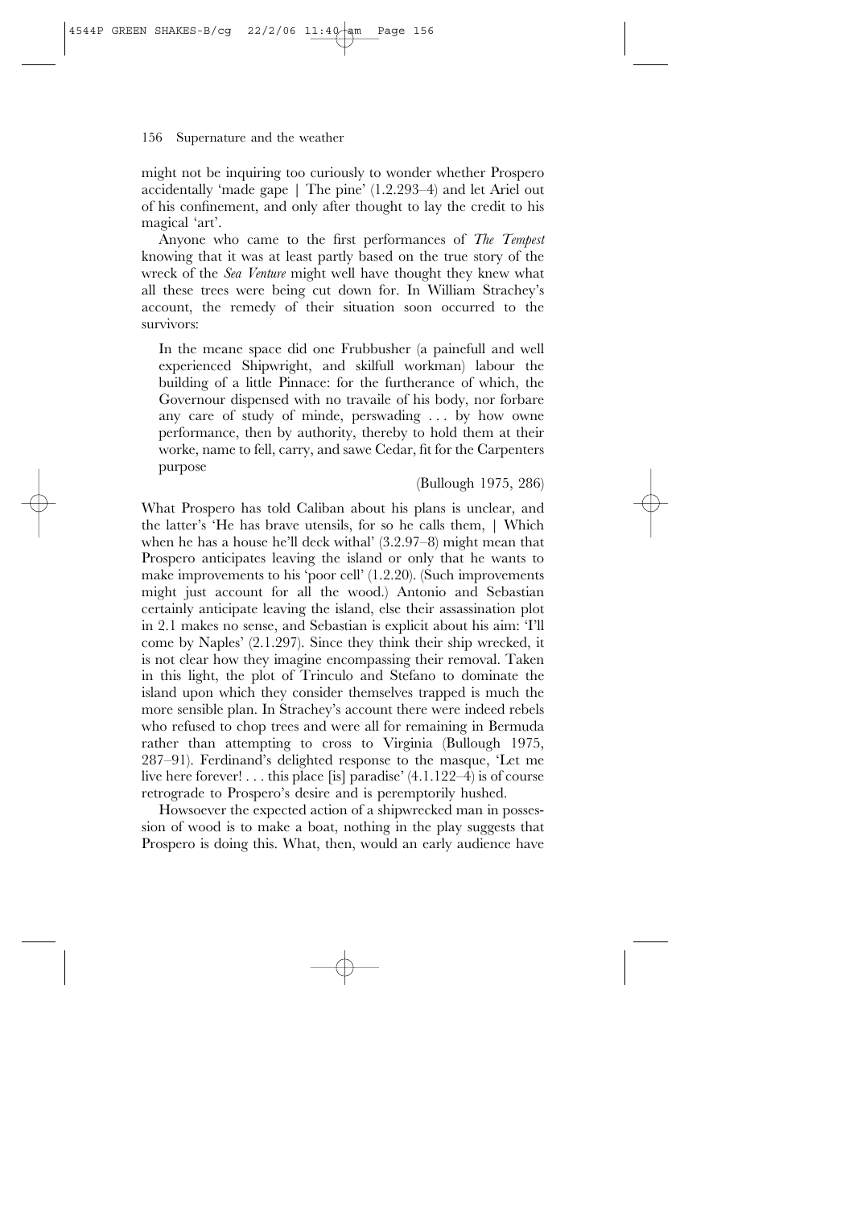might not be inquiring too curiously to wonder whether Prospero accidentally 'made gape | The pine' (1.2.293–4) and let Ariel out of his confinement, and only after thought to lay the credit to his magical 'art'.

Anyone who came to the first performances of *The Tempest* knowing that it was at least partly based on the true story of the wreck of the *Sea Venture* might well have thought they knew what all these trees were being cut down for. In William Strachey's account, the remedy of their situation soon occurred to the survivors:

> In the meane space did one Frubbusher (a painefull and well experienced Shipwright, and skilfull workman) labour the building of a little Pinnace: for the furtherance of which, the Governour dispensed with no travaile of his body, nor forbare any care of study of minde, perswading . . . by how owne performance, then by authority, thereby to hold them at their worke, name to fell, carry, and sawe Cedar, fit for the Carpenters purpose
>
> (Bullough 1975, 286)

What Prospero has told Caliban about his plans is unclear, and the latter's 'He has brave utensils, for so he calls them, | Which when he has a house he'll deck withal' (3.2.97–8) might mean that Prospero anticipates leaving the island or only that he wants to make improvements to his 'poor cell' (1.2.20). (Such improvements might just account for all the wood.) Antonio and Sebastian certainly anticipate leaving the island, else their assassination plot in 2.1 makes no sense, and Sebastian is explicit about his aim: 'I'll come by Naples' (2.1.297). Since they think their ship wrecked, it is not clear how they imagine encompassing their removal. Taken in this light, the plot of Trinculo and Stefano to dominate the island upon which they consider themselves trapped is much the more sensible plan. In Strachey's account there were indeed rebels who refused to chop trees and were all for remaining in Bermuda rather than attempting to cross to Virginia (Bullough 1975, 287–91). Ferdinand's delighted response to the masque, 'Let me live here forever! . . . this place [is] paradise' (4.1.122–4) is of course retrograde to Prospero's desire and is peremptorily hushed.

Howsoever the expected action of a shipwrecked man in possession of wood is to make a boat, nothing in the play suggests that Prospero is doing this. What, then, would an early audience have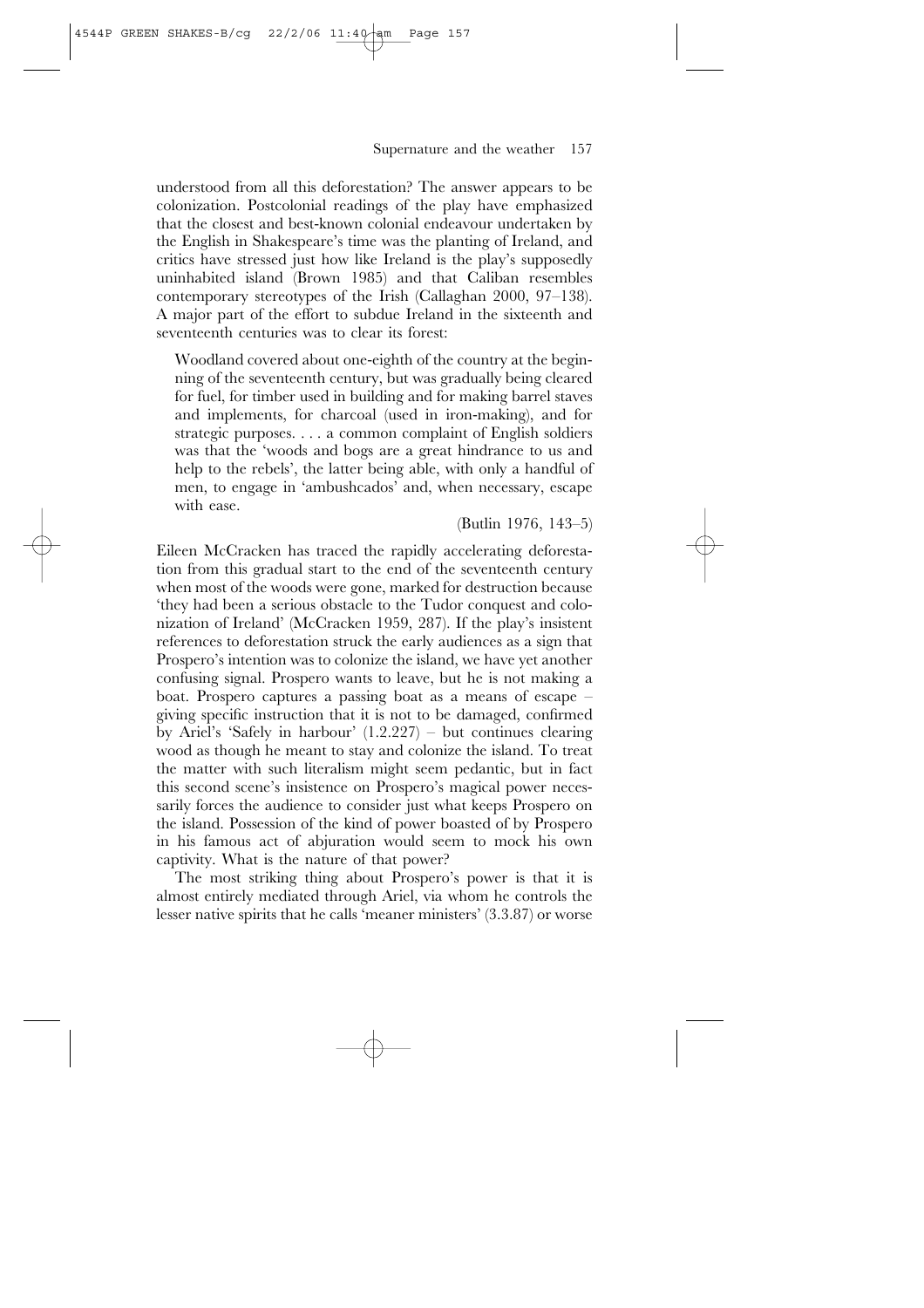understood from all this deforestation? The answer appears to be colonization. Postcolonial readings of the play have emphasized that the closest and best-known colonial endeavour undertaken by the English in Shakespeare's time was the planting of Ireland, and critics have stressed just how like Ireland is the play's supposedly uninhabited island (Brown 1985) and that Caliban resembles contemporary stereotypes of the Irish (Callaghan 2000, 97–138). A major part of the effort to subdue Ireland in the sixteenth and seventeenth centuries was to clear its forest:

> Woodland covered about one-eighth of the country at the beginning of the seventeenth century, but was gradually being cleared for fuel, for timber used in building and for making barrel staves and implements, for charcoal (used in iron-making), and for strategic purposes. . . . a common complaint of English soldiers was that the 'woods and bogs are a great hindrance to us and help to the rebels', the latter being able, with only a handful of men, to engage in 'ambushcados' and, when necessary, escape with ease.
>
> (Butlin 1976, 143–5)

Eileen McCracken has traced the rapidly accelerating deforestation from this gradual start to the end of the seventeenth century when most of the woods were gone, marked for destruction because 'they had been a serious obstacle to the Tudor conquest and colonization of Ireland' (McCracken 1959, 287). If the play's insistent references to deforestation struck the early audiences as a sign that Prospero's intention was to colonize the island, we have yet another confusing signal. Prospero wants to leave, but he is not making a boat. Prospero captures a passing boat as a means of escape – giving specific instruction that it is not to be damaged, confirmed by Ariel's 'Safely in harbour' (1.2.227) – but continues clearing wood as though he meant to stay and colonize the island. To treat the matter with such literalism might seem pedantic, but in fact this second scene's insistence on Prospero's magical power necessarily forces the audience to consider just what keeps Prospero on the island. Possession of the kind of power boasted of by Prospero in his famous act of abjuration would seem to mock his own captivity. What is the nature of that power?

The most striking thing about Prospero's power is that it is almost entirely mediated through Ariel, via whom he controls the lesser native spirits that he calls 'meaner ministers' (3.3.87) or worse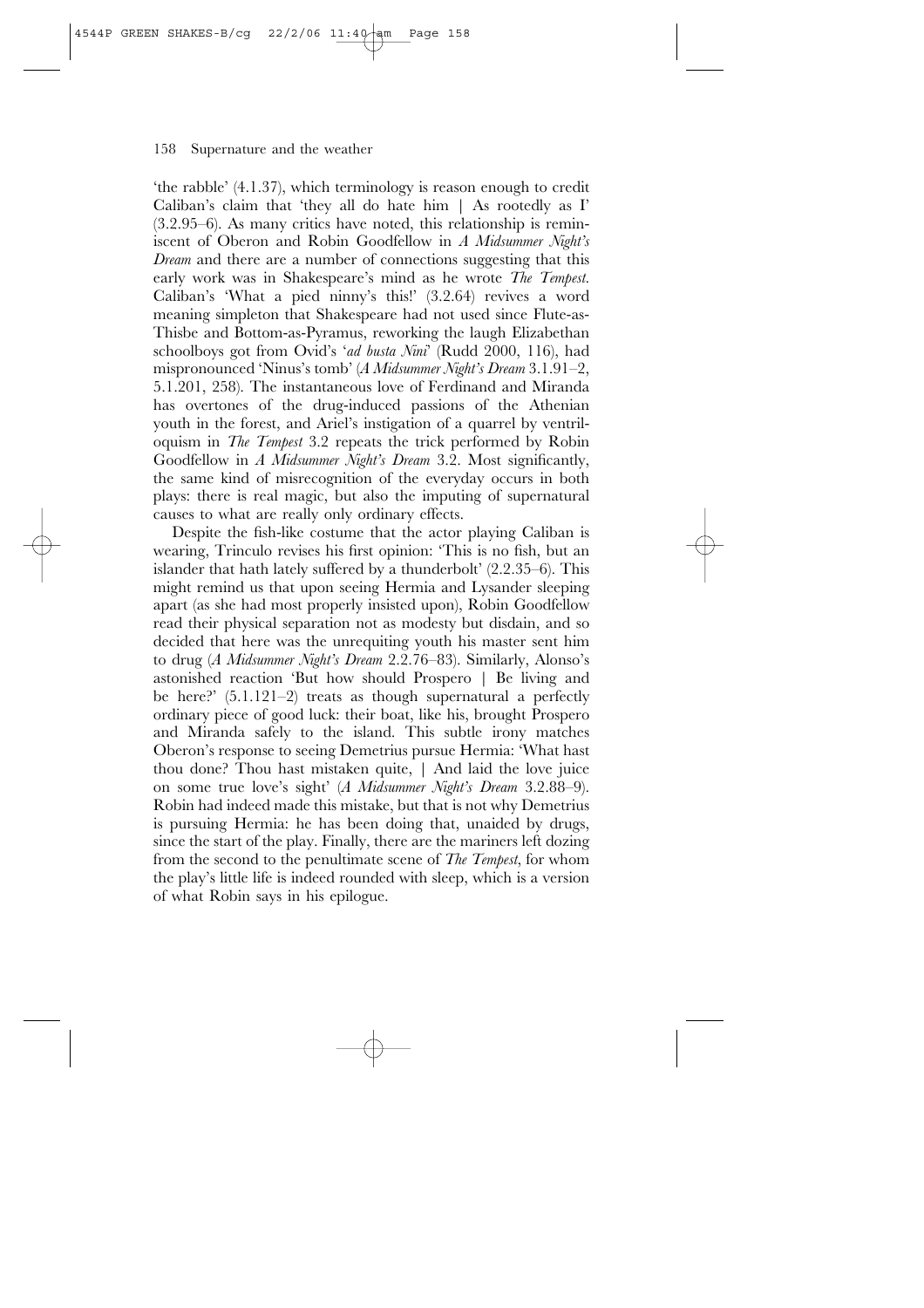'the rabble' (4.1.37), which terminology is reason enough to credit Caliban's claim that 'they all do hate him | As rootedly as I' (3.2.95–6). As many critics have noted, this relationship is reminiscent of Oberon and Robin Goodfellow in *A Midsummer Night's Dream* and there are a number of connections suggesting that this early work was in Shakespeare's mind as he wrote *The Tempest*. Caliban's 'What a pied ninny's this!' (3.2.64) revives a word meaning simpleton that Shakespeare had not used since Flute-as-Thisbe and Bottom-as-Pyramus, reworking the laugh Elizabethan schoolboys got from Ovid's '*ad busta Nini*' (Rudd 2000, 116), had mispronounced 'Ninus's tomb' (*A Midsummer Night's Dream* 3.1.91–2, 5.1.201, 258). The instantaneous love of Ferdinand and Miranda has overtones of the drug-induced passions of the Athenian youth in the forest, and Ariel's instigation of a quarrel by ventriloquism in *The Tempest* 3.2 repeats the trick performed by Robin Goodfellow in *A Midsummer Night's Dream* 3.2. Most significantly, the same kind of misrecognition of the everyday occurs in both plays: there is real magic, but also the imputing of supernatural causes to what are really only ordinary effects.

Despite the fish-like costume that the actor playing Caliban is wearing, Trinculo revises his first opinion: 'This is no fish, but an islander that hath lately suffered by a thunderbolt' (2.2.35–6). This might remind us that upon seeing Hermia and Lysander sleeping apart (as she had most properly insisted upon), Robin Goodfellow read their physical separation not as modesty but disdain, and so decided that here was the unrequiting youth his master sent him to drug (*A Midsummer Night's Dream* 2.2.76–83). Similarly, Alonso's astonished reaction 'But how should Prospero | Be living and be here?' (5.1.121–2) treats as though supernatural a perfectly ordinary piece of good luck: their boat, like his, brought Prospero and Miranda safely to the island. This subtle irony matches Oberon's response to seeing Demetrius pursue Hermia: 'What hast thou done? Thou hast mistaken quite, | And laid the love juice on some true love's sight' (*A Midsummer Night's Dream* 3.2.88–9). Robin had indeed made this mistake, but that is not why Demetrius is pursuing Hermia: he has been doing that, unaided by drugs, since the start of the play. Finally, there are the mariners left dozing from the second to the penultimate scene of *The Tempest*, for whom the play's little life is indeed rounded with sleep, which is a version of what Robin says in his epilogue.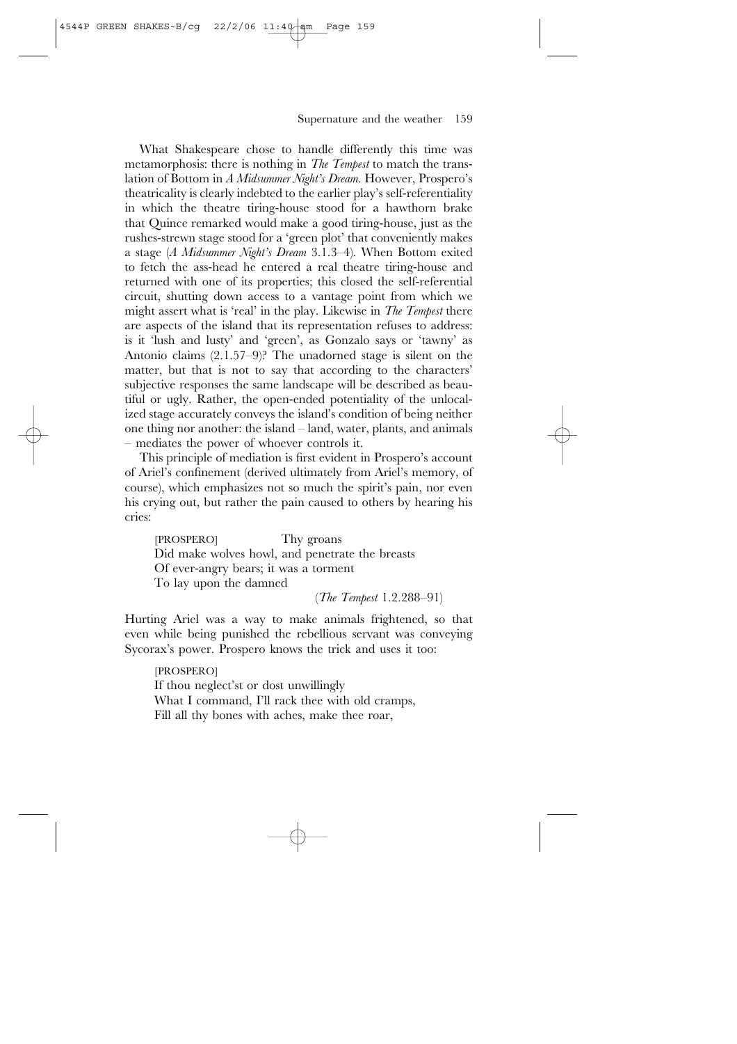What Shakespeare chose to handle differently this time was metamorphosis: there is nothing in *The Tempest* to match the translation of Bottom in *A Midsummer Night's Dream*. However, Prospero's theatricality is clearly indebted to the earlier play's self-referentiality in which the theatre tiring-house stood for a hawthorn brake that Quince remarked would make a good tiring-house, just as the rushes-strewn stage stood for a 'green plot' that conveniently makes a stage (*A Midsummer Night's Dream* 3.1.3–4). When Bottom exited to fetch the ass-head he entered a real theatre tiring-house and returned with one of its properties; this closed the self-referential circuit, shutting down access to a vantage point from which we might assert what is 'real' in the play. Likewise in *The Tempest* there are aspects of the island that its representation refuses to address: is it 'lush and lusty' and 'green', as Gonzalo says or 'tawny' as Antonio claims (2.1.57–9)? The unadorned stage is silent on the matter, but that is not to say that according to the characters' subjective responses the same landscape will be described as beautiful or ugly. Rather, the open-ended potentiality of the unlocalized stage accurately conveys the island's condition of being neither one thing nor another: the island – land, water, plants, and animals – mediates the power of whoever controls it.

This principle of mediation is first evident in Prospero's account of Ariel's confinement (derived ultimately from Ariel's memory, of course), which emphasizes not so much the spirit's pain, nor even his crying out, but rather the pain caused to others by hearing his cries:

> [PROSPERO] Thy groans
> Did make wolves howl, and penetrate the breasts
> Of ever-angry bears; it was a torment
> To lay upon the damned
>
> (*The Tempest* 1.2.288–91)

Hurting Ariel was a way to make animals frightened, so that even while being punished the rebellious servant was conveying Sycorax's power. Prospero knows the trick and uses it too:

> [PROSPERO]
> If thou neglect'st or dost unwillingly
> What I command, I'll rack thee with old cramps,
> Fill all thy bones with aches, make thee roar,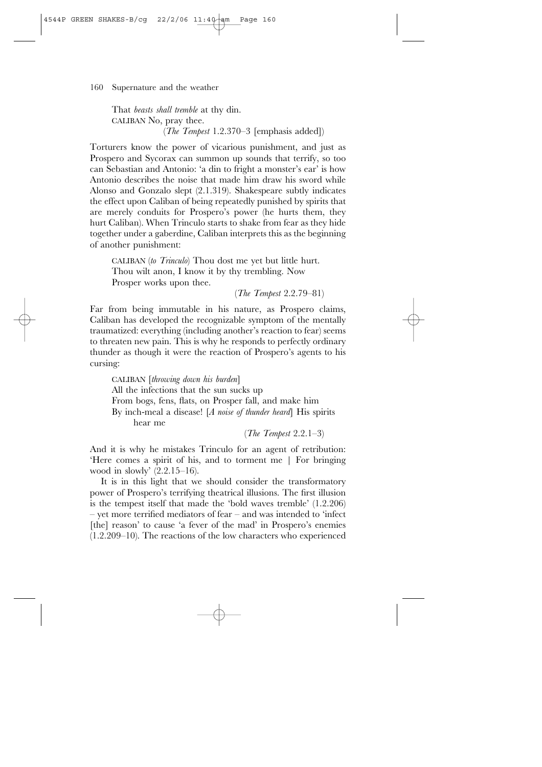> That *beasts shall tremble* at thy din.
> CALIBAN No, pray thee.
> (*The Tempest* 1.2.370–3 [emphasis added])

Torturers know the power of vicarious punishment, and just as Prospero and Sycorax can summon up sounds that terrify, so too can Sebastian and Antonio: 'a din to fright a monster's ear' is how Antonio describes the noise that made him draw his sword while Alonso and Gonzalo slept (2.1.319). Shakespeare subtly indicates the effect upon Caliban of being repeatedly punished by spirits that are merely conduits for Prospero's power (he hurts them, they hurt Caliban). When Trinculo starts to shake from fear as they hide together under a gaberdine, Caliban interprets this as the beginning of another punishment:

> CALIBAN (*to Trinculo*) Thou dost me yet but little hurt.
> Thou wilt anon, I know it by thy trembling. Now
> Prosper works upon thee.
> (*The Tempest* 2.2.79–81)

Far from being immutable in his nature, as Prospero claims, Caliban has developed the recognizable symptom of the mentally traumatized: everything (including another's reaction to fear) seems to threaten new pain. This is why he responds to perfectly ordinary thunder as though it were the reaction of Prospero's agents to his cursing:

> CALIBAN [*throwing down his burden*]
> All the infections that the sun sucks up
> From bogs, fens, flats, on Prosper fall, and make him
> By inch-meal a disease! [*A noise of thunder heard*] His spirits hear me
> (*The Tempest* 2.2.1–3)

And it is why he mistakes Trinculo for an agent of retribution: 'Here comes a spirit of his, and to torment me | For bringing wood in slowly' (2.2.15–16).

It is in this light that we should consider the transformatory power of Prospero's terrifying theatrical illusions. The first illusion is the tempest itself that made the 'bold waves tremble' (1.2.206) – yet more terrified mediators of fear – and was intended to 'infect [the] reason' to cause 'a fever of the mad' in Prospero's enemies (1.2.209–10). The reactions of the low characters who experienced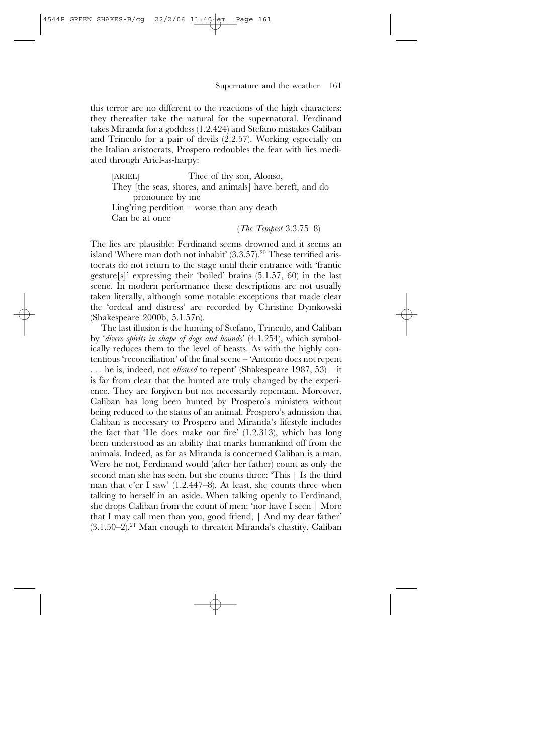this terror are no different to the reactions of the high characters: they thereafter take the natural for the supernatural. Ferdinand takes Miranda for a goddess (1.2.424) and Stefano mistakes Caliban and Trinculo for a pair of devils (2.2.57). Working especially on the Italian aristocrats, Prospero redoubles the fear with lies mediated through Ariel-as-harpy:

> [ARIEL] Thee of thy son, Alonso,
> They [the seas, shores, and animals] have bereft, and do pronounce by me
> Ling'ring perdition – worse than any death
> Can be at once
>
> (*The Tempest* 3.3.75–8)

The lies are plausible: Ferdinand seems drowned and it seems an island 'Where man doth not inhabit' (3.3.57).[20] These terrified aristocrats do not return to the stage until their entrance with 'frantic gesture[s]' expressing their 'boiled' brains (5.1.57, 60) in the last scene. In modern performance these descriptions are not usually taken literally, although some notable exceptions that made clear the 'ordeal and distress' are recorded by Christine Dymkowski (Shakespeare 2000b, 5.1.57n).

The last illusion is the hunting of Stefano, Trinculo, and Caliban by '*divers spirits in shape of dogs and hounds*' (4.1.254), which symbolically reduces them to the level of beasts. As with the highly contentious 'reconciliation' of the final scene – 'Antonio does not repent . . . he is, indeed, not *allowed* to repent' (Shakespeare 1987, 53) – it is far from clear that the hunted are truly changed by the experience. They are forgiven but not necessarily repentant. Moreover, Caliban has long been hunted by Prospero's ministers without being reduced to the status of an animal. Prospero's admission that Caliban is necessary to Prospero and Miranda's lifestyle includes the fact that 'He does make our fire' (1.2.313), which has long been understood as an ability that marks humankind off from the animals. Indeed, as far as Miranda is concerned Caliban is a man. Were he not, Ferdinand would (after her father) count as only the second man she has seen, but she counts three: 'This | Is the third man that e'er I saw' (1.2.447–8). At least, she counts three when talking to herself in an aside. When talking openly to Ferdinand, she drops Caliban from the count of men: 'nor have I seen | More that I may call men than you, good friend, | And my dear father' (3.1.50–2).[21] Man enough to threaten Miranda's chastity, Caliban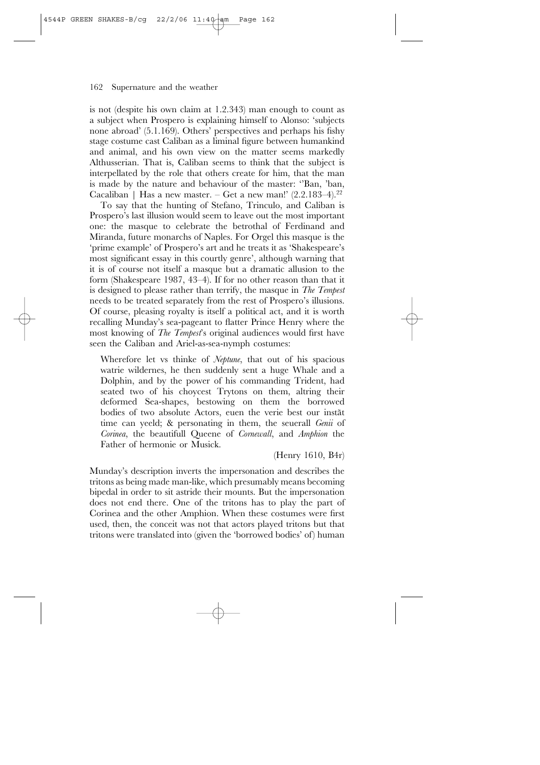is not (despite his own claim at 1.2.343) man enough to count as a subject when Prospero is explaining himself to Alonso: 'subjects none abroad' (5.1.169). Others' perspectives and perhaps his fishy stage costume cast Caliban as a liminal figure between humankind and animal, and his own view on the matter seems markedly Althusserian. That is, Caliban seems to think that the subject is interpellated by the role that others create for him, that the man is made by the nature and behaviour of the master: ''Ban, 'ban, Cacaliban | Has a new master. – Get a new man!' (2.2.183–4).[22]

To say that the hunting of Stefano, Trinculo, and Caliban is Prospero's last illusion would seem to leave out the most important one: the masque to celebrate the betrothal of Ferdinand and Miranda, future monarchs of Naples. For Orgel this masque is the 'prime example' of Prospero's art and he treats it as 'Shakespeare's most significant essay in this courtly genre', although warning that it is of course not itself a masque but a dramatic allusion to the form (Shakespeare 1987, 43–4). If for no other reason than that it is designed to please rather than terrify, the masque in *The Tempest* needs to be treated separately from the rest of Prospero's illusions. Of course, pleasing royalty is itself a political act, and it is worth recalling Munday's sea-pageant to flatter Prince Henry where the most knowing of *The Tempest*'s original audiences would first have seen the Caliban and Ariel-as-sea-nymph costumes:

> Wherefore let vs thinke of *Neptune*, that out of his spacious watrie wildernes, he then suddenly sent a huge Whale and a Dolphin, and by the power of his commanding Trident, had seated two of his choycest Trytons on them, altring their deformed Sea-shapes, bestowing on them the borrowed bodies of two absolute Actors, euen the verie best our instãt time can yeeld; & personating in them, the seuerall *Genii* of *Corinea*, the beautifull Queene of *Cornewall*, and *Amphion* the Father of hermonie or Musick.
>
> (Henry 1610, B4r)

Munday's description inverts the impersonation and describes the tritons as being made man-like, which presumably means becoming bipedal in order to sit astride their mounts. But the impersonation does not end there. One of the tritons has to play the part of Corinea and the other Amphion. When these costumes were first used, then, the conceit was not that actors played tritons but that tritons were translated into (given the 'borrowed bodies' of) human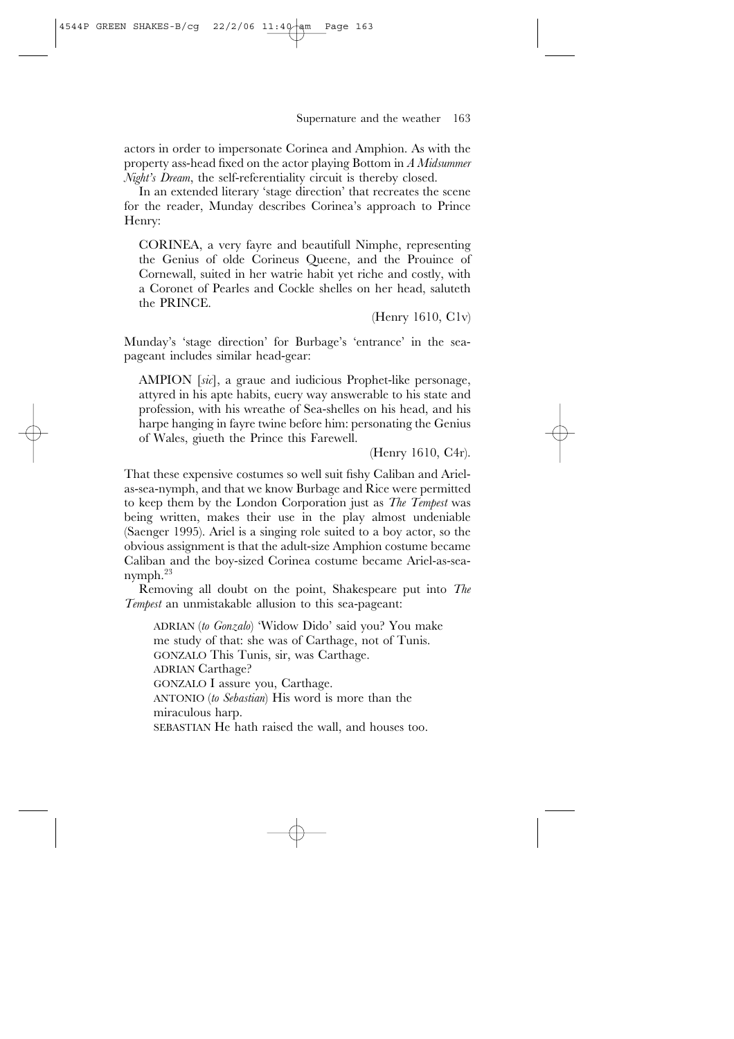actors in order to impersonate Corinea and Amphion. As with the property ass-head fixed on the actor playing Bottom in *A Midsummer Night's Dream*, the self-referentiality circuit is thereby closed.

In an extended literary 'stage direction' that recreates the scene for the reader, Munday describes Corinea's approach to Prince Henry:

> CORINEA, a very fayre and beautifull Nimphe, representing the Genius of olde Corineus Queene, and the Prouince of Cornewall, suited in her watrie habit yet riche and costly, with a Coronet of Pearles and Cockle shelles on her head, saluteth the PRINCE.
>
> (Henry 1610, C1v)

Munday's 'stage direction' for Burbage's 'entrance' in the sea-pageant includes similar head-gear:

> AMPION [*sic*], a graue and iudicious Prophet-like personage, attyred in his apte habits, euery way answerable to his state and profession, with his wreathe of Sea-shelles on his head, and his harpe hanging in fayre twine before him: personating the Genius of Wales, giueth the Prince this Farewell.
>
> (Henry 1610, C4r).

That these expensive costumes so well suit fishy Caliban and Ariel-as-sea-nymph, and that we know Burbage and Rice were permitted to keep them by the London Corporation just as *The Tempest* was being written, makes their use in the play almost undeniable (Saenger 1995). Ariel is a singing role suited to a boy actor, so the obvious assignment is that the adult-size Amphion costume became Caliban and the boy-sized Corinea costume became Ariel-as-sea-nymph.[23]

Removing all doubt on the point, Shakespeare put into *The Tempest* an unmistakable allusion to this sea-pageant:

> ADRIAN (*to Gonzalo*) 'Widow Dido' said you? You make me study of that: she was of Carthage, not of Tunis.
> GONZALO This Tunis, sir, was Carthage.
> ADRIAN Carthage?
> GONZALO I assure you, Carthage.
> ANTONIO (*to Sebastian*) His word is more than the miraculous harp.
> SEBASTIAN He hath raised the wall, and houses too.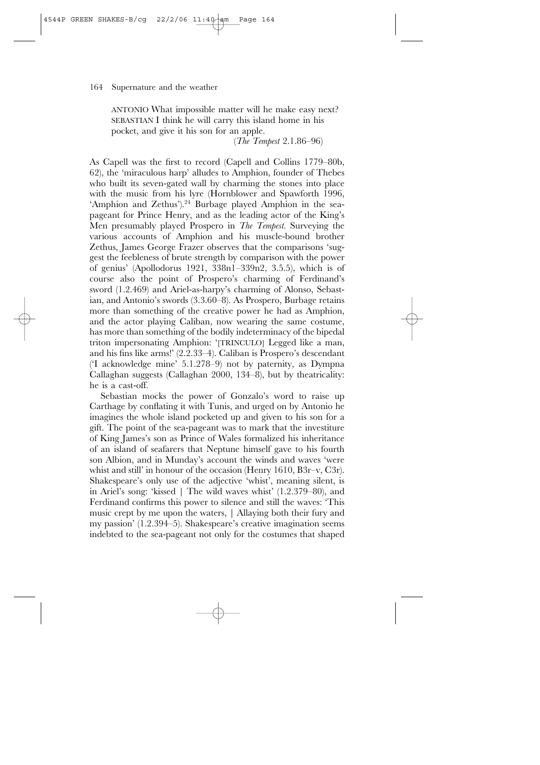ANTONIO What impossible matter will he make easy next?
SEBASTIAN I think he will carry this island home in his pocket, and give it his son for an apple.

(*The Tempest* 2.1.86–96)

As Capell was the first to record (Capell and Collins 1779–80b, 62), the 'miraculous harp' alludes to Amphion, founder of Thebes who built its seven-gated wall by charming the stones into place with the music from his lyre (Hornblower and Spawforth 1996, 'Amphion and Zethus').[24] Burbage played Amphion in the sea-pageant for Prince Henry, and as the leading actor of the King's Men presumably played Prospero in *The Tempest*. Surveying the various accounts of Amphion and his muscle-bound brother Zethus, James George Frazer observes that the comparisons 'suggest the feebleness of brute strength by comparison with the power of genius' (Apollodorus 1921, 338n1–339n2, 3.5.5), which is of course also the point of Prospero's charming of Ferdinand's sword (1.2.469) and Ariel-as-harpy's charming of Alonso, Sebastian, and Antonio's swords (3.3.60–8). As Prospero, Burbage retains more than something of the creative power he had as Amphion, and the actor playing Caliban, now wearing the same costume, has more than something of the bodily indeterminacy of the bipedal triton impersonating Amphion: '[TRINCULO] Legged like a man, and his fins like arms!' (2.2.33–4). Caliban is Prospero's descendant ('I acknowledge mine' 5.1.278–9) not by paternity, as Dympna Callaghan suggests (Callaghan 2000, 134–8), but by theatricality: he is a cast-off.

Sebastian mocks the power of Gonzalo's word to raise up Carthage by conflating it with Tunis, and urged on by Antonio he imagines the whole island pocketed up and given to his son for a gift. The point of the sea-pageant was to mark that the investiture of King James's son as Prince of Wales formalized his inheritance of an island of seafarers that Neptune himself gave to his fourth son Albion, and in Munday's account the winds and waves 'were whist and still' in honour of the occasion (Henry 1610, B3r–v, C3r). Shakespeare's only use of the adjective 'whist', meaning silent, is in Ariel's song: 'kissed | The wild waves whist' (1.2.379–80), and Ferdinand confirms this power to silence and still the waves: 'This music crept by me upon the waters, | Allaying both their fury and my passion' (1.2.394–5). Shakespeare's creative imagination seems indebted to the sea-pageant not only for the costumes that shaped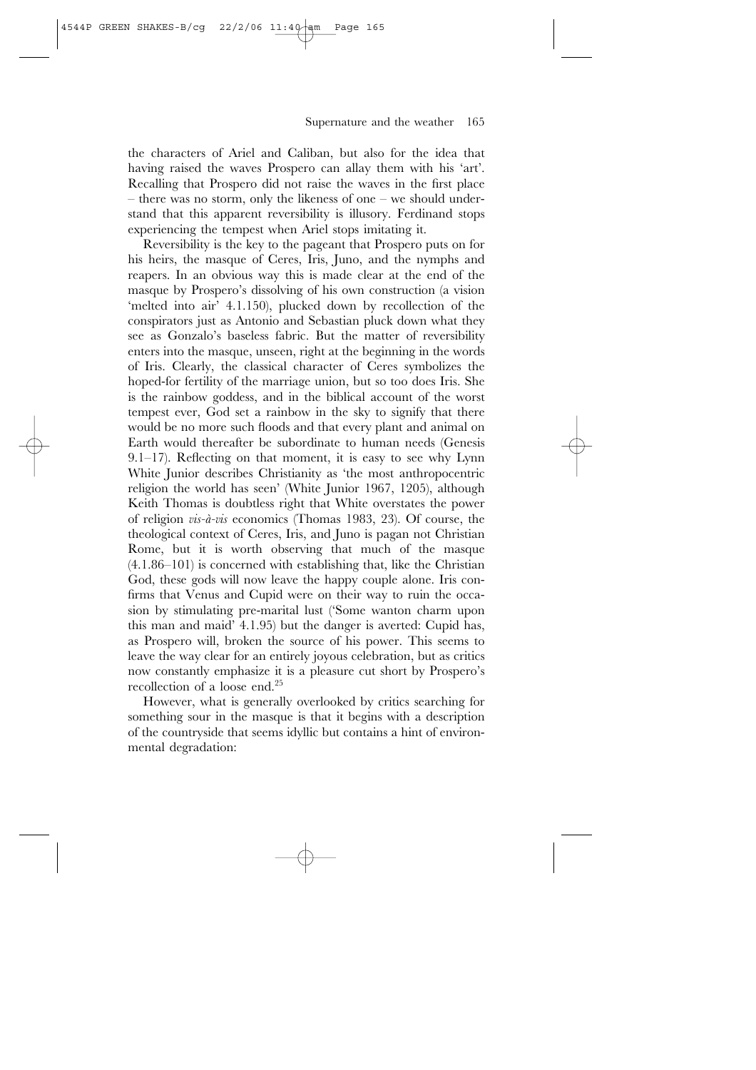the characters of Ariel and Caliban, but also for the idea that having raised the waves Prospero can allay them with his 'art'. Recalling that Prospero did not raise the waves in the first place – there was no storm, only the likeness of one – we should understand that this apparent reversibility is illusory. Ferdinand stops experiencing the tempest when Ariel stops imitating it.

Reversibility is the key to the pageant that Prospero puts on for his heirs, the masque of Ceres, Iris, Juno, and the nymphs and reapers. In an obvious way this is made clear at the end of the masque by Prospero's dissolving of his own construction (a vision 'melted into air' 4.1.150), plucked down by recollection of the conspirators just as Antonio and Sebastian pluck down what they see as Gonzalo's baseless fabric. But the matter of reversibility enters into the masque, unseen, right at the beginning in the words of Iris. Clearly, the classical character of Ceres symbolizes the hoped-for fertility of the marriage union, but so too does Iris. She is the rainbow goddess, and in the biblical account of the worst tempest ever, God set a rainbow in the sky to signify that there would be no more such floods and that every plant and animal on Earth would thereafter be subordinate to human needs (Genesis 9.1–17). Reflecting on that moment, it is easy to see why Lynn White Junior describes Christianity as 'the most anthropocentric religion the world has seen' (White Junior 1967, 1205), although Keith Thomas is doubtless right that White overstates the power of religion *vis-à-vis* economics (Thomas 1983, 23). Of course, the theological context of Ceres, Iris, and Juno is pagan not Christian Rome, but it is worth observing that much of the masque (4.1.86–101) is concerned with establishing that, like the Christian God, these gods will now leave the happy couple alone. Iris confirms that Venus and Cupid were on their way to ruin the occasion by stimulating pre-marital lust ('Some wanton charm upon this man and maid' 4.1.95) but the danger is averted: Cupid has, as Prospero will, broken the source of his power. This seems to leave the way clear for an entirely joyous celebration, but as critics now constantly emphasize it is a pleasure cut short by Prospero's recollection of a loose end.[25]

However, what is generally overlooked by critics searching for something sour in the masque is that it begins with a description of the countryside that seems idyllic but contains a hint of environmental degradation: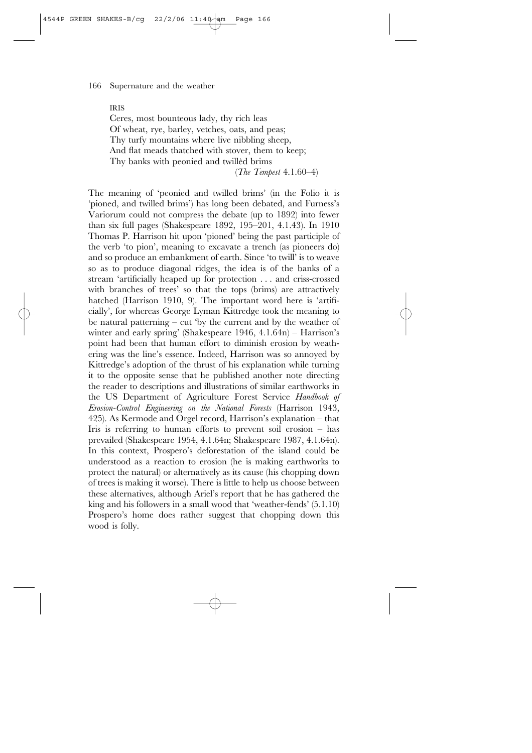IRIS

Ceres, most bounteous lady, thy rich leas
Of wheat, rye, barley, vetches, oats, and peas;
Thy turfy mountains where live nibbling sheep,
And flat meads thatched with stover, them to keep;
Thy banks with peonied and twillèd brims

(*The Tempest* 4.1.60–4)

The meaning of 'peonied and twilled brims' (in the Folio it is 'pioned, and twilled brims') has long been debated, and Furness's Variorum could not compress the debate (up to 1892) into fewer than six full pages (Shakespeare 1892, 195–201, 4.1.43). In 1910 Thomas P. Harrison hit upon 'pioned' being the past participle of the verb 'to pion', meaning to excavate a trench (as pioneers do) and so produce an embankment of earth. Since 'to twill' is to weave so as to produce diagonal ridges, the idea is of the banks of a stream 'artificially heaped up for protection . . . and criss-crossed with branches of trees' so that the tops (brims) are attractively hatched (Harrison 1910, 9). The important word here is 'artificially', for whereas George Lyman Kittredge took the meaning to be natural patterning – cut 'by the current and by the weather of winter and early spring' (Shakespeare 1946, 4.1.64n) – Harrison's point had been that human effort to diminish erosion by weathering was the line's essence. Indeed, Harrison was so annoyed by Kittredge's adoption of the thrust of his explanation while turning it to the opposite sense that he published another note directing the reader to descriptions and illustrations of similar earthworks in the US Department of Agriculture Forest Service *Handbook of Erosion-Control Engineering on the National Forests* (Harrison 1943, 425). As Kermode and Orgel record, Harrison's explanation – that Iris is referring to human efforts to prevent soil erosion – has prevailed (Shakespeare 1954, 4.1.64n; Shakespeare 1987, 4.1.64n). In this context, Prospero's deforestation of the island could be understood as a reaction to erosion (he is making earthworks to protect the natural) or alternatively as its cause (his chopping down of trees is making it worse). There is little to help us choose between these alternatives, although Ariel's report that he has gathered the king and his followers in a small wood that 'weather-fends' (5.1.10) Prospero's home does rather suggest that chopping down this wood is folly.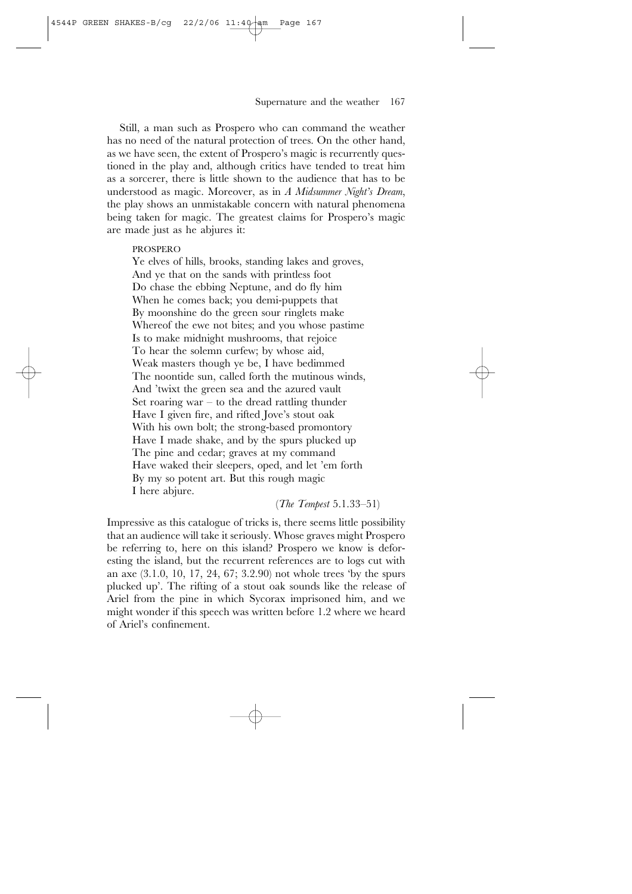Still, a man such as Prospero who can command the weather has no need of the natural protection of trees. On the other hand, as we have seen, the extent of Prospero's magic is recurrently questioned in the play and, although critics have tended to treat him as a sorcerer, there is little shown to the audience that has to be understood as magic. Moreover, as in *A Midsummer Night's Dream*, the play shows an unmistakable concern with natural phenomena being taken for magic. The greatest claims for Prospero's magic are made just as he abjures it:

> PROSPERO
> Ye elves of hills, brooks, standing lakes and groves,
> And ye that on the sands with printless foot
> Do chase the ebbing Neptune, and do fly him
> When he comes back; you demi-puppets that
> By moonshine do the green sour ringlets make
> Whereof the ewe not bites; and you whose pastime
> Is to make midnight mushrooms, that rejoice
> To hear the solemn curfew; by whose aid,
> Weak masters though ye be, I have bedimmed
> The noontide sun, called forth the mutinous winds,
> And 'twixt the green sea and the azured vault
> Set roaring war – to the dread rattling thunder
> Have I given fire, and rifted Jove's stout oak
> With his own bolt; the strong-based promontory
> Have I made shake, and by the spurs plucked up
> The pine and cedar; graves at my command
> Have waked their sleepers, oped, and let 'em forth
> By my so potent art. But this rough magic
> I here abjure.
>
> (*The Tempest* 5.1.33–51)

Impressive as this catalogue of tricks is, there seems little possibility that an audience will take it seriously. Whose graves might Prospero be referring to, here on this island? Prospero we know is deforesting the island, but the recurrent references are to logs cut with an axe (3.1.0, 10, 17, 24, 67; 3.2.90) not whole trees 'by the spurs plucked up'. The rifting of a stout oak sounds like the release of Ariel from the pine in which Sycorax imprisoned him, and we might wonder if this speech was written before 1.2 where we heard of Ariel's confinement.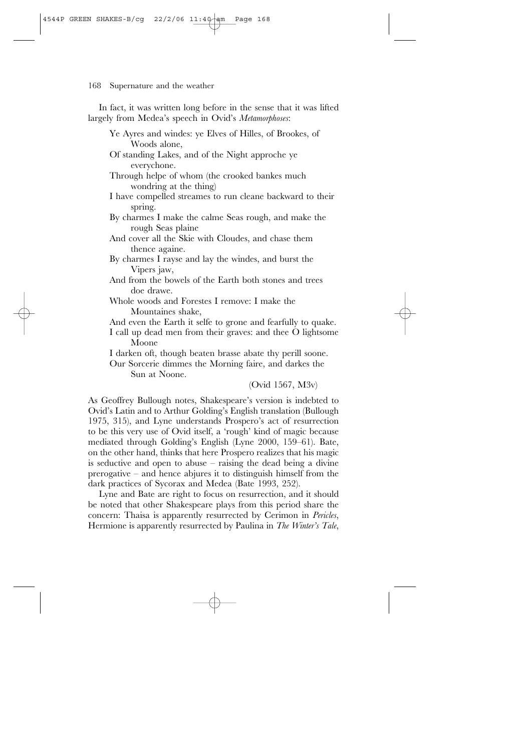In fact, it was written long before in the sense that it was lifted largely from Medea's speech in Ovid's *Metamorphoses*:

> Ye Ayres and windes: ye Elves of Hilles, of Brookes, of Woods alone,
> Of standing Lakes, and of the Night approche ye everychone.
> Through helpe of whom (the crooked bankes much wondring at the thing)
> I have compelled streames to run cleane backward to their spring.
> By charmes I make the calme Seas rough, and make the rough Seas plaine
> And cover all the Skie with Cloudes, and chase them thence againe.
> By charmes I rayse and lay the windes, and burst the Vipers jaw,
> And from the bowels of the Earth both stones and trees doe drawe.
> Whole woods and Forestes I remove: I make the Mountaines shake,
> And even the Earth it selfe to grone and fearfully to quake.
> I call up dead men from their graves: and thee O lightsome Moone
> I darken oft, though beaten brasse abate thy perill soone.
> Our Sorcerie dimmes the Morning faire, and darkes the Sun at Noone.
>
> (Ovid 1567, M3v)

As Geoffrey Bullough notes, Shakespeare's version is indebted to Ovid's Latin and to Arthur Golding's English translation (Bullough 1975, 315), and Lyne understands Prospero's act of resurrection to be this very use of Ovid itself, a 'rough' kind of magic because mediated through Golding's English (Lyne 2000, 159–61). Bate, on the other hand, thinks that here Prospero realizes that his magic is seductive and open to abuse – raising the dead being a divine prerogative – and hence abjures it to distinguish himself from the dark practices of Sycorax and Medea (Bate 1993, 252).

Lyne and Bate are right to focus on resurrection, and it should be noted that other Shakespeare plays from this period share the concern: Thaisa is apparently resurrected by Cerimon in *Pericles*, Hermione is apparently resurrected by Paulina in *The Winter's Tale*,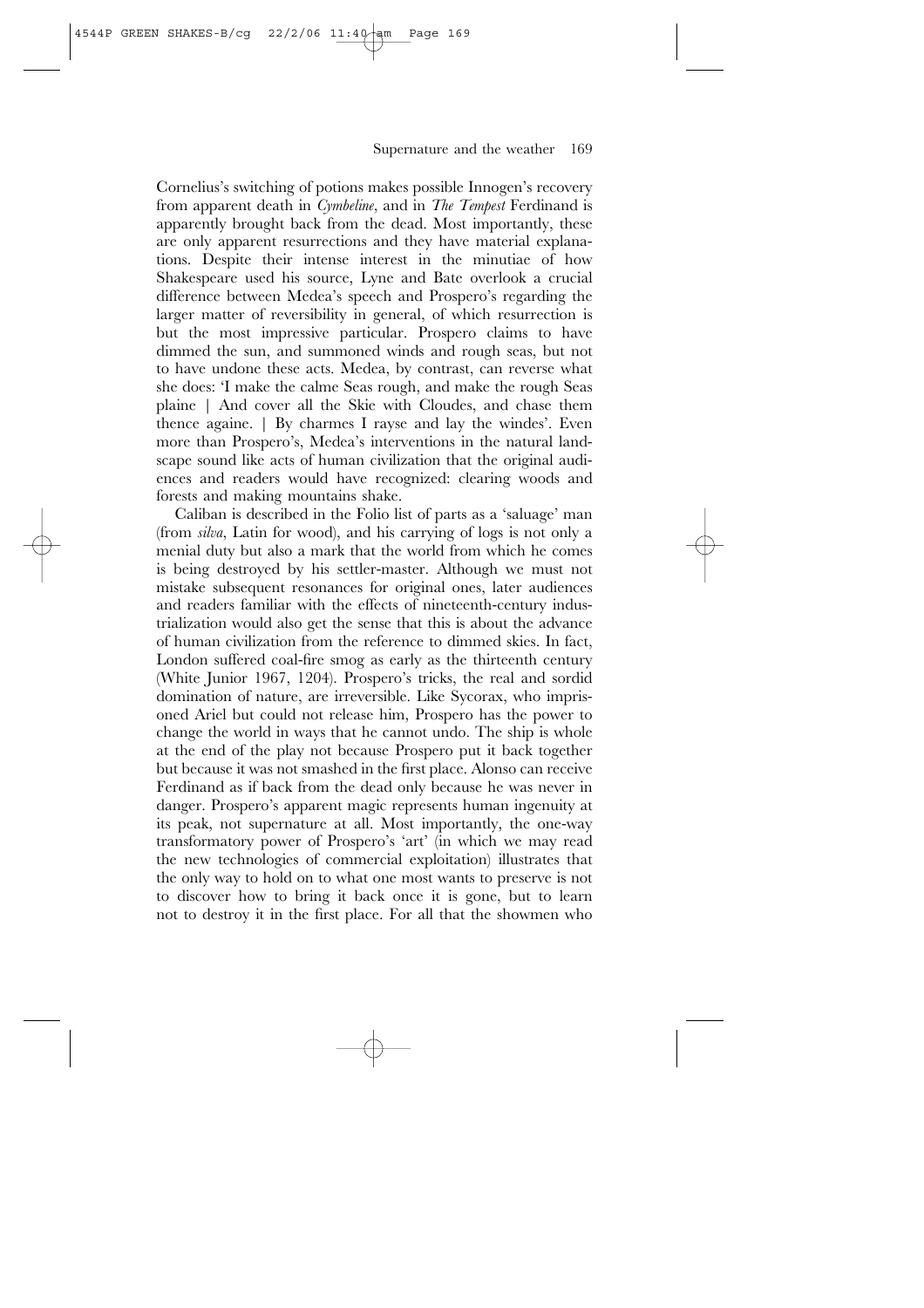Cornelius's switching of potions makes possible Innogen's recovery from apparent death in *Cymbeline*, and in *The Tempest* Ferdinand is apparently brought back from the dead. Most importantly, these are only apparent resurrections and they have material explanations. Despite their intense interest in the minutiae of how Shakespeare used his source, Lyne and Bate overlook a crucial difference between Medea's speech and Prospero's regarding the larger matter of reversibility in general, of which resurrection is but the most impressive particular. Prospero claims to have dimmed the sun, and summoned winds and rough seas, but not to have undone these acts. Medea, by contrast, can reverse what she does: 'I make the calme Seas rough, and make the rough Seas plaine | And cover all the Skie with Cloudes, and chase them thence againe. | By charmes I rayse and lay the windes'. Even more than Prospero's, Medea's interventions in the natural landscape sound like acts of human civilization that the original audiences and readers would have recognized: clearing woods and forests and making mountains shake.

Caliban is described in the Folio list of parts as a 'saluage' man (from *silva*, Latin for wood), and his carrying of logs is not only a menial duty but also a mark that the world from which he comes is being destroyed by his settler-master. Although we must not mistake subsequent resonances for original ones, later audiences and readers familiar with the effects of nineteenth-century industrialization would also get the sense that this is about the advance of human civilization from the reference to dimmed skies. In fact, London suffered coal-fire smog as early as the thirteenth century (White Junior 1967, 1204). Prospero's tricks, the real and sordid domination of nature, are irreversible. Like Sycorax, who imprisoned Ariel but could not release him, Prospero has the power to change the world in ways that he cannot undo. The ship is whole at the end of the play not because Prospero put it back together but because it was not smashed in the first place. Alonso can receive Ferdinand as if back from the dead only because he was never in danger. Prospero's apparent magic represents human ingenuity at its peak, not supernature at all. Most importantly, the one-way transformatory power of Prospero's 'art' (in which we may read the new technologies of commercial exploitation) illustrates that the only way to hold on to what one most wants to preserve is not to discover how to bring it back once it is gone, but to learn not to destroy it in the first place. For all that the showmen who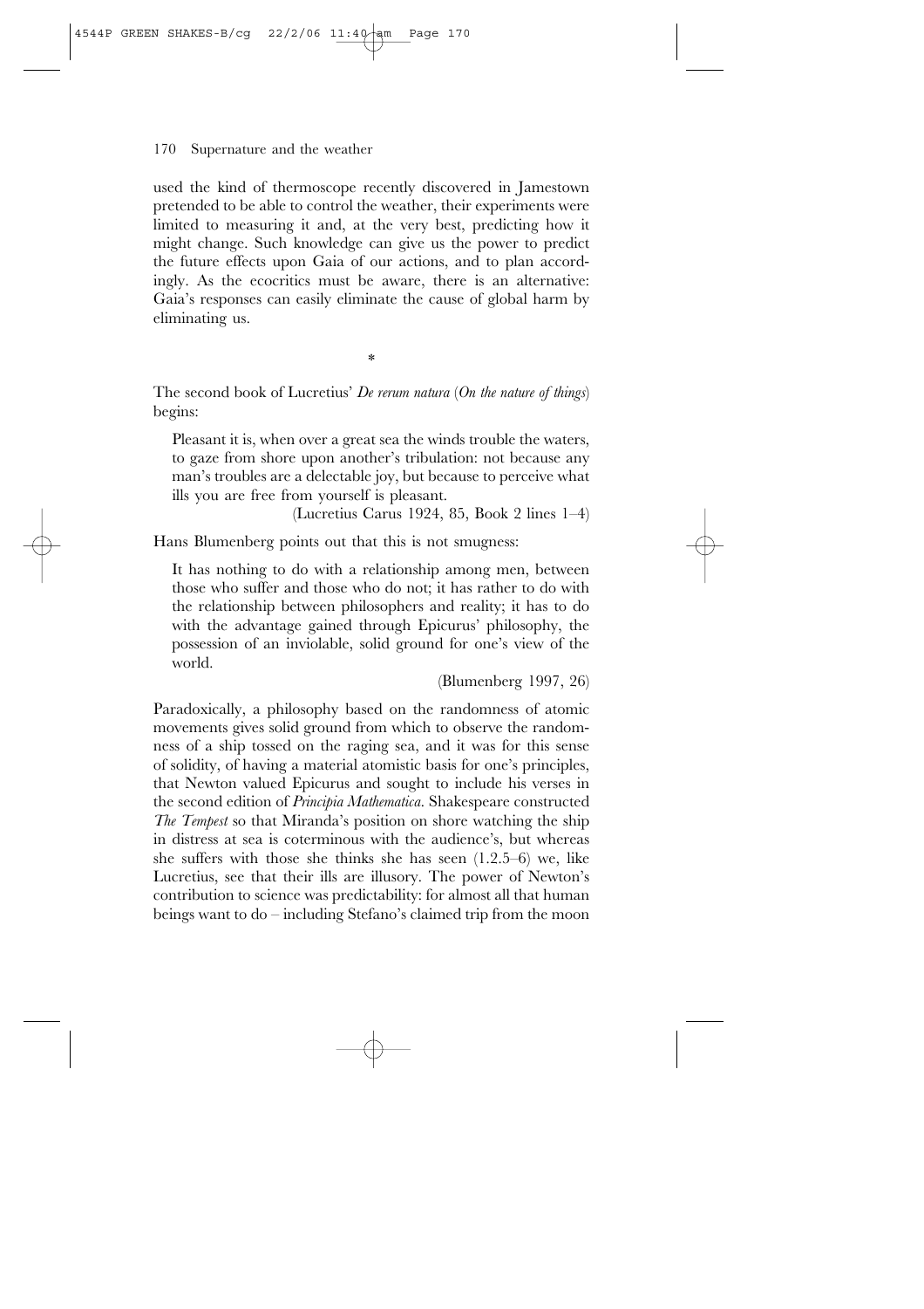used the kind of thermoscope recently discovered in Jamestown pretended to be able to control the weather, their experiments were limited to measuring it and, at the very best, predicting how it might change. Such knowledge can give us the power to predict the future effects upon Gaia of our actions, and to plan accordingly. As the ecocritics must be aware, there is an alternative: Gaia's responses can easily eliminate the cause of global harm by eliminating us.

*

The second book of Lucretius' *De rerum natura* (*On the nature of things*) begins:

> Pleasant it is, when over a great sea the winds trouble the waters, to gaze from shore upon another's tribulation: not because any man's troubles are a delectable joy, but because to perceive what ills you are free from yourself is pleasant.
>
> (Lucretius Carus 1924, 85, Book 2 lines 1–4)

Hans Blumenberg points out that this is not smugness:

> It has nothing to do with a relationship among men, between those who suffer and those who do not; it has rather to do with the relationship between philosophers and reality; it has to do with the advantage gained through Epicurus' philosophy, the possession of an inviolable, solid ground for one's view of the world.
>
> (Blumenberg 1997, 26)

Paradoxically, a philosophy based on the randomness of atomic movements gives solid ground from which to observe the randomness of a ship tossed on the raging sea, and it was for this sense of solidity, of having a material atomistic basis for one's principles, that Newton valued Epicurus and sought to include his verses in the second edition of *Principia Mathematica*. Shakespeare constructed *The Tempest* so that Miranda's position on shore watching the ship in distress at sea is coterminous with the audience's, but whereas she suffers with those she thinks she has seen (1.2.5–6) we, like Lucretius, see that their ills are illusory. The power of Newton's contribution to science was predictability: for almost all that human beings want to do – including Stefano's claimed trip from the moon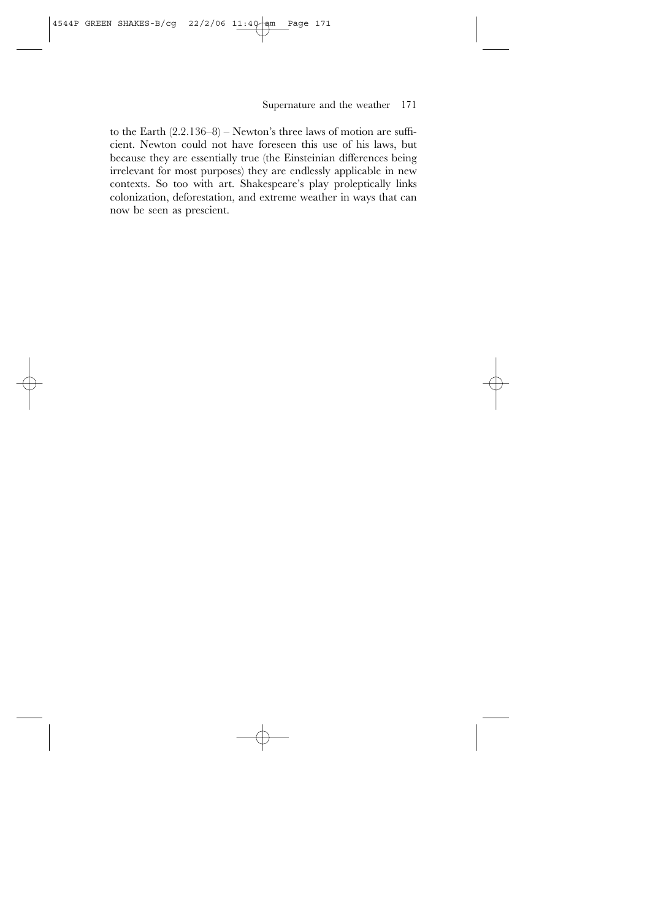to the Earth (2.2.136–8) – Newton's three laws of motion are sufficient. Newton could not have foreseen this use of his laws, but because they are essentially true (the Einsteinian differences being irrelevant for most purposes) they are endlessly applicable in new contexts. So too with art. Shakespeare's play proleptically links colonization, deforestation, and extreme weather in ways that can now be seen as prescient.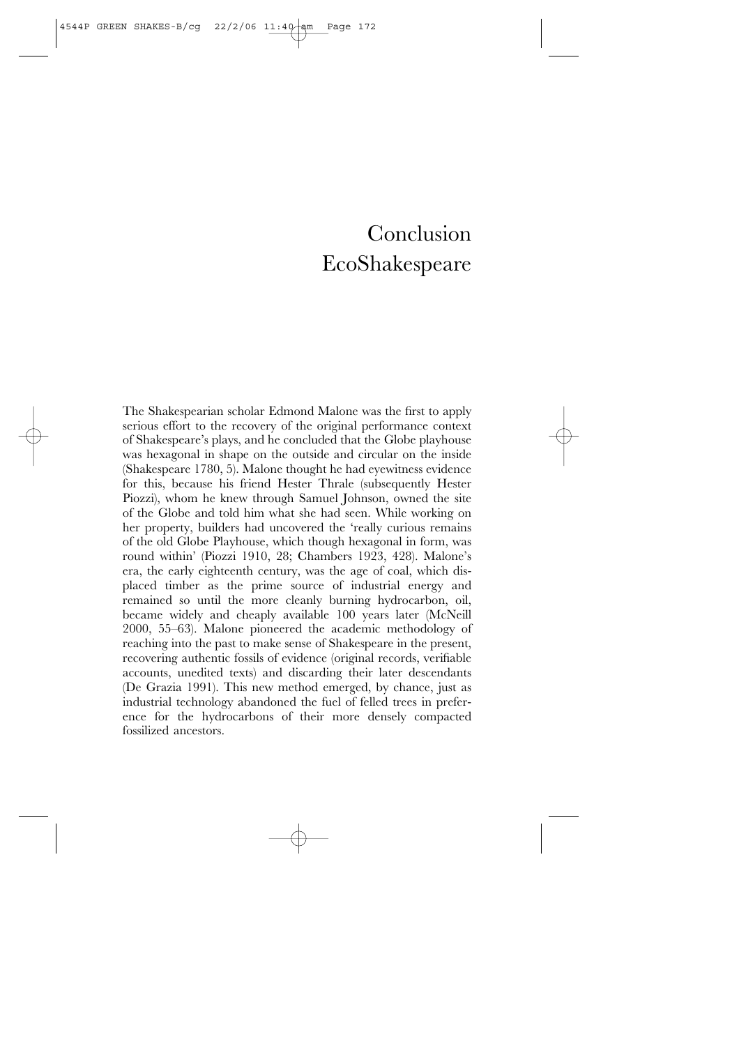# Conclusion EcoShakespeare

The Shakespearian scholar Edmond Malone was the first to apply serious effort to the recovery of the original performance context of Shakespeare's plays, and he concluded that the Globe playhouse was hexagonal in shape on the outside and circular on the inside (Shakespeare 1780, 5). Malone thought he had eyewitness evidence for this, because his friend Hester Thrale (subsequently Hester Piozzi), whom he knew through Samuel Johnson, owned the site of the Globe and told him what she had seen. While working on her property, builders had uncovered the 'really curious remains of the old Globe Playhouse, which though hexagonal in form, was round within' (Piozzi 1910, 28; Chambers 1923, 428). Malone's era, the early eighteenth century, was the age of coal, which displaced timber as the prime source of industrial energy and remained so until the more cleanly burning hydrocarbon, oil, became widely and cheaply available 100 years later (McNeill 2000, 55–63). Malone pioneered the academic methodology of reaching into the past to make sense of Shakespeare in the present, recovering authentic fossils of evidence (original records, verifiable accounts, unedited texts) and discarding their later descendants (De Grazia 1991). This new method emerged, by chance, just as industrial technology abandoned the fuel of felled trees in preference for the hydrocarbons of their more densely compacted fossilized ancestors.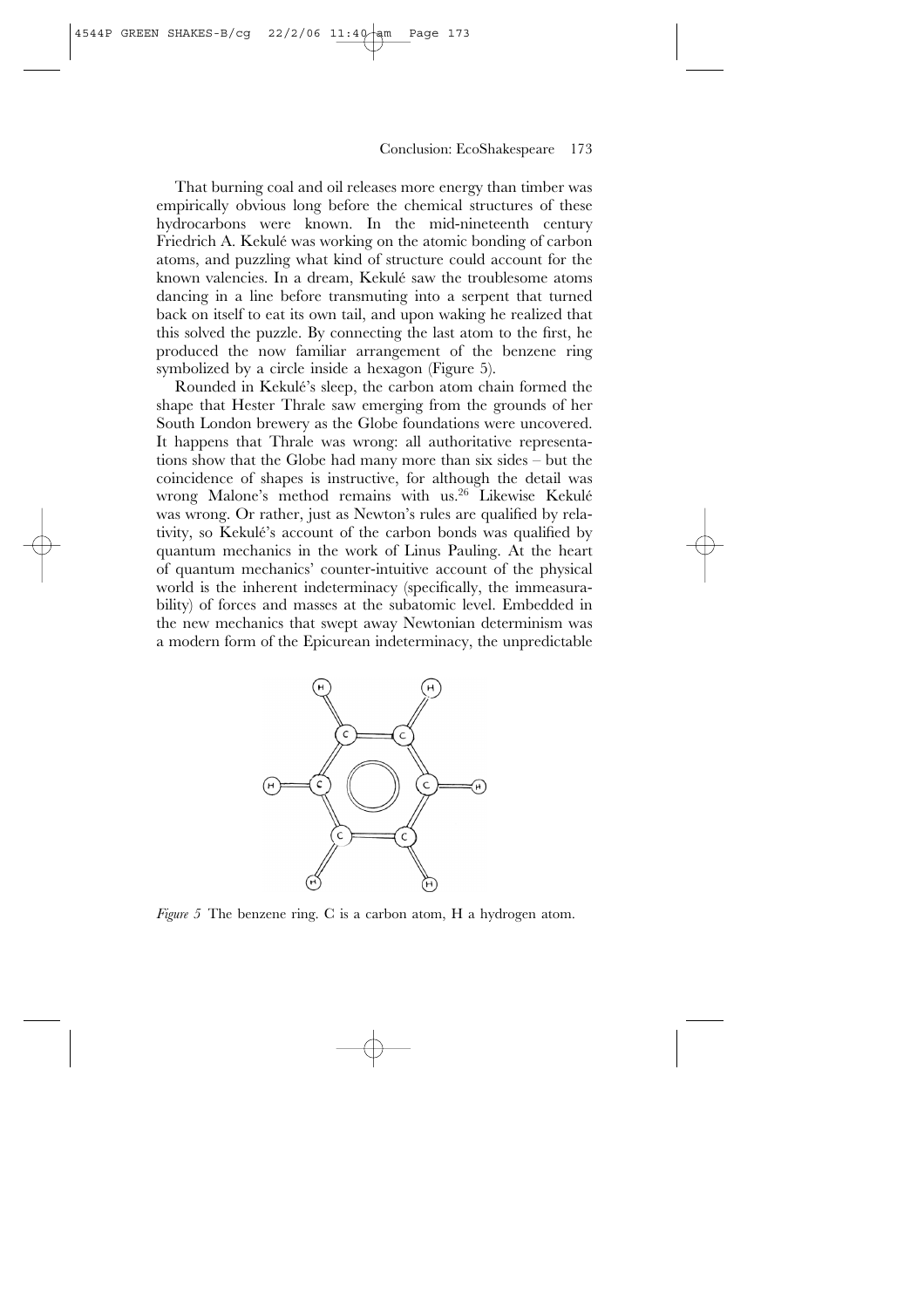That burning coal and oil releases more energy than timber was empirically obvious long before the chemical structures of these hydrocarbons were known. In the mid-nineteenth century Friedrich A. Kekulé was working on the atomic bonding of carbon atoms, and puzzling what kind of structure could account for the known valencies. In a dream, Kekulé saw the troublesome atoms dancing in a line before transmuting into a serpent that turned back on itself to eat its own tail, and upon waking he realized that this solved the puzzle. By connecting the last atom to the first, he produced the now familiar arrangement of the benzene ring symbolized by a circle inside a hexagon (Figure 5).

Rounded in Kekulé's sleep, the carbon atom chain formed the shape that Hester Thrale saw emerging from the grounds of her South London brewery as the Globe foundations were uncovered. It happens that Thrale was wrong: all authoritative representations show that the Globe had many more than six sides – but the coincidence of shapes is instructive, for although the detail was wrong Malone's method remains with us.[26] Likewise Kekulé was wrong. Or rather, just as Newton's rules are qualified by relativity, so Kekulé's account of the carbon bonds was qualified by quantum mechanics in the work of Linus Pauling. At the heart of quantum mechanics' counter-intuitive account of the physical world is the inherent indeterminacy (specifically, the immeasurability) of forces and masses at the subatomic level. Embedded in the new mechanics that swept away Newtonian determinism was a modern form of the Epicurean indeterminacy, the unpredictable

*Figure 5* The benzene ring. C is a carbon atom, H a hydrogen atom.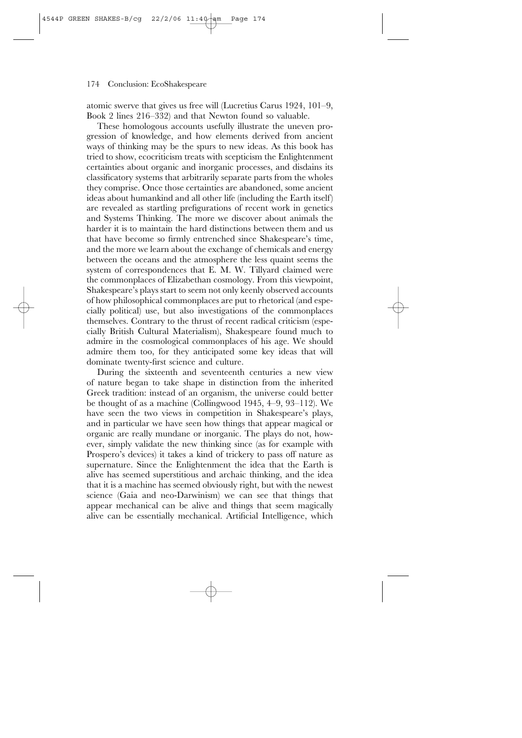atomic swerve that gives us free will (Lucretius Carus 1924, 101–9, Book 2 lines 216–332) and that Newton found so valuable.

These homologous accounts usefully illustrate the uneven progression of knowledge, and how elements derived from ancient ways of thinking may be the spurs to new ideas. As this book has tried to show, ecocriticism treats with scepticism the Enlightenment certainties about organic and inorganic processes, and disdains its classificatory systems that arbitrarily separate parts from the wholes they comprise. Once those certainties are abandoned, some ancient ideas about humankind and all other life (including the Earth itself) are revealed as startling prefigurations of recent work in genetics and Systems Thinking. The more we discover about animals the harder it is to maintain the hard distinctions between them and us that have become so firmly entrenched since Shakespeare's time, and the more we learn about the exchange of chemicals and energy between the oceans and the atmosphere the less quaint seems the system of correspondences that E. M. W. Tillyard claimed were the commonplaces of Elizabethan cosmology. From this viewpoint, Shakespeare's plays start to seem not only keenly observed accounts of how philosophical commonplaces are put to rhetorical (and especially political) use, but also investigations of the commonplaces themselves. Contrary to the thrust of recent radical criticism (especially British Cultural Materialism), Shakespeare found much to admire in the cosmological commonplaces of his age. We should admire them too, for they anticipated some key ideas that will dominate twenty-first science and culture.

During the sixteenth and seventeenth centuries a new view of nature began to take shape in distinction from the inherited Greek tradition: instead of an organism, the universe could better be thought of as a machine (Collingwood 1945, 4–9, 93–112). We have seen the two views in competition in Shakespeare's plays, and in particular we have seen how things that appear magical or organic are really mundane or inorganic. The plays do not, however, simply validate the new thinking since (as for example with Prospero's devices) it takes a kind of trickery to pass off nature as supernature. Since the Enlightenment the idea that the Earth is alive has seemed superstitious and archaic thinking, and the idea that it is a machine has seemed obviously right, but with the newest science (Gaia and neo-Darwinism) we can see that things that appear mechanical can be alive and things that seem magically alive can be essentially mechanical. Artificial Intelligence, which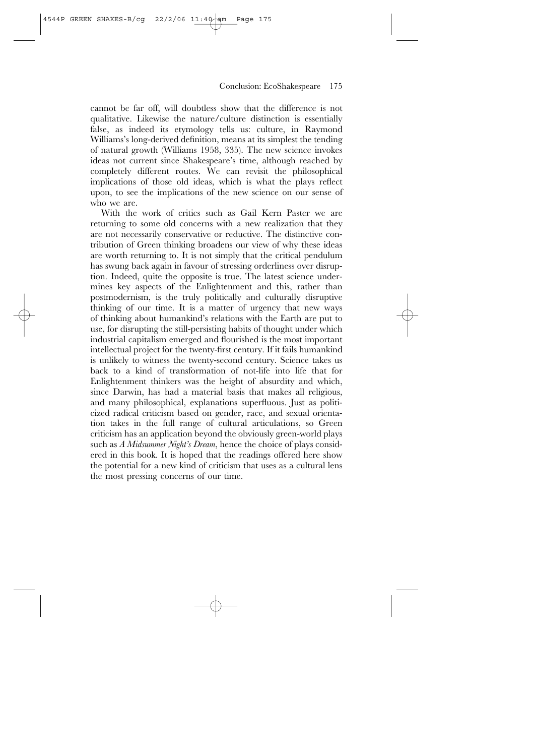cannot be far off, will doubtless show that the difference is not qualitative. Likewise the nature/culture distinction is essentially false, as indeed its etymology tells us: culture, in Raymond Williams's long-derived definition, means at its simplest the tending of natural growth (Williams 1958, 335). The new science invokes ideas not current since Shakespeare's time, although reached by completely different routes. We can revisit the philosophical implications of those old ideas, which is what the plays reflect upon, to see the implications of the new science on our sense of who we are.

With the work of critics such as Gail Kern Paster we are returning to some old concerns with a new realization that they are not necessarily conservative or reductive. The distinctive contribution of Green thinking broadens our view of why these ideas are worth returning to. It is not simply that the critical pendulum has swung back again in favour of stressing orderliness over disruption. Indeed, quite the opposite is true. The latest science undermines key aspects of the Enlightenment and this, rather than postmodernism, is the truly politically and culturally disruptive thinking of our time. It is a matter of urgency that new ways of thinking about humankind's relations with the Earth are put to use, for disrupting the still-persisting habits of thought under which industrial capitalism emerged and flourished is the most important intellectual project for the twenty-first century. If it fails humankind is unlikely to witness the twenty-second century. Science takes us back to a kind of transformation of not-life into life that for Enlightenment thinkers was the height of absurdity and which, since Darwin, has had a material basis that makes all religious, and many philosophical, explanations superfluous. Just as politicized radical criticism based on gender, race, and sexual orientation takes in the full range of cultural articulations, so Green criticism has an application beyond the obviously green-world plays such as *A Midsummer Night's Dream*, hence the choice of plays considered in this book. It is hoped that the readings offered here show the potential for a new kind of criticism that uses as a cultural lens the most pressing concerns of our time.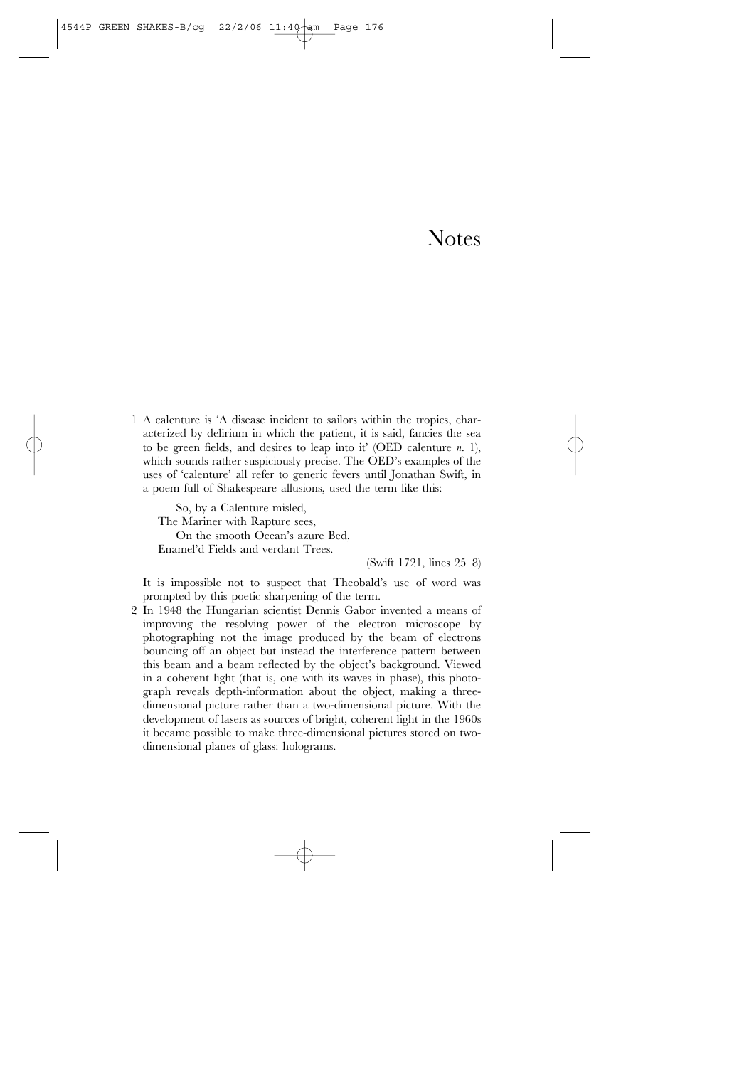# Notes

1 A calenture is 'A disease incident to sailors within the tropics, characterized by delirium in which the patient, it is said, fancies the sea to be green fields, and desires to leap into it' (OED calenture *n.* 1), which sounds rather suspiciously precise. The OED's examples of the uses of 'calenture' all refer to generic fevers until Jonathan Swift, in a poem full of Shakespeare allusions, used the term like this:

> So, by a Calenture misled,  
> The Mariner with Rapture sees,  
> On the smooth Ocean's azure Bed,  
> Enamel'd Fields and verdant Trees.
>
> (Swift 1721, lines 25–8)

It is impossible not to suspect that Theobald's use of word was prompted by this poetic sharpening of the term.

2 In 1948 the Hungarian scientist Dennis Gabor invented a means of improving the resolving power of the electron microscope by photographing not the image produced by the beam of electrons bouncing off an object but instead the interference pattern between this beam and a beam reflected by the object's background. Viewed in a coherent light (that is, one with its waves in phase), this photograph reveals depth-information about the object, making a three-dimensional picture rather than a two-dimensional picture. With the development of lasers as sources of bright, coherent light in the 1960s it became possible to make three-dimensional pictures stored on two-dimensional planes of glass: holograms.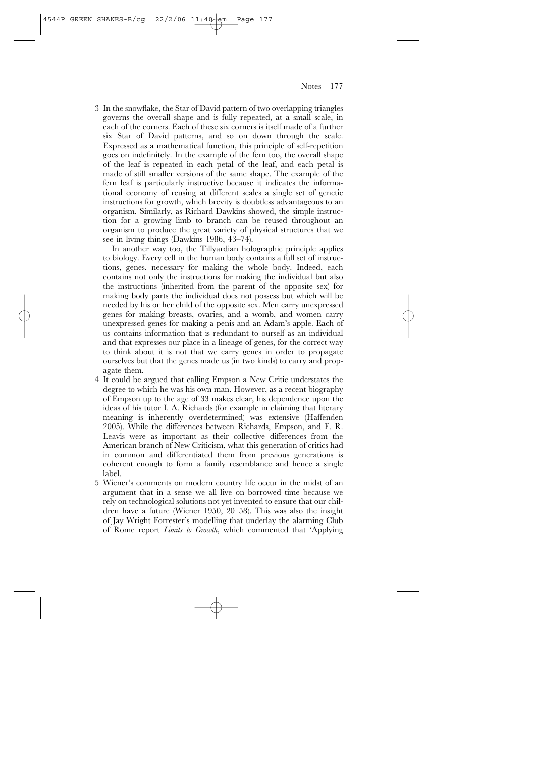3 In the snowflake, the Star of David pattern of two overlapping triangles governs the overall shape and is fully repeated, at a small scale, in each of the corners. Each of these six corners is itself made of a further six Star of David patterns, and so on down through the scale. Expressed as a mathematical function, this principle of self-repetition goes on indefinitely. In the example of the fern too, the overall shape of the leaf is repeated in each petal of the leaf, and each petal is made of still smaller versions of the same shape. The example of the fern leaf is particularly instructive because it indicates the informational economy of reusing at different scales a single set of genetic instructions for growth, which brevity is doubtless advantageous to an organism. Similarly, as Richard Dawkins showed, the simple instruction for a growing limb to branch can be reused throughout an organism to produce the great variety of physical structures that we see in living things (Dawkins 1986, 43–74).

   In another way too, the Tillyardian holographic principle applies to biology. Every cell in the human body contains a full set of instructions, genes, necessary for making the whole body. Indeed, each contains not only the instructions for making the individual but also the instructions (inherited from the parent of the opposite sex) for making body parts the individual does not possess but which will be needed by his or her child of the opposite sex. Men carry unexpressed genes for making breasts, ovaries, and a womb, and women carry unexpressed genes for making a penis and an Adam's apple. Each of us contains information that is redundant to ourself as an individual and that expresses our place in a lineage of genes, for the correct way to think about it is not that we carry genes in order to propagate ourselves but that the genes made us (in two kinds) to carry and propagate them.

4 It could be argued that calling Empson a New Critic understates the degree to which he was his own man. However, as a recent biography of Empson up to the age of 33 makes clear, his dependence upon the ideas of his tutor I. A. Richards (for example in claiming that literary meaning is inherently overdetermined) was extensive (Haffenden 2005). While the differences between Richards, Empson, and F. R. Leavis were as important as their collective differences from the American branch of New Criticism, what this generation of critics had in common and differentiated them from previous generations is coherent enough to form a family resemblance and hence a single label.

5 Wiener's comments on modern country life occur in the midst of an argument that in a sense we all live on borrowed time because we rely on technological solutions not yet invented to ensure that our children have a future (Wiener 1950, 20–58). This was also the insight of Jay Wright Forrester's modelling that underlay the alarming Club of Rome report *Limits to Growth*, which commented that 'Applying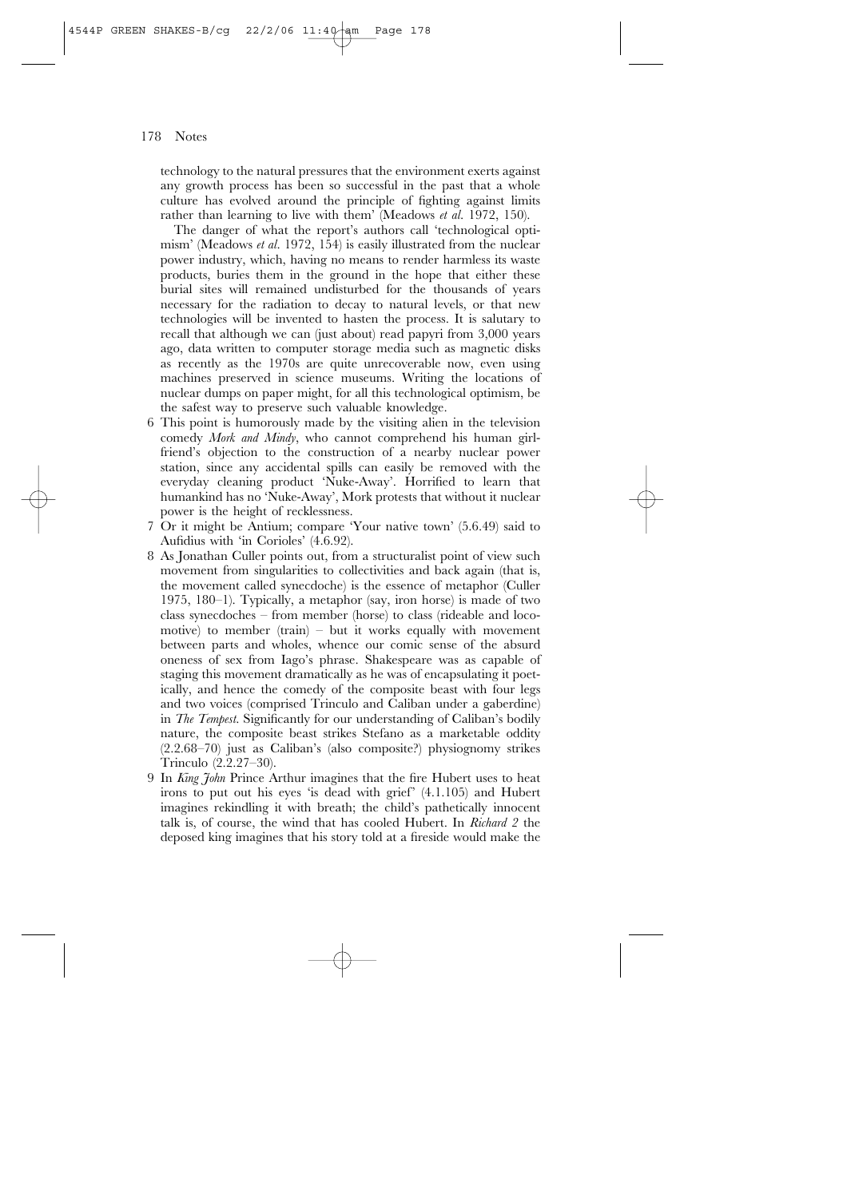technology to the natural pressures that the environment exerts against any growth process has been so successful in the past that a whole culture has evolved around the principle of fighting against limits rather than learning to live with them' (Meadows *et al.* 1972, 150).

The danger of what the report's authors call 'technological optimism' (Meadows *et al.* 1972, 154) is easily illustrated from the nuclear power industry, which, having no means to render harmless its waste products, buries them in the ground in the hope that either these burial sites will remained undisturbed for the thousands of years necessary for the radiation to decay to natural levels, or that new technologies will be invented to hasten the process. It is salutary to recall that although we can (just about) read papyri from 3,000 years ago, data written to computer storage media such as magnetic disks as recently as the 1970s are quite unrecoverable now, even using machines preserved in science museums. Writing the locations of nuclear dumps on paper might, for all this technological optimism, be the safest way to preserve such valuable knowledge.

6 This point is humorously made by the visiting alien in the television comedy *Mork and Mindy*, who cannot comprehend his human girlfriend's objection to the construction of a nearby nuclear power station, since any accidental spills can easily be removed with the everyday cleaning product 'Nuke-Away'. Horrified to learn that humankind has no 'Nuke-Away', Mork protests that without it nuclear power is the height of recklessness.

7 Or it might be Antium; compare 'Your native town' (5.6.49) said to Aufidius with 'in Corioles' (4.6.92).

8 As Jonathan Culler points out, from a structuralist point of view such movement from singularities to collectivities and back again (that is, the movement called synecdoche) is the essence of metaphor (Culler 1975, 180–1). Typically, a metaphor (say, iron horse) is made of two class synecdoches – from member (horse) to class (rideable and locomotive) to member (train) – but it works equally with movement between parts and wholes, whence our comic sense of the absurd oneness of sex from Iago's phrase. Shakespeare was as capable of staging this movement dramatically as he was of encapsulating it poetically, and hence the comedy of the composite beast with four legs and two voices (comprised Trinculo and Caliban under a gaberdine) in *The Tempest*. Significantly for our understanding of Caliban's bodily nature, the composite beast strikes Stefano as a marketable oddity (2.2.68–70) just as Caliban's (also composite?) physiognomy strikes Trinculo (2.2.27–30).

9 In *King John* Prince Arthur imagines that the fire Hubert uses to heat irons to put out his eyes 'is dead with grief' (4.1.105) and Hubert imagines rekindling it with breath; the child's pathetically innocent talk is, of course, the wind that has cooled Hubert. In *Richard 2* the deposed king imagines that his story told at a fireside would make the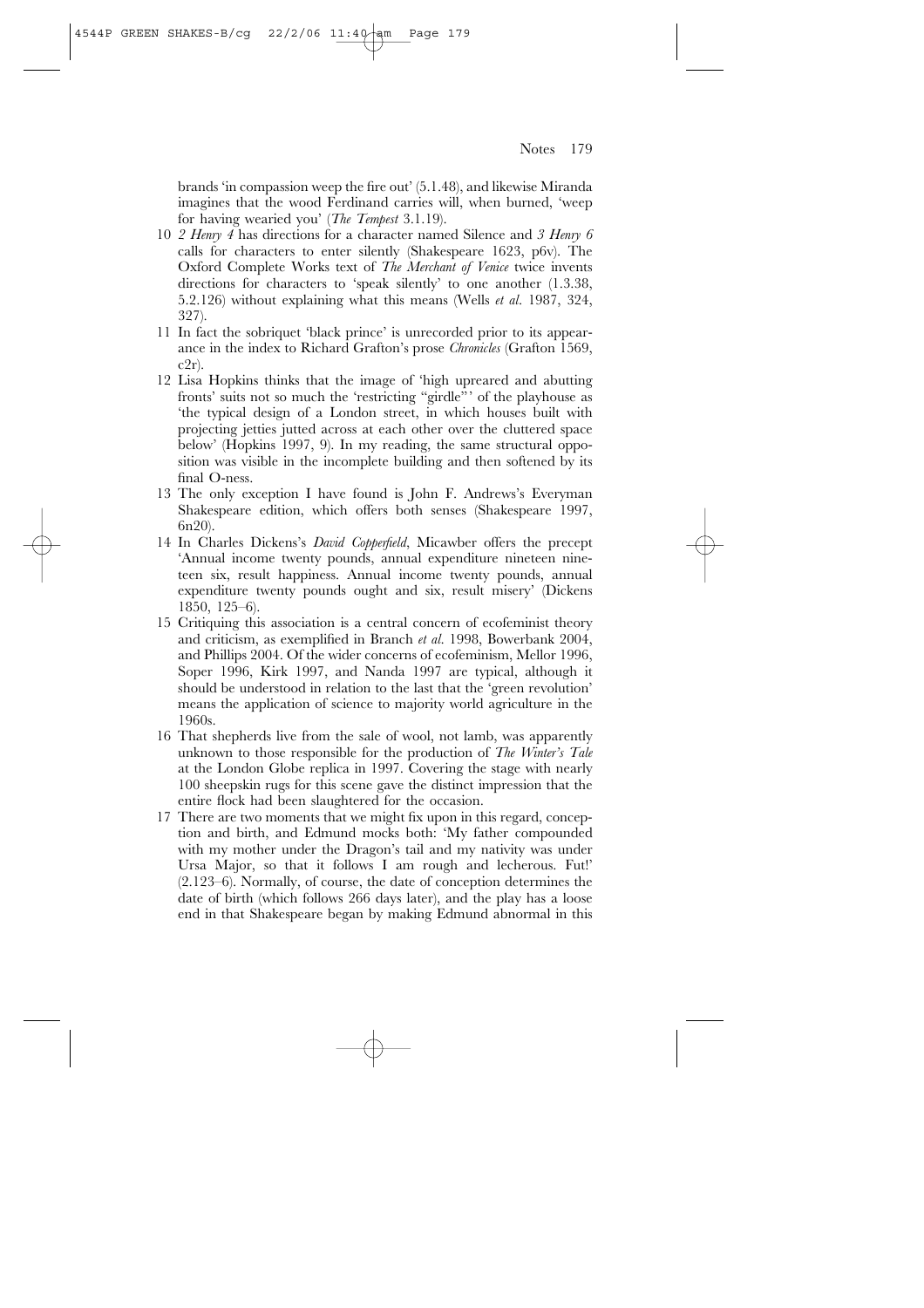brands 'in compassion weep the fire out' (5.1.48), and likewise Miranda imagines that the wood Ferdinand carries will, when burned, 'weep for having wearied you' (*The Tempest* 3.1.19).

10 *2 Henry 4* has directions for a character named Silence and *3 Henry 6* calls for characters to enter silently (Shakespeare 1623, p6v). The Oxford Complete Works text of *The Merchant of Venice* twice invents directions for characters to 'speak silently' to one another (1.3.38, 5.2.126) without explaining what this means (Wells *et al.* 1987, 324, 327).

11 In fact the sobriquet 'black prince' is unrecorded prior to its appearance in the index to Richard Grafton's prose *Chronicles* (Grafton 1569, c2r).

12 Lisa Hopkins thinks that the image of 'high upreared and abutting fronts' suits not so much the 'restricting "girdle"' of the playhouse as 'the typical design of a London street, in which houses built with projecting jetties jutted across at each other over the cluttered space below' (Hopkins 1997, 9). In my reading, the same structural opposition was visible in the incomplete building and then softened by its final O-ness.

13 The only exception I have found is John F. Andrews's Everyman Shakespeare edition, which offers both senses (Shakespeare 1997, 6n20).

14 In Charles Dickens's *David Copperfield*, Micawber offers the precept 'Annual income twenty pounds, annual expenditure nineteen nineteen six, result happiness. Annual income twenty pounds, annual expenditure twenty pounds ought and six, result misery' (Dickens 1850, 125–6).

15 Critiquing this association is a central concern of ecofeminist theory and criticism, as exemplified in Branch *et al.* 1998, Bowerbank 2004, and Phillips 2004. Of the wider concerns of ecofeminism, Mellor 1996, Soper 1996, Kirk 1997, and Nanda 1997 are typical, although it should be understood in relation to the last that the 'green revolution' means the application of science to majority world agriculture in the 1960s.

16 That shepherds live from the sale of wool, not lamb, was apparently unknown to those responsible for the production of *The Winter's Tale* at the London Globe replica in 1997. Covering the stage with nearly 100 sheepskin rugs for this scene gave the distinct impression that the entire flock had been slaughtered for the occasion.

17 There are two moments that we might fix upon in this regard, conception and birth, and Edmund mocks both: 'My father compounded with my mother under the Dragon's tail and my nativity was under Ursa Major, so that it follows I am rough and lecherous. Fut!' (2.123–6). Normally, of course, the date of conception determines the date of birth (which follows 266 days later), and the play has a loose end in that Shakespeare began by making Edmund abnormal in this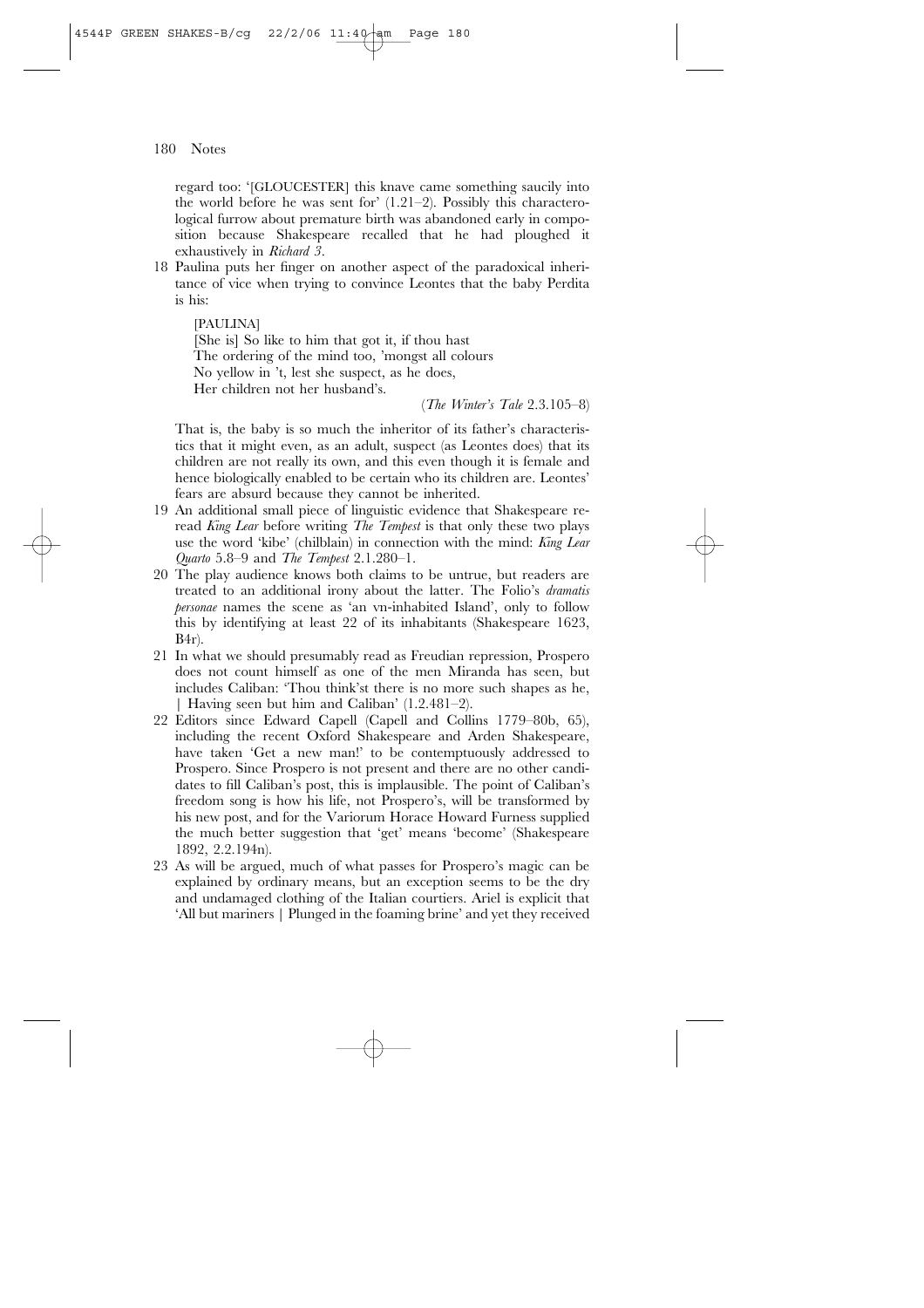regard too: '[GLOUCESTER] this knave came something saucily into the world before he was sent for' (1.21–2). Possibly this characterological furrow about premature birth was abandoned early in composition because Shakespeare recalled that he had ploughed it exhaustively in *Richard 3*.

18 Paulina puts her finger on another aspect of the paradoxical inheritance of vice when trying to convince Leontes that the baby Perdita is his:

> [PAULINA]
> [She is] So like to him that got it, if thou hast
> The ordering of the mind too, 'mongst all colours
> No yellow in 't, lest she suspect, as he does,
> Her children not her husband's.
>
> (*The Winter's Tale* 2.3.105–8)

That is, the baby is so much the inheritor of its father's characteristics that it might even, as an adult, suspect (as Leontes does) that its children are not really its own, and this even though it is female and hence biologically enabled to be certain who its children are. Leontes' fears are absurd because they cannot be inherited.

19 An additional small piece of linguistic evidence that Shakespeare re-read *King Lear* before writing *The Tempest* is that only these two plays use the word 'kibe' (chilblain) in connection with the mind: *King Lear Quarto* 5.8–9 and *The Tempest* 2.1.280–1.

20 The play audience knows both claims to be untrue, but readers are treated to an additional irony about the latter. The Folio's *dramatis personae* names the scene as 'an vn-inhabited Island', only to follow this by identifying at least 22 of its inhabitants (Shakespeare 1623, B4r).

21 In what we should presumably read as Freudian repression, Prospero does not count himself as one of the men Miranda has seen, but includes Caliban: 'Thou think'st there is no more such shapes as he, | Having seen but him and Caliban' (1.2.481–2).

22 Editors since Edward Capell (Capell and Collins 1779–80b, 65), including the recent Oxford Shakespeare and Arden Shakespeare, have taken 'Get a new man!' to be contemptuously addressed to Prospero. Since Prospero is not present and there are no other candidates to fill Caliban's post, this is implausible. The point of Caliban's freedom song is how his life, not Prospero's, will be transformed by his new post, and for the Variorum Horace Howard Furness supplied the much better suggestion that 'get' means 'become' (Shakespeare 1892, 2.2.194n).

23 As will be argued, much of what passes for Prospero's magic can be explained by ordinary means, but an exception seems to be the dry and undamaged clothing of the Italian courtiers. Ariel is explicit that 'All but mariners | Plunged in the foaming brine' and yet they received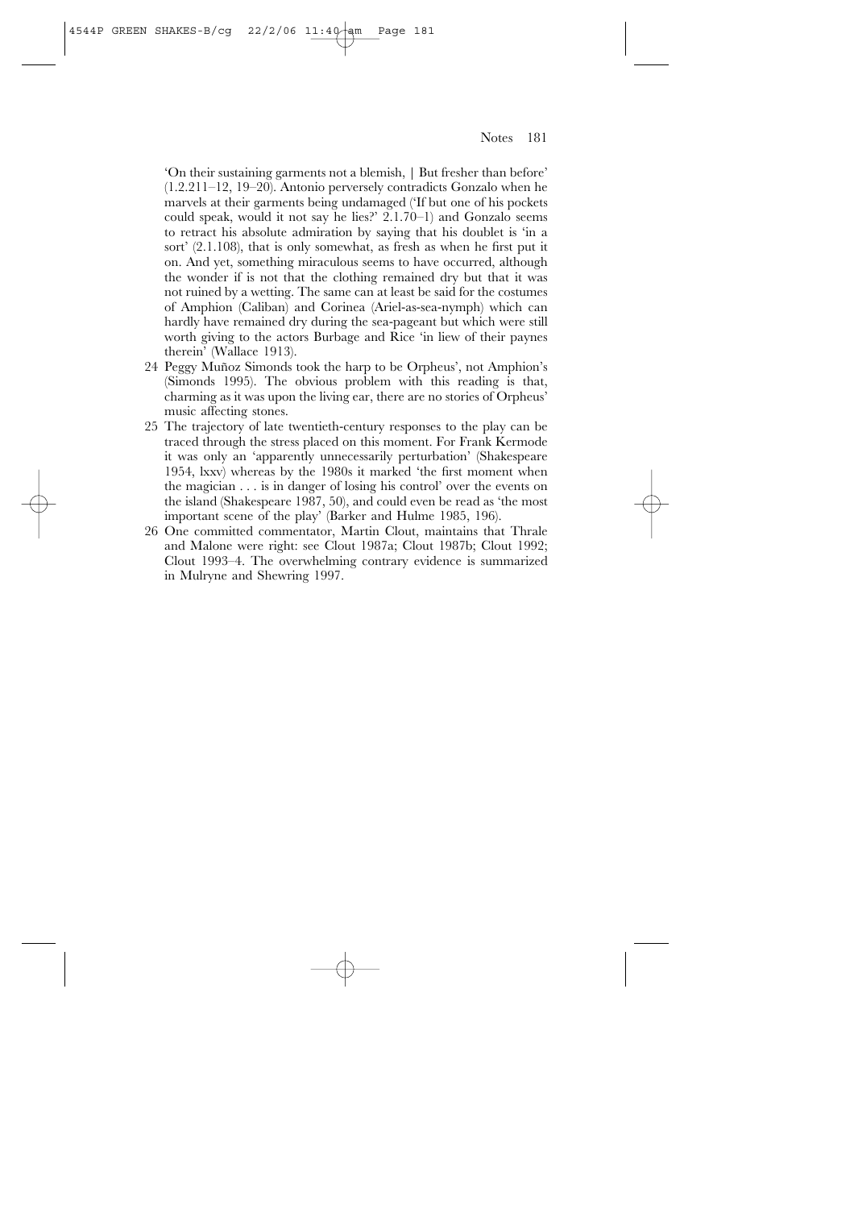'On their sustaining garments not a blemish, | But fresher than before' (1.2.211–12, 19–20). Antonio perversely contradicts Gonzalo when he marvels at their garments being undamaged ('If but one of his pockets could speak, would it not say he lies?' 2.1.70–1) and Gonzalo seems to retract his absolute admiration by saying that his doublet is 'in a sort' (2.1.108), that is only somewhat, as fresh as when he first put it on. And yet, something miraculous seems to have occurred, although the wonder if is not that the clothing remained dry but that it was not ruined by a wetting. The same can at least be said for the costumes of Amphion (Caliban) and Corinea (Ariel-as-sea-nymph) which can hardly have remained dry during the sea-pageant but which were still worth giving to the actors Burbage and Rice 'in liew of their paynes therein' (Wallace 1913).

24 Peggy Muñoz Simonds took the harp to be Orpheus', not Amphion's (Simonds 1995). The obvious problem with this reading is that, charming as it was upon the living ear, there are no stories of Orpheus' music affecting stones.

25 The trajectory of late twentieth-century responses to the play can be traced through the stress placed on this moment. For Frank Kermode it was only an 'apparently unnecessarily perturbation' (Shakespeare 1954, lxxv) whereas by the 1980s it marked 'the first moment when the magician . . . is in danger of losing his control' over the events on the island (Shakespeare 1987, 50), and could even be read as 'the most important scene of the play' (Barker and Hulme 1985, 196).

26 One committed commentator, Martin Clout, maintains that Thrale and Malone were right: see Clout 1987a; Clout 1987b; Clout 1992; Clout 1993–4. The overwhelming contrary evidence is summarized in Mulryne and Shewring 1997.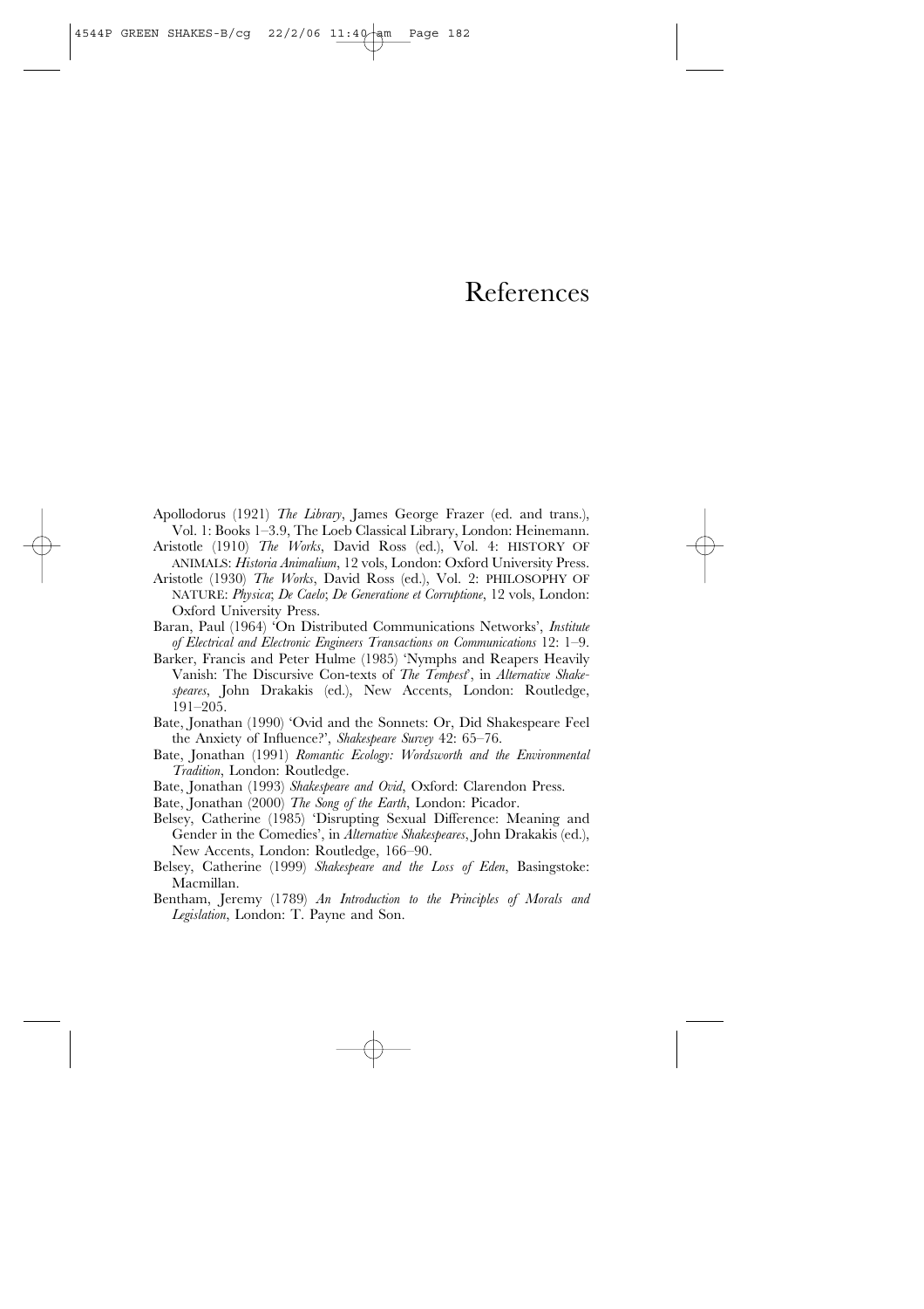# References

Apollodorus (1921) *The Library*, James George Frazer (ed. and trans.), Vol. 1: Books 1–3.9, The Loeb Classical Library, London: Heinemann.

Aristotle (1910) *The Works*, David Ross (ed.), Vol. 4: HISTORY OF ANIMALS: *Historia Animalium*, 12 vols, London: Oxford University Press.

Aristotle (1930) *The Works*, David Ross (ed.), Vol. 2: PHILOSOPHY OF NATURE: *Physica*; *De Caelo*; *De Generatione et Corruptione*, 12 vols, London: Oxford University Press.

Baran, Paul (1964) 'On Distributed Communications Networks', *Institute of Electrical and Electronic Engineers Transactions on Communications* 12: 1–9.

Barker, Francis and Peter Hulme (1985) 'Nymphs and Reapers Heavily Vanish: The Discursive Con-texts of *The Tempest*', in *Alternative Shakespeares*, John Drakakis (ed.), New Accents, London: Routledge, 191–205.

Bate, Jonathan (1990) 'Ovid and the Sonnets: Or, Did Shakespeare Feel the Anxiety of Influence?', *Shakespeare Survey* 42: 65–76.

Bate, Jonathan (1991) *Romantic Ecology: Wordsworth and the Environmental Tradition*, London: Routledge.

Bate, Jonathan (1993) *Shakespeare and Ovid*, Oxford: Clarendon Press.

Bate, Jonathan (2000) *The Song of the Earth*, London: Picador.

Belsey, Catherine (1985) 'Disrupting Sexual Difference: Meaning and Gender in the Comedies', in *Alternative Shakespeares*, John Drakakis (ed.), New Accents, London: Routledge, 166–90.

Belsey, Catherine (1999) *Shakespeare and the Loss of Eden*, Basingstoke: Macmillan.

Bentham, Jeremy (1789) *An Introduction to the Principles of Morals and Legislation*, London: T. Payne and Son.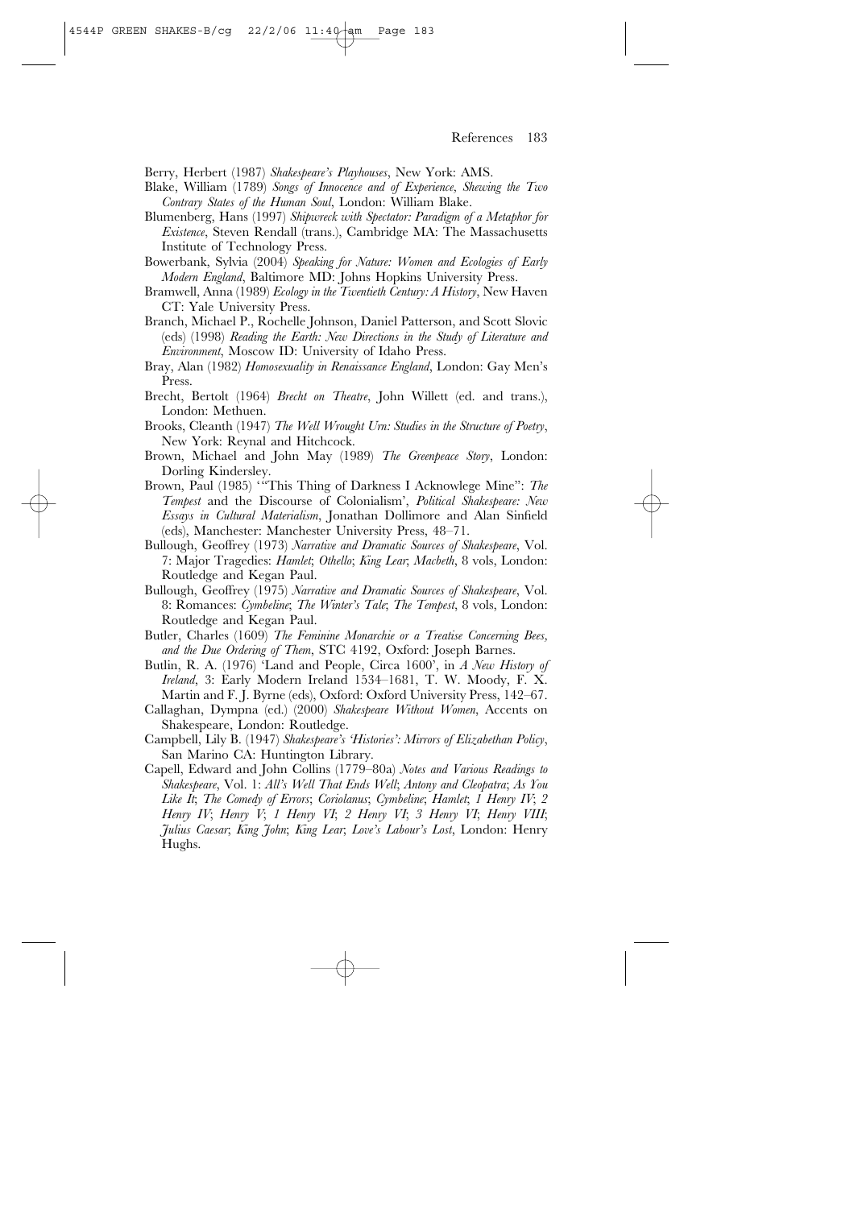Berry, Herbert (1987) *Shakespeare's Playhouses*, New York: AMS.

Blake, William (1789) *Songs of Innocence and of Experience, Shewing the Two Contrary States of the Human Soul*, London: William Blake.

Blumenberg, Hans (1997) *Shipwreck with Spectator: Paradigm of a Metaphor for Existence*, Steven Rendall (trans.), Cambridge MA: The Massachusetts Institute of Technology Press.

Bowerbank, Sylvia (2004) *Speaking for Nature: Women and Ecologies of Early Modern England*, Baltimore MD: Johns Hopkins University Press.

Bramwell, Anna (1989) *Ecology in the Twentieth Century: A History*, New Haven CT: Yale University Press.

Branch, Michael P., Rochelle Johnson, Daniel Patterson, and Scott Slovic (eds) (1998) *Reading the Earth: New Directions in the Study of Literature and Environment*, Moscow ID: University of Idaho Press.

Bray, Alan (1982) *Homosexuality in Renaissance England*, London: Gay Men's Press.

Brecht, Bertolt (1964) *Brecht on Theatre*, John Willett (ed. and trans.), London: Methuen.

Brooks, Cleanth (1947) *The Well Wrought Urn: Studies in the Structure of Poetry*, New York: Reynal and Hitchcock.

Brown, Michael and John May (1989) *The Greenpeace Story*, London: Dorling Kindersley.

Brown, Paul (1985) '"This Thing of Darkness I Acknowlege Mine": *The Tempest* and the Discourse of Colonialism', *Political Shakespeare: New Essays in Cultural Materialism*, Jonathan Dollimore and Alan Sinfield (eds), Manchester: Manchester University Press, 48–71.

Bullough, Geoffrey (1973) *Narrative and Dramatic Sources of Shakespeare*, Vol. 7: Major Tragedies: *Hamlet*; *Othello*; *King Lear*; *Macbeth*, 8 vols, London: Routledge and Kegan Paul.

Bullough, Geoffrey (1975) *Narrative and Dramatic Sources of Shakespeare*, Vol. 8: Romances: *Cymbeline*; *The Winter's Tale*; *The Tempest*, 8 vols, London: Routledge and Kegan Paul.

Butler, Charles (1609) *The Feminine Monarchie or a Treatise Concerning Bees, and the Due Ordering of Them*, STC 4192, Oxford: Joseph Barnes.

Butlin, R. A. (1976) 'Land and People, Circa 1600', in *A New History of Ireland*, 3: Early Modern Ireland 1534–1681, T. W. Moody, F. X. Martin and F. J. Byrne (eds), Oxford: Oxford University Press, 142–67.

Callaghan, Dympna (ed.) (2000) *Shakespeare Without Women*, Accents on Shakespeare, London: Routledge.

Campbell, Lily B. (1947) *Shakespeare's 'Histories': Mirrors of Elizabethan Policy*, San Marino CA: Huntington Library.

Capell, Edward and John Collins (1779–80a) *Notes and Various Readings to Shakespeare*, Vol. 1: *All's Well That Ends Well*; *Antony and Cleopatra*; *As You Like It*; *The Comedy of Errors*; *Coriolanus*; *Cymbeline*; *Hamlet*; *1 Henry IV*; *2 Henry IV*; *Henry V*; *1 Henry VI*; *2 Henry VI*; *3 Henry VI*; *Henry VIII*; *Julius Caesar*; *King John*; *King Lear*; *Love's Labour's Lost*, London: Henry Hughs.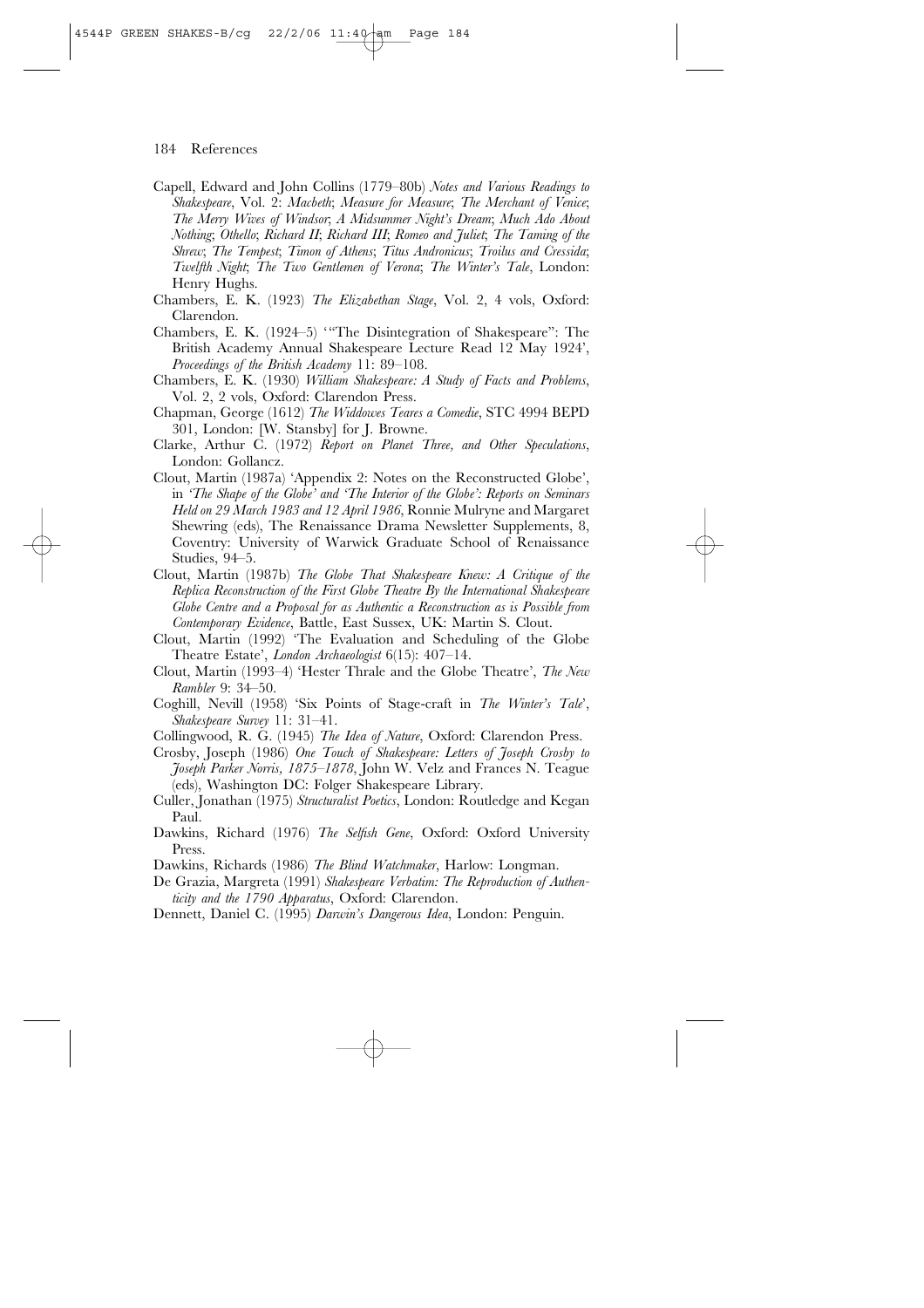Capell, Edward and John Collins (1779–80b) *Notes and Various Readings to Shakespeare*, Vol. 2: *Macbeth*; *Measure for Measure*; *The Merchant of Venice*; *The Merry Wives of Windsor*; *A Midsummer Night's Dream*; *Much Ado About Nothing*; *Othello*; *Richard II*; *Richard III*; *Romeo and Juliet*; *The Taming of the Shrew*; *The Tempest*; *Timon of Athens*; *Titus Andronicus*; *Troilus and Cressida*; *Twelfth Night*; *The Two Gentlemen of Verona*; *The Winter's Tale*, London: Henry Hughs.

Chambers, E. K. (1923) *The Elizabethan Stage*, Vol. 2, 4 vols, Oxford: Clarendon.

Chambers, E. K. (1924–5) '"The Disintegration of Shakespeare": The British Academy Annual Shakespeare Lecture Read 12 May 1924', *Proceedings of the British Academy* 11: 89–108.

Chambers, E. K. (1930) *William Shakespeare: A Study of Facts and Problems*, Vol. 2, 2 vols, Oxford: Clarendon Press.

Chapman, George (1612) *The Widdowes Teares a Comedie*, STC 4994 BEPD 301, London: [W. Stansby] for J. Browne.

Clarke, Arthur C. (1972) *Report on Planet Three, and Other Speculations*, London: Gollancz.

Clout, Martin (1987a) 'Appendix 2: Notes on the Reconstructed Globe', in *'The Shape of the Globe' and 'The Interior of the Globe': Reports on Seminars Held on 29 March 1983 and 12 April 1986*, Ronnie Mulryne and Margaret Shewring (eds), The Renaissance Drama Newsletter Supplements, 8, Coventry: University of Warwick Graduate School of Renaissance Studies, 94–5.

Clout, Martin (1987b) *The Globe That Shakespeare Knew: A Critique of the Replica Reconstruction of the First Globe Theatre By the International Shakespeare Globe Centre and a Proposal for as Authentic a Reconstruction as is Possible from Contemporary Evidence*, Battle, East Sussex, UK: Martin S. Clout.

Clout, Martin (1992) 'The Evaluation and Scheduling of the Globe Theatre Estate', *London Archaeologist* 6(15): 407–14.

Clout, Martin (1993–4) 'Hester Thrale and the Globe Theatre', *The New Rambler* 9: 34–50.

Coghill, Nevill (1958) 'Six Points of Stage-craft in *The Winter's Tale*', *Shakespeare Survey* 11: 31–41.

Collingwood, R. G. (1945) *The Idea of Nature*, Oxford: Clarendon Press.

Crosby, Joseph (1986) *One Touch of Shakespeare: Letters of Joseph Crosby to Joseph Parker Norris, 1875–1878*, John W. Velz and Frances N. Teague (eds), Washington DC: Folger Shakespeare Library.

Culler, Jonathan (1975) *Structuralist Poetics*, London: Routledge and Kegan Paul.

Dawkins, Richard (1976) *The Selfish Gene*, Oxford: Oxford University Press.

Dawkins, Richards (1986) *The Blind Watchmaker*, Harlow: Longman.

De Grazia, Margreta (1991) *Shakespeare Verbatim: The Reproduction of Authenticity and the 1790 Apparatus*, Oxford: Clarendon.

Dennett, Daniel C. (1995) *Darwin's Dangerous Idea*, London: Penguin.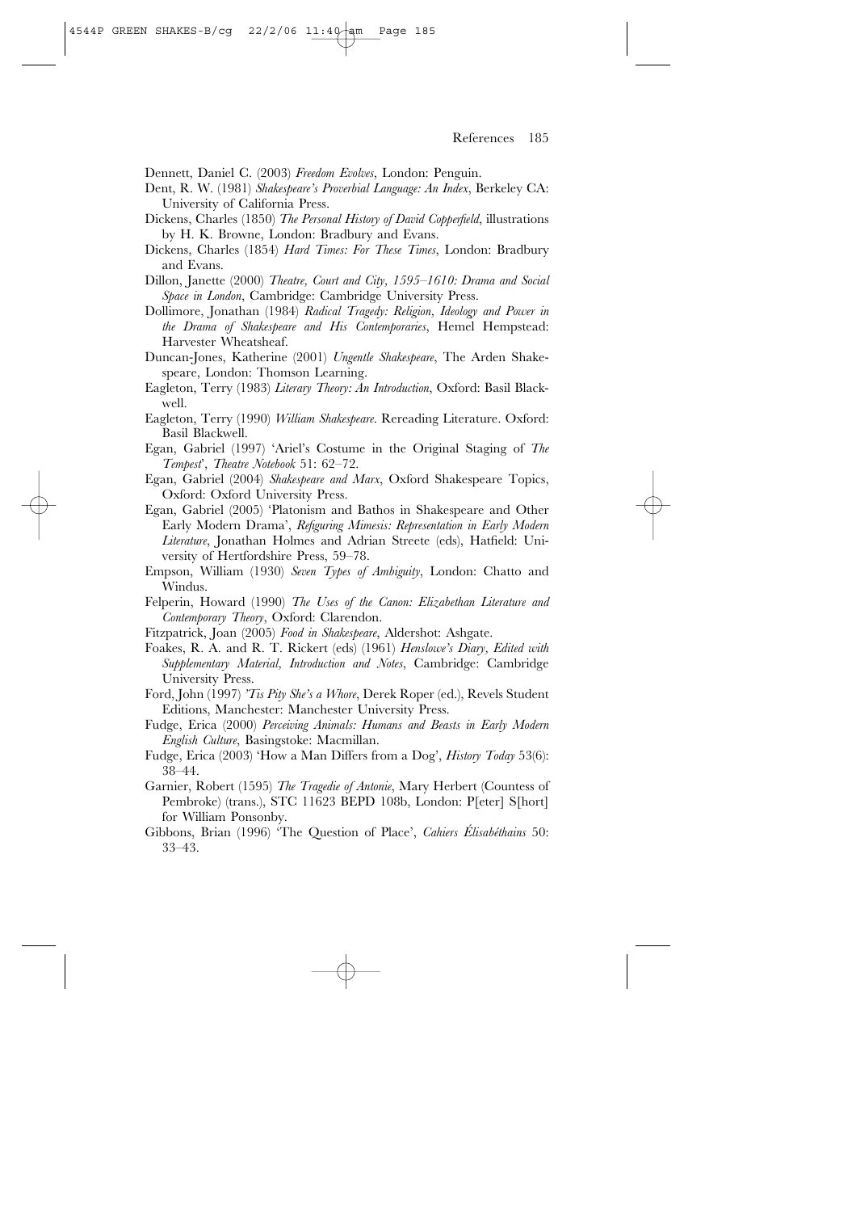Dennett, Daniel C. (2003) *Freedom Evolves*, London: Penguin.

Dent, R. W. (1981) *Shakespeare's Proverbial Language: An Index*, Berkeley CA: University of California Press.

Dickens, Charles (1850) *The Personal History of David Copperfield*, illustrations by H. K. Browne, London: Bradbury and Evans.

Dickens, Charles (1854) *Hard Times: For These Times*, London: Bradbury and Evans.

Dillon, Janette (2000) *Theatre, Court and City, 1595–1610: Drama and Social Space in London*, Cambridge: Cambridge University Press.

Dollimore, Jonathan (1984) *Radical Tragedy: Religion, Ideology and Power in the Drama of Shakespeare and His Contemporaries*, Hemel Hempstead: Harvester Wheatsheaf.

Duncan-Jones, Katherine (2001) *Ungentle Shakespeare*, The Arden Shakespeare, London: Thomson Learning.

Eagleton, Terry (1983) *Literary Theory: An Introduction*, Oxford: Basil Blackwell.

Eagleton, Terry (1990) *William Shakespeare*. Rereading Literature. Oxford: Basil Blackwell.

Egan, Gabriel (1997) 'Ariel's Costume in the Original Staging of *The Tempest*', *Theatre Notebook* 51: 62–72.

Egan, Gabriel (2004) *Shakespeare and Marx*, Oxford Shakespeare Topics, Oxford: Oxford University Press.

Egan, Gabriel (2005) 'Platonism and Bathos in Shakespeare and Other Early Modern Drama', *Refiguring Mimesis: Representation in Early Modern Literature*, Jonathan Holmes and Adrian Streete (eds), Hatfield: University of Hertfordshire Press, 59–78.

Empson, William (1930) *Seven Types of Ambiguity*, London: Chatto and Windus.

Felperin, Howard (1990) *The Uses of the Canon: Elizabethan Literature and Contemporary Theory*, Oxford: Clarendon.

Fitzpatrick, Joan (2005) *Food in Shakespeare*, Aldershot: Ashgate.

Foakes, R. A. and R. T. Rickert (eds) (1961) *Henslowe's Diary, Edited with Supplementary Material, Introduction and Notes*, Cambridge: Cambridge University Press.

Ford, John (1997) *'Tis Pity She's a Whore*, Derek Roper (ed.), Revels Student Editions, Manchester: Manchester University Press.

Fudge, Erica (2000) *Perceiving Animals: Humans and Beasts in Early Modern English Culture*, Basingstoke: Macmillan.

Fudge, Erica (2003) 'How a Man Differs from a Dog', *History Today* 53(6): 38–44.

Garnier, Robert (1595) *The Tragedie of Antonie*, Mary Herbert (Countess of Pembroke) (trans.), STC 11623 BEPD 108b, London: P[eter] S[hort] for William Ponsonby.

Gibbons, Brian (1996) 'The Question of Place', *Cahiers Élisabéthains* 50: 33–43.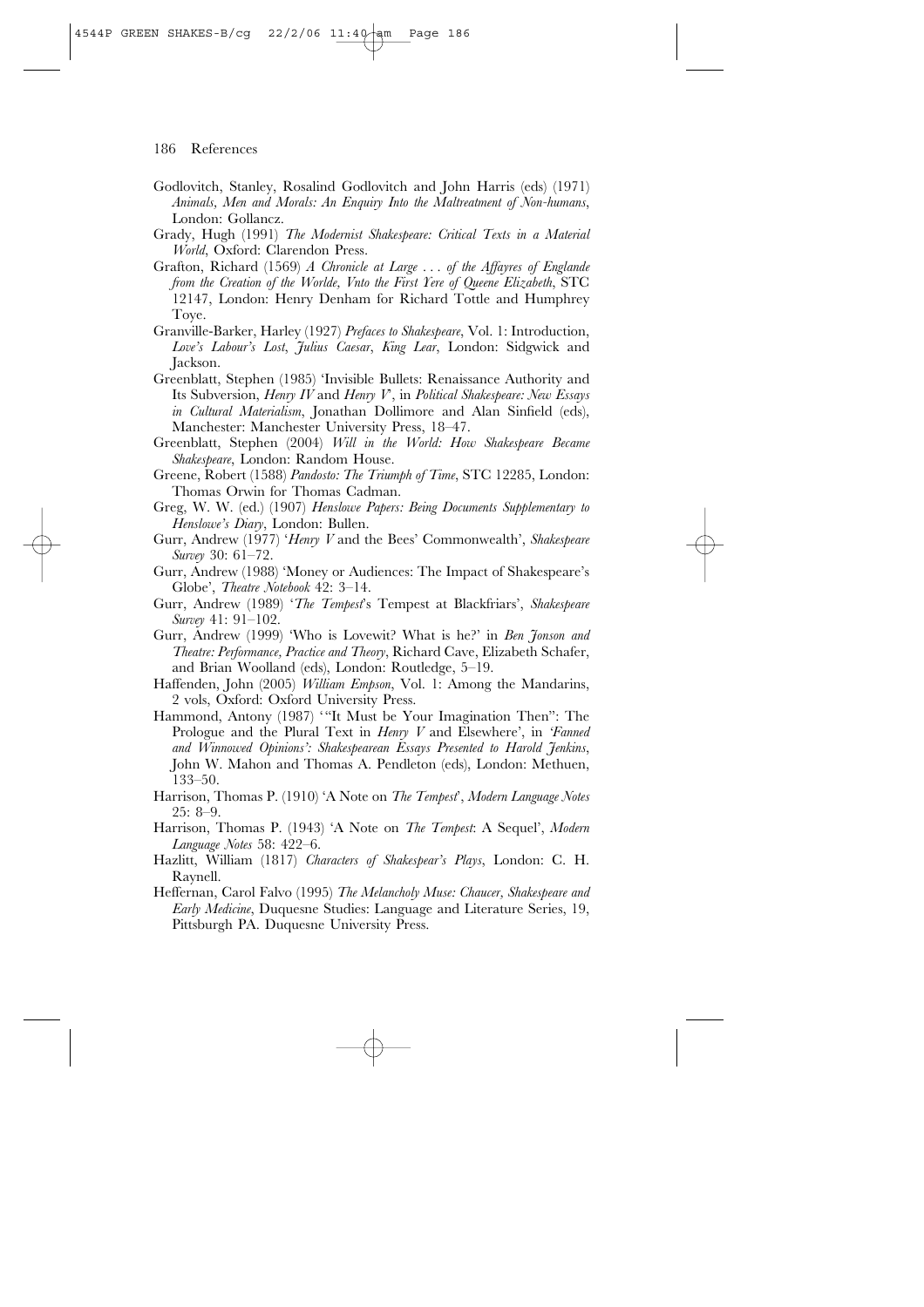Godlovitch, Stanley, Rosalind Godlovitch and John Harris (eds) (1971) *Animals, Men and Morals: An Enquiry Into the Maltreatment of Non-humans*, London: Gollancz.

Grady, Hugh (1991) *The Modernist Shakespeare: Critical Texts in a Material World*, Oxford: Clarendon Press.

Grafton, Richard (1569) *A Chronicle at Large . . . of the Affayres of Englande from the Creation of the Worlde, Vnto the First Yere of Queene Elizabeth*, STC 12147, London: Henry Denham for Richard Tottle and Humphrey Toye.

Granville-Barker, Harley (1927) *Prefaces to Shakespeare*, Vol. 1: Introduction, *Love's Labour's Lost*, *Julius Caesar*, *King Lear*, London: Sidgwick and Jackson.

Greenblatt, Stephen (1985) 'Invisible Bullets: Renaissance Authority and Its Subversion, *Henry IV* and *Henry V*', in *Political Shakespeare: New Essays in Cultural Materialism*, Jonathan Dollimore and Alan Sinfield (eds), Manchester: Manchester University Press, 18–47.

Greenblatt, Stephen (2004) *Will in the World: How Shakespeare Became Shakespeare*, London: Random House.

Greene, Robert (1588) *Pandosto: The Triumph of Time*, STC 12285, London: Thomas Orwin for Thomas Cadman.

Greg, W. W. (ed.) (1907) *Henslowe Papers: Being Documents Supplementary to Henslowe's Diary*, London: Bullen.

Gurr, Andrew (1977) '*Henry V* and the Bees' Commonwealth', *Shakespeare Survey* 30: 61–72.

Gurr, Andrew (1988) 'Money or Audiences: The Impact of Shakespeare's Globe', *Theatre Notebook* 42: 3–14.

Gurr, Andrew (1989) '*The Tempest*'s Tempest at Blackfriars', *Shakespeare Survey* 41: 91–102.

Gurr, Andrew (1999) 'Who is Lovewit? What is he?' in *Ben Jonson and Theatre: Performance, Practice and Theory*, Richard Cave, Elizabeth Schafer, and Brian Woolland (eds), London: Routledge, 5–19.

Haffenden, John (2005) *William Empson*, Vol. 1: Among the Mandarins, 2 vols, Oxford: Oxford University Press.

Hammond, Antony (1987) '"It Must be Your Imagination Then": The Prologue and the Plural Text in *Henry V* and Elsewhere', in *'Fanned and Winnowed Opinions': Shakespearean Essays Presented to Harold Jenkins*, John W. Mahon and Thomas A. Pendleton (eds), London: Methuen, 133–50.

Harrison, Thomas P. (1910) 'A Note on *The Tempest*', *Modern Language Notes* 25: 8–9.

Harrison, Thomas P. (1943) 'A Note on *The Tempest*: A Sequel', *Modern Language Notes* 58: 422–6.

Hazlitt, William (1817) *Characters of Shakespear's Plays*, London: C. H. Raynell.

Heffernan, Carol Falvo (1995) *The Melancholy Muse: Chaucer, Shakespeare and Early Medicine*, Duquesne Studies: Language and Literature Series, 19, Pittsburgh PA. Duquesne University Press.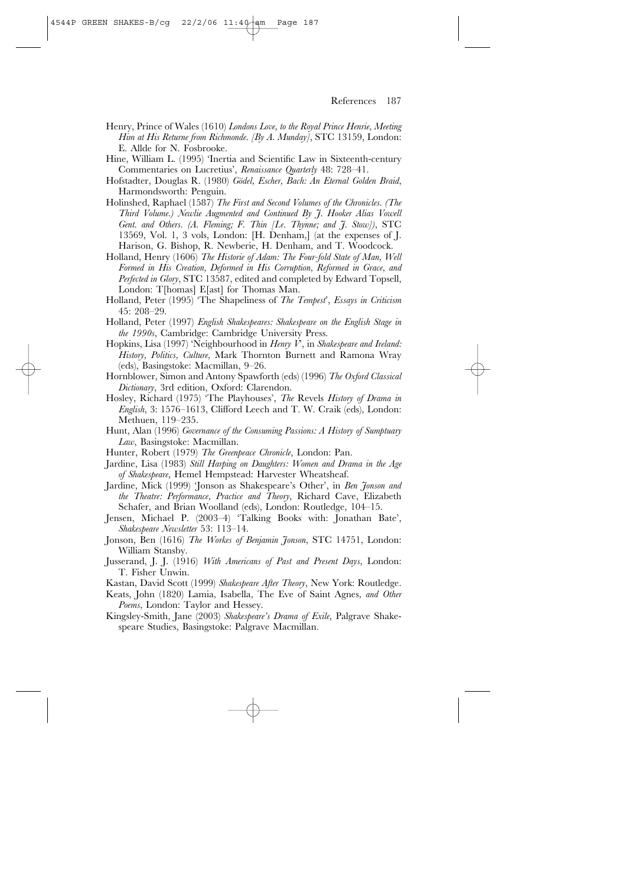Henry, Prince of Wales (1610) *Londons Love, to the Royal Prince Henrie, Meeting Him at His Returne from Richmonde. [By A. Munday]*, STC 13159, London: E. Allde for N. Fosbrooke.

Hine, William L. (1995) 'Inertia and Scientific Law in Sixteenth-century Commentaries on Lucretius', *Renaissance Quarterly* 48: 728–41.

Hofstadter, Douglas R. (1980) *Gödel, Escher, Bach: An Eternal Golden Braid*, Harmondsworth: Penguin.

Holinshed, Raphael (1587) *The First and Second Volumes of the Chronicles. (The Third Volume.) Newlie Augmented and Continued By J. Hooker Alias Vowell Gent. and Others. (A. Fleming; F. Thin [I.e. Thynne; and J. Stow])*, STC 13569, Vol. 1, 3 vols, London: [H. Denham,] (at the expenses of J. Harison, G. Bishop, R. Newberie, H. Denham, and T. Woodcock.

Holland, Henry (1606) *The Historie of Adam: The Four-fold State of Man, Well Formed in His Creation, Deformed in His Corruption, Reformed in Grace, and Perfected in Glory*, STC 13587, edited and completed by Edward Topsell, London: T[homas] E[ast] for Thomas Man.

Holland, Peter (1995) 'The Shapeliness of *The Tempest*', *Essays in Criticism* 45: 208–29.

Holland, Peter (1997) *English Shakespeares: Shakespeare on the English Stage in the 1990s*, Cambridge: Cambridge University Press.

Hopkins, Lisa (1997) 'Neighbourhood in *Henry V*', in *Shakespeare and Ireland: History, Politics, Culture*, Mark Thornton Burnett and Ramona Wray (eds), Basingstoke: Macmillan, 9–26.

Hornblower, Simon and Antony Spawforth (eds) (1996) *The Oxford Classical Dictionary*, 3rd edition, Oxford: Clarendon.

Hosley, Richard (1975) 'The Playhouses', *The* Revels *History of Drama in English*, 3: 1576–1613, Clifford Leech and T. W. Craik (eds), London: Methuen, 119–235.

Hunt, Alan (1996) *Governance of the Consuming Passions: A History of Sumptuary Law*, Basingstoke: Macmillan.

Hunter, Robert (1979) *The Greenpeace Chronicle*, London: Pan.

Jardine, Lisa (1983) *Still Harping on Daughters: Women and Drama in the Age of Shakespeare*, Hemel Hempstead: Harvester Wheatsheaf.

Jardine, Mick (1999) 'Jonson as Shakespeare's Other', in *Ben Jonson and the Theatre: Performance, Practice and Theory*, Richard Cave, Elizabeth Schafer, and Brian Woolland (eds), London: Routledge, 104–15.

Jensen, Michael P. (2003–4) 'Talking Books with: Jonathan Bate', *Shakespeare Newsletter* 53: 113–14.

Jonson, Ben (1616) *The Workes of Benjamin Jonson*, STC 14751, London: William Stansby.

Jusserand, J. J. (1916) *With Americans of Past and Present Days*, London: T. Fisher Unwin.

Kastan, David Scott (1999) *Shakespeare After Theory*, New York: Routledge.

Keats, John (1820) Lamia, Isabella, The Eve of Saint Agnes, *and Other Poems*, London: Taylor and Hessey.

Kingsley-Smith, Jane (2003) *Shakespeare's Drama of Exile*, Palgrave Shakespeare Studies, Basingstoke: Palgrave Macmillan.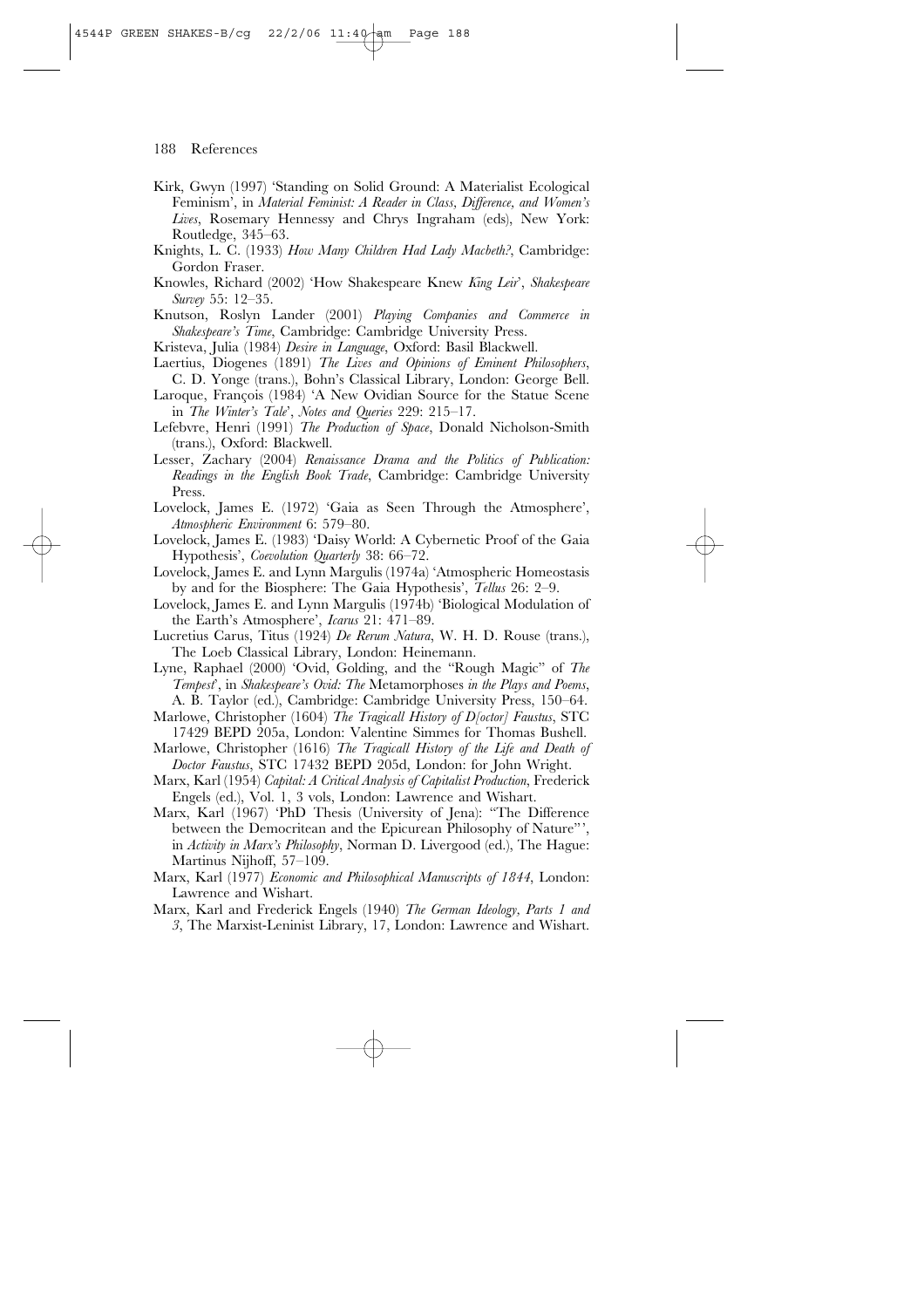Kirk, Gwyn (1997) 'Standing on Solid Ground: A Materialist Ecological Feminism', in *Material Feminist: A Reader in Class, Difference, and Women's Lives*, Rosemary Hennessy and Chrys Ingraham (eds), New York: Routledge, 345–63.

Knights, L. C. (1933) *How Many Children Had Lady Macbeth?*, Cambridge: Gordon Fraser.

Knowles, Richard (2002) 'How Shakespeare Knew *King Leir*', *Shakespeare Survey* 55: 12–35.

Knutson, Roslyn Lander (2001) *Playing Companies and Commerce in Shakespeare's Time*, Cambridge: Cambridge University Press.

Kristeva, Julia (1984) *Desire in Language*, Oxford: Basil Blackwell.

Laertius, Diogenes (1891) *The Lives and Opinions of Eminent Philosophers*, C. D. Yonge (trans.), Bohn's Classical Library, London: George Bell.

Laroque, François (1984) 'A New Ovidian Source for the Statue Scene in *The Winter's Tale*', *Notes and Queries* 229: 215–17.

Lefebvre, Henri (1991) *The Production of Space*, Donald Nicholson-Smith (trans.), Oxford: Blackwell.

Lesser, Zachary (2004) *Renaissance Drama and the Politics of Publication: Readings in the English Book Trade*, Cambridge: Cambridge University Press.

Lovelock, James E. (1972) 'Gaia as Seen Through the Atmosphere', *Atmospheric Environment* 6: 579–80.

Lovelock, James E. (1983) 'Daisy World: A Cybernetic Proof of the Gaia Hypothesis', *Coevolution Quarterly* 38: 66–72.

Lovelock, James E. and Lynn Margulis (1974a) 'Atmospheric Homeostasis by and for the Biosphere: The Gaia Hypothesis', *Tellus* 26: 2–9.

Lovelock, James E. and Lynn Margulis (1974b) 'Biological Modulation of the Earth's Atmosphere', *Icarus* 21: 471–89.

Lucretius Carus, Titus (1924) *De Rerum Natura*, W. H. D. Rouse (trans.), The Loeb Classical Library, London: Heinemann.

Lyne, Raphael (2000) 'Ovid, Golding, and the "Rough Magic" of *The Tempest*', in *Shakespeare's Ovid: The* Metamorphoses *in the Plays and Poems*, A. B. Taylor (ed.), Cambridge: Cambridge University Press, 150–64.

Marlowe, Christopher (1604) *The Tragicall History of D[octor] Faustus*, STC 17429 BEPD 205a, London: Valentine Simmes for Thomas Bushell.

Marlowe, Christopher (1616) *The Tragicall History of the Life and Death of Doctor Faustus*, STC 17432 BEPD 205d, London: for John Wright.

Marx, Karl (1954) *Capital: A Critical Analysis of Capitalist Production*, Frederick Engels (ed.), Vol. 1, 3 vols, London: Lawrence and Wishart.

Marx, Karl (1967) 'PhD Thesis (University of Jena): "The Difference between the Democritean and the Epicurean Philosophy of Nature"', in *Activity in Marx's Philosophy*, Norman D. Livergood (ed.), The Hague: Martinus Nijhoff, 57–109.

Marx, Karl (1977) *Economic and Philosophical Manuscripts of 1844*, London: Lawrence and Wishart.

Marx, Karl and Frederick Engels (1940) *The German Ideology, Parts 1 and 3*, The Marxist-Leninist Library, 17, London: Lawrence and Wishart.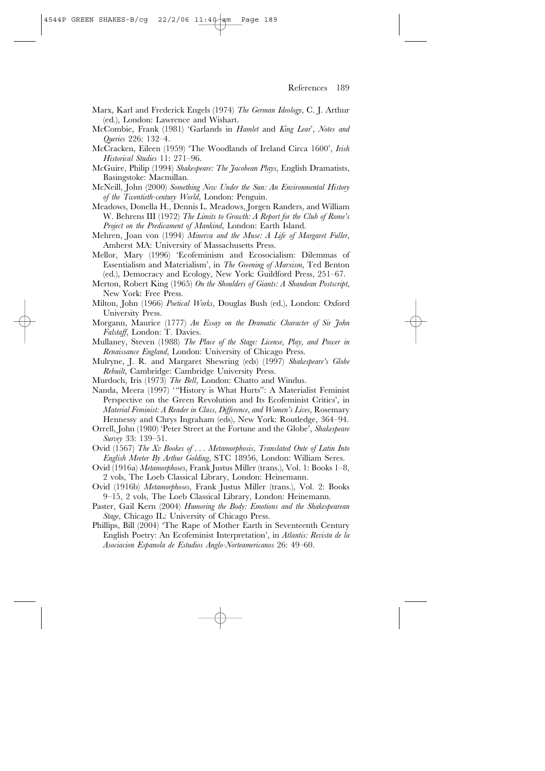Marx, Karl and Frederick Engels (1974) *The German Ideology*, C. J. Arthur (ed.), London: Lawrence and Wishart.

McCombie, Frank (1981) 'Garlands in *Hamlet* and *King Lear*', *Notes and Queries* 226: 132–4.

McCracken, Eileen (1959) 'The Woodlands of Ireland Circa 1600', *Irish Historical Studies* 11: 271–96.

McGuire, Philip (1994) *Shakespeare: The Jacobean Plays*, English Dramatists, Basingstoke: Macmillan.

McNeill, John (2000) *Something New Under the Sun: An Environmental History of the Twentieth-century World*, London: Penguin.

Meadows, Donella H., Dennis L. Meadows, Jorgen Randers, and William W. Behrens III (1972) *The Limits to Growth: A Report for the Club of Rome's Project on the Predicament of Mankind*, London: Earth Island.

Mehren, Joan von (1994) *Minerva and the Muse: A Life of Margaret Fuller*, Amherst MA: University of Massachusetts Press.

Mellor, Mary (1996) 'Ecofeminism and Ecosocialism: Dilemmas of Essentialism and Materialism', in *The Greening of Marxism*, Ted Benton (ed.), Democracy and Ecology, New York: Guildford Press, 251–67.

Merton, Robert King (1965) *On the Shoulders of Giants: A Shandean Postscript*, New York: Free Press.

Milton, John (1966) *Poetical Works*, Douglas Bush (ed.), London: Oxford University Press.

Morgann, Maurice (1777) *An Essay on the Dramatic Character of Sir John Falstaff*, London: T. Davies.

Mullaney, Steven (1988) *The Place of the Stage: License, Play, and Power in Renaissance England*, London: University of Chicago Press.

Mulryne, J. R. and Margaret Shewring (eds) (1997) *Shakespeare's Globe Rebuilt*, Cambridge: Cambridge University Press.

Murdoch, Iris (1973) *The Bell*, London: Chatto and Windus.

Nanda, Meera (1997) '"History is What Hurts": A Materialist Feminist Perspective on the Green Revolution and Its Ecofeminist Critics', in *Material Feminist: A Reader in Class, Difference, and Women's Lives*, Rosemary Hennessy and Chrys Ingraham (eds), New York: Routledge, 364–94.

Orrell, John (1980) 'Peter Street at the Fortune and the Globe', *Shakespeare Survey* 33: 139–51.

Ovid (1567) *The Xv Bookes of . . . Metamorphosis, Translated Oute of Latin Into English Meeter By Arthur Golding*, STC 18956, London: William Seres.

Ovid (1916a) *Metamorphoses*, Frank Justus Miller (trans.), Vol. 1: Books 1–8, 2 vols, The Loeb Classical Library, London: Heinemann.

Ovid (1916b) *Metamorphoses*, Frank Justus Miller (trans.), Vol. 2: Books 9–15, 2 vols, The Loeb Classical Library, London: Heinemann.

Paster, Gail Kern (2004) *Humoring the Body: Emotions and the Shakespearean Stage*, Chicago IL: University of Chicago Press.

Phillips, Bill (2004) 'The Rape of Mother Earth in Seventeenth Century English Poetry: An Ecofeminist Interpretation', in *Atlantis: Revista de la Asociacion Espanola de Estudios Anglo-Norteamericanos* 26: 49–60.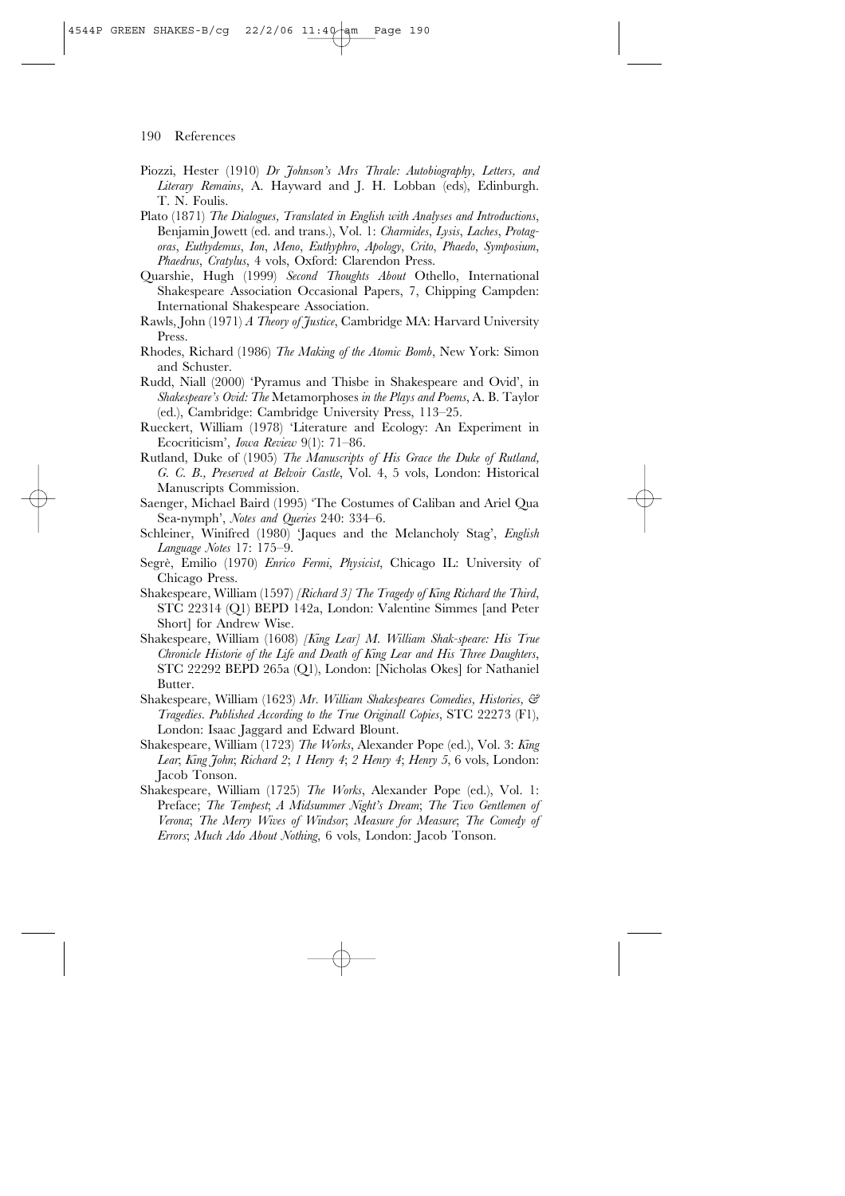Piozzi, Hester (1910) *Dr Johnson's Mrs Thrale: Autobiography, Letters, and Literary Remains*, A. Hayward and J. H. Lobban (eds), Edinburgh. T. N. Foulis.

Plato (1871) *The Dialogues, Translated in English with Analyses and Introductions*, Benjamin Jowett (ed. and trans.), Vol. 1: *Charmides*, *Lysis*, *Laches*, *Protagoras*, *Euthydemus*, *Ion*, *Meno*, *Euthyphro*, *Apology*, *Crito*, *Phaedo*, *Symposium*, *Phaedrus*, *Cratylus*, 4 vols, Oxford: Clarendon Press.

Quarshie, Hugh (1999) *Second Thoughts About* Othello, International Shakespeare Association Occasional Papers, 7, Chipping Campden: International Shakespeare Association.

Rawls, John (1971) *A Theory of Justice*, Cambridge MA: Harvard University Press.

Rhodes, Richard (1986) *The Making of the Atomic Bomb*, New York: Simon and Schuster.

Rudd, Niall (2000) 'Pyramus and Thisbe in Shakespeare and Ovid', in *Shakespeare's Ovid: The* Metamorphoses *in the Plays and Poems*, A. B. Taylor (ed.), Cambridge: Cambridge University Press, 113–25.

Rueckert, William (1978) 'Literature and Ecology: An Experiment in Ecocriticism', *Iowa Review* 9(1): 71–86.

Rutland, Duke of (1905) *The Manuscripts of His Grace the Duke of Rutland, G. C. B., Preserved at Belvoir Castle*, Vol. 4, 5 vols, London: Historical Manuscripts Commission.

Saenger, Michael Baird (1995) 'The Costumes of Caliban and Ariel Qua Sea-nymph', *Notes and Queries* 240: 334–6.

Schleiner, Winifred (1980) 'Jaques and the Melancholy Stag', *English Language Notes* 17: 175–9.

Segrè, Emilio (1970) *Enrico Fermi, Physicist*, Chicago IL: University of Chicago Press.

Shakespeare, William (1597) *[Richard 3] The Tragedy of King Richard the Third*, STC 22314 (Q1) BEPD 142a, London: Valentine Simmes [and Peter Short] for Andrew Wise.

Shakespeare, William (1608) *[King Lear] M. William Shak-speare: His True Chronicle Historie of the Life and Death of King Lear and His Three Daughters*, STC 22292 BEPD 265a (Q1), London: [Nicholas Okes] for Nathaniel Butter.

Shakespeare, William (1623) *Mr. William Shakespeares Comedies, Histories, & Tragedies. Published According to the True Originall Copies*, STC 22273 (F1), London: Isaac Jaggard and Edward Blount.

Shakespeare, William (1723) *The Works*, Alexander Pope (ed.), Vol. 3: *King Lear*; *King John*; *Richard 2*; *1 Henry 4*; *2 Henry 4*; *Henry 5*, 6 vols, London: Jacob Tonson.

Shakespeare, William (1725) *The Works*, Alexander Pope (ed.), Vol. 1: Preface; *The Tempest*; *A Midsummer Night's Dream*; *The Two Gentlemen of Verona*; *The Merry Wives of Windsor*; *Measure for Measure*; *The Comedy of Errors*; *Much Ado About Nothing*, 6 vols, London: Jacob Tonson.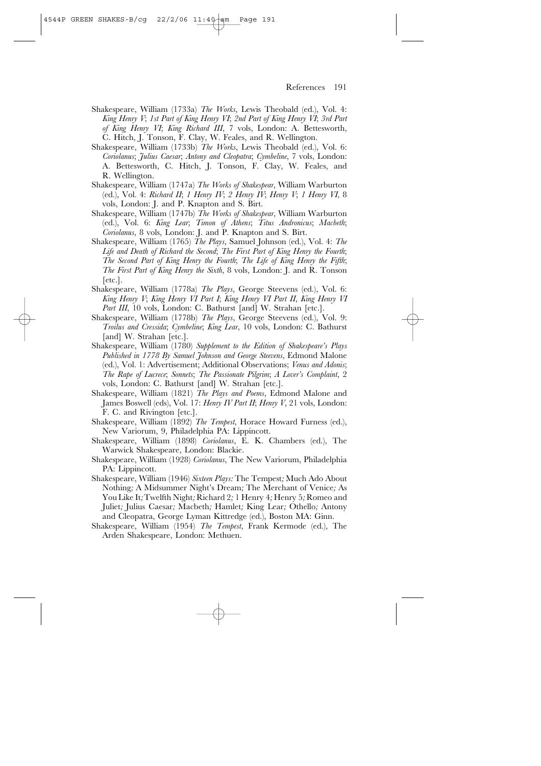Shakespeare, William (1733a) *The Works*, Lewis Theobald (ed.), Vol. 4: *King Henry V*; *1st Part of King Henry VI*; *2nd Part of King Henry VI*; *3rd Part of King Henry VI*; *King Richard III*, 7 vols, London: A. Bettesworth, C. Hitch, J. Tonson, F. Clay, W. Feales, and R. Wellington.

Shakespeare, William (1733b) *The Works*, Lewis Theobald (ed.), Vol. 6: *Coriolanus*; *Julius Caesar*; *Antony and Cleopatra*; *Cymbeline*, 7 vols, London: A. Bettesworth, C. Hitch, J. Tonson, F. Clay, W. Feales, and R. Wellington.

Shakespeare, William (1747a) *The Works of Shakespear*, William Warburton (ed.), Vol. 4: *Richard II*; *1 Henry IV*; *2 Henry IV*; *Henry V*; *1 Henry VI*, 8 vols, London: J. and P. Knapton and S. Birt.

Shakespeare, William (1747b) *The Works of Shakespear*, William Warburton (ed.), Vol. 6: *King Lear*; *Timon of Athens*; *Titus Andronicus*; *Macbeth*; *Coriolanus*, 8 vols, London: J. and P. Knapton and S. Birt.

Shakespeare, William (1765) *The Plays*, Samuel Johnson (ed.), Vol. 4: *The Life and Death of Richard the Second*; *The First Part of King Henry the Fourth*; *The Second Part of King Henry the Fourth*; *The Life of King Henry the Fifth*; *The First Part of King Henry the Sixth*, 8 vols, London: J. and R. Tonson [etc.].

Shakespeare, William (1778a) *The Plays*, George Steevens (ed.), Vol. 6: *King Henry V*; *King Henry VI Part I*; *King Henry VI Part II*, *King Henry VI Part III*, 10 vols, London: C. Bathurst [and] W. Strahan [etc.].

Shakespeare, William (1778b) *The Plays*, George Steevens (ed.), Vol. 9: *Troilus and Cressida*; *Cymbeline*; *King Lear*, 10 vols, London: C. Bathurst [and] W. Strahan [etc.].

Shakespeare, William (1780) *Supplement to the Edition of Shakespeare's Plays Published in 1778 By Samuel Johnson and George Steevens*, Edmond Malone (ed.), Vol. 1: Advertisement; Additional Observations; *Venus and Adonis*; *The Rape of Lucrece*; *Sonnets*; *The Passionate Pilgrim*; *A Lover's Complaint*, 2 vols, London: C. Bathurst [and] W. Strahan [etc.].

Shakespeare, William (1821) *The Plays and Poems*, Edmond Malone and James Boswell (eds), Vol. 17: *Henry IV Part II*; *Henry V*, 21 vols, London: F. C. and Rivington [etc.].

Shakespeare, William (1892) *The Tempest*, Horace Howard Furness (ed.), New Variorum, 9, Philadelphia PA: Lippincott.

Shakespeare, William (1898) *Coriolanus*, E. K. Chambers (ed.), The Warwick Shakespeare, London: Blackie.

Shakespeare, William (1928) *Coriolanus*, The New Variorum, Philadelphia PA: Lippincott.

Shakespeare, William (1946) *Sixteen Plays:* The Tempest*;* Much Ado About Nothing*;* A Midsummer Night's Dream*;* The Merchant of Venice*;* As You Like It*;* Twelfth Night*;* Richard 2*;* 1 Henry 4*;* Henry 5*;* Romeo and Juliet*;* Julius Caesar*;* Macbeth*;* Hamlet*;* King Lear*;* Othello*;* Antony and Cleopatra, George Lyman Kittredge (ed.), Boston MA: Ginn.

Shakespeare, William (1954) *The Tempest*, Frank Kermode (ed.), The Arden Shakespeare, London: Methuen.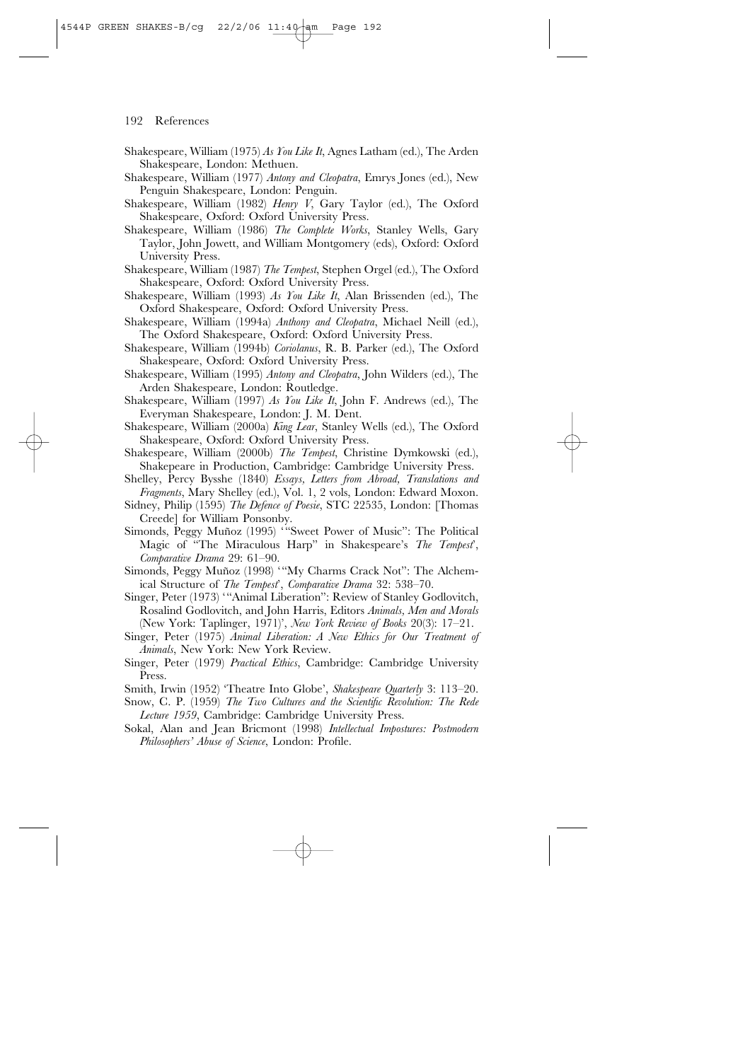Shakespeare, William (1975) *As You Like It*, Agnes Latham (ed.), The Arden Shakespeare, London: Methuen.

Shakespeare, William (1977) *Antony and Cleopatra*, Emrys Jones (ed.), New Penguin Shakespeare, London: Penguin.

Shakespeare, William (1982) *Henry V*, Gary Taylor (ed.), The Oxford Shakespeare, Oxford: Oxford University Press.

Shakespeare, William (1986) *The Complete Works*, Stanley Wells, Gary Taylor, John Jowett, and William Montgomery (eds), Oxford: Oxford University Press.

Shakespeare, William (1987) *The Tempest*, Stephen Orgel (ed.), The Oxford Shakespeare, Oxford: Oxford University Press.

Shakespeare, William (1993) *As You Like It*, Alan Brissenden (ed.), The Oxford Shakespeare, Oxford: Oxford University Press.

Shakespeare, William (1994a) *Anthony and Cleopatra*, Michael Neill (ed.), The Oxford Shakespeare, Oxford: Oxford University Press.

Shakespeare, William (1994b) *Coriolanus*, R. B. Parker (ed.), The Oxford Shakespeare, Oxford: Oxford University Press.

Shakespeare, William (1995) *Antony and Cleopatra*, John Wilders (ed.), The Arden Shakespeare, London: Routledge.

Shakespeare, William (1997) *As You Like It*, John F. Andrews (ed.), The Everyman Shakespeare, London: J. M. Dent.

Shakespeare, William (2000a) *King Lear*, Stanley Wells (ed.), The Oxford Shakespeare, Oxford: Oxford University Press.

Shakespeare, William (2000b) *The Tempest*, Christine Dymkowski (ed.), Shakepeare in Production, Cambridge: Cambridge University Press.

Shelley, Percy Bysshe (1840) *Essays, Letters from Abroad, Translations and Fragments*, Mary Shelley (ed.), Vol. 1, 2 vols, London: Edward Moxon.

Sidney, Philip (1595) *The Defence of Poesie*, STC 22535, London: [Thomas Creede] for William Ponsonby.

Simonds, Peggy Muñoz (1995) '"Sweet Power of Music": The Political Magic of "The Miraculous Harp" in Shakespeare's *The Tempest*', *Comparative Drama* 29: 61–90.

Simonds, Peggy Muñoz (1998) '"My Charms Crack Not": The Alchemical Structure of *The Tempest*', *Comparative Drama* 32: 538–70.

Singer, Peter (1973) '"Animal Liberation": Review of Stanley Godlovitch, Rosalind Godlovitch, and John Harris, Editors *Animals, Men and Morals* (New York: Taplinger, 1971)', *New York Review of Books* 20(3): 17–21.

Singer, Peter (1975) *Animal Liberation: A New Ethics for Our Treatment of Animals*, New York: New York Review.

Singer, Peter (1979) *Practical Ethics*, Cambridge: Cambridge University Press.

Smith, Irwin (1952) 'Theatre Into Globe', *Shakespeare Quarterly* 3: 113–20.

Snow, C. P. (1959) *The Two Cultures and the Scientific Revolution: The Rede Lecture 1959*, Cambridge: Cambridge University Press.

Sokal, Alan and Jean Bricmont (1998) *Intellectual Impostures: Postmodern Philosophers' Abuse of Science*, London: Profile.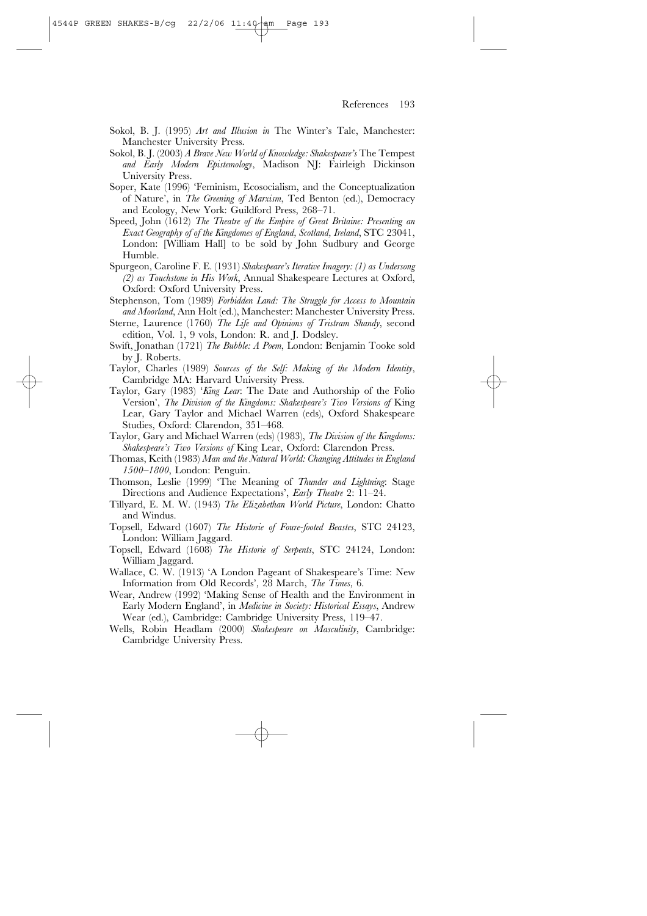Sokol, B. J. (1995) *Art and Illusion in* The Winter's Tale, Manchester: Manchester University Press.

Sokol, B. J. (2003) *A Brave New World of Knowledge: Shakespeare's* The Tempest *and Early Modern Epistemology*, Madison NJ: Fairleigh Dickinson University Press.

Soper, Kate (1996) 'Feminism, Ecosocialism, and the Conceptualization of Nature', in *The Greening of Marxism*, Ted Benton (ed.), Democracy and Ecology, New York: Guildford Press, 268–71.

Speed, John (1612) *The Theatre of the Empire of Great Britaine: Presenting an Exact Geography of of the Kingdomes of England, Scotland, Ireland*, STC 23041, London: [William Hall] to be sold by John Sudbury and George Humble.

Spurgeon, Caroline F. E. (1931) *Shakespeare's Iterative Imagery: (1) as Undersong (2) as Touchstone in His Work*, Annual Shakespeare Lectures at Oxford, Oxford: Oxford University Press.

Stephenson, Tom (1989) *Forbidden Land: The Struggle for Access to Mountain and Moorland*, Ann Holt (ed.), Manchester: Manchester University Press.

Sterne, Laurence (1760) *The Life and Opinions of Tristram Shandy*, second edition, Vol. 1, 9 vols, London: R. and J. Dodsley.

Swift, Jonathan (1721) *The Bubble: A Poem*, London: Benjamin Tooke sold by J. Roberts.

Taylor, Charles (1989) *Sources of the Self: Making of the Modern Identity*, Cambridge MA: Harvard University Press.

Taylor, Gary (1983) '*King Lear*: The Date and Authorship of the Folio Version', *The Division of the Kingdoms: Shakespeare's Two Versions of* King Lear, Gary Taylor and Michael Warren (eds), Oxford Shakespeare Studies, Oxford: Clarendon, 351–468.

Taylor, Gary and Michael Warren (eds) (1983), *The Division of the Kingdoms: Shakespeare's Two Versions of* King Lear, Oxford: Clarendon Press.

Thomas, Keith (1983) *Man and the Natural World: Changing Attitudes in England 1500–1800*, London: Penguin.

Thomson, Leslie (1999) 'The Meaning of *Thunder and Lightning*: Stage Directions and Audience Expectations', *Early Theatre* 2: 11–24.

Tillyard, E. M. W. (1943) *The Elizabethan World Picture*, London: Chatto and Windus.

Topsell, Edward (1607) *The Historie of Foure-footed Beastes*, STC 24123, London: William Jaggard.

Topsell, Edward (1608) *The Historie of Serpents*, STC 24124, London: William Jaggard.

Wallace, C. W. (1913) 'A London Pageant of Shakespeare's Time: New Information from Old Records', 28 March, *The Times*, 6.

Wear, Andrew (1992) 'Making Sense of Health and the Environment in Early Modern England', in *Medicine in Society: Historical Essays*, Andrew Wear (ed.), Cambridge: Cambridge University Press, 119–47.

Wells, Robin Headlam (2000) *Shakespeare on Masculinity*, Cambridge: Cambridge University Press.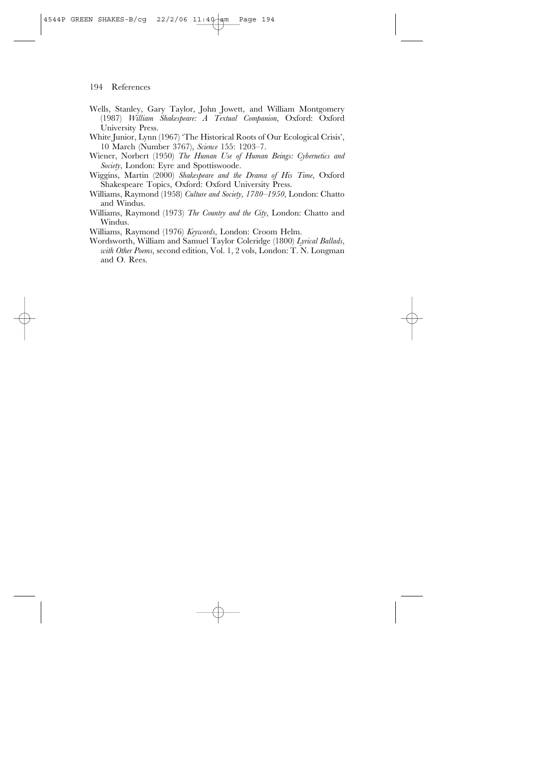Wells, Stanley, Gary Taylor, John Jowett, and William Montgomery (1987) *William Shakespeare: A Textual Companion*, Oxford: Oxford University Press.

White Junior, Lynn (1967) 'The Historical Roots of Our Ecological Crisis', 10 March (Number 3767), *Science* 155: 1203–7.

Wiener, Norbert (1950) *The Human Use of Human Beings: Cybernetics and Society*, London: Eyre and Spottiswoode.

Wiggins, Martin (2000) *Shakespeare and the Drama of His Time*, Oxford Shakespeare Topics, Oxford: Oxford University Press.

Williams, Raymond (1958) *Culture and Society, 1780–1950*, London: Chatto and Windus.

Williams, Raymond (1973) *The Country and the City*, London: Chatto and Windus.

Williams, Raymond (1976) *Keywords*, London: Croom Helm.

Wordsworth, William and Samuel Taylor Coleridge (1800) *Lyrical Ballads, with Other Poems*, second edition, Vol. 1, 2 vols, London: T. N. Longman and O. Rees.